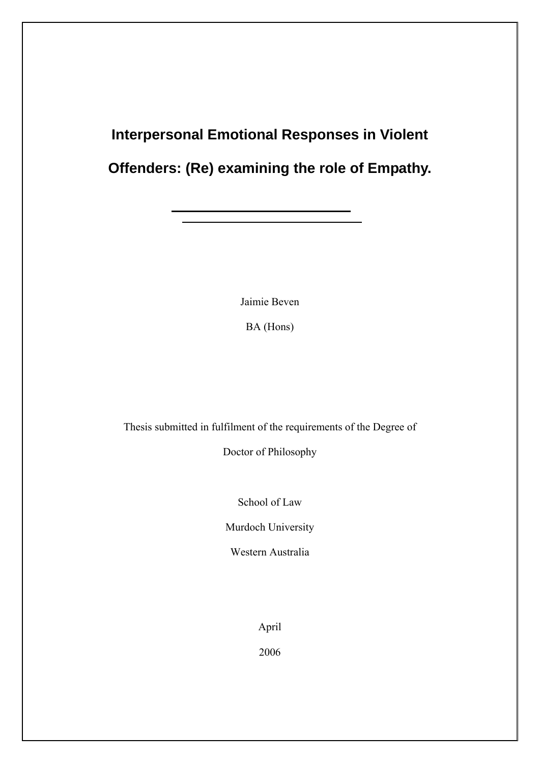# Interpersonal Emotional Responses in Violent Offenders: (Re) examining the role of Empathy.

Jaimie Beven

BA (Hons)

Thesis submitted in fulfilment of the requirements of the Degree of

Doctor of Philosophy

School of Law

Murdoch University

Western Australia

April

2006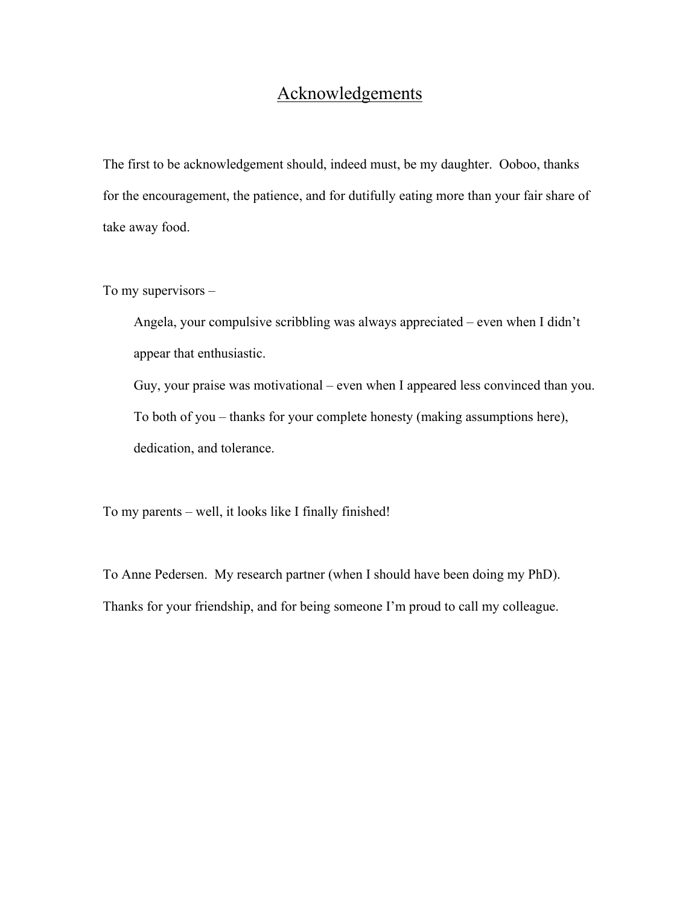# Acknowledgements

The first to be acknowledgement should, indeed must, be my daughter. Ooboo, thanks for the encouragement, the patience, and for dutifully eating more than your fair share of take away food.

To my supervisors –

> Angela, your compulsive scribbling was always appreciated – even when I didn't appear that enthusiastic.
>
> Guy, your praise was motivational – even when I appeared less convinced than you.
>
> To both of you – thanks for your complete honesty (making assumptions here), dedication, and tolerance.

To my parents – well, it looks like I finally finished!

To Anne Pedersen. My research partner (when I should have been doing my PhD). Thanks for your friendship, and for being someone I'm proud to call my colleague.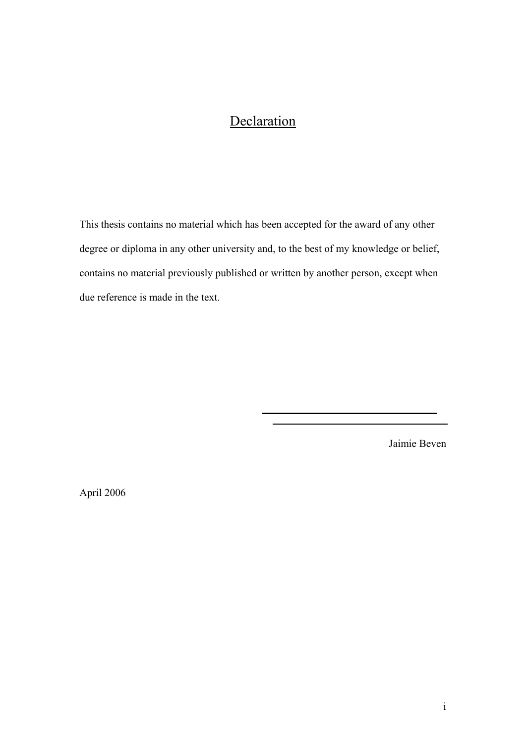# Declaration

This thesis contains no material which has been accepted for the award of any other degree or diploma in any other university and, to the best of my knowledge or belief, contains no material previously published or written by another person, except when due reference is made in the text.

Jaimie Beven

April 2006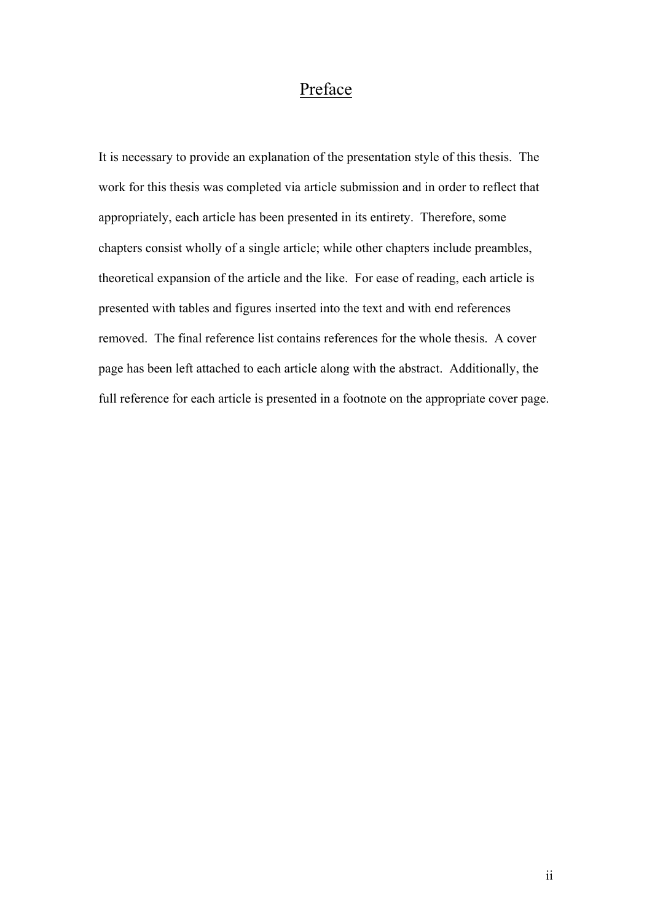# Preface

It is necessary to provide an explanation of the presentation style of this thesis. The work for this thesis was completed via article submission and in order to reflect that appropriately, each article has been presented in its entirety. Therefore, some chapters consist wholly of a single article; while other chapters include preambles, theoretical expansion of the article and the like. For ease of reading, each article is presented with tables and figures inserted into the text and with end references removed. The final reference list contains references for the whole thesis. A cover page has been left attached to each article along with the abstract. Additionally, the full reference for each article is presented in a footnote on the appropriate cover page.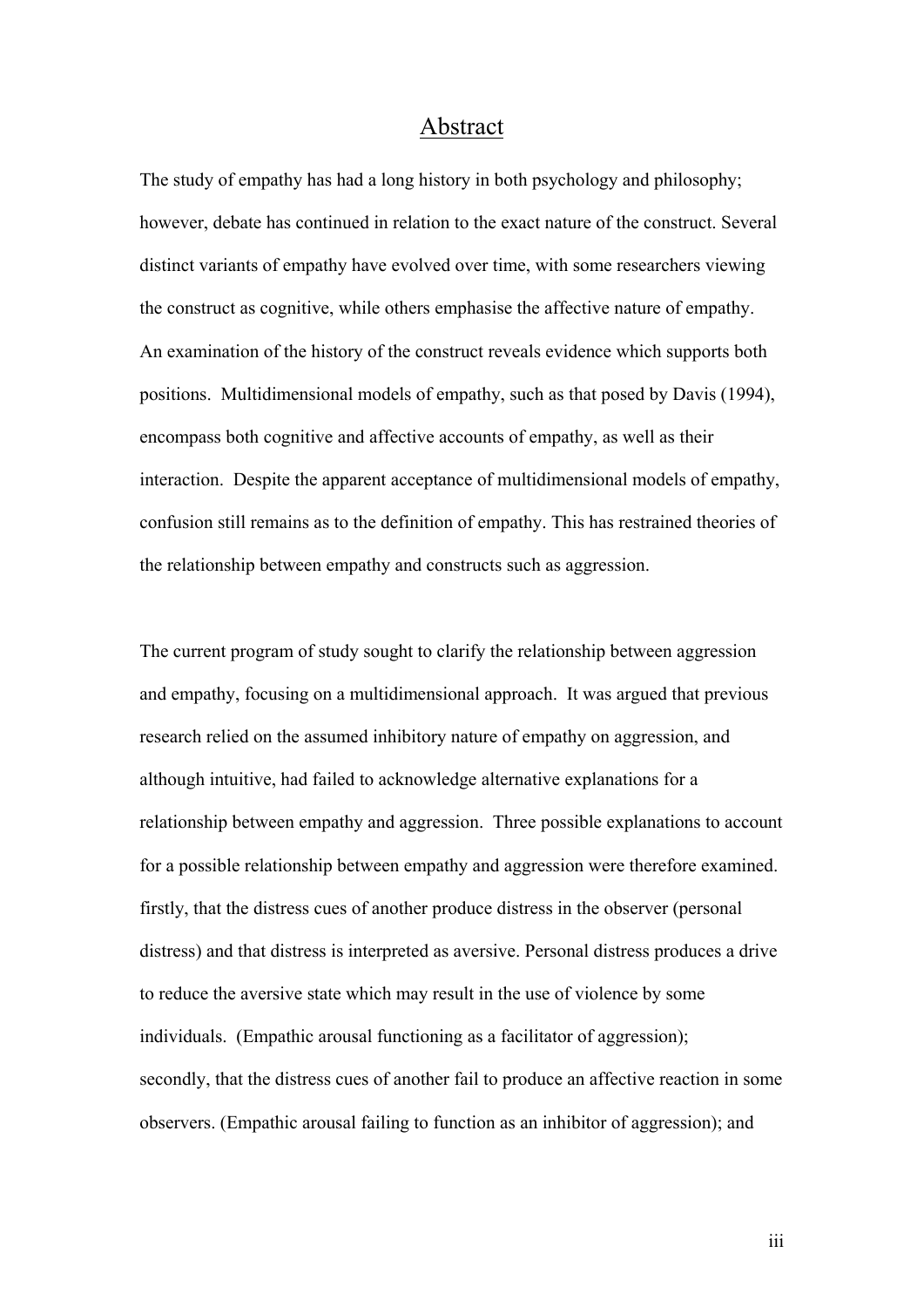# Abstract

The study of empathy has had a long history in both psychology and philosophy; however, debate has continued in relation to the exact nature of the construct. Several distinct variants of empathy have evolved over time, with some researchers viewing the construct as cognitive, while others emphasise the affective nature of empathy. An examination of the history of the construct reveals evidence which supports both positions. Multidimensional models of empathy, such as that posed by Davis (1994), encompass both cognitive and affective accounts of empathy, as well as their interaction. Despite the apparent acceptance of multidimensional models of empathy, confusion still remains as to the definition of empathy. This has restrained theories of the relationship between empathy and constructs such as aggression.

The current program of study sought to clarify the relationship between aggression and empathy, focusing on a multidimensional approach. It was argued that previous research relied on the assumed inhibitory nature of empathy on aggression, and although intuitive, had failed to acknowledge alternative explanations for a relationship between empathy and aggression. Three possible explanations to account for a possible relationship between empathy and aggression were therefore examined. firstly, that the distress cues of another produce distress in the observer (personal distress) and that distress is interpreted as aversive. Personal distress produces a drive to reduce the aversive state which may result in the use of violence by some individuals. (Empathic arousal functioning as a facilitator of aggression); secondly, that the distress cues of another fail to produce an affective reaction in some observers. (Empathic arousal failing to function as an inhibitor of aggression); and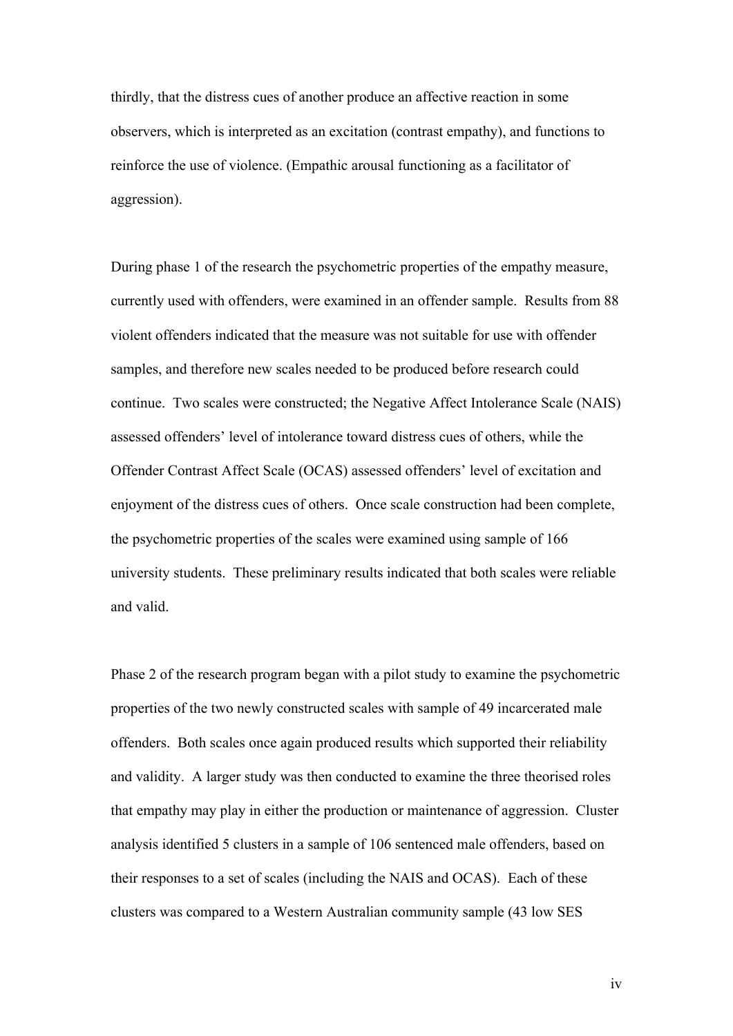thirdly, that the distress cues of another produce an affective reaction in some observers, which is interpreted as an excitation (contrast empathy), and functions to reinforce the use of violence. (Empathic arousal functioning as a facilitator of aggression).

During phase 1 of the research the psychometric properties of the empathy measure, currently used with offenders, were examined in an offender sample. Results from 88 violent offenders indicated that the measure was not suitable for use with offender samples, and therefore new scales needed to be produced before research could continue. Two scales were constructed; the Negative Affect Intolerance Scale (NAIS) assessed offenders' level of intolerance toward distress cues of others, while the Offender Contrast Affect Scale (OCAS) assessed offenders' level of excitation and enjoyment of the distress cues of others. Once scale construction had been complete, the psychometric properties of the scales were examined using sample of 166 university students. These preliminary results indicated that both scales were reliable and valid.

Phase 2 of the research program began with a pilot study to examine the psychometric properties of the two newly constructed scales with sample of 49 incarcerated male offenders. Both scales once again produced results which supported their reliability and validity. A larger study was then conducted to examine the three theorised roles that empathy may play in either the production or maintenance of aggression. Cluster analysis identified 5 clusters in a sample of 106 sentenced male offenders, based on their responses to a set of scales (including the NAIS and OCAS). Each of these clusters was compared to a Western Australian community sample (43 low SES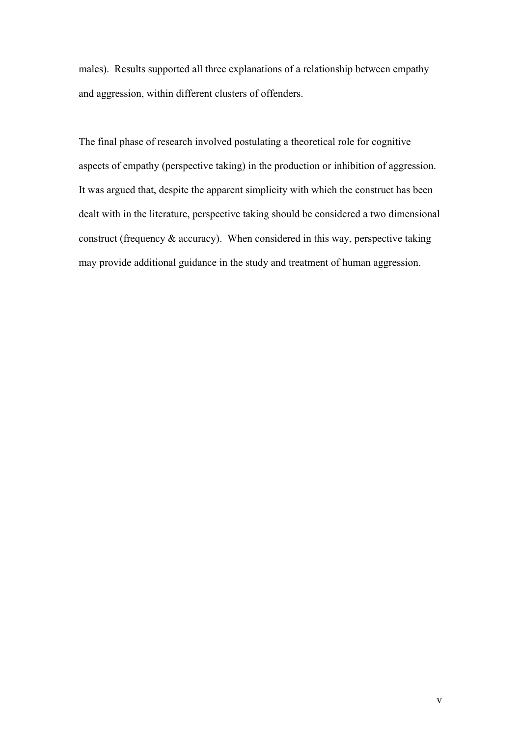males). Results supported all three explanations of a relationship between empathy and aggression, within different clusters of offenders.

The final phase of research involved postulating a theoretical role for cognitive aspects of empathy (perspective taking) in the production or inhibition of aggression. It was argued that, despite the apparent simplicity with which the construct has been dealt with in the literature, perspective taking should be considered a two dimensional construct (frequency & accuracy). When considered in this way, perspective taking may provide additional guidance in the study and treatment of human aggression.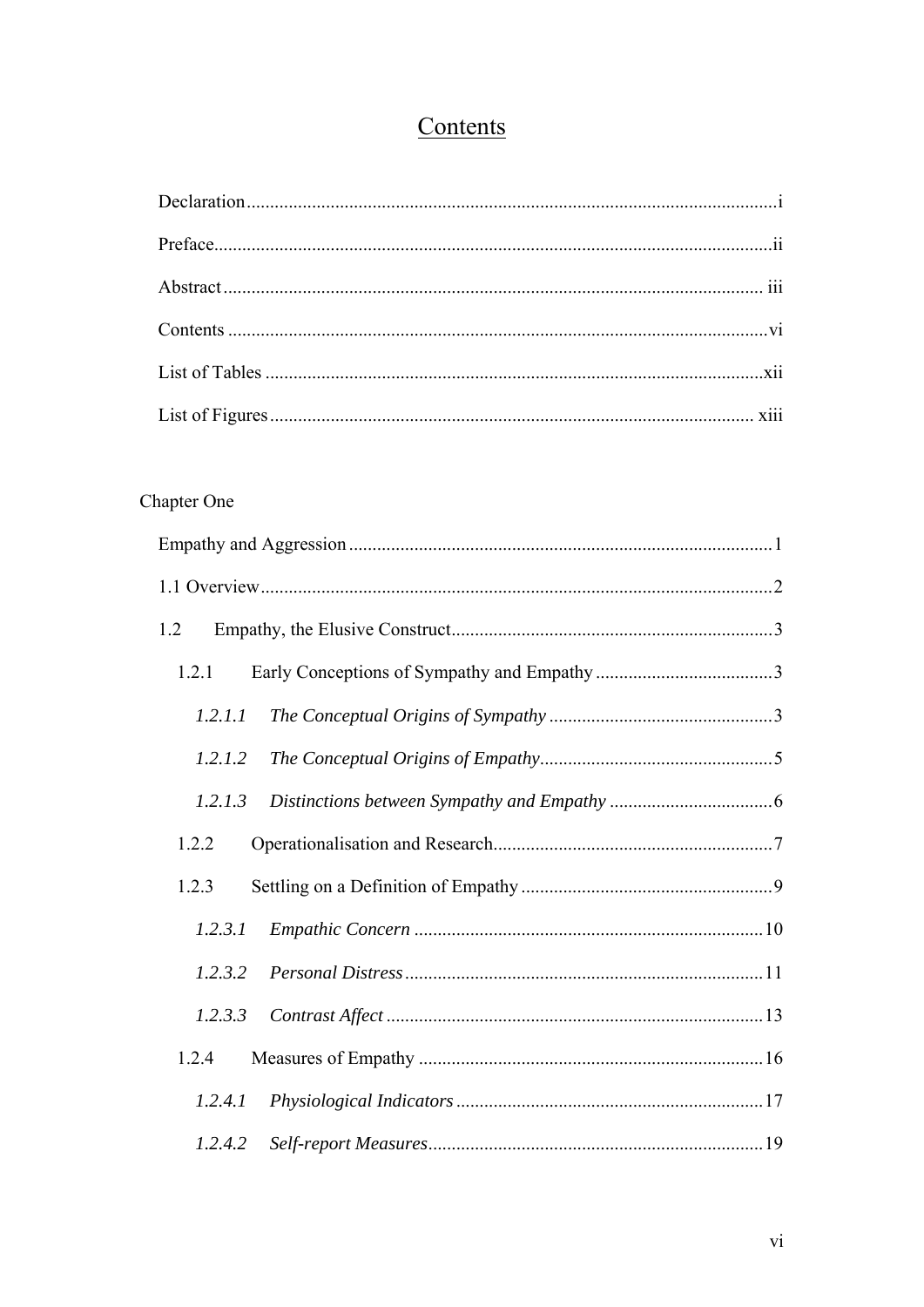# Contents

Declaration .......... i

Preface .......... ii

Abstract .......... iii

Contents .......... vi

List of Tables .......... xii

List of Figures .......... xiii

Chapter One

Empathy and Aggression .......... 1

1.1 Overview .......... 2

1.2 Empathy, the Elusive Construct .......... 3

1.2.1 Early Conceptions of Sympathy and Empathy .......... 3

*1.2.1.1 The Conceptual Origins of Sympathy* .......... 3

*1.2.1.2 The Conceptual Origins of Empathy* .......... 5

*1.2.1.3 Distinctions between Sympathy and Empathy* .......... 6

1.2.2 Operationalisation and Research .......... 7

1.2.3 Settling on a Definition of Empathy .......... 9

*1.2.3.1 Empathic Concern* .......... 10

*1.2.3.2 Personal Distress* .......... 11

*1.2.3.3 Contrast Affect* .......... 13

1.2.4 Measures of Empathy .......... 16

*1.2.4.1 Physiological Indicators* .......... 17

*1.2.4.2 Self-report Measures* .......... 19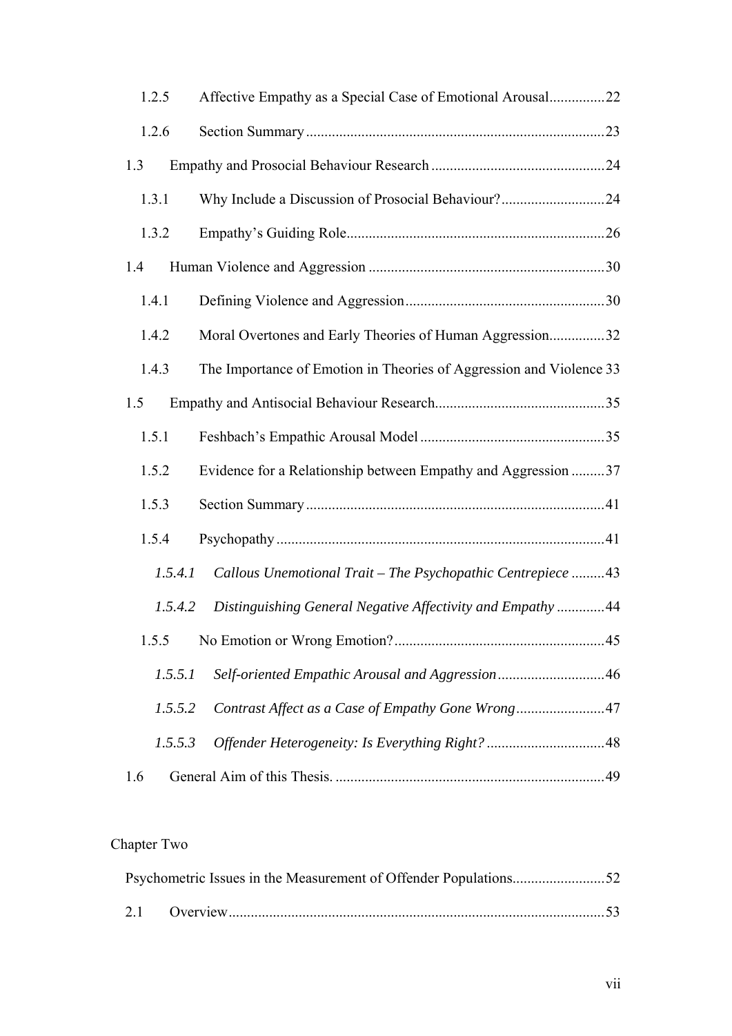1.2.5 Affective Empathy as a Special Case of Emotional Arousal ............... 22

1.2.6 Section Summary ............... 23

1.3 Empathy and Prosocial Behaviour Research ............... 24

1.3.1 Why Include a Discussion of Prosocial Behaviour? ............... 24

1.3.2 Empathy's Guiding Role ............... 26

1.4 Human Violence and Aggression ............... 30

1.4.1 Defining Violence and Aggression ............... 30

1.4.2 Moral Overtones and Early Theories of Human Aggression ............... 32

1.4.3 The Importance of Emotion in Theories of Aggression and Violence 33

1.5 Empathy and Antisocial Behaviour Research ............... 35

1.5.1 Feshbach's Empathic Arousal Model ............... 35

1.5.2 Evidence for a Relationship between Empathy and Aggression ............... 37

1.5.3 Section Summary ............... 41

1.5.4 Psychopathy ............... 41

*1.5.4.1 Callous Unemotional Trait – The Psychopathic Centrepiece* ............... 43

*1.5.4.2 Distinguishing General Negative Affectivity and Empathy* ............... 44

1.5.5 No Emotion or Wrong Emotion? ............... 45

*1.5.5.1 Self-oriented Empathic Arousal and Aggression* ............... 46

*1.5.5.2 Contrast Affect as a Case of Empathy Gone Wrong* ............... 47

*1.5.5.3 Offender Heterogeneity: Is Everything Right?* ............... 48

1.6 General Aim of this Thesis. ............... 49

Chapter Two

Psychometric Issues in the Measurement of Offender Populations ............... 52

2.1 Overview ............... 53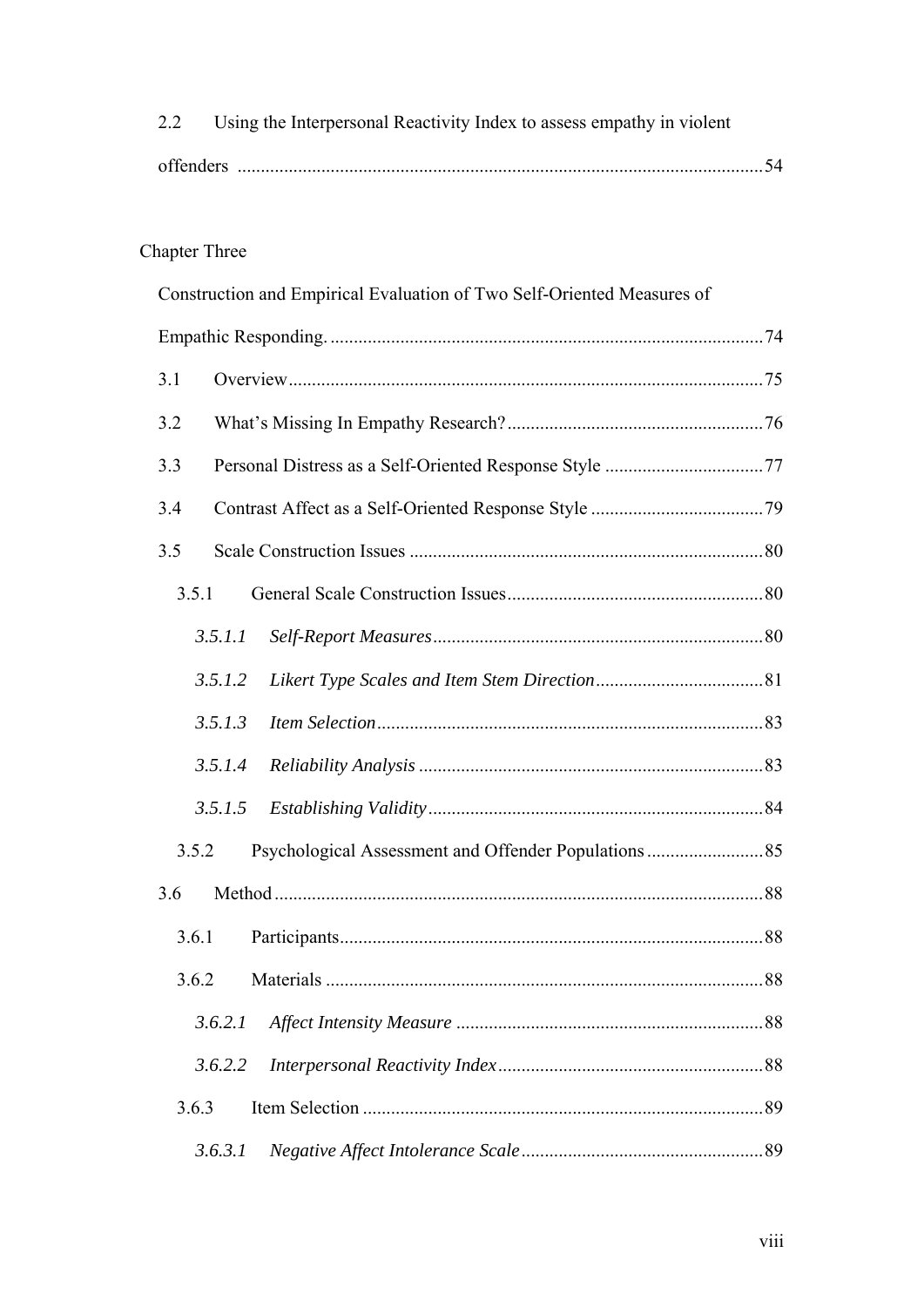2.2 Using the Interpersonal Reactivity Index to assess empathy in violent offenders ................................................................................................................54

Chapter Three

Construction and Empirical Evaluation of Two Self-Oriented Measures of Empathic Responding. ............................................................................................74

3.1 Overview.....................................................................................................75

3.2 What's Missing In Empathy Research?.......................................................76

3.3 Personal Distress as a Self-Oriented Response Style ..................................77

3.4 Contrast Affect as a Self-Oriented Response Style .....................................79

3.5 Scale Construction Issues ...........................................................................80

3.5.1 General Scale Construction Issues.......................................................80

*3.5.1.1 Self-Report Measures*......................................................................80

*3.5.1.2 Likert Type Scales and Item Stem Direction*....................................81

*3.5.1.3 Item Selection*..................................................................................83

*3.5.1.4 Reliability Analysis* .........................................................................83

*3.5.1.5 Establishing Validity*.......................................................................84

3.5.2 Psychological Assessment and Offender Populations .........................85

3.6 Method ........................................................................................................88

3.6.1 Participants..........................................................................................88

3.6.2 Materials .............................................................................................88

*3.6.2.1 Affect Intensity Measure* .................................................................88

*3.6.2.2 Interpersonal Reactivity Index*.........................................................88

3.6.3 Item Selection .....................................................................................89

*3.6.3.1 Negative Affect Intolerance Scale*....................................................89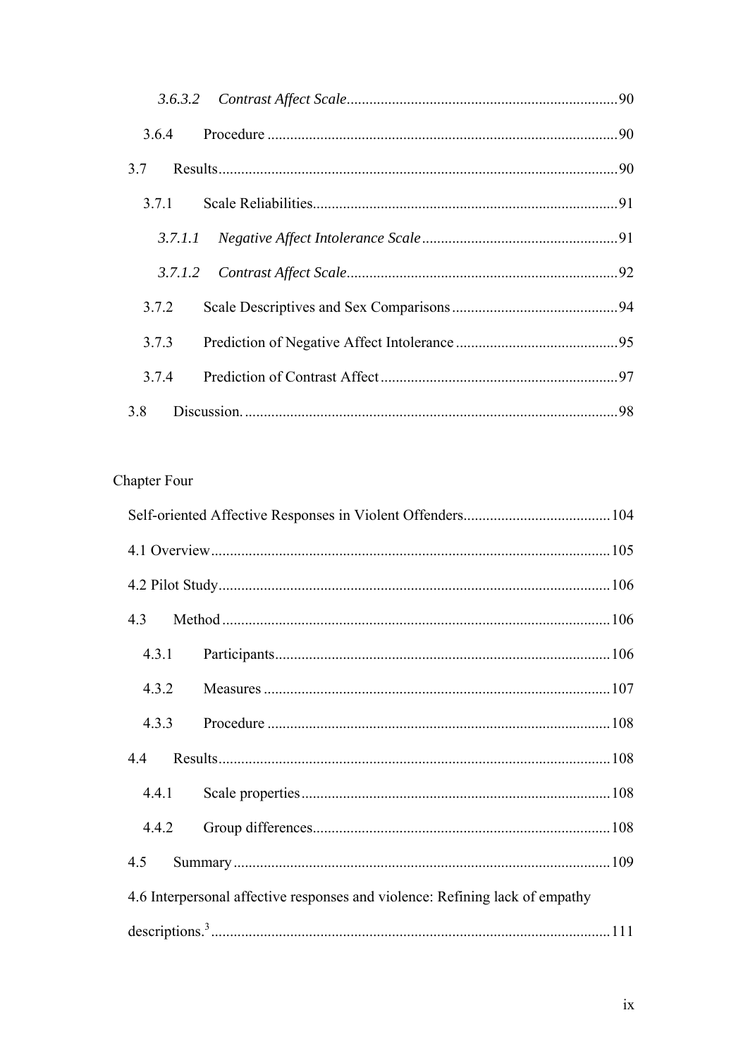*3.6.3.2 Contrast Affect Scale* ........ 90

3.6.4 Procedure ........ 90

3.7 Results ........ 90

3.7.1 Scale Reliabilities ........ 91

*3.7.1.1 Negative Affect Intolerance Scale* ........ 91

*3.7.1.2 Contrast Affect Scale* ........ 92

3.7.2 Scale Descriptives and Sex Comparisons ........ 94

3.7.3 Prediction of Negative Affect Intolerance ........ 95

3.7.4 Prediction of Contrast Affect ........ 97

3.8 Discussion. ........ 98

Chapter Four

Self-oriented Affective Responses in Violent Offenders ........ 104

4.1 Overview ........ 105

4.2 Pilot Study ........ 106

4.3 Method ........ 106

4.3.1 Participants ........ 106

4.3.2 Measures ........ 107

4.3.3 Procedure ........ 108

4.4 Results ........ 108

4.4.1 Scale properties ........ 108

4.4.2 Group differences ........ 108

4.5 Summary ........ 109

4.6 Interpersonal affective responses and violence: Refining lack of empathy descriptions.[3] ........ 111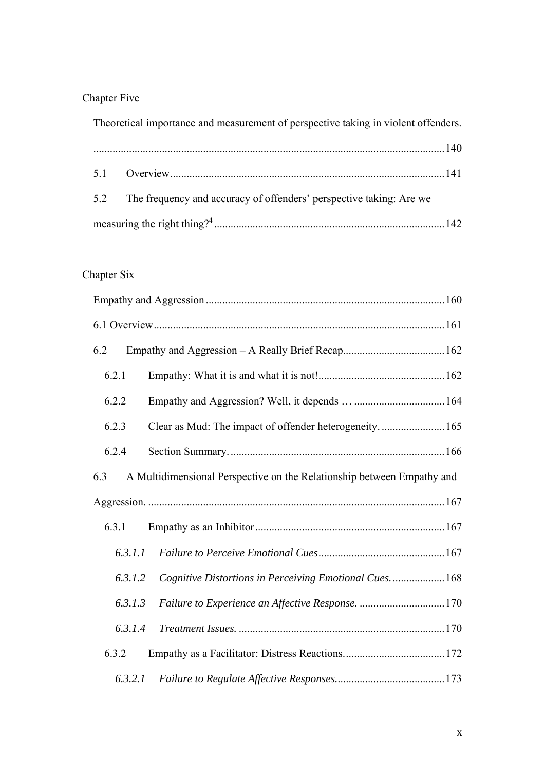Chapter Five

Theoretical importance and measurement of perspective taking in violent offenders. .......... 140

5.1 Overview .......... 141

5.2 The frequency and accuracy of offenders' perspective taking: Are we measuring the right thing?[4] .......... 142

Chapter Six

Empathy and Aggression .......... 160

6.1 Overview .......... 161

6.2 Empathy and Aggression – A Really Brief Recap .......... 162

6.2.1 Empathy: What it is and what it is not! .......... 162

6.2.2 Empathy and Aggression? Well, it depends … .......... 164

6.2.3 Clear as Mud: The impact of offender heterogeneity. .......... 165

6.2.4 Section Summary. .......... 166

6.3 A Multidimensional Perspective on the Relationship between Empathy and Aggression. .......... 167

6.3.1 Empathy as an Inhibitor .......... 167

*6.3.1.1 Failure to Perceive Emotional Cues* .......... 167

*6.3.1.2 Cognitive Distortions in Perceiving Emotional Cues.* .......... 168

*6.3.1.3 Failure to Experience an Affective Response.* .......... 170

*6.3.1.4 Treatment Issues.* .......... 170

6.3.2 Empathy as a Facilitator: Distress Reactions. .......... 172

*6.3.2.1 Failure to Regulate Affective Responses.* .......... 173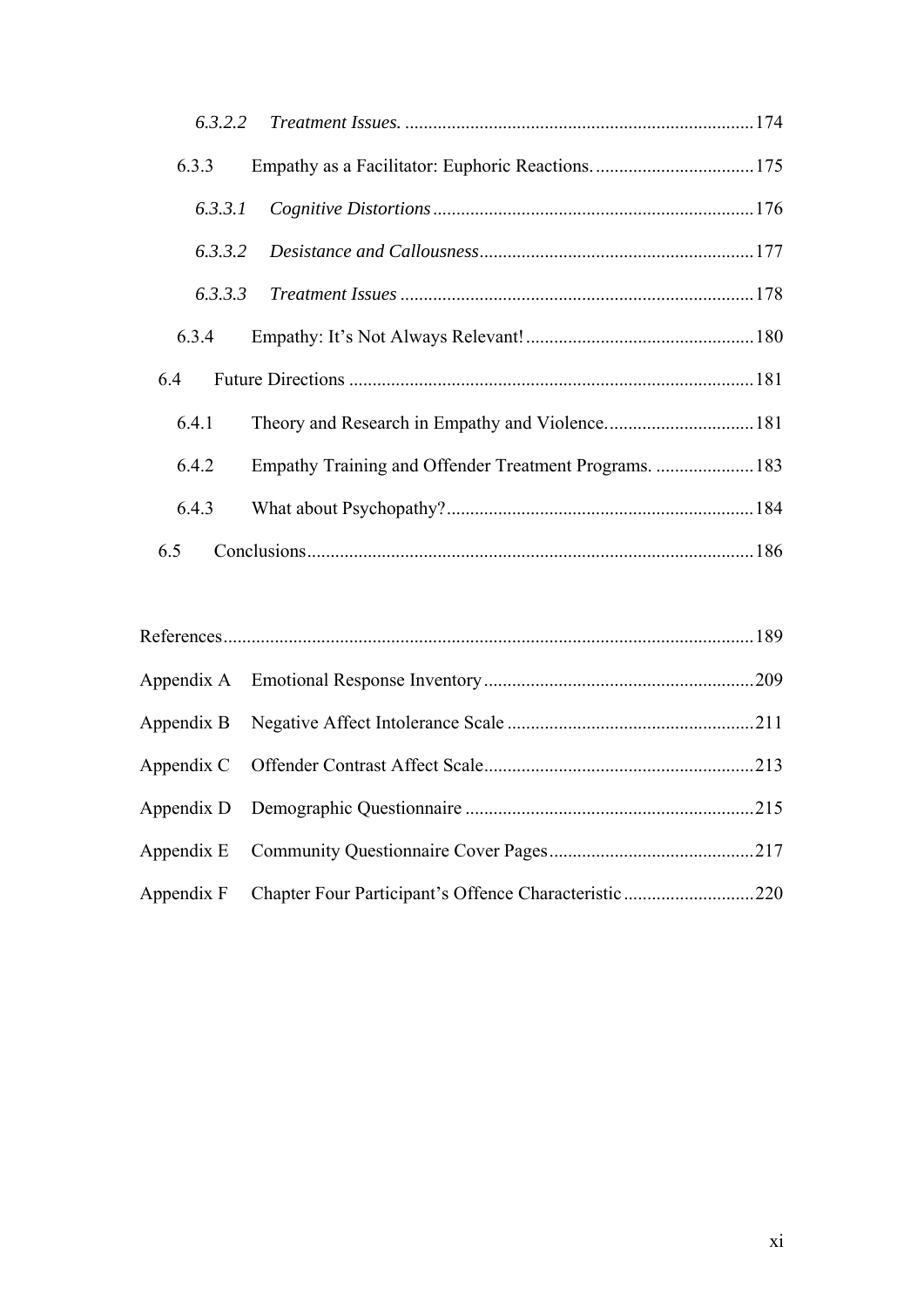*6.3.2.2 Treatment Issues.* ....................................................................... 174

6.3.3 Empathy as a Facilitator: Euphoric Reactions. ................................. 175

*6.3.3.1 Cognitive Distortions* ................................................................... 176

*6.3.3.2 Desistance and Callousness* ......................................................... 177

*6.3.3.3 Treatment Issues* .......................................................................... 178

6.3.4 Empathy: It's Not Always Relevant! ................................................. 180

6.4 Future Directions ....................................................................................... 181

6.4.1 Theory and Research in Empathy and Violence. ................................ 181

6.4.2 Empathy Training and Offender Treatment Programs. ..................... 183

6.4.3 What about Psychopathy? ................................................................. 184

6.5 Conclusions ............................................................................................... 186

References ................................................................................................................ 189

Appendix A Emotional Response Inventory .......................................................... 209

Appendix B Negative Affect Intolerance Scale ..................................................... 211

Appendix C Offender Contrast Affect Scale .......................................................... 213

Appendix D Demographic Questionnaire .............................................................. 215

Appendix E Community Questionnaire Cover Pages ............................................ 217

Appendix F Chapter Four Participant's Offence Characteristic ............................ 220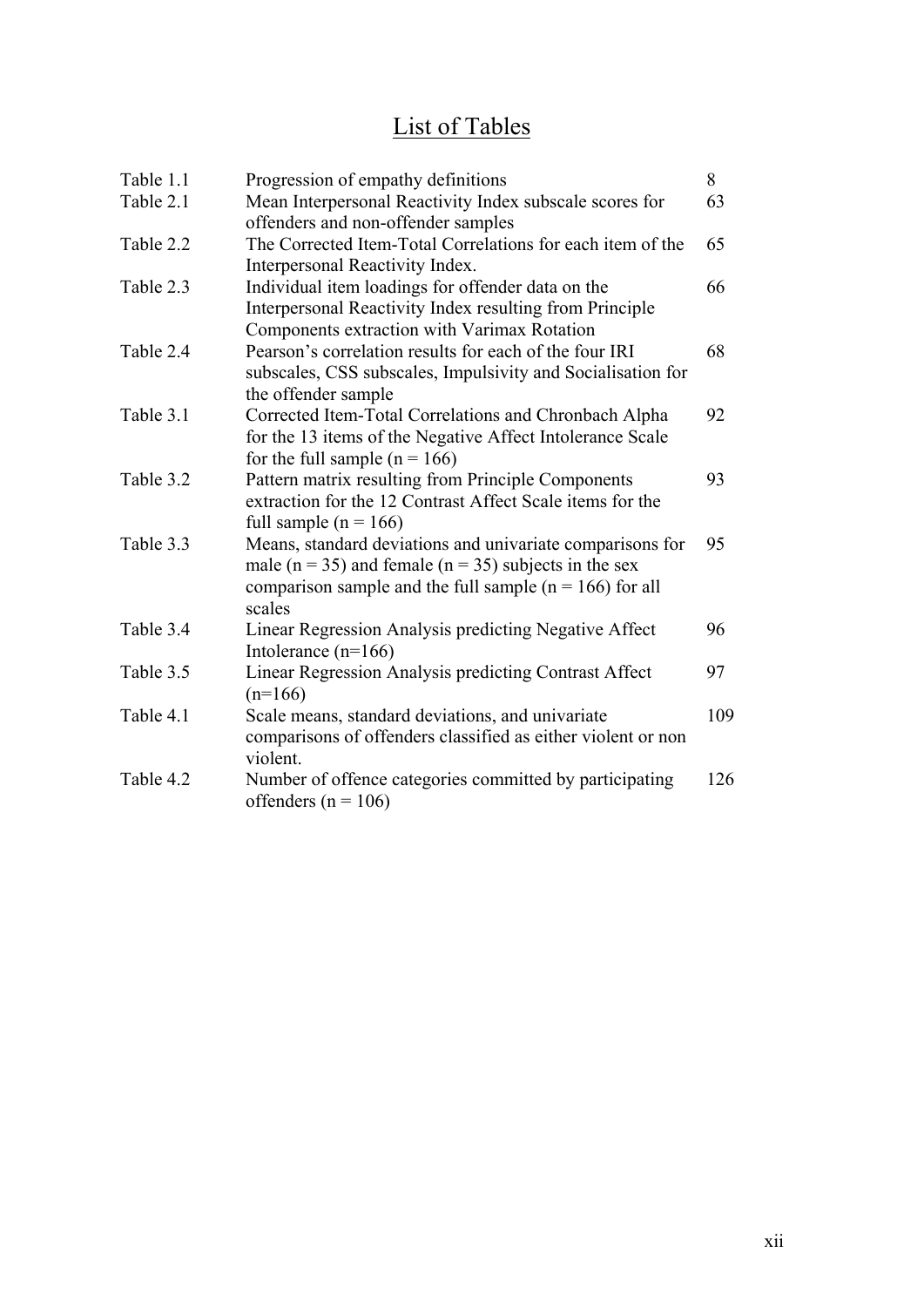# List of Tables

| | | |
|---|---|---|
| Table 1.1 | Progression of empathy definitions | 8 |
| Table 2.1 | Mean Interpersonal Reactivity Index subscale scores for offenders and non-offender samples | 63 |
| Table 2.2 | The Corrected Item-Total Correlations for each item of the Interpersonal Reactivity Index. | 65 |
| Table 2.3 | Individual item loadings for offender data on the Interpersonal Reactivity Index resulting from Principle Components extraction with Varimax Rotation | 66 |
| Table 2.4 | Pearson's correlation results for each of the four IRI subscales, CSS subscales, Impulsivity and Socialisation for the offender sample | 68 |
| Table 3.1 | Corrected Item-Total Correlations and Chronbach Alpha for the 13 items of the Negative Affect Intolerance Scale for the full sample (n = 166) | 92 |
| Table 3.2 | Pattern matrix resulting from Principle Components extraction for the 12 Contrast Affect Scale items for the full sample (n = 166) | 93 |
| Table 3.3 | Means, standard deviations and univariate comparisons for male (n = 35) and female (n = 35) subjects in the sex comparison sample and the full sample (n = 166) for all scales | 95 |
| Table 3.4 | Linear Regression Analysis predicting Negative Affect Intolerance (n=166) | 96 |
| Table 3.5 | Linear Regression Analysis predicting Contrast Affect (n=166) | 97 |
| Table 4.1 | Scale means, standard deviations, and univariate comparisons of offenders classified as either violent or non violent. | 109 |
| Table 4.2 | Number of offence categories committed by participating offenders (n = 106) | 126 |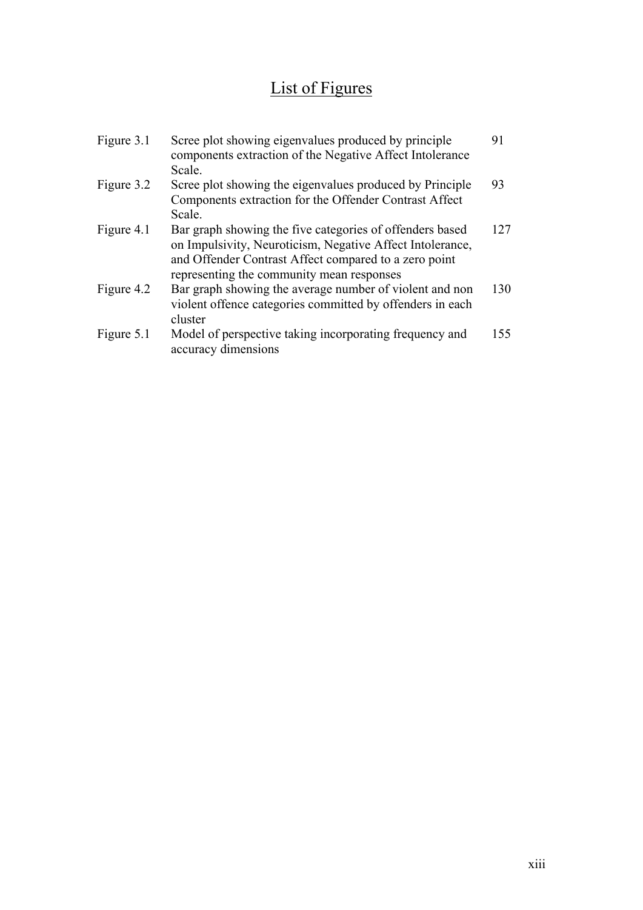# List of Figures

| | | |
|---|---|---|
| Figure 3.1 | Scree plot showing eigenvalues produced by principle components extraction of the Negative Affect Intolerance Scale. | 91 |
| Figure 3.2 | Scree plot showing the eigenvalues produced by Principle Components extraction for the Offender Contrast Affect Scale. | 93 |
| Figure 4.1 | Bar graph showing the five categories of offenders based on Impulsivity, Neuroticism, Negative Affect Intolerance, and Offender Contrast Affect compared to a zero point representing the community mean responses | 127 |
| Figure 4.2 | Bar graph showing the average number of violent and non violent offence categories committed by offenders in each cluster | 130 |
| Figure 5.1 | Model of perspective taking incorporating frequency and accuracy dimensions | 155 |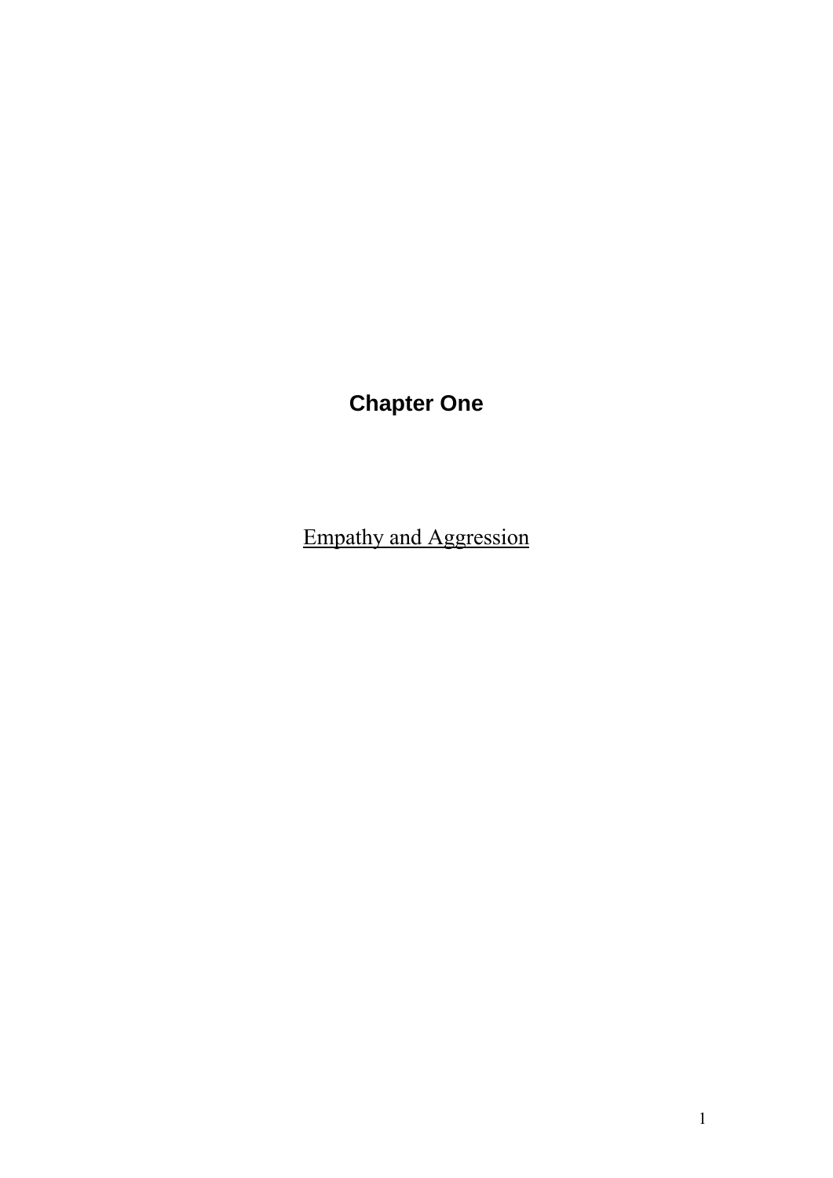# Chapter One

## Empathy and Aggression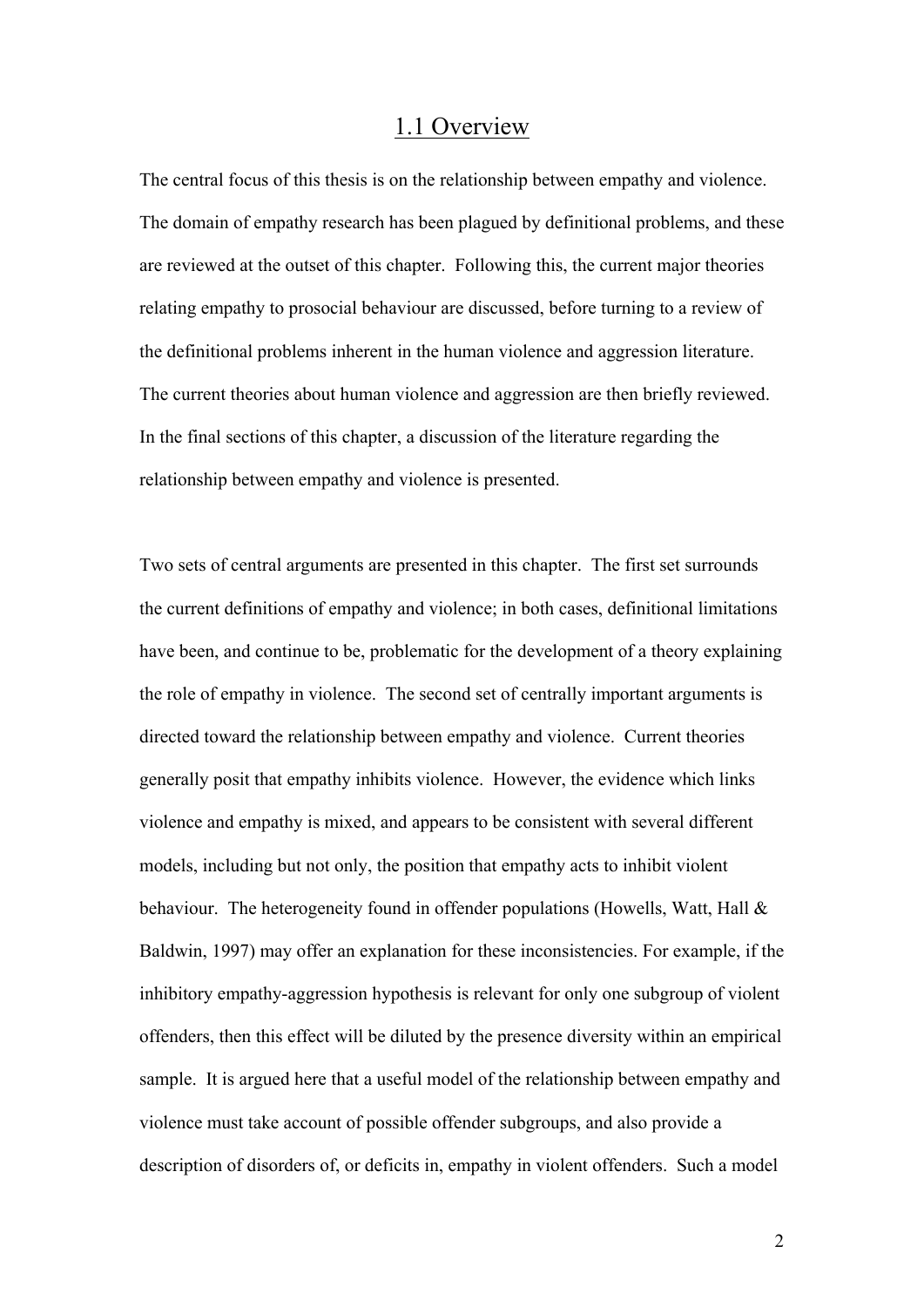## 1.1 Overview

The central focus of this thesis is on the relationship between empathy and violence. The domain of empathy research has been plagued by definitional problems, and these are reviewed at the outset of this chapter. Following this, the current major theories relating empathy to prosocial behaviour are discussed, before turning to a review of the definitional problems inherent in the human violence and aggression literature. The current theories about human violence and aggression are then briefly reviewed. In the final sections of this chapter, a discussion of the literature regarding the relationship between empathy and violence is presented.

Two sets of central arguments are presented in this chapter. The first set surrounds the current definitions of empathy and violence; in both cases, definitional limitations have been, and continue to be, problematic for the development of a theory explaining the role of empathy in violence. The second set of centrally important arguments is directed toward the relationship between empathy and violence. Current theories generally posit that empathy inhibits violence. However, the evidence which links violence and empathy is mixed, and appears to be consistent with several different models, including but not only, the position that empathy acts to inhibit violent behaviour. The heterogeneity found in offender populations (Howells, Watt, Hall & Baldwin, 1997) may offer an explanation for these inconsistencies. For example, if the inhibitory empathy-aggression hypothesis is relevant for only one subgroup of violent offenders, then this effect will be diluted by the presence diversity within an empirical sample. It is argued here that a useful model of the relationship between empathy and violence must take account of possible offender subgroups, and also provide a description of disorders of, or deficits in, empathy in violent offenders. Such a model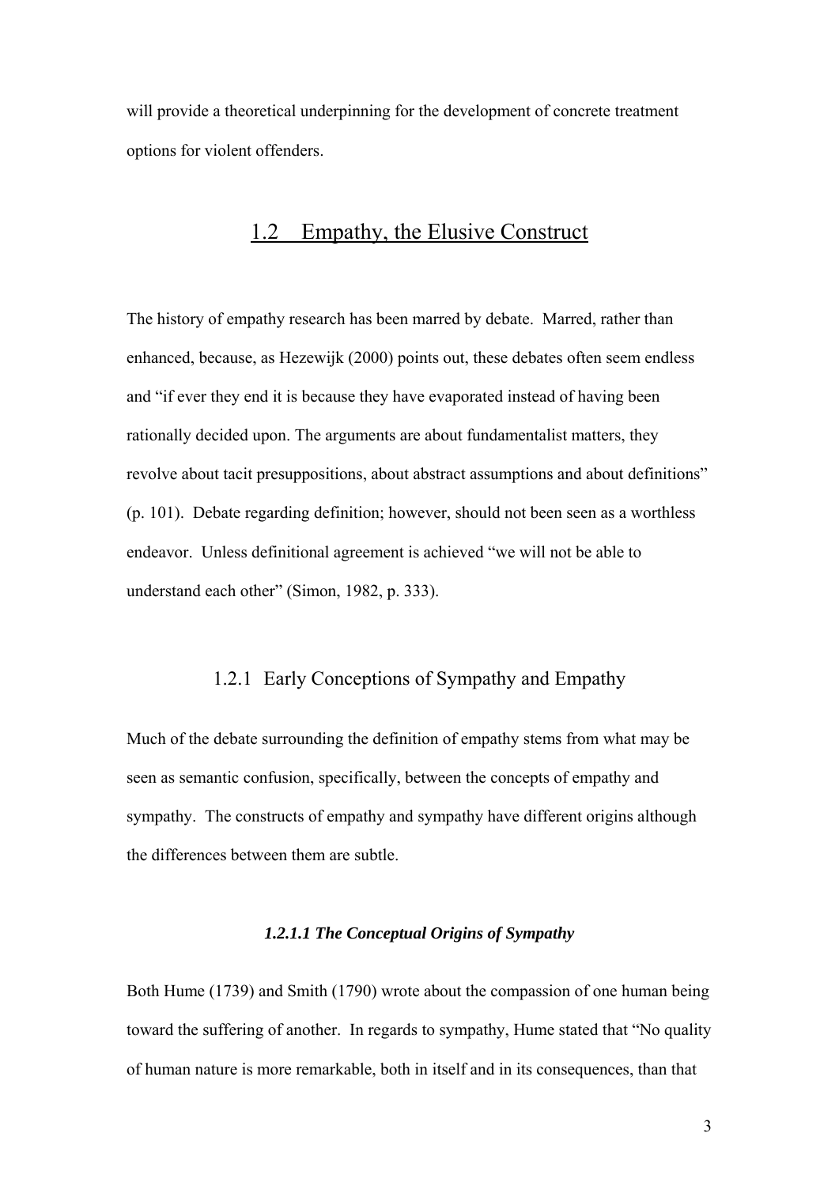will provide a theoretical underpinning for the development of concrete treatment options for violent offenders.

## 1.2 Empathy, the Elusive Construct

The history of empathy research has been marred by debate. Marred, rather than enhanced, because, as Hezewijk (2000) points out, these debates often seem endless and "if ever they end it is because they have evaporated instead of having been rationally decided upon. The arguments are about fundamentalist matters, they revolve about tacit presuppositions, about abstract assumptions and about definitions" (p. 101). Debate regarding definition; however, should not been seen as a worthless endeavor. Unless definitional agreement is achieved "we will not be able to understand each other" (Simon, 1982, p. 333).

### 1.2.1 Early Conceptions of Sympathy and Empathy

Much of the debate surrounding the definition of empathy stems from what may be seen as semantic confusion, specifically, between the concepts of empathy and sympathy. The constructs of empathy and sympathy have different origins although the differences between them are subtle.

#### *1.2.1.1 The Conceptual Origins of Sympathy*

Both Hume (1739) and Smith (1790) wrote about the compassion of one human being toward the suffering of another. In regards to sympathy, Hume stated that "No quality of human nature is more remarkable, both in itself and in its consequences, than that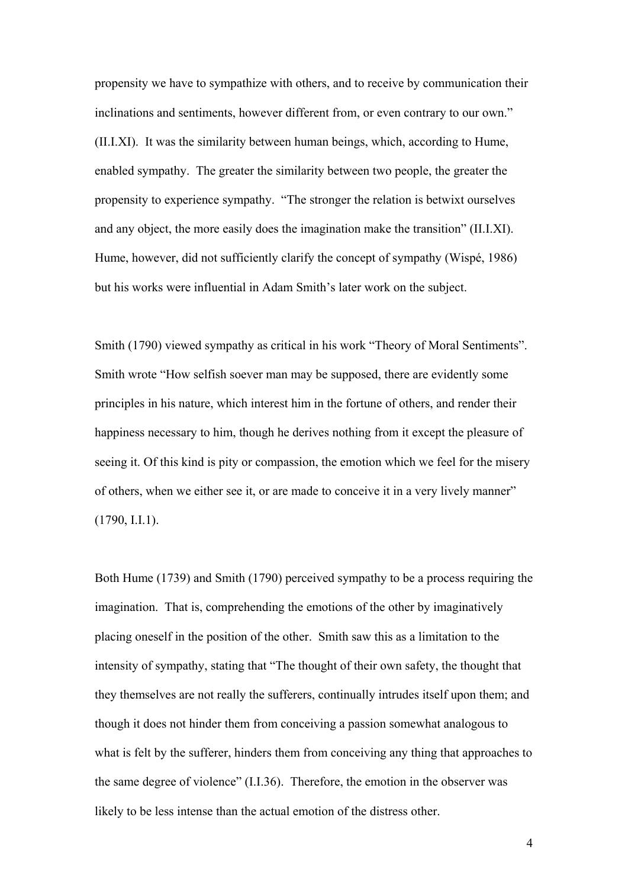propensity we have to sympathize with others, and to receive by communication their inclinations and sentiments, however different from, or even contrary to our own." (II.I.XI). It was the similarity between human beings, which, according to Hume, enabled sympathy. The greater the similarity between two people, the greater the propensity to experience sympathy. "The stronger the relation is betwixt ourselves and any object, the more easily does the imagination make the transition" (II.I.XI). Hume, however, did not sufficiently clarify the concept of sympathy (Wispé, 1986) but his works were influential in Adam Smith's later work on the subject.

Smith (1790) viewed sympathy as critical in his work "Theory of Moral Sentiments". Smith wrote "How selfish soever man may be supposed, there are evidently some principles in his nature, which interest him in the fortune of others, and render their happiness necessary to him, though he derives nothing from it except the pleasure of seeing it. Of this kind is pity or compassion, the emotion which we feel for the misery of others, when we either see it, or are made to conceive it in a very lively manner" (1790, I.I.1).

Both Hume (1739) and Smith (1790) perceived sympathy to be a process requiring the imagination. That is, comprehending the emotions of the other by imaginatively placing oneself in the position of the other. Smith saw this as a limitation to the intensity of sympathy, stating that "The thought of their own safety, the thought that they themselves are not really the sufferers, continually intrudes itself upon them; and though it does not hinder them from conceiving a passion somewhat analogous to what is felt by the sufferer, hinders them from conceiving any thing that approaches to the same degree of violence" (I.I.36). Therefore, the emotion in the observer was likely to be less intense than the actual emotion of the distress other.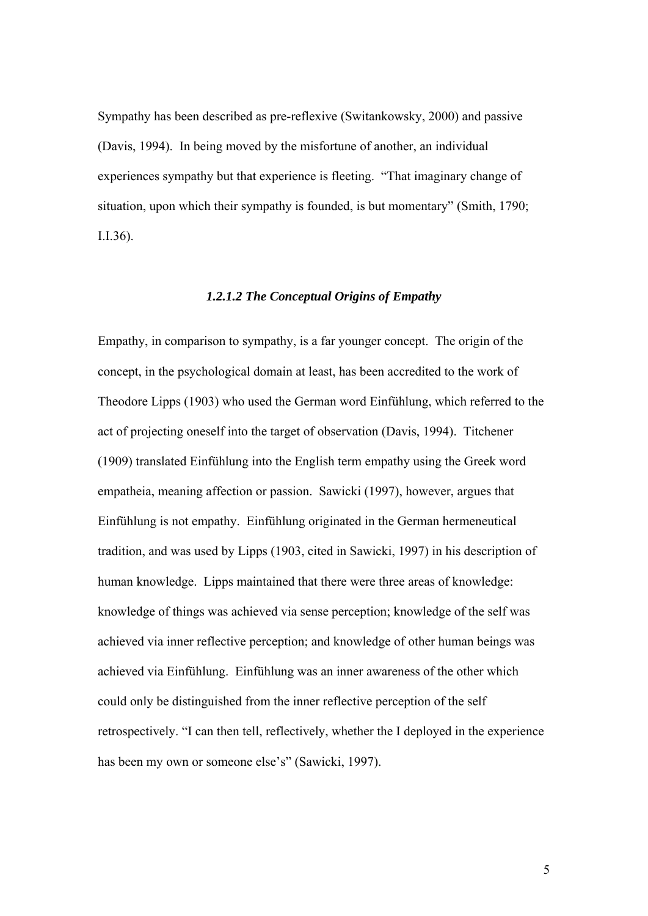Sympathy has been described as pre-reflexive (Switankowsky, 2000) and passive (Davis, 1994). In being moved by the misfortune of another, an individual experiences sympathy but that experience is fleeting. "That imaginary change of situation, upon which their sympathy is founded, is but momentary" (Smith, 1790; I.I.36).

#### *1.2.1.2 The Conceptual Origins of Empathy*

Empathy, in comparison to sympathy, is a far younger concept. The origin of the concept, in the psychological domain at least, has been accredited to the work of Theodore Lipps (1903) who used the German word Einfühlung, which referred to the act of projecting oneself into the target of observation (Davis, 1994). Titchener (1909) translated Einfühlung into the English term empathy using the Greek word empatheia, meaning affection or passion. Sawicki (1997), however, argues that Einfühlung is not empathy. Einfühlung originated in the German hermeneutical tradition, and was used by Lipps (1903, cited in Sawicki, 1997) in his description of human knowledge. Lipps maintained that there were three areas of knowledge: knowledge of things was achieved via sense perception; knowledge of the self was achieved via inner reflective perception; and knowledge of other human beings was achieved via Einfühlung. Einfühlung was an inner awareness of the other which could only be distinguished from the inner reflective perception of the self retrospectively. "I can then tell, reflectively, whether the I deployed in the experience has been my own or someone else's" (Sawicki, 1997).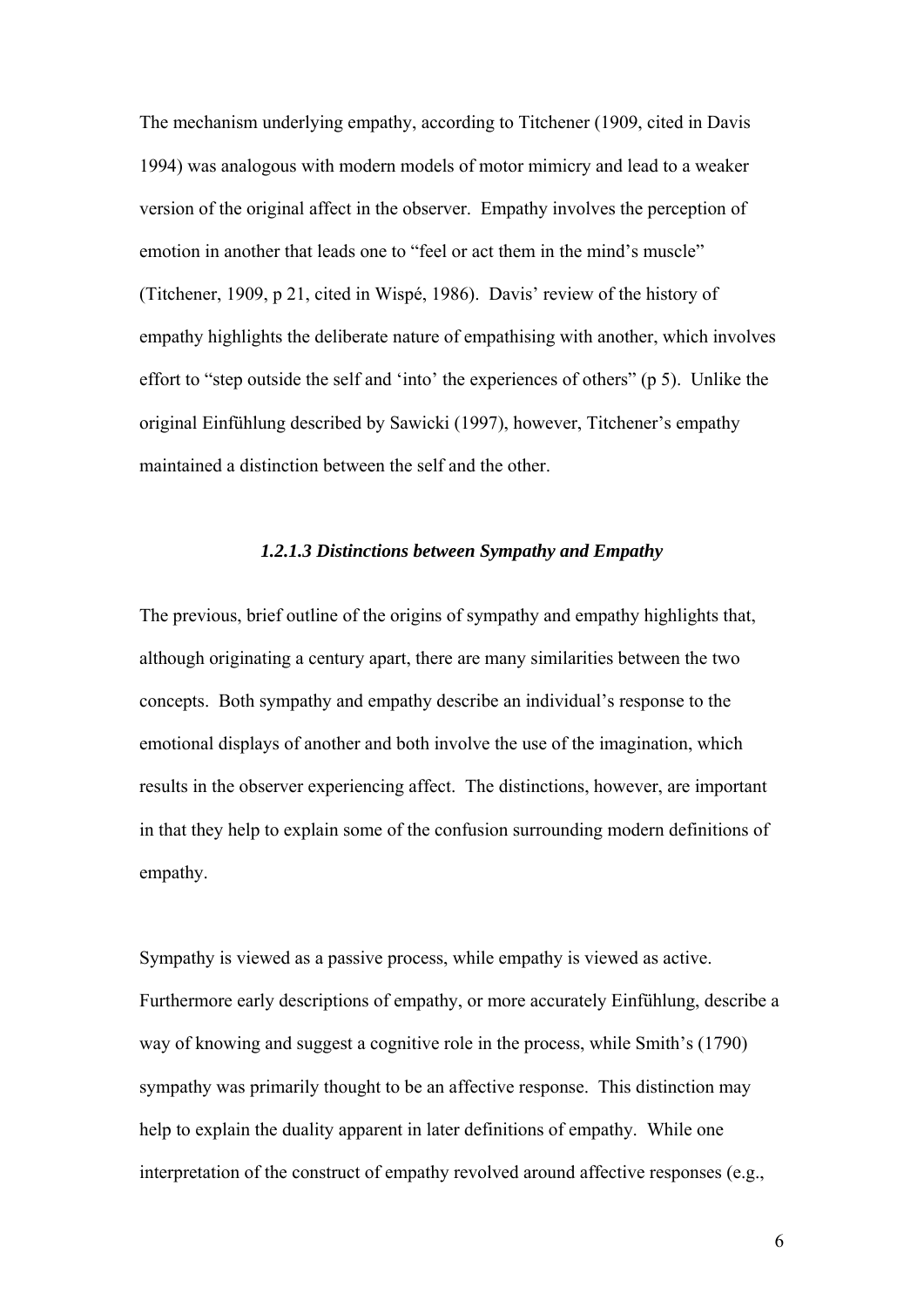The mechanism underlying empathy, according to Titchener (1909, cited in Davis 1994) was analogous with modern models of motor mimicry and lead to a weaker version of the original affect in the observer. Empathy involves the perception of emotion in another that leads one to "feel or act them in the mind's muscle" (Titchener, 1909, p 21, cited in Wispé, 1986). Davis' review of the history of empathy highlights the deliberate nature of empathising with another, which involves effort to "step outside the self and 'into' the experiences of others" (p 5). Unlike the original Einfühlung described by Sawicki (1997), however, Titchener's empathy maintained a distinction between the self and the other.

#### *1.2.1.3 Distinctions between Sympathy and Empathy*

The previous, brief outline of the origins of sympathy and empathy highlights that, although originating a century apart, there are many similarities between the two concepts. Both sympathy and empathy describe an individual's response to the emotional displays of another and both involve the use of the imagination, which results in the observer experiencing affect. The distinctions, however, are important in that they help to explain some of the confusion surrounding modern definitions of empathy.

Sympathy is viewed as a passive process, while empathy is viewed as active. Furthermore early descriptions of empathy, or more accurately Einfühlung, describe a way of knowing and suggest a cognitive role in the process, while Smith's (1790) sympathy was primarily thought to be an affective response. This distinction may help to explain the duality apparent in later definitions of empathy. While one interpretation of the construct of empathy revolved around affective responses (e.g.,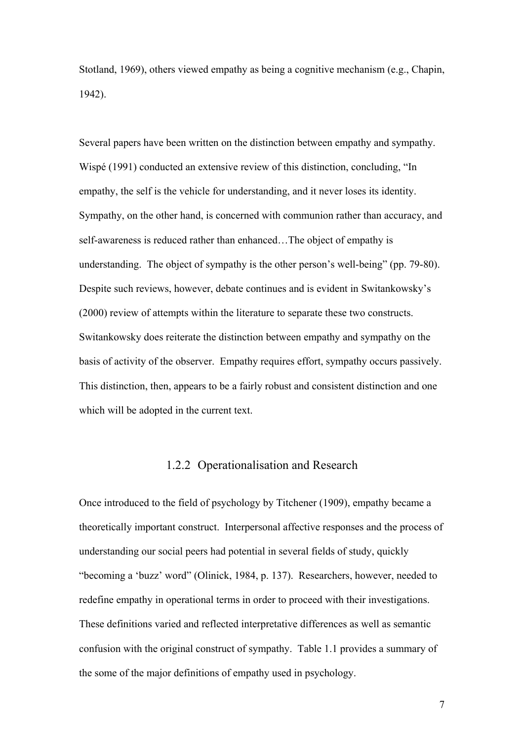Stotland, 1969), others viewed empathy as being a cognitive mechanism (e.g., Chapin, 1942).

Several papers have been written on the distinction between empathy and sympathy. Wispé (1991) conducted an extensive review of this distinction, concluding, "In empathy, the self is the vehicle for understanding, and it never loses its identity. Sympathy, on the other hand, is concerned with communion rather than accuracy, and self-awareness is reduced rather than enhanced…The object of empathy is understanding. The object of sympathy is the other person's well-being" (pp. 79-80). Despite such reviews, however, debate continues and is evident in Switankowsky's (2000) review of attempts within the literature to separate these two constructs. Switankowsky does reiterate the distinction between empathy and sympathy on the basis of activity of the observer. Empathy requires effort, sympathy occurs passively. This distinction, then, appears to be a fairly robust and consistent distinction and one which will be adopted in the current text.

### 1.2.2 Operationalisation and Research

Once introduced to the field of psychology by Titchener (1909), empathy became a theoretically important construct. Interpersonal affective responses and the process of understanding our social peers had potential in several fields of study, quickly "becoming a 'buzz' word" (Olinick, 1984, p. 137). Researchers, however, needed to redefine empathy in operational terms in order to proceed with their investigations. These definitions varied and reflected interpretative differences as well as semantic confusion with the original construct of sympathy. Table 1.1 provides a summary of the some of the major definitions of empathy used in psychology.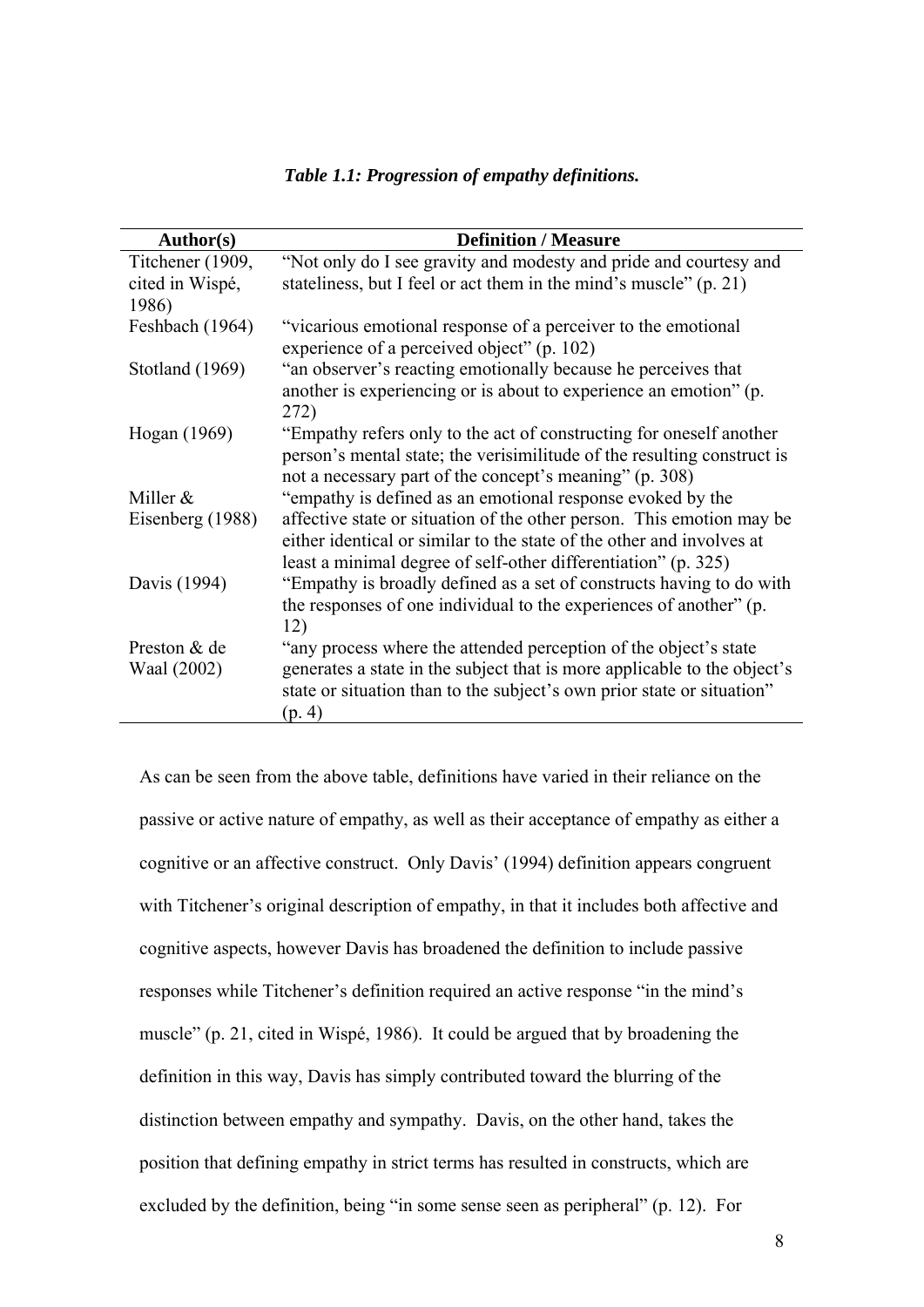*Table 1.1: Progression of empathy definitions.*

| Author(s) | Definition / Measure |
|---|---|
| Titchener (1909, cited in Wispé, 1986) | "Not only do I see gravity and modesty and pride and courtesy and stateliness, but I feel or act them in the mind's muscle" (p. 21) |
| Feshbach (1964) | "vicarious emotional response of a perceiver to the emotional experience of a perceived object" (p. 102) |
| Stotland (1969) | "an observer's reacting emotionally because he perceives that another is experiencing or is about to experience an emotion" (p. 272) |
| Hogan (1969) | "Empathy refers only to the act of constructing for oneself another person's mental state; the verisimilitude of the resulting construct is not a necessary part of the concept's meaning" (p. 308) |
| Miller & Eisenberg (1988) | "empathy is defined as an emotional response evoked by the affective state or situation of the other person. This emotion may be either identical or similar to the state of the other and involves at least a minimal degree of self-other differentiation" (p. 325) |
| Davis (1994) | "Empathy is broadly defined as a set of constructs having to do with the responses of one individual to the experiences of another" (p. 12) |
| Preston & de Waal (2002) | "any process where the attended perception of the object's state generates a state in the subject that is more applicable to the object's state or situation than to the subject's own prior state or situation" (p. 4) |

As can be seen from the above table, definitions have varied in their reliance on the passive or active nature of empathy, as well as their acceptance of empathy as either a cognitive or an affective construct. Only Davis' (1994) definition appears congruent with Titchener's original description of empathy, in that it includes both affective and cognitive aspects, however Davis has broadened the definition to include passive responses while Titchener's definition required an active response "in the mind's muscle" (p. 21, cited in Wispé, 1986). It could be argued that by broadening the definition in this way, Davis has simply contributed toward the blurring of the distinction between empathy and sympathy. Davis, on the other hand, takes the position that defining empathy in strict terms has resulted in constructs, which are excluded by the definition, being "in some sense seen as peripheral" (p. 12). For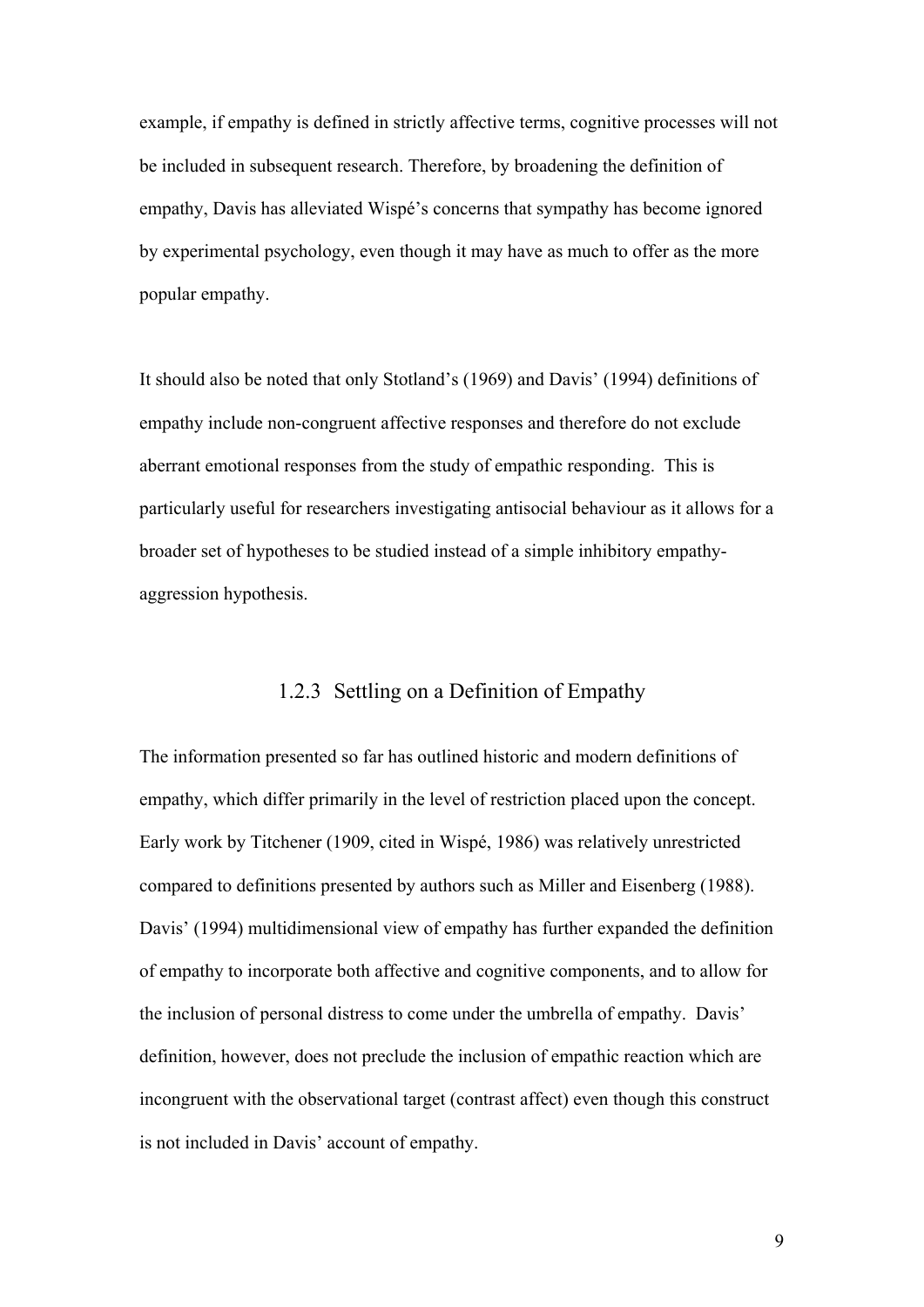example, if empathy is defined in strictly affective terms, cognitive processes will not be included in subsequent research. Therefore, by broadening the definition of empathy, Davis has alleviated Wispé's concerns that sympathy has become ignored by experimental psychology, even though it may have as much to offer as the more popular empathy.

It should also be noted that only Stotland's (1969) and Davis' (1994) definitions of empathy include non-congruent affective responses and therefore do not exclude aberrant emotional responses from the study of empathic responding. This is particularly useful for researchers investigating antisocial behaviour as it allows for a broader set of hypotheses to be studied instead of a simple inhibitory empathy-aggression hypothesis.

### 1.2.3 Settling on a Definition of Empathy

The information presented so far has outlined historic and modern definitions of empathy, which differ primarily in the level of restriction placed upon the concept. Early work by Titchener (1909, cited in Wispé, 1986) was relatively unrestricted compared to definitions presented by authors such as Miller and Eisenberg (1988). Davis' (1994) multidimensional view of empathy has further expanded the definition of empathy to incorporate both affective and cognitive components, and to allow for the inclusion of personal distress to come under the umbrella of empathy. Davis' definition, however, does not preclude the inclusion of empathic reaction which are incongruent with the observational target (contrast affect) even though this construct is not included in Davis' account of empathy.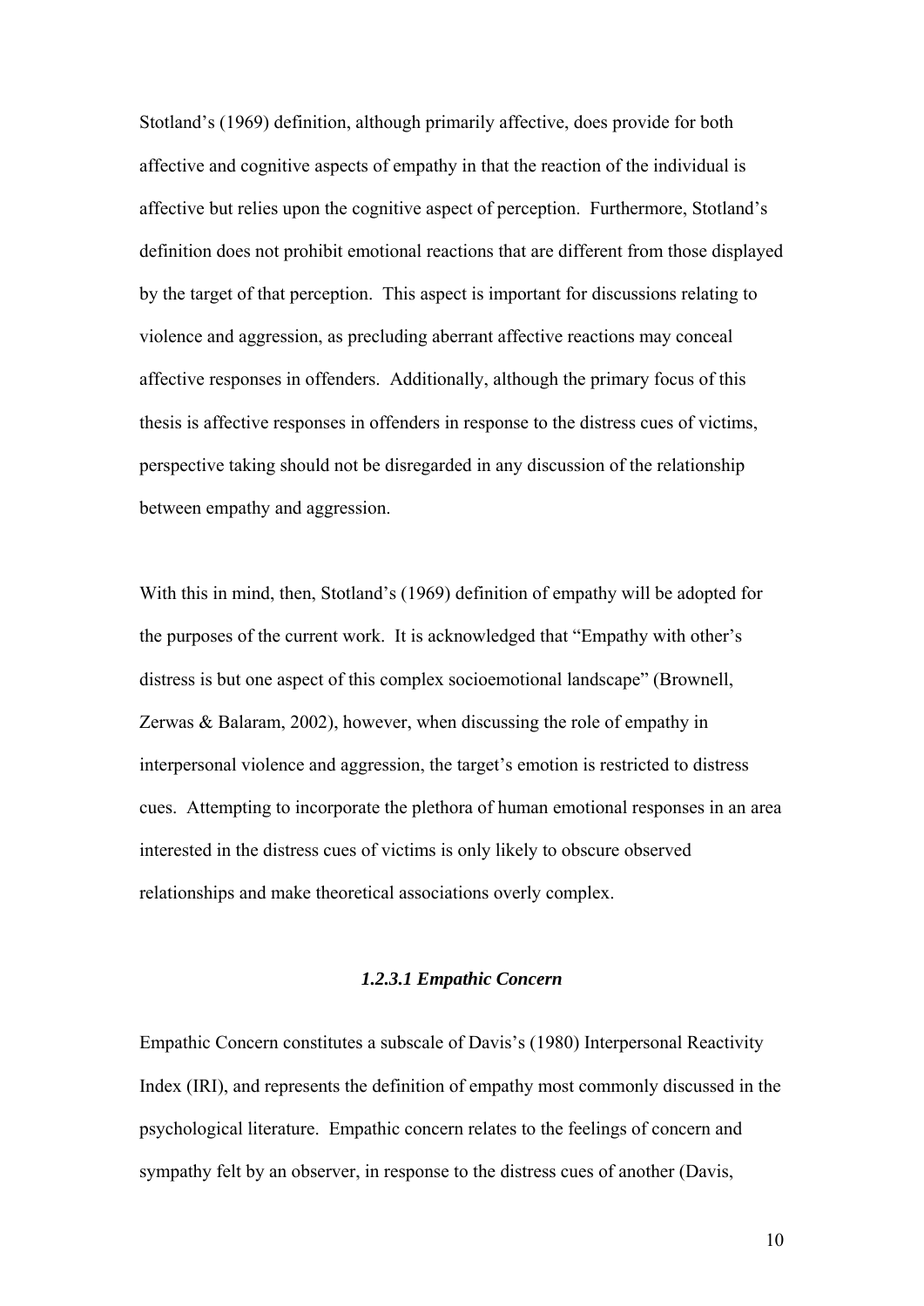Stotland's (1969) definition, although primarily affective, does provide for both affective and cognitive aspects of empathy in that the reaction of the individual is affective but relies upon the cognitive aspect of perception. Furthermore, Stotland's definition does not prohibit emotional reactions that are different from those displayed by the target of that perception. This aspect is important for discussions relating to violence and aggression, as precluding aberrant affective reactions may conceal affective responses in offenders. Additionally, although the primary focus of this thesis is affective responses in offenders in response to the distress cues of victims, perspective taking should not be disregarded in any discussion of the relationship between empathy and aggression.

With this in mind, then, Stotland's (1969) definition of empathy will be adopted for the purposes of the current work. It is acknowledged that "Empathy with other's distress is but one aspect of this complex socioemotional landscape" (Brownell, Zerwas & Balaram, 2002), however, when discussing the role of empathy in interpersonal violence and aggression, the target's emotion is restricted to distress cues. Attempting to incorporate the plethora of human emotional responses in an area interested in the distress cues of victims is only likely to obscure observed relationships and make theoretical associations overly complex.

#### *1.2.3.1 Empathic Concern*

Empathic Concern constitutes a subscale of Davis's (1980) Interpersonal Reactivity Index (IRI), and represents the definition of empathy most commonly discussed in the psychological literature. Empathic concern relates to the feelings of concern and sympathy felt by an observer, in response to the distress cues of another (Davis,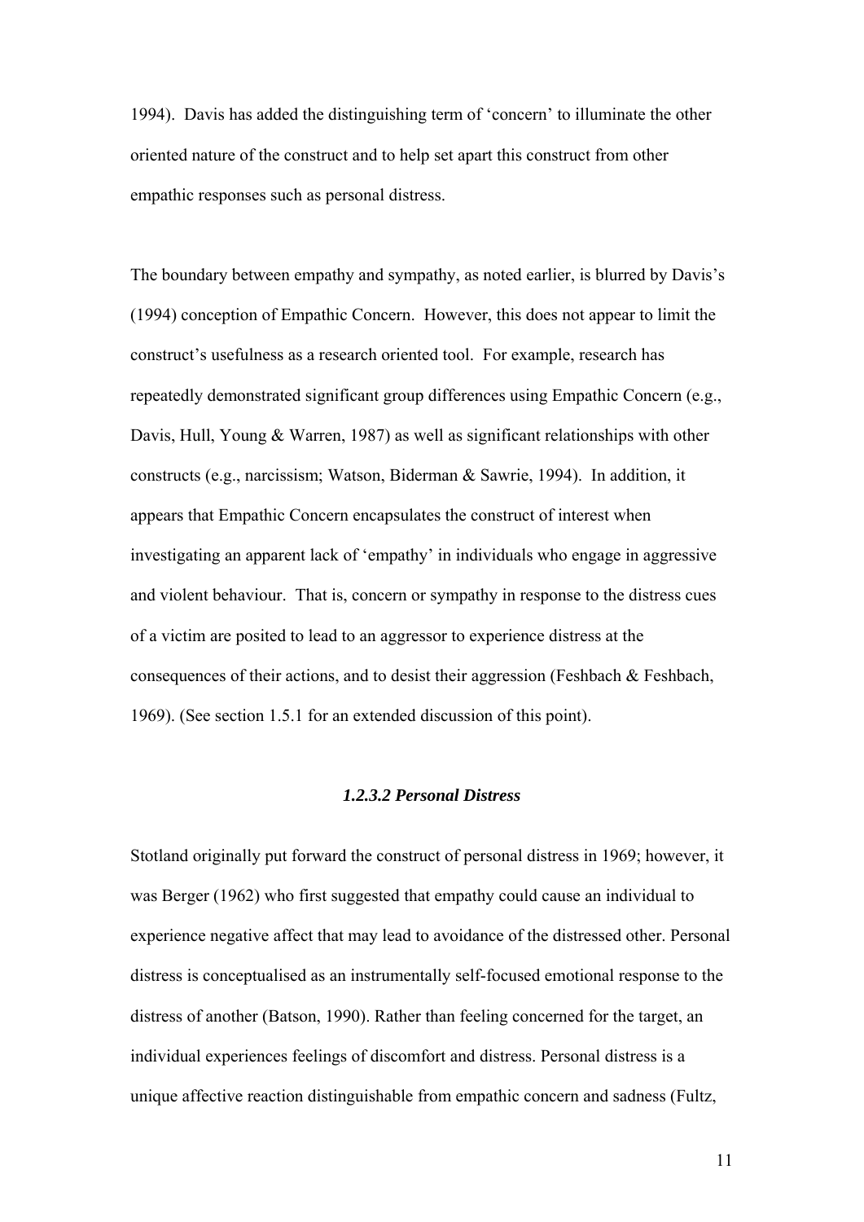1994). Davis has added the distinguishing term of 'concern' to illuminate the other oriented nature of the construct and to help set apart this construct from other empathic responses such as personal distress.

The boundary between empathy and sympathy, as noted earlier, is blurred by Davis's (1994) conception of Empathic Concern. However, this does not appear to limit the construct's usefulness as a research oriented tool. For example, research has repeatedly demonstrated significant group differences using Empathic Concern (e.g., Davis, Hull, Young & Warren, 1987) as well as significant relationships with other constructs (e.g., narcissism; Watson, Biderman & Sawrie, 1994). In addition, it appears that Empathic Concern encapsulates the construct of interest when investigating an apparent lack of 'empathy' in individuals who engage in aggressive and violent behaviour. That is, concern or sympathy in response to the distress cues of a victim are posited to lead to an aggressor to experience distress at the consequences of their actions, and to desist their aggression (Feshbach & Feshbach, 1969). (See section 1.5.1 for an extended discussion of this point).

#### *1.2.3.2 Personal Distress*

Stotland originally put forward the construct of personal distress in 1969; however, it was Berger (1962) who first suggested that empathy could cause an individual to experience negative affect that may lead to avoidance of the distressed other. Personal distress is conceptualised as an instrumentally self-focused emotional response to the distress of another (Batson, 1990). Rather than feeling concerned for the target, an individual experiences feelings of discomfort and distress. Personal distress is a unique affective reaction distinguishable from empathic concern and sadness (Fultz,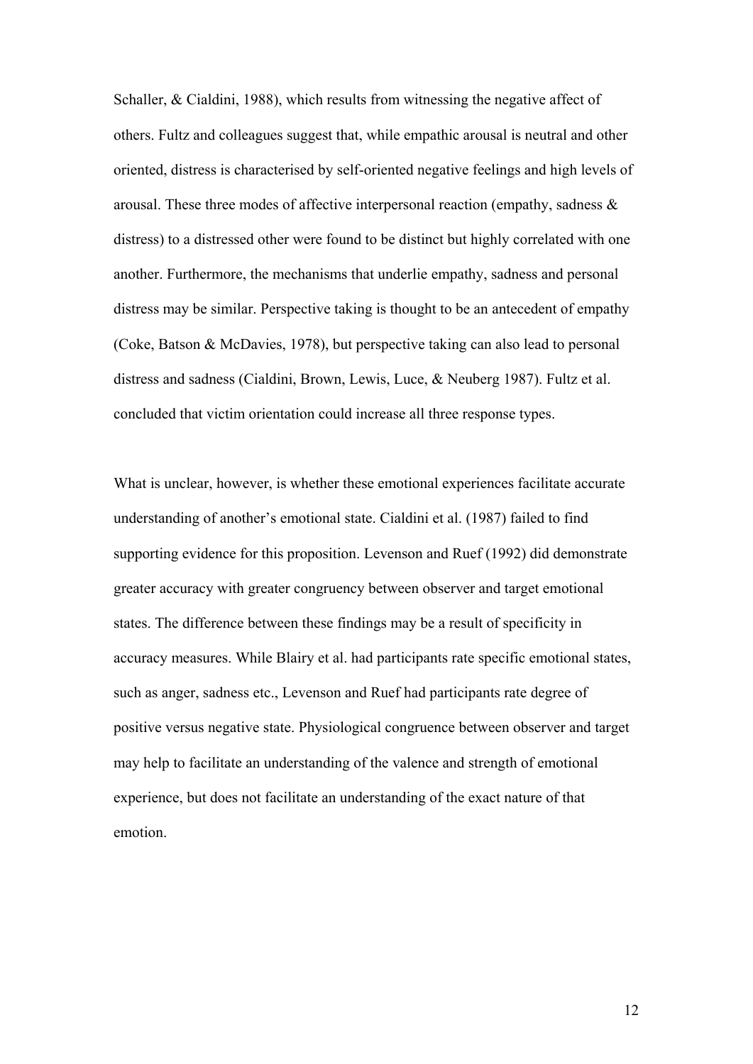Schaller, & Cialdini, 1988), which results from witnessing the negative affect of others. Fultz and colleagues suggest that, while empathic arousal is neutral and other oriented, distress is characterised by self-oriented negative feelings and high levels of arousal. These three modes of affective interpersonal reaction (empathy, sadness & distress) to a distressed other were found to be distinct but highly correlated with one another. Furthermore, the mechanisms that underlie empathy, sadness and personal distress may be similar. Perspective taking is thought to be an antecedent of empathy (Coke, Batson & McDavies, 1978), but perspective taking can also lead to personal distress and sadness (Cialdini, Brown, Lewis, Luce, & Neuberg 1987). Fultz et al. concluded that victim orientation could increase all three response types.

What is unclear, however, is whether these emotional experiences facilitate accurate understanding of another's emotional state. Cialdini et al. (1987) failed to find supporting evidence for this proposition. Levenson and Ruef (1992) did demonstrate greater accuracy with greater congruency between observer and target emotional states. The difference between these findings may be a result of specificity in accuracy measures. While Blairy et al. had participants rate specific emotional states, such as anger, sadness etc., Levenson and Ruef had participants rate degree of positive versus negative state. Physiological congruence between observer and target may help to facilitate an understanding of the valence and strength of emotional experience, but does not facilitate an understanding of the exact nature of that emotion.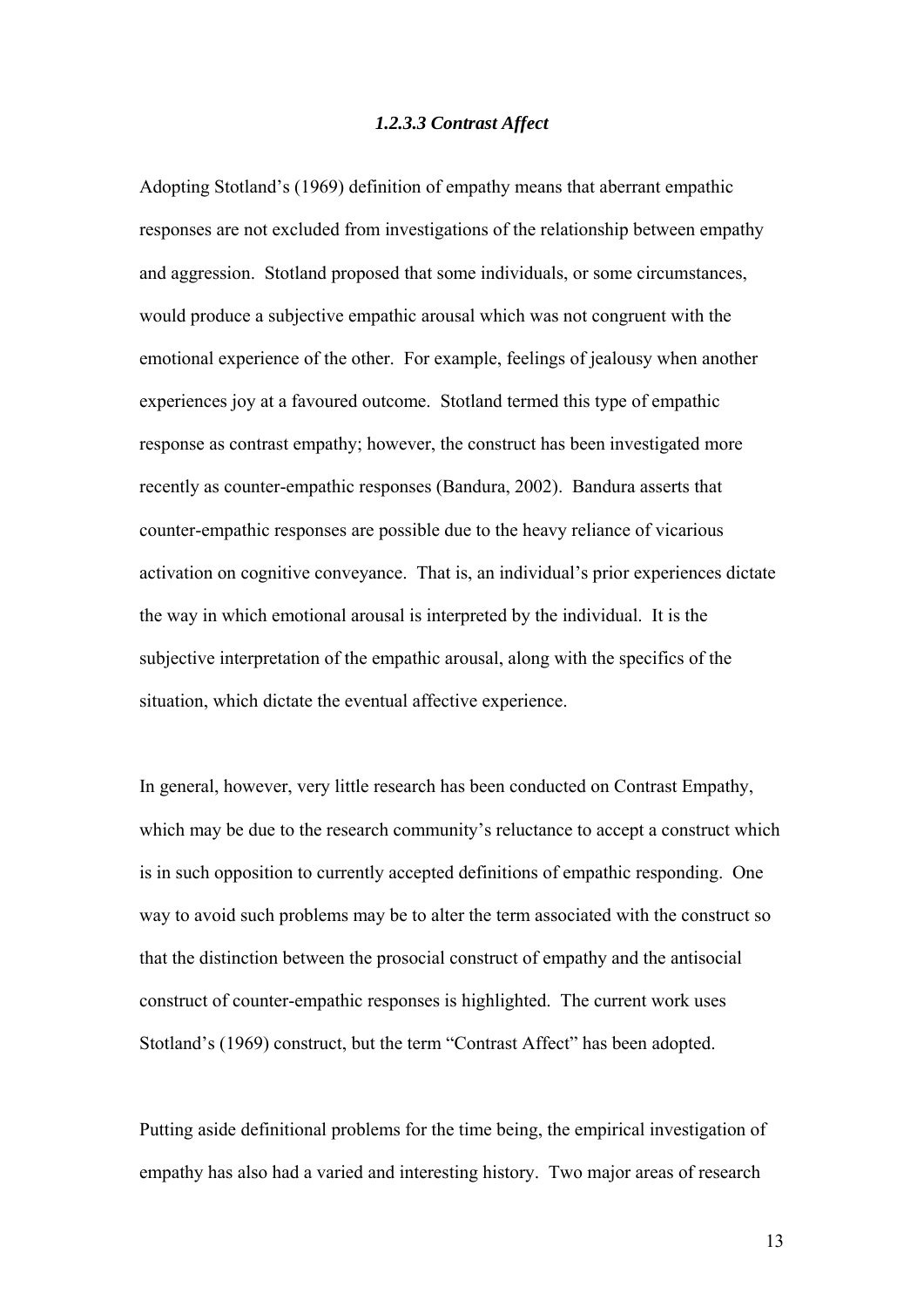#### *1.2.3.3 Contrast Affect*

Adopting Stotland's (1969) definition of empathy means that aberrant empathic responses are not excluded from investigations of the relationship between empathy and aggression. Stotland proposed that some individuals, or some circumstances, would produce a subjective empathic arousal which was not congruent with the emotional experience of the other. For example, feelings of jealousy when another experiences joy at a favoured outcome. Stotland termed this type of empathic response as contrast empathy; however, the construct has been investigated more recently as counter-empathic responses (Bandura, 2002). Bandura asserts that counter-empathic responses are possible due to the heavy reliance of vicarious activation on cognitive conveyance. That is, an individual's prior experiences dictate the way in which emotional arousal is interpreted by the individual. It is the subjective interpretation of the empathic arousal, along with the specifics of the situation, which dictate the eventual affective experience.

In general, however, very little research has been conducted on Contrast Empathy, which may be due to the research community's reluctance to accept a construct which is in such opposition to currently accepted definitions of empathic responding. One way to avoid such problems may be to alter the term associated with the construct so that the distinction between the prosocial construct of empathy and the antisocial construct of counter-empathic responses is highlighted. The current work uses Stotland's (1969) construct, but the term "Contrast Affect" has been adopted.

Putting aside definitional problems for the time being, the empirical investigation of empathy has also had a varied and interesting history. Two major areas of research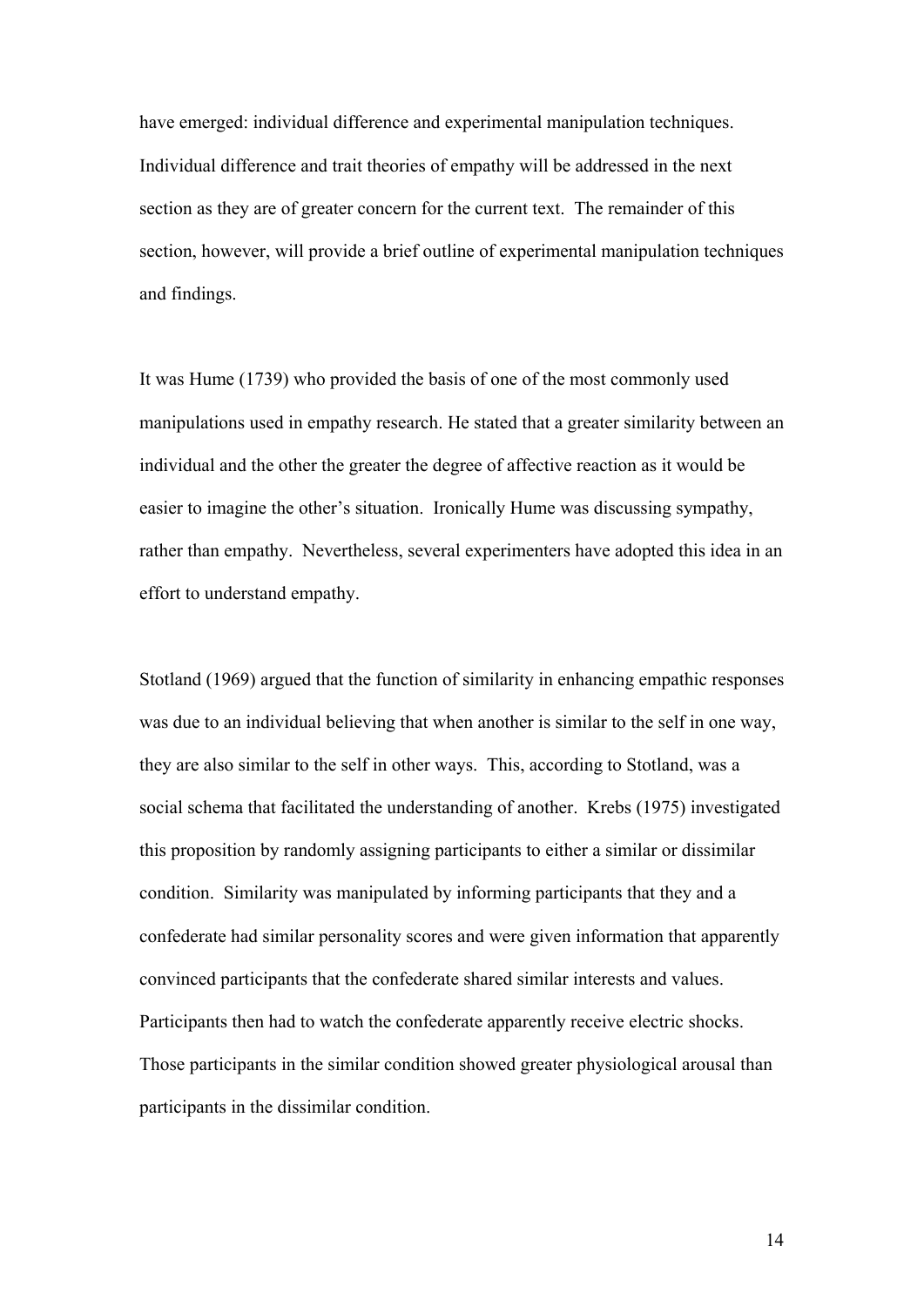have emerged: individual difference and experimental manipulation techniques. Individual difference and trait theories of empathy will be addressed in the next section as they are of greater concern for the current text. The remainder of this section, however, will provide a brief outline of experimental manipulation techniques and findings.

It was Hume (1739) who provided the basis of one of the most commonly used manipulations used in empathy research. He stated that a greater similarity between an individual and the other the greater the degree of affective reaction as it would be easier to imagine the other's situation. Ironically Hume was discussing sympathy, rather than empathy. Nevertheless, several experimenters have adopted this idea in an effort to understand empathy.

Stotland (1969) argued that the function of similarity in enhancing empathic responses was due to an individual believing that when another is similar to the self in one way, they are also similar to the self in other ways. This, according to Stotland, was a social schema that facilitated the understanding of another. Krebs (1975) investigated this proposition by randomly assigning participants to either a similar or dissimilar condition. Similarity was manipulated by informing participants that they and a confederate had similar personality scores and were given information that apparently convinced participants that the confederate shared similar interests and values. Participants then had to watch the confederate apparently receive electric shocks. Those participants in the similar condition showed greater physiological arousal than participants in the dissimilar condition.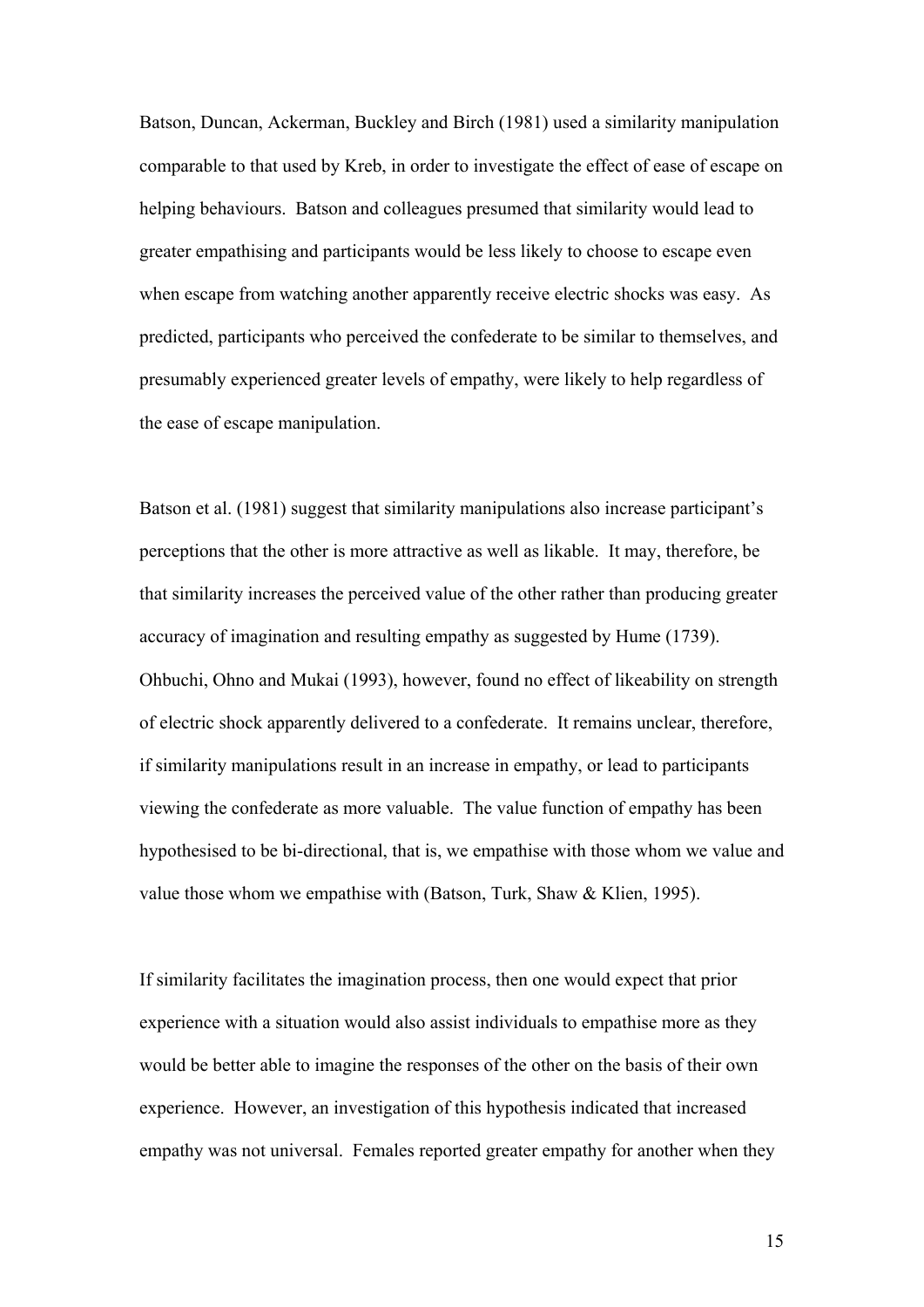Batson, Duncan, Ackerman, Buckley and Birch (1981) used a similarity manipulation comparable to that used by Kreb, in order to investigate the effect of ease of escape on helping behaviours. Batson and colleagues presumed that similarity would lead to greater empathising and participants would be less likely to choose to escape even when escape from watching another apparently receive electric shocks was easy. As predicted, participants who perceived the confederate to be similar to themselves, and presumably experienced greater levels of empathy, were likely to help regardless of the ease of escape manipulation.

Batson et al. (1981) suggest that similarity manipulations also increase participant's perceptions that the other is more attractive as well as likable. It may, therefore, be that similarity increases the perceived value of the other rather than producing greater accuracy of imagination and resulting empathy as suggested by Hume (1739). Ohbuchi, Ohno and Mukai (1993), however, found no effect of likeability on strength of electric shock apparently delivered to a confederate. It remains unclear, therefore, if similarity manipulations result in an increase in empathy, or lead to participants viewing the confederate as more valuable. The value function of empathy has been hypothesised to be bi-directional, that is, we empathise with those whom we value and value those whom we empathise with (Batson, Turk, Shaw & Klien, 1995).

If similarity facilitates the imagination process, then one would expect that prior experience with a situation would also assist individuals to empathise more as they would be better able to imagine the responses of the other on the basis of their own experience. However, an investigation of this hypothesis indicated that increased empathy was not universal. Females reported greater empathy for another when they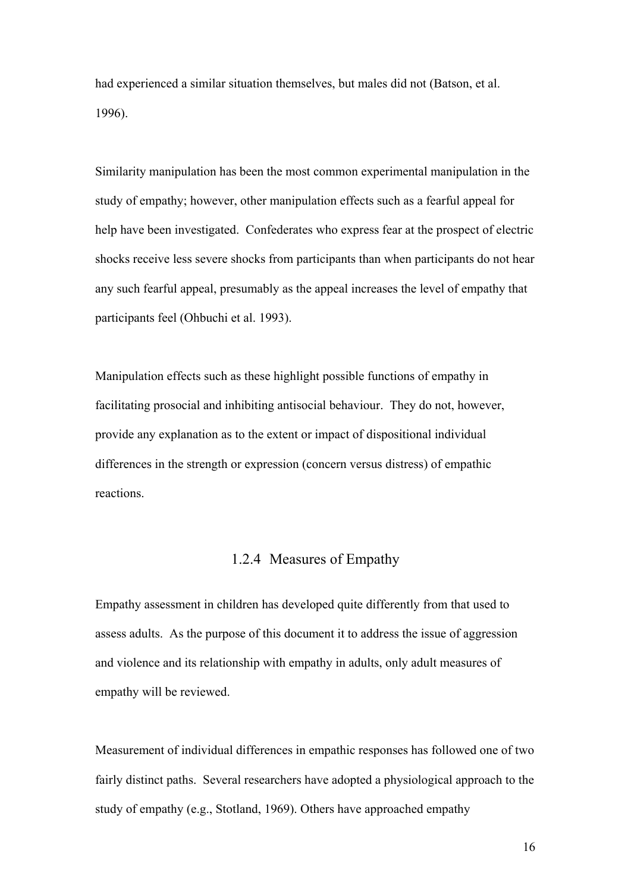had experienced a similar situation themselves, but males did not (Batson, et al. 1996).

Similarity manipulation has been the most common experimental manipulation in the study of empathy; however, other manipulation effects such as a fearful appeal for help have been investigated. Confederates who express fear at the prospect of electric shocks receive less severe shocks from participants than when participants do not hear any such fearful appeal, presumably as the appeal increases the level of empathy that participants feel (Ohbuchi et al. 1993).

Manipulation effects such as these highlight possible functions of empathy in facilitating prosocial and inhibiting antisocial behaviour. They do not, however, provide any explanation as to the extent or impact of dispositional individual differences in the strength or expression (concern versus distress) of empathic reactions.

### 1.2.4 Measures of Empathy

Empathy assessment in children has developed quite differently from that used to assess adults. As the purpose of this document it to address the issue of aggression and violence and its relationship with empathy in adults, only adult measures of empathy will be reviewed.

Measurement of individual differences in empathic responses has followed one of two fairly distinct paths. Several researchers have adopted a physiological approach to the study of empathy (e.g., Stotland, 1969). Others have approached empathy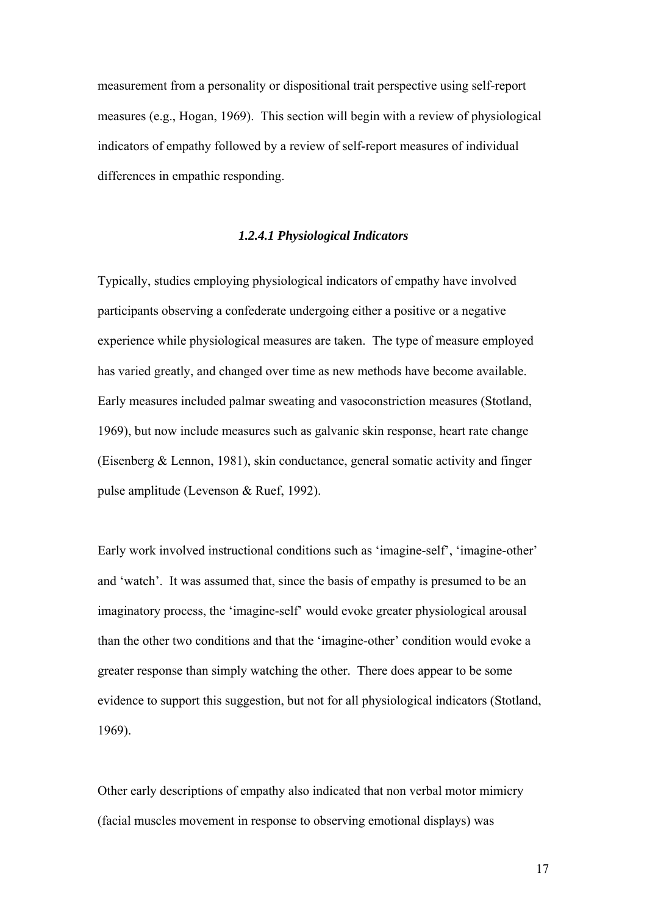measurement from a personality or dispositional trait perspective using self-report measures (e.g., Hogan, 1969). This section will begin with a review of physiological indicators of empathy followed by a review of self-report measures of individual differences in empathic responding.

#### *1.2.4.1 Physiological Indicators*

Typically, studies employing physiological indicators of empathy have involved participants observing a confederate undergoing either a positive or a negative experience while physiological measures are taken. The type of measure employed has varied greatly, and changed over time as new methods have become available. Early measures included palmar sweating and vasoconstriction measures (Stotland, 1969), but now include measures such as galvanic skin response, heart rate change (Eisenberg & Lennon, 1981), skin conductance, general somatic activity and finger pulse amplitude (Levenson & Ruef, 1992).

Early work involved instructional conditions such as 'imagine-self', 'imagine-other' and 'watch'. It was assumed that, since the basis of empathy is presumed to be an imaginatory process, the 'imagine-self' would evoke greater physiological arousal than the other two conditions and that the 'imagine-other' condition would evoke a greater response than simply watching the other. There does appear to be some evidence to support this suggestion, but not for all physiological indicators (Stotland, 1969).

Other early descriptions of empathy also indicated that non verbal motor mimicry (facial muscles movement in response to observing emotional displays) was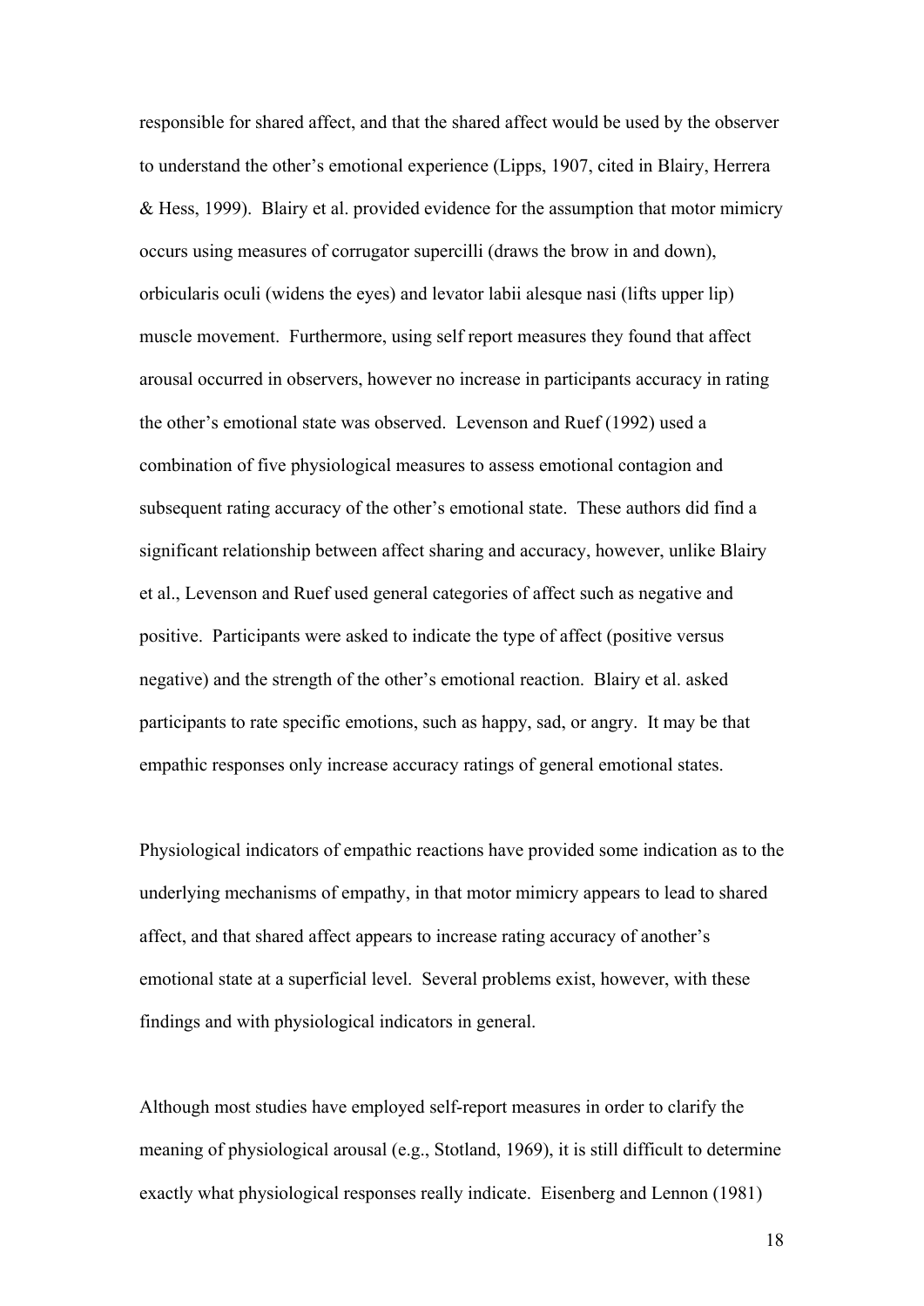responsible for shared affect, and that the shared affect would be used by the observer to understand the other's emotional experience (Lipps, 1907, cited in Blairy, Herrera & Hess, 1999). Blairy et al. provided evidence for the assumption that motor mimicry occurs using measures of corrugator supercilli (draws the brow in and down), orbicularis oculi (widens the eyes) and levator labii alesque nasi (lifts upper lip) muscle movement. Furthermore, using self report measures they found that affect arousal occurred in observers, however no increase in participants accuracy in rating the other's emotional state was observed. Levenson and Ruef (1992) used a combination of five physiological measures to assess emotional contagion and subsequent rating accuracy of the other's emotional state. These authors did find a significant relationship between affect sharing and accuracy, however, unlike Blairy et al., Levenson and Ruef used general categories of affect such as negative and positive. Participants were asked to indicate the type of affect (positive versus negative) and the strength of the other's emotional reaction. Blairy et al. asked participants to rate specific emotions, such as happy, sad, or angry. It may be that empathic responses only increase accuracy ratings of general emotional states.

Physiological indicators of empathic reactions have provided some indication as to the underlying mechanisms of empathy, in that motor mimicry appears to lead to shared affect, and that shared affect appears to increase rating accuracy of another's emotional state at a superficial level. Several problems exist, however, with these findings and with physiological indicators in general.

Although most studies have employed self-report measures in order to clarify the meaning of physiological arousal (e.g., Stotland, 1969), it is still difficult to determine exactly what physiological responses really indicate. Eisenberg and Lennon (1981)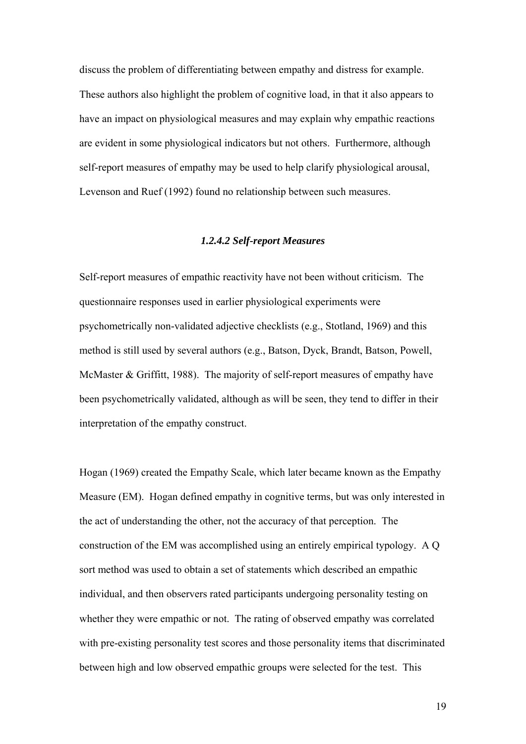discuss the problem of differentiating between empathy and distress for example. These authors also highlight the problem of cognitive load, in that it also appears to have an impact on physiological measures and may explain why empathic reactions are evident in some physiological indicators but not others. Furthermore, although self-report measures of empathy may be used to help clarify physiological arousal, Levenson and Ruef (1992) found no relationship between such measures.

#### *1.2.4.2 Self-report Measures*

Self-report measures of empathic reactivity have not been without criticism. The questionnaire responses used in earlier physiological experiments were psychometrically non-validated adjective checklists (e.g., Stotland, 1969) and this method is still used by several authors (e.g., Batson, Dyck, Brandt, Batson, Powell, McMaster & Griffitt, 1988). The majority of self-report measures of empathy have been psychometrically validated, although as will be seen, they tend to differ in their interpretation of the empathy construct.

Hogan (1969) created the Empathy Scale, which later became known as the Empathy Measure (EM). Hogan defined empathy in cognitive terms, but was only interested in the act of understanding the other, not the accuracy of that perception. The construction of the EM was accomplished using an entirely empirical typology. A Q sort method was used to obtain a set of statements which described an empathic individual, and then observers rated participants undergoing personality testing on whether they were empathic or not. The rating of observed empathy was correlated with pre-existing personality test scores and those personality items that discriminated between high and low observed empathic groups were selected for the test. This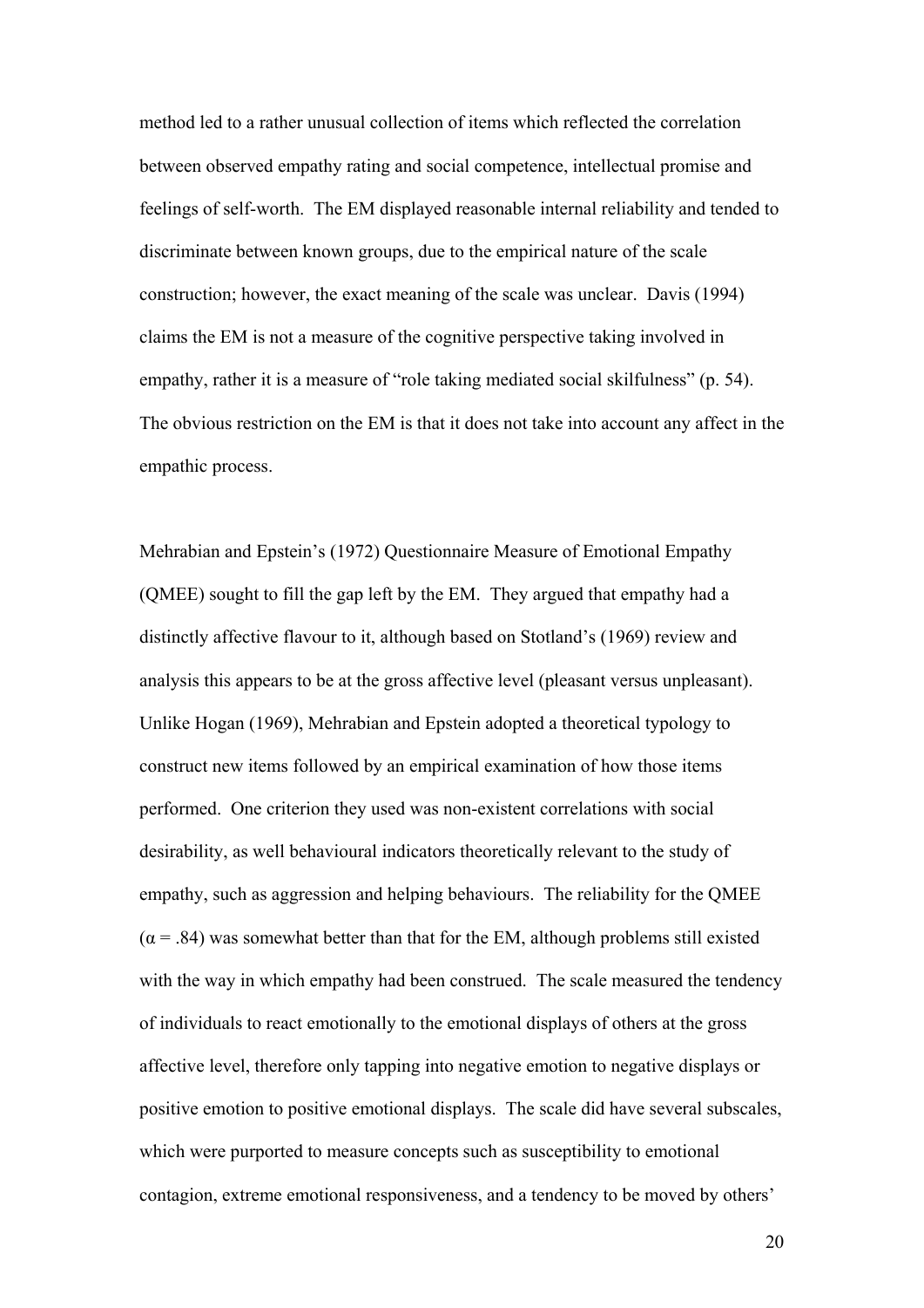method led to a rather unusual collection of items which reflected the correlation between observed empathy rating and social competence, intellectual promise and feelings of self-worth. The EM displayed reasonable internal reliability and tended to discriminate between known groups, due to the empirical nature of the scale construction; however, the exact meaning of the scale was unclear. Davis (1994) claims the EM is not a measure of the cognitive perspective taking involved in empathy, rather it is a measure of "role taking mediated social skilfulness" (p. 54). The obvious restriction on the EM is that it does not take into account any affect in the empathic process.

Mehrabian and Epstein's (1972) Questionnaire Measure of Emotional Empathy (QMEE) sought to fill the gap left by the EM. They argued that empathy had a distinctly affective flavour to it, although based on Stotland's (1969) review and analysis this appears to be at the gross affective level (pleasant versus unpleasant). Unlike Hogan (1969), Mehrabian and Epstein adopted a theoretical typology to construct new items followed by an empirical examination of how those items performed. One criterion they used was non-existent correlations with social desirability, as well behavioural indicators theoretically relevant to the study of empathy, such as aggression and helping behaviours. The reliability for the QMEE ($\alpha = .84$) was somewhat better than that for the EM, although problems still existed with the way in which empathy had been construed. The scale measured the tendency of individuals to react emotionally to the emotional displays of others at the gross affective level, therefore only tapping into negative emotion to negative displays or positive emotion to positive emotional displays. The scale did have several subscales, which were purported to measure concepts such as susceptibility to emotional contagion, extreme emotional responsiveness, and a tendency to be moved by others'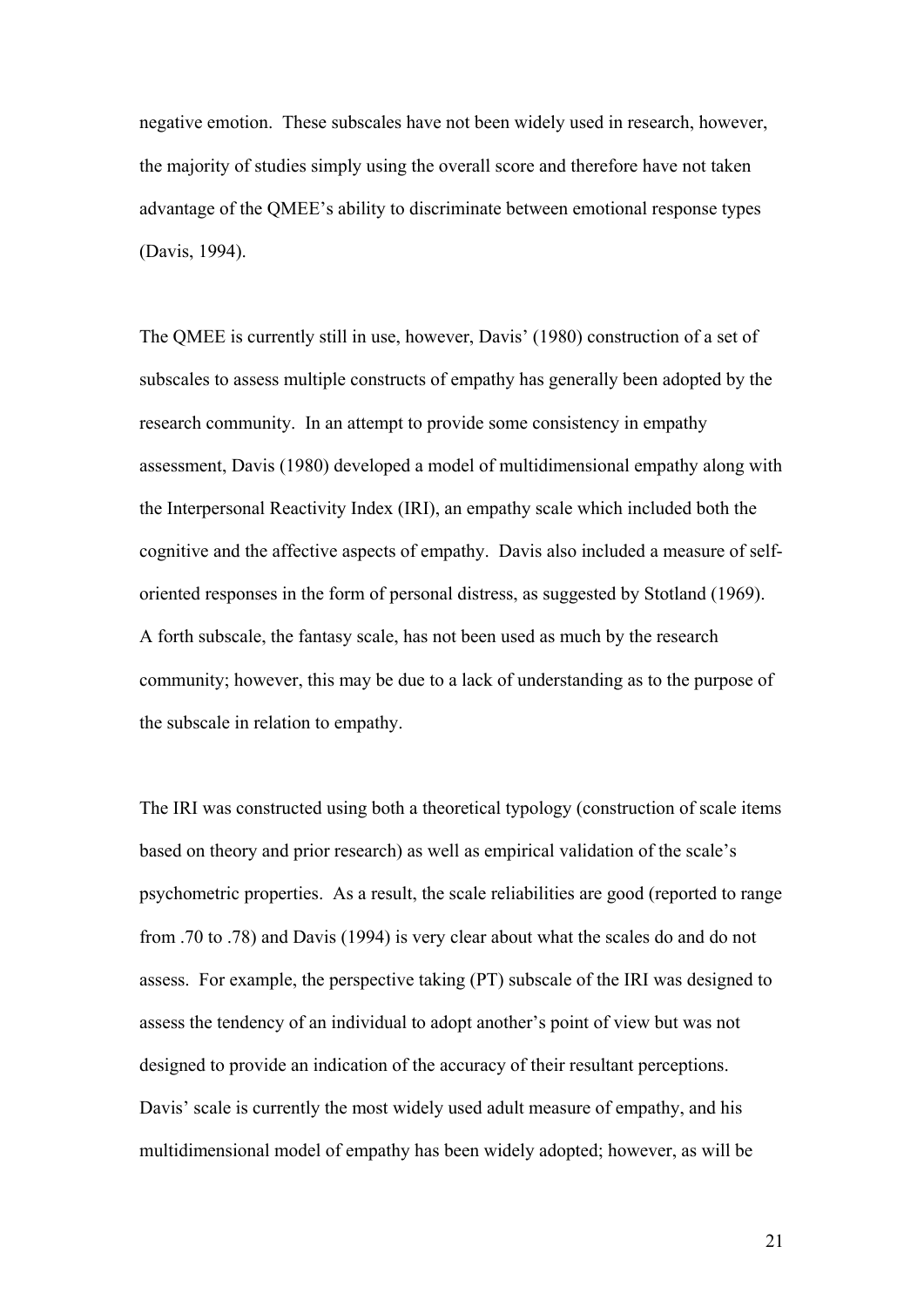negative emotion. These subscales have not been widely used in research, however, the majority of studies simply using the overall score and therefore have not taken advantage of the QMEE's ability to discriminate between emotional response types (Davis, 1994).

The QMEE is currently still in use, however, Davis' (1980) construction of a set of subscales to assess multiple constructs of empathy has generally been adopted by the research community. In an attempt to provide some consistency in empathy assessment, Davis (1980) developed a model of multidimensional empathy along with the Interpersonal Reactivity Index (IRI), an empathy scale which included both the cognitive and the affective aspects of empathy. Davis also included a measure of self-oriented responses in the form of personal distress, as suggested by Stotland (1969). A forth subscale, the fantasy scale, has not been used as much by the research community; however, this may be due to a lack of understanding as to the purpose of the subscale in relation to empathy.

The IRI was constructed using both a theoretical typology (construction of scale items based on theory and prior research) as well as empirical validation of the scale's psychometric properties. As a result, the scale reliabilities are good (reported to range from .70 to .78) and Davis (1994) is very clear about what the scales do and do not assess. For example, the perspective taking (PT) subscale of the IRI was designed to assess the tendency of an individual to adopt another's point of view but was not designed to provide an indication of the accuracy of their resultant perceptions. Davis' scale is currently the most widely used adult measure of empathy, and his multidimensional model of empathy has been widely adopted; however, as will be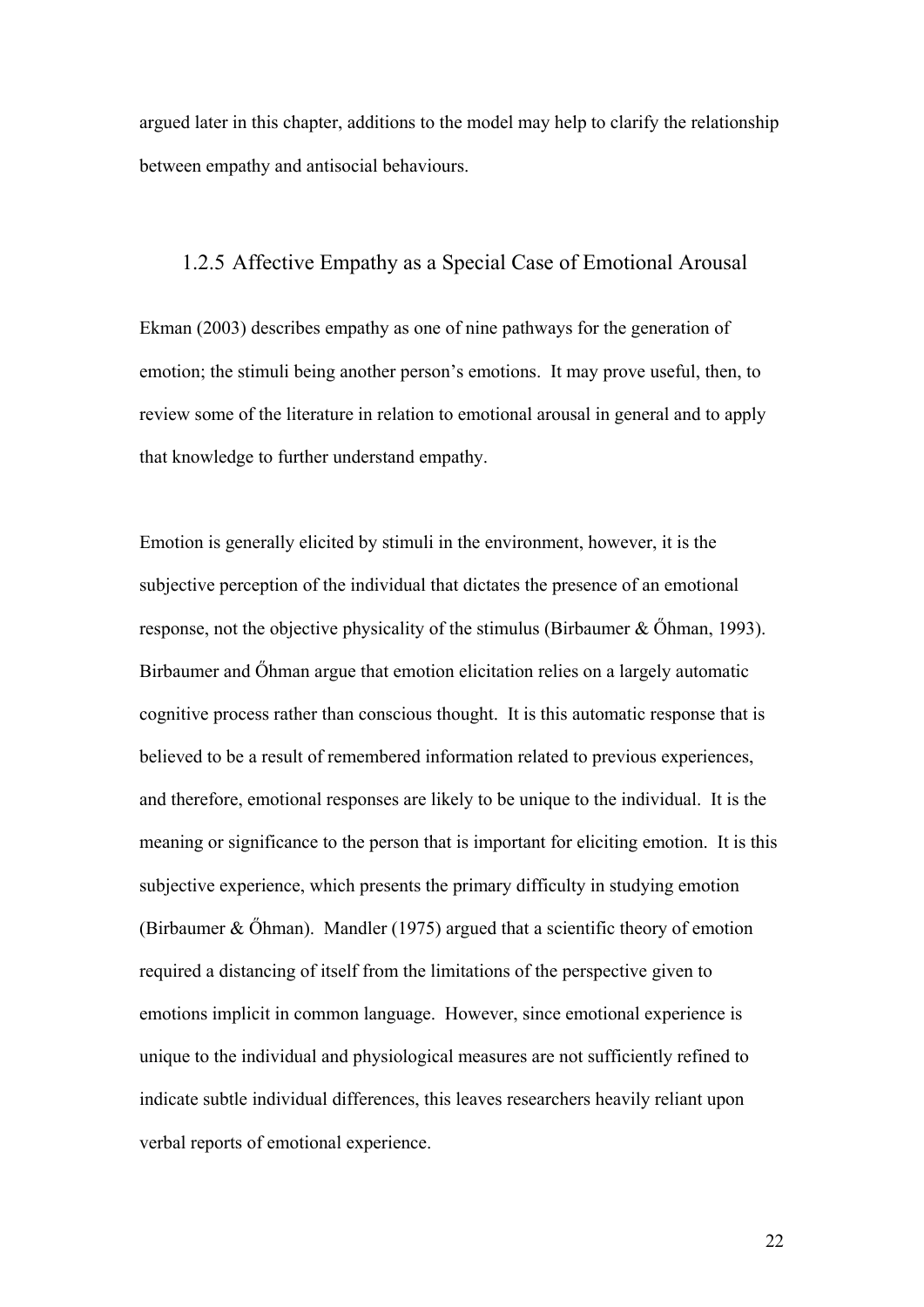argued later in this chapter, additions to the model may help to clarify the relationship between empathy and antisocial behaviours.

### 1.2.5 Affective Empathy as a Special Case of Emotional Arousal

Ekman (2003) describes empathy as one of nine pathways for the generation of emotion; the stimuli being another person's emotions. It may prove useful, then, to review some of the literature in relation to emotional arousal in general and to apply that knowledge to further understand empathy.

Emotion is generally elicited by stimuli in the environment, however, it is the subjective perception of the individual that dictates the presence of an emotional response, not the objective physicality of the stimulus (Birbaumer & Őhman, 1993). Birbaumer and Őhman argue that emotion elicitation relies on a largely automatic cognitive process rather than conscious thought. It is this automatic response that is believed to be a result of remembered information related to previous experiences, and therefore, emotional responses are likely to be unique to the individual. It is the meaning or significance to the person that is important for eliciting emotion. It is this subjective experience, which presents the primary difficulty in studying emotion (Birbaumer & Őhman). Mandler (1975) argued that a scientific theory of emotion required a distancing of itself from the limitations of the perspective given to emotions implicit in common language. However, since emotional experience is unique to the individual and physiological measures are not sufficiently refined to indicate subtle individual differences, this leaves researchers heavily reliant upon verbal reports of emotional experience.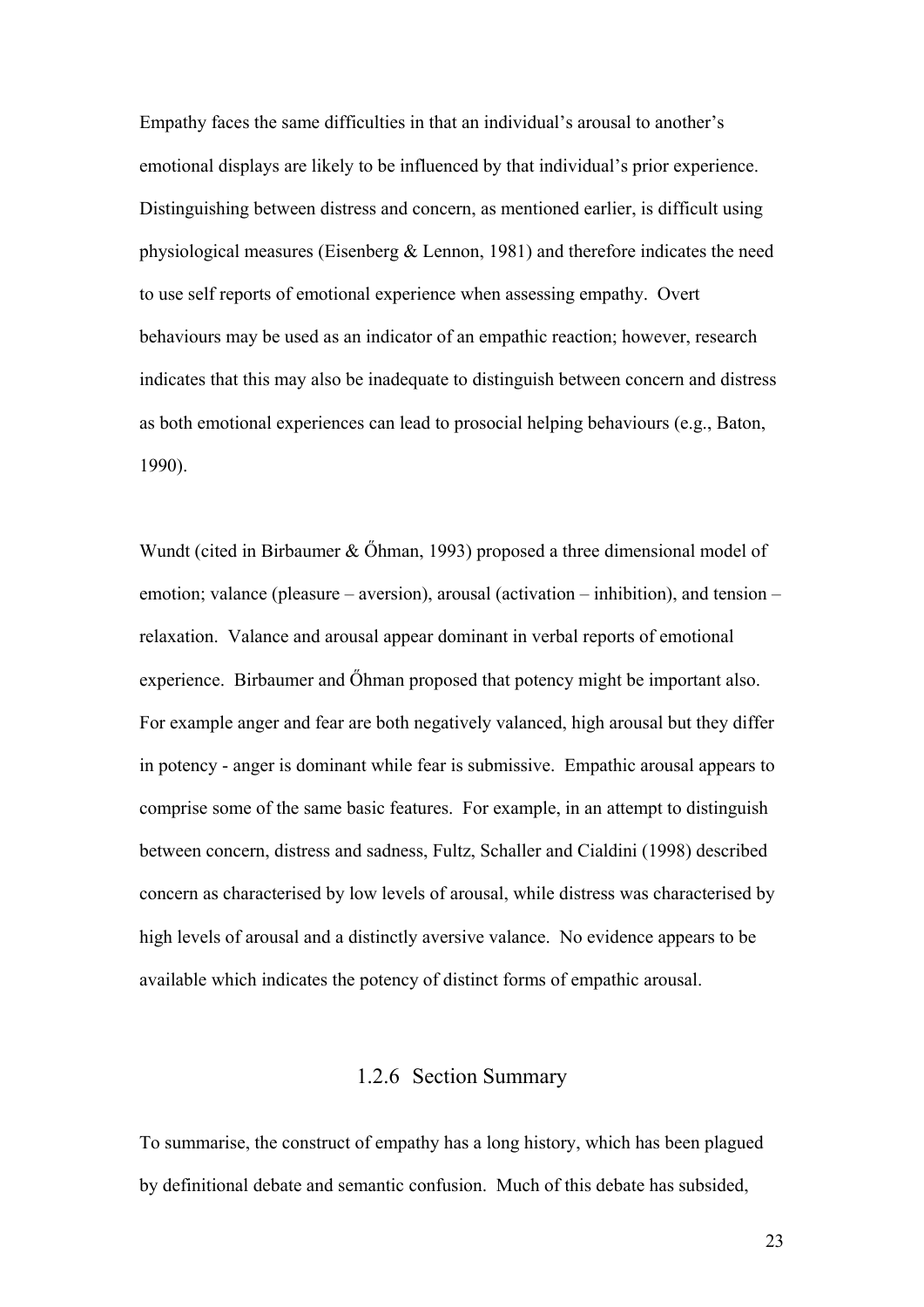Empathy faces the same difficulties in that an individual's arousal to another's emotional displays are likely to be influenced by that individual's prior experience. Distinguishing between distress and concern, as mentioned earlier, is difficult using physiological measures (Eisenberg & Lennon, 1981) and therefore indicates the need to use self reports of emotional experience when assessing empathy. Overt behaviours may be used as an indicator of an empathic reaction; however, research indicates that this may also be inadequate to distinguish between concern and distress as both emotional experiences can lead to prosocial helping behaviours (e.g., Baton, 1990).

Wundt (cited in Birbaumer & Őhman, 1993) proposed a three dimensional model of emotion; valance (pleasure – aversion), arousal (activation – inhibition), and tension – relaxation. Valance and arousal appear dominant in verbal reports of emotional experience. Birbaumer and Őhman proposed that potency might be important also. For example anger and fear are both negatively valanced, high arousal but they differ in potency - anger is dominant while fear is submissive. Empathic arousal appears to comprise some of the same basic features. For example, in an attempt to distinguish between concern, distress and sadness, Fultz, Schaller and Cialdini (1998) described concern as characterised by low levels of arousal, while distress was characterised by high levels of arousal and a distinctly aversive valance. No evidence appears to be available which indicates the potency of distinct forms of empathic arousal.

### 1.2.6 Section Summary

To summarise, the construct of empathy has a long history, which has been plagued by definitional debate and semantic confusion. Much of this debate has subsided,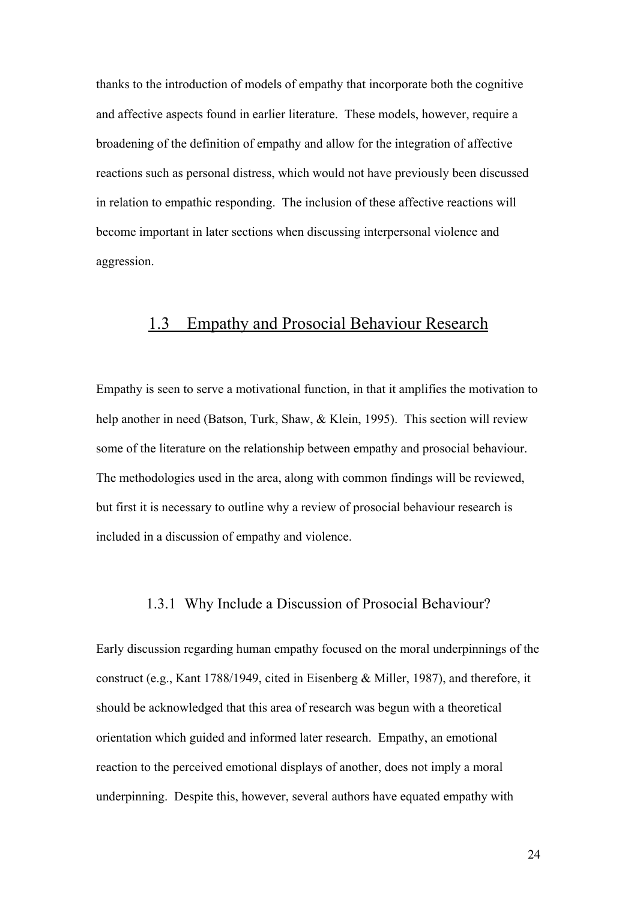thanks to the introduction of models of empathy that incorporate both the cognitive and affective aspects found in earlier literature. These models, however, require a broadening of the definition of empathy and allow for the integration of affective reactions such as personal distress, which would not have previously been discussed in relation to empathic responding. The inclusion of these affective reactions will become important in later sections when discussing interpersonal violence and aggression.

## 1.3 Empathy and Prosocial Behaviour Research

Empathy is seen to serve a motivational function, in that it amplifies the motivation to help another in need (Batson, Turk, Shaw, & Klein, 1995). This section will review some of the literature on the relationship between empathy and prosocial behaviour. The methodologies used in the area, along with common findings will be reviewed, but first it is necessary to outline why a review of prosocial behaviour research is included in a discussion of empathy and violence.

### 1.3.1 Why Include a Discussion of Prosocial Behaviour?

Early discussion regarding human empathy focused on the moral underpinnings of the construct (e.g., Kant 1788/1949, cited in Eisenberg & Miller, 1987), and therefore, it should be acknowledged that this area of research was begun with a theoretical orientation which guided and informed later research. Empathy, an emotional reaction to the perceived emotional displays of another, does not imply a moral underpinning. Despite this, however, several authors have equated empathy with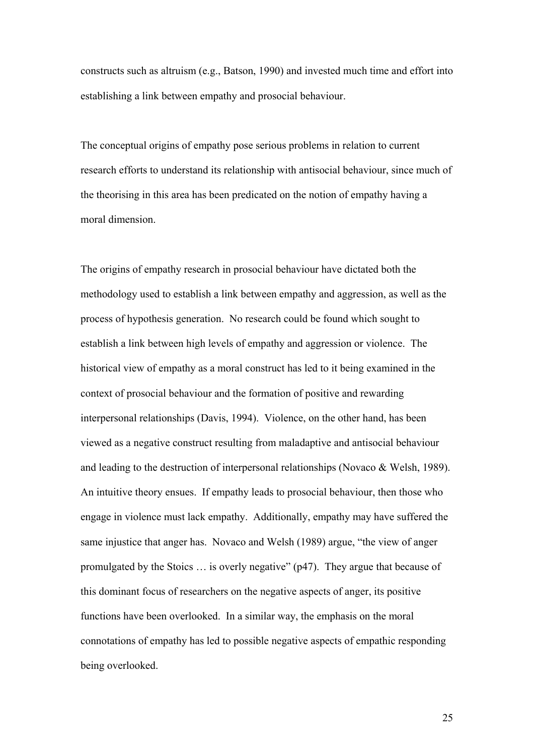constructs such as altruism (e.g., Batson, 1990) and invested much time and effort into establishing a link between empathy and prosocial behaviour.

The conceptual origins of empathy pose serious problems in relation to current research efforts to understand its relationship with antisocial behaviour, since much of the theorising in this area has been predicated on the notion of empathy having a moral dimension.

The origins of empathy research in prosocial behaviour have dictated both the methodology used to establish a link between empathy and aggression, as well as the process of hypothesis generation. No research could be found which sought to establish a link between high levels of empathy and aggression or violence. The historical view of empathy as a moral construct has led to it being examined in the context of prosocial behaviour and the formation of positive and rewarding interpersonal relationships (Davis, 1994). Violence, on the other hand, has been viewed as a negative construct resulting from maladaptive and antisocial behaviour and leading to the destruction of interpersonal relationships (Novaco & Welsh, 1989). An intuitive theory ensues. If empathy leads to prosocial behaviour, then those who engage in violence must lack empathy. Additionally, empathy may have suffered the same injustice that anger has. Novaco and Welsh (1989) argue, "the view of anger promulgated by the Stoics … is overly negative" (p47). They argue that because of this dominant focus of researchers on the negative aspects of anger, its positive functions have been overlooked. In a similar way, the emphasis on the moral connotations of empathy has led to possible negative aspects of empathic responding being overlooked.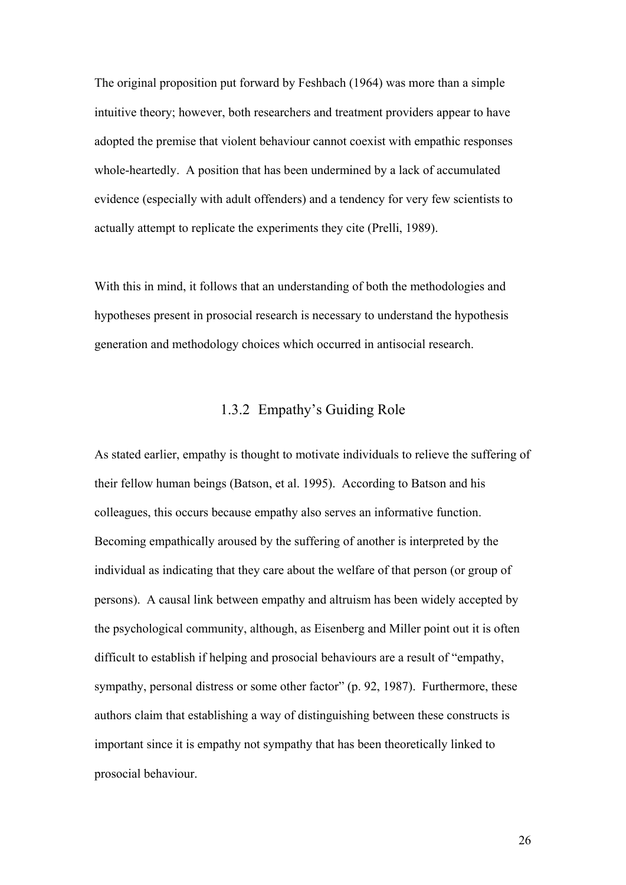The original proposition put forward by Feshbach (1964) was more than a simple intuitive theory; however, both researchers and treatment providers appear to have adopted the premise that violent behaviour cannot coexist with empathic responses whole-heartedly. A position that has been undermined by a lack of accumulated evidence (especially with adult offenders) and a tendency for very few scientists to actually attempt to replicate the experiments they cite (Prelli, 1989).

With this in mind, it follows that an understanding of both the methodologies and hypotheses present in prosocial research is necessary to understand the hypothesis generation and methodology choices which occurred in antisocial research.

### 1.3.2 Empathy's Guiding Role

As stated earlier, empathy is thought to motivate individuals to relieve the suffering of their fellow human beings (Batson, et al. 1995). According to Batson and his colleagues, this occurs because empathy also serves an informative function. Becoming empathically aroused by the suffering of another is interpreted by the individual as indicating that they care about the welfare of that person (or group of persons). A causal link between empathy and altruism has been widely accepted by the psychological community, although, as Eisenberg and Miller point out it is often difficult to establish if helping and prosocial behaviours are a result of "empathy, sympathy, personal distress or some other factor" (p. 92, 1987). Furthermore, these authors claim that establishing a way of distinguishing between these constructs is important since it is empathy not sympathy that has been theoretically linked to prosocial behaviour.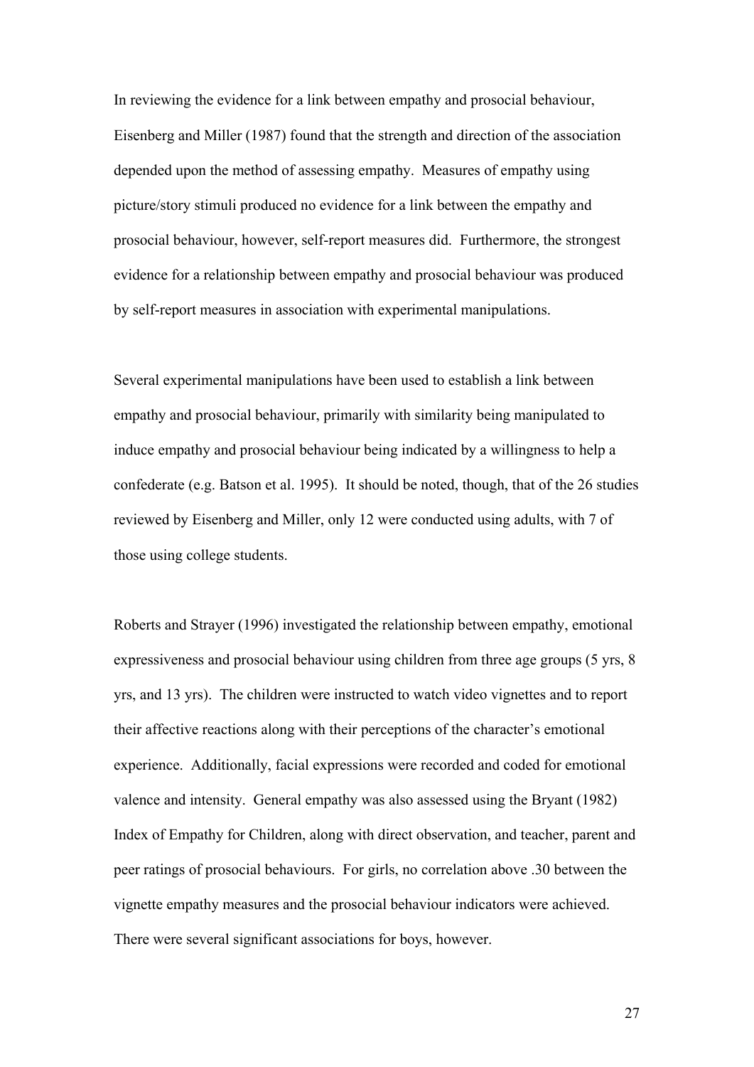In reviewing the evidence for a link between empathy and prosocial behaviour, Eisenberg and Miller (1987) found that the strength and direction of the association depended upon the method of assessing empathy. Measures of empathy using picture/story stimuli produced no evidence for a link between the empathy and prosocial behaviour, however, self-report measures did. Furthermore, the strongest evidence for a relationship between empathy and prosocial behaviour was produced by self-report measures in association with experimental manipulations.

Several experimental manipulations have been used to establish a link between empathy and prosocial behaviour, primarily with similarity being manipulated to induce empathy and prosocial behaviour being indicated by a willingness to help a confederate (e.g. Batson et al. 1995). It should be noted, though, that of the 26 studies reviewed by Eisenberg and Miller, only 12 were conducted using adults, with 7 of those using college students.

Roberts and Strayer (1996) investigated the relationship between empathy, emotional expressiveness and prosocial behaviour using children from three age groups (5 yrs, 8 yrs, and 13 yrs). The children were instructed to watch video vignettes and to report their affective reactions along with their perceptions of the character's emotional experience. Additionally, facial expressions were recorded and coded for emotional valence and intensity. General empathy was also assessed using the Bryant (1982) Index of Empathy for Children, along with direct observation, and teacher, parent and peer ratings of prosocial behaviours. For girls, no correlation above .30 between the vignette empathy measures and the prosocial behaviour indicators were achieved. There were several significant associations for boys, however.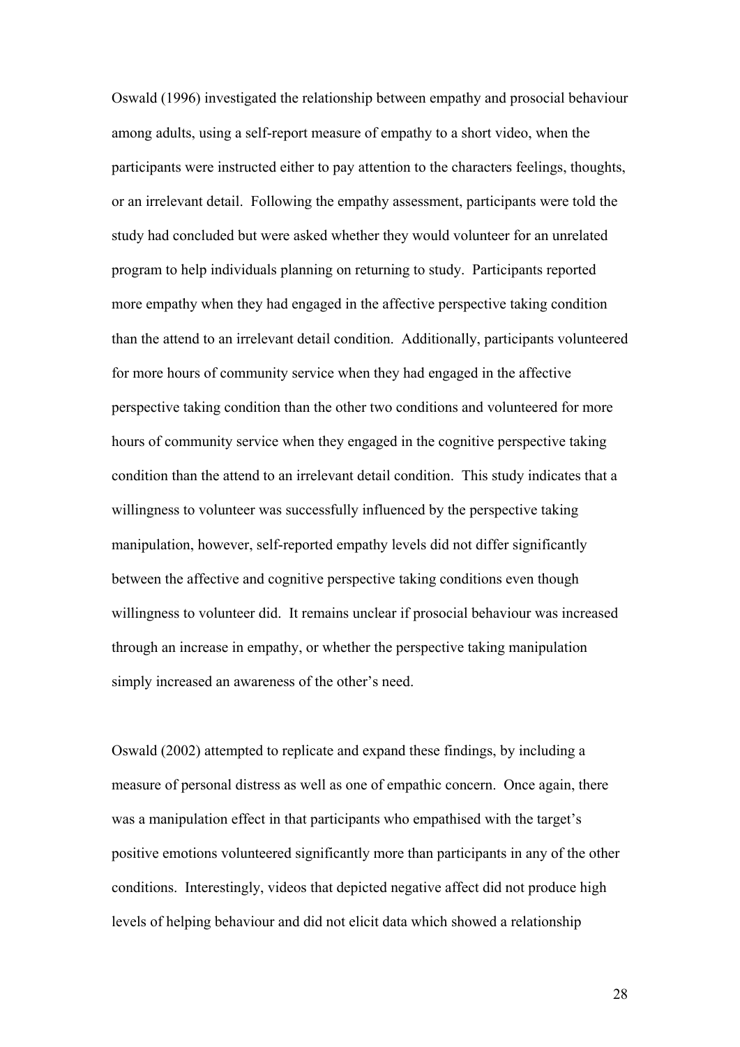Oswald (1996) investigated the relationship between empathy and prosocial behaviour among adults, using a self-report measure of empathy to a short video, when the participants were instructed either to pay attention to the characters feelings, thoughts, or an irrelevant detail. Following the empathy assessment, participants were told the study had concluded but were asked whether they would volunteer for an unrelated program to help individuals planning on returning to study. Participants reported more empathy when they had engaged in the affective perspective taking condition than the attend to an irrelevant detail condition. Additionally, participants volunteered for more hours of community service when they had engaged in the affective perspective taking condition than the other two conditions and volunteered for more hours of community service when they engaged in the cognitive perspective taking condition than the attend to an irrelevant detail condition. This study indicates that a willingness to volunteer was successfully influenced by the perspective taking manipulation, however, self-reported empathy levels did not differ significantly between the affective and cognitive perspective taking conditions even though willingness to volunteer did. It remains unclear if prosocial behaviour was increased through an increase in empathy, or whether the perspective taking manipulation simply increased an awareness of the other's need.

Oswald (2002) attempted to replicate and expand these findings, by including a measure of personal distress as well as one of empathic concern. Once again, there was a manipulation effect in that participants who empathised with the target's positive emotions volunteered significantly more than participants in any of the other conditions. Interestingly, videos that depicted negative affect did not produce high levels of helping behaviour and did not elicit data which showed a relationship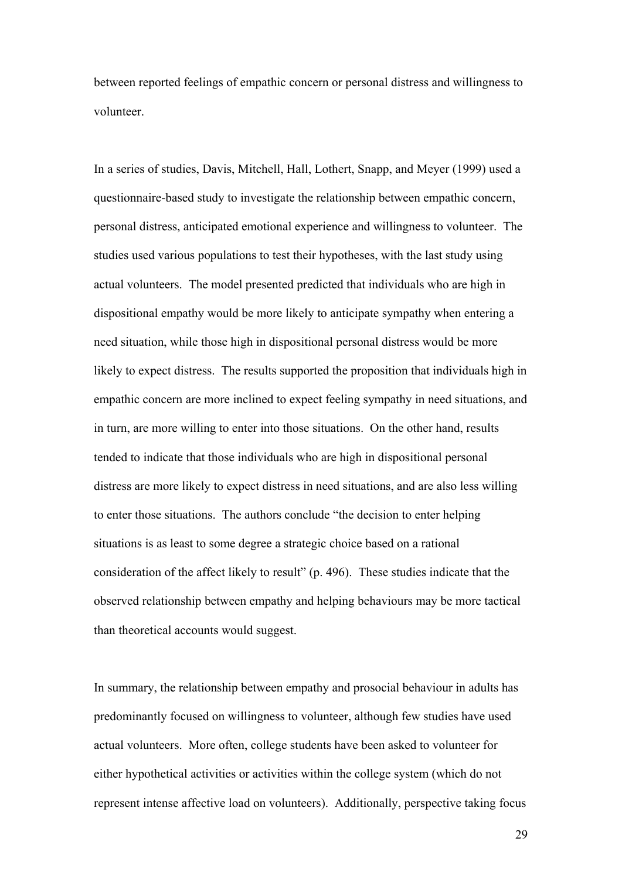between reported feelings of empathic concern or personal distress and willingness to volunteer.

In a series of studies, Davis, Mitchell, Hall, Lothert, Snapp, and Meyer (1999) used a questionnaire-based study to investigate the relationship between empathic concern, personal distress, anticipated emotional experience and willingness to volunteer. The studies used various populations to test their hypotheses, with the last study using actual volunteers. The model presented predicted that individuals who are high in dispositional empathy would be more likely to anticipate sympathy when entering a need situation, while those high in dispositional personal distress would be more likely to expect distress. The results supported the proposition that individuals high in empathic concern are more inclined to expect feeling sympathy in need situations, and in turn, are more willing to enter into those situations. On the other hand, results tended to indicate that those individuals who are high in dispositional personal distress are more likely to expect distress in need situations, and are also less willing to enter those situations. The authors conclude "the decision to enter helping situations is as least to some degree a strategic choice based on a rational consideration of the affect likely to result" (p. 496). These studies indicate that the observed relationship between empathy and helping behaviours may be more tactical than theoretical accounts would suggest.

In summary, the relationship between empathy and prosocial behaviour in adults has predominantly focused on willingness to volunteer, although few studies have used actual volunteers. More often, college students have been asked to volunteer for either hypothetical activities or activities within the college system (which do not represent intense affective load on volunteers). Additionally, perspective taking focus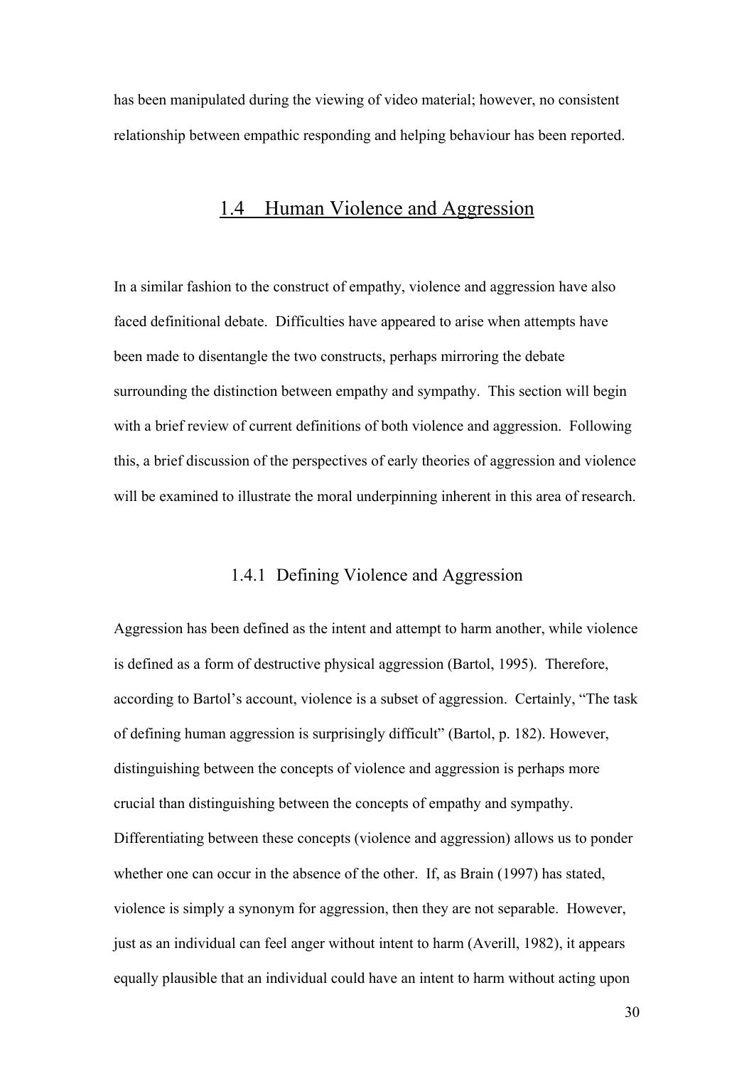has been manipulated during the viewing of video material; however, no consistent relationship between empathic responding and helping behaviour has been reported.

## 1.4 Human Violence and Aggression

In a similar fashion to the construct of empathy, violence and aggression have also faced definitional debate. Difficulties have appeared to arise when attempts have been made to disentangle the two constructs, perhaps mirroring the debate surrounding the distinction between empathy and sympathy. This section will begin with a brief review of current definitions of both violence and aggression. Following this, a brief discussion of the perspectives of early theories of aggression and violence will be examined to illustrate the moral underpinning inherent in this area of research.

### 1.4.1 Defining Violence and Aggression

Aggression has been defined as the intent and attempt to harm another, while violence is defined as a form of destructive physical aggression (Bartol, 1995). Therefore, according to Bartol's account, violence is a subset of aggression. Certainly, "The task of defining human aggression is surprisingly difficult" (Bartol, p. 182). However, distinguishing between the concepts of violence and aggression is perhaps more crucial than distinguishing between the concepts of empathy and sympathy. Differentiating between these concepts (violence and aggression) allows us to ponder whether one can occur in the absence of the other. If, as Brain (1997) has stated, violence is simply a synonym for aggression, then they are not separable. However, just as an individual can feel anger without intent to harm (Averill, 1982), it appears equally plausible that an individual could have an intent to harm without acting upon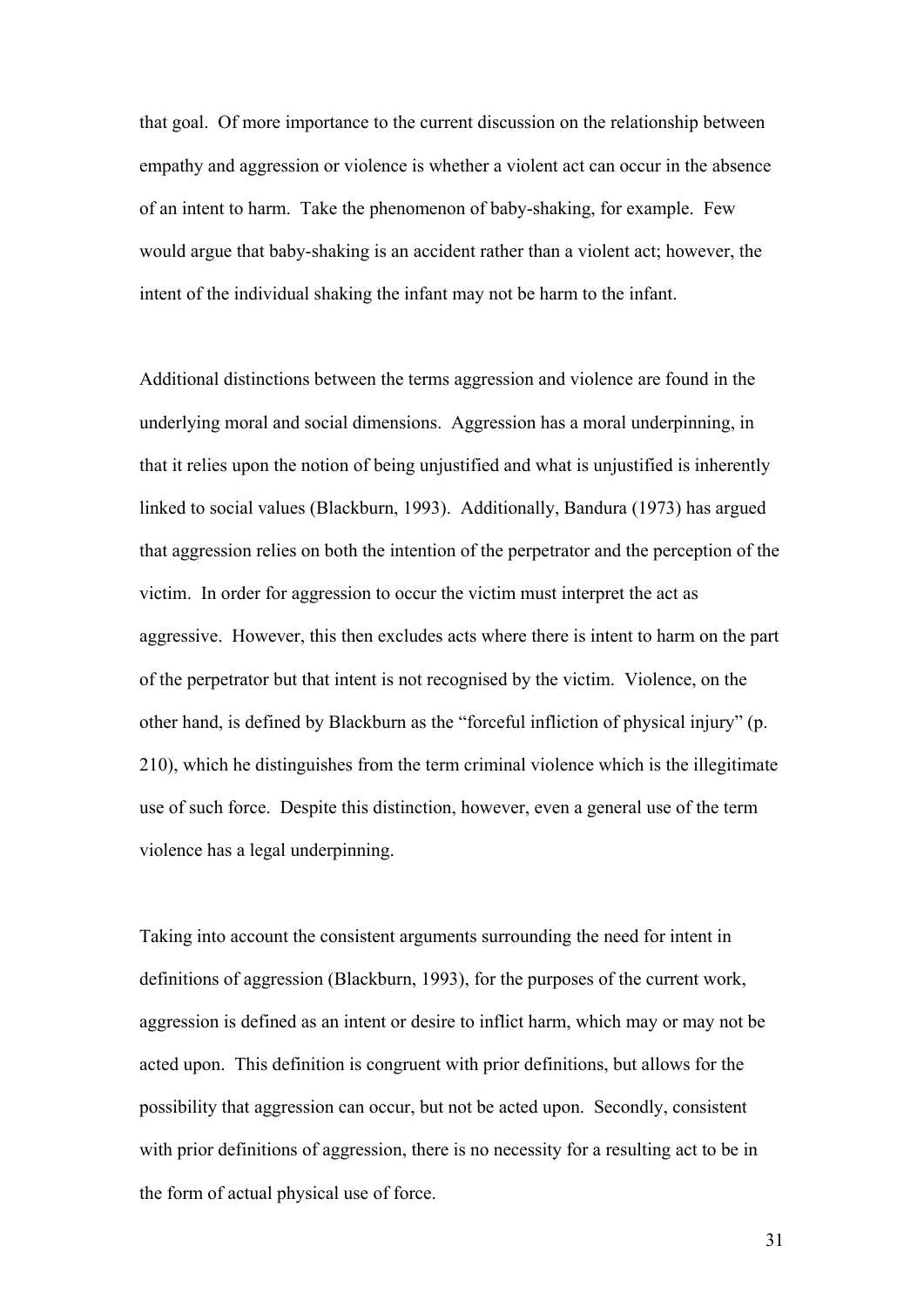that goal. Of more importance to the current discussion on the relationship between empathy and aggression or violence is whether a violent act can occur in the absence of an intent to harm. Take the phenomenon of baby-shaking, for example. Few would argue that baby-shaking is an accident rather than a violent act; however, the intent of the individual shaking the infant may not be harm to the infant.

Additional distinctions between the terms aggression and violence are found in the underlying moral and social dimensions. Aggression has a moral underpinning, in that it relies upon the notion of being unjustified and what is unjustified is inherently linked to social values (Blackburn, 1993). Additionally, Bandura (1973) has argued that aggression relies on both the intention of the perpetrator and the perception of the victim. In order for aggression to occur the victim must interpret the act as aggressive. However, this then excludes acts where there is intent to harm on the part of the perpetrator but that intent is not recognised by the victim. Violence, on the other hand, is defined by Blackburn as the "forceful infliction of physical injury" (p. 210), which he distinguishes from the term criminal violence which is the illegitimate use of such force. Despite this distinction, however, even a general use of the term violence has a legal underpinning.

Taking into account the consistent arguments surrounding the need for intent in definitions of aggression (Blackburn, 1993), for the purposes of the current work, aggression is defined as an intent or desire to inflict harm, which may or may not be acted upon. This definition is congruent with prior definitions, but allows for the possibility that aggression can occur, but not be acted upon. Secondly, consistent with prior definitions of aggression, there is no necessity for a resulting act to be in the form of actual physical use of force.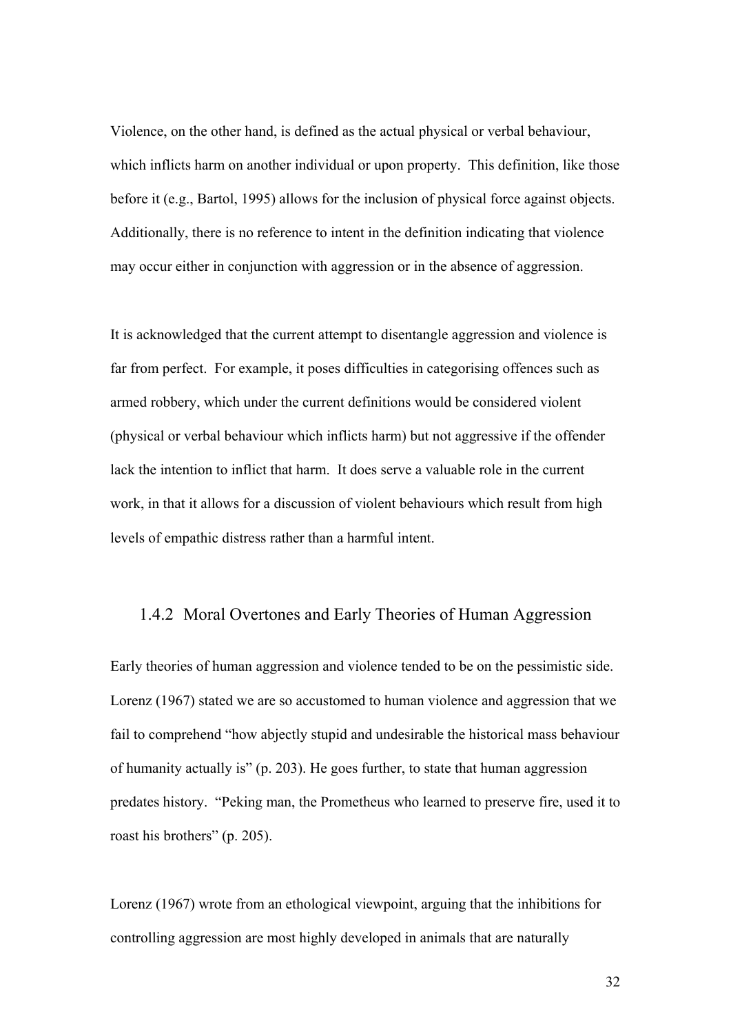Violence, on the other hand, is defined as the actual physical or verbal behaviour, which inflicts harm on another individual or upon property. This definition, like those before it (e.g., Bartol, 1995) allows for the inclusion of physical force against objects. Additionally, there is no reference to intent in the definition indicating that violence may occur either in conjunction with aggression or in the absence of aggression.

It is acknowledged that the current attempt to disentangle aggression and violence is far from perfect. For example, it poses difficulties in categorising offences such as armed robbery, which under the current definitions would be considered violent (physical or verbal behaviour which inflicts harm) but not aggressive if the offender lack the intention to inflict that harm. It does serve a valuable role in the current work, in that it allows for a discussion of violent behaviours which result from high levels of empathic distress rather than a harmful intent.

### 1.4.2 Moral Overtones and Early Theories of Human Aggression

Early theories of human aggression and violence tended to be on the pessimistic side. Lorenz (1967) stated we are so accustomed to human violence and aggression that we fail to comprehend "how abjectly stupid and undesirable the historical mass behaviour of humanity actually is" (p. 203). He goes further, to state that human aggression predates history. "Peking man, the Prometheus who learned to preserve fire, used it to roast his brothers" (p. 205).

Lorenz (1967) wrote from an ethological viewpoint, arguing that the inhibitions for controlling aggression are most highly developed in animals that are naturally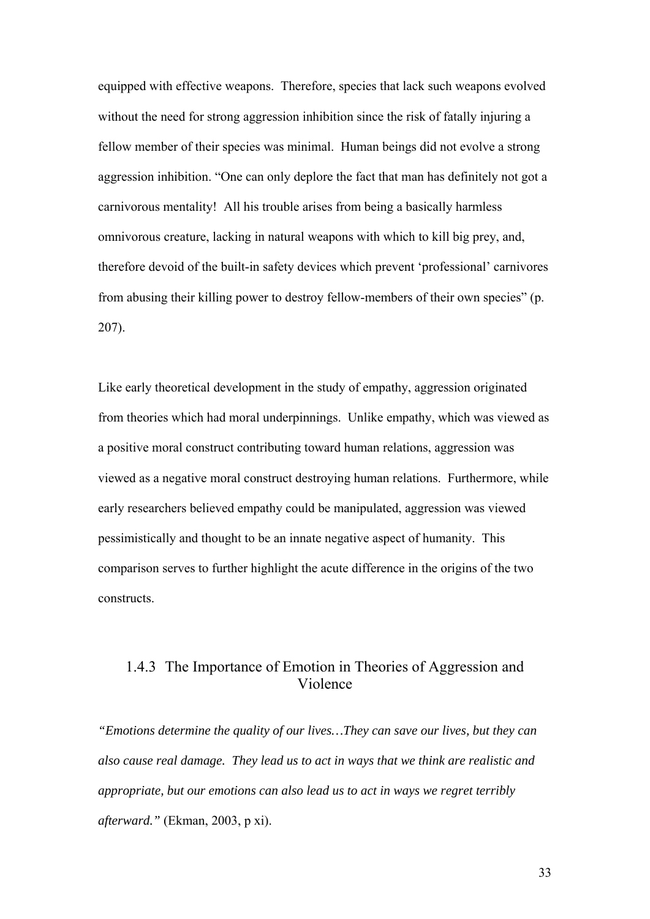equipped with effective weapons. Therefore, species that lack such weapons evolved without the need for strong aggression inhibition since the risk of fatally injuring a fellow member of their species was minimal. Human beings did not evolve a strong aggression inhibition. "One can only deplore the fact that man has definitely not got a carnivorous mentality! All his trouble arises from being a basically harmless omnivorous creature, lacking in natural weapons with which to kill big prey, and, therefore devoid of the built-in safety devices which prevent 'professional' carnivores from abusing their killing power to destroy fellow-members of their own species" (p. 207).

Like early theoretical development in the study of empathy, aggression originated from theories which had moral underpinnings. Unlike empathy, which was viewed as a positive moral construct contributing toward human relations, aggression was viewed as a negative moral construct destroying human relations. Furthermore, while early researchers believed empathy could be manipulated, aggression was viewed pessimistically and thought to be an innate negative aspect of humanity. This comparison serves to further highlight the acute difference in the origins of the two constructs.

### 1.4.3 The Importance of Emotion in Theories of Aggression and Violence

*"Emotions determine the quality of our lives…They can save our lives, but they can also cause real damage. They lead us to act in ways that we think are realistic and appropriate, but our emotions can also lead us to act in ways we regret terribly afterward."* (Ekman, 2003, p xi).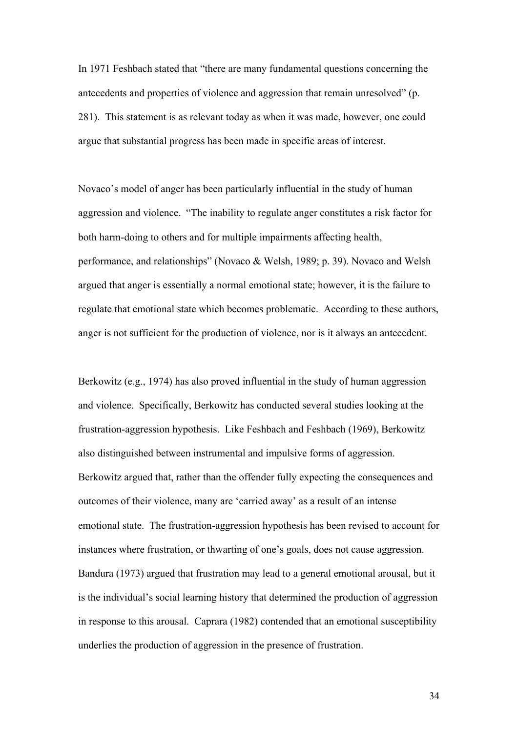In 1971 Feshbach stated that "there are many fundamental questions concerning the antecedents and properties of violence and aggression that remain unresolved" (p. 281). This statement is as relevant today as when it was made, however, one could argue that substantial progress has been made in specific areas of interest.

Novaco's model of anger has been particularly influential in the study of human aggression and violence. "The inability to regulate anger constitutes a risk factor for both harm-doing to others and for multiple impairments affecting health, performance, and relationships" (Novaco & Welsh, 1989; p. 39). Novaco and Welsh argued that anger is essentially a normal emotional state; however, it is the failure to regulate that emotional state which becomes problematic. According to these authors, anger is not sufficient for the production of violence, nor is it always an antecedent.

Berkowitz (e.g., 1974) has also proved influential in the study of human aggression and violence. Specifically, Berkowitz has conducted several studies looking at the frustration-aggression hypothesis. Like Feshbach and Feshbach (1969), Berkowitz also distinguished between instrumental and impulsive forms of aggression. Berkowitz argued that, rather than the offender fully expecting the consequences and outcomes of their violence, many are 'carried away' as a result of an intense emotional state. The frustration-aggression hypothesis has been revised to account for instances where frustration, or thwarting of one's goals, does not cause aggression. Bandura (1973) argued that frustration may lead to a general emotional arousal, but it is the individual's social learning history that determined the production of aggression in response to this arousal. Caprara (1982) contended that an emotional susceptibility underlies the production of aggression in the presence of frustration.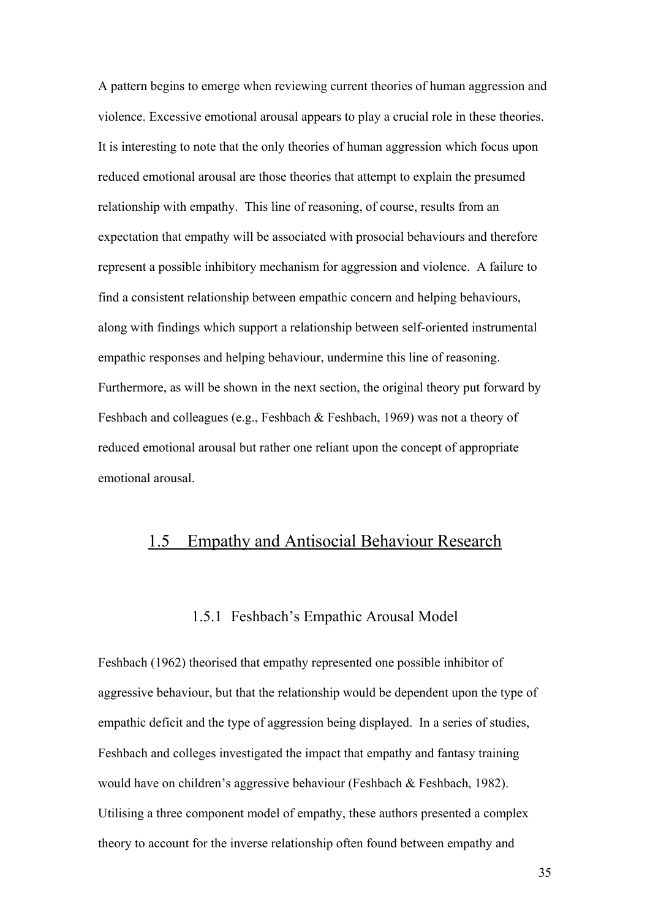A pattern begins to emerge when reviewing current theories of human aggression and violence. Excessive emotional arousal appears to play a crucial role in these theories. It is interesting to note that the only theories of human aggression which focus upon reduced emotional arousal are those theories that attempt to explain the presumed relationship with empathy. This line of reasoning, of course, results from an expectation that empathy will be associated with prosocial behaviours and therefore represent a possible inhibitory mechanism for aggression and violence. A failure to find a consistent relationship between empathic concern and helping behaviours, along with findings which support a relationship between self-oriented instrumental empathic responses and helping behaviour, undermine this line of reasoning. Furthermore, as will be shown in the next section, the original theory put forward by Feshbach and colleagues (e.g., Feshbach & Feshbach, 1969) was not a theory of reduced emotional arousal but rather one reliant upon the concept of appropriate emotional arousal.

## 1.5 Empathy and Antisocial Behaviour Research

### 1.5.1 Feshbach's Empathic Arousal Model

Feshbach (1962) theorised that empathy represented one possible inhibitor of aggressive behaviour, but that the relationship would be dependent upon the type of empathic deficit and the type of aggression being displayed. In a series of studies, Feshbach and colleges investigated the impact that empathy and fantasy training would have on children's aggressive behaviour (Feshbach & Feshbach, 1982). Utilising a three component model of empathy, these authors presented a complex theory to account for the inverse relationship often found between empathy and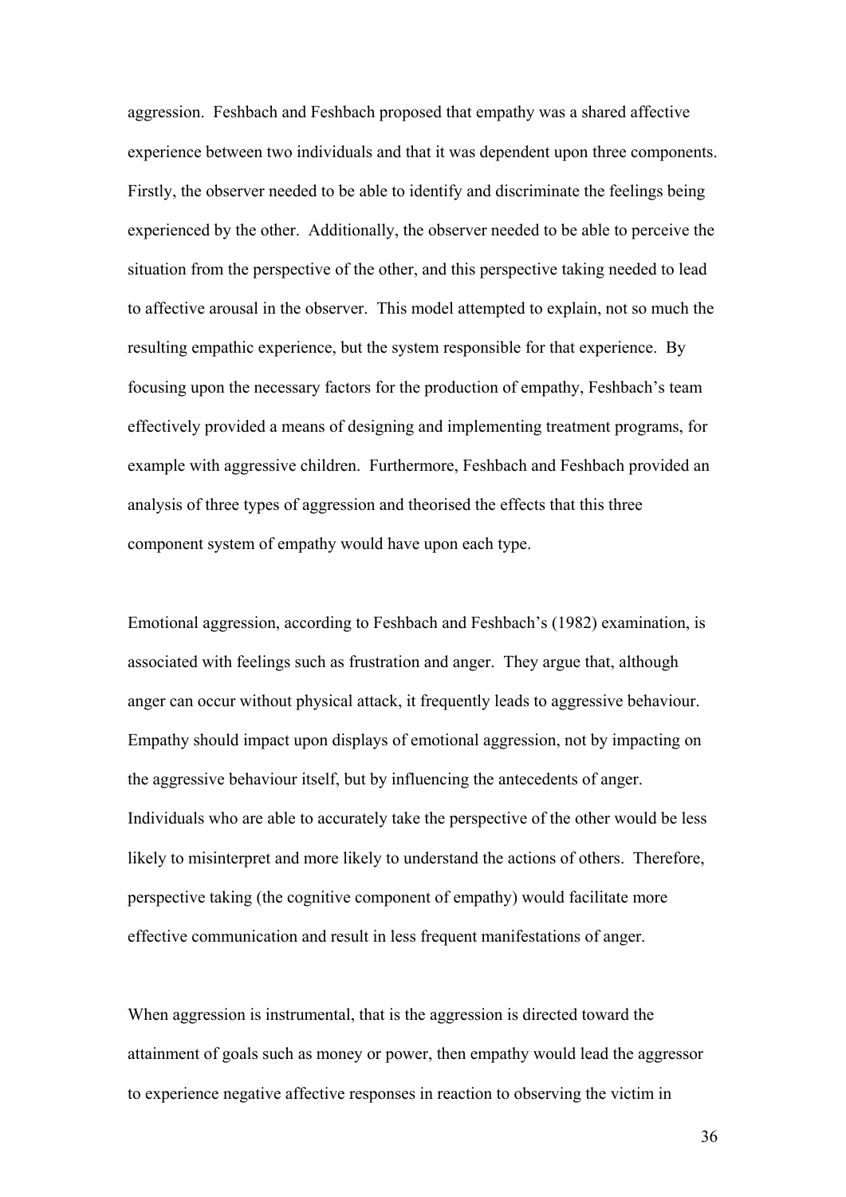aggression. Feshbach and Feshbach proposed that empathy was a shared affective experience between two individuals and that it was dependent upon three components. Firstly, the observer needed to be able to identify and discriminate the feelings being experienced by the other. Additionally, the observer needed to be able to perceive the situation from the perspective of the other, and this perspective taking needed to lead to affective arousal in the observer. This model attempted to explain, not so much the resulting empathic experience, but the system responsible for that experience. By focusing upon the necessary factors for the production of empathy, Feshbach's team effectively provided a means of designing and implementing treatment programs, for example with aggressive children. Furthermore, Feshbach and Feshbach provided an analysis of three types of aggression and theorised the effects that this three component system of empathy would have upon each type.

Emotional aggression, according to Feshbach and Feshbach's (1982) examination, is associated with feelings such as frustration and anger. They argue that, although anger can occur without physical attack, it frequently leads to aggressive behaviour. Empathy should impact upon displays of emotional aggression, not by impacting on the aggressive behaviour itself, but by influencing the antecedents of anger. Individuals who are able to accurately take the perspective of the other would be less likely to misinterpret and more likely to understand the actions of others. Therefore, perspective taking (the cognitive component of empathy) would facilitate more effective communication and result in less frequent manifestations of anger.

When aggression is instrumental, that is the aggression is directed toward the attainment of goals such as money or power, then empathy would lead the aggressor to experience negative affective responses in reaction to observing the victim in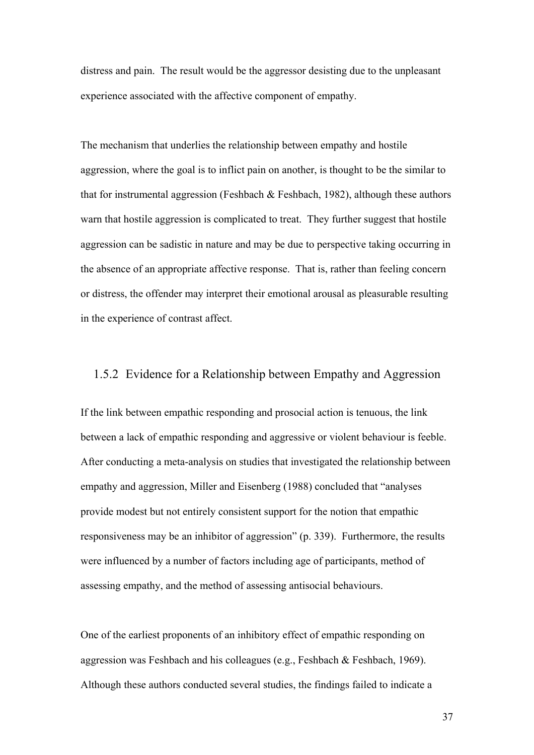distress and pain. The result would be the aggressor desisting due to the unpleasant experience associated with the affective component of empathy.

The mechanism that underlies the relationship between empathy and hostile aggression, where the goal is to inflict pain on another, is thought to be the similar to that for instrumental aggression (Feshbach & Feshbach, 1982), although these authors warn that hostile aggression is complicated to treat. They further suggest that hostile aggression can be sadistic in nature and may be due to perspective taking occurring in the absence of an appropriate affective response. That is, rather than feeling concern or distress, the offender may interpret their emotional arousal as pleasurable resulting in the experience of contrast affect.

### 1.5.2 Evidence for a Relationship between Empathy and Aggression

If the link between empathic responding and prosocial action is tenuous, the link between a lack of empathic responding and aggressive or violent behaviour is feeble. After conducting a meta-analysis on studies that investigated the relationship between empathy and aggression, Miller and Eisenberg (1988) concluded that "analyses provide modest but not entirely consistent support for the notion that empathic responsiveness may be an inhibitor of aggression" (p. 339). Furthermore, the results were influenced by a number of factors including age of participants, method of assessing empathy, and the method of assessing antisocial behaviours.

One of the earliest proponents of an inhibitory effect of empathic responding on aggression was Feshbach and his colleagues (e.g., Feshbach & Feshbach, 1969). Although these authors conducted several studies, the findings failed to indicate a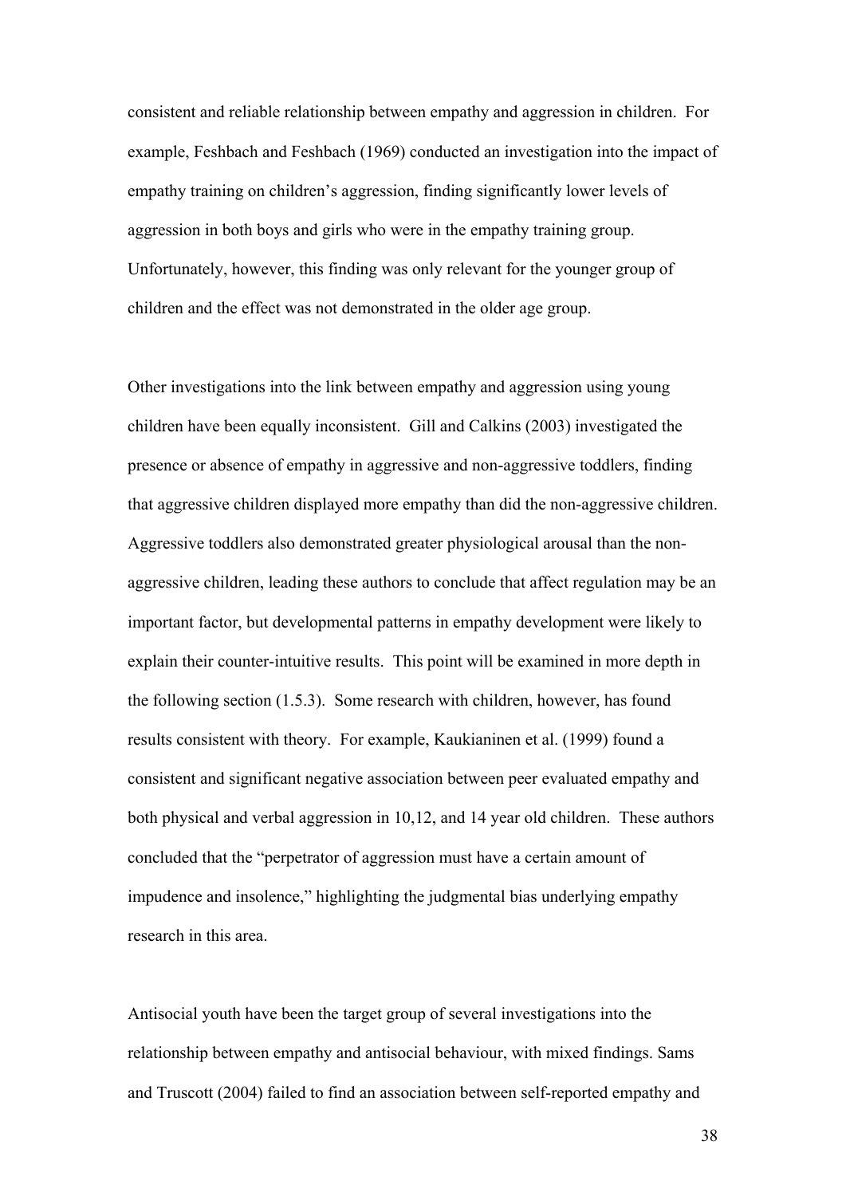consistent and reliable relationship between empathy and aggression in children. For example, Feshbach and Feshbach (1969) conducted an investigation into the impact of empathy training on children's aggression, finding significantly lower levels of aggression in both boys and girls who were in the empathy training group. Unfortunately, however, this finding was only relevant for the younger group of children and the effect was not demonstrated in the older age group.

Other investigations into the link between empathy and aggression using young children have been equally inconsistent. Gill and Calkins (2003) investigated the presence or absence of empathy in aggressive and non-aggressive toddlers, finding that aggressive children displayed more empathy than did the non-aggressive children. Aggressive toddlers also demonstrated greater physiological arousal than the non-aggressive children, leading these authors to conclude that affect regulation may be an important factor, but developmental patterns in empathy development were likely to explain their counter-intuitive results. This point will be examined in more depth in the following section (1.5.3). Some research with children, however, has found results consistent with theory. For example, Kaukianinen et al. (1999) found a consistent and significant negative association between peer evaluated empathy and both physical and verbal aggression in 10,12, and 14 year old children. These authors concluded that the "perpetrator of aggression must have a certain amount of impudence and insolence," highlighting the judgmental bias underlying empathy research in this area.

Antisocial youth have been the target group of several investigations into the relationship between empathy and antisocial behaviour, with mixed findings. Sams and Truscott (2004) failed to find an association between self-reported empathy and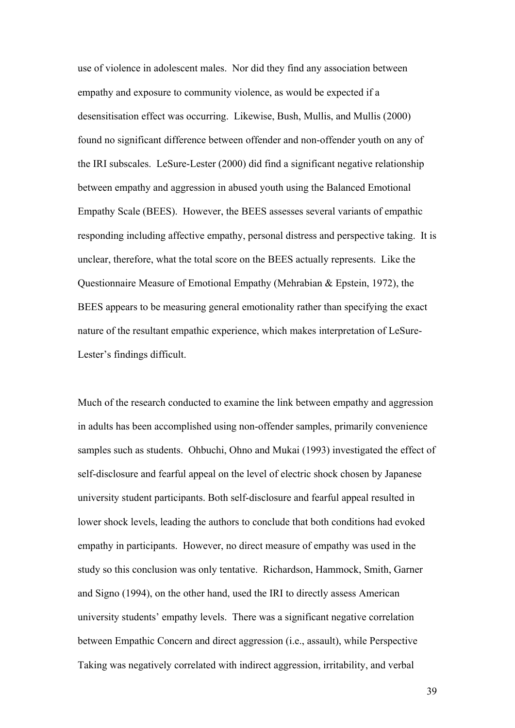use of violence in adolescent males. Nor did they find any association between empathy and exposure to community violence, as would be expected if a desensitisation effect was occurring. Likewise, Bush, Mullis, and Mullis (2000) found no significant difference between offender and non-offender youth on any of the IRI subscales. LeSure-Lester (2000) did find a significant negative relationship between empathy and aggression in abused youth using the Balanced Emotional Empathy Scale (BEES). However, the BEES assesses several variants of empathic responding including affective empathy, personal distress and perspective taking. It is unclear, therefore, what the total score on the BEES actually represents. Like the Questionnaire Measure of Emotional Empathy (Mehrabian & Epstein, 1972), the BEES appears to be measuring general emotionality rather than specifying the exact nature of the resultant empathic experience, which makes interpretation of LeSure-Lester's findings difficult.

Much of the research conducted to examine the link between empathy and aggression in adults has been accomplished using non-offender samples, primarily convenience samples such as students. Ohbuchi, Ohno and Mukai (1993) investigated the effect of self-disclosure and fearful appeal on the level of electric shock chosen by Japanese university student participants. Both self-disclosure and fearful appeal resulted in lower shock levels, leading the authors to conclude that both conditions had evoked empathy in participants. However, no direct measure of empathy was used in the study so this conclusion was only tentative. Richardson, Hammock, Smith, Garner and Signo (1994), on the other hand, used the IRI to directly assess American university students' empathy levels. There was a significant negative correlation between Empathic Concern and direct aggression (i.e., assault), while Perspective Taking was negatively correlated with indirect aggression, irritability, and verbal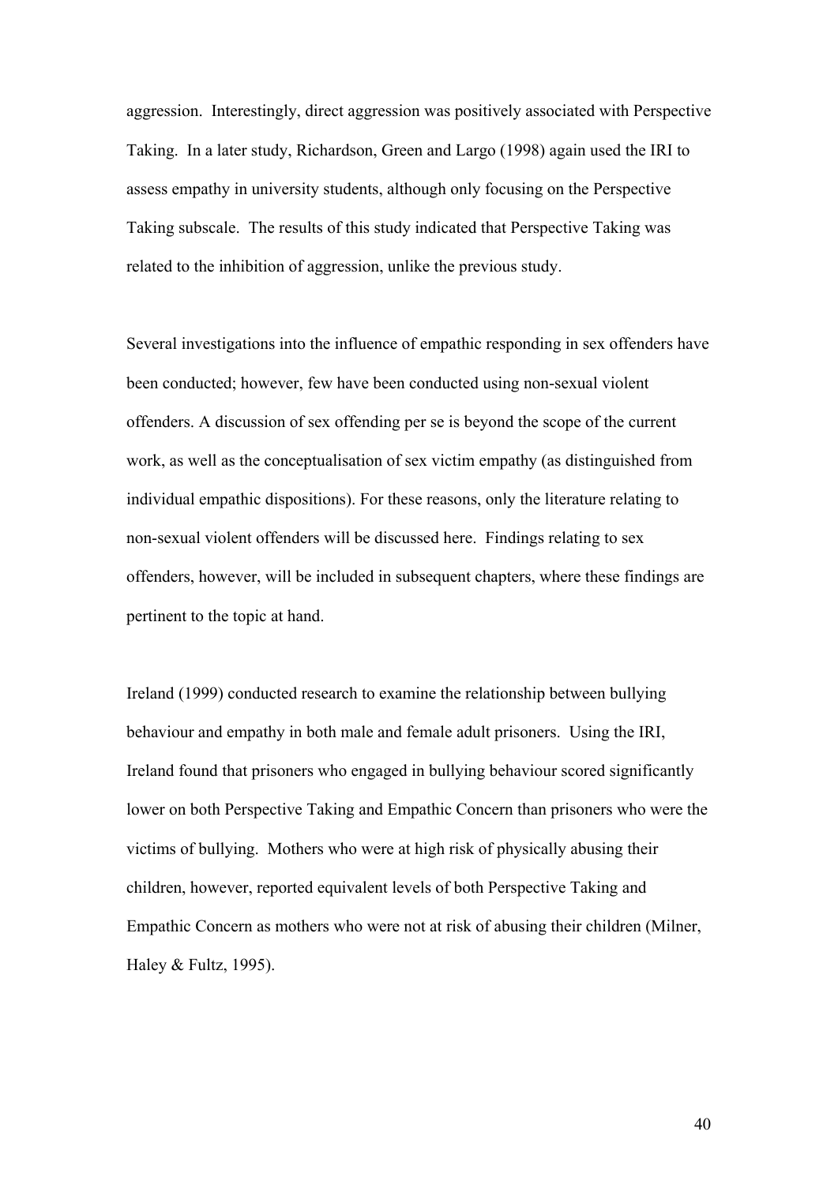aggression. Interestingly, direct aggression was positively associated with Perspective Taking. In a later study, Richardson, Green and Largo (1998) again used the IRI to assess empathy in university students, although only focusing on the Perspective Taking subscale. The results of this study indicated that Perspective Taking was related to the inhibition of aggression, unlike the previous study.

Several investigations into the influence of empathic responding in sex offenders have been conducted; however, few have been conducted using non-sexual violent offenders. A discussion of sex offending per se is beyond the scope of the current work, as well as the conceptualisation of sex victim empathy (as distinguished from individual empathic dispositions). For these reasons, only the literature relating to non-sexual violent offenders will be discussed here. Findings relating to sex offenders, however, will be included in subsequent chapters, where these findings are pertinent to the topic at hand.

Ireland (1999) conducted research to examine the relationship between bullying behaviour and empathy in both male and female adult prisoners. Using the IRI, Ireland found that prisoners who engaged in bullying behaviour scored significantly lower on both Perspective Taking and Empathic Concern than prisoners who were the victims of bullying. Mothers who were at high risk of physically abusing their children, however, reported equivalent levels of both Perspective Taking and Empathic Concern as mothers who were not at risk of abusing their children (Milner, Haley & Fultz, 1995).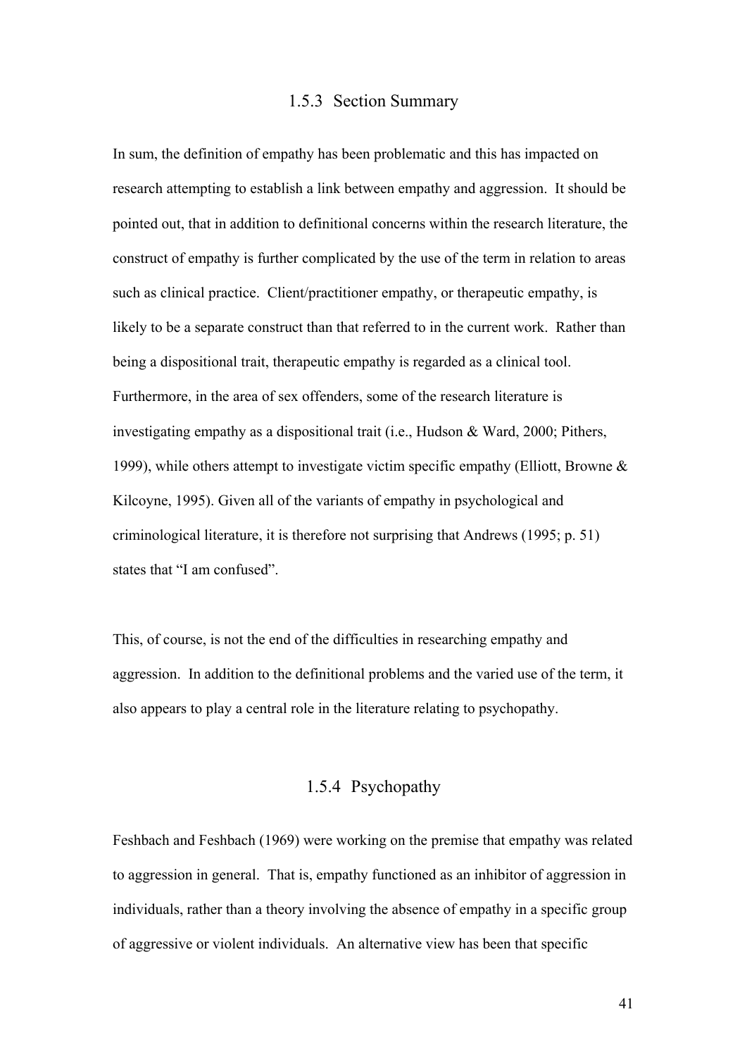### 1.5.3 Section Summary

In sum, the definition of empathy has been problematic and this has impacted on research attempting to establish a link between empathy and aggression. It should be pointed out, that in addition to definitional concerns within the research literature, the construct of empathy is further complicated by the use of the term in relation to areas such as clinical practice. Client/practitioner empathy, or therapeutic empathy, is likely to be a separate construct than that referred to in the current work. Rather than being a dispositional trait, therapeutic empathy is regarded as a clinical tool. Furthermore, in the area of sex offenders, some of the research literature is investigating empathy as a dispositional trait (i.e., Hudson & Ward, 2000; Pithers, 1999), while others attempt to investigate victim specific empathy (Elliott, Browne & Kilcoyne, 1995). Given all of the variants of empathy in psychological and criminological literature, it is therefore not surprising that Andrews (1995; p. 51) states that "I am confused".

This, of course, is not the end of the difficulties in researching empathy and aggression. In addition to the definitional problems and the varied use of the term, it also appears to play a central role in the literature relating to psychopathy.

### 1.5.4 Psychopathy

Feshbach and Feshbach (1969) were working on the premise that empathy was related to aggression in general. That is, empathy functioned as an inhibitor of aggression in individuals, rather than a theory involving the absence of empathy in a specific group of aggressive or violent individuals. An alternative view has been that specific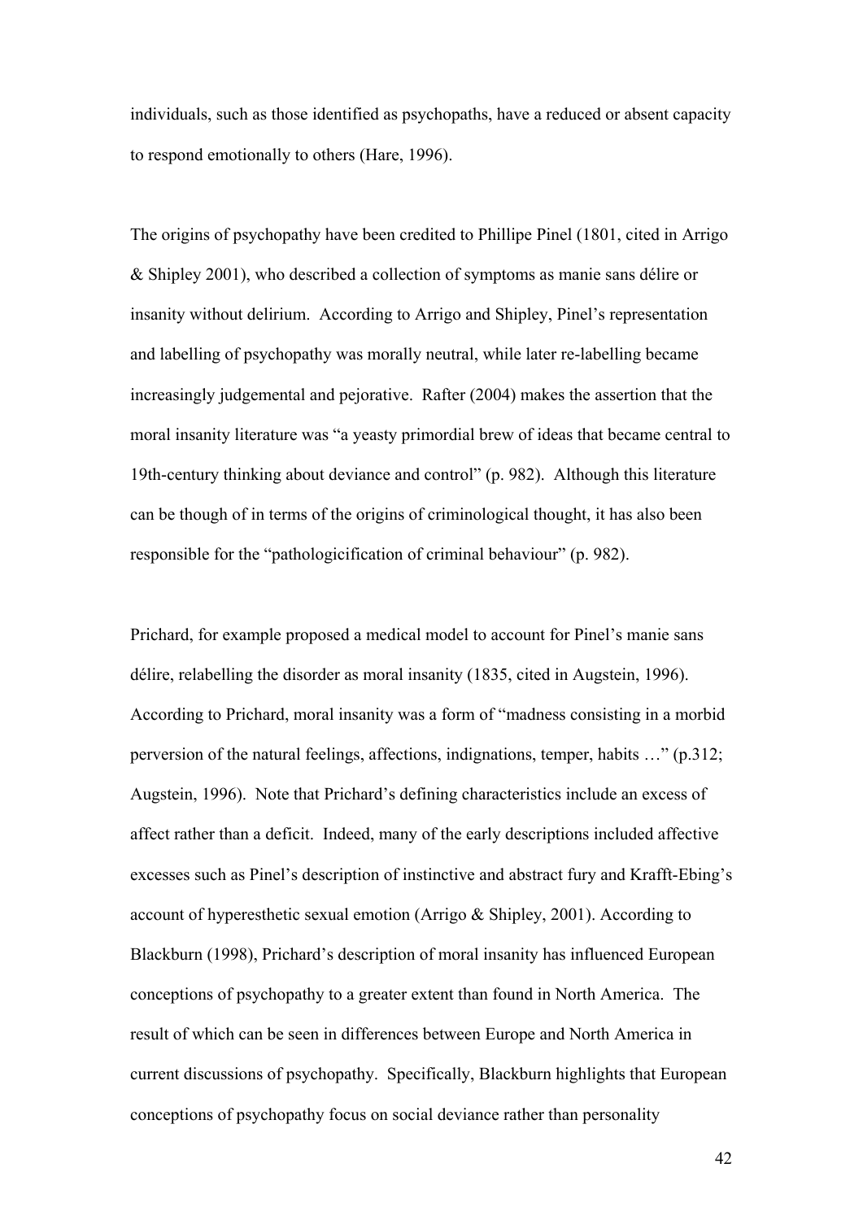individuals, such as those identified as psychopaths, have a reduced or absent capacity to respond emotionally to others (Hare, 1996).

The origins of psychopathy have been credited to Phillipe Pinel (1801, cited in Arrigo & Shipley 2001), who described a collection of symptoms as manie sans délire or insanity without delirium. According to Arrigo and Shipley, Pinel's representation and labelling of psychopathy was morally neutral, while later re-labelling became increasingly judgemental and pejorative. Rafter (2004) makes the assertion that the moral insanity literature was "a yeasty primordial brew of ideas that became central to 19th-century thinking about deviance and control" (p. 982). Although this literature can be though of in terms of the origins of criminological thought, it has also been responsible for the "pathologicification of criminal behaviour" (p. 982).

Prichard, for example proposed a medical model to account for Pinel's manie sans délire, relabelling the disorder as moral insanity (1835, cited in Augstein, 1996). According to Prichard, moral insanity was a form of "madness consisting in a morbid perversion of the natural feelings, affections, indignations, temper, habits …" (p.312; Augstein, 1996). Note that Prichard's defining characteristics include an excess of affect rather than a deficit. Indeed, many of the early descriptions included affective excesses such as Pinel's description of instinctive and abstract fury and Krafft-Ebing's account of hyperesthetic sexual emotion (Arrigo & Shipley, 2001). According to Blackburn (1998), Prichard's description of moral insanity has influenced European conceptions of psychopathy to a greater extent than found in North America. The result of which can be seen in differences between Europe and North America in current discussions of psychopathy. Specifically, Blackburn highlights that European conceptions of psychopathy focus on social deviance rather than personality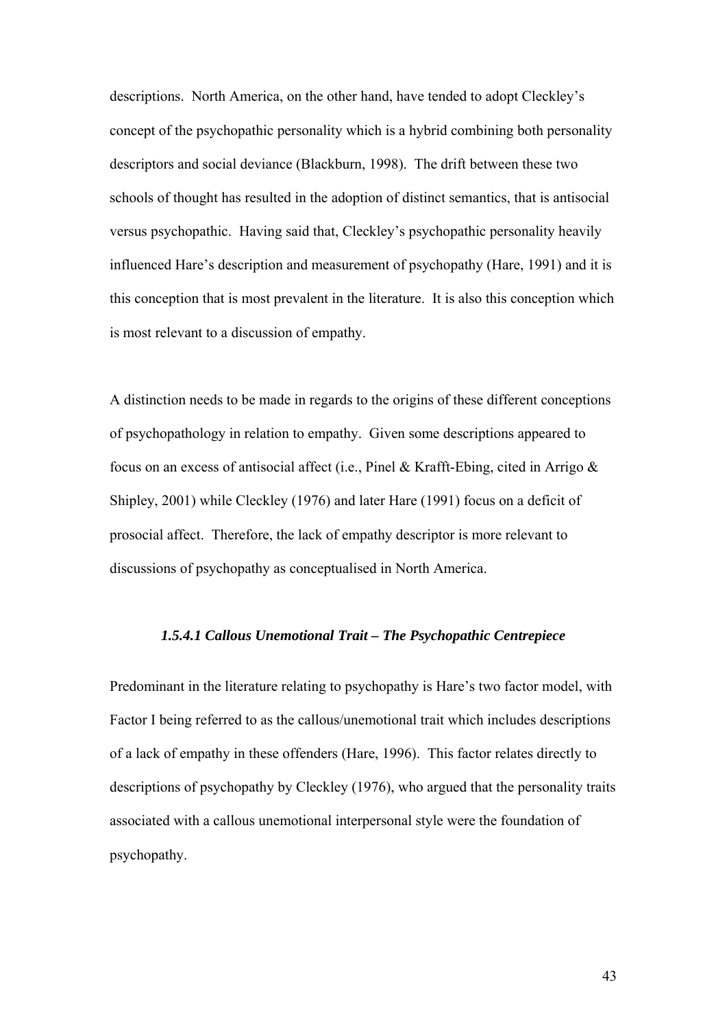descriptions. North America, on the other hand, have tended to adopt Cleckley's concept of the psychopathic personality which is a hybrid combining both personality descriptors and social deviance (Blackburn, 1998). The drift between these two schools of thought has resulted in the adoption of distinct semantics, that is antisocial versus psychopathic. Having said that, Cleckley's psychopathic personality heavily influenced Hare's description and measurement of psychopathy (Hare, 1991) and it is this conception that is most prevalent in the literature. It is also this conception which is most relevant to a discussion of empathy.

A distinction needs to be made in regards to the origins of these different conceptions of psychopathology in relation to empathy. Given some descriptions appeared to focus on an excess of antisocial affect (i.e., Pinel & Krafft-Ebing, cited in Arrigo & Shipley, 2001) while Cleckley (1976) and later Hare (1991) focus on a deficit of prosocial affect. Therefore, the lack of empathy descriptor is more relevant to discussions of psychopathy as conceptualised in North America.

#### *1.5.4.1 Callous Unemotional Trait – The Psychopathic Centrepiece*

Predominant in the literature relating to psychopathy is Hare's two factor model, with Factor I being referred to as the callous/unemotional trait which includes descriptions of a lack of empathy in these offenders (Hare, 1996). This factor relates directly to descriptions of psychopathy by Cleckley (1976), who argued that the personality traits associated with a callous unemotional interpersonal style were the foundation of psychopathy.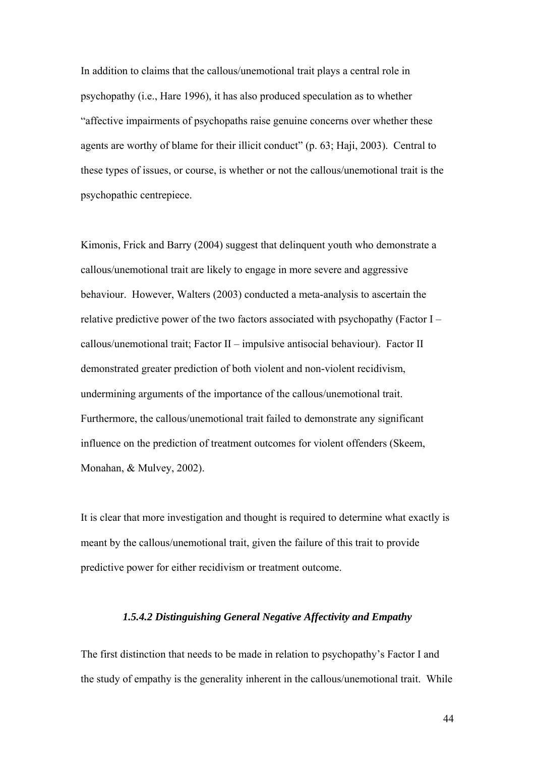In addition to claims that the callous/unemotional trait plays a central role in psychopathy (i.e., Hare 1996), it has also produced speculation as to whether "affective impairments of psychopaths raise genuine concerns over whether these agents are worthy of blame for their illicit conduct" (p. 63; Haji, 2003). Central to these types of issues, or course, is whether or not the callous/unemotional trait is the psychopathic centrepiece.

Kimonis, Frick and Barry (2004) suggest that delinquent youth who demonstrate a callous/unemotional trait are likely to engage in more severe and aggressive behaviour. However, Walters (2003) conducted a meta-analysis to ascertain the relative predictive power of the two factors associated with psychopathy (Factor I – callous/unemotional trait; Factor II – impulsive antisocial behaviour). Factor II demonstrated greater prediction of both violent and non-violent recidivism, undermining arguments of the importance of the callous/unemotional trait. Furthermore, the callous/unemotional trait failed to demonstrate any significant influence on the prediction of treatment outcomes for violent offenders (Skeem, Monahan, & Mulvey, 2002).

It is clear that more investigation and thought is required to determine what exactly is meant by the callous/unemotional trait, given the failure of this trait to provide predictive power for either recidivism or treatment outcome.

#### *1.5.4.2 Distinguishing General Negative Affectivity and Empathy*

The first distinction that needs to be made in relation to psychopathy's Factor I and the study of empathy is the generality inherent in the callous/unemotional trait. While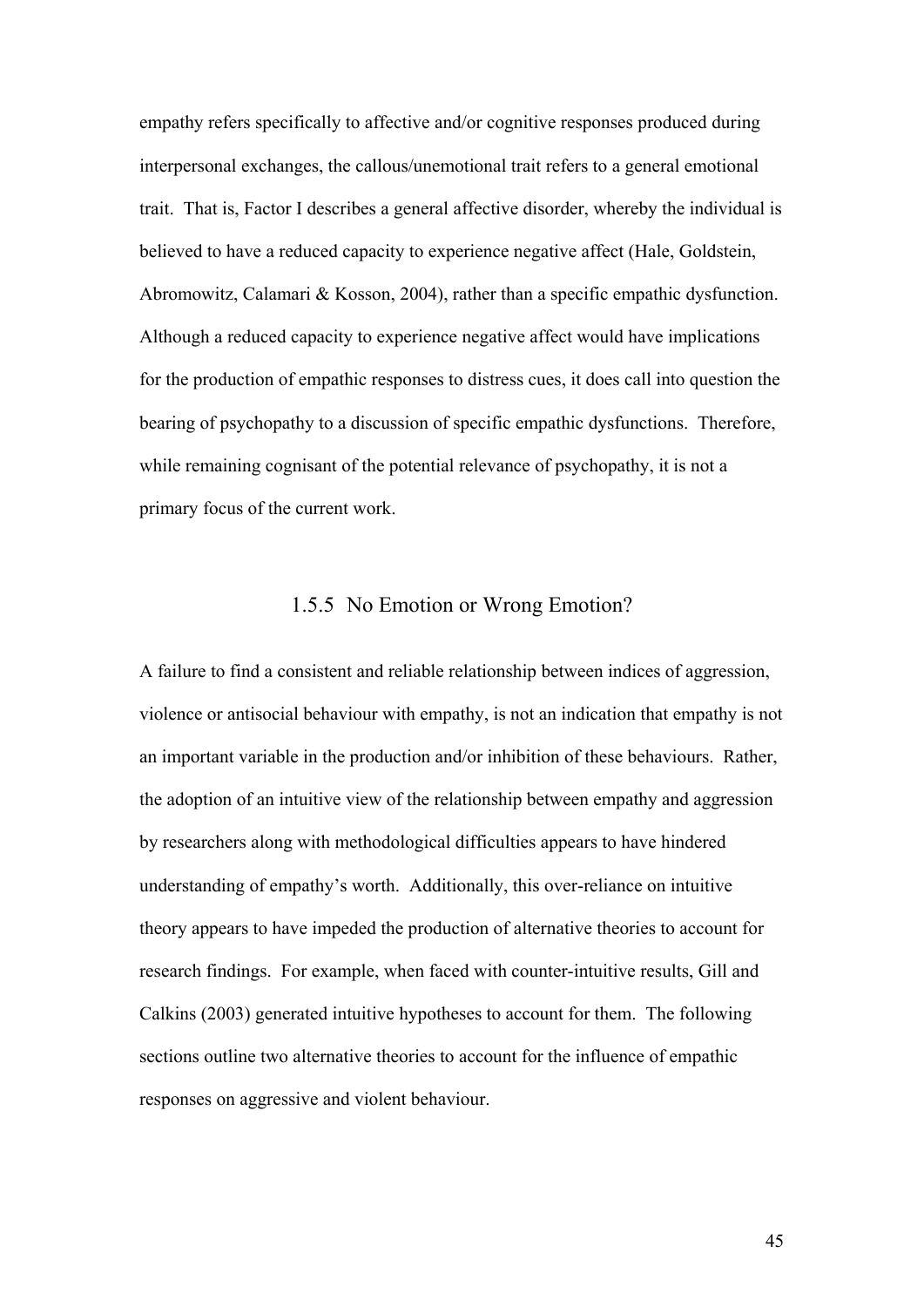empathy refers specifically to affective and/or cognitive responses produced during interpersonal exchanges, the callous/unemotional trait refers to a general emotional trait. That is, Factor I describes a general affective disorder, whereby the individual is believed to have a reduced capacity to experience negative affect (Hale, Goldstein, Abromowitz, Calamari & Kosson, 2004), rather than a specific empathic dysfunction. Although a reduced capacity to experience negative affect would have implications for the production of empathic responses to distress cues, it does call into question the bearing of psychopathy to a discussion of specific empathic dysfunctions. Therefore, while remaining cognisant of the potential relevance of psychopathy, it is not a primary focus of the current work.

### 1.5.5 No Emotion or Wrong Emotion?

A failure to find a consistent and reliable relationship between indices of aggression, violence or antisocial behaviour with empathy, is not an indication that empathy is not an important variable in the production and/or inhibition of these behaviours. Rather, the adoption of an intuitive view of the relationship between empathy and aggression by researchers along with methodological difficulties appears to have hindered understanding of empathy's worth. Additionally, this over-reliance on intuitive theory appears to have impeded the production of alternative theories to account for research findings. For example, when faced with counter-intuitive results, Gill and Calkins (2003) generated intuitive hypotheses to account for them. The following sections outline two alternative theories to account for the influence of empathic responses on aggressive and violent behaviour.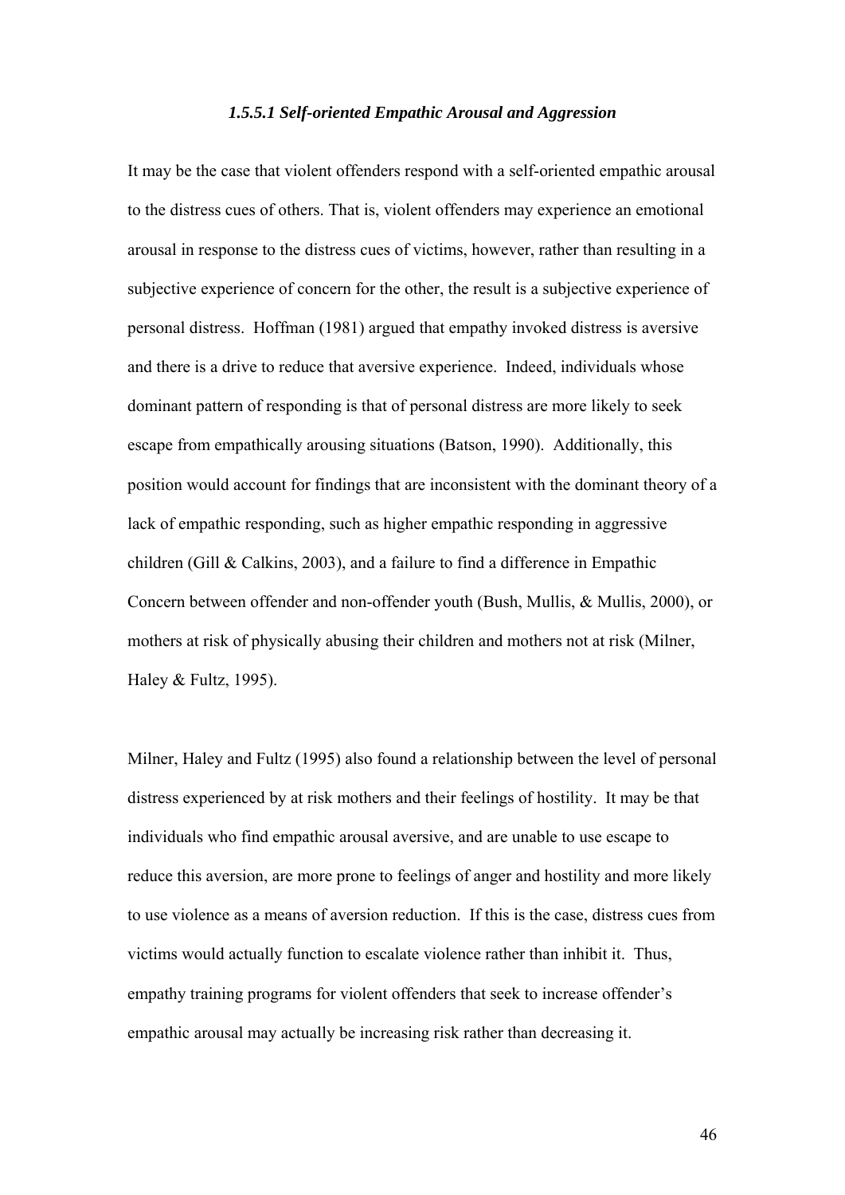#### *1.5.5.1 Self-oriented Empathic Arousal and Aggression*

It may be the case that violent offenders respond with a self-oriented empathic arousal to the distress cues of others. That is, violent offenders may experience an emotional arousal in response to the distress cues of victims, however, rather than resulting in a subjective experience of concern for the other, the result is a subjective experience of personal distress. Hoffman (1981) argued that empathy invoked distress is aversive and there is a drive to reduce that aversive experience. Indeed, individuals whose dominant pattern of responding is that of personal distress are more likely to seek escape from empathically arousing situations (Batson, 1990). Additionally, this position would account for findings that are inconsistent with the dominant theory of a lack of empathic responding, such as higher empathic responding in aggressive children (Gill & Calkins, 2003), and a failure to find a difference in Empathic Concern between offender and non-offender youth (Bush, Mullis, & Mullis, 2000), or mothers at risk of physically abusing their children and mothers not at risk (Milner, Haley & Fultz, 1995).

Milner, Haley and Fultz (1995) also found a relationship between the level of personal distress experienced by at risk mothers and their feelings of hostility. It may be that individuals who find empathic arousal aversive, and are unable to use escape to reduce this aversion, are more prone to feelings of anger and hostility and more likely to use violence as a means of aversion reduction. If this is the case, distress cues from victims would actually function to escalate violence rather than inhibit it. Thus, empathy training programs for violent offenders that seek to increase offender's empathic arousal may actually be increasing risk rather than decreasing it.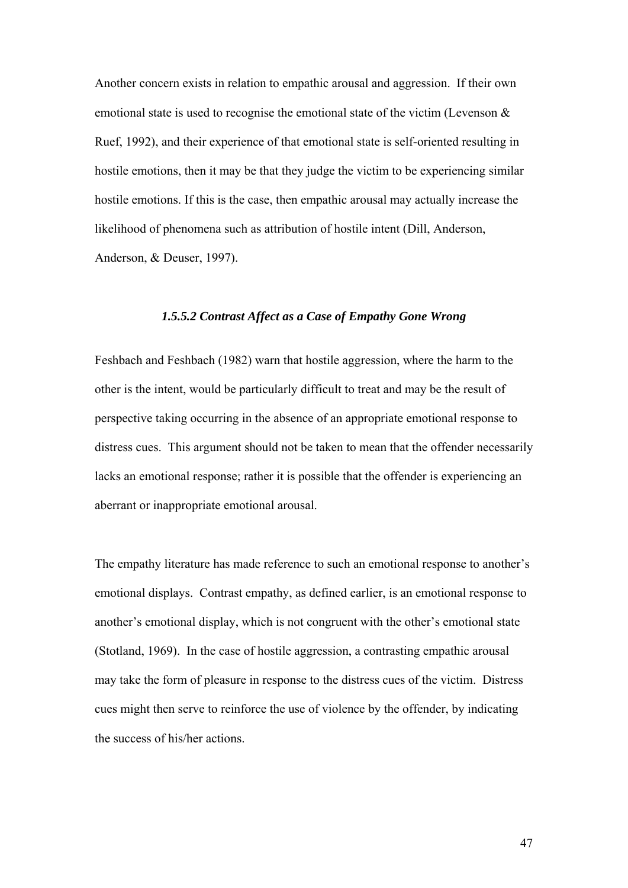Another concern exists in relation to empathic arousal and aggression. If their own emotional state is used to recognise the emotional state of the victim (Levenson & Ruef, 1992), and their experience of that emotional state is self-oriented resulting in hostile emotions, then it may be that they judge the victim to be experiencing similar hostile emotions. If this is the case, then empathic arousal may actually increase the likelihood of phenomena such as attribution of hostile intent (Dill, Anderson, Anderson, & Deuser, 1997).

#### *1.5.5.2 Contrast Affect as a Case of Empathy Gone Wrong*

Feshbach and Feshbach (1982) warn that hostile aggression, where the harm to the other is the intent, would be particularly difficult to treat and may be the result of perspective taking occurring in the absence of an appropriate emotional response to distress cues. This argument should not be taken to mean that the offender necessarily lacks an emotional response; rather it is possible that the offender is experiencing an aberrant or inappropriate emotional arousal.

The empathy literature has made reference to such an emotional response to another's emotional displays. Contrast empathy, as defined earlier, is an emotional response to another's emotional display, which is not congruent with the other's emotional state (Stotland, 1969). In the case of hostile aggression, a contrasting empathic arousal may take the form of pleasure in response to the distress cues of the victim. Distress cues might then serve to reinforce the use of violence by the offender, by indicating the success of his/her actions.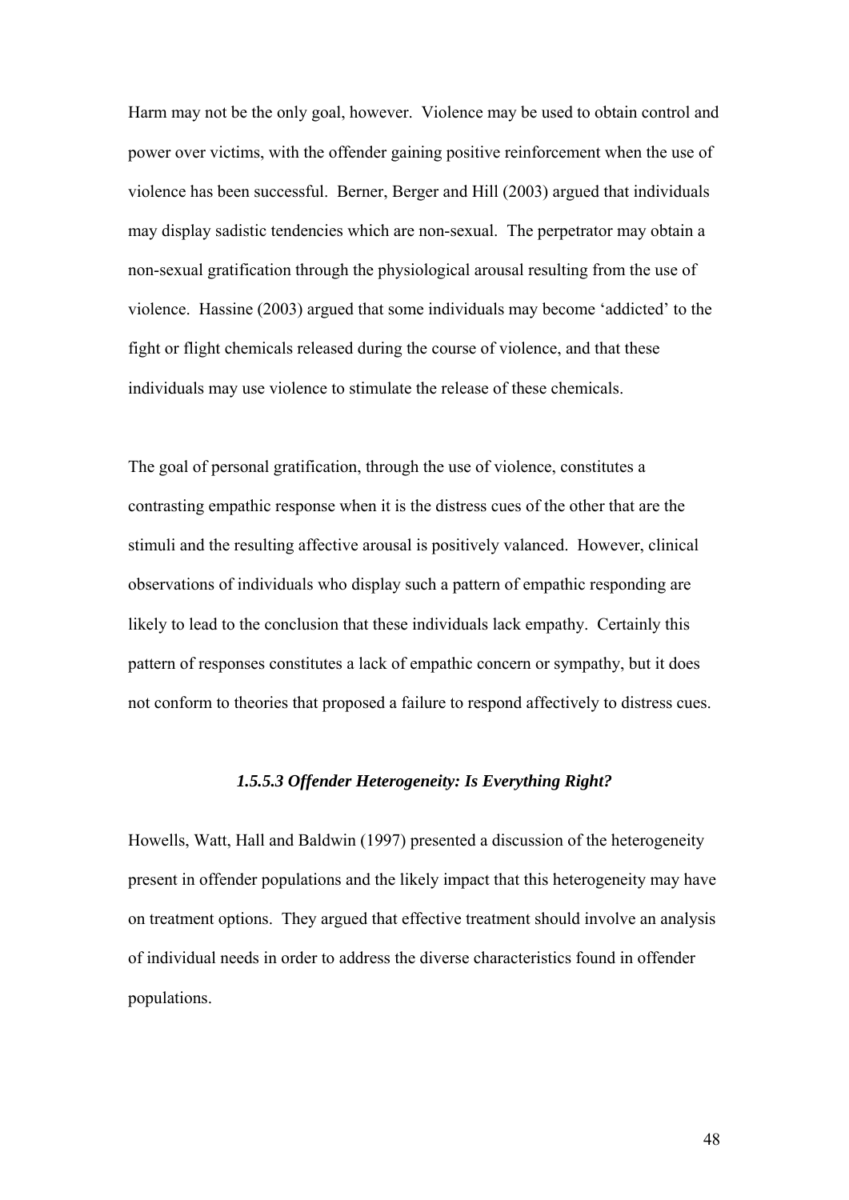Harm may not be the only goal, however. Violence may be used to obtain control and power over victims, with the offender gaining positive reinforcement when the use of violence has been successful. Berner, Berger and Hill (2003) argued that individuals may display sadistic tendencies which are non-sexual. The perpetrator may obtain a non-sexual gratification through the physiological arousal resulting from the use of violence. Hassine (2003) argued that some individuals may become 'addicted' to the fight or flight chemicals released during the course of violence, and that these individuals may use violence to stimulate the release of these chemicals.

The goal of personal gratification, through the use of violence, constitutes a contrasting empathic response when it is the distress cues of the other that are the stimuli and the resulting affective arousal is positively valanced. However, clinical observations of individuals who display such a pattern of empathic responding are likely to lead to the conclusion that these individuals lack empathy. Certainly this pattern of responses constitutes a lack of empathic concern or sympathy, but it does not conform to theories that proposed a failure to respond affectively to distress cues.

#### *1.5.5.3 Offender Heterogeneity: Is Everything Right?*

Howells, Watt, Hall and Baldwin (1997) presented a discussion of the heterogeneity present in offender populations and the likely impact that this heterogeneity may have on treatment options. They argued that effective treatment should involve an analysis of individual needs in order to address the diverse characteristics found in offender populations.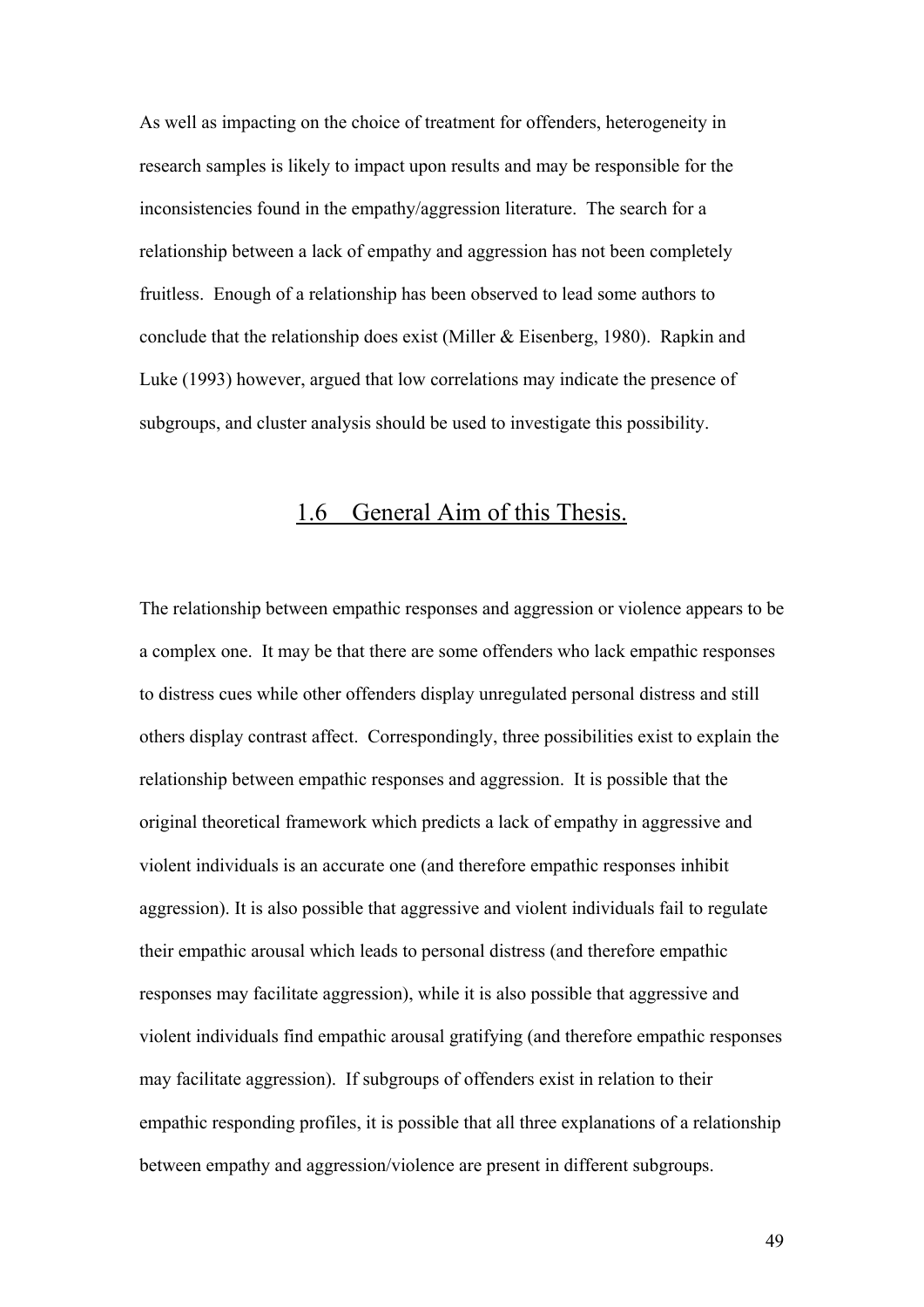As well as impacting on the choice of treatment for offenders, heterogeneity in research samples is likely to impact upon results and may be responsible for the inconsistencies found in the empathy/aggression literature. The search for a relationship between a lack of empathy and aggression has not been completely fruitless. Enough of a relationship has been observed to lead some authors to conclude that the relationship does exist (Miller & Eisenberg, 1980). Rapkin and Luke (1993) however, argued that low correlations may indicate the presence of subgroups, and cluster analysis should be used to investigate this possibility.

## 1.6 General Aim of this Thesis.

The relationship between empathic responses and aggression or violence appears to be a complex one. It may be that there are some offenders who lack empathic responses to distress cues while other offenders display unregulated personal distress and still others display contrast affect. Correspondingly, three possibilities exist to explain the relationship between empathic responses and aggression. It is possible that the original theoretical framework which predicts a lack of empathy in aggressive and violent individuals is an accurate one (and therefore empathic responses inhibit aggression). It is also possible that aggressive and violent individuals fail to regulate their empathic arousal which leads to personal distress (and therefore empathic responses may facilitate aggression), while it is also possible that aggressive and violent individuals find empathic arousal gratifying (and therefore empathic responses may facilitate aggression). If subgroups of offenders exist in relation to their empathic responding profiles, it is possible that all three explanations of a relationship between empathy and aggression/violence are present in different subgroups.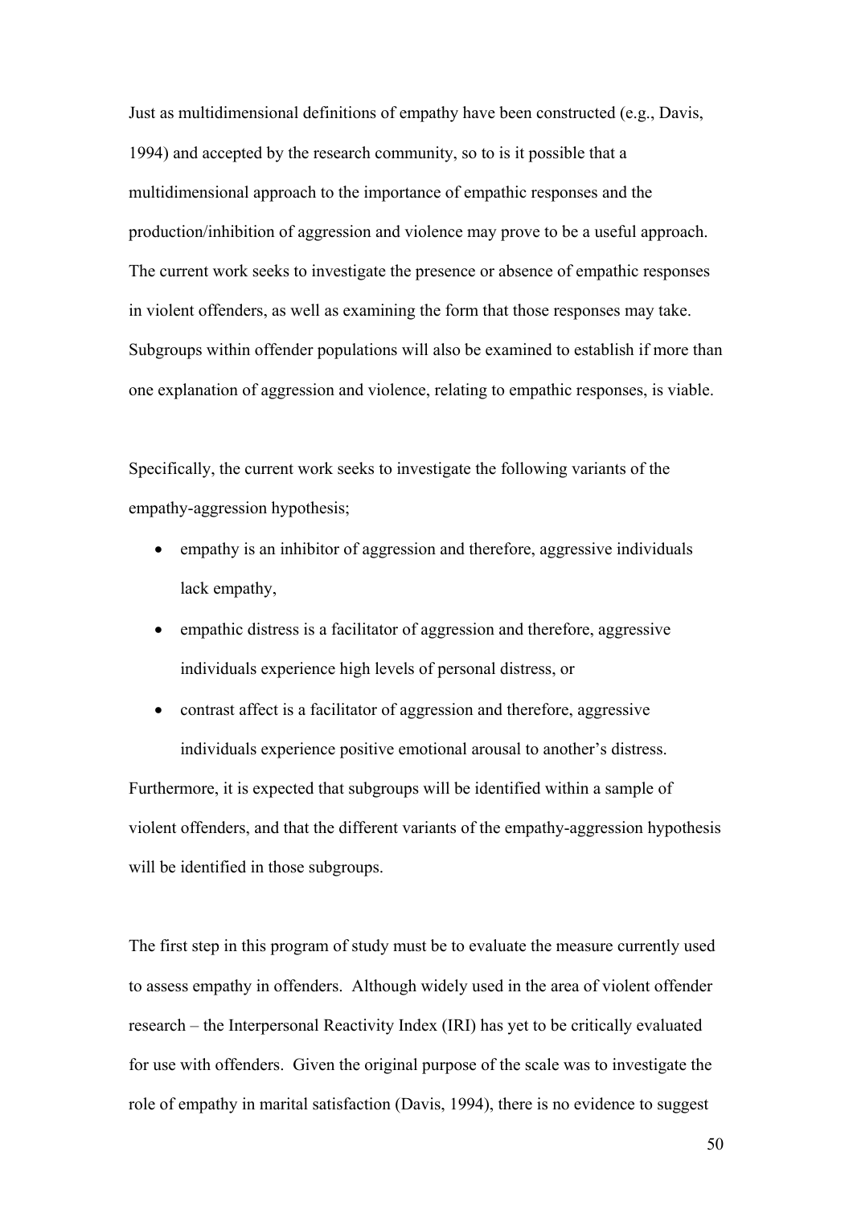Just as multidimensional definitions of empathy have been constructed (e.g., Davis, 1994) and accepted by the research community, so to is it possible that a multidimensional approach to the importance of empathic responses and the production/inhibition of aggression and violence may prove to be a useful approach. The current work seeks to investigate the presence or absence of empathic responses in violent offenders, as well as examining the form that those responses may take. Subgroups within offender populations will also be examined to establish if more than one explanation of aggression and violence, relating to empathic responses, is viable.

Specifically, the current work seeks to investigate the following variants of the empathy-aggression hypothesis;

- empathy is an inhibitor of aggression and therefore, aggressive individuals lack empathy,
- empathic distress is a facilitator of aggression and therefore, aggressive individuals experience high levels of personal distress, or
- contrast affect is a facilitator of aggression and therefore, aggressive individuals experience positive emotional arousal to another's distress.

Furthermore, it is expected that subgroups will be identified within a sample of violent offenders, and that the different variants of the empathy-aggression hypothesis will be identified in those subgroups.

The first step in this program of study must be to evaluate the measure currently used to assess empathy in offenders. Although widely used in the area of violent offender research – the Interpersonal Reactivity Index (IRI) has yet to be critically evaluated for use with offenders. Given the original purpose of the scale was to investigate the role of empathy in marital satisfaction (Davis, 1994), there is no evidence to suggest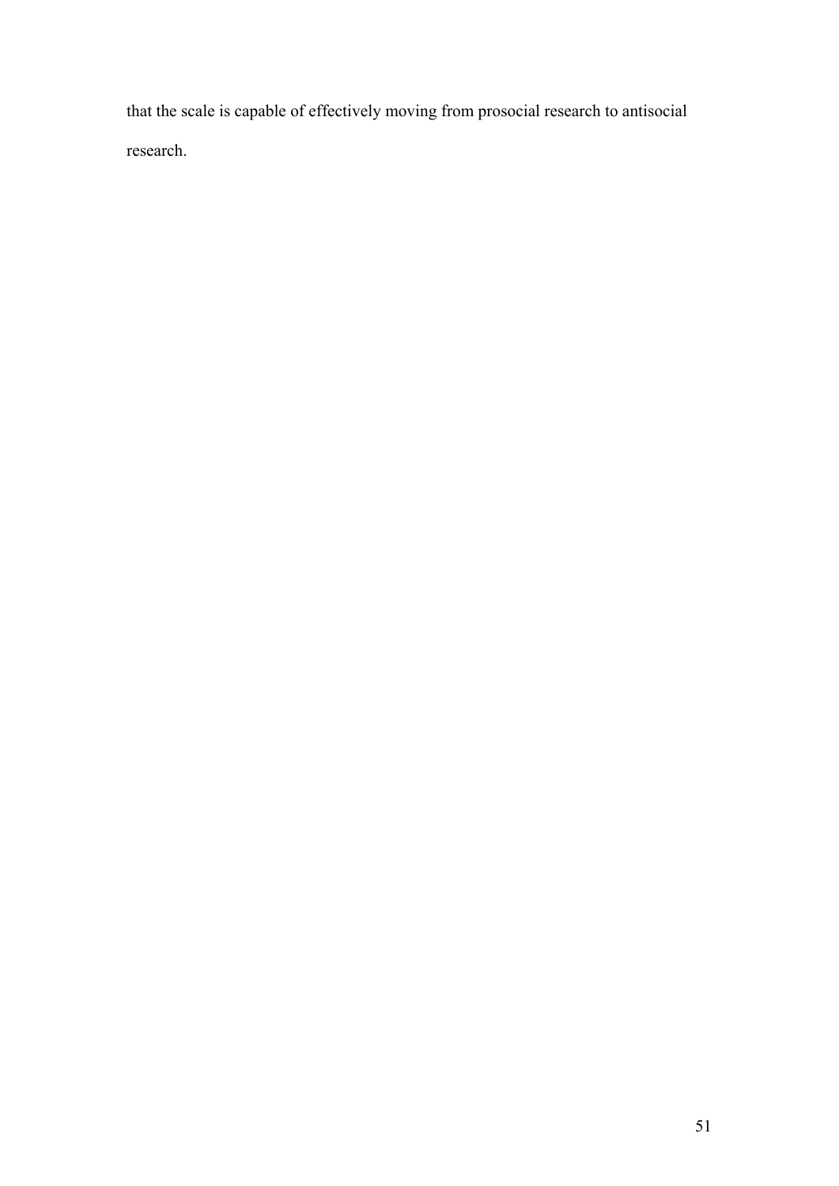that the scale is capable of effectively moving from prosocial research to antisocial research.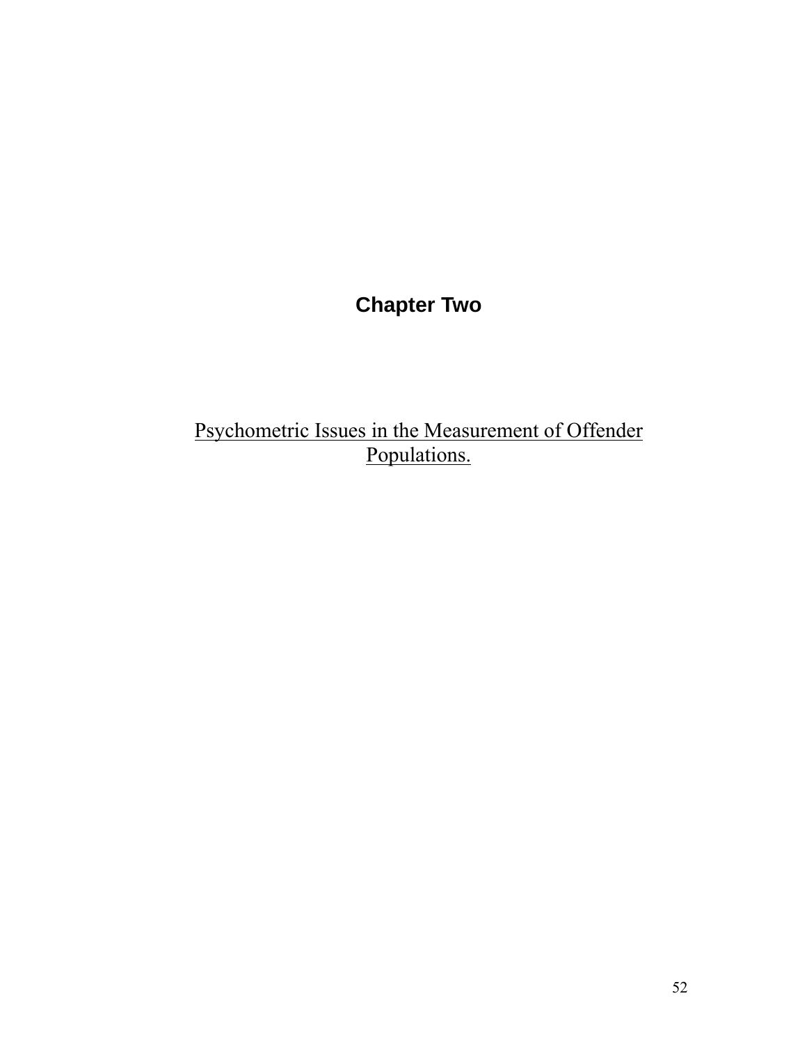# Chapter Two

## Psychometric Issues in the Measurement of Offender Populations.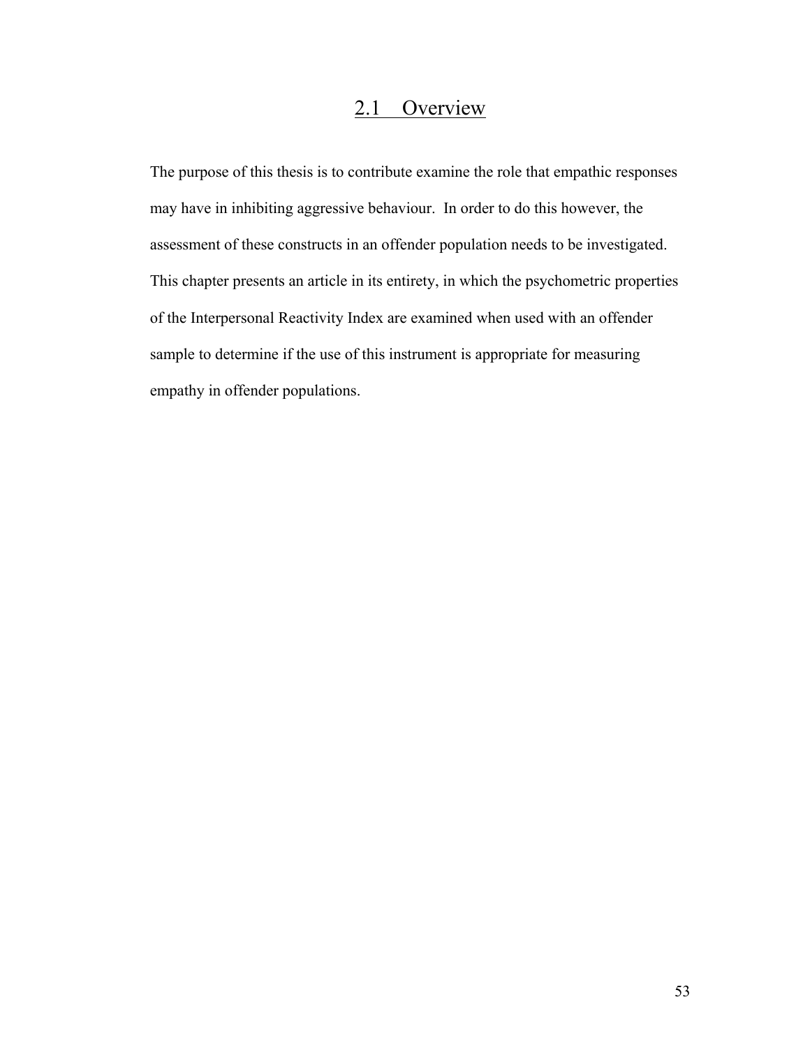## 2.1 Overview

The purpose of this thesis is to contribute examine the role that empathic responses may have in inhibiting aggressive behaviour. In order to do this however, the assessment of these constructs in an offender population needs to be investigated. This chapter presents an article in its entirety, in which the psychometric properties of the Interpersonal Reactivity Index are examined when used with an offender sample to determine if the use of this instrument is appropriate for measuring empathy in offender populations.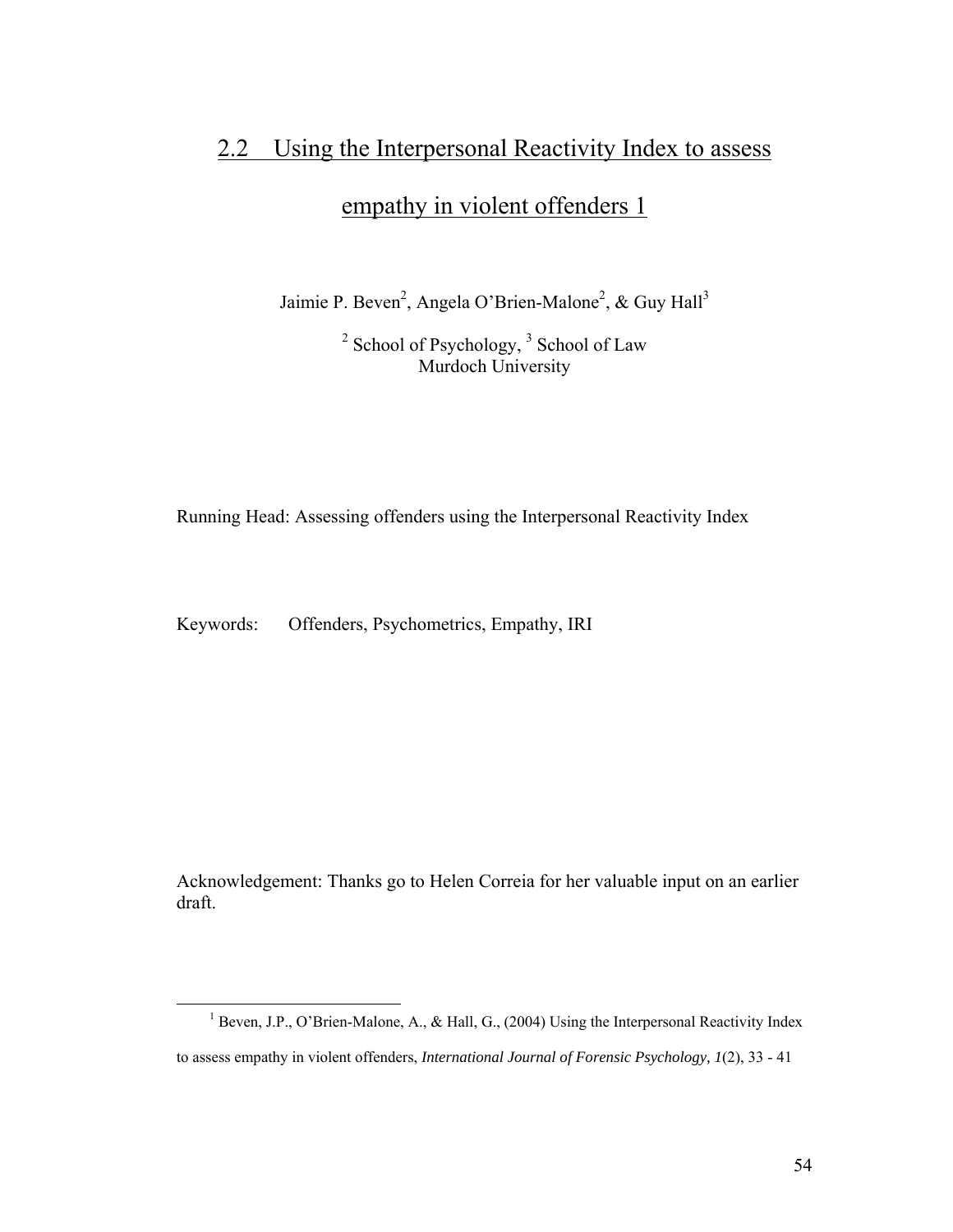## 2.2 Using the Interpersonal Reactivity Index to assess empathy in violent offenders [1]

Jaimie P. Beven[2], Angela O'Brien-Malone[2], & Guy Hall[3]

[2] School of Psychology, [3] School of Law
Murdoch University

Running Head: Assessing offenders using the Interpersonal Reactivity Index

Keywords: Offenders, Psychometrics, Empathy, IRI

Acknowledgement: Thanks go to Helen Correia for her valuable input on an earlier draft.

[1] Beven, J.P., O'Brien-Malone, A., & Hall, G., (2004) Using the Interpersonal Reactivity Index to assess empathy in violent offenders, *International Journal of Forensic Psychology, 1*(2), 33 - 41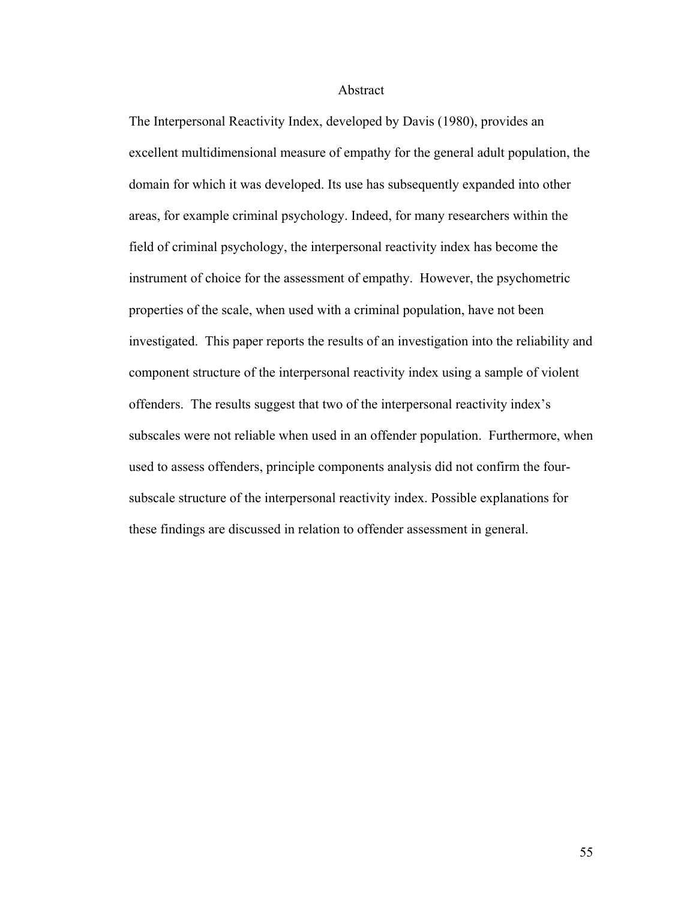## Abstract

The Interpersonal Reactivity Index, developed by Davis (1980), provides an excellent multidimensional measure of empathy for the general adult population, the domain for which it was developed. Its use has subsequently expanded into other areas, for example criminal psychology. Indeed, for many researchers within the field of criminal psychology, the interpersonal reactivity index has become the instrument of choice for the assessment of empathy. However, the psychometric properties of the scale, when used with a criminal population, have not been investigated. This paper reports the results of an investigation into the reliability and component structure of the interpersonal reactivity index using a sample of violent offenders. The results suggest that two of the interpersonal reactivity index's subscales were not reliable when used in an offender population. Furthermore, when used to assess offenders, principle components analysis did not confirm the four-subscale structure of the interpersonal reactivity index. Possible explanations for these findings are discussed in relation to offender assessment in general.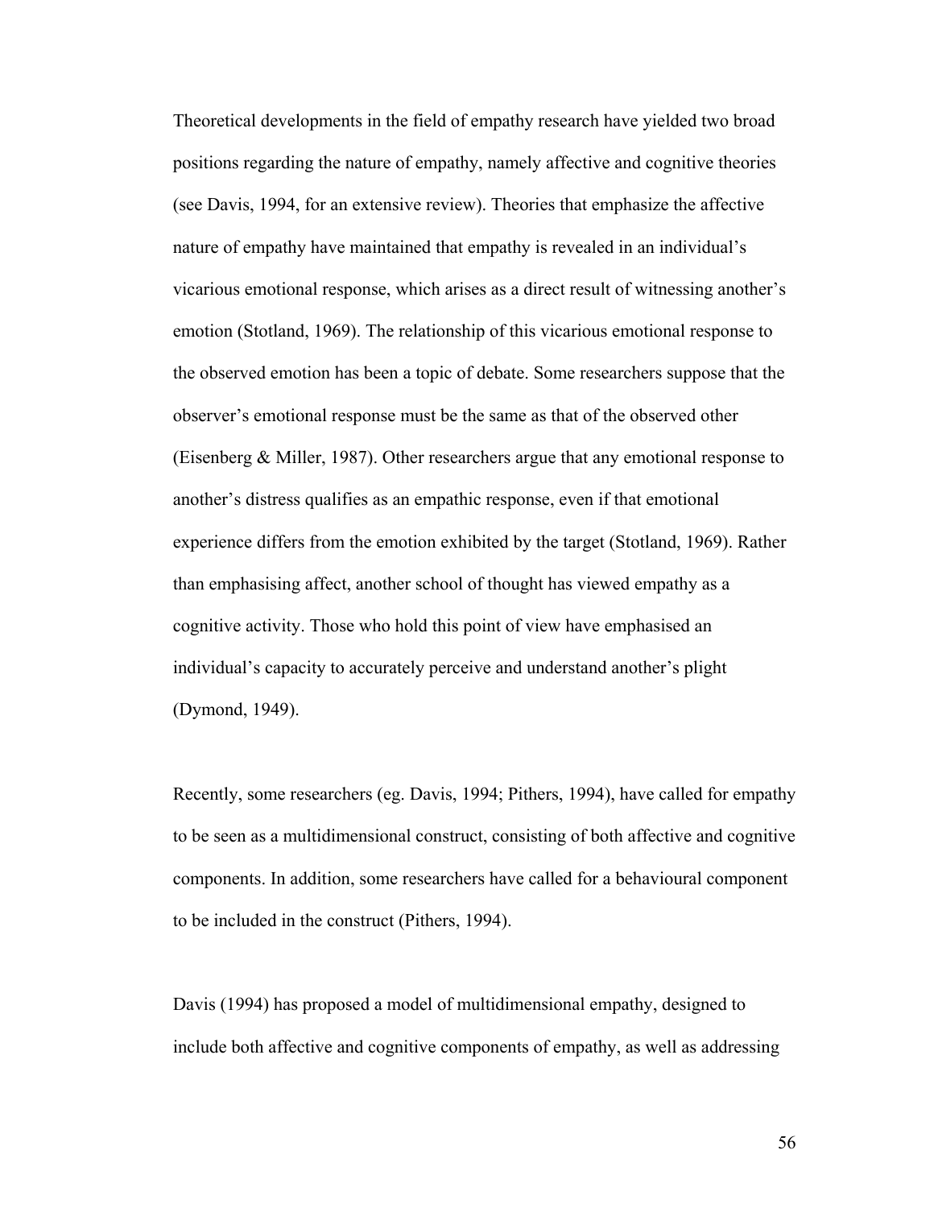Theoretical developments in the field of empathy research have yielded two broad positions regarding the nature of empathy, namely affective and cognitive theories (see Davis, 1994, for an extensive review). Theories that emphasize the affective nature of empathy have maintained that empathy is revealed in an individual's vicarious emotional response, which arises as a direct result of witnessing another's emotion (Stotland, 1969). The relationship of this vicarious emotional response to the observed emotion has been a topic of debate. Some researchers suppose that the observer's emotional response must be the same as that of the observed other (Eisenberg & Miller, 1987). Other researchers argue that any emotional response to another's distress qualifies as an empathic response, even if that emotional experience differs from the emotion exhibited by the target (Stotland, 1969). Rather than emphasising affect, another school of thought has viewed empathy as a cognitive activity. Those who hold this point of view have emphasised an individual's capacity to accurately perceive and understand another's plight (Dymond, 1949).

Recently, some researchers (eg. Davis, 1994; Pithers, 1994), have called for empathy to be seen as a multidimensional construct, consisting of both affective and cognitive components. In addition, some researchers have called for a behavioural component to be included in the construct (Pithers, 1994).

Davis (1994) has proposed a model of multidimensional empathy, designed to include both affective and cognitive components of empathy, as well as addressing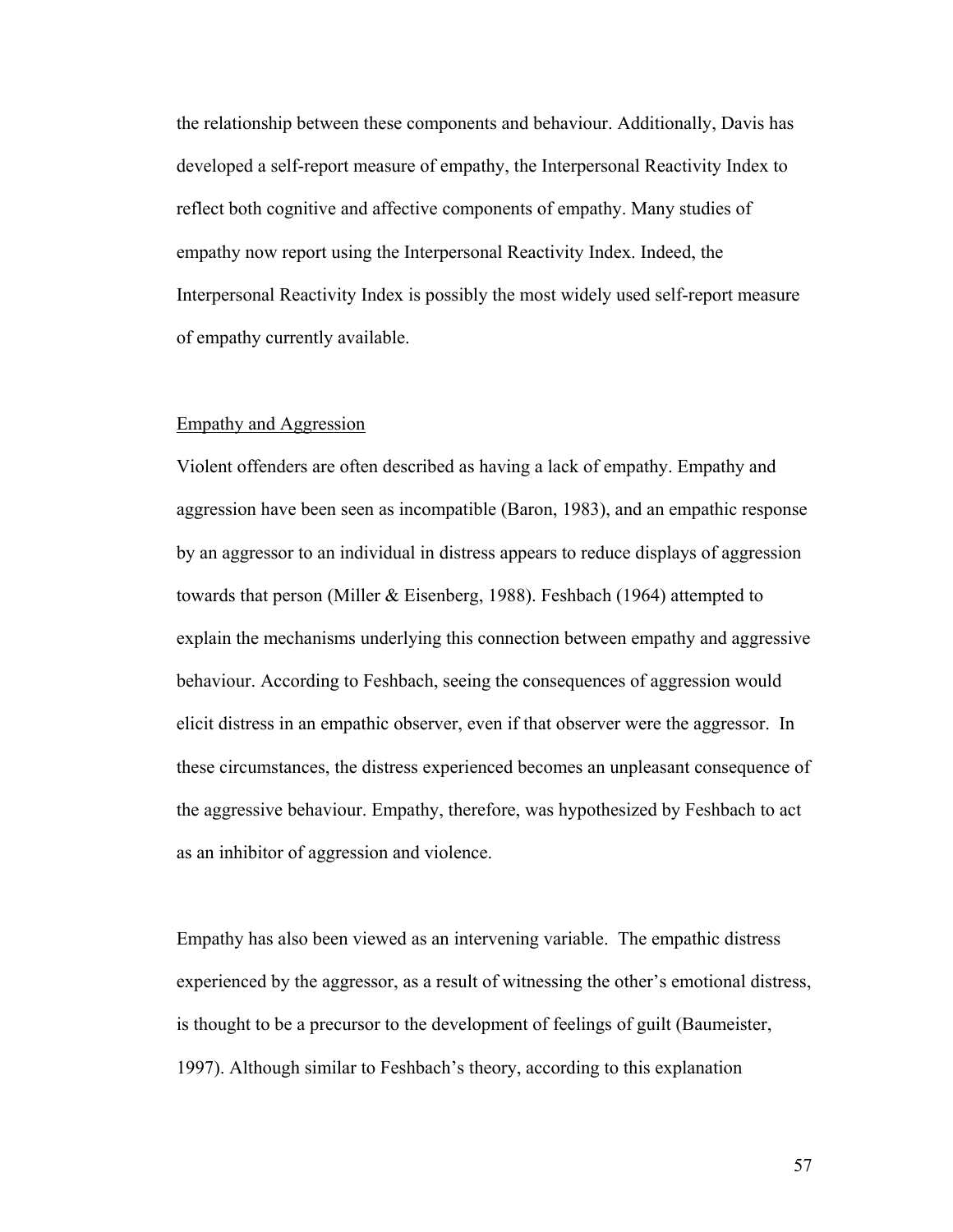the relationship between these components and behaviour. Additionally, Davis has developed a self-report measure of empathy, the Interpersonal Reactivity Index to reflect both cognitive and affective components of empathy. Many studies of empathy now report using the Interpersonal Reactivity Index. Indeed, the Interpersonal Reactivity Index is possibly the most widely used self-report measure of empathy currently available.

## Empathy and Aggression

Violent offenders are often described as having a lack of empathy. Empathy and aggression have been seen as incompatible (Baron, 1983), and an empathic response by an aggressor to an individual in distress appears to reduce displays of aggression towards that person (Miller & Eisenberg, 1988). Feshbach (1964) attempted to explain the mechanisms underlying this connection between empathy and aggressive behaviour. According to Feshbach, seeing the consequences of aggression would elicit distress in an empathic observer, even if that observer were the aggressor. In these circumstances, the distress experienced becomes an unpleasant consequence of the aggressive behaviour. Empathy, therefore, was hypothesized by Feshbach to act as an inhibitor of aggression and violence.

Empathy has also been viewed as an intervening variable. The empathic distress experienced by the aggressor, as a result of witnessing the other's emotional distress, is thought to be a precursor to the development of feelings of guilt (Baumeister, 1997). Although similar to Feshbach's theory, according to this explanation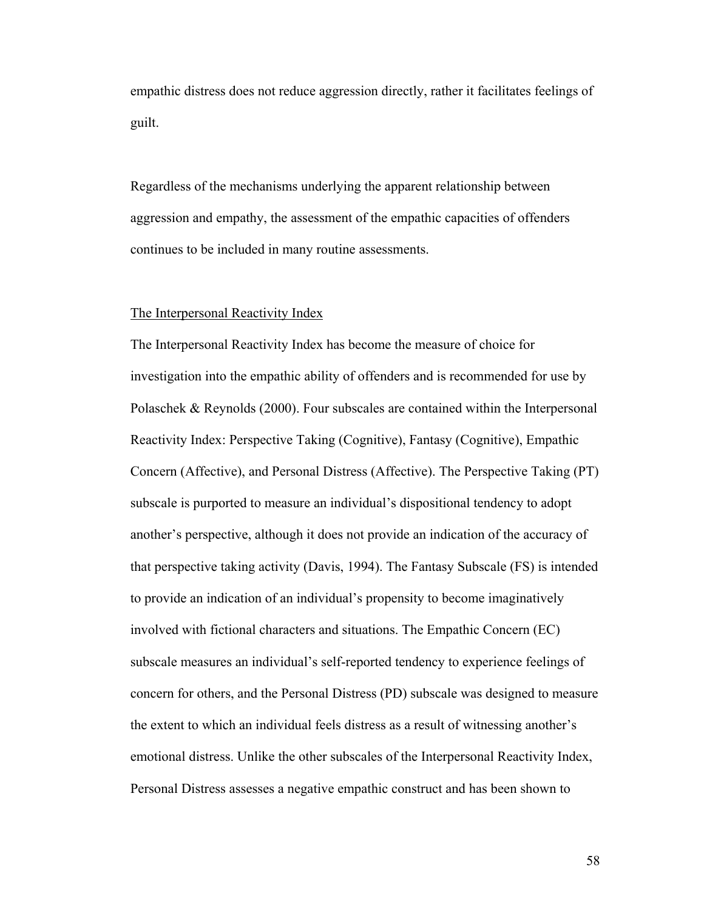empathic distress does not reduce aggression directly, rather it facilitates feelings of guilt.

Regardless of the mechanisms underlying the apparent relationship between aggression and empathy, the assessment of the empathic capacities of offenders continues to be included in many routine assessments.

### The Interpersonal Reactivity Index

The Interpersonal Reactivity Index has become the measure of choice for investigation into the empathic ability of offenders and is recommended for use by Polaschek & Reynolds (2000). Four subscales are contained within the Interpersonal Reactivity Index: Perspective Taking (Cognitive), Fantasy (Cognitive), Empathic Concern (Affective), and Personal Distress (Affective). The Perspective Taking (PT) subscale is purported to measure an individual's dispositional tendency to adopt another's perspective, although it does not provide an indication of the accuracy of that perspective taking activity (Davis, 1994). The Fantasy Subscale (FS) is intended to provide an indication of an individual's propensity to become imaginatively involved with fictional characters and situations. The Empathic Concern (EC) subscale measures an individual's self-reported tendency to experience feelings of concern for others, and the Personal Distress (PD) subscale was designed to measure the extent to which an individual feels distress as a result of witnessing another's emotional distress. Unlike the other subscales of the Interpersonal Reactivity Index, Personal Distress assesses a negative empathic construct and has been shown to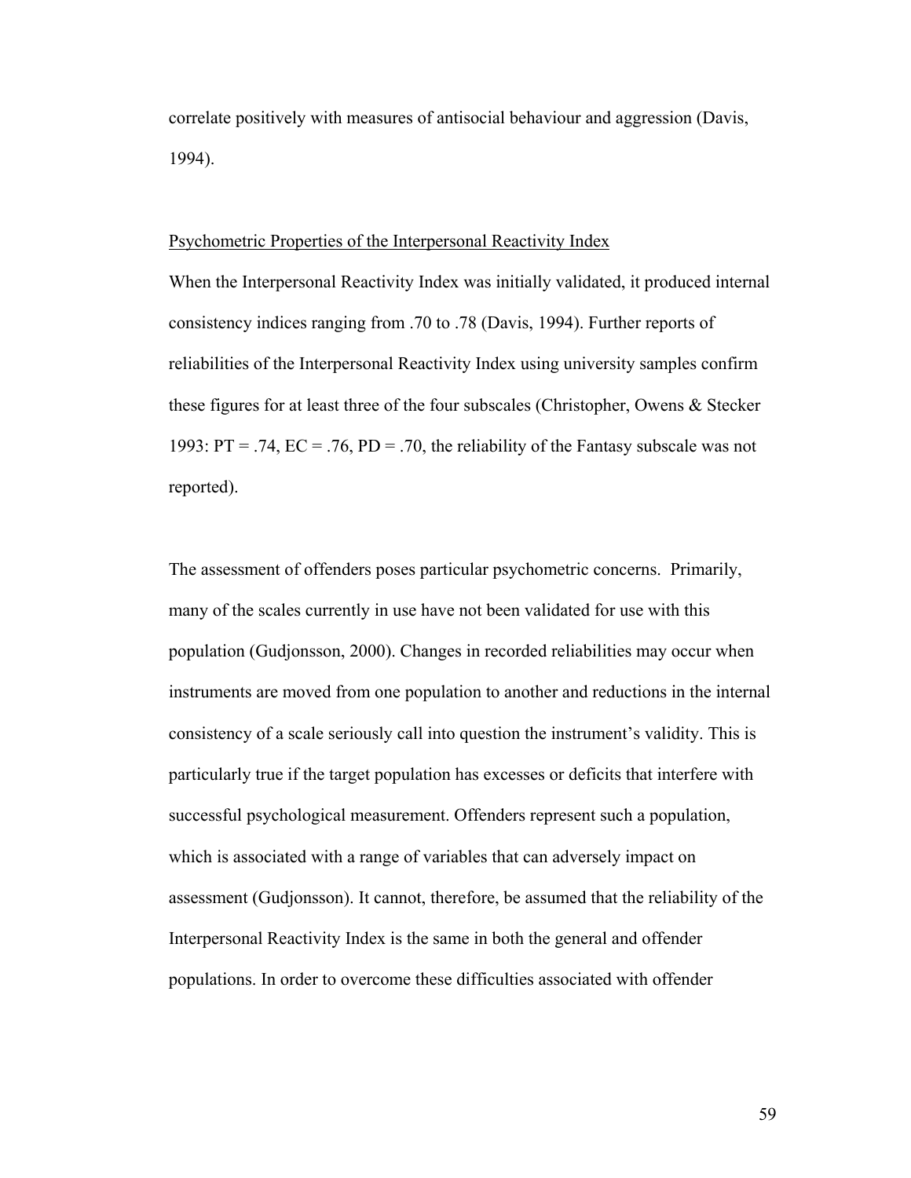correlate positively with measures of antisocial behaviour and aggression (Davis, 1994).

<u>Psychometric Properties of the Interpersonal Reactivity Index</u>

When the Interpersonal Reactivity Index was initially validated, it produced internal consistency indices ranging from .70 to .78 (Davis, 1994). Further reports of reliabilities of the Interpersonal Reactivity Index using university samples confirm these figures for at least three of the four subscales (Christopher, Owens & Stecker 1993: PT = .74, EC = .76, PD = .70, the reliability of the Fantasy subscale was not reported).

The assessment of offenders poses particular psychometric concerns. Primarily, many of the scales currently in use have not been validated for use with this population (Gudjonsson, 2000). Changes in recorded reliabilities may occur when instruments are moved from one population to another and reductions in the internal consistency of a scale seriously call into question the instrument's validity. This is particularly true if the target population has excesses or deficits that interfere with successful psychological measurement. Offenders represent such a population, which is associated with a range of variables that can adversely impact on assessment (Gudjonsson). It cannot, therefore, be assumed that the reliability of the Interpersonal Reactivity Index is the same in both the general and offender populations. In order to overcome these difficulties associated with offender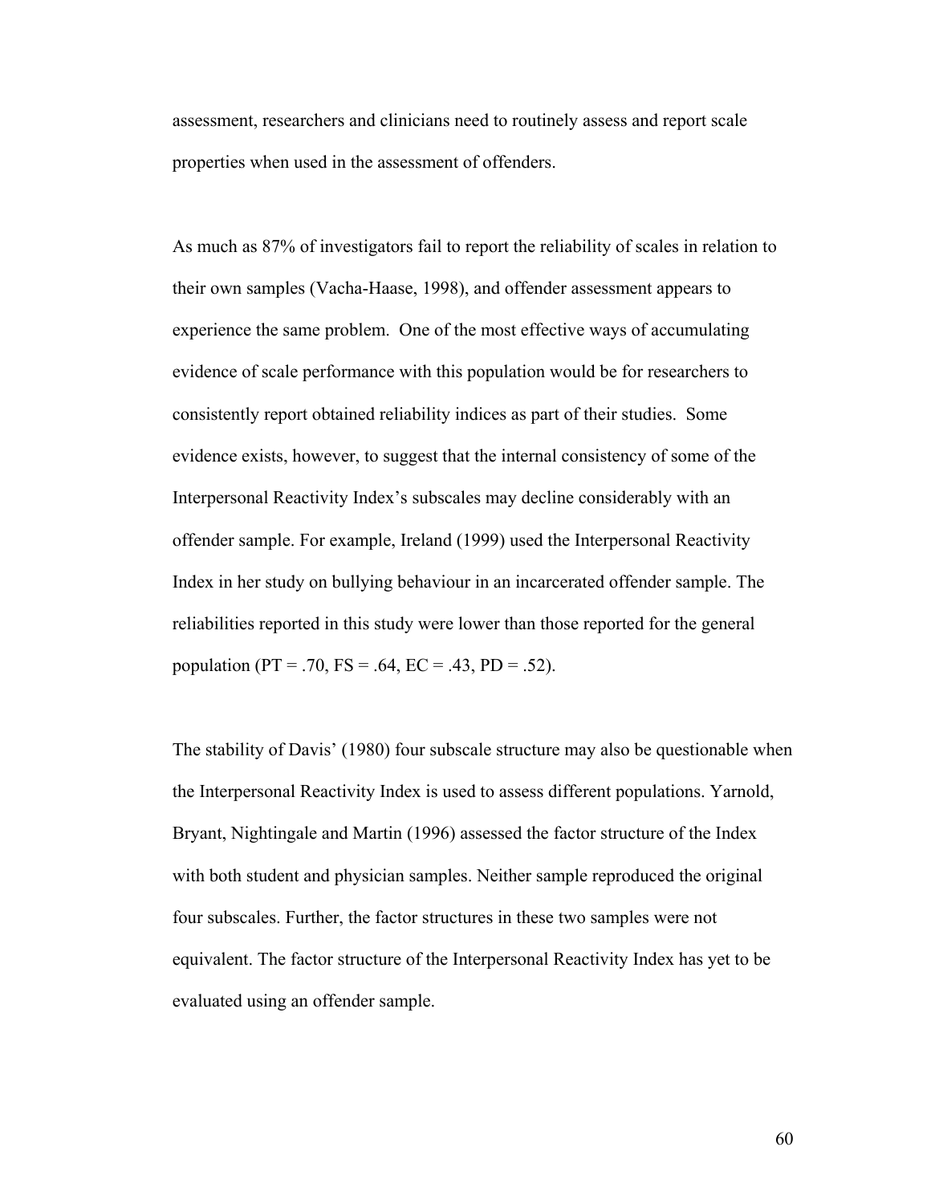assessment, researchers and clinicians need to routinely assess and report scale properties when used in the assessment of offenders.

As much as 87% of investigators fail to report the reliability of scales in relation to their own samples (Vacha-Haase, 1998), and offender assessment appears to experience the same problem. One of the most effective ways of accumulating evidence of scale performance with this population would be for researchers to consistently report obtained reliability indices as part of their studies. Some evidence exists, however, to suggest that the internal consistency of some of the Interpersonal Reactivity Index's subscales may decline considerably with an offender sample. For example, Ireland (1999) used the Interpersonal Reactivity Index in her study on bullying behaviour in an incarcerated offender sample. The reliabilities reported in this study were lower than those reported for the general population (PT = .70, FS = .64, EC = .43, PD = .52).

The stability of Davis' (1980) four subscale structure may also be questionable when the Interpersonal Reactivity Index is used to assess different populations. Yarnold, Bryant, Nightingale and Martin (1996) assessed the factor structure of the Index with both student and physician samples. Neither sample reproduced the original four subscales. Further, the factor structures in these two samples were not equivalent. The factor structure of the Interpersonal Reactivity Index has yet to be evaluated using an offender sample.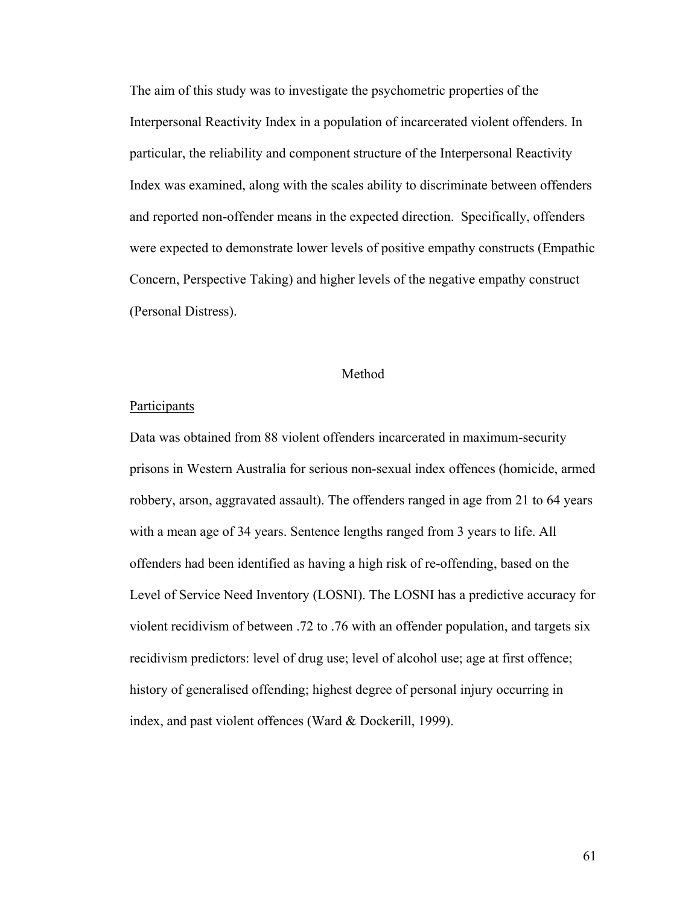The aim of this study was to investigate the psychometric properties of the Interpersonal Reactivity Index in a population of incarcerated violent offenders. In particular, the reliability and component structure of the Interpersonal Reactivity Index was examined, along with the scales ability to discriminate between offenders and reported non-offender means in the expected direction. Specifically, offenders were expected to demonstrate lower levels of positive empathy constructs (Empathic Concern, Perspective Taking) and higher levels of the negative empathy construct (Personal Distress).

## Method

### Participants

Data was obtained from 88 violent offenders incarcerated in maximum-security prisons in Western Australia for serious non-sexual index offences (homicide, armed robbery, arson, aggravated assault). The offenders ranged in age from 21 to 64 years with a mean age of 34 years. Sentence lengths ranged from 3 years to life. All offenders had been identified as having a high risk of re-offending, based on the Level of Service Need Inventory (LOSNI). The LOSNI has a predictive accuracy for violent recidivism of between .72 to .76 with an offender population, and targets six recidivism predictors: level of drug use; level of alcohol use; age at first offence; history of generalised offending; highest degree of personal injury occurring in index, and past violent offences (Ward & Dockerill, 1999).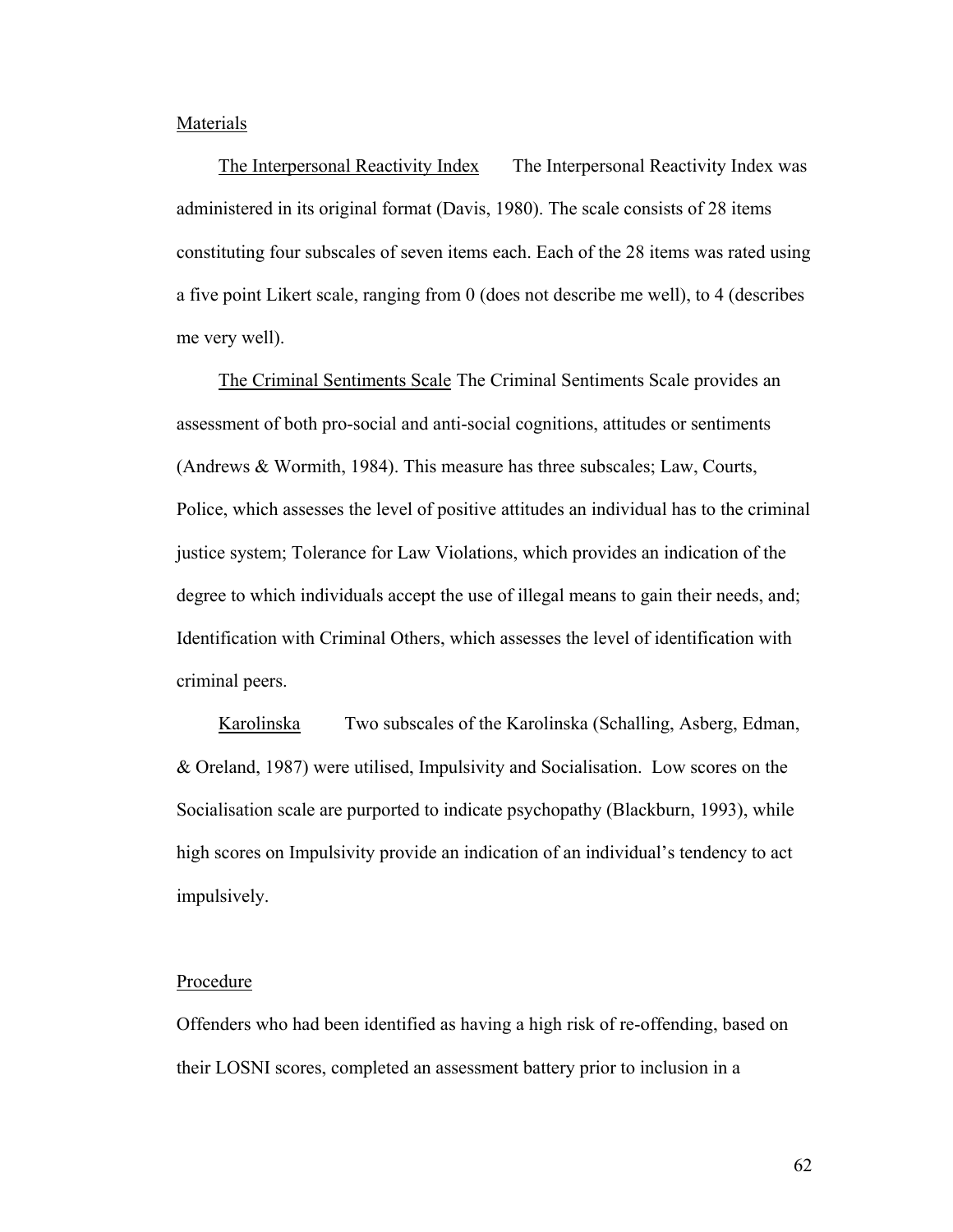## Materials

The Interpersonal Reactivity Index The Interpersonal Reactivity Index was administered in its original format (Davis, 1980). The scale consists of 28 items constituting four subscales of seven items each. Each of the 28 items was rated using a five point Likert scale, ranging from 0 (does not describe me well), to 4 (describes me very well).

The Criminal Sentiments Scale The Criminal Sentiments Scale provides an assessment of both pro-social and anti-social cognitions, attitudes or sentiments (Andrews & Wormith, 1984). This measure has three subscales; Law, Courts, Police, which assesses the level of positive attitudes an individual has to the criminal justice system; Tolerance for Law Violations, which provides an indication of the degree to which individuals accept the use of illegal means to gain their needs, and; Identification with Criminal Others, which assesses the level of identification with criminal peers.

Karolinska Two subscales of the Karolinska (Schalling, Asberg, Edman, & Oreland, 1987) were utilised, Impulsivity and Socialisation. Low scores on the Socialisation scale are purported to indicate psychopathy (Blackburn, 1993), while high scores on Impulsivity provide an indication of an individual's tendency to act impulsively.

## Procedure

Offenders who had been identified as having a high risk of re-offending, based on their LOSNI scores, completed an assessment battery prior to inclusion in a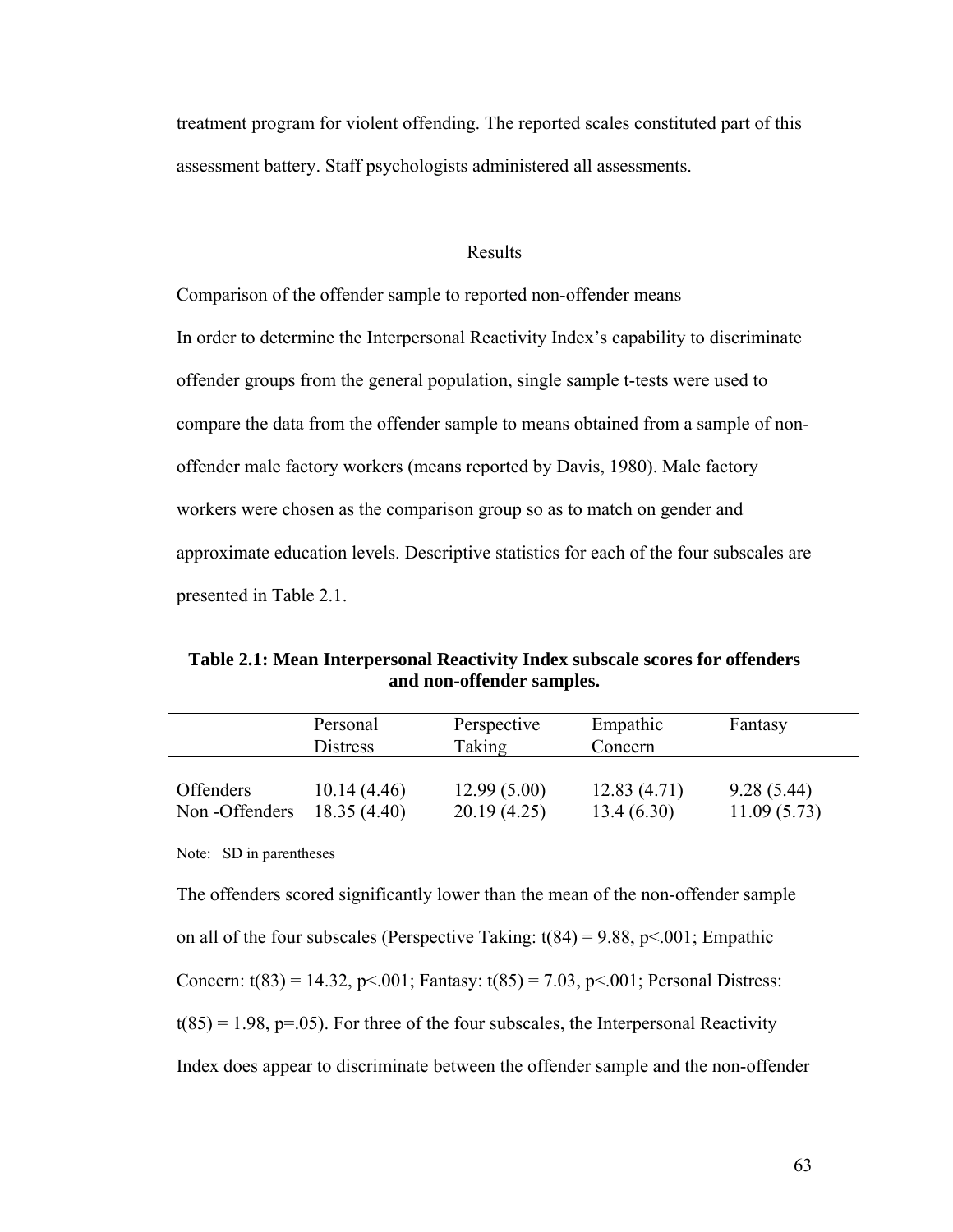treatment program for violent offending. The reported scales constituted part of this assessment battery. Staff psychologists administered all assessments.

## Results

Comparison of the offender sample to reported non-offender means

In order to determine the Interpersonal Reactivity Index's capability to discriminate offender groups from the general population, single sample t-tests were used to compare the data from the offender sample to means obtained from a sample of non-offender male factory workers (means reported by Davis, 1980). Male factory workers were chosen as the comparison group so as to match on gender and approximate education levels. Descriptive statistics for each of the four subscales are presented in Table 2.1.

**Table 2.1: Mean Interpersonal Reactivity Index subscale scores for offenders and non-offender samples.**

| | Personal Distress | Perspective Taking | Empathic Concern | Fantasy |
|---|---|---|---|---|
| Offenders | 10.14 (4.46) | 12.99 (5.00) | 12.83 (4.71) | 9.28 (5.44) |
| Non -Offenders | 18.35 (4.40) | 20.19 (4.25) | 13.4 (6.30) | 11.09 (5.73) |

Note: SD in parentheses

The offenders scored significantly lower than the mean of the non-offender sample on all of the four subscales (Perspective Taking: $t(84) = 9.88$, $p<.001$; Empathic Concern: $t(83) = 14.32$, $p<.001$; Fantasy: $t(85) = 7.03$, $p<.001$; Personal Distress: $t(85) = 1.98$, $p=.05$). For three of the four subscales, the Interpersonal Reactivity Index does appear to discriminate between the offender sample and the non-offender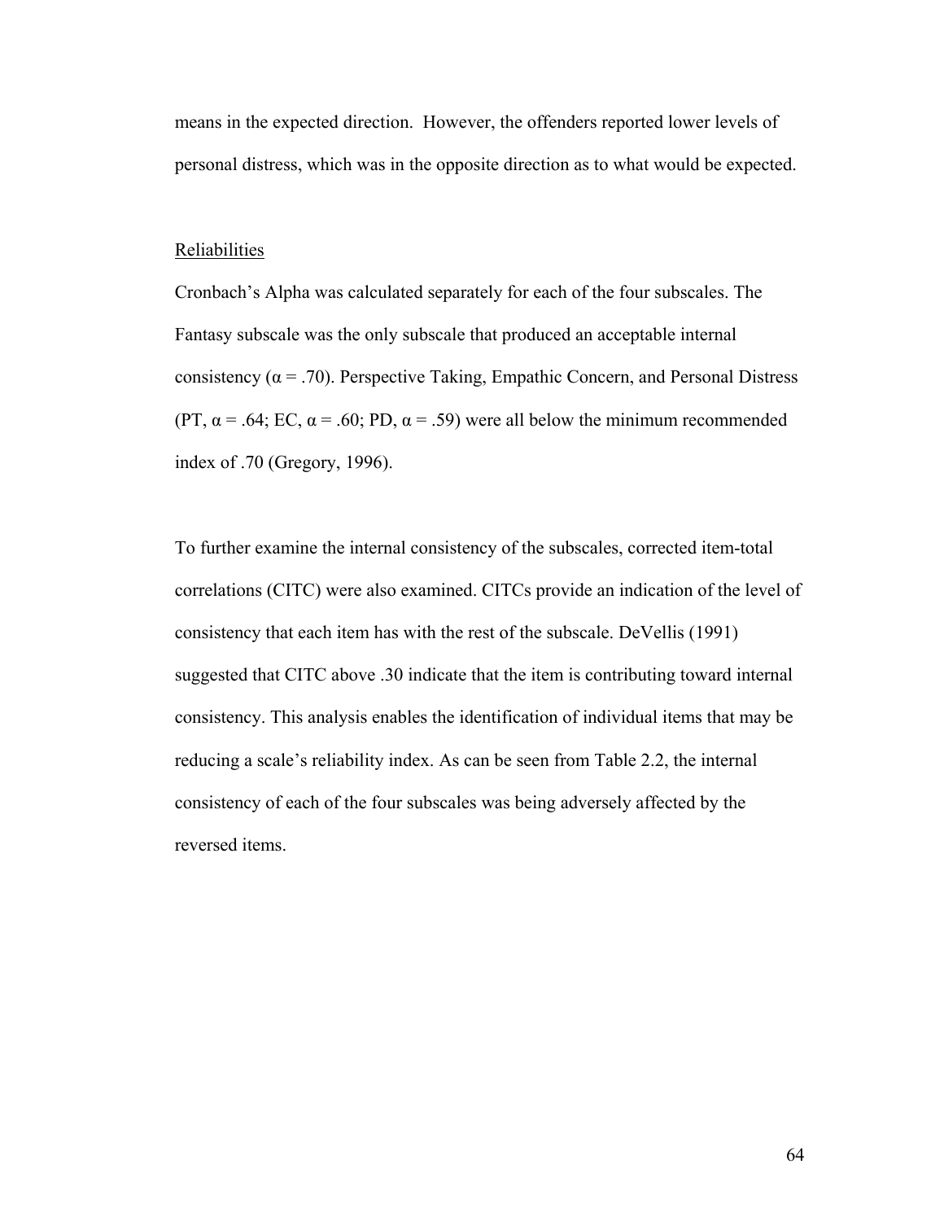means in the expected direction. However, the offenders reported lower levels of personal distress, which was in the opposite direction as to what would be expected.

## Reliabilities

Cronbach's Alpha was calculated separately for each of the four subscales. The Fantasy subscale was the only subscale that produced an acceptable internal consistency ($\alpha = .70$). Perspective Taking, Empathic Concern, and Personal Distress (PT, $\alpha = .64$; EC, $\alpha = .60$; PD, $\alpha = .59$) were all below the minimum recommended index of .70 (Gregory, 1996).

To further examine the internal consistency of the subscales, corrected item-total correlations (CITC) were also examined. CITCs provide an indication of the level of consistency that each item has with the rest of the subscale. DeVellis (1991) suggested that CITC above .30 indicate that the item is contributing toward internal consistency. This analysis enables the identification of individual items that may be reducing a scale's reliability index. As can be seen from Table 2.2, the internal consistency of each of the four subscales was being adversely affected by the reversed items.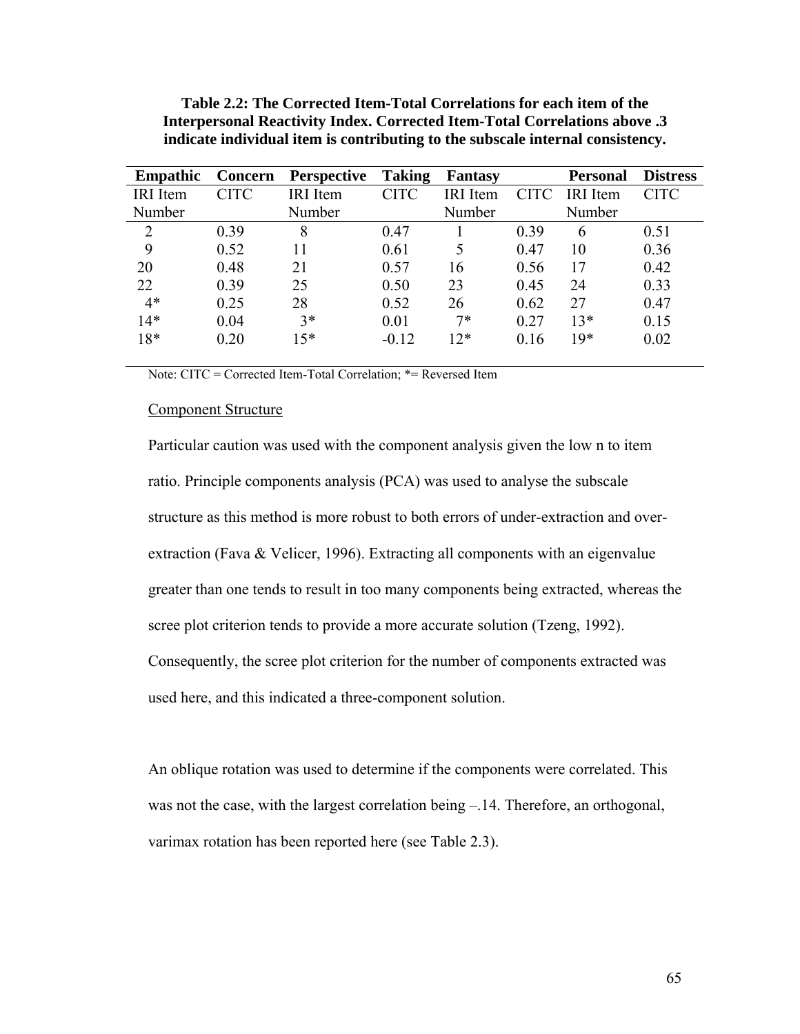**Table 2.2: The Corrected Item-Total Correlations for each item of the Interpersonal Reactivity Index. Corrected Item-Total Correlations above .3 indicate individual item is contributing to the subscale internal consistency.**

| Empathic Concern | | Perspective Taking | | Fantasy | | Personal Distress | |
|---|---|---|---|---|---|---|---|
| IRI Item Number | CITC | IRI Item Number | CITC | IRI Item Number | CITC | IRI Item Number | CITC |
| 2 | 0.39 | 8 | 0.47 | 1 | 0.39 | 6 | 0.51 |
| 9 | 0.52 | 11 | 0.61 | 5 | 0.47 | 10 | 0.36 |
| 20 | 0.48 | 21 | 0.57 | 16 | 0.56 | 17 | 0.42 |
| 22 | 0.39 | 25 | 0.50 | 23 | 0.45 | 24 | 0.33 |
| 4* | 0.25 | 28 | 0.52 | 26 | 0.62 | 27 | 0.47 |
| 14* | 0.04 | 3* | 0.01 | 7* | 0.27 | 13* | 0.15 |
| 18* | 0.20 | 15* | -0.12 | 12* | 0.16 | 19* | 0.02 |

Note: CITC = Corrected Item-Total Correlation; *= Reversed Item

Component Structure

Particular caution was used with the component analysis given the low n to item ratio. Principle components analysis (PCA) was used to analyse the subscale structure as this method is more robust to both errors of under-extraction and over-extraction (Fava & Velicer, 1996). Extracting all components with an eigenvalue greater than one tends to result in too many components being extracted, whereas the scree plot criterion tends to provide a more accurate solution (Tzeng, 1992). Consequently, the scree plot criterion for the number of components extracted was used here, and this indicated a three-component solution.

An oblique rotation was used to determine if the components were correlated. This was not the case, with the largest correlation being –.14. Therefore, an orthogonal, varimax rotation has been reported here (see Table 2.3).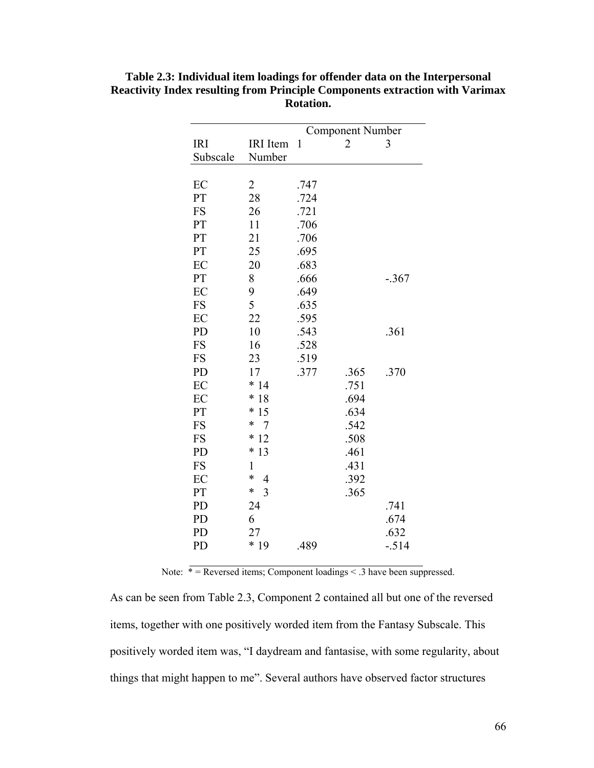**Table 2.3: Individual item loadings for offender data on the Interpersonal Reactivity Index resulting from Principle Components extraction with Varimax Rotation.**

| IRI Subscale | IRI Item Number | Component Number 1 | 2 | 3 |
|---|---|---|---|---|
| EC | 2 | .747 | | |
| PT | 28 | .724 | | |
| FS | 26 | .721 | | |
| PT | 11 | .706 | | |
| PT | 21 | .706 | | |
| PT | 25 | .695 | | |
| EC | 20 | .683 | | |
| PT | 8 | .666 | | -.367 |
| EC | 9 | .649 | | |
| FS | 5 | .635 | | |
| EC | 22 | .595 | | |
| PD | 10 | .543 | | .361 |
| FS | 16 | .528 | | |
| FS | 23 | .519 | | |
| PD | 17 | .377 | .365 | .370 |
| EC | * 14 | | .751 | |
| EC | * 18 | | .694 | |
| PT | * 15 | | .634 | |
| FS | * 7 | | .542 | |
| FS | * 12 | | .508 | |
| PD | * 13 | | .461 | |
| FS | 1 | | .431 | |
| EC | * 4 | | .392 | |
| PT | * 3 | | .365 | |
| PD | 24 | | | .741 |
| PD | 6 | | | .674 |
| PD | 27 | | | .632 |
| PD | * 19 | .489 | | -.514 |

Note: * = Reversed items; Component loadings < .3 have been suppressed.

As can be seen from Table 2.3, Component 2 contained all but one of the reversed items, together with one positively worded item from the Fantasy Subscale. This positively worded item was, "I daydream and fantasise, with some regularity, about things that might happen to me". Several authors have observed factor structures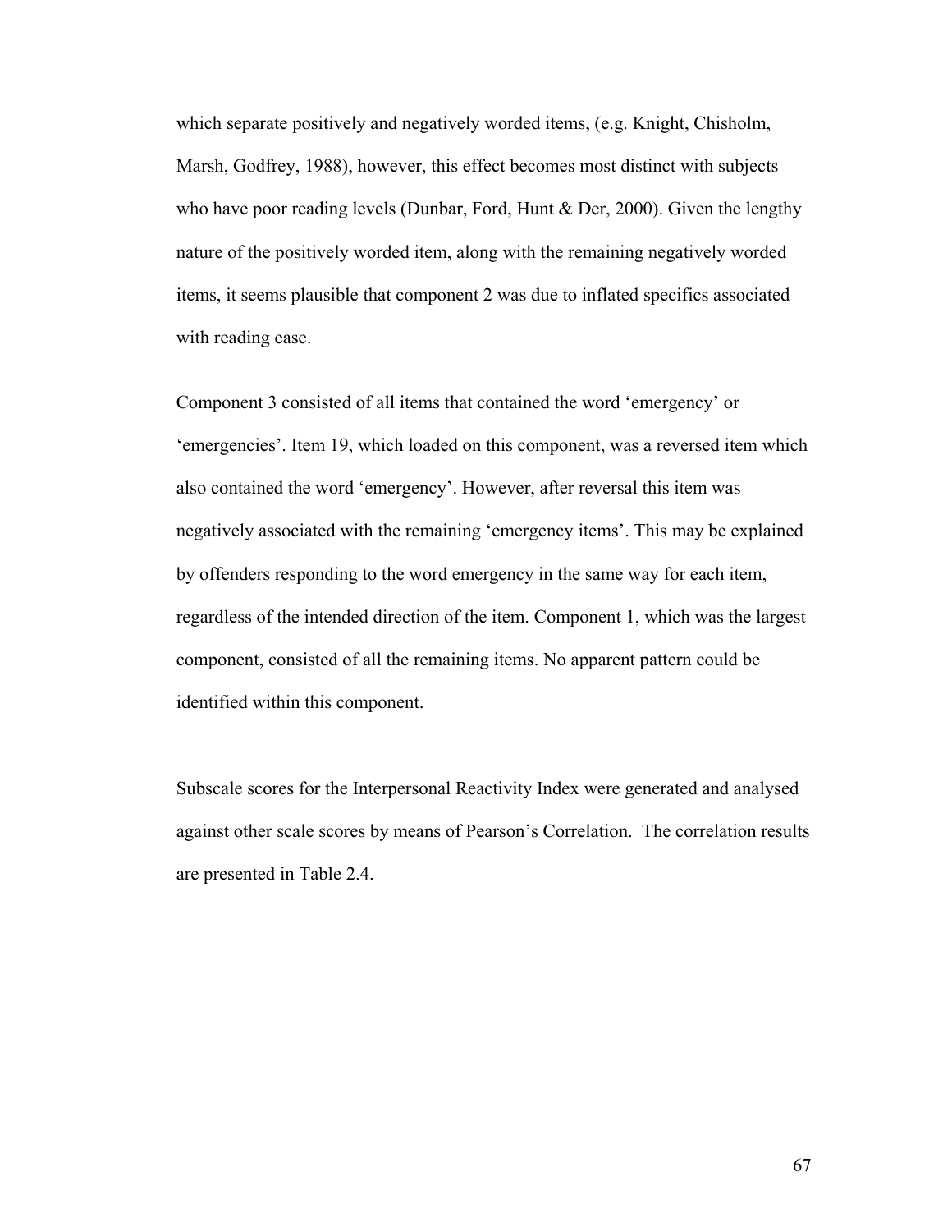which separate positively and negatively worded items, (e.g. Knight, Chisholm, Marsh, Godfrey, 1988), however, this effect becomes most distinct with subjects who have poor reading levels (Dunbar, Ford, Hunt & Der, 2000). Given the lengthy nature of the positively worded item, along with the remaining negatively worded items, it seems plausible that component 2 was due to inflated specifics associated with reading ease.

Component 3 consisted of all items that contained the word 'emergency' or 'emergencies'. Item 19, which loaded on this component, was a reversed item which also contained the word 'emergency'. However, after reversal this item was negatively associated with the remaining 'emergency items'. This may be explained by offenders responding to the word emergency in the same way for each item, regardless of the intended direction of the item. Component 1, which was the largest component, consisted of all the remaining items. No apparent pattern could be identified within this component.

Subscale scores for the Interpersonal Reactivity Index were generated and analysed against other scale scores by means of Pearson's Correlation. The correlation results are presented in Table 2.4.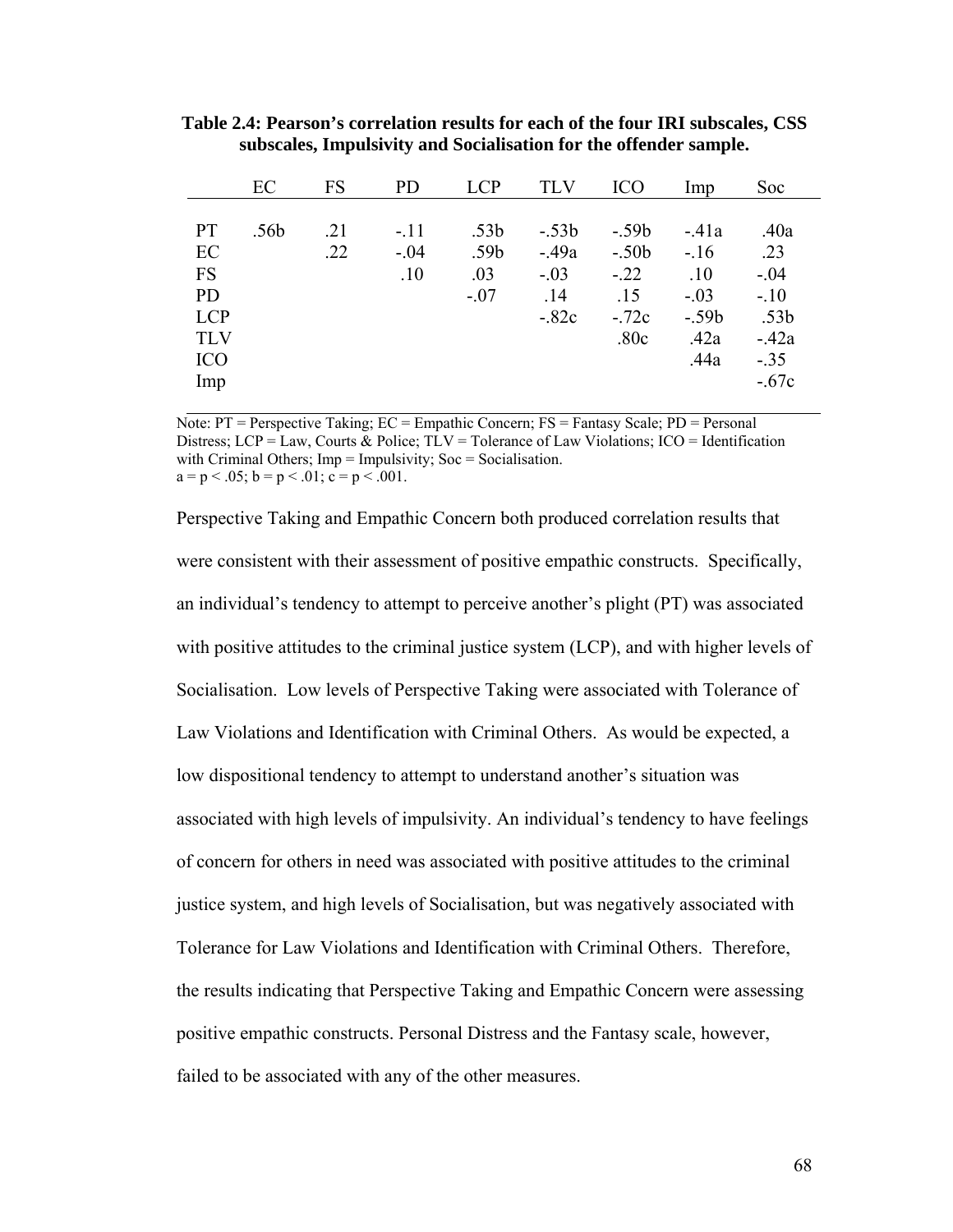**Table 2.4: Pearson's correlation results for each of the four IRI subscales, CSS subscales, Impulsivity and Socialisation for the offender sample.**

| | EC | FS | PD | LCP | TLV | ICO | Imp | Soc |
|---|---|---|---|---|---|---|---|---|
| PT | .56b | .21 | -.11 | .53b | -.53b | -.59b | -.41a | .40a |
| EC | | .22 | -.04 | .59b | -.49a | -.50b | -.16 | .23 |
| FS | | | .10 | .03 | -.03 | -.22 | .10 | -.04 |
| PD | | | | -.07 | .14 | .15 | -.03 | -.10 |
| LCP | | | | | -.82c | -.72c | -.59b | .53b |
| TLV | | | | | | .80c | .42a | -.42a |
| ICO | | | | | | | .44a | -.35 |
| Imp | | | | | | | | -.67c |

Note: PT = Perspective Taking; EC = Empathic Concern; FS = Fantasy Scale; PD = Personal Distress; LCP = Law, Courts & Police; TLV = Tolerance of Law Violations; ICO = Identification with Criminal Others; Imp = Impulsivity; Soc = Socialisation.
a = $p < .05$; b = $p < .01$; c = $p < .001$.

Perspective Taking and Empathic Concern both produced correlation results that were consistent with their assessment of positive empathic constructs. Specifically, an individual's tendency to attempt to perceive another's plight (PT) was associated with positive attitudes to the criminal justice system (LCP), and with higher levels of Socialisation. Low levels of Perspective Taking were associated with Tolerance of Law Violations and Identification with Criminal Others. As would be expected, a low dispositional tendency to attempt to understand another's situation was associated with high levels of impulsivity. An individual's tendency to have feelings of concern for others in need was associated with positive attitudes to the criminal justice system, and high levels of Socialisation, but was negatively associated with Tolerance for Law Violations and Identification with Criminal Others. Therefore, the results indicating that Perspective Taking and Empathic Concern were assessing positive empathic constructs. Personal Distress and the Fantasy scale, however, failed to be associated with any of the other measures.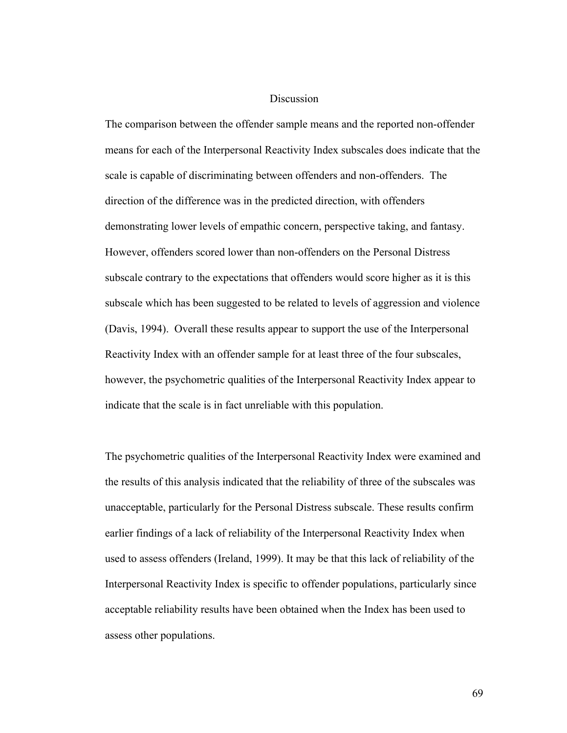# Discussion

The comparison between the offender sample means and the reported non-offender means for each of the Interpersonal Reactivity Index subscales does indicate that the scale is capable of discriminating between offenders and non-offenders. The direction of the difference was in the predicted direction, with offenders demonstrating lower levels of empathic concern, perspective taking, and fantasy. However, offenders scored lower than non-offenders on the Personal Distress subscale contrary to the expectations that offenders would score higher as it is this subscale which has been suggested to be related to levels of aggression and violence (Davis, 1994). Overall these results appear to support the use of the Interpersonal Reactivity Index with an offender sample for at least three of the four subscales, however, the psychometric qualities of the Interpersonal Reactivity Index appear to indicate that the scale is in fact unreliable with this population.

The psychometric qualities of the Interpersonal Reactivity Index were examined and the results of this analysis indicated that the reliability of three of the subscales was unacceptable, particularly for the Personal Distress subscale. These results confirm earlier findings of a lack of reliability of the Interpersonal Reactivity Index when used to assess offenders (Ireland, 1999). It may be that this lack of reliability of the Interpersonal Reactivity Index is specific to offender populations, particularly since acceptable reliability results have been obtained when the Index has been used to assess other populations.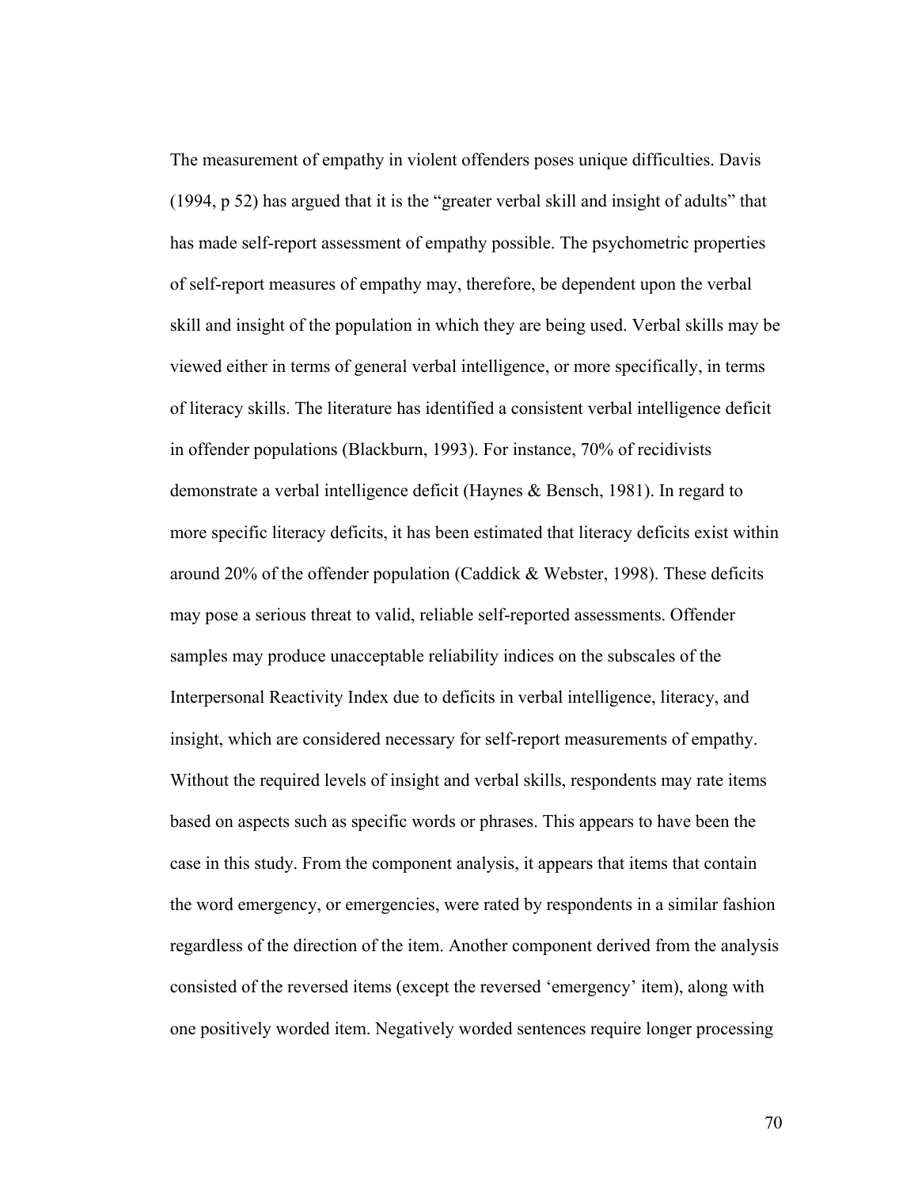The measurement of empathy in violent offenders poses unique difficulties. Davis (1994, p 52) has argued that it is the "greater verbal skill and insight of adults" that has made self-report assessment of empathy possible. The psychometric properties of self-report measures of empathy may, therefore, be dependent upon the verbal skill and insight of the population in which they are being used. Verbal skills may be viewed either in terms of general verbal intelligence, or more specifically, in terms of literacy skills. The literature has identified a consistent verbal intelligence deficit in offender populations (Blackburn, 1993). For instance, 70% of recidivists demonstrate a verbal intelligence deficit (Haynes & Bensch, 1981). In regard to more specific literacy deficits, it has been estimated that literacy deficits exist within around 20% of the offender population (Caddick & Webster, 1998). These deficits may pose a serious threat to valid, reliable self-reported assessments. Offender samples may produce unacceptable reliability indices on the subscales of the Interpersonal Reactivity Index due to deficits in verbal intelligence, literacy, and insight, which are considered necessary for self-report measurements of empathy. Without the required levels of insight and verbal skills, respondents may rate items based on aspects such as specific words or phrases. This appears to have been the case in this study. From the component analysis, it appears that items that contain the word emergency, or emergencies, were rated by respondents in a similar fashion regardless of the direction of the item. Another component derived from the analysis consisted of the reversed items (except the reversed 'emergency' item), along with one positively worded item. Negatively worded sentences require longer processing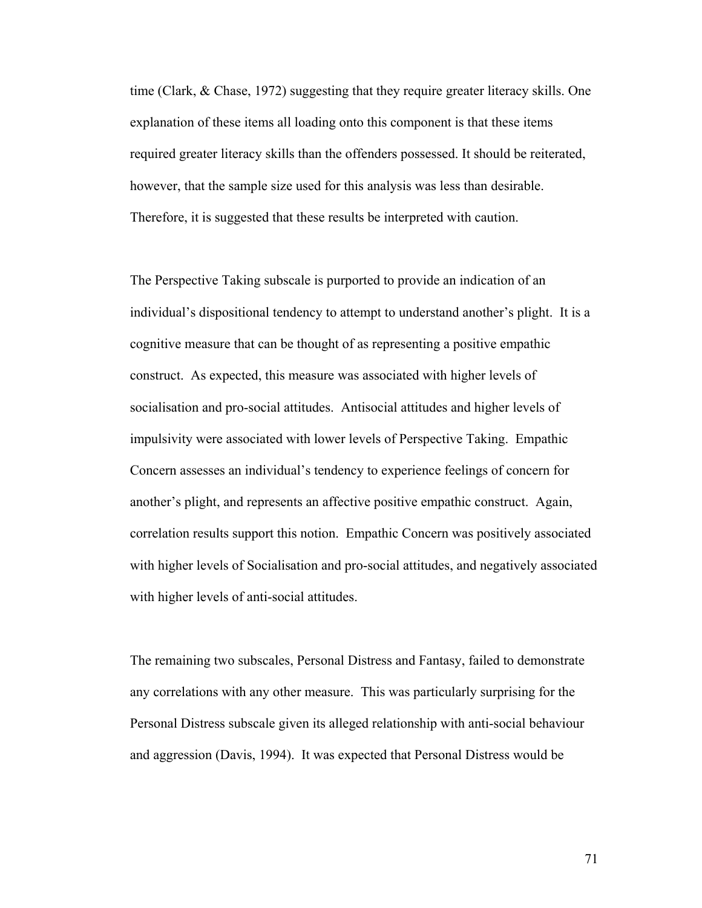time (Clark, & Chase, 1972) suggesting that they require greater literacy skills. One explanation of these items all loading onto this component is that these items required greater literacy skills than the offenders possessed. It should be reiterated, however, that the sample size used for this analysis was less than desirable. Therefore, it is suggested that these results be interpreted with caution.

The Perspective Taking subscale is purported to provide an indication of an individual's dispositional tendency to attempt to understand another's plight. It is a cognitive measure that can be thought of as representing a positive empathic construct. As expected, this measure was associated with higher levels of socialisation and pro-social attitudes. Antisocial attitudes and higher levels of impulsivity were associated with lower levels of Perspective Taking. Empathic Concern assesses an individual's tendency to experience feelings of concern for another's plight, and represents an affective positive empathic construct. Again, correlation results support this notion. Empathic Concern was positively associated with higher levels of Socialisation and pro-social attitudes, and negatively associated with higher levels of anti-social attitudes.

The remaining two subscales, Personal Distress and Fantasy, failed to demonstrate any correlations with any other measure. This was particularly surprising for the Personal Distress subscale given its alleged relationship with anti-social behaviour and aggression (Davis, 1994). It was expected that Personal Distress would be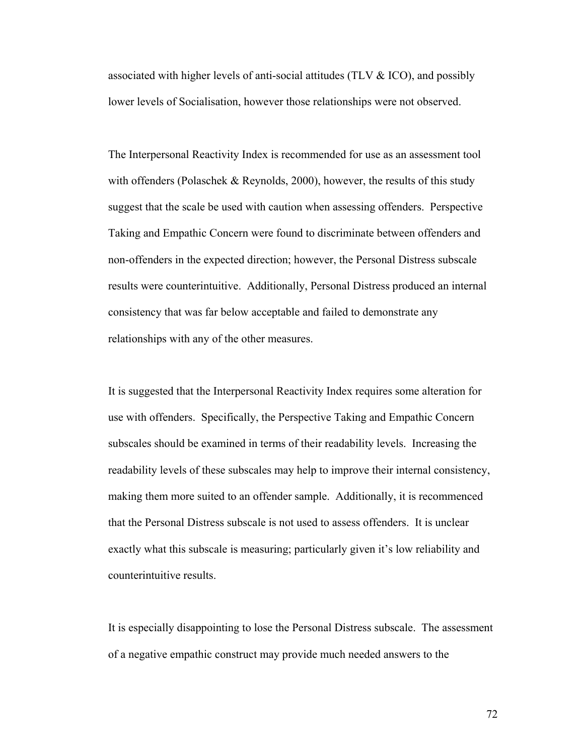associated with higher levels of anti-social attitudes (TLV & ICO), and possibly lower levels of Socialisation, however those relationships were not observed.

The Interpersonal Reactivity Index is recommended for use as an assessment tool with offenders (Polaschek & Reynolds, 2000), however, the results of this study suggest that the scale be used with caution when assessing offenders. Perspective Taking and Empathic Concern were found to discriminate between offenders and non-offenders in the expected direction; however, the Personal Distress subscale results were counterintuitive. Additionally, Personal Distress produced an internal consistency that was far below acceptable and failed to demonstrate any relationships with any of the other measures.

It is suggested that the Interpersonal Reactivity Index requires some alteration for use with offenders. Specifically, the Perspective Taking and Empathic Concern subscales should be examined in terms of their readability levels. Increasing the readability levels of these subscales may help to improve their internal consistency, making them more suited to an offender sample. Additionally, it is recommenced that the Personal Distress subscale is not used to assess offenders. It is unclear exactly what this subscale is measuring; particularly given it's low reliability and counterintuitive results.

It is especially disappointing to lose the Personal Distress subscale. The assessment of a negative empathic construct may provide much needed answers to the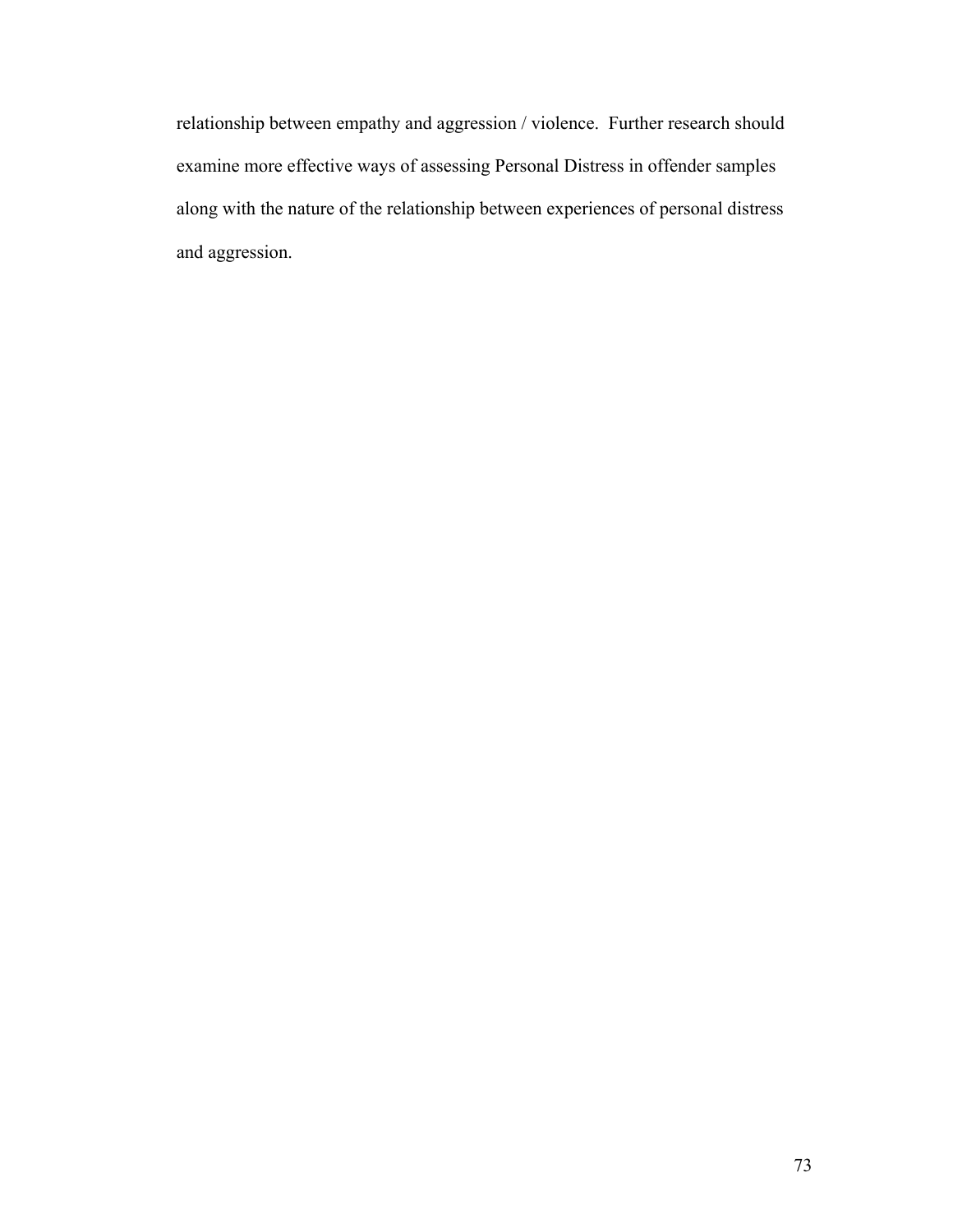relationship between empathy and aggression / violence. Further research should examine more effective ways of assessing Personal Distress in offender samples along with the nature of the relationship between experiences of personal distress and aggression.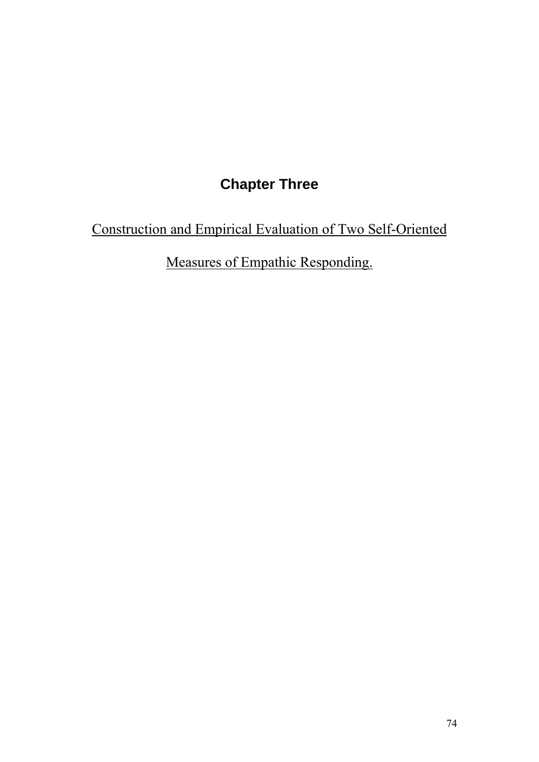# Chapter Three

## Construction and Empirical Evaluation of Two Self-Oriented Measures of Empathic Responding.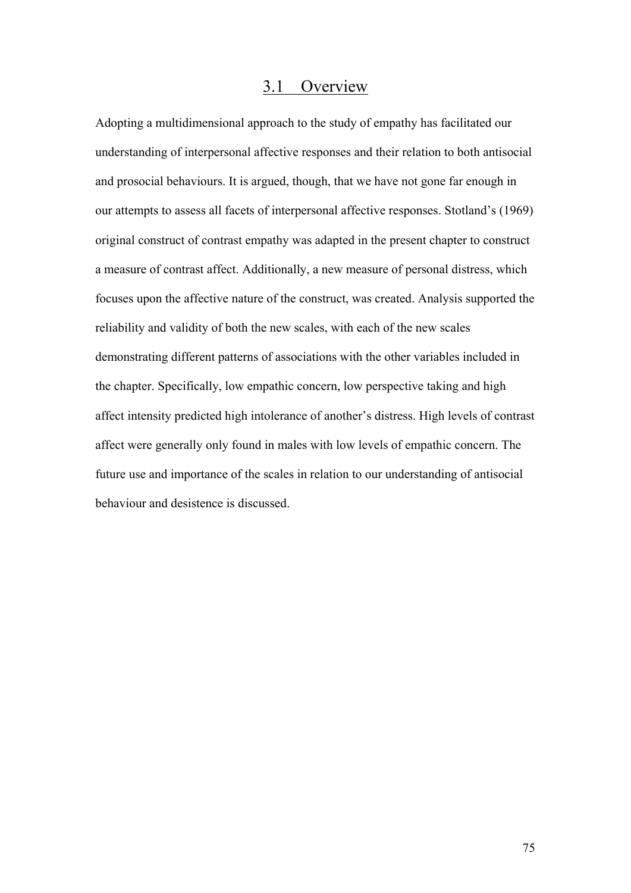## 3.1 Overview

Adopting a multidimensional approach to the study of empathy has facilitated our understanding of interpersonal affective responses and their relation to both antisocial and prosocial behaviours. It is argued, though, that we have not gone far enough in our attempts to assess all facets of interpersonal affective responses. Stotland's (1969) original construct of contrast empathy was adapted in the present chapter to construct a measure of contrast affect. Additionally, a new measure of personal distress, which focuses upon the affective nature of the construct, was created. Analysis supported the reliability and validity of both the new scales, with each of the new scales demonstrating different patterns of associations with the other variables included in the chapter. Specifically, low empathic concern, low perspective taking and high affect intensity predicted high intolerance of another's distress. High levels of contrast affect were generally only found in males with low levels of empathic concern. The future use and importance of the scales in relation to our understanding of antisocial behaviour and desistence is discussed.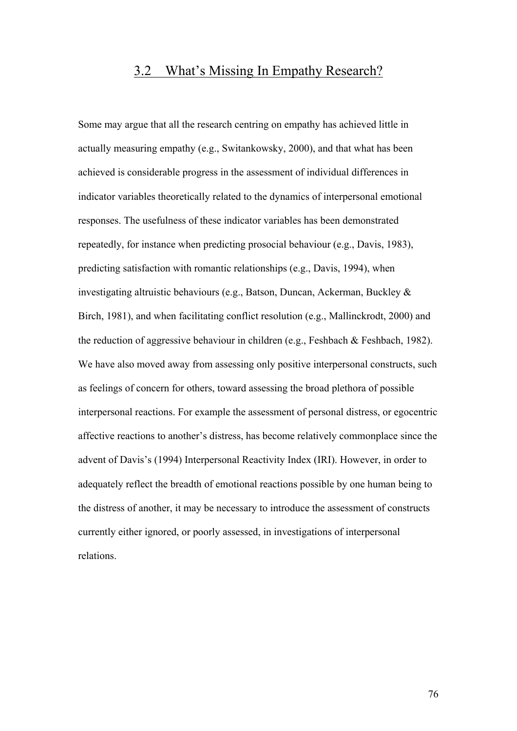## 3.2 What's Missing In Empathy Research?

Some may argue that all the research centring on empathy has achieved little in actually measuring empathy (e.g., Switankowsky, 2000), and that what has been achieved is considerable progress in the assessment of individual differences in indicator variables theoretically related to the dynamics of interpersonal emotional responses. The usefulness of these indicator variables has been demonstrated repeatedly, for instance when predicting prosocial behaviour (e.g., Davis, 1983), predicting satisfaction with romantic relationships (e.g., Davis, 1994), when investigating altruistic behaviours (e.g., Batson, Duncan, Ackerman, Buckley & Birch, 1981), and when facilitating conflict resolution (e.g., Mallinckrodt, 2000) and the reduction of aggressive behaviour in children (e.g., Feshbach & Feshbach, 1982). We have also moved away from assessing only positive interpersonal constructs, such as feelings of concern for others, toward assessing the broad plethora of possible interpersonal reactions. For example the assessment of personal distress, or egocentric affective reactions to another's distress, has become relatively commonplace since the advent of Davis's (1994) Interpersonal Reactivity Index (IRI). However, in order to adequately reflect the breadth of emotional reactions possible by one human being to the distress of another, it may be necessary to introduce the assessment of constructs currently either ignored, or poorly assessed, in investigations of interpersonal relations.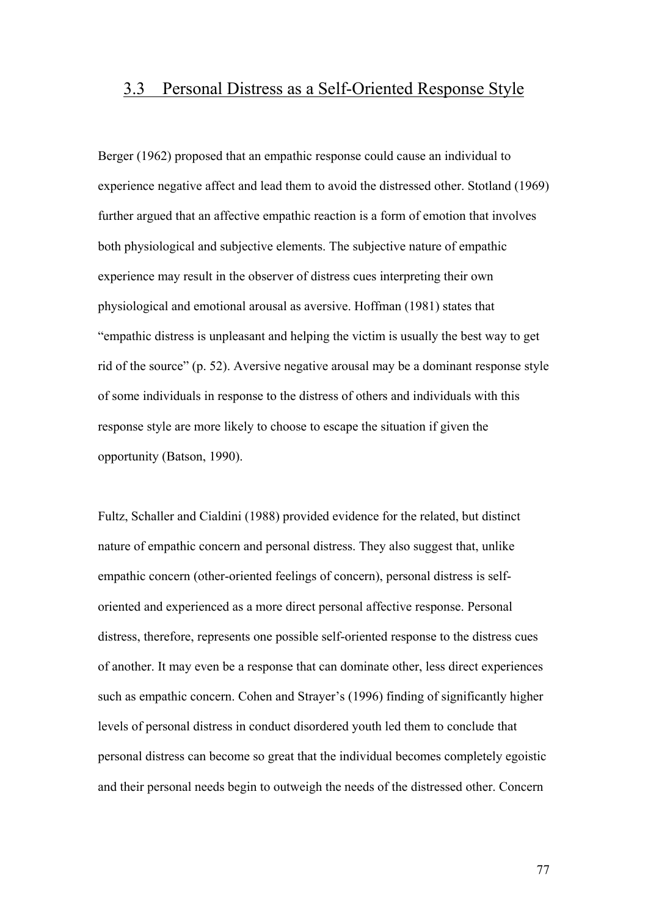## 3.3 Personal Distress as a Self-Oriented Response Style

Berger (1962) proposed that an empathic response could cause an individual to experience negative affect and lead them to avoid the distressed other. Stotland (1969) further argued that an affective empathic reaction is a form of emotion that involves both physiological and subjective elements. The subjective nature of empathic experience may result in the observer of distress cues interpreting their own physiological and emotional arousal as aversive. Hoffman (1981) states that "empathic distress is unpleasant and helping the victim is usually the best way to get rid of the source" (p. 52). Aversive negative arousal may be a dominant response style of some individuals in response to the distress of others and individuals with this response style are more likely to choose to escape the situation if given the opportunity (Batson, 1990).

Fultz, Schaller and Cialdini (1988) provided evidence for the related, but distinct nature of empathic concern and personal distress. They also suggest that, unlike empathic concern (other-oriented feelings of concern), personal distress is self-oriented and experienced as a more direct personal affective response. Personal distress, therefore, represents one possible self-oriented response to the distress cues of another. It may even be a response that can dominate other, less direct experiences such as empathic concern. Cohen and Strayer's (1996) finding of significantly higher levels of personal distress in conduct disordered youth led them to conclude that personal distress can become so great that the individual becomes completely egoistic and their personal needs begin to outweigh the needs of the distressed other. Concern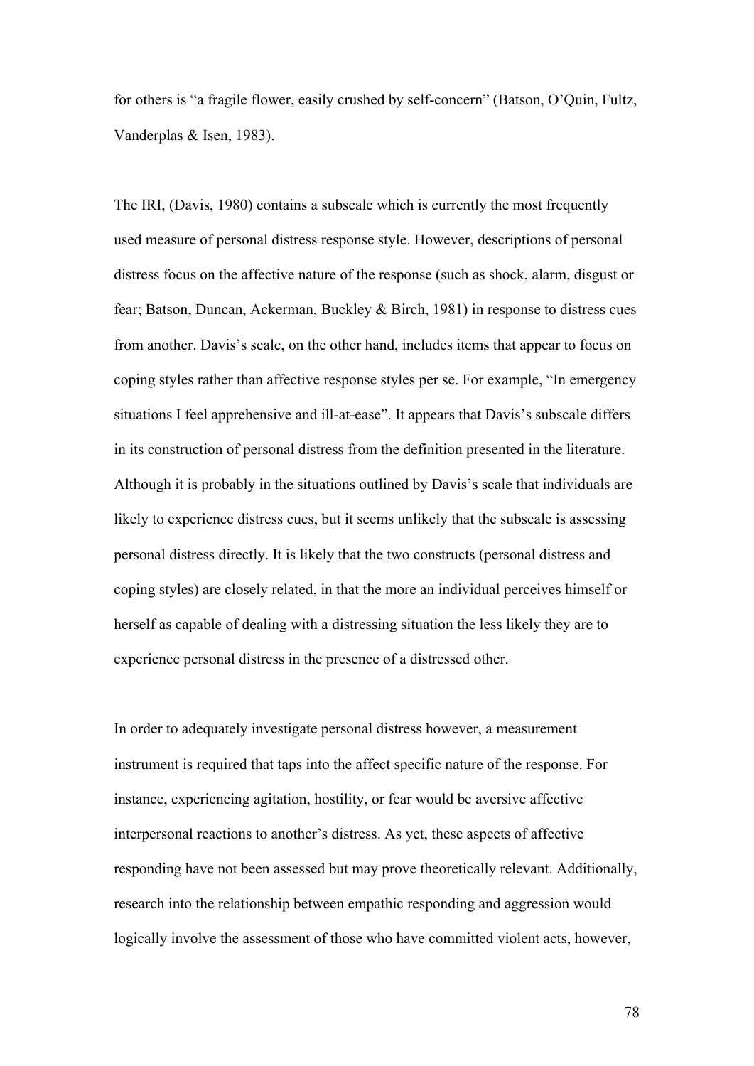for others is "a fragile flower, easily crushed by self-concern" (Batson, O'Quin, Fultz, Vanderplas & Isen, 1983).

The IRI, (Davis, 1980) contains a subscale which is currently the most frequently used measure of personal distress response style. However, descriptions of personal distress focus on the affective nature of the response (such as shock, alarm, disgust or fear; Batson, Duncan, Ackerman, Buckley & Birch, 1981) in response to distress cues from another. Davis's scale, on the other hand, includes items that appear to focus on coping styles rather than affective response styles per se. For example, "In emergency situations I feel apprehensive and ill-at-ease". It appears that Davis's subscale differs in its construction of personal distress from the definition presented in the literature. Although it is probably in the situations outlined by Davis's scale that individuals are likely to experience distress cues, but it seems unlikely that the subscale is assessing personal distress directly. It is likely that the two constructs (personal distress and coping styles) are closely related, in that the more an individual perceives himself or herself as capable of dealing with a distressing situation the less likely they are to experience personal distress in the presence of a distressed other.

In order to adequately investigate personal distress however, a measurement instrument is required that taps into the affect specific nature of the response. For instance, experiencing agitation, hostility, or fear would be aversive affective interpersonal reactions to another's distress. As yet, these aspects of affective responding have not been assessed but may prove theoretically relevant. Additionally, research into the relationship between empathic responding and aggression would logically involve the assessment of those who have committed violent acts, however,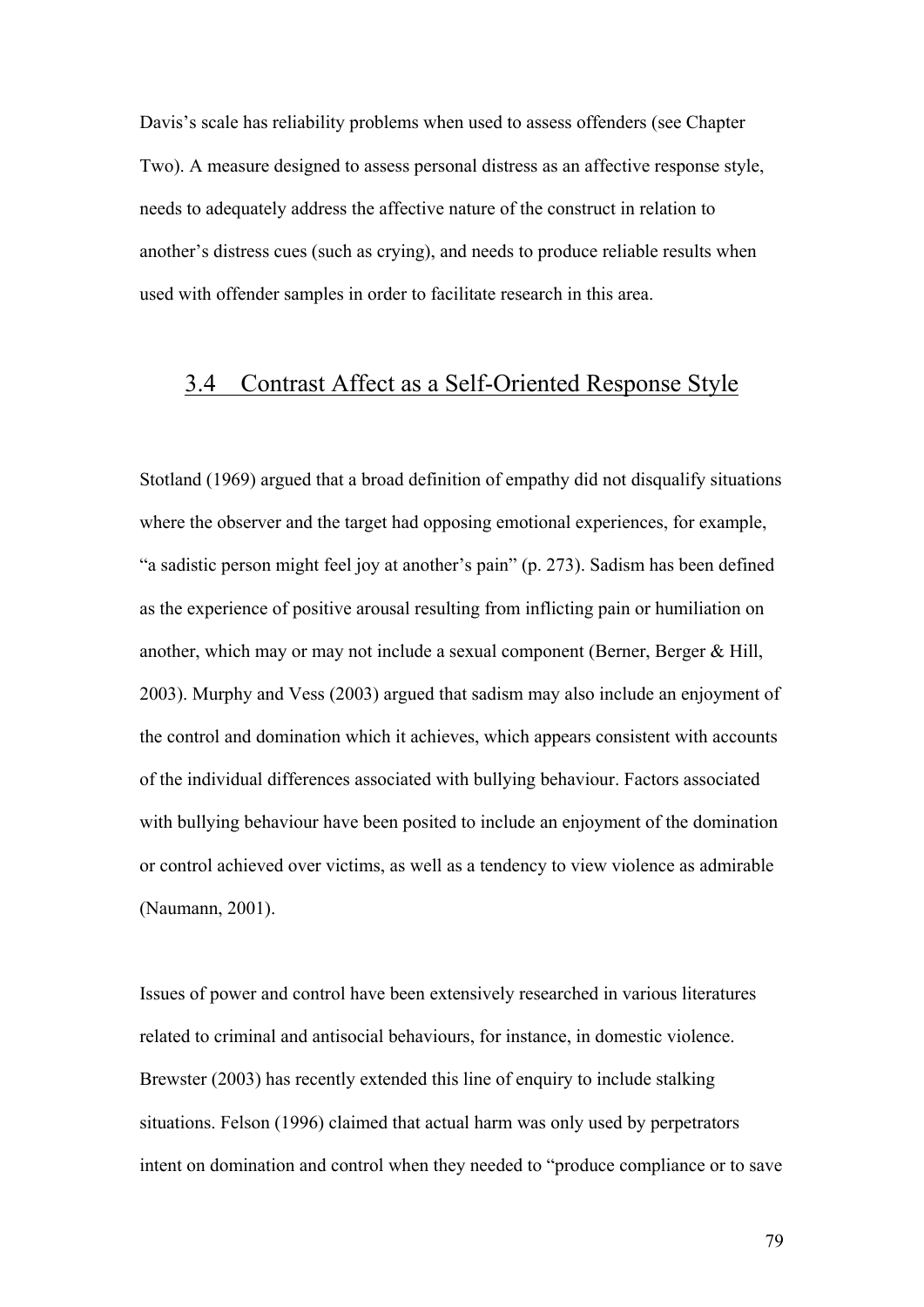Davis's scale has reliability problems when used to assess offenders (see Chapter Two). A measure designed to assess personal distress as an affective response style, needs to adequately address the affective nature of the construct in relation to another's distress cues (such as crying), and needs to produce reliable results when used with offender samples in order to facilitate research in this area.

## 3.4 Contrast Affect as a Self-Oriented Response Style

Stotland (1969) argued that a broad definition of empathy did not disqualify situations where the observer and the target had opposing emotional experiences, for example, "a sadistic person might feel joy at another's pain" (p. 273). Sadism has been defined as the experience of positive arousal resulting from inflicting pain or humiliation on another, which may or may not include a sexual component (Berner, Berger & Hill, 2003). Murphy and Vess (2003) argued that sadism may also include an enjoyment of the control and domination which it achieves, which appears consistent with accounts of the individual differences associated with bullying behaviour. Factors associated with bullying behaviour have been posited to include an enjoyment of the domination or control achieved over victims, as well as a tendency to view violence as admirable (Naumann, 2001).

Issues of power and control have been extensively researched in various literatures related to criminal and antisocial behaviours, for instance, in domestic violence. Brewster (2003) has recently extended this line of enquiry to include stalking situations. Felson (1996) claimed that actual harm was only used by perpetrators intent on domination and control when they needed to "produce compliance or to save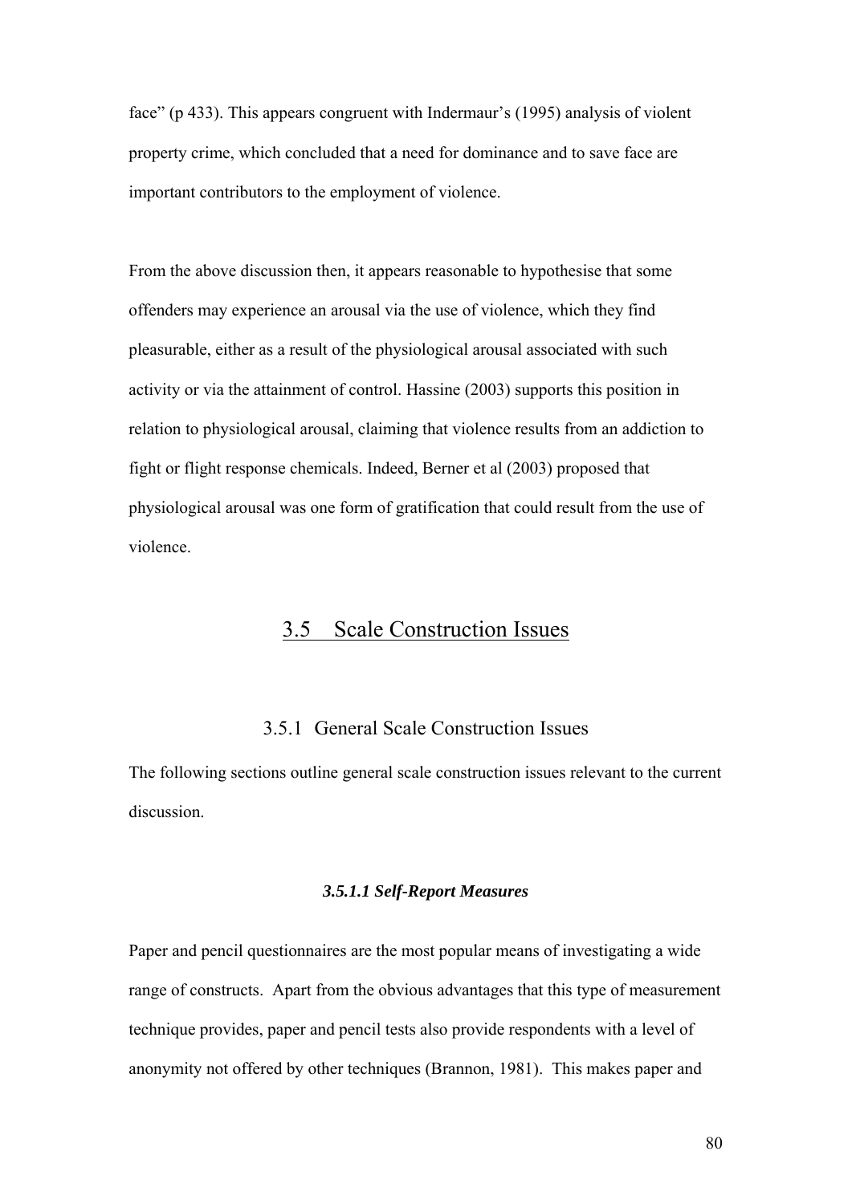face" (p 433). This appears congruent with Indermaur's (1995) analysis of violent property crime, which concluded that a need for dominance and to save face are important contributors to the employment of violence.

From the above discussion then, it appears reasonable to hypothesise that some offenders may experience an arousal via the use of violence, which they find pleasurable, either as a result of the physiological arousal associated with such activity or via the attainment of control. Hassine (2003) supports this position in relation to physiological arousal, claiming that violence results from an addiction to fight or flight response chemicals. Indeed, Berner et al (2003) proposed that physiological arousal was one form of gratification that could result from the use of violence.

## 3.5 Scale Construction Issues

### 3.5.1 General Scale Construction Issues

The following sections outline general scale construction issues relevant to the current discussion.

#### ***3.5.1.1 Self-Report Measures***

Paper and pencil questionnaires are the most popular means of investigating a wide range of constructs. Apart from the obvious advantages that this type of measurement technique provides, paper and pencil tests also provide respondents with a level of anonymity not offered by other techniques (Brannon, 1981). This makes paper and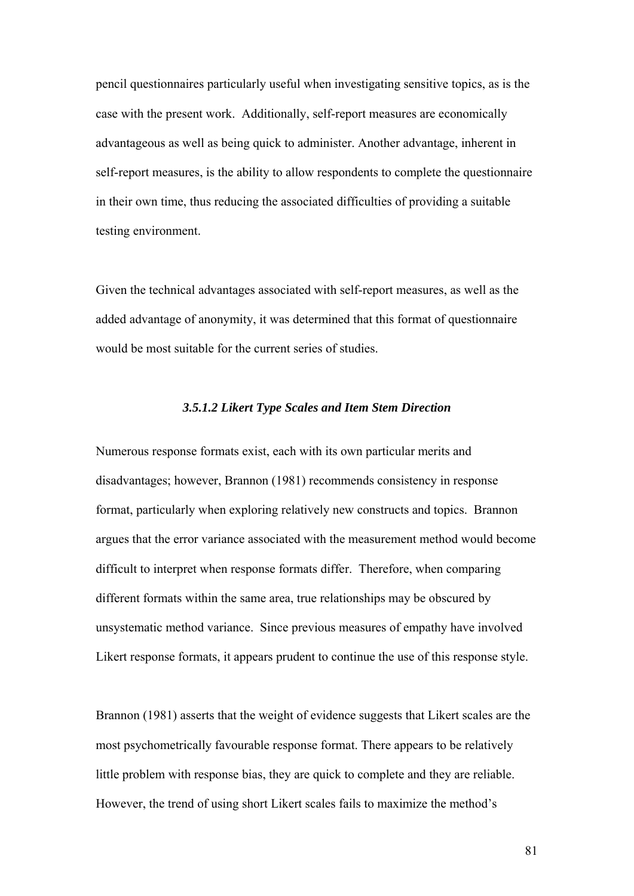pencil questionnaires particularly useful when investigating sensitive topics, as is the case with the present work. Additionally, self-report measures are economically advantageous as well as being quick to administer. Another advantage, inherent in self-report measures, is the ability to allow respondents to complete the questionnaire in their own time, thus reducing the associated difficulties of providing a suitable testing environment.

Given the technical advantages associated with self-report measures, as well as the added advantage of anonymity, it was determined that this format of questionnaire would be most suitable for the current series of studies.

#### *3.5.1.2 Likert Type Scales and Item Stem Direction*

Numerous response formats exist, each with its own particular merits and disadvantages; however, Brannon (1981) recommends consistency in response format, particularly when exploring relatively new constructs and topics. Brannon argues that the error variance associated with the measurement method would become difficult to interpret when response formats differ. Therefore, when comparing different formats within the same area, true relationships may be obscured by unsystematic method variance. Since previous measures of empathy have involved Likert response formats, it appears prudent to continue the use of this response style.

Brannon (1981) asserts that the weight of evidence suggests that Likert scales are the most psychometrically favourable response format. There appears to be relatively little problem with response bias, they are quick to complete and they are reliable. However, the trend of using short Likert scales fails to maximize the method's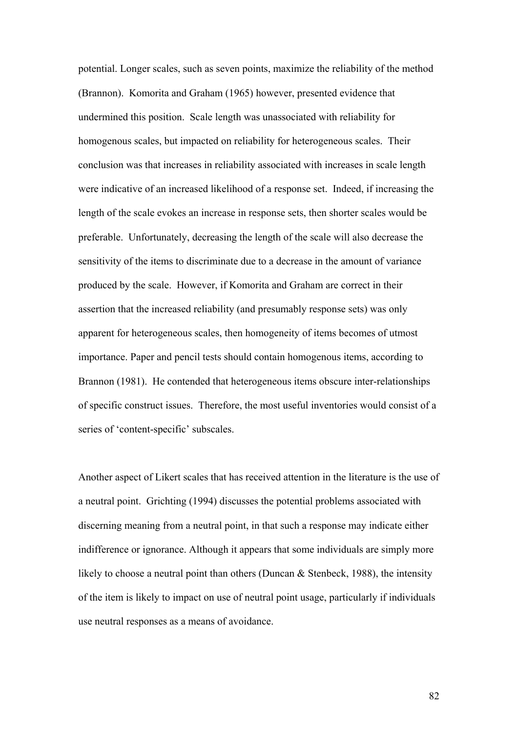potential. Longer scales, such as seven points, maximize the reliability of the method (Brannon). Komorita and Graham (1965) however, presented evidence that undermined this position. Scale length was unassociated with reliability for homogenous scales, but impacted on reliability for heterogeneous scales. Their conclusion was that increases in reliability associated with increases in scale length were indicative of an increased likelihood of a response set. Indeed, if increasing the length of the scale evokes an increase in response sets, then shorter scales would be preferable. Unfortunately, decreasing the length of the scale will also decrease the sensitivity of the items to discriminate due to a decrease in the amount of variance produced by the scale. However, if Komorita and Graham are correct in their assertion that the increased reliability (and presumably response sets) was only apparent for heterogeneous scales, then homogeneity of items becomes of utmost importance. Paper and pencil tests should contain homogenous items, according to Brannon (1981). He contended that heterogeneous items obscure inter-relationships of specific construct issues. Therefore, the most useful inventories would consist of a series of 'content-specific' subscales.

Another aspect of Likert scales that has received attention in the literature is the use of a neutral point. Grichting (1994) discusses the potential problems associated with discerning meaning from a neutral point, in that such a response may indicate either indifference or ignorance. Although it appears that some individuals are simply more likely to choose a neutral point than others (Duncan & Stenbeck, 1988), the intensity of the item is likely to impact on use of neutral point usage, particularly if individuals use neutral responses as a means of avoidance.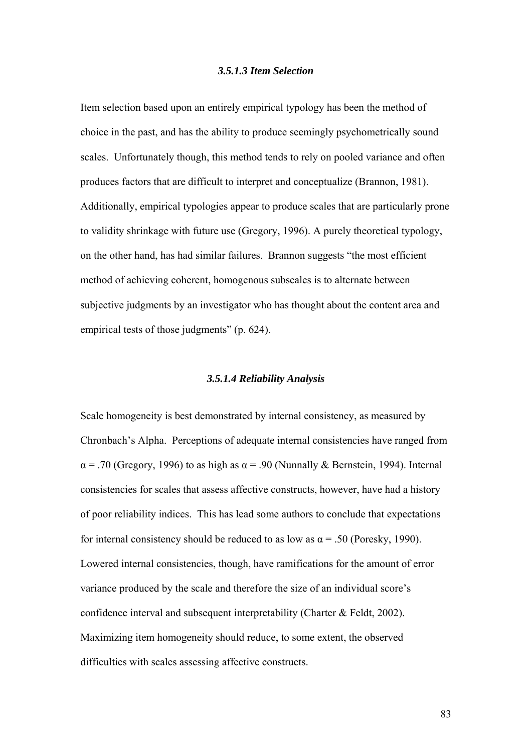#### *3.5.1.3 Item Selection*

Item selection based upon an entirely empirical typology has been the method of choice in the past, and has the ability to produce seemingly psychometrically sound scales. Unfortunately though, this method tends to rely on pooled variance and often produces factors that are difficult to interpret and conceptualize (Brannon, 1981). Additionally, empirical typologies appear to produce scales that are particularly prone to validity shrinkage with future use (Gregory, 1996). A purely theoretical typology, on the other hand, has had similar failures. Brannon suggests "the most efficient method of achieving coherent, homogenous subscales is to alternate between subjective judgments by an investigator who has thought about the content area and empirical tests of those judgments" (p. 624).

#### *3.5.1.4 Reliability Analysis*

Scale homogeneity is best demonstrated by internal consistency, as measured by Chronbach's Alpha. Perceptions of adequate internal consistencies have ranged from $\alpha = .70$ (Gregory, 1996) to as high as $\alpha = .90$ (Nunnally & Bernstein, 1994). Internal consistencies for scales that assess affective constructs, however, have had a history of poor reliability indices. This has lead some authors to conclude that expectations for internal consistency should be reduced to as low as $\alpha = .50$ (Poresky, 1990). Lowered internal consistencies, though, have ramifications for the amount of error variance produced by the scale and therefore the size of an individual score's confidence interval and subsequent interpretability (Charter & Feldt, 2002). Maximizing item homogeneity should reduce, to some extent, the observed difficulties with scales assessing affective constructs.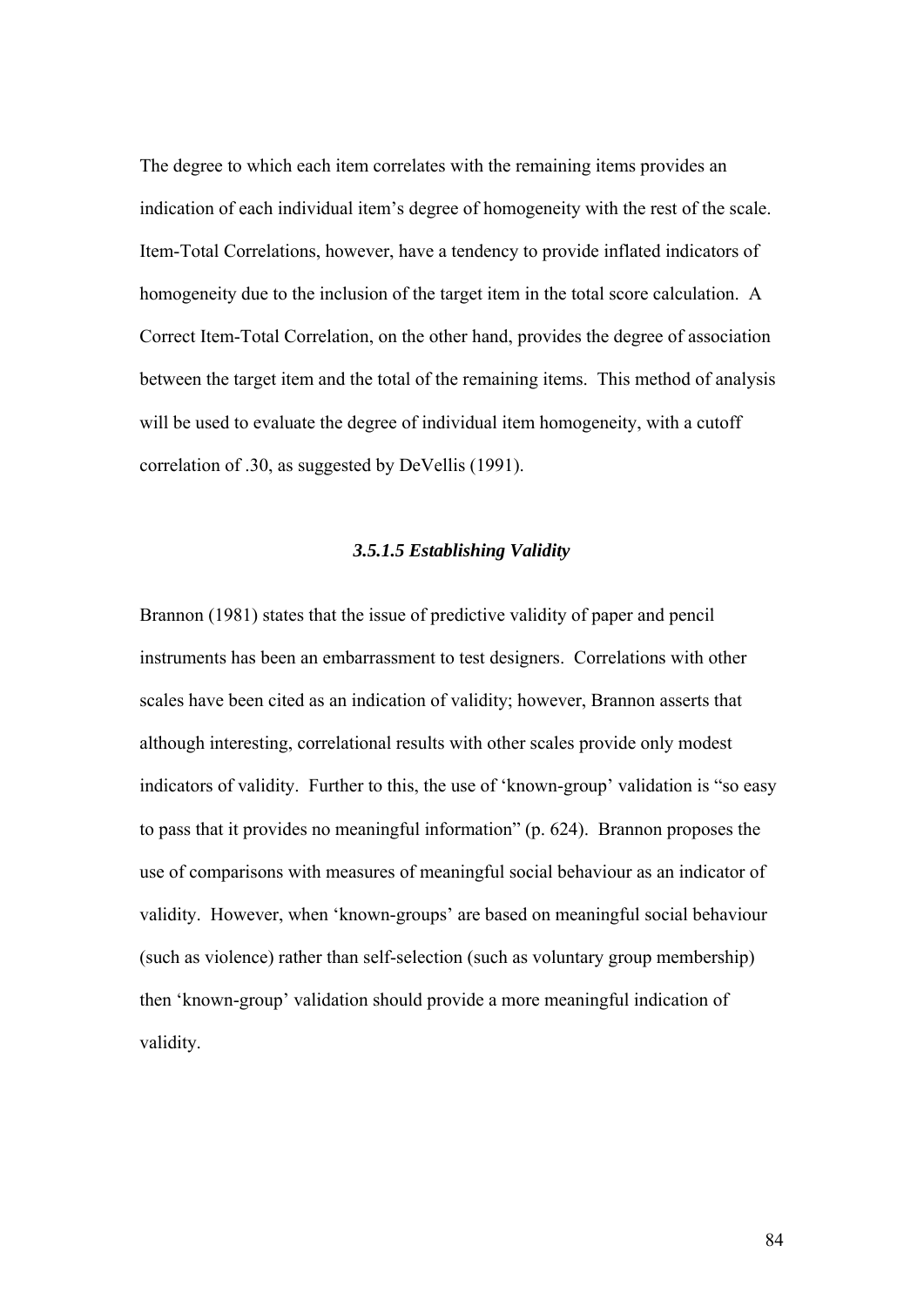The degree to which each item correlates with the remaining items provides an indication of each individual item's degree of homogeneity with the rest of the scale. Item-Total Correlations, however, have a tendency to provide inflated indicators of homogeneity due to the inclusion of the target item in the total score calculation. A Correct Item-Total Correlation, on the other hand, provides the degree of association between the target item and the total of the remaining items. This method of analysis will be used to evaluate the degree of individual item homogeneity, with a cutoff correlation of .30, as suggested by DeVellis (1991).

#### *3.5.1.5 Establishing Validity*

Brannon (1981) states that the issue of predictive validity of paper and pencil instruments has been an embarrassment to test designers. Correlations with other scales have been cited as an indication of validity; however, Brannon asserts that although interesting, correlational results with other scales provide only modest indicators of validity. Further to this, the use of 'known-group' validation is "so easy to pass that it provides no meaningful information" (p. 624). Brannon proposes the use of comparisons with measures of meaningful social behaviour as an indicator of validity. However, when 'known-groups' are based on meaningful social behaviour (such as violence) rather than self-selection (such as voluntary group membership) then 'known-group' validation should provide a more meaningful indication of validity.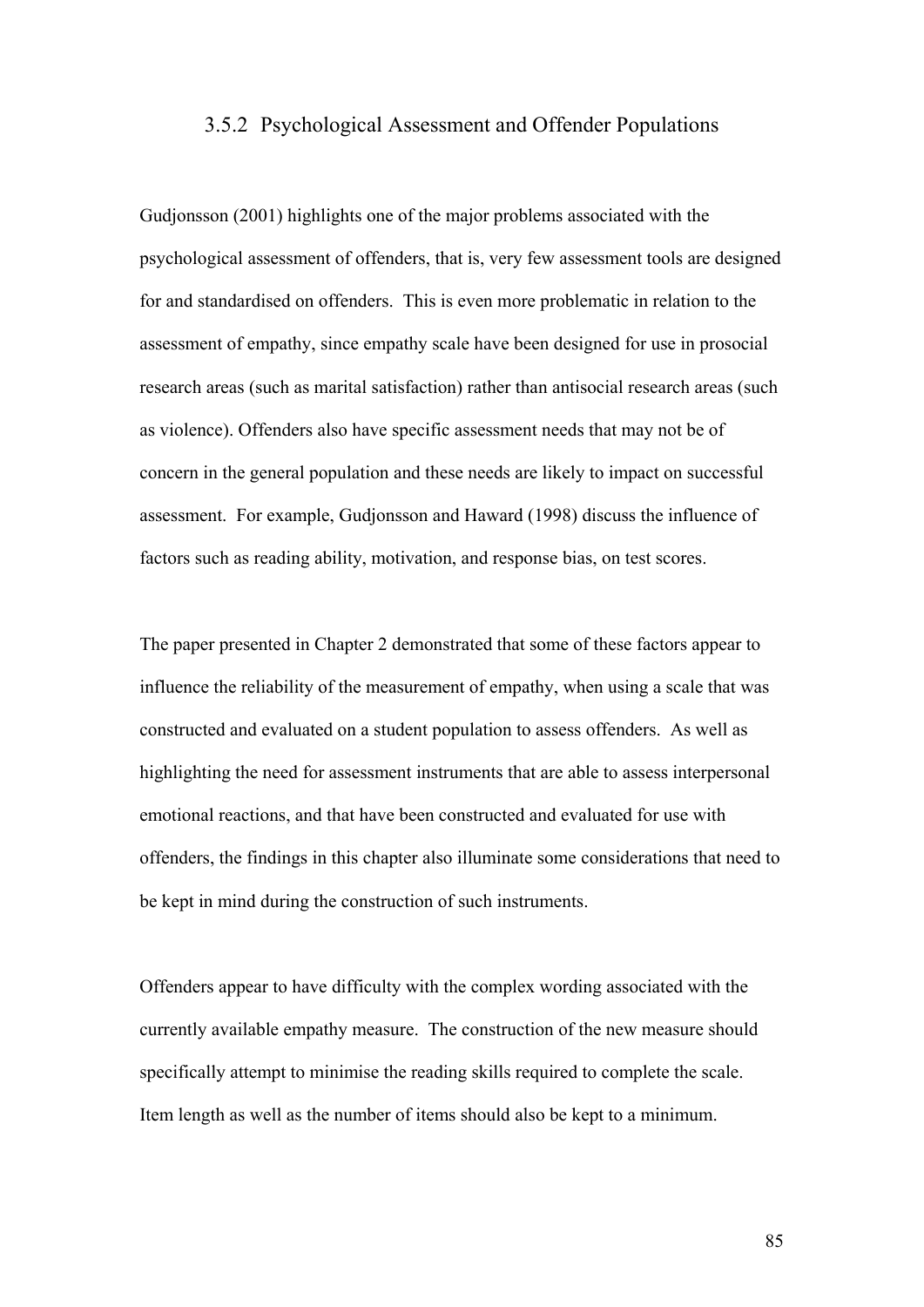### 3.5.2 Psychological Assessment and Offender Populations

Gudjonsson (2001) highlights one of the major problems associated with the psychological assessment of offenders, that is, very few assessment tools are designed for and standardised on offenders. This is even more problematic in relation to the assessment of empathy, since empathy scale have been designed for use in prosocial research areas (such as marital satisfaction) rather than antisocial research areas (such as violence). Offenders also have specific assessment needs that may not be of concern in the general population and these needs are likely to impact on successful assessment. For example, Gudjonsson and Haward (1998) discuss the influence of factors such as reading ability, motivation, and response bias, on test scores.

The paper presented in Chapter 2 demonstrated that some of these factors appear to influence the reliability of the measurement of empathy, when using a scale that was constructed and evaluated on a student population to assess offenders. As well as highlighting the need for assessment instruments that are able to assess interpersonal emotional reactions, and that have been constructed and evaluated for use with offenders, the findings in this chapter also illuminate some considerations that need to be kept in mind during the construction of such instruments.

Offenders appear to have difficulty with the complex wording associated with the currently available empathy measure. The construction of the new measure should specifically attempt to minimise the reading skills required to complete the scale. Item length as well as the number of items should also be kept to a minimum.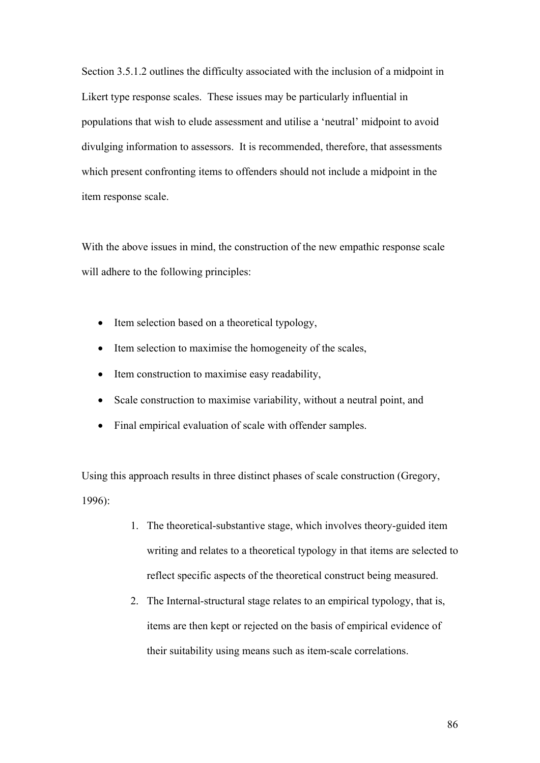Section 3.5.1.2 outlines the difficulty associated with the inclusion of a midpoint in Likert type response scales. These issues may be particularly influential in populations that wish to elude assessment and utilise a 'neutral' midpoint to avoid divulging information to assessors. It is recommended, therefore, that assessments which present confronting items to offenders should not include a midpoint in the item response scale.

With the above issues in mind, the construction of the new empathic response scale will adhere to the following principles:

- Item selection based on a theoretical typology,
- Item selection to maximise the homogeneity of the scales,
- Item construction to maximise easy readability,
- Scale construction to maximise variability, without a neutral point, and
- Final empirical evaluation of scale with offender samples.

Using this approach results in three distinct phases of scale construction (Gregory, 1996):

1. The theoretical-substantive stage, which involves theory-guided item writing and relates to a theoretical typology in that items are selected to reflect specific aspects of the theoretical construct being measured.
2. The Internal-structural stage relates to an empirical typology, that is, items are then kept or rejected on the basis of empirical evidence of their suitability using means such as item-scale correlations.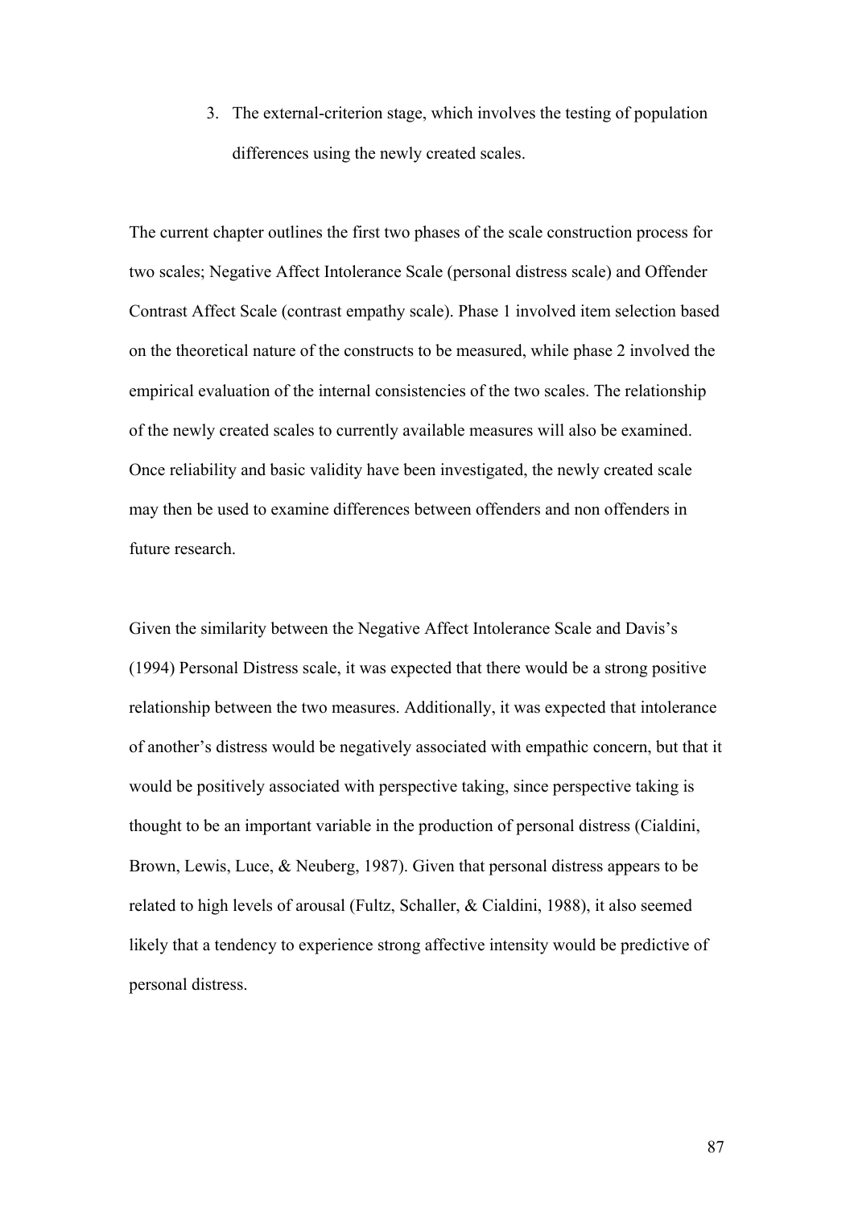3. The external-criterion stage, which involves the testing of population differences using the newly created scales.

The current chapter outlines the first two phases of the scale construction process for two scales; Negative Affect Intolerance Scale (personal distress scale) and Offender Contrast Affect Scale (contrast empathy scale). Phase 1 involved item selection based on the theoretical nature of the constructs to be measured, while phase 2 involved the empirical evaluation of the internal consistencies of the two scales. The relationship of the newly created scales to currently available measures will also be examined. Once reliability and basic validity have been investigated, the newly created scale may then be used to examine differences between offenders and non offenders in future research.

Given the similarity between the Negative Affect Intolerance Scale and Davis's (1994) Personal Distress scale, it was expected that there would be a strong positive relationship between the two measures. Additionally, it was expected that intolerance of another's distress would be negatively associated with empathic concern, but that it would be positively associated with perspective taking, since perspective taking is thought to be an important variable in the production of personal distress (Cialdini, Brown, Lewis, Luce, & Neuberg, 1987). Given that personal distress appears to be related to high levels of arousal (Fultz, Schaller, & Cialdini, 1988), it also seemed likely that a tendency to experience strong affective intensity would be predictive of personal distress.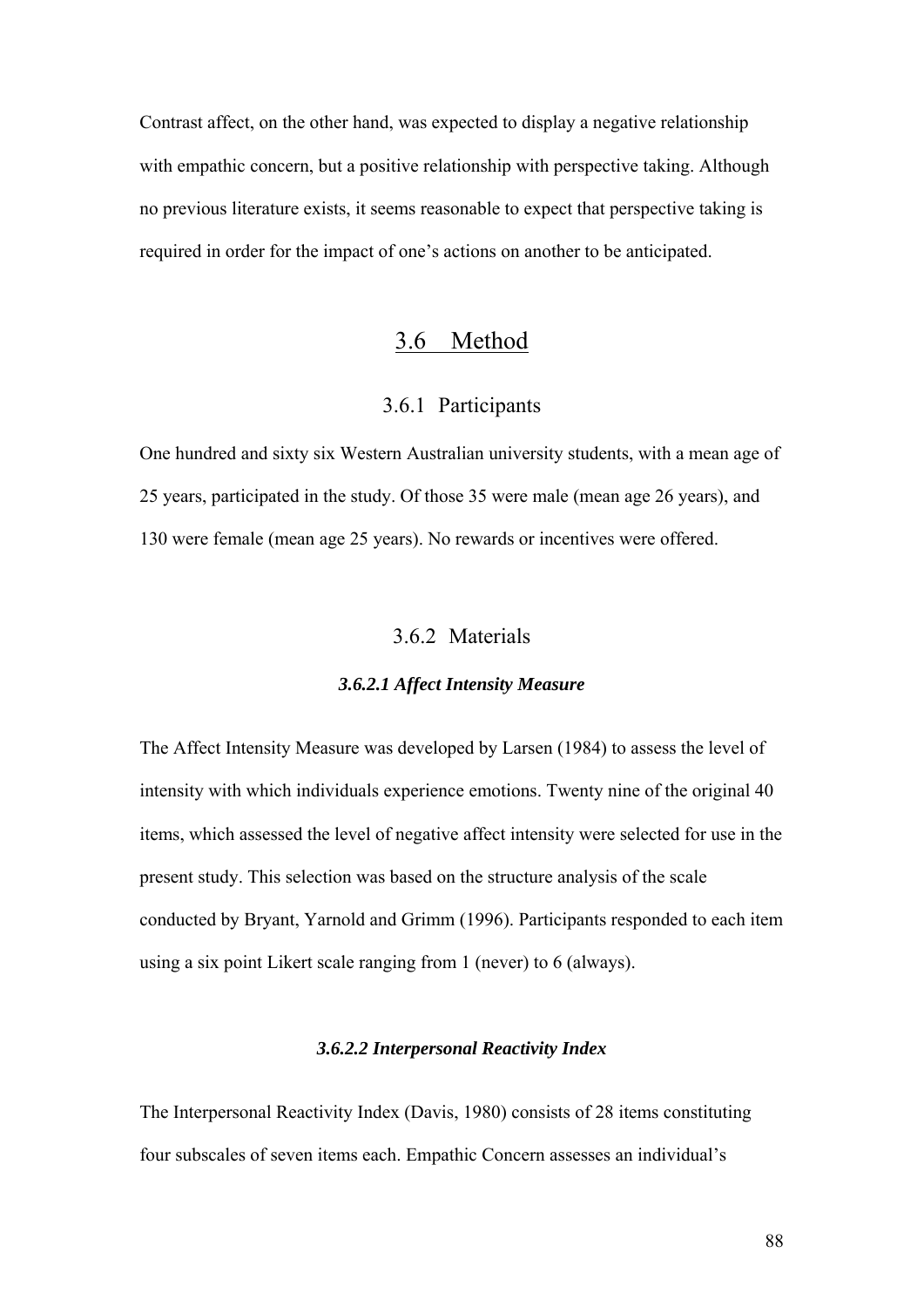Contrast affect, on the other hand, was expected to display a negative relationship with empathic concern, but a positive relationship with perspective taking. Although no previous literature exists, it seems reasonable to expect that perspective taking is required in order for the impact of one's actions on another to be anticipated.

## 3.6 Method

### 3.6.1 Participants

One hundred and sixty six Western Australian university students, with a mean age of 25 years, participated in the study. Of those 35 were male (mean age 26 years), and 130 were female (mean age 25 years). No rewards or incentives were offered.

### 3.6.2 Materials

#### *3.6.2.1 Affect Intensity Measure*

The Affect Intensity Measure was developed by Larsen (1984) to assess the level of intensity with which individuals experience emotions. Twenty nine of the original 40 items, which assessed the level of negative affect intensity were selected for use in the present study. This selection was based on the structure analysis of the scale conducted by Bryant, Yarnold and Grimm (1996). Participants responded to each item using a six point Likert scale ranging from 1 (never) to 6 (always).

#### *3.6.2.2 Interpersonal Reactivity Index*

The Interpersonal Reactivity Index (Davis, 1980) consists of 28 items constituting four subscales of seven items each. Empathic Concern assesses an individual's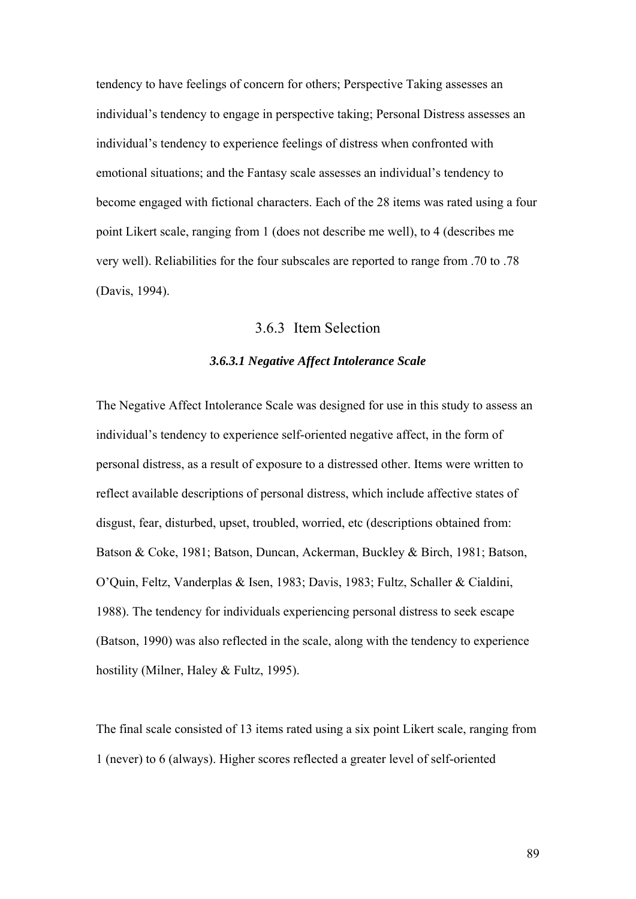tendency to have feelings of concern for others; Perspective Taking assesses an individual's tendency to engage in perspective taking; Personal Distress assesses an individual's tendency to experience feelings of distress when confronted with emotional situations; and the Fantasy scale assesses an individual's tendency to become engaged with fictional characters. Each of the 28 items was rated using a four point Likert scale, ranging from 1 (does not describe me well), to 4 (describes me very well). Reliabilities for the four subscales are reported to range from .70 to .78 (Davis, 1994).

### 3.6.3 Item Selection

#### *3.6.3.1 Negative Affect Intolerance Scale*

The Negative Affect Intolerance Scale was designed for use in this study to assess an individual's tendency to experience self-oriented negative affect, in the form of personal distress, as a result of exposure to a distressed other. Items were written to reflect available descriptions of personal distress, which include affective states of disgust, fear, disturbed, upset, troubled, worried, etc (descriptions obtained from: Batson & Coke, 1981; Batson, Duncan, Ackerman, Buckley & Birch, 1981; Batson, O'Quin, Feltz, Vanderplas & Isen, 1983; Davis, 1983; Fultz, Schaller & Cialdini, 1988). The tendency for individuals experiencing personal distress to seek escape (Batson, 1990) was also reflected in the scale, along with the tendency to experience hostility (Milner, Haley & Fultz, 1995).

The final scale consisted of 13 items rated using a six point Likert scale, ranging from 1 (never) to 6 (always). Higher scores reflected a greater level of self-oriented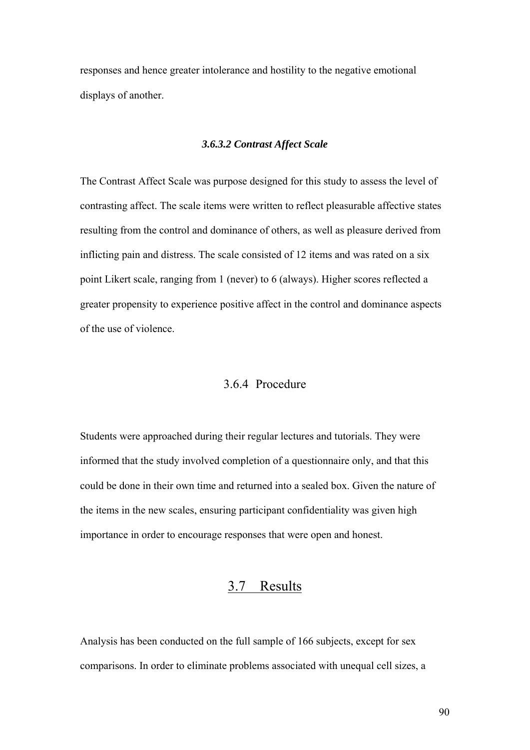responses and hence greater intolerance and hostility to the negative emotional displays of another.

#### *3.6.3.2 Contrast Affect Scale*

The Contrast Affect Scale was purpose designed for this study to assess the level of contrasting affect. The scale items were written to reflect pleasurable affective states resulting from the control and dominance of others, as well as pleasure derived from inflicting pain and distress. The scale consisted of 12 items and was rated on a six point Likert scale, ranging from 1 (never) to 6 (always). Higher scores reflected a greater propensity to experience positive affect in the control and dominance aspects of the use of violence.

### 3.6.4 Procedure

Students were approached during their regular lectures and tutorials. They were informed that the study involved completion of a questionnaire only, and that this could be done in their own time and returned into a sealed box. Given the nature of the items in the new scales, ensuring participant confidentiality was given high importance in order to encourage responses that were open and honest.

## 3.7 Results

Analysis has been conducted on the full sample of 166 subjects, except for sex comparisons. In order to eliminate problems associated with unequal cell sizes, a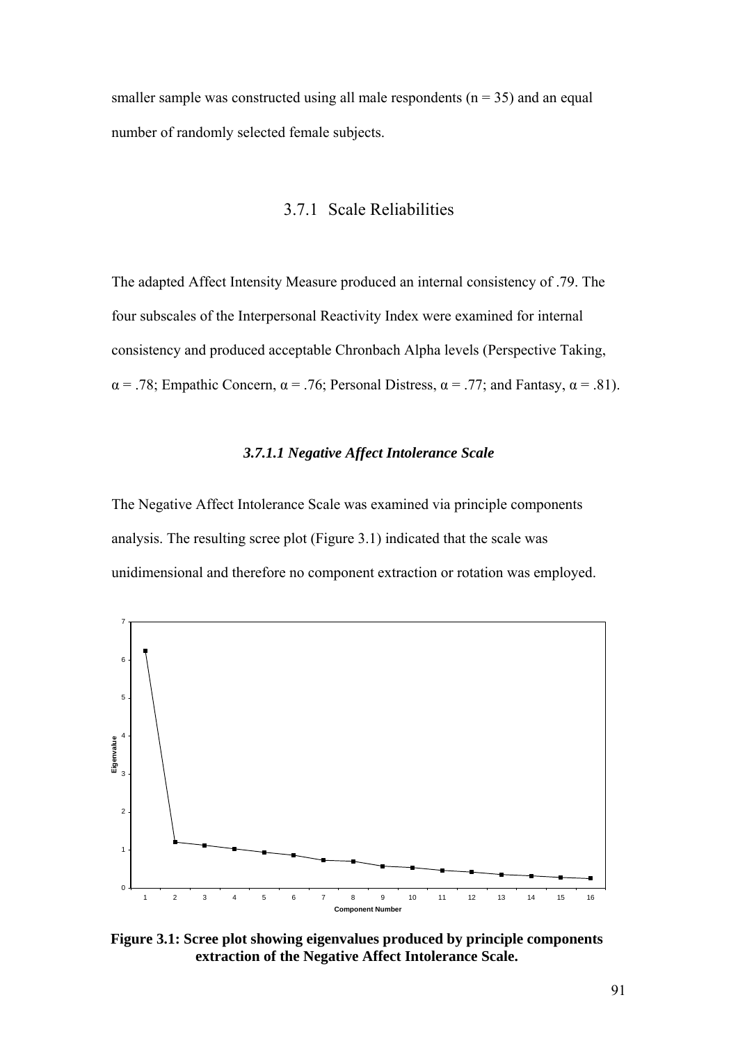smaller sample was constructed using all male respondents (n = 35) and an equal number of randomly selected female subjects.

### 3.7.1 Scale Reliabilities

The adapted Affect Intensity Measure produced an internal consistency of .79. The four subscales of the Interpersonal Reactivity Index were examined for internal consistency and produced acceptable Chronbach Alpha levels (Perspective Taking, $\alpha = .78$; Empathic Concern, $\alpha = .76$; Personal Distress, $\alpha = .77$; and Fantasy, $\alpha = .81$).

#### *3.7.1.1 Negative Affect Intolerance Scale*

The Negative Affect Intolerance Scale was examined via principle components analysis. The resulting scree plot (Figure 3.1) indicated that the scale was unidimensional and therefore no component extraction or rotation was employed.

**Figure 3.1: Scree plot showing eigenvalues produced by principle components extraction of the Negative Affect Intolerance Scale.**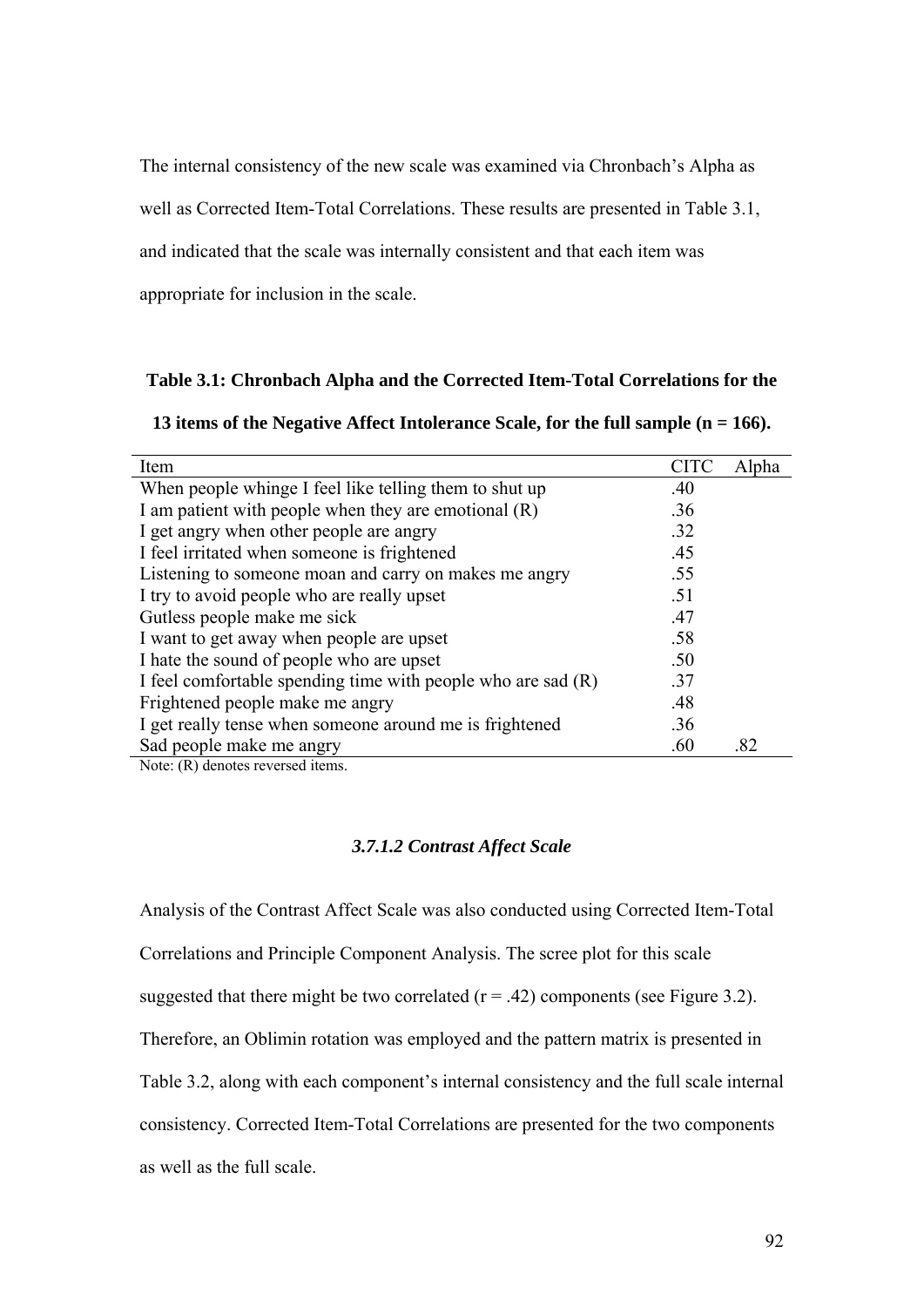The internal consistency of the new scale was examined via Chronbach's Alpha as well as Corrected Item-Total Correlations. These results are presented in Table 3.1, and indicated that the scale was internally consistent and that each item was appropriate for inclusion in the scale.

**Table 3.1: Chronbach Alpha and the Corrected Item-Total Correlations for the 13 items of the Negative Affect Intolerance Scale, for the full sample (n = 166).**

| Item | CITC | Alpha |
|---|---|---|
| When people whinge I feel like telling them to shut up | .40 | |
| I am patient with people when they are emotional (R) | .36 | |
| I get angry when other people are angry | .32 | |
| I feel irritated when someone is frightened | .45 | |
| Listening to someone moan and carry on makes me angry | .55 | |
| I try to avoid people who are really upset | .51 | |
| Gutless people make me sick | .47 | |
| I want to get away when people are upset | .58 | |
| I hate the sound of people who are upset | .50 | |
| I feel comfortable spending time with people who are sad (R) | .37 | |
| Frightened people make me angry | .48 | |
| I get really tense when someone around me is frightened | .36 | |
| Sad people make me angry | .60 | .82 |

Note: (R) denotes reversed items.

#### *3.7.1.2 Contrast Affect Scale*

Analysis of the Contrast Affect Scale was also conducted using Corrected Item-Total Correlations and Principle Component Analysis. The scree plot for this scale suggested that there might be two correlated ($r = .42$) components (see Figure 3.2). Therefore, an Oblimin rotation was employed and the pattern matrix is presented in Table 3.2, along with each component's internal consistency and the full scale internal consistency. Corrected Item-Total Correlations are presented for the two components as well as the full scale.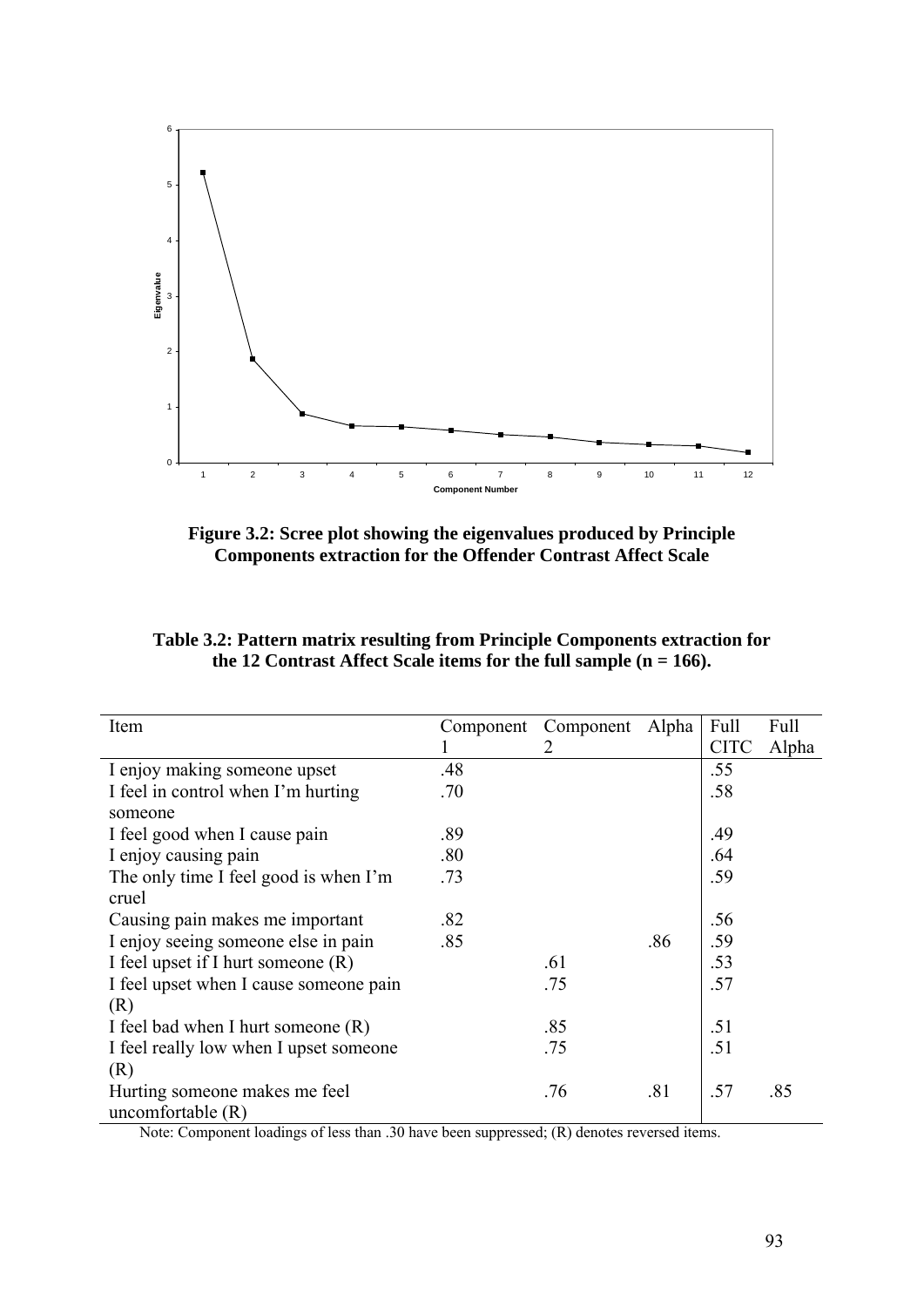**Figure 3.2: Scree plot showing the eigenvalues produced by Principle Components extraction for the Offender Contrast Affect Scale**

**Table 3.2: Pattern matrix resulting from Principle Components extraction for the 12 Contrast Affect Scale items for the full sample (n = 166).**

| Item | Component 1 | Component 2 | Alpha | Full CITC | Full Alpha |
|---|---|---|---|---|---|
| I enjoy making someone upset | .48 | | | .55 | |
| I feel in control when I'm hurting someone | .70 | | | .58 | |
| I feel good when I cause pain | .89 | | | .49 | |
| I enjoy causing pain | .80 | | | .64 | |
| The only time I feel good is when I'm cruel | .73 | | | .59 | |
| Causing pain makes me important | .82 | | | .56 | |
| I enjoy seeing someone else in pain | .85 | | .86 | .59 | |
| I feel upset if I hurt someone (R) | | .61 | | .53 | |
| I feel upset when I cause someone pain (R) | | .75 | | .57 | |
| I feel bad when I hurt someone (R) | | .85 | | .51 | |
| I feel really low when I upset someone (R) | | .75 | | .51 | |
| Hurting someone makes me feel uncomfortable (R) | | .76 | .81 | .57 | .85 |

Note: Component loadings of less than .30 have been suppressed; (R) denotes reversed items.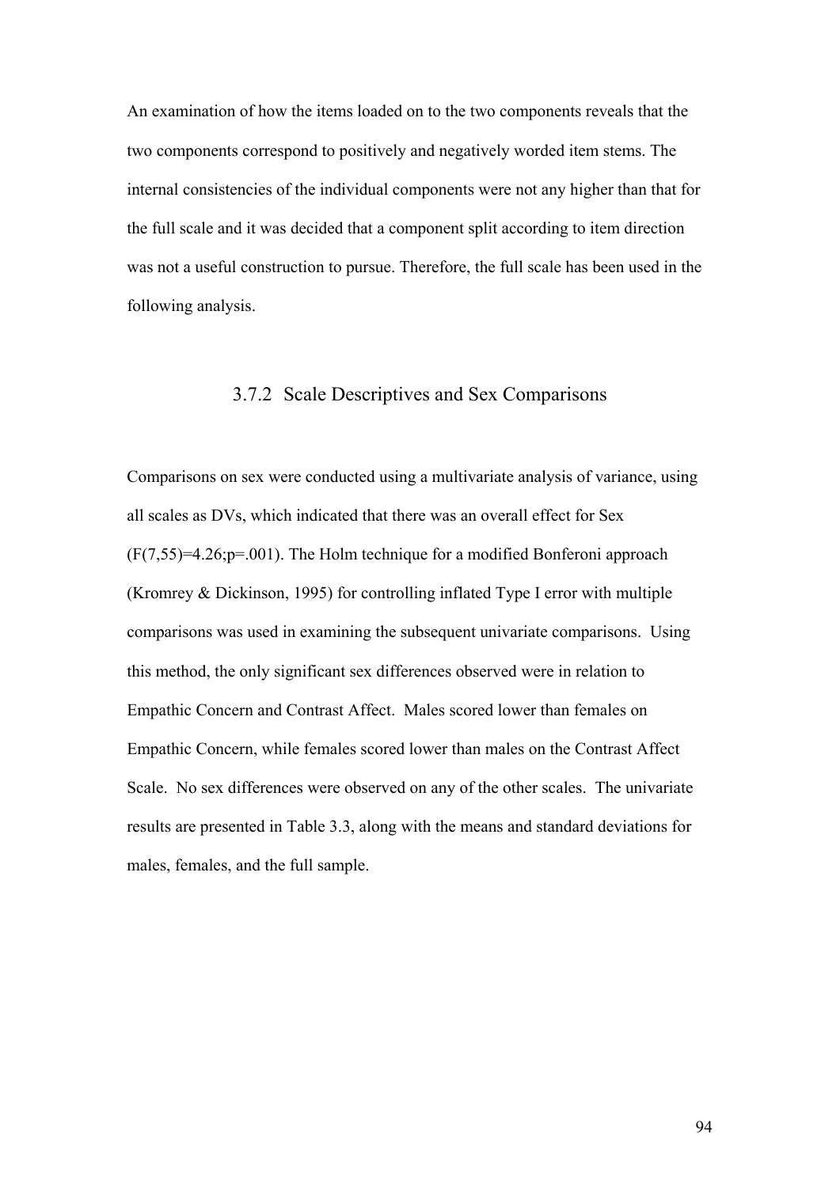An examination of how the items loaded on to the two components reveals that the two components correspond to positively and negatively worded item stems. The internal consistencies of the individual components were not any higher than that for the full scale and it was decided that a component split according to item direction was not a useful construction to pursue. Therefore, the full scale has been used in the following analysis.

### 3.7.2 Scale Descriptives and Sex Comparisons

Comparisons on sex were conducted using a multivariate analysis of variance, using all scales as DVs, which indicated that there was an overall effect for Sex ($F(7,55)=4.26; p=.001$). The Holm technique for a modified Bonferoni approach (Kromrey & Dickinson, 1995) for controlling inflated Type I error with multiple comparisons was used in examining the subsequent univariate comparisons. Using this method, the only significant sex differences observed were in relation to Empathic Concern and Contrast Affect. Males scored lower than females on Empathic Concern, while females scored lower than males on the Contrast Affect Scale. No sex differences were observed on any of the other scales. The univariate results are presented in Table 3.3, along with the means and standard deviations for males, females, and the full sample.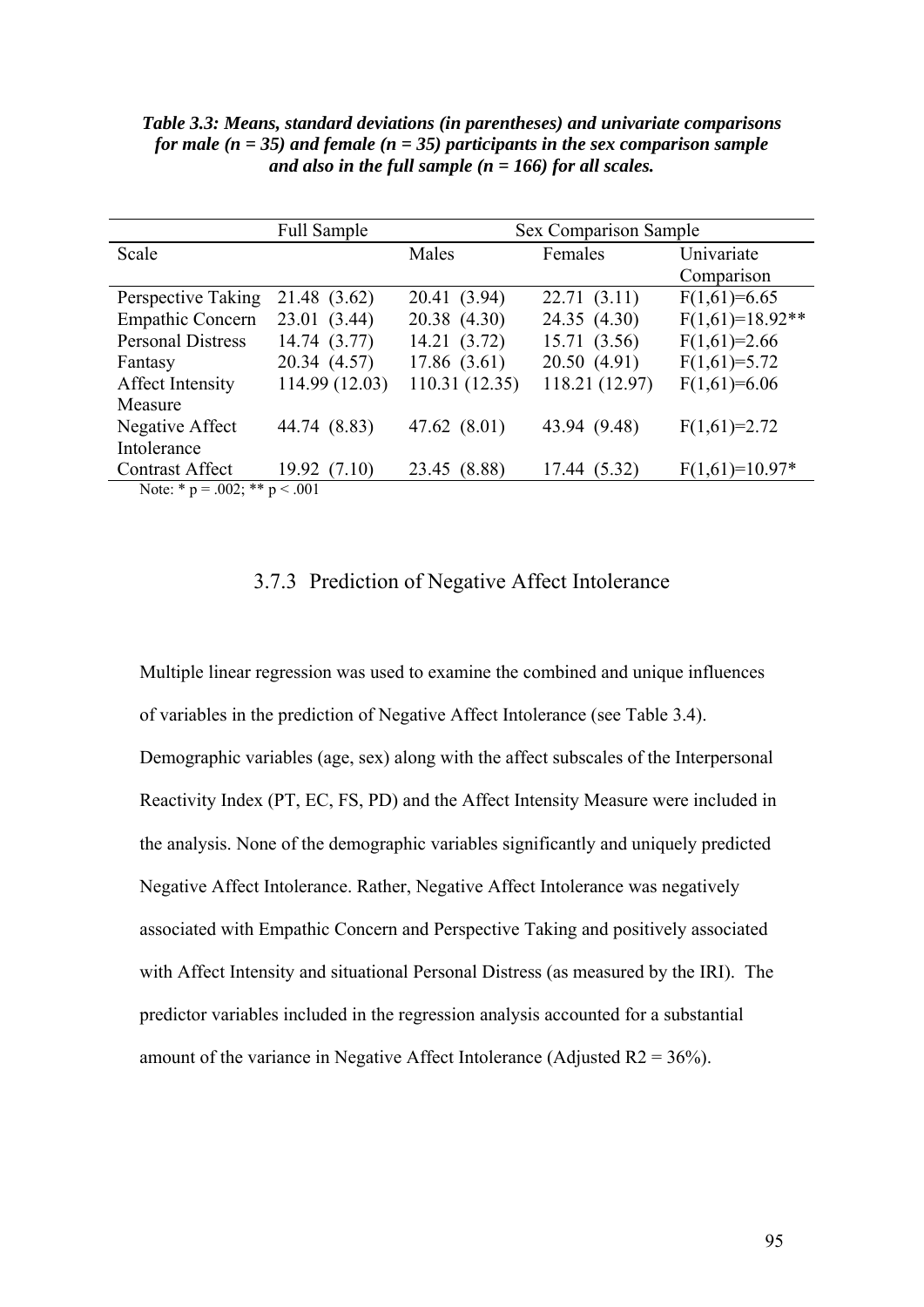***Table 3.3: Means, standard deviations (in parentheses) and univariate comparisons for male (n = 35) and female (n = 35) participants in the sex comparison sample and also in the full sample (n = 166) for all scales.***

| | Full Sample | Sex Comparison Sample | | |
|---|---|---|---|---|
| Scale | | Males | Females | Univariate Comparison |
| Perspective Taking | 21.48 (3.62) | 20.41 (3.94) | 22.71 (3.11) | $F(1,61)=6.65$ |
| Empathic Concern | 23.01 (3.44) | 20.38 (4.30) | 24.35 (4.30) | $F(1,61)=18.92$** |
| Personal Distress | 14.74 (3.77) | 14.21 (3.72) | 15.71 (3.56) | $F(1,61)=2.66$ |
| Fantasy | 20.34 (4.57) | 17.86 (3.61) | 20.50 (4.91) | $F(1,61)=5.72$ |
| Affect Intensity Measure | 114.99 (12.03) | 110.31 (12.35) | 118.21 (12.97) | $F(1,61)=6.06$ |
| Negative Affect Intolerance | 44.74 (8.83) | 47.62 (8.01) | 43.94 (9.48) | $F(1,61)=2.72$ |
| Contrast Affect | 19.92 (7.10) | 23.45 (8.88) | 17.44 (5.32) | $F(1,61)=10.97$* |

Note: * $p = .002$; ** $p < .001$

### 3.7.3 Prediction of Negative Affect Intolerance

Multiple linear regression was used to examine the combined and unique influences of variables in the prediction of Negative Affect Intolerance (see Table 3.4). Demographic variables (age, sex) along with the affect subscales of the Interpersonal Reactivity Index (PT, EC, FS, PD) and the Affect Intensity Measure were included in the analysis. None of the demographic variables significantly and uniquely predicted Negative Affect Intolerance. Rather, Negative Affect Intolerance was negatively associated with Empathic Concern and Perspective Taking and positively associated with Affect Intensity and situational Personal Distress (as measured by the IRI). The predictor variables included in the regression analysis accounted for a substantial amount of the variance in Negative Affect Intolerance (Adjusted $R2 = 36\%$).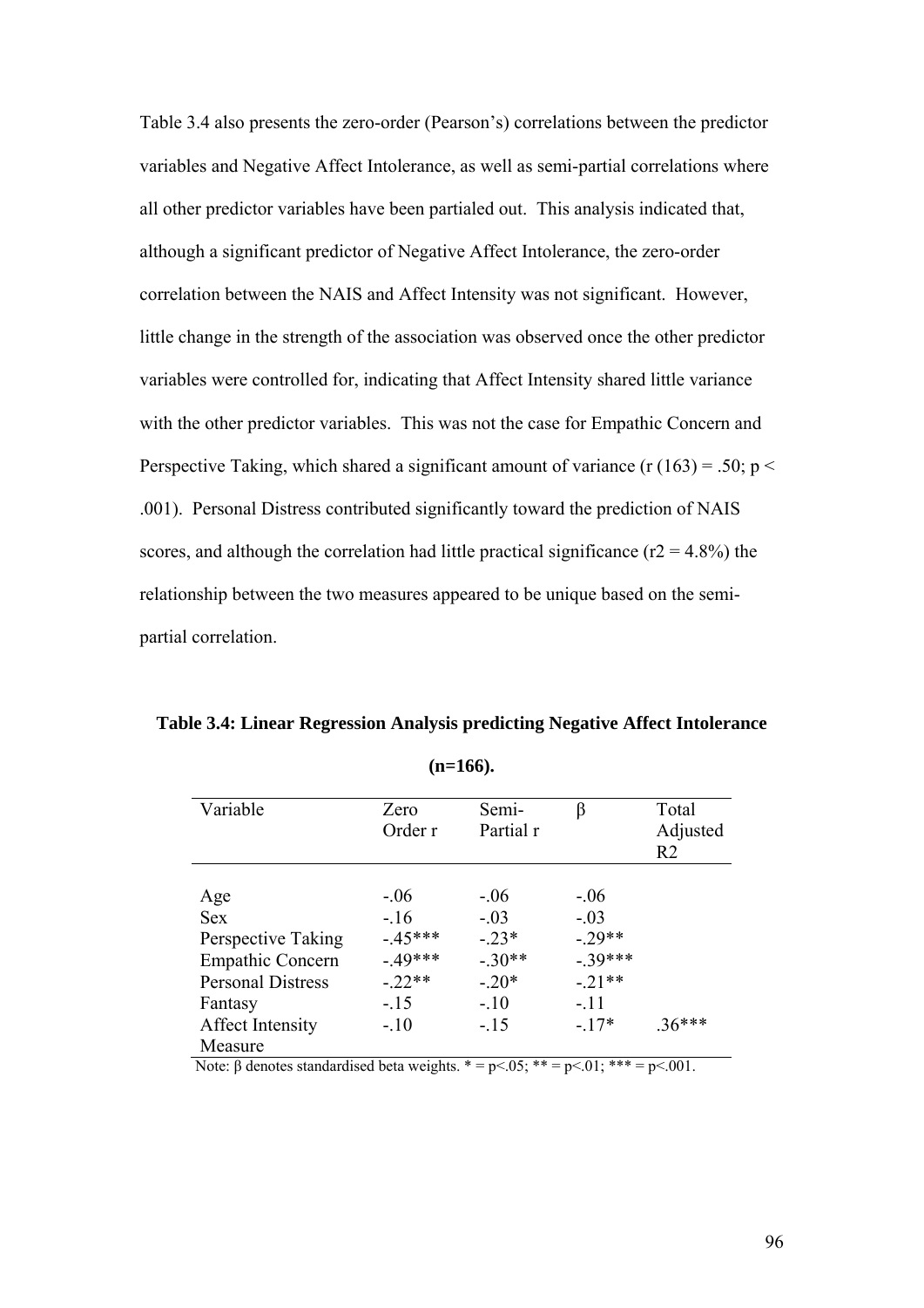Table 3.4 also presents the zero-order (Pearson's) correlations between the predictor variables and Negative Affect Intolerance, as well as semi-partial correlations where all other predictor variables have been partialed out. This analysis indicated that, although a significant predictor of Negative Affect Intolerance, the zero-order correlation between the NAIS and Affect Intensity was not significant. However, little change in the strength of the association was observed once the other predictor variables were controlled for, indicating that Affect Intensity shared little variance with the other predictor variables. This was not the case for Empathic Concern and Perspective Taking, which shared a significant amount of variance ($r(163) = .50$; $p < .001$). Personal Distress contributed significantly toward the prediction of NAIS scores, and although the correlation had little practical significance ($r^2 = 4.8\%$) the relationship between the two measures appeared to be unique based on the semi-partial correlation.

**Table 3.4: Linear Regression Analysis predicting Negative Affect Intolerance (n=166).**

| Variable | Zero Order r | Semi-Partial r | β | Total Adjusted R2 |
|---|---|---|---|---|
| Age | -.06 | -.06 | -.06 | |
| Sex | -.16 | -.03 | -.03 | |
| Perspective Taking | -.45*** | -.23* | -.29** | |
| Empathic Concern | -.49*** | -.30** | -.39*** | |
| Personal Distress | -.22** | -.20* | -.21** | |
| Fantasy | -.15 | -.10 | -.11 | |
| Affect Intensity Measure | -.10 | -.15 | -.17* | .36*** |

Note: β denotes standardised beta weights. * = p<.05; ** = p<.01; *** = p<.001.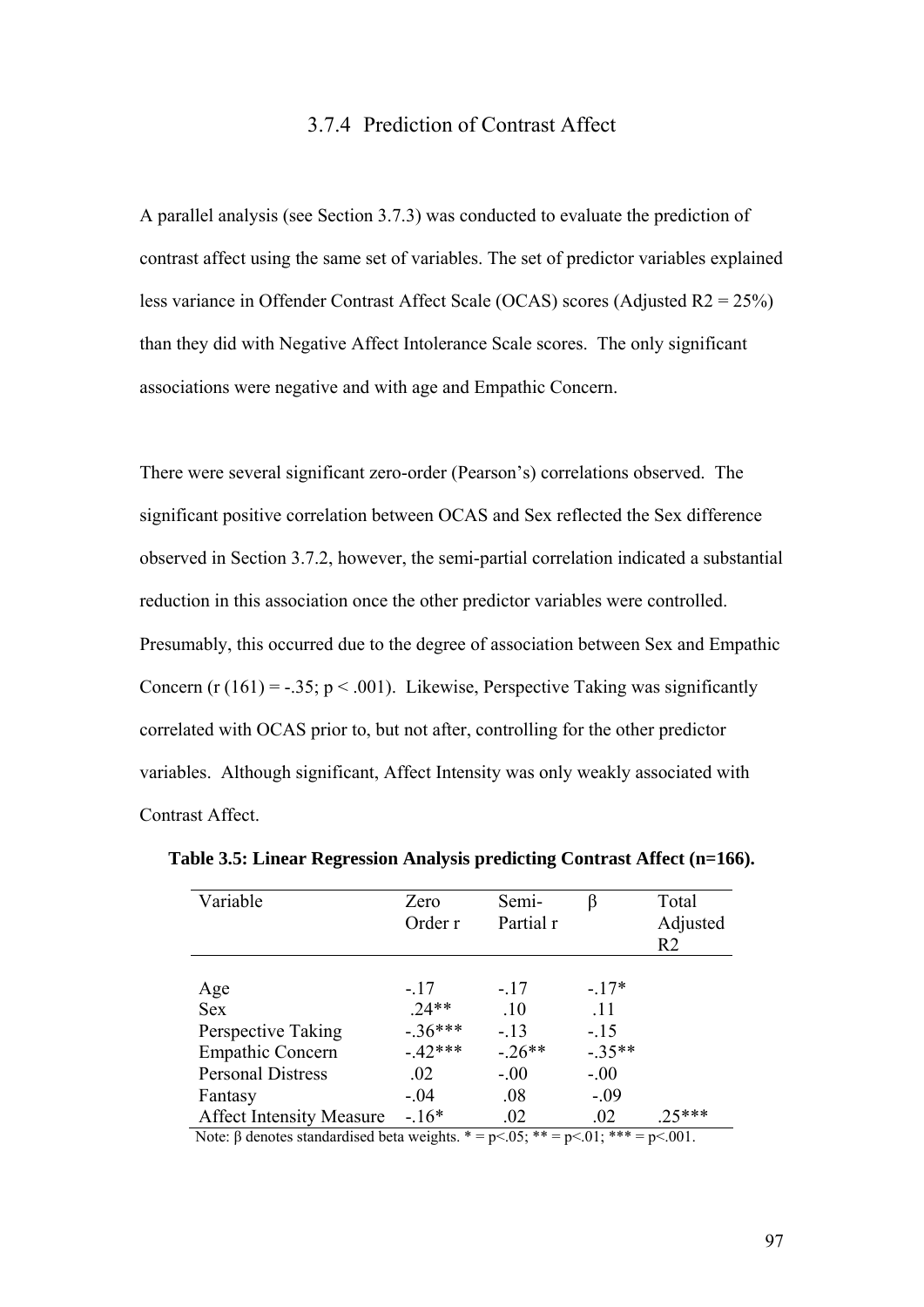### 3.7.4 Prediction of Contrast Affect

A parallel analysis (see Section 3.7.3) was conducted to evaluate the prediction of contrast affect using the same set of variables. The set of predictor variables explained less variance in Offender Contrast Affect Scale (OCAS) scores (Adjusted $R^2$ = 25%) than they did with Negative Affect Intolerance Scale scores. The only significant associations were negative and with age and Empathic Concern.

There were several significant zero-order (Pearson's) correlations observed. The significant positive correlation between OCAS and Sex reflected the Sex difference observed in Section 3.7.2, however, the semi-partial correlation indicated a substantial reduction in this association once the other predictor variables were controlled. Presumably, this occurred due to the degree of association between Sex and Empathic Concern ($r(161) = -.35$; $p < .001$). Likewise, Perspective Taking was significantly correlated with OCAS prior to, but not after, controlling for the other predictor variables. Although significant, Affect Intensity was only weakly associated with Contrast Affect.

**Table 3.5: Linear Regression Analysis predicting Contrast Affect (n=166).**

| Variable | Zero Order r | Semi-Partial r | β | Total Adjusted $R^2$ |
|---|---|---|---|---|
| Age | -.17 | -.17 | -.17* | |
| Sex | .24** | .10 | .11 | |
| Perspective Taking | -.36*** | -.13 | -.15 | |
| Empathic Concern | -.42*** | -.26** | -.35** | |
| Personal Distress | .02 | -.00 | -.00 | |
| Fantasy | -.04 | .08 | -.09 | |
| Affect Intensity Measure | -.16* | .02 | .02 | .25*** |

Note: β denotes standardised beta weights. * = $p<.05$; ** = $p<.01$; *** = $p<.001$.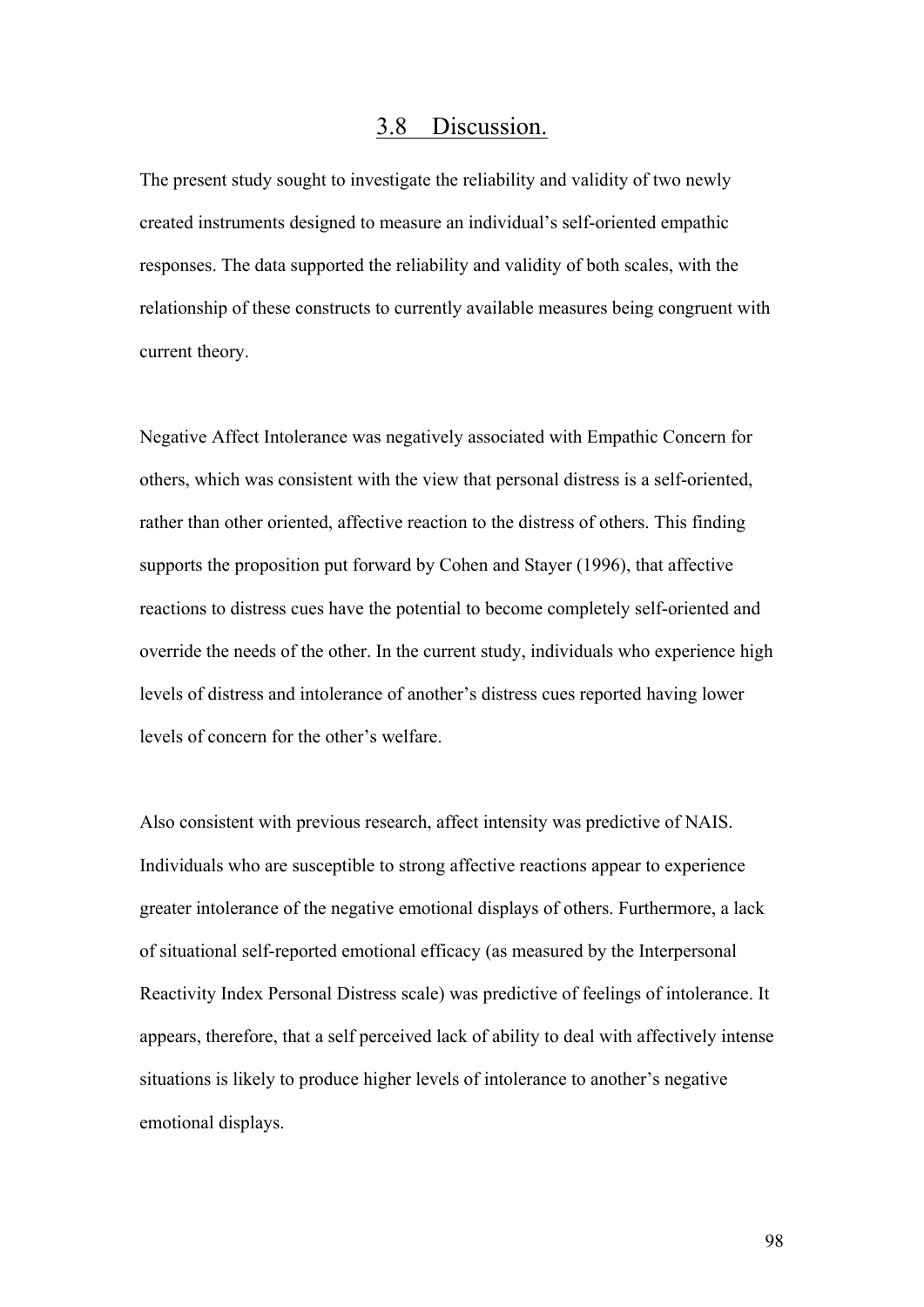## 3.8 Discussion.

The present study sought to investigate the reliability and validity of two newly created instruments designed to measure an individual's self-oriented empathic responses. The data supported the reliability and validity of both scales, with the relationship of these constructs to currently available measures being congruent with current theory.

Negative Affect Intolerance was negatively associated with Empathic Concern for others, which was consistent with the view that personal distress is a self-oriented, rather than other oriented, affective reaction to the distress of others. This finding supports the proposition put forward by Cohen and Stayer (1996), that affective reactions to distress cues have the potential to become completely self-oriented and override the needs of the other. In the current study, individuals who experience high levels of distress and intolerance of another's distress cues reported having lower levels of concern for the other's welfare.

Also consistent with previous research, affect intensity was predictive of NAIS. Individuals who are susceptible to strong affective reactions appear to experience greater intolerance of the negative emotional displays of others. Furthermore, a lack of situational self-reported emotional efficacy (as measured by the Interpersonal Reactivity Index Personal Distress scale) was predictive of feelings of intolerance. It appears, therefore, that a self perceived lack of ability to deal with affectively intense situations is likely to produce higher levels of intolerance to another's negative emotional displays.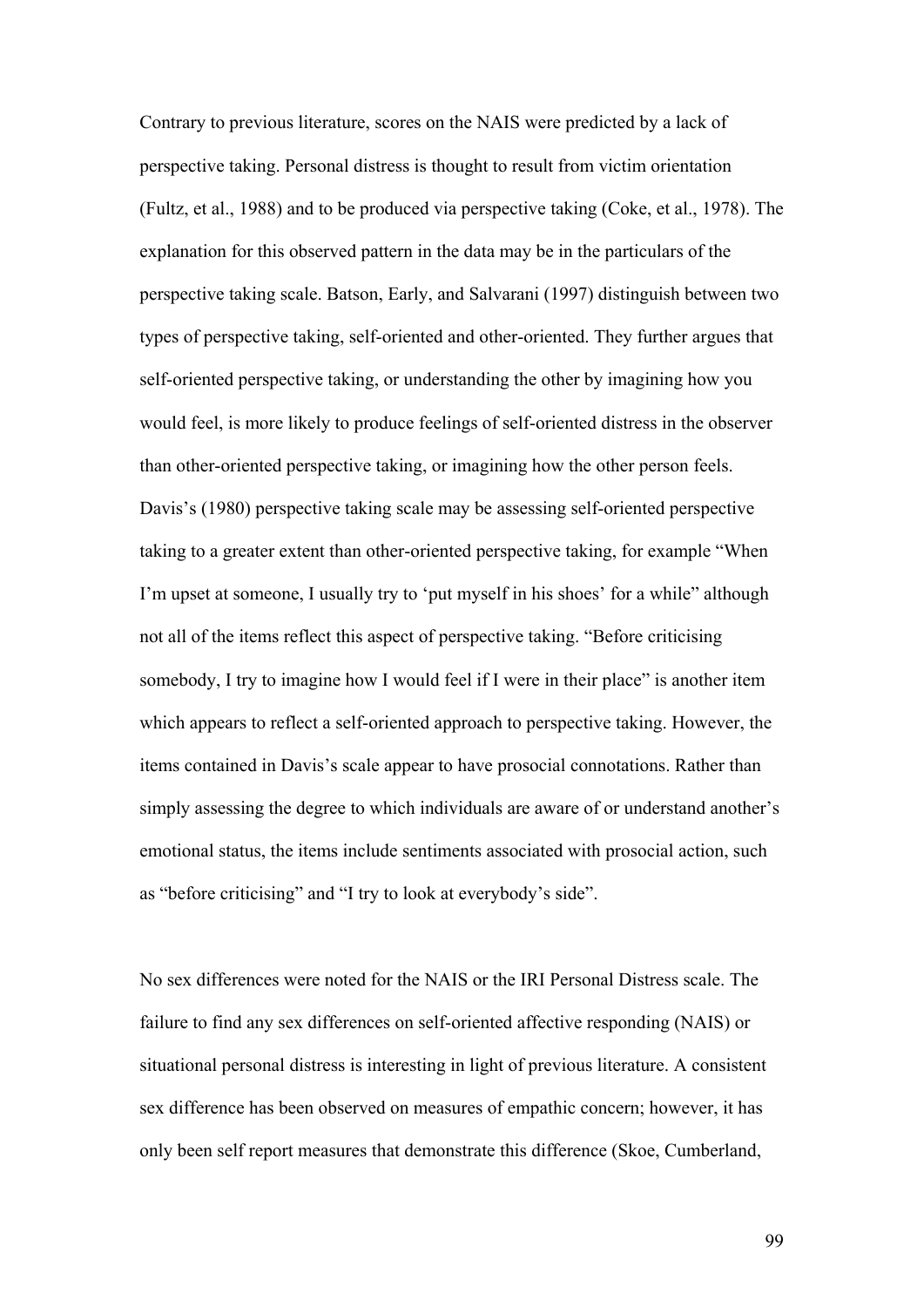Contrary to previous literature, scores on the NAIS were predicted by a lack of perspective taking. Personal distress is thought to result from victim orientation (Fultz, et al., 1988) and to be produced via perspective taking (Coke, et al., 1978). The explanation for this observed pattern in the data may be in the particulars of the perspective taking scale. Batson, Early, and Salvarani (1997) distinguish between two types of perspective taking, self-oriented and other-oriented. They further argues that self-oriented perspective taking, or understanding the other by imagining how you would feel, is more likely to produce feelings of self-oriented distress in the observer than other-oriented perspective taking, or imagining how the other person feels. Davis's (1980) perspective taking scale may be assessing self-oriented perspective taking to a greater extent than other-oriented perspective taking, for example "When I'm upset at someone, I usually try to 'put myself in his shoes' for a while" although not all of the items reflect this aspect of perspective taking. "Before criticising somebody, I try to imagine how I would feel if I were in their place" is another item which appears to reflect a self-oriented approach to perspective taking. However, the items contained in Davis's scale appear to have prosocial connotations. Rather than simply assessing the degree to which individuals are aware of or understand another's emotional status, the items include sentiments associated with prosocial action, such as "before criticising" and "I try to look at everybody's side".

No sex differences were noted for the NAIS or the IRI Personal Distress scale. The failure to find any sex differences on self-oriented affective responding (NAIS) or situational personal distress is interesting in light of previous literature. A consistent sex difference has been observed on measures of empathic concern; however, it has only been self report measures that demonstrate this difference (Skoe, Cumberland,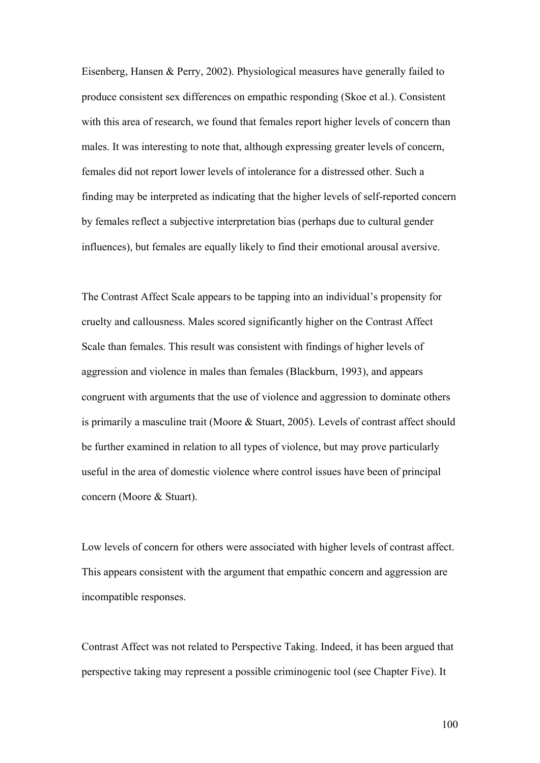Eisenberg, Hansen & Perry, 2002). Physiological measures have generally failed to produce consistent sex differences on empathic responding (Skoe et al.). Consistent with this area of research, we found that females report higher levels of concern than males. It was interesting to note that, although expressing greater levels of concern, females did not report lower levels of intolerance for a distressed other. Such a finding may be interpreted as indicating that the higher levels of self-reported concern by females reflect a subjective interpretation bias (perhaps due to cultural gender influences), but females are equally likely to find their emotional arousal aversive.

The Contrast Affect Scale appears to be tapping into an individual's propensity for cruelty and callousness. Males scored significantly higher on the Contrast Affect Scale than females. This result was consistent with findings of higher levels of aggression and violence in males than females (Blackburn, 1993), and appears congruent with arguments that the use of violence and aggression to dominate others is primarily a masculine trait (Moore & Stuart, 2005). Levels of contrast affect should be further examined in relation to all types of violence, but may prove particularly useful in the area of domestic violence where control issues have been of principal concern (Moore & Stuart).

Low levels of concern for others were associated with higher levels of contrast affect. This appears consistent with the argument that empathic concern and aggression are incompatible responses.

Contrast Affect was not related to Perspective Taking. Indeed, it has been argued that perspective taking may represent a possible criminogenic tool (see Chapter Five). It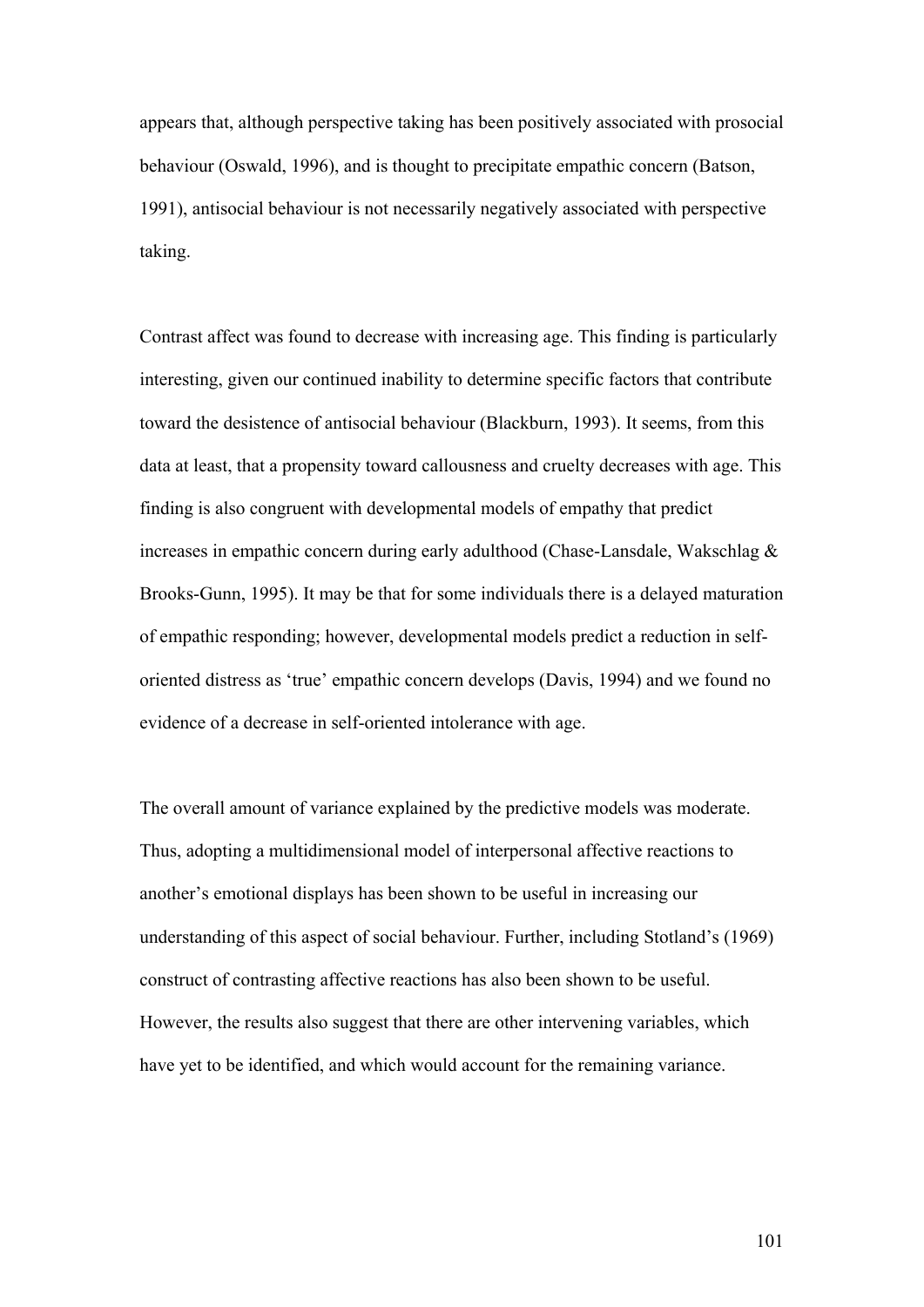appears that, although perspective taking has been positively associated with prosocial behaviour (Oswald, 1996), and is thought to precipitate empathic concern (Batson, 1991), antisocial behaviour is not necessarily negatively associated with perspective taking.

Contrast affect was found to decrease with increasing age. This finding is particularly interesting, given our continued inability to determine specific factors that contribute toward the desistence of antisocial behaviour (Blackburn, 1993). It seems, from this data at least, that a propensity toward callousness and cruelty decreases with age. This finding is also congruent with developmental models of empathy that predict increases in empathic concern during early adulthood (Chase-Lansdale, Wakschlag & Brooks-Gunn, 1995). It may be that for some individuals there is a delayed maturation of empathic responding; however, developmental models predict a reduction in self-oriented distress as 'true' empathic concern develops (Davis, 1994) and we found no evidence of a decrease in self-oriented intolerance with age.

The overall amount of variance explained by the predictive models was moderate. Thus, adopting a multidimensional model of interpersonal affective reactions to another's emotional displays has been shown to be useful in increasing our understanding of this aspect of social behaviour. Further, including Stotland's (1969) construct of contrasting affective reactions has also been shown to be useful. However, the results also suggest that there are other intervening variables, which have yet to be identified, and which would account for the remaining variance.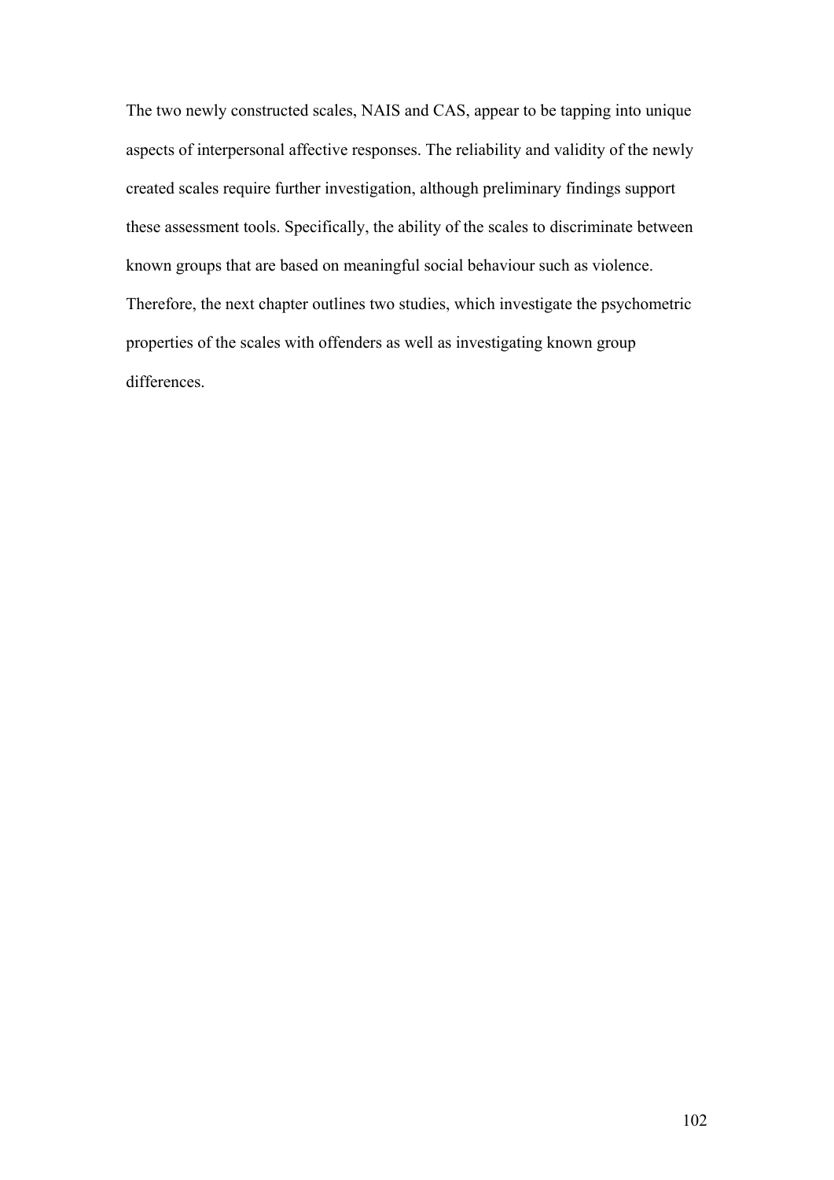The two newly constructed scales, NAIS and CAS, appear to be tapping into unique aspects of interpersonal affective responses. The reliability and validity of the newly created scales require further investigation, although preliminary findings support these assessment tools. Specifically, the ability of the scales to discriminate between known groups that are based on meaningful social behaviour such as violence. Therefore, the next chapter outlines two studies, which investigate the psychometric properties of the scales with offenders as well as investigating known group differences.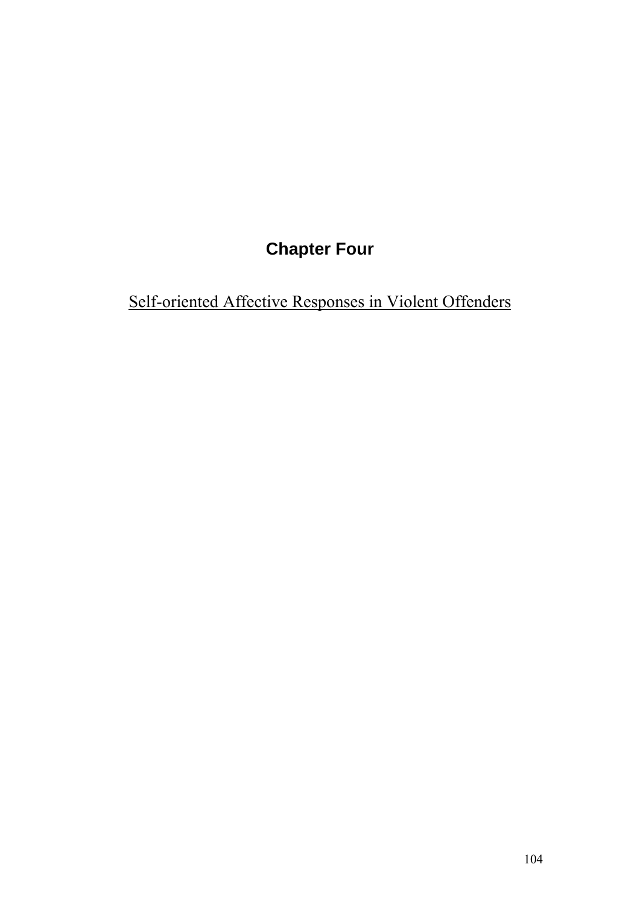# Chapter Four

## Self-oriented Affective Responses in Violent Offenders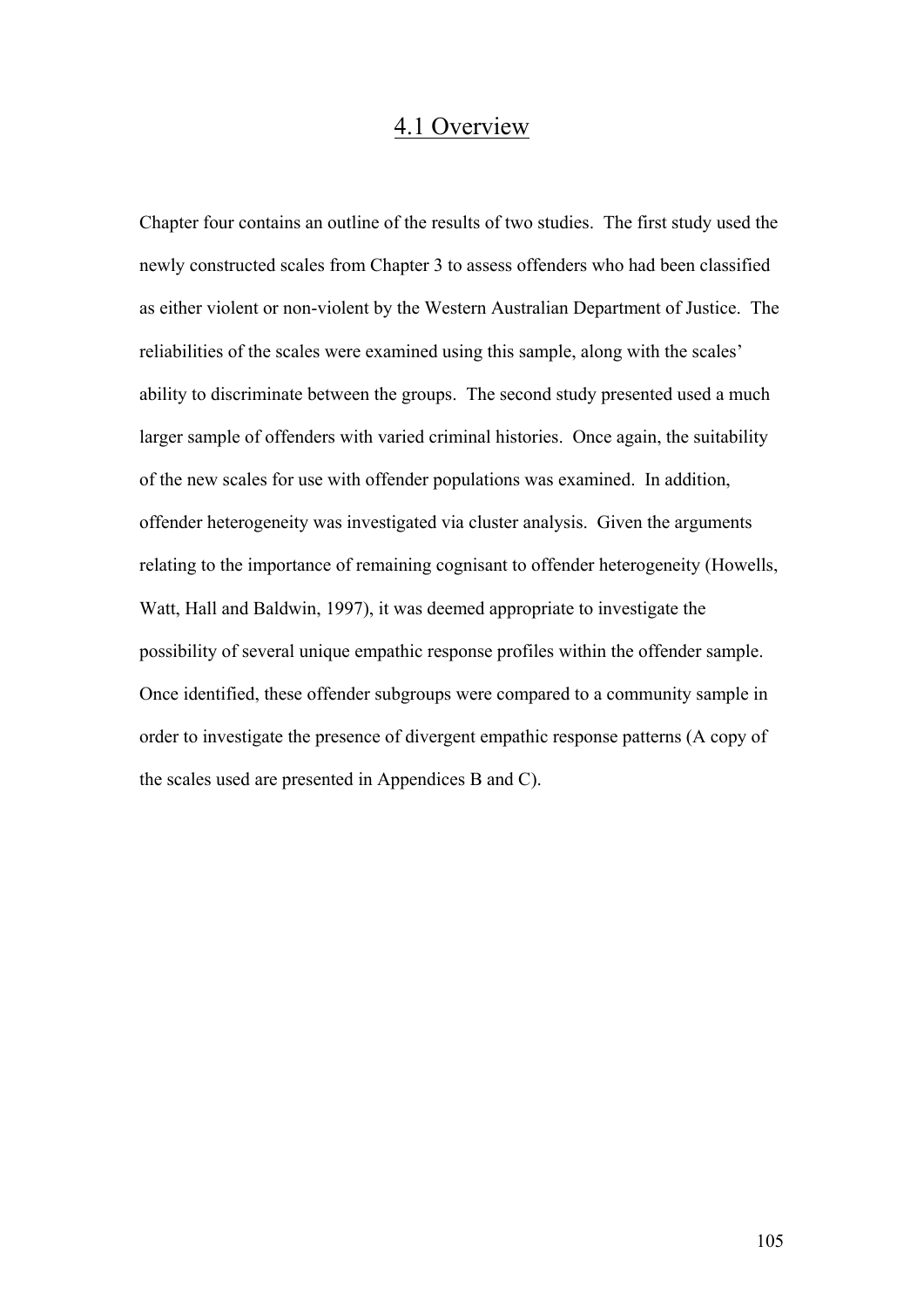## 4.1 Overview

Chapter four contains an outline of the results of two studies. The first study used the newly constructed scales from Chapter 3 to assess offenders who had been classified as either violent or non-violent by the Western Australian Department of Justice. The reliabilities of the scales were examined using this sample, along with the scales' ability to discriminate between the groups. The second study presented used a much larger sample of offenders with varied criminal histories. Once again, the suitability of the new scales for use with offender populations was examined. In addition, offender heterogeneity was investigated via cluster analysis. Given the arguments relating to the importance of remaining cognisant to offender heterogeneity (Howells, Watt, Hall and Baldwin, 1997), it was deemed appropriate to investigate the possibility of several unique empathic response profiles within the offender sample. Once identified, these offender subgroups were compared to a community sample in order to investigate the presence of divergent empathic response patterns (A copy of the scales used are presented in Appendices B and C).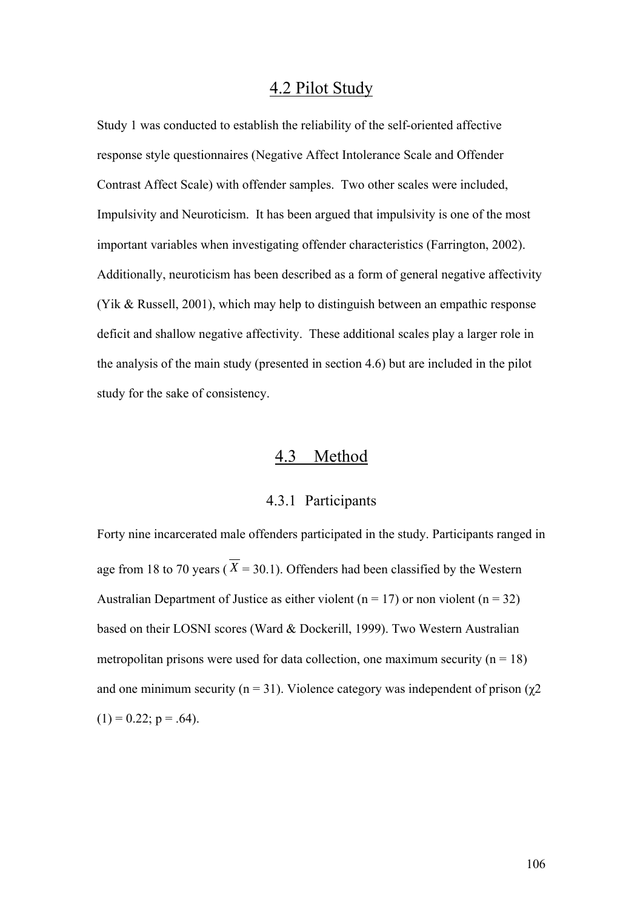## 4.2 Pilot Study

Study 1 was conducted to establish the reliability of the self-oriented affective response style questionnaires (Negative Affect Intolerance Scale and Offender Contrast Affect Scale) with offender samples. Two other scales were included, Impulsivity and Neuroticism. It has been argued that impulsivity is one of the most important variables when investigating offender characteristics (Farrington, 2002). Additionally, neuroticism has been described as a form of general negative affectivity (Yik & Russell, 2001), which may help to distinguish between an empathic response deficit and shallow negative affectivity. These additional scales play a larger role in the analysis of the main study (presented in section 4.6) but are included in the pilot study for the sake of consistency.

## 4.3 Method

### 4.3.1 Participants

Forty nine incarcerated male offenders participated in the study. Participants ranged in age from 18 to 70 years ($\overline{X}$ = 30.1). Offenders had been classified by the Western Australian Department of Justice as either violent (n = 17) or non violent (n = 32) based on their LOSNI scores (Ward & Dockerill, 1999). Two Western Australian metropolitan prisons were used for data collection, one maximum security (n = 18) and one minimum security (n = 31). Violence category was independent of prison ($\chi^2$ (1) = 0.22; p = .64).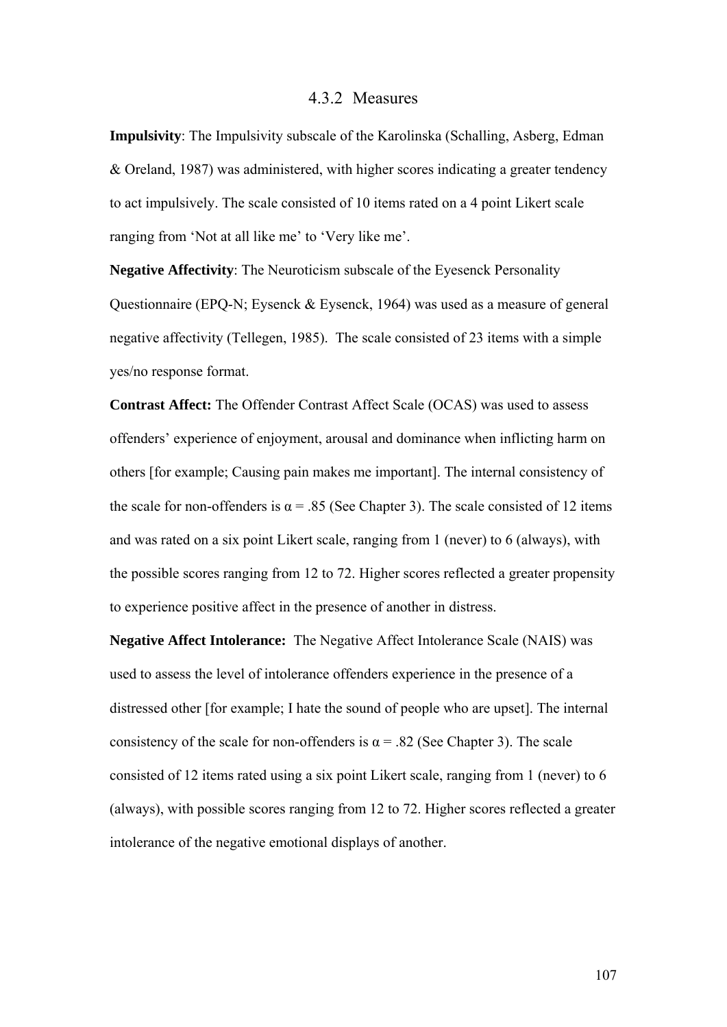### 4.3.2 Measures

**Impulsivity**: The Impulsivity subscale of the Karolinska (Schalling, Asberg, Edman & Oreland, 1987) was administered, with higher scores indicating a greater tendency to act impulsively. The scale consisted of 10 items rated on a 4 point Likert scale ranging from 'Not at all like me' to 'Very like me'.

**Negative Affectivity**: The Neuroticism subscale of the Eysenck Personality Questionnaire (EPQ-N; Eysenck & Eysenck, 1964) was used as a measure of general negative affectivity (Tellegen, 1985). The scale consisted of 23 items with a simple yes/no response format.

**Contrast Affect:** The Offender Contrast Affect Scale (OCAS) was used to assess offenders' experience of enjoyment, arousal and dominance when inflicting harm on others [for example; Causing pain makes me important]. The internal consistency of the scale for non-offenders is $\alpha = .85$ (See Chapter 3). The scale consisted of 12 items and was rated on a six point Likert scale, ranging from 1 (never) to 6 (always), with the possible scores ranging from 12 to 72. Higher scores reflected a greater propensity to experience positive affect in the presence of another in distress.

**Negative Affect Intolerance:** The Negative Affect Intolerance Scale (NAIS) was used to assess the level of intolerance offenders experience in the presence of a distressed other [for example; I hate the sound of people who are upset]. The internal consistency of the scale for non-offenders is $\alpha = .82$ (See Chapter 3). The scale consisted of 12 items rated using a six point Likert scale, ranging from 1 (never) to 6 (always), with possible scores ranging from 12 to 72. Higher scores reflected a greater intolerance of the negative emotional displays of another.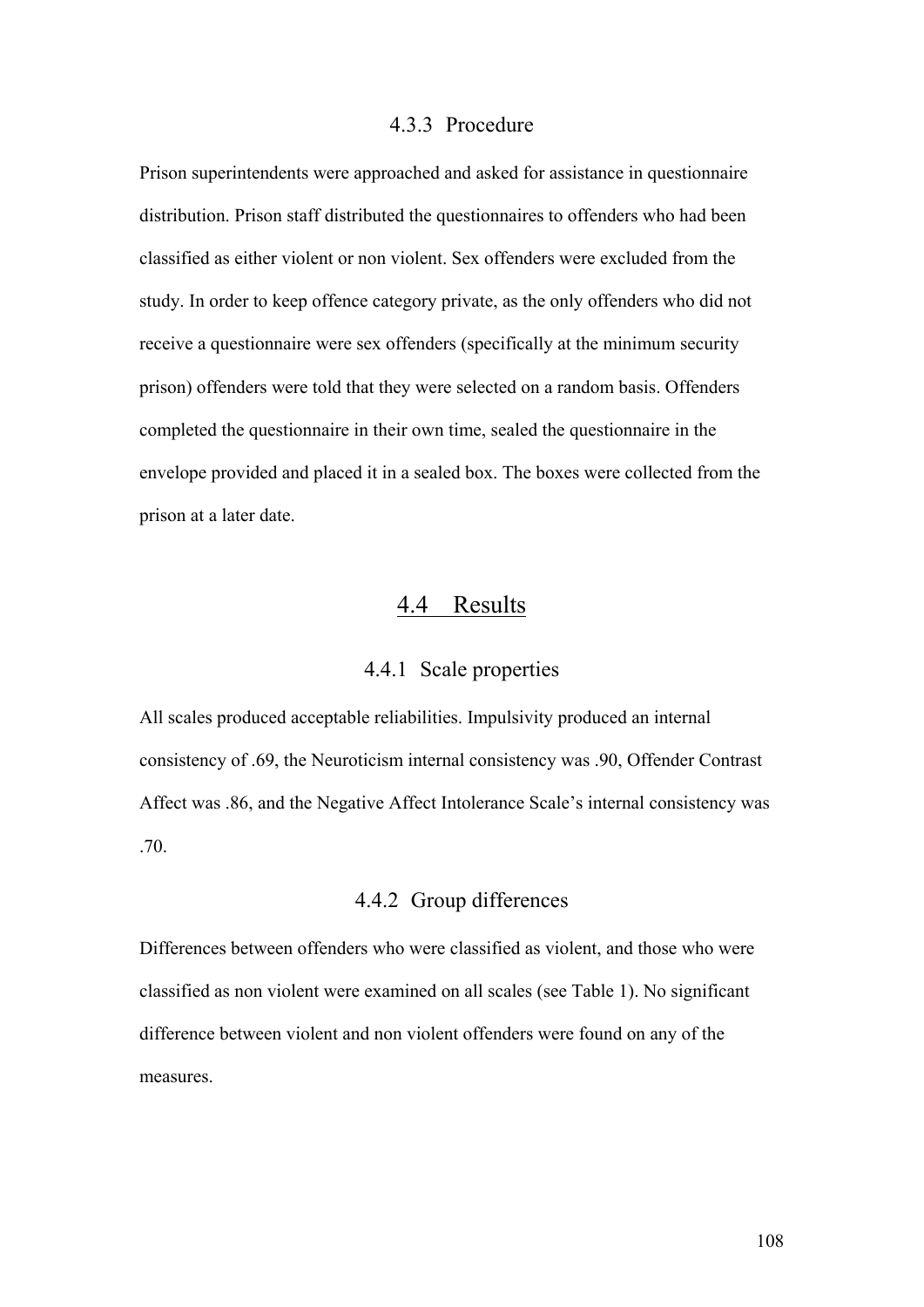### 4.3.3 Procedure

Prison superintendents were approached and asked for assistance in questionnaire distribution. Prison staff distributed the questionnaires to offenders who had been classified as either violent or non violent. Sex offenders were excluded from the study. In order to keep offence category private, as the only offenders who did not receive a questionnaire were sex offenders (specifically at the minimum security prison) offenders were told that they were selected on a random basis. Offenders completed the questionnaire in their own time, sealed the questionnaire in the envelope provided and placed it in a sealed box. The boxes were collected from the prison at a later date.

## 4.4 Results

### 4.4.1 Scale properties

All scales produced acceptable reliabilities. Impulsivity produced an internal consistency of .69, the Neuroticism internal consistency was .90, Offender Contrast Affect was .86, and the Negative Affect Intolerance Scale's internal consistency was .70.

### 4.4.2 Group differences

Differences between offenders who were classified as violent, and those who were classified as non violent were examined on all scales (see Table 1). No significant difference between violent and non violent offenders were found on any of the measures.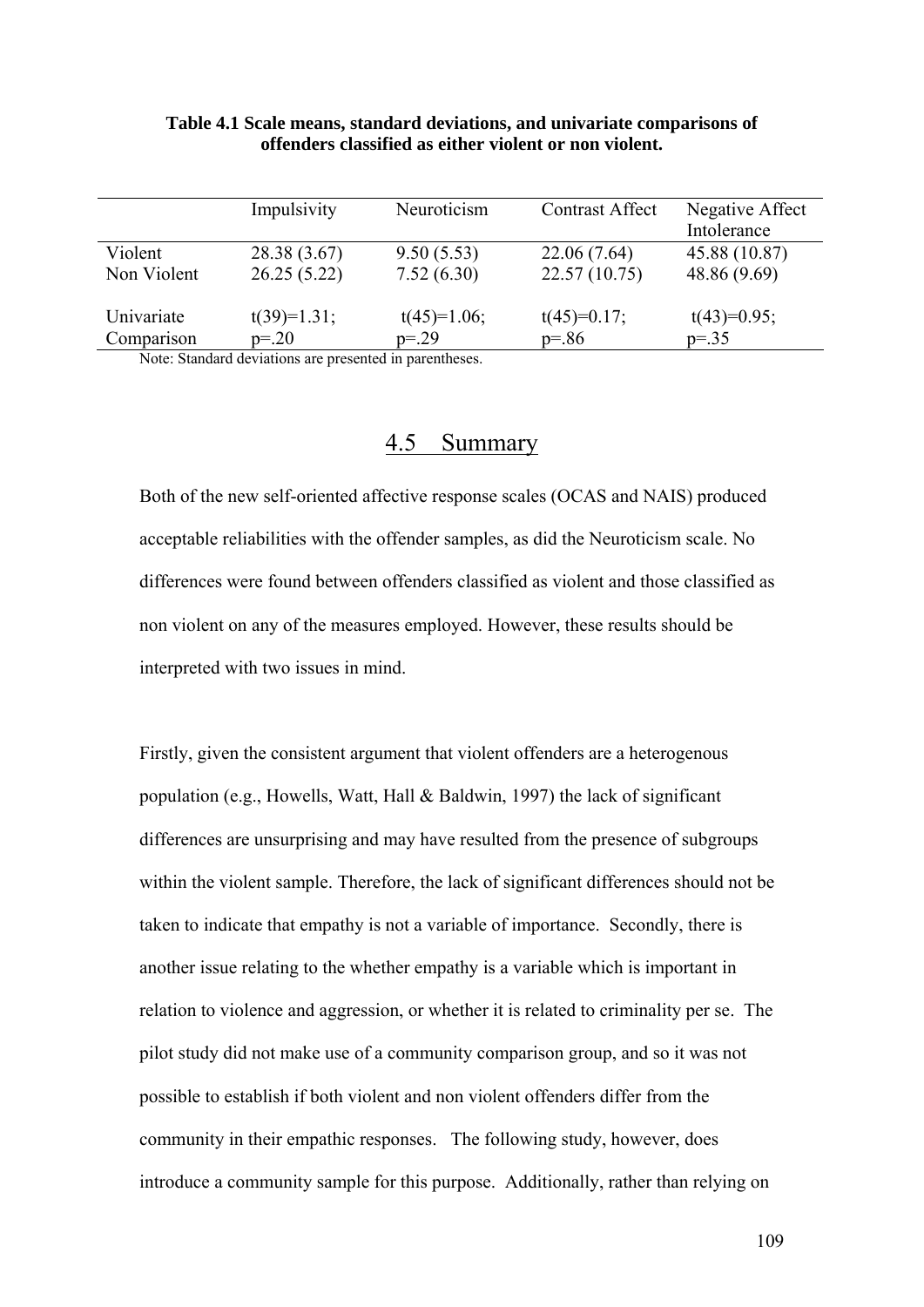**Table 4.1 Scale means, standard deviations, and univariate comparisons of offenders classified as either violent or non violent.**

| | Impulsivity | Neuroticism | Contrast Affect | Negative Affect Intolerance |
|---|---|---|---|---|
| Violent | 28.38 (3.67) | 9.50 (5.53) | 22.06 (7.64) | 45.88 (10.87) |
| Non Violent | 26.25 (5.22) | 7.52 (6.30) | 22.57 (10.75) | 48.86 (9.69) |
| Univariate Comparison | $t(39)=1.31$; $p=.20$ | $t(45)=1.06$; $p=.29$ | $t(45)=0.17$; $p=.86$ | $t(43)=0.95$; $p=.35$ |

Note: Standard deviations are presented in parentheses.

## 4.5 Summary

Both of the new self-oriented affective response scales (OCAS and NAIS) produced acceptable reliabilities with the offender samples, as did the Neuroticism scale. No differences were found between offenders classified as violent and those classified as non violent on any of the measures employed. However, these results should be interpreted with two issues in mind.

Firstly, given the consistent argument that violent offenders are a heterogenous population (e.g., Howells, Watt, Hall & Baldwin, 1997) the lack of significant differences are unsurprising and may have resulted from the presence of subgroups within the violent sample. Therefore, the lack of significant differences should not be taken to indicate that empathy is not a variable of importance. Secondly, there is another issue relating to the whether empathy is a variable which is important in relation to violence and aggression, or whether it is related to criminality per se. The pilot study did not make use of a community comparison group, and so it was not possible to establish if both violent and non violent offenders differ from the community in their empathic responses. The following study, however, does introduce a community sample for this purpose. Additionally, rather than relying on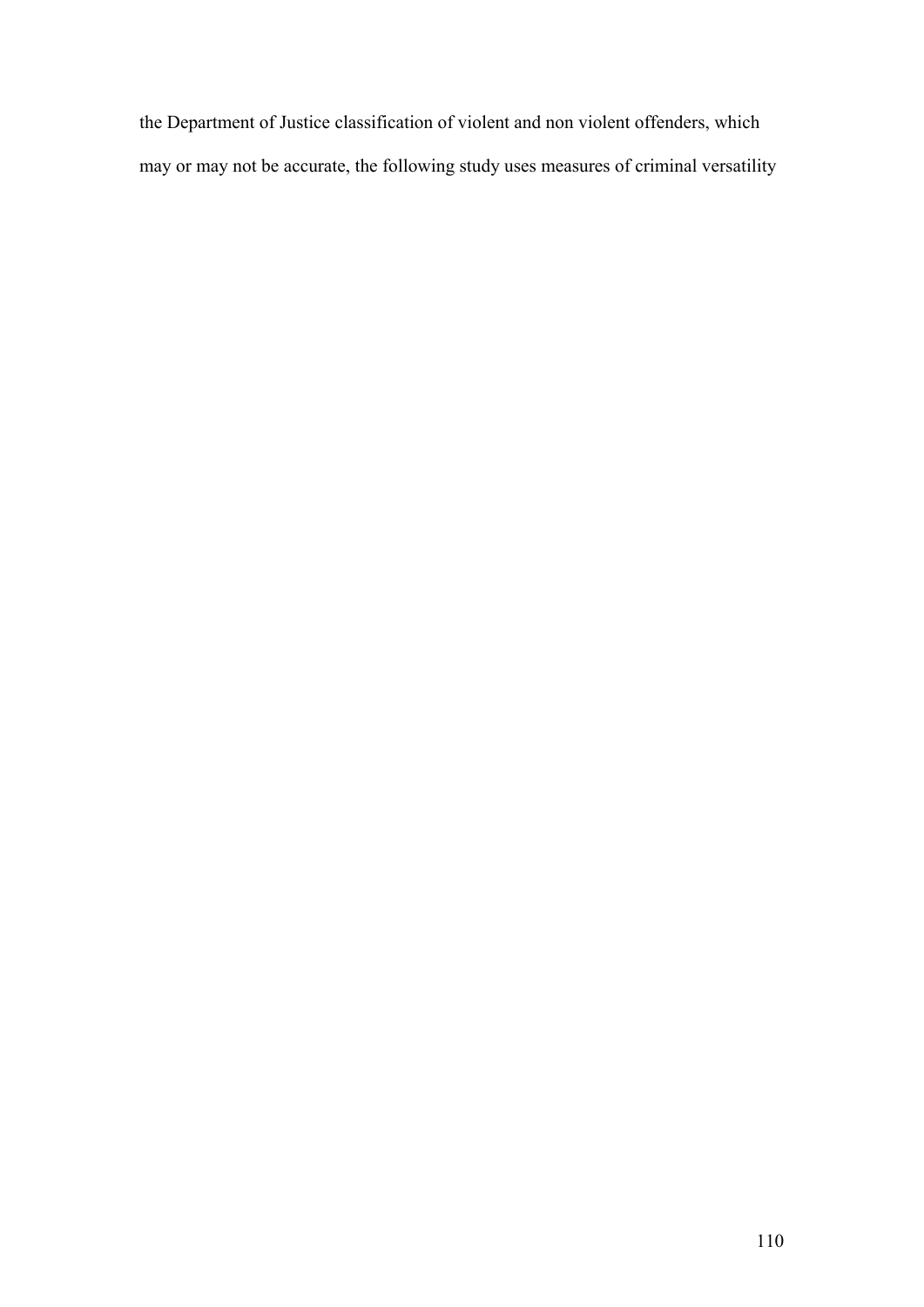the Department of Justice classification of violent and non violent offenders, which may or may not be accurate, the following study uses measures of criminal versatility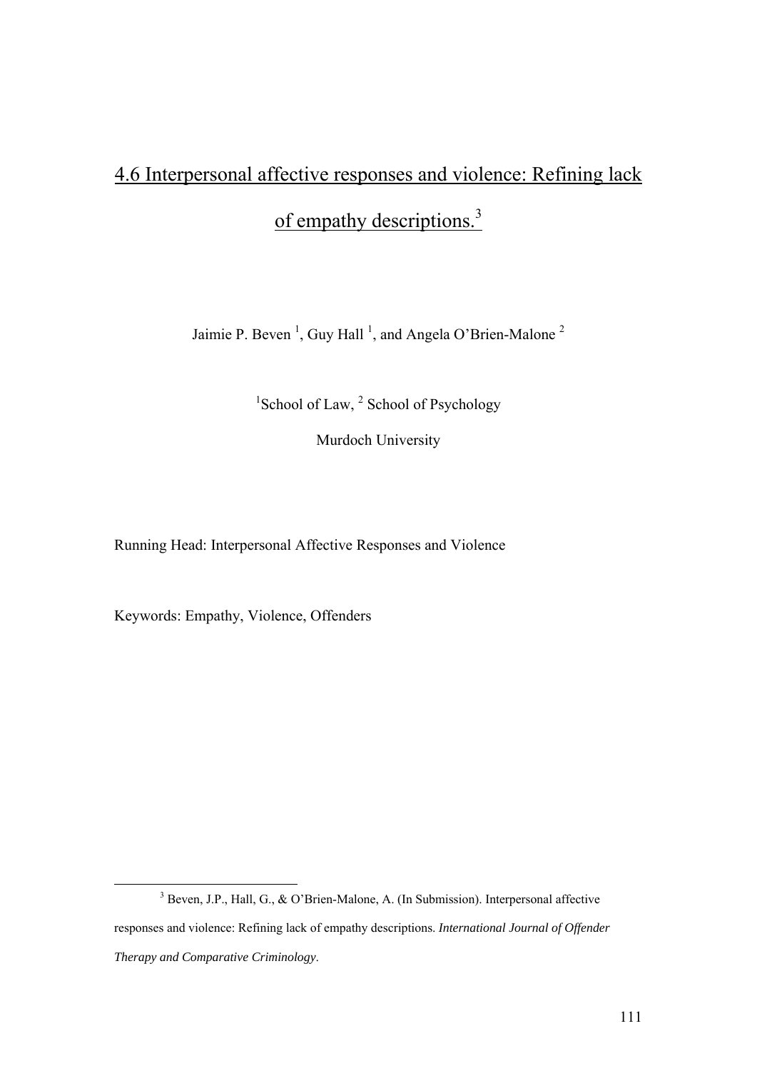# 4.6 Interpersonal affective responses and violence: Refining lack of empathy descriptions.[3]

Jaimie P. Beven [1], Guy Hall [1], and Angela O'Brien-Malone [2]

[1]School of Law, [2] School of Psychology

Murdoch University

Running Head: Interpersonal Affective Responses and Violence

Keywords: Empathy, Violence, Offenders

---

[3] Beven, J.P., Hall, G., & O'Brien-Malone, A. (In Submission). Interpersonal affective responses and violence: Refining lack of empathy descriptions. *International Journal of Offender Therapy and Comparative Criminology*.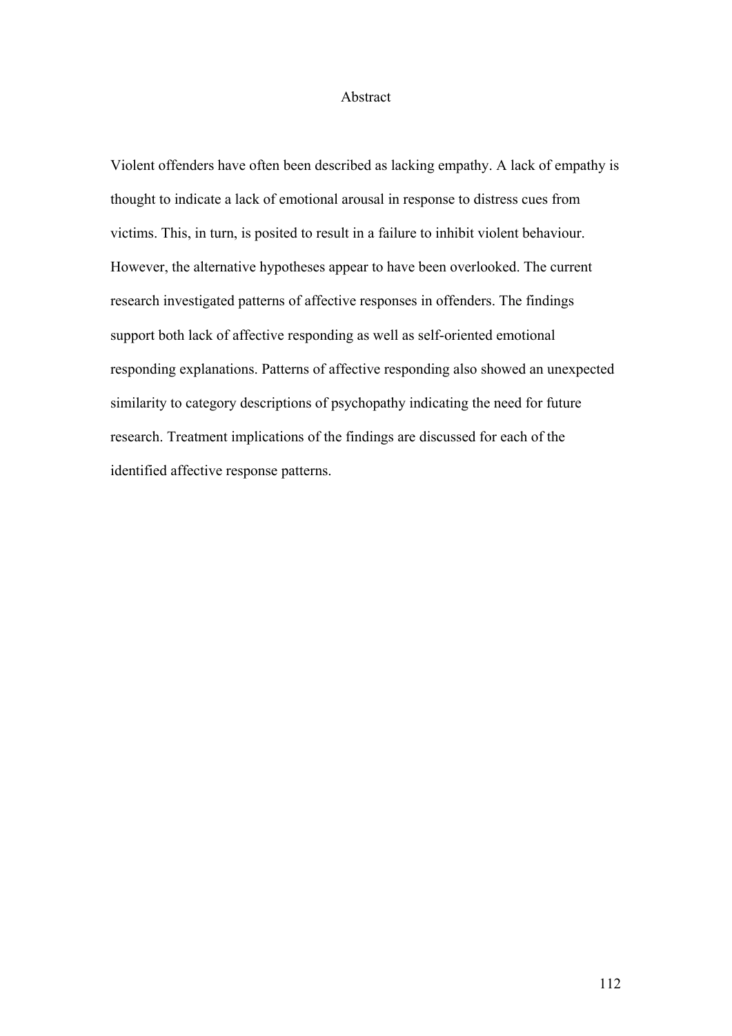# Abstract

Violent offenders have often been described as lacking empathy. A lack of empathy is thought to indicate a lack of emotional arousal in response to distress cues from victims. This, in turn, is posited to result in a failure to inhibit violent behaviour. However, the alternative hypotheses appear to have been overlooked. The current research investigated patterns of affective responses in offenders. The findings support both lack of affective responding as well as self-oriented emotional responding explanations. Patterns of affective responding also showed an unexpected similarity to category descriptions of psychopathy indicating the need for future research. Treatment implications of the findings are discussed for each of the identified affective response patterns.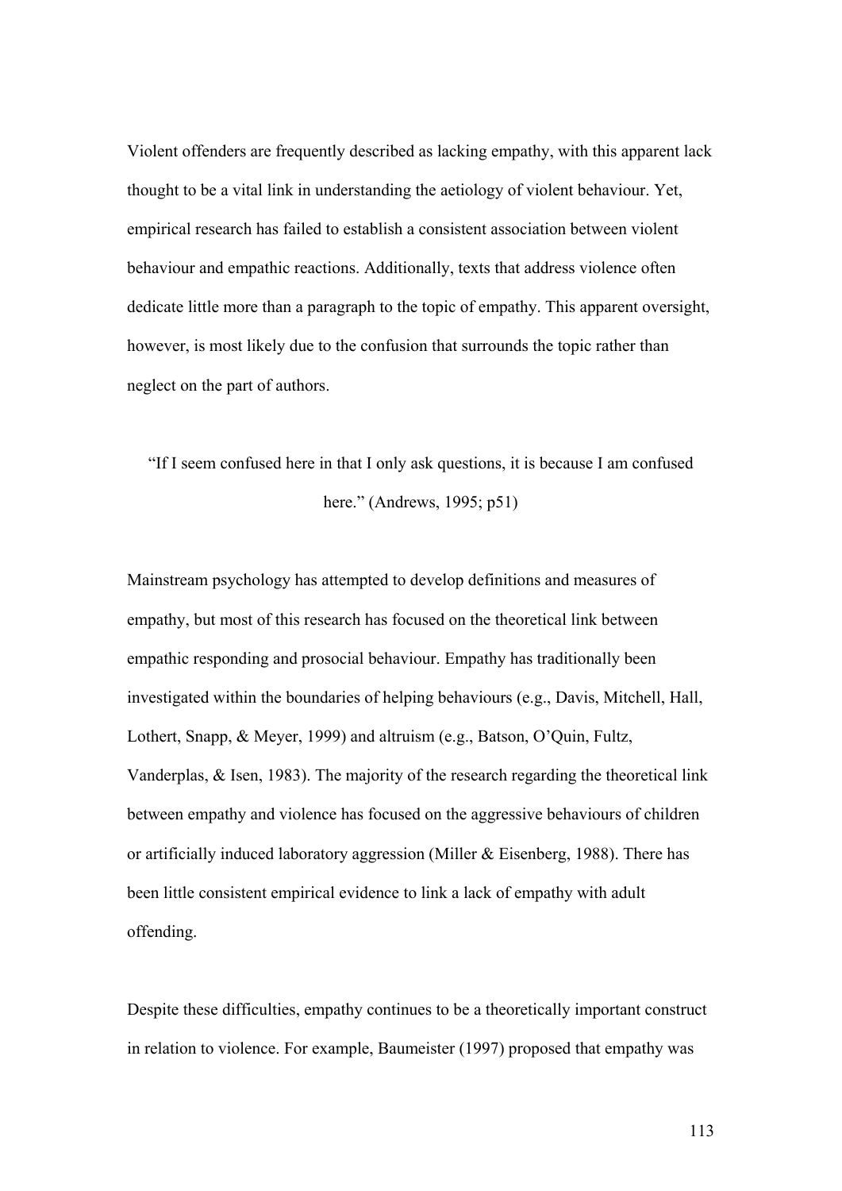Violent offenders are frequently described as lacking empathy, with this apparent lack thought to be a vital link in understanding the aetiology of violent behaviour. Yet, empirical research has failed to establish a consistent association between violent behaviour and empathic reactions. Additionally, texts that address violence often dedicate little more than a paragraph to the topic of empathy. This apparent oversight, however, is most likely due to the confusion that surrounds the topic rather than neglect on the part of authors.

> "If I seem confused here in that I only ask questions, it is because I am confused here." (Andrews, 1995; p51)

Mainstream psychology has attempted to develop definitions and measures of empathy, but most of this research has focused on the theoretical link between empathic responding and prosocial behaviour. Empathy has traditionally been investigated within the boundaries of helping behaviours (e.g., Davis, Mitchell, Hall, Lothert, Snapp, & Meyer, 1999) and altruism (e.g., Batson, O'Quin, Fultz, Vanderplas, & Isen, 1983). The majority of the research regarding the theoretical link between empathy and violence has focused on the aggressive behaviours of children or artificially induced laboratory aggression (Miller & Eisenberg, 1988). There has been little consistent empirical evidence to link a lack of empathy with adult offending.

Despite these difficulties, empathy continues to be a theoretically important construct in relation to violence. For example, Baumeister (1997) proposed that empathy was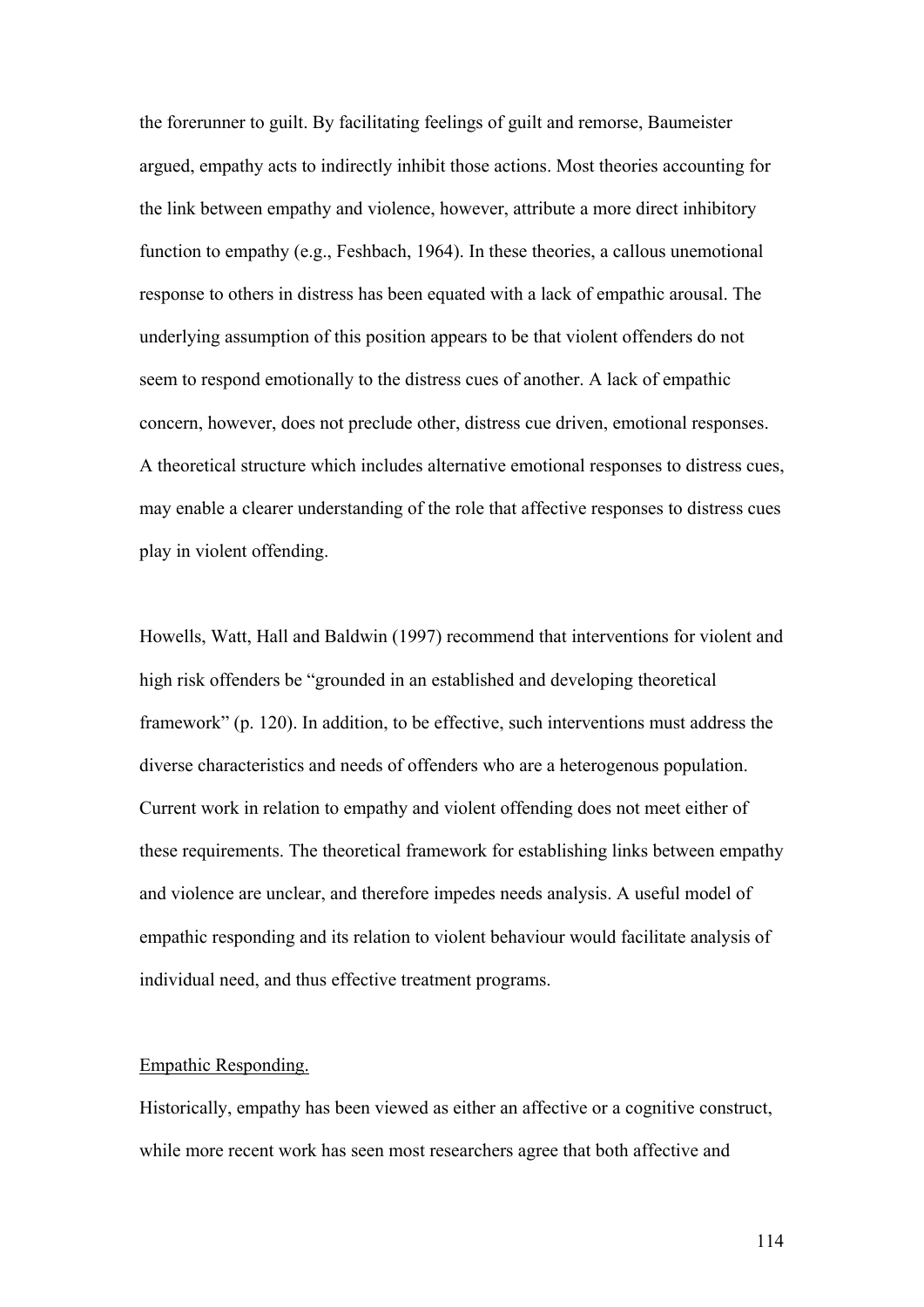the forerunner to guilt. By facilitating feelings of guilt and remorse, Baumeister argued, empathy acts to indirectly inhibit those actions. Most theories accounting for the link between empathy and violence, however, attribute a more direct inhibitory function to empathy (e.g., Feshbach, 1964). In these theories, a callous unemotional response to others in distress has been equated with a lack of empathic arousal. The underlying assumption of this position appears to be that violent offenders do not seem to respond emotionally to the distress cues of another. A lack of empathic concern, however, does not preclude other, distress cue driven, emotional responses. A theoretical structure which includes alternative emotional responses to distress cues, may enable a clearer understanding of the role that affective responses to distress cues play in violent offending.

Howells, Watt, Hall and Baldwin (1997) recommend that interventions for violent and high risk offenders be "grounded in an established and developing theoretical framework" (p. 120). In addition, to be effective, such interventions must address the diverse characteristics and needs of offenders who are a heterogenous population. Current work in relation to empathy and violent offending does not meet either of these requirements. The theoretical framework for establishing links between empathy and violence are unclear, and therefore impedes needs analysis. A useful model of empathic responding and its relation to violent behaviour would facilitate analysis of individual need, and thus effective treatment programs.

<u>Empathic Responding.</u>

Historically, empathy has been viewed as either an affective or a cognitive construct, while more recent work has seen most researchers agree that both affective and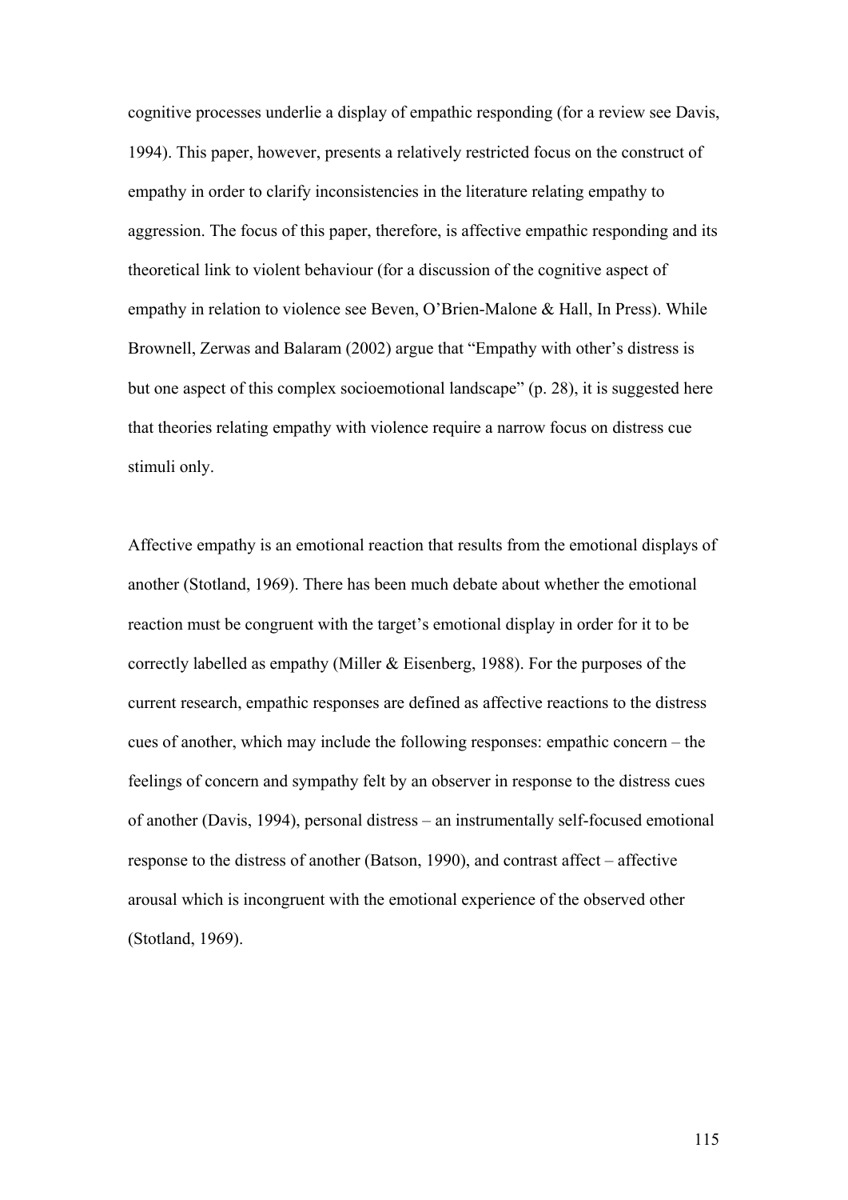cognitive processes underlie a display of empathic responding (for a review see Davis, 1994). This paper, however, presents a relatively restricted focus on the construct of empathy in order to clarify inconsistencies in the literature relating empathy to aggression. The focus of this paper, therefore, is affective empathic responding and its theoretical link to violent behaviour (for a discussion of the cognitive aspect of empathy in relation to violence see Beven, O'Brien-Malone & Hall, In Press). While Brownell, Zerwas and Balaram (2002) argue that "Empathy with other's distress is but one aspect of this complex socioemotional landscape" (p. 28), it is suggested here that theories relating empathy with violence require a narrow focus on distress cue stimuli only.

Affective empathy is an emotional reaction that results from the emotional displays of another (Stotland, 1969). There has been much debate about whether the emotional reaction must be congruent with the target's emotional display in order for it to be correctly labelled as empathy (Miller & Eisenberg, 1988). For the purposes of the current research, empathic responses are defined as affective reactions to the distress cues of another, which may include the following responses: empathic concern – the feelings of concern and sympathy felt by an observer in response to the distress cues of another (Davis, 1994), personal distress – an instrumentally self-focused emotional response to the distress of another (Batson, 1990), and contrast affect – affective arousal which is incongruent with the emotional experience of the observed other (Stotland, 1969).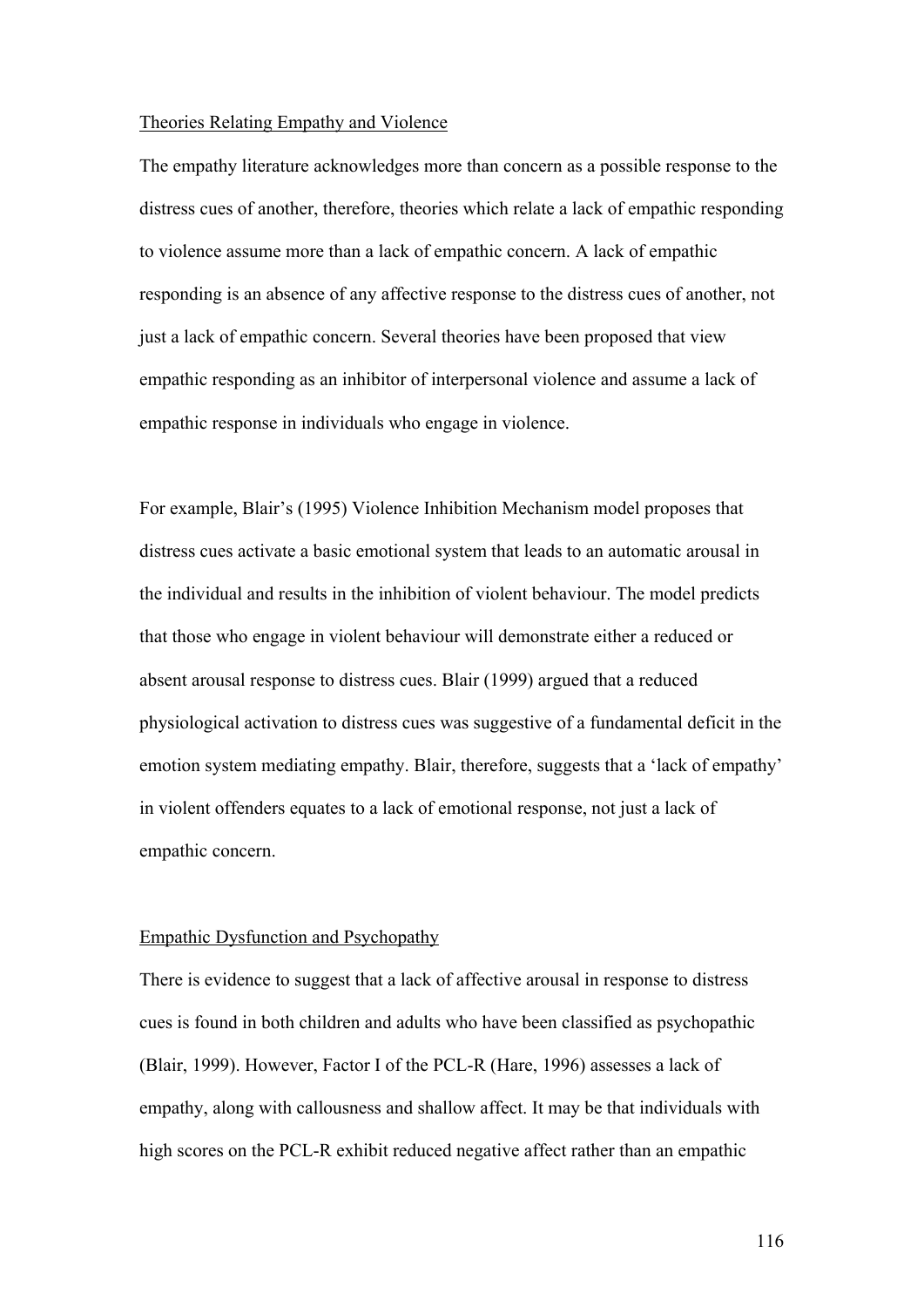<u>Theories Relating Empathy and Violence</u>

The empathy literature acknowledges more than concern as a possible response to the distress cues of another, therefore, theories which relate a lack of empathic responding to violence assume more than a lack of empathic concern. A lack of empathic responding is an absence of any affective response to the distress cues of another, not just a lack of empathic concern. Several theories have been proposed that view empathic responding as an inhibitor of interpersonal violence and assume a lack of empathic response in individuals who engage in violence.

For example, Blair's (1995) Violence Inhibition Mechanism model proposes that distress cues activate a basic emotional system that leads to an automatic arousal in the individual and results in the inhibition of violent behaviour. The model predicts that those who engage in violent behaviour will demonstrate either a reduced or absent arousal response to distress cues. Blair (1999) argued that a reduced physiological activation to distress cues was suggestive of a fundamental deficit in the emotion system mediating empathy. Blair, therefore, suggests that a 'lack of empathy' in violent offenders equates to a lack of emotional response, not just a lack of empathic concern.

<u>Empathic Dysfunction and Psychopathy</u>

There is evidence to suggest that a lack of affective arousal in response to distress cues is found in both children and adults who have been classified as psychopathic (Blair, 1999). However, Factor I of the PCL-R (Hare, 1996) assesses a lack of empathy, along with callousness and shallow affect. It may be that individuals with high scores on the PCL-R exhibit reduced negative affect rather than an empathic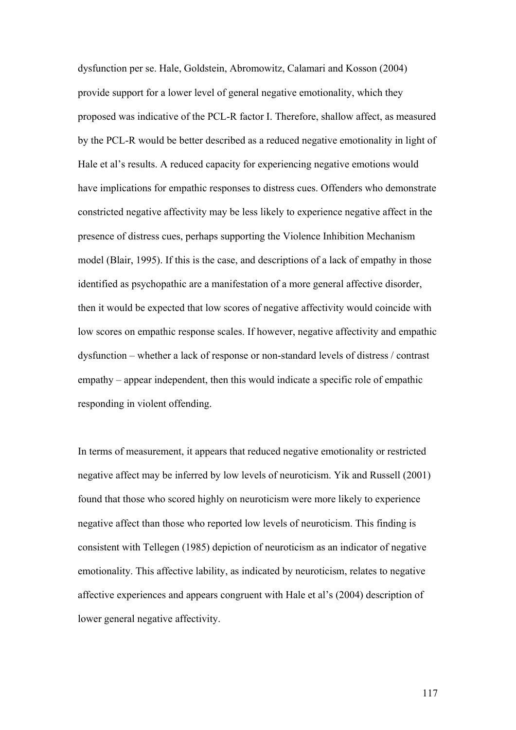dysfunction per se. Hale, Goldstein, Abromowitz, Calamari and Kosson (2004) provide support for a lower level of general negative emotionality, which they proposed was indicative of the PCL-R factor I. Therefore, shallow affect, as measured by the PCL-R would be better described as a reduced negative emotionality in light of Hale et al's results. A reduced capacity for experiencing negative emotions would have implications for empathic responses to distress cues. Offenders who demonstrate constricted negative affectivity may be less likely to experience negative affect in the presence of distress cues, perhaps supporting the Violence Inhibition Mechanism model (Blair, 1995). If this is the case, and descriptions of a lack of empathy in those identified as psychopathic are a manifestation of a more general affective disorder, then it would be expected that low scores of negative affectivity would coincide with low scores on empathic response scales. If however, negative affectivity and empathic dysfunction – whether a lack of response or non-standard levels of distress / contrast empathy – appear independent, then this would indicate a specific role of empathic responding in violent offending.

In terms of measurement, it appears that reduced negative emotionality or restricted negative affect may be inferred by low levels of neuroticism. Yik and Russell (2001) found that those who scored highly on neuroticism were more likely to experience negative affect than those who reported low levels of neuroticism. This finding is consistent with Tellegen (1985) depiction of neuroticism as an indicator of negative emotionality. This affective lability, as indicated by neuroticism, relates to negative affective experiences and appears congruent with Hale et al's (2004) description of lower general negative affectivity.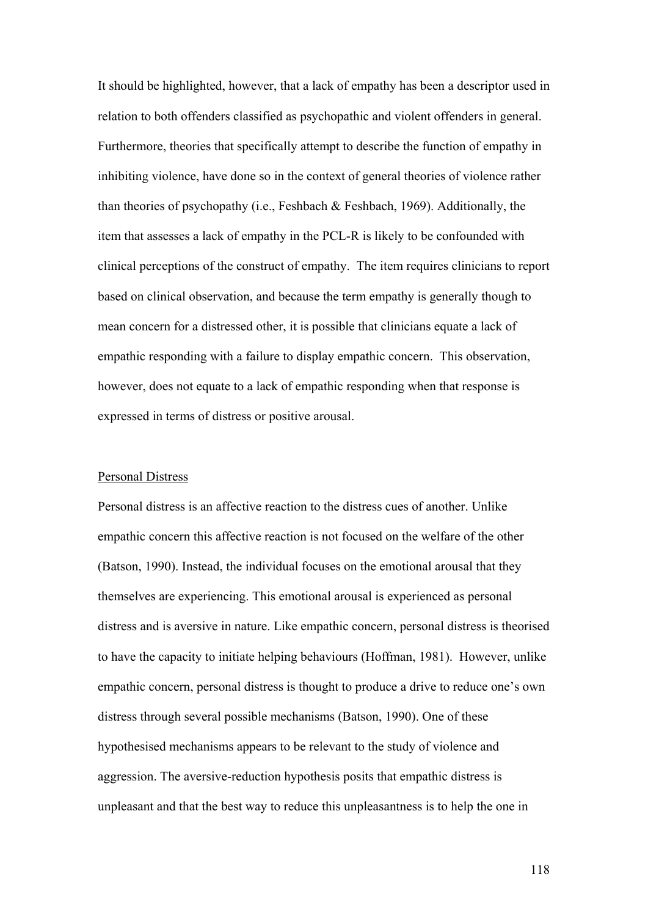It should be highlighted, however, that a lack of empathy has been a descriptor used in relation to both offenders classified as psychopathic and violent offenders in general. Furthermore, theories that specifically attempt to describe the function of empathy in inhibiting violence, have done so in the context of general theories of violence rather than theories of psychopathy (i.e., Feshbach & Feshbach, 1969). Additionally, the item that assesses a lack of empathy in the PCL-R is likely to be confounded with clinical perceptions of the construct of empathy. The item requires clinicians to report based on clinical observation, and because the term empathy is generally though to mean concern for a distressed other, it is possible that clinicians equate a lack of empathic responding with a failure to display empathic concern. This observation, however, does not equate to a lack of empathic responding when that response is expressed in terms of distress or positive arousal.

Personal Distress

Personal distress is an affective reaction to the distress cues of another. Unlike empathic concern this affective reaction is not focused on the welfare of the other (Batson, 1990). Instead, the individual focuses on the emotional arousal that they themselves are experiencing. This emotional arousal is experienced as personal distress and is aversive in nature. Like empathic concern, personal distress is theorised to have the capacity to initiate helping behaviours (Hoffman, 1981). However, unlike empathic concern, personal distress is thought to produce a drive to reduce one's own distress through several possible mechanisms (Batson, 1990). One of these hypothesised mechanisms appears to be relevant to the study of violence and aggression. The aversive-reduction hypothesis posits that empathic distress is unpleasant and that the best way to reduce this unpleasantness is to help the one in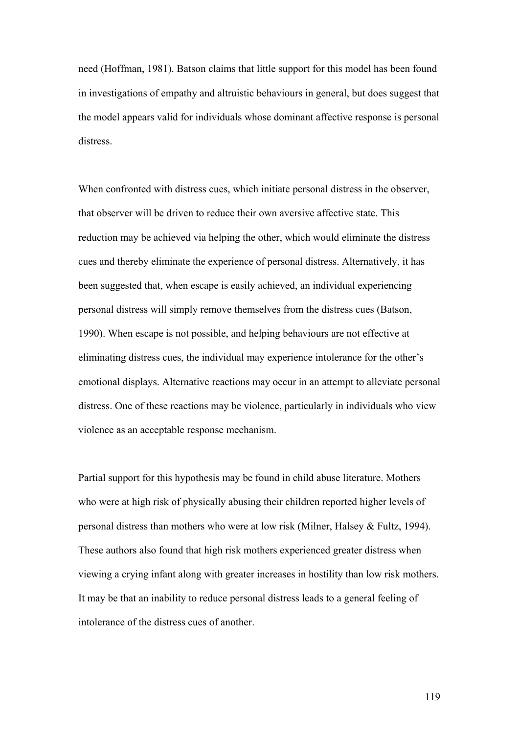need (Hoffman, 1981). Batson claims that little support for this model has been found in investigations of empathy and altruistic behaviours in general, but does suggest that the model appears valid for individuals whose dominant affective response is personal distress.

When confronted with distress cues, which initiate personal distress in the observer, that observer will be driven to reduce their own aversive affective state. This reduction may be achieved via helping the other, which would eliminate the distress cues and thereby eliminate the experience of personal distress. Alternatively, it has been suggested that, when escape is easily achieved, an individual experiencing personal distress will simply remove themselves from the distress cues (Batson, 1990). When escape is not possible, and helping behaviours are not effective at eliminating distress cues, the individual may experience intolerance for the other's emotional displays. Alternative reactions may occur in an attempt to alleviate personal distress. One of these reactions may be violence, particularly in individuals who view violence as an acceptable response mechanism.

Partial support for this hypothesis may be found in child abuse literature. Mothers who were at high risk of physically abusing their children reported higher levels of personal distress than mothers who were at low risk (Milner, Halsey & Fultz, 1994). These authors also found that high risk mothers experienced greater distress when viewing a crying infant along with greater increases in hostility than low risk mothers. It may be that an inability to reduce personal distress leads to a general feeling of intolerance of the distress cues of another.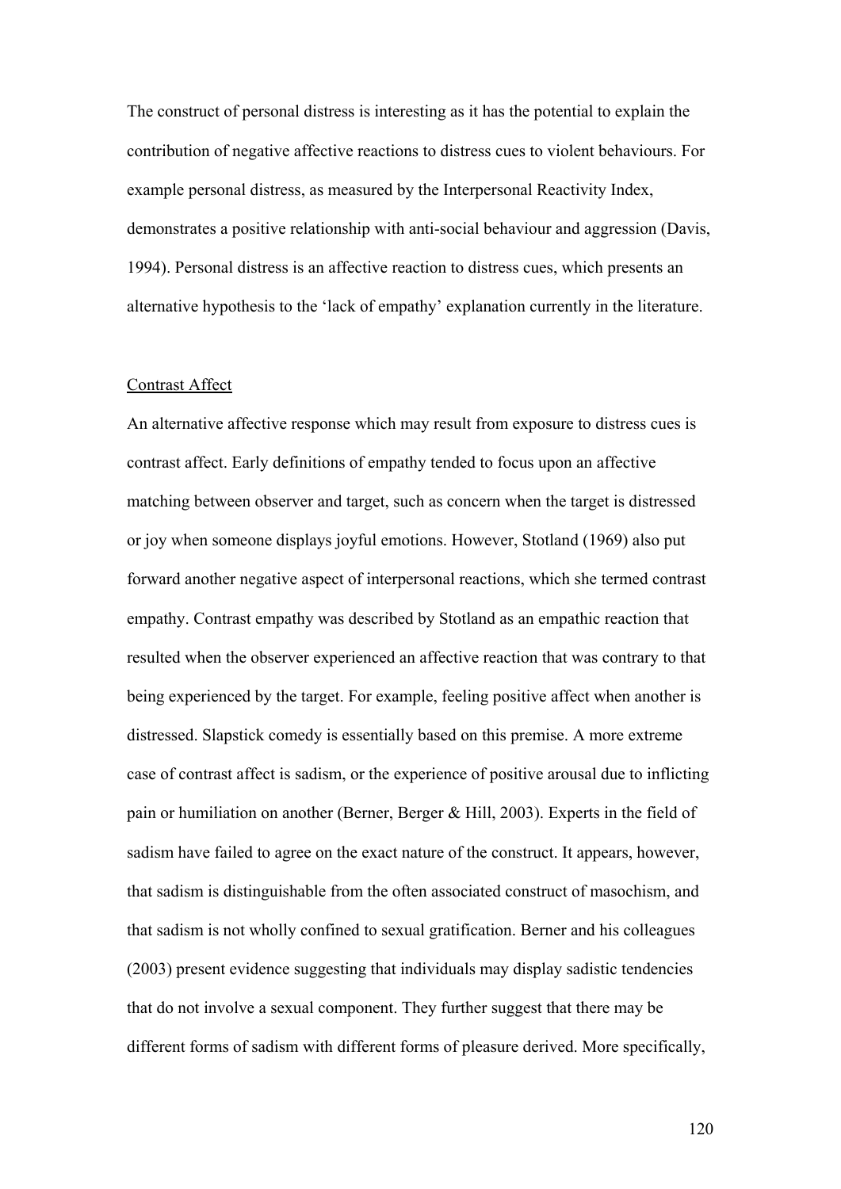The construct of personal distress is interesting as it has the potential to explain the contribution of negative affective reactions to distress cues to violent behaviours. For example personal distress, as measured by the Interpersonal Reactivity Index, demonstrates a positive relationship with anti-social behaviour and aggression (Davis, 1994). Personal distress is an affective reaction to distress cues, which presents an alternative hypothesis to the 'lack of empathy' explanation currently in the literature.

<u>Contrast Affect</u>

An alternative affective response which may result from exposure to distress cues is contrast affect. Early definitions of empathy tended to focus upon an affective matching between observer and target, such as concern when the target is distressed or joy when someone displays joyful emotions. However, Stotland (1969) also put forward another negative aspect of interpersonal reactions, which she termed contrast empathy. Contrast empathy was described by Stotland as an empathic reaction that resulted when the observer experienced an affective reaction that was contrary to that being experienced by the target. For example, feeling positive affect when another is distressed. Slapstick comedy is essentially based on this premise. A more extreme case of contrast affect is sadism, or the experience of positive arousal due to inflicting pain or humiliation on another (Berner, Berger & Hill, 2003). Experts in the field of sadism have failed to agree on the exact nature of the construct. It appears, however, that sadism is distinguishable from the often associated construct of masochism, and that sadism is not wholly confined to sexual gratification. Berner and his colleagues (2003) present evidence suggesting that individuals may display sadistic tendencies that do not involve a sexual component. They further suggest that there may be different forms of sadism with different forms of pleasure derived. More specifically,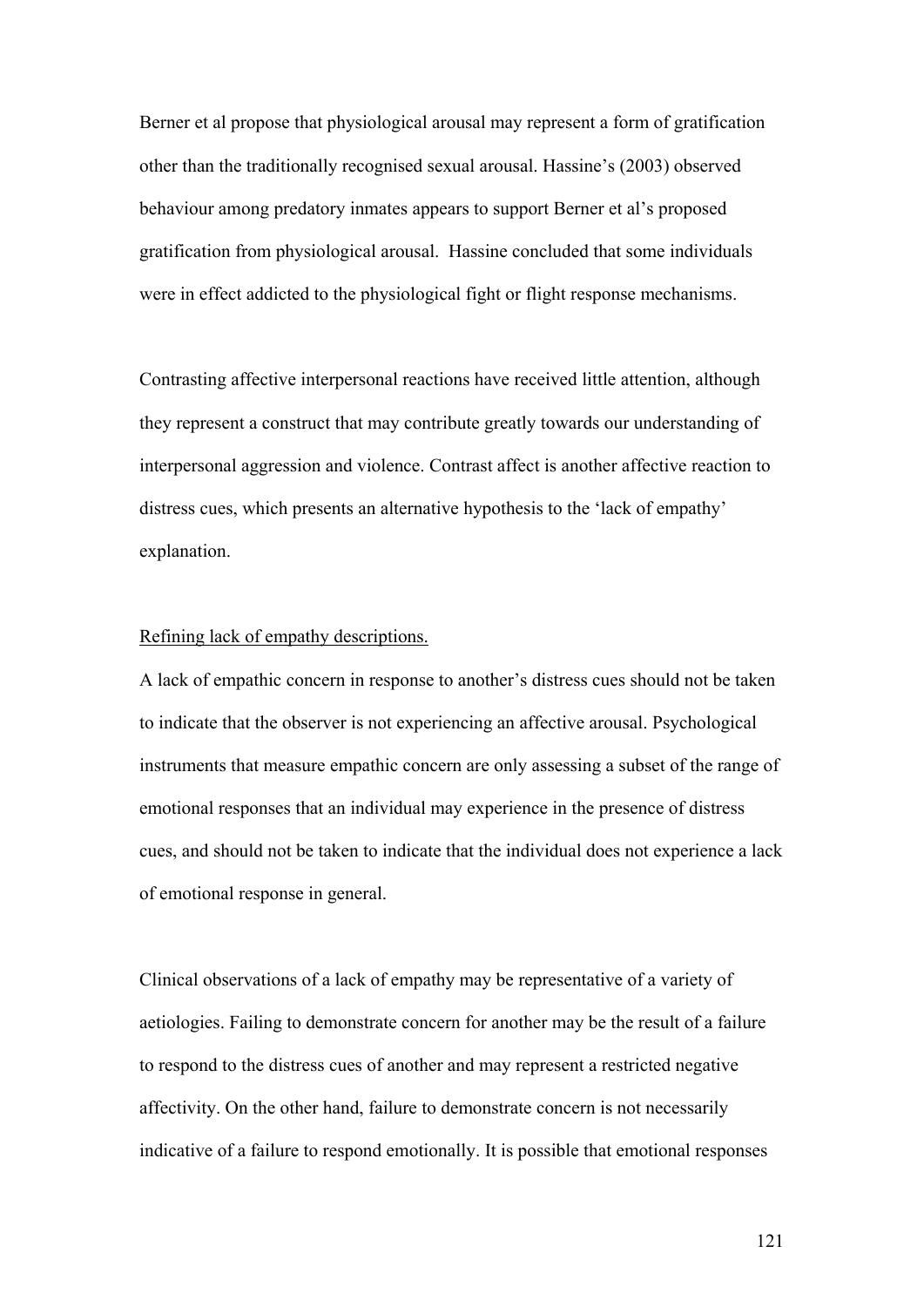Berner et al propose that physiological arousal may represent a form of gratification other than the traditionally recognised sexual arousal. Hassine's (2003) observed behaviour among predatory inmates appears to support Berner et al's proposed gratification from physiological arousal. Hassine concluded that some individuals were in effect addicted to the physiological fight or flight response mechanisms.

Contrasting affective interpersonal reactions have received little attention, although they represent a construct that may contribute greatly towards our understanding of interpersonal aggression and violence. Contrast affect is another affective reaction to distress cues, which presents an alternative hypothesis to the 'lack of empathy' explanation.

<u>Refining lack of empathy descriptions.</u>

A lack of empathic concern in response to another's distress cues should not be taken to indicate that the observer is not experiencing an affective arousal. Psychological instruments that measure empathic concern are only assessing a subset of the range of emotional responses that an individual may experience in the presence of distress cues, and should not be taken to indicate that the individual does not experience a lack of emotional response in general.

Clinical observations of a lack of empathy may be representative of a variety of aetiologies. Failing to demonstrate concern for another may be the result of a failure to respond to the distress cues of another and may represent a restricted negative affectivity. On the other hand, failure to demonstrate concern is not necessarily indicative of a failure to respond emotionally. It is possible that emotional responses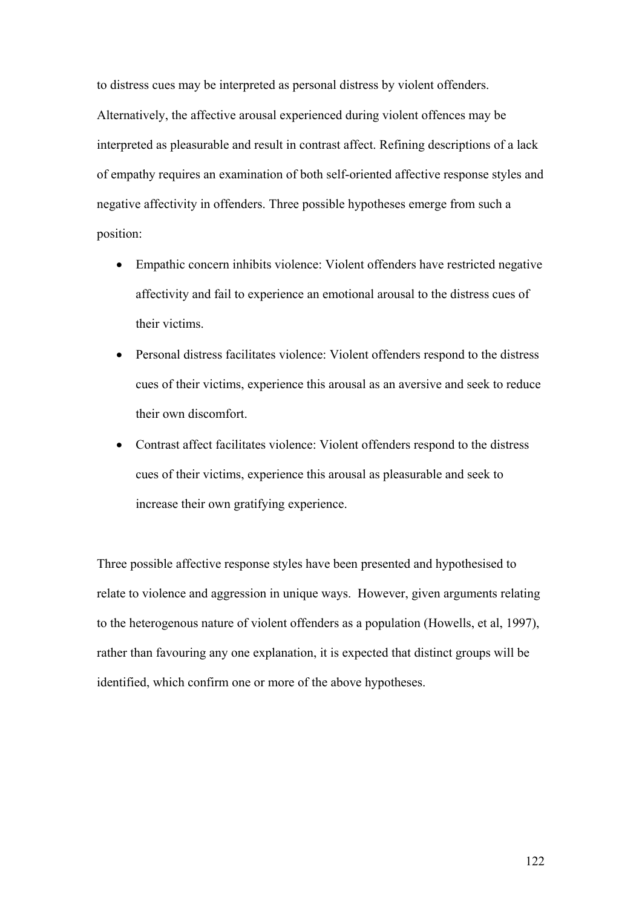to distress cues may be interpreted as personal distress by violent offenders. Alternatively, the affective arousal experienced during violent offences may be interpreted as pleasurable and result in contrast affect. Refining descriptions of a lack of empathy requires an examination of both self-oriented affective response styles and negative affectivity in offenders. Three possible hypotheses emerge from such a position:

- Empathic concern inhibits violence: Violent offenders have restricted negative affectivity and fail to experience an emotional arousal to the distress cues of their victims.
- Personal distress facilitates violence: Violent offenders respond to the distress cues of their victims, experience this arousal as an aversive and seek to reduce their own discomfort.
- Contrast affect facilitates violence: Violent offenders respond to the distress cues of their victims, experience this arousal as pleasurable and seek to increase their own gratifying experience.

Three possible affective response styles have been presented and hypothesised to relate to violence and aggression in unique ways. However, given arguments relating to the heterogenous nature of violent offenders as a population (Howells, et al, 1997), rather than favouring any one explanation, it is expected that distinct groups will be identified, which confirm one or more of the above hypotheses.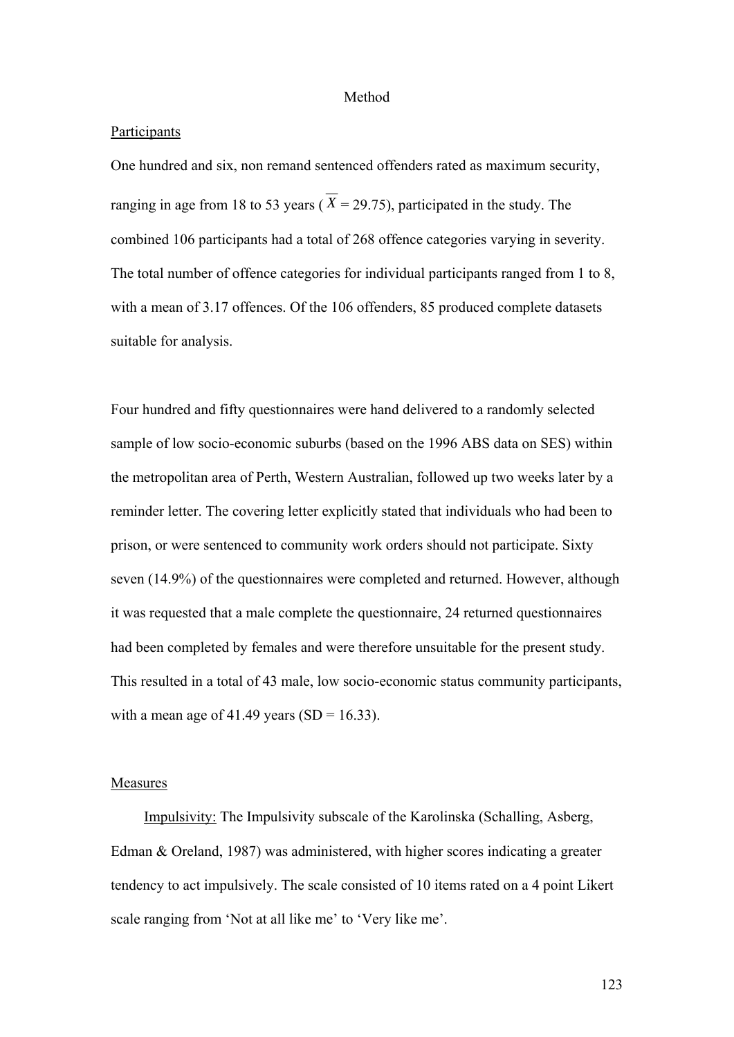# Method

## Participants

One hundred and six, non remand sentenced offenders rated as maximum security, ranging in age from 18 to 53 years ($\overline{X}$ = 29.75), participated in the study. The combined 106 participants had a total of 268 offence categories varying in severity. The total number of offence categories for individual participants ranged from 1 to 8, with a mean of 3.17 offences. Of the 106 offenders, 85 produced complete datasets suitable for analysis.

Four hundred and fifty questionnaires were hand delivered to a randomly selected sample of low socio-economic suburbs (based on the 1996 ABS data on SES) within the metropolitan area of Perth, Western Australian, followed up two weeks later by a reminder letter. The covering letter explicitly stated that individuals who had been to prison, or were sentenced to community work orders should not participate. Sixty seven (14.9%) of the questionnaires were completed and returned. However, although it was requested that a male complete the questionnaire, 24 returned questionnaires had been completed by females and were therefore unsuitable for the present study. This resulted in a total of 43 male, low socio-economic status community participants, with a mean age of 41.49 years (SD = 16.33).

## Measures

Impulsivity: The Impulsivity subscale of the Karolinska (Schalling, Asberg, Edman & Oreland, 1987) was administered, with higher scores indicating a greater tendency to act impulsively. The scale consisted of 10 items rated on a 4 point Likert scale ranging from 'Not at all like me' to 'Very like me'.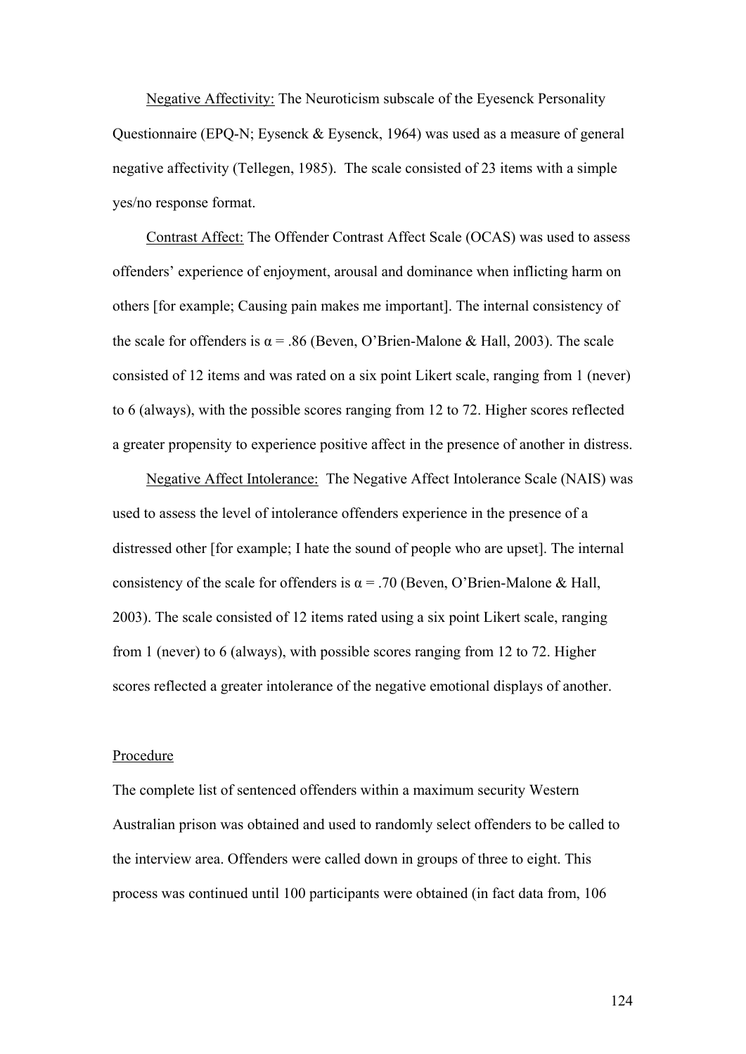Negative Affectivity: The Neuroticism subscale of the Eysenck Personality Questionnaire (EPQ-N; Eysenck & Eysenck, 1964) was used as a measure of general negative affectivity (Tellegen, 1985). The scale consisted of 23 items with a simple yes/no response format.

Contrast Affect: The Offender Contrast Affect Scale (OCAS) was used to assess offenders' experience of enjoyment, arousal and dominance when inflicting harm on others [for example; Causing pain makes me important]. The internal consistency of the scale for offenders is $\alpha = .86$ (Beven, O'Brien-Malone & Hall, 2003). The scale consisted of 12 items and was rated on a six point Likert scale, ranging from 1 (never) to 6 (always), with the possible scores ranging from 12 to 72. Higher scores reflected a greater propensity to experience positive affect in the presence of another in distress.

Negative Affect Intolerance: The Negative Affect Intolerance Scale (NAIS) was used to assess the level of intolerance offenders experience in the presence of a distressed other [for example; I hate the sound of people who are upset]. The internal consistency of the scale for offenders is $\alpha = .70$ (Beven, O'Brien-Malone & Hall, 2003). The scale consisted of 12 items rated using a six point Likert scale, ranging from 1 (never) to 6 (always), with possible scores ranging from 12 to 72. Higher scores reflected a greater intolerance of the negative emotional displays of another.

Procedure

The complete list of sentenced offenders within a maximum security Western Australian prison was obtained and used to randomly select offenders to be called to the interview area. Offenders were called down in groups of three to eight. This process was continued until 100 participants were obtained (in fact data from, 106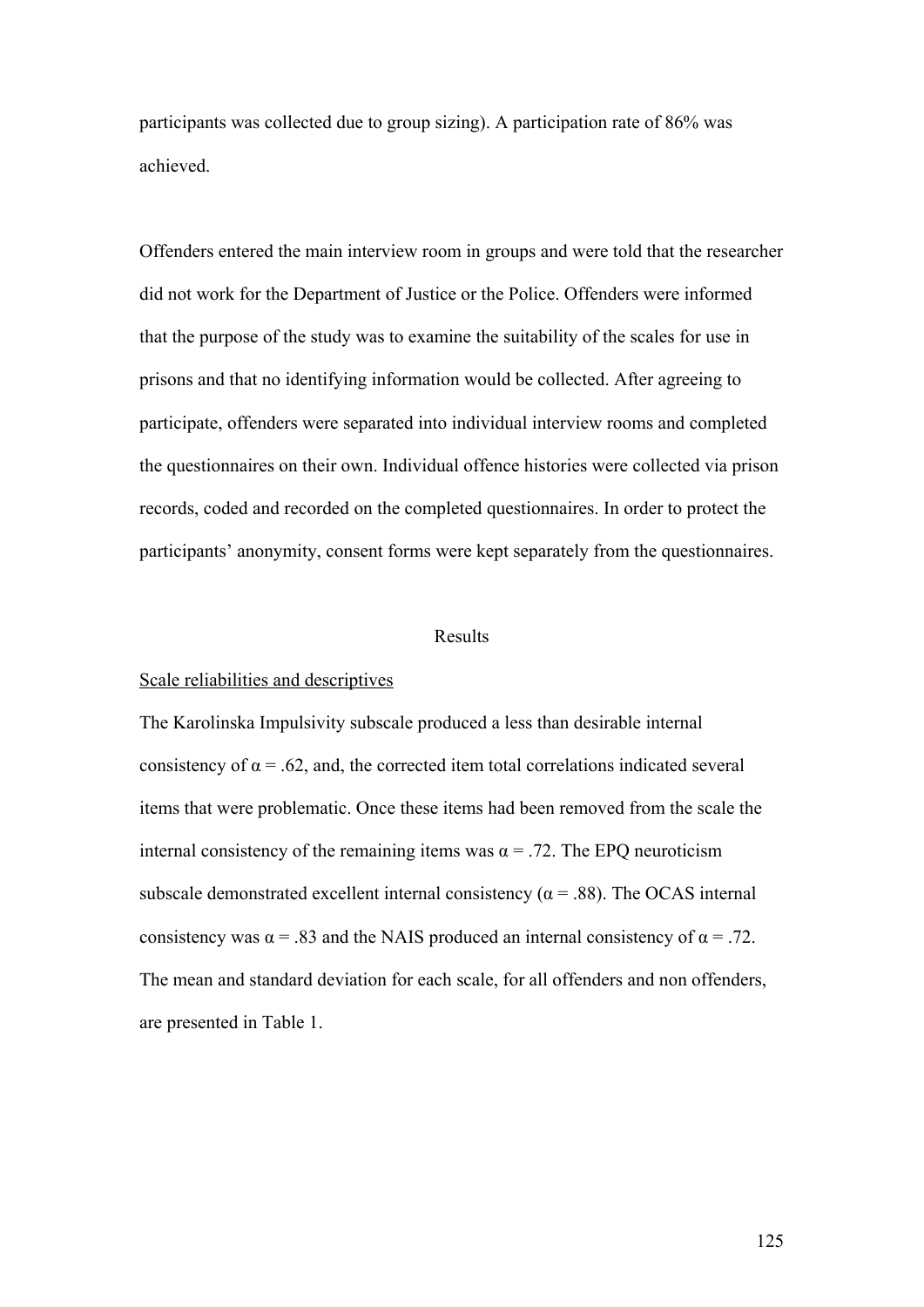participants was collected due to group sizing). A participation rate of 86% was achieved.

Offenders entered the main interview room in groups and were told that the researcher did not work for the Department of Justice or the Police. Offenders were informed that the purpose of the study was to examine the suitability of the scales for use in prisons and that no identifying information would be collected. After agreeing to participate, offenders were separated into individual interview rooms and completed the questionnaires on their own. Individual offence histories were collected via prison records, coded and recorded on the completed questionnaires. In order to protect the participants' anonymity, consent forms were kept separately from the questionnaires.

## Results

### Scale reliabilities and descriptives

The Karolinska Impulsivity subscale produced a less than desirable internal consistency of $\alpha = .62$, and, the corrected item total correlations indicated several items that were problematic. Once these items had been removed from the scale the internal consistency of the remaining items was $\alpha = .72$. The EPQ neuroticism subscale demonstrated excellent internal consistency ($\alpha = .88$). The OCAS internal consistency was $\alpha = .83$ and the NAIS produced an internal consistency of $\alpha = .72$. The mean and standard deviation for each scale, for all offenders and non offenders, are presented in Table 1.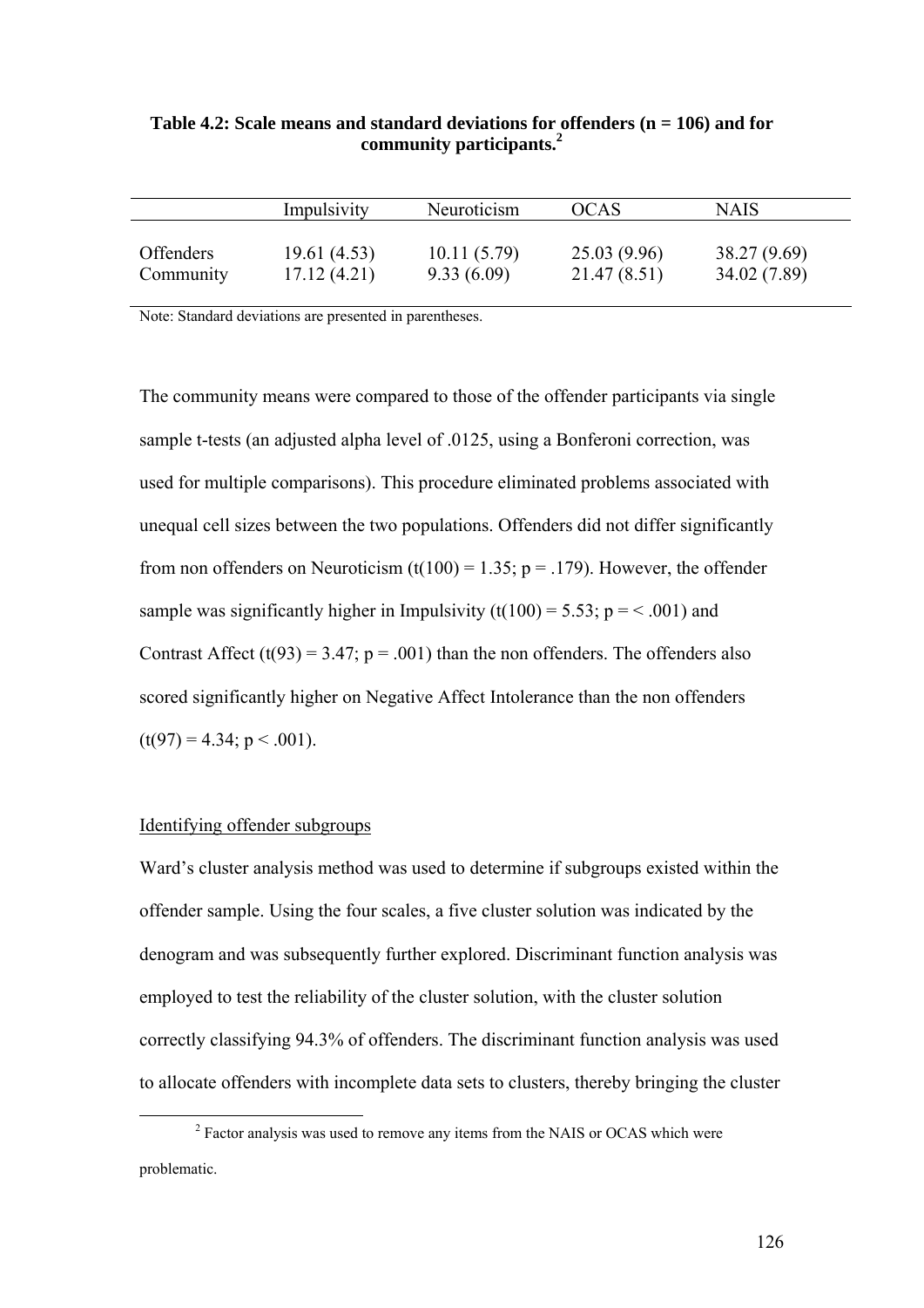**Table 4.2: Scale means and standard deviations for offenders (n = 106) and for community participants.[2]**

| | Impulsivity | Neuroticism | OCAS | NAIS |
|---|---|---|---|---|
| Offenders | 19.61 (4.53) | 10.11 (5.79) | 25.03 (9.96) | 38.27 (9.69) |
| Community | 17.12 (4.21) | 9.33 (6.09) | 21.47 (8.51) | 34.02 (7.89) |

Note: Standard deviations are presented in parentheses.

The community means were compared to those of the offender participants via single sample t-tests (an adjusted alpha level of .0125, using a Bonferoni correction, was used for multiple comparisons). This procedure eliminated problems associated with unequal cell sizes between the two populations. Offenders did not differ significantly from non offenders on Neuroticism ($t(100) = 1.35$; $p = .179$). However, the offender sample was significantly higher in Impulsivity ($t(100) = 5.53$; $p = < .001$) and Contrast Affect ($t(93) = 3.47$; $p = .001$) than the non offenders. The offenders also scored significantly higher on Negative Affect Intolerance than the non offenders ($t(97) = 4.34$; $p < .001$).

## Identifying offender subgroups

Ward's cluster analysis method was used to determine if subgroups existed within the offender sample. Using the four scales, a five cluster solution was indicated by the denogram and was subsequently further explored. Discriminant function analysis was employed to test the reliability of the cluster solution, with the cluster solution correctly classifying 94.3% of offenders. The discriminant function analysis was used to allocate offenders with incomplete data sets to clusters, thereby bringing the cluster

[2] Factor analysis was used to remove any items from the NAIS or OCAS which were problematic.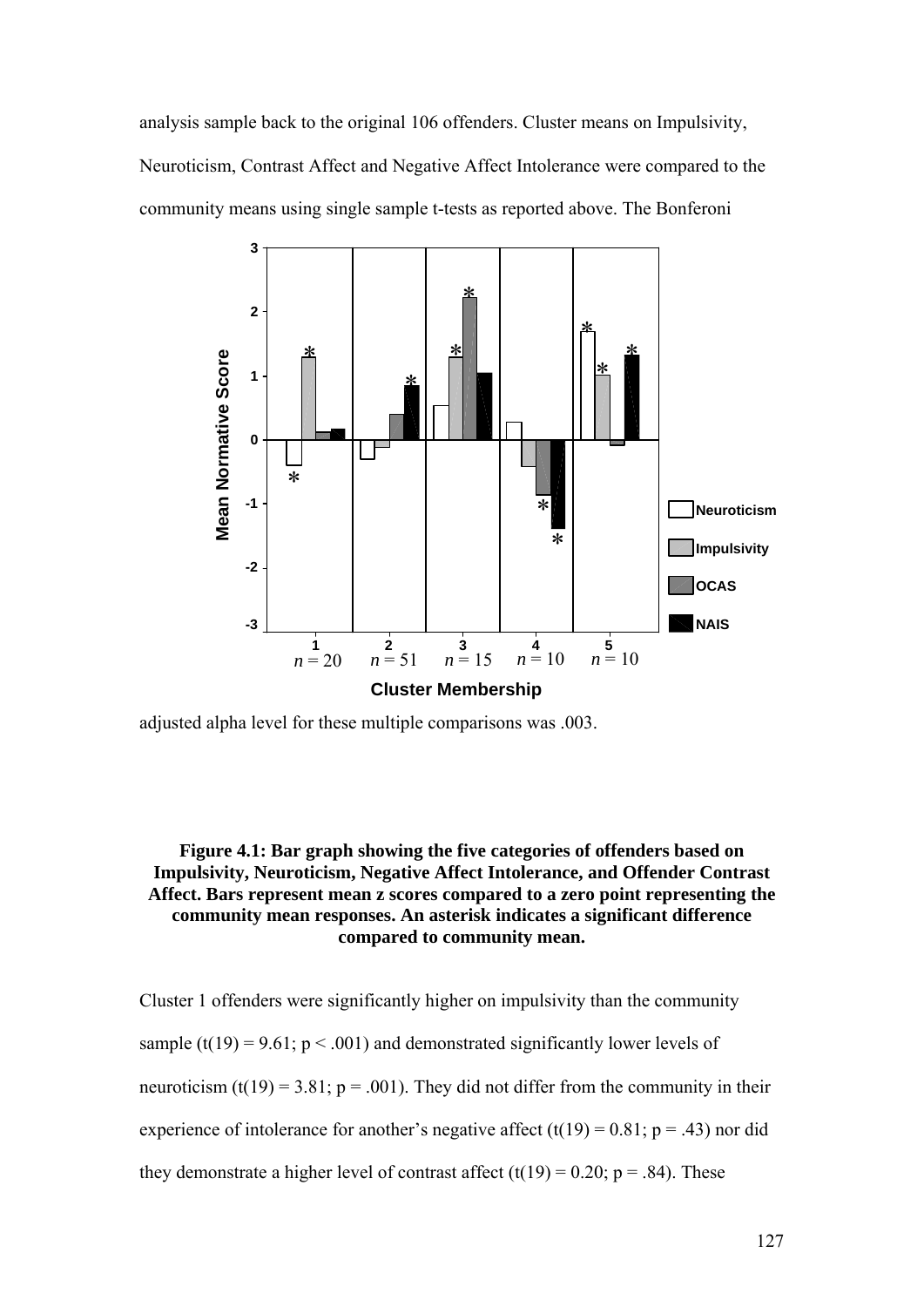analysis sample back to the original 106 offenders. Cluster means on Impulsivity, Neuroticism, Contrast Affect and Negative Affect Intolerance were compared to the community means using single sample t-tests as reported above. The Bonferoni adjusted alpha level for these multiple comparisons was .003.

**Figure 4.1: Bar graph showing the five categories of offenders based on Impulsivity, Neuroticism, Negative Affect Intolerance, and Offender Contrast Affect. Bars represent mean z scores compared to a zero point representing the community mean responses. An asterisk indicates a significant difference compared to community mean.**

Cluster 1 offenders were significantly higher on impulsivity than the community sample ($t(19) = 9.61$; $p < .001$) and demonstrated significantly lower levels of neuroticism ($t(19) = 3.81$; $p = .001$). They did not differ from the community in their experience of intolerance for another's negative affect ($t(19) = 0.81$; $p = .43$) nor did they demonstrate a higher level of contrast affect ($t(19) = 0.20$; $p = .84$). These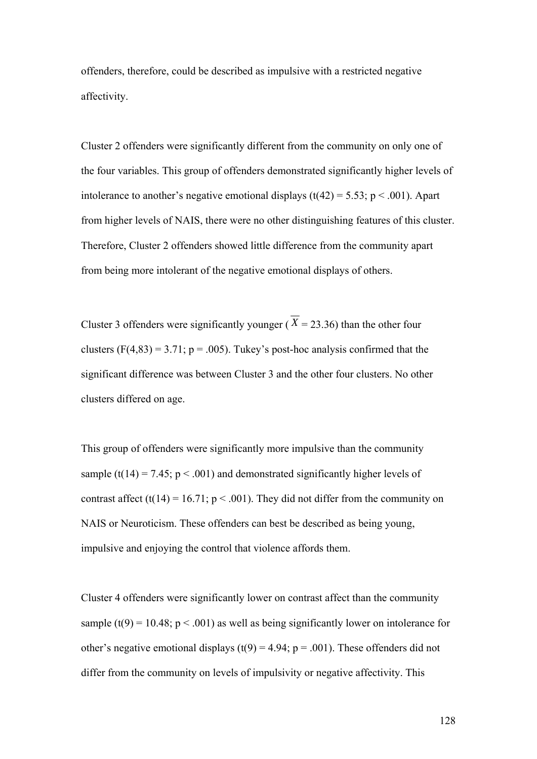offenders, therefore, could be described as impulsive with a restricted negative affectivity.

Cluster 2 offenders were significantly different from the community on only one of the four variables. This group of offenders demonstrated significantly higher levels of intolerance to another's negative emotional displays ($t(42) = 5.53$; $p < .001$). Apart from higher levels of NAIS, there were no other distinguishing features of this cluster. Therefore, Cluster 2 offenders showed little difference from the community apart from being more intolerant of the negative emotional displays of others.

Cluster 3 offenders were significantly younger ($\overline{X} = 23.36$) than the other four clusters ($F(4,83) = 3.71$; $p = .005$). Tukey's post-hoc analysis confirmed that the significant difference was between Cluster 3 and the other four clusters. No other clusters differed on age.

This group of offenders were significantly more impulsive than the community sample ($t(14) = 7.45$; $p < .001$) and demonstrated significantly higher levels of contrast affect ($t(14) = 16.71$; $p < .001$). They did not differ from the community on NAIS or Neuroticism. These offenders can best be described as being young, impulsive and enjoying the control that violence affords them.

Cluster 4 offenders were significantly lower on contrast affect than the community sample ($t(9) = 10.48$; $p < .001$) as well as being significantly lower on intolerance for other's negative emotional displays ($t(9) = 4.94$; $p = .001$). These offenders did not differ from the community on levels of impulsivity or negative affectivity. This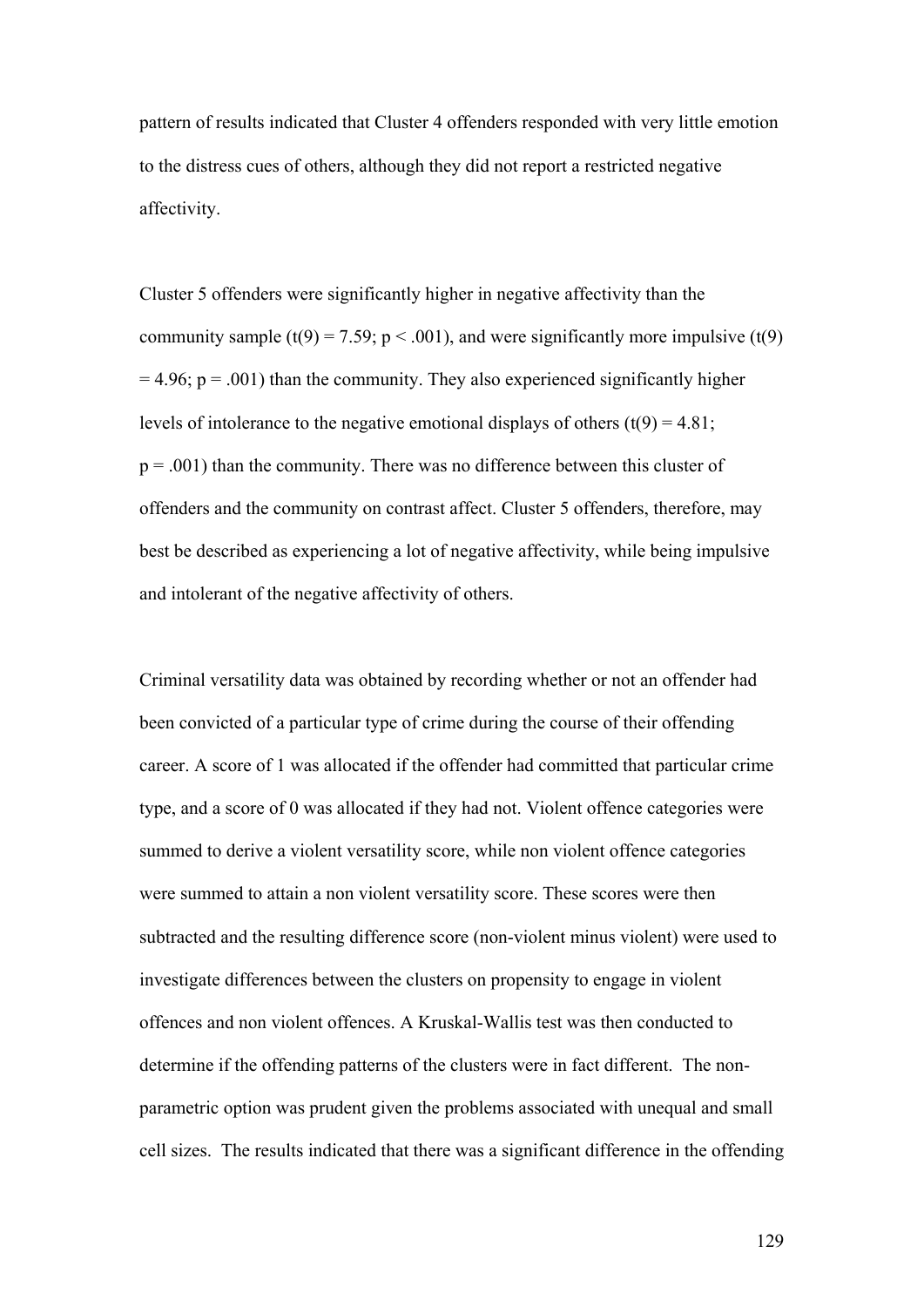pattern of results indicated that Cluster 4 offenders responded with very little emotion to the distress cues of others, although they did not report a restricted negative affectivity.

Cluster 5 offenders were significantly higher in negative affectivity than the community sample ($t(9) = 7.59$; $p < .001$), and were significantly more impulsive ($t(9) = 4.96$; $p = .001$) than the community. They also experienced significantly higher levels of intolerance to the negative emotional displays of others ($t(9) = 4.81$; $p = .001$) than the community. There was no difference between this cluster of offenders and the community on contrast affect. Cluster 5 offenders, therefore, may best be described as experiencing a lot of negative affectivity, while being impulsive and intolerant of the negative affectivity of others.

Criminal versatility data was obtained by recording whether or not an offender had been convicted of a particular type of crime during the course of their offending career. A score of 1 was allocated if the offender had committed that particular crime type, and a score of 0 was allocated if they had not. Violent offence categories were summed to derive a violent versatility score, while non violent offence categories were summed to attain a non violent versatility score. These scores were then subtracted and the resulting difference score (non-violent minus violent) were used to investigate differences between the clusters on propensity to engage in violent offences and non violent offences. A Kruskal-Wallis test was then conducted to determine if the offending patterns of the clusters were in fact different. The non-parametric option was prudent given the problems associated with unequal and small cell sizes. The results indicated that there was a significant difference in the offending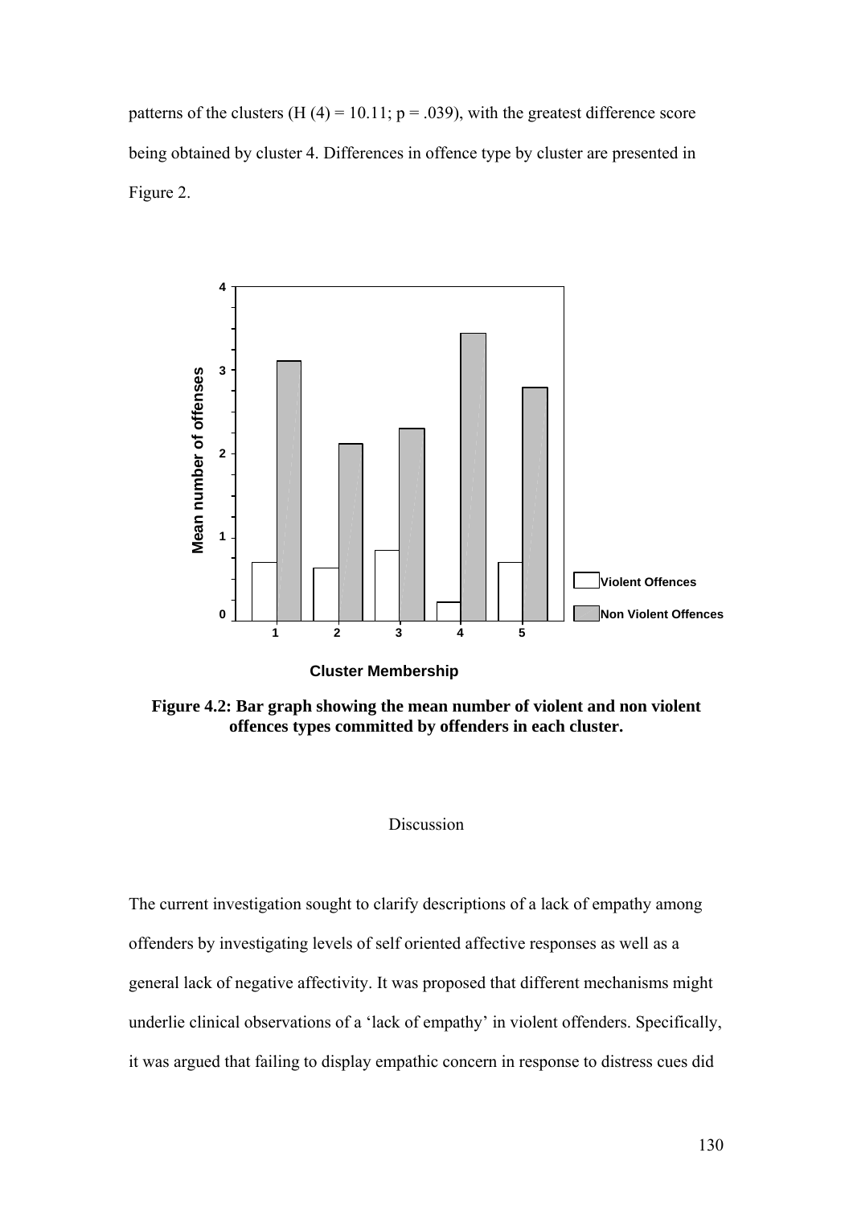patterns of the clusters ($H(4) = 10.11$; $p = .039$), with the greatest difference score being obtained by cluster 4. Differences in offence type by cluster are presented in Figure 2.

**Figure 4.2: Bar graph showing the mean number of violent and non violent offences types committed by offenders in each cluster.**

Discussion

The current investigation sought to clarify descriptions of a lack of empathy among offenders by investigating levels of self oriented affective responses as well as a general lack of negative affectivity. It was proposed that different mechanisms might underlie clinical observations of a 'lack of empathy' in violent offenders. Specifically, it was argued that failing to display empathic concern in response to distress cues did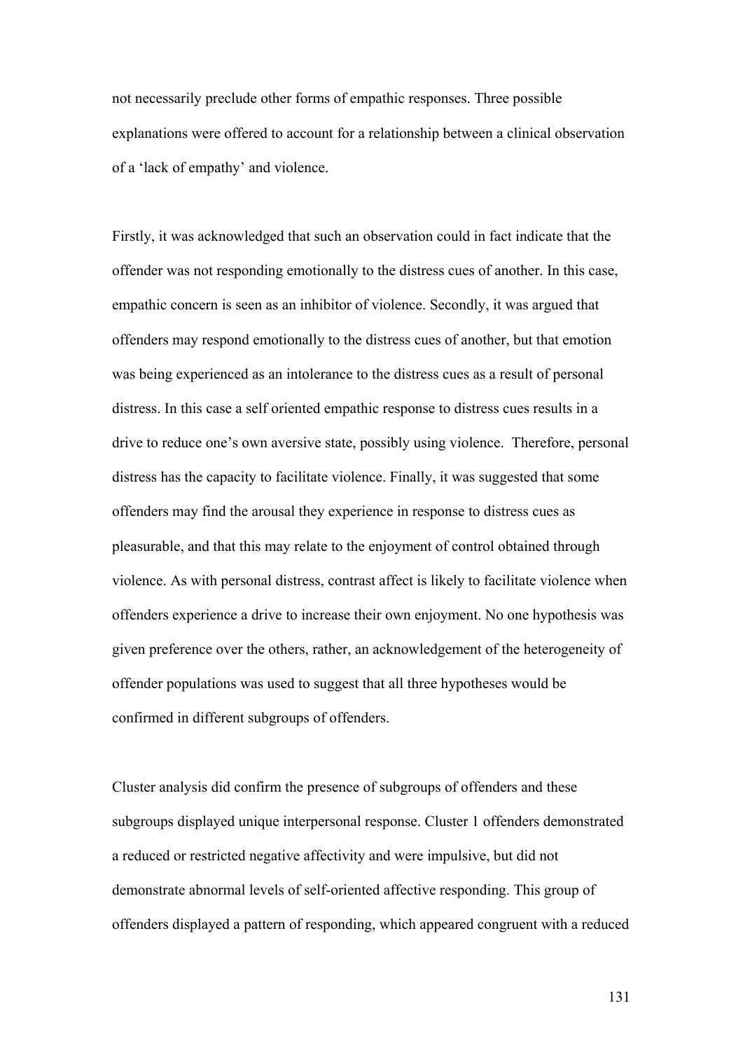not necessarily preclude other forms of empathic responses. Three possible explanations were offered to account for a relationship between a clinical observation of a 'lack of empathy' and violence.

Firstly, it was acknowledged that such an observation could in fact indicate that the offender was not responding emotionally to the distress cues of another. In this case, empathic concern is seen as an inhibitor of violence. Secondly, it was argued that offenders may respond emotionally to the distress cues of another, but that emotion was being experienced as an intolerance to the distress cues as a result of personal distress. In this case a self oriented empathic response to distress cues results in a drive to reduce one's own aversive state, possibly using violence. Therefore, personal distress has the capacity to facilitate violence. Finally, it was suggested that some offenders may find the arousal they experience in response to distress cues as pleasurable, and that this may relate to the enjoyment of control obtained through violence. As with personal distress, contrast affect is likely to facilitate violence when offenders experience a drive to increase their own enjoyment. No one hypothesis was given preference over the others, rather, an acknowledgement of the heterogeneity of offender populations was used to suggest that all three hypotheses would be confirmed in different subgroups of offenders.

Cluster analysis did confirm the presence of subgroups of offenders and these subgroups displayed unique interpersonal response. Cluster 1 offenders demonstrated a reduced or restricted negative affectivity and were impulsive, but did not demonstrate abnormal levels of self-oriented affective responding. This group of offenders displayed a pattern of responding, which appeared congruent with a reduced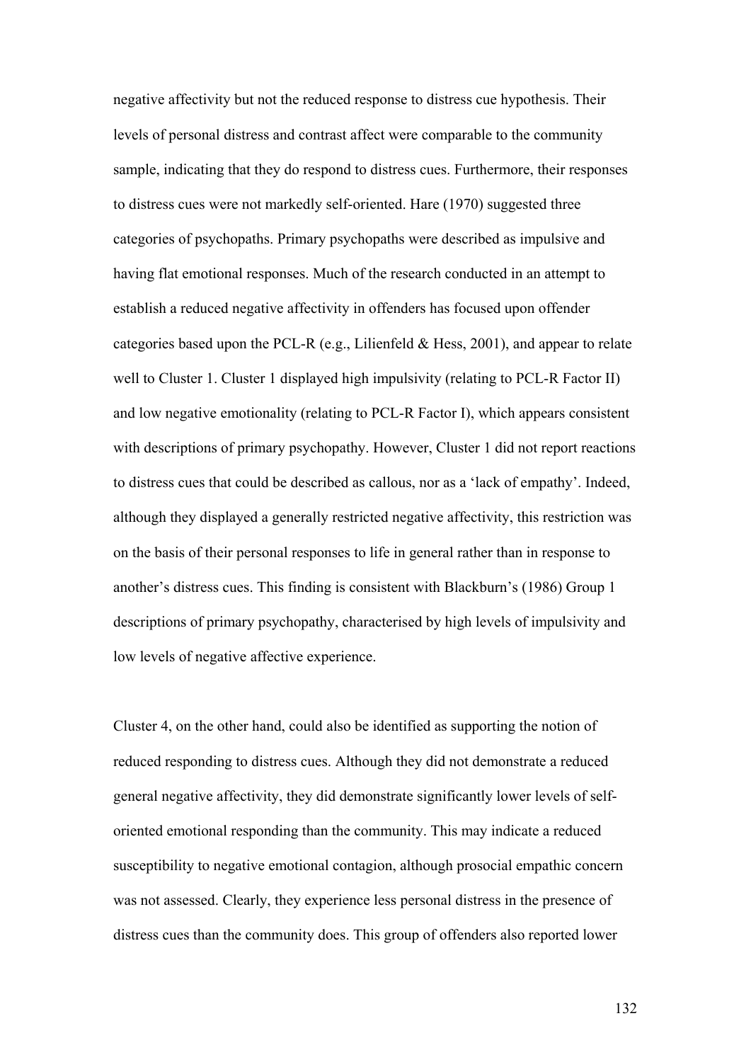negative affectivity but not the reduced response to distress cue hypothesis. Their levels of personal distress and contrast affect were comparable to the community sample, indicating that they do respond to distress cues. Furthermore, their responses to distress cues were not markedly self-oriented. Hare (1970) suggested three categories of psychopaths. Primary psychopaths were described as impulsive and having flat emotional responses. Much of the research conducted in an attempt to establish a reduced negative affectivity in offenders has focused upon offender categories based upon the PCL-R (e.g., Lilienfeld & Hess, 2001), and appear to relate well to Cluster 1. Cluster 1 displayed high impulsivity (relating to PCL-R Factor II) and low negative emotionality (relating to PCL-R Factor I), which appears consistent with descriptions of primary psychopathy. However, Cluster 1 did not report reactions to distress cues that could be described as callous, nor as a 'lack of empathy'. Indeed, although they displayed a generally restricted negative affectivity, this restriction was on the basis of their personal responses to life in general rather than in response to another's distress cues. This finding is consistent with Blackburn's (1986) Group 1 descriptions of primary psychopathy, characterised by high levels of impulsivity and low levels of negative affective experience.

Cluster 4, on the other hand, could also be identified as supporting the notion of reduced responding to distress cues. Although they did not demonstrate a reduced general negative affectivity, they did demonstrate significantly lower levels of self-oriented emotional responding than the community. This may indicate a reduced susceptibility to negative emotional contagion, although prosocial empathic concern was not assessed. Clearly, they experience less personal distress in the presence of distress cues than the community does. This group of offenders also reported lower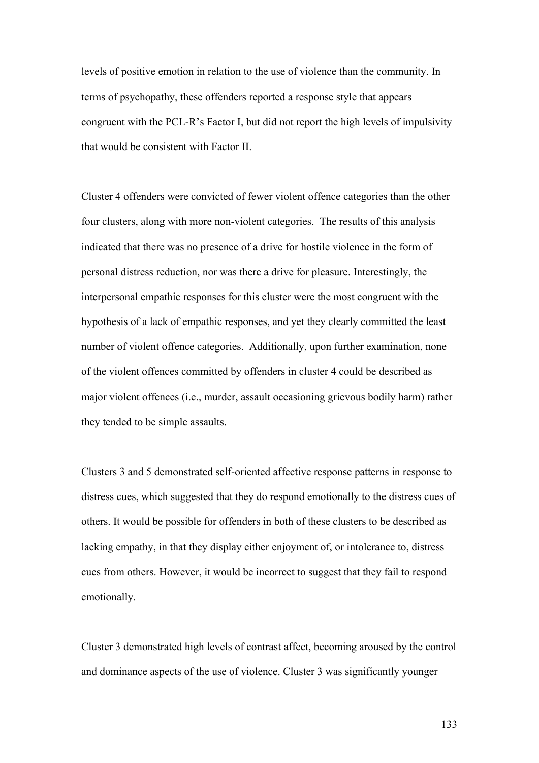levels of positive emotion in relation to the use of violence than the community. In terms of psychopathy, these offenders reported a response style that appears congruent with the PCL-R's Factor I, but did not report the high levels of impulsivity that would be consistent with Factor II.

Cluster 4 offenders were convicted of fewer violent offence categories than the other four clusters, along with more non-violent categories. The results of this analysis indicated that there was no presence of a drive for hostile violence in the form of personal distress reduction, nor was there a drive for pleasure. Interestingly, the interpersonal empathic responses for this cluster were the most congruent with the hypothesis of a lack of empathic responses, and yet they clearly committed the least number of violent offence categories. Additionally, upon further examination, none of the violent offences committed by offenders in cluster 4 could be described as major violent offences (i.e., murder, assault occasioning grievous bodily harm) rather they tended to be simple assaults.

Clusters 3 and 5 demonstrated self-oriented affective response patterns in response to distress cues, which suggested that they do respond emotionally to the distress cues of others. It would be possible for offenders in both of these clusters to be described as lacking empathy, in that they display either enjoyment of, or intolerance to, distress cues from others. However, it would be incorrect to suggest that they fail to respond emotionally.

Cluster 3 demonstrated high levels of contrast affect, becoming aroused by the control and dominance aspects of the use of violence. Cluster 3 was significantly younger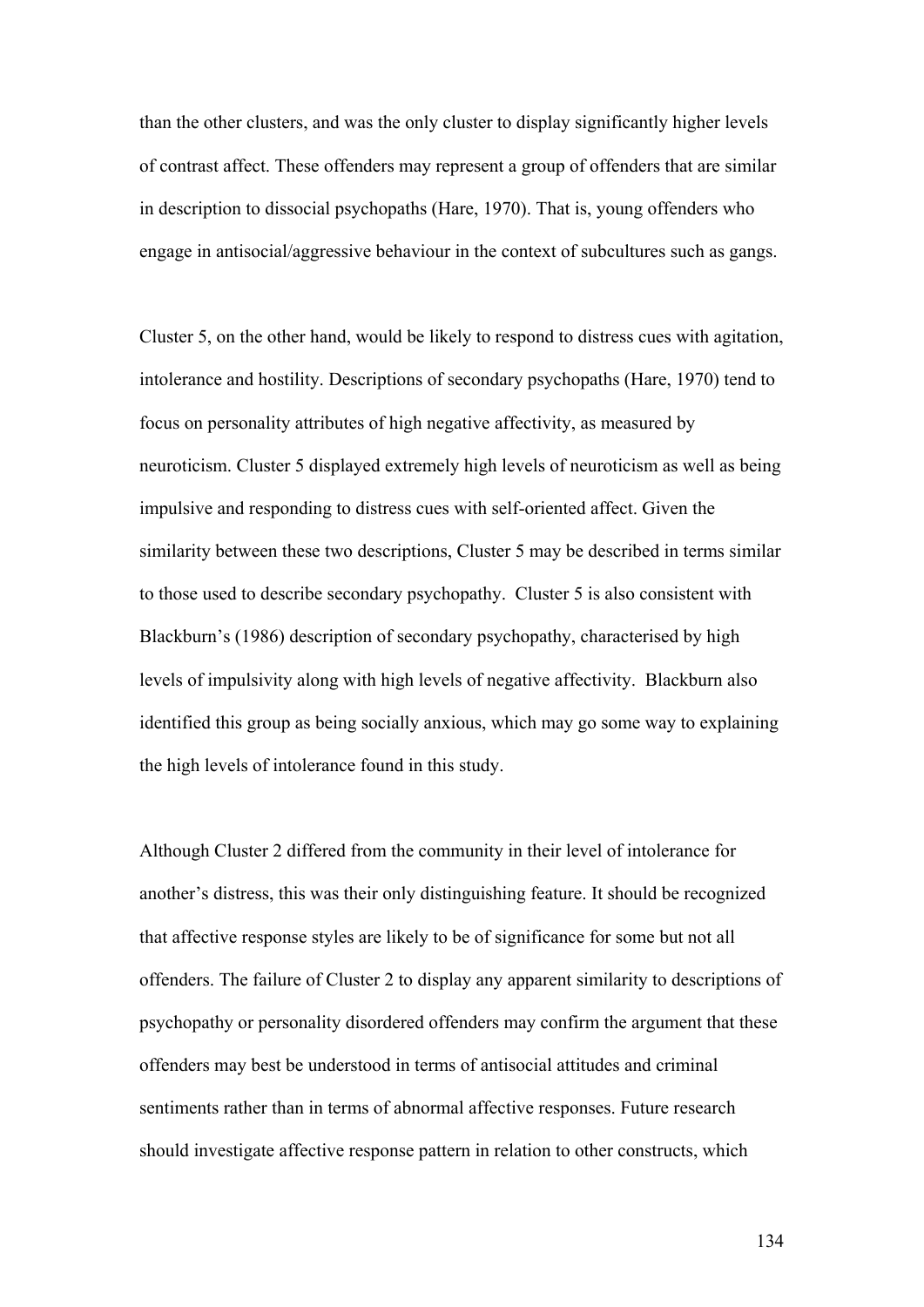than the other clusters, and was the only cluster to display significantly higher levels of contrast affect. These offenders may represent a group of offenders that are similar in description to dissocial psychopaths (Hare, 1970). That is, young offenders who engage in antisocial/aggressive behaviour in the context of subcultures such as gangs.

Cluster 5, on the other hand, would be likely to respond to distress cues with agitation, intolerance and hostility. Descriptions of secondary psychopaths (Hare, 1970) tend to focus on personality attributes of high negative affectivity, as measured by neuroticism. Cluster 5 displayed extremely high levels of neuroticism as well as being impulsive and responding to distress cues with self-oriented affect. Given the similarity between these two descriptions, Cluster 5 may be described in terms similar to those used to describe secondary psychopathy. Cluster 5 is also consistent with Blackburn's (1986) description of secondary psychopathy, characterised by high levels of impulsivity along with high levels of negative affectivity. Blackburn also identified this group as being socially anxious, which may go some way to explaining the high levels of intolerance found in this study.

Although Cluster 2 differed from the community in their level of intolerance for another's distress, this was their only distinguishing feature. It should be recognized that affective response styles are likely to be of significance for some but not all offenders. The failure of Cluster 2 to display any apparent similarity to descriptions of psychopathy or personality disordered offenders may confirm the argument that these offenders may best be understood in terms of antisocial attitudes and criminal sentiments rather than in terms of abnormal affective responses. Future research should investigate affective response pattern in relation to other constructs, which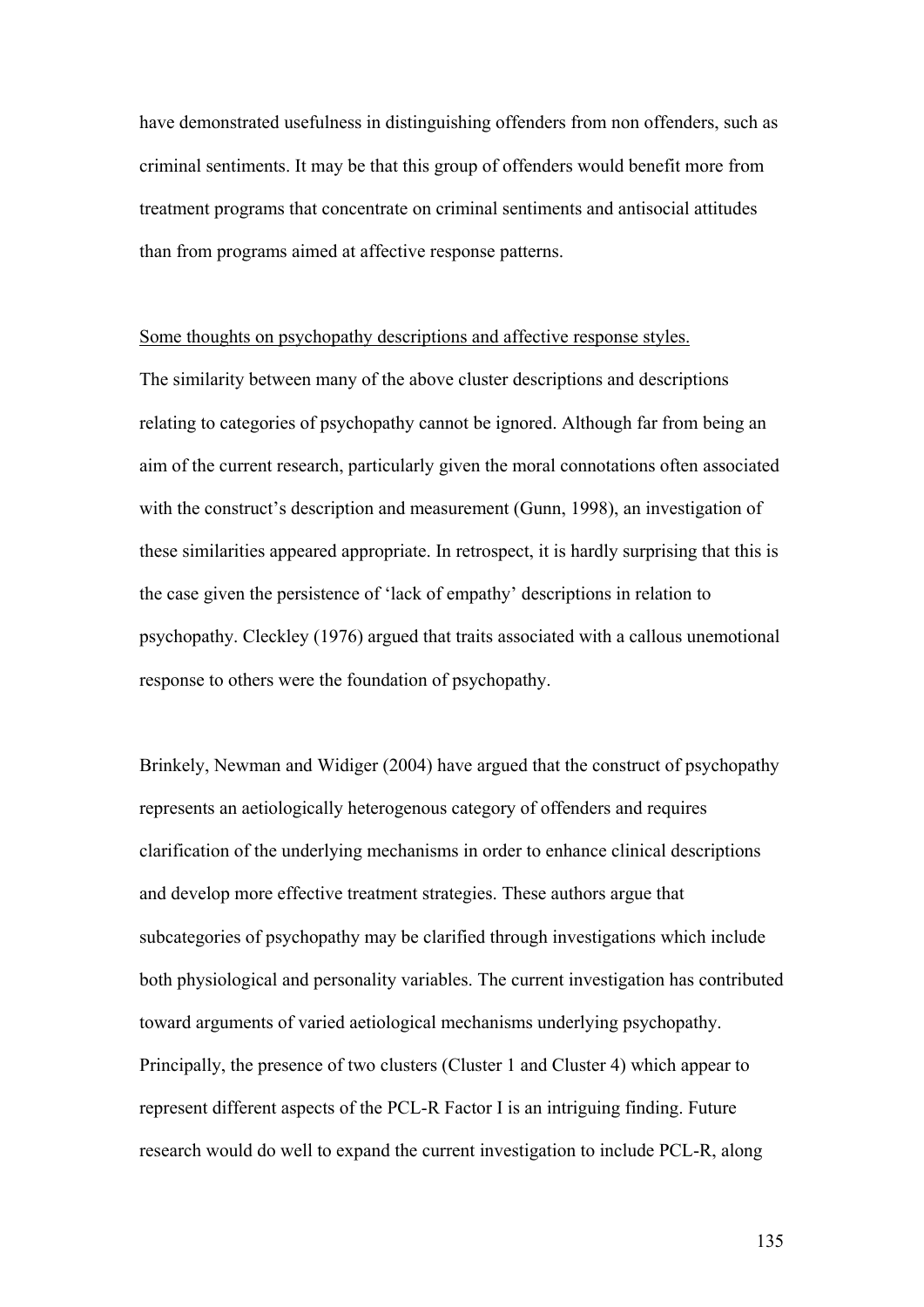have demonstrated usefulness in distinguishing offenders from non offenders, such as criminal sentiments. It may be that this group of offenders would benefit more from treatment programs that concentrate on criminal sentiments and antisocial attitudes than from programs aimed at affective response patterns.

<u>Some thoughts on psychopathy descriptions and affective response styles.</u>

The similarity between many of the above cluster descriptions and descriptions relating to categories of psychopathy cannot be ignored. Although far from being an aim of the current research, particularly given the moral connotations often associated with the construct's description and measurement (Gunn, 1998), an investigation of these similarities appeared appropriate. In retrospect, it is hardly surprising that this is the case given the persistence of 'lack of empathy' descriptions in relation to psychopathy. Cleckley (1976) argued that traits associated with a callous unemotional response to others were the foundation of psychopathy.

Brinkely, Newman and Widiger (2004) have argued that the construct of psychopathy represents an aetiologically heterogenous category of offenders and requires clarification of the underlying mechanisms in order to enhance clinical descriptions and develop more effective treatment strategies. These authors argue that subcategories of psychopathy may be clarified through investigations which include both physiological and personality variables. The current investigation has contributed toward arguments of varied aetiological mechanisms underlying psychopathy. Principally, the presence of two clusters (Cluster 1 and Cluster 4) which appear to represent different aspects of the PCL-R Factor I is an intriguing finding. Future research would do well to expand the current investigation to include PCL-R, along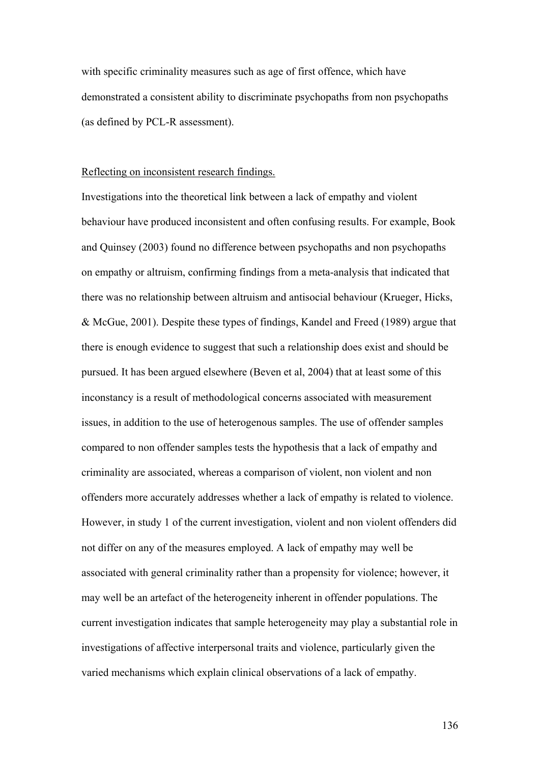with specific criminality measures such as age of first offence, which have demonstrated a consistent ability to discriminate psychopaths from non psychopaths (as defined by PCL-R assessment).

Reflecting on inconsistent research findings.

Investigations into the theoretical link between a lack of empathy and violent behaviour have produced inconsistent and often confusing results. For example, Book and Quinsey (2003) found no difference between psychopaths and non psychopaths on empathy or altruism, confirming findings from a meta-analysis that indicated that there was no relationship between altruism and antisocial behaviour (Krueger, Hicks, & McGue, 2001). Despite these types of findings, Kandel and Freed (1989) argue that there is enough evidence to suggest that such a relationship does exist and should be pursued. It has been argued elsewhere (Beven et al, 2004) that at least some of this inconstancy is a result of methodological concerns associated with measurement issues, in addition to the use of heterogenous samples. The use of offender samples compared to non offender samples tests the hypothesis that a lack of empathy and criminality are associated, whereas a comparison of violent, non violent and non offenders more accurately addresses whether a lack of empathy is related to violence. However, in study 1 of the current investigation, violent and non violent offenders did not differ on any of the measures employed. A lack of empathy may well be associated with general criminality rather than a propensity for violence; however, it may well be an artefact of the heterogeneity inherent in offender populations. The current investigation indicates that sample heterogeneity may play a substantial role in investigations of affective interpersonal traits and violence, particularly given the varied mechanisms which explain clinical observations of a lack of empathy.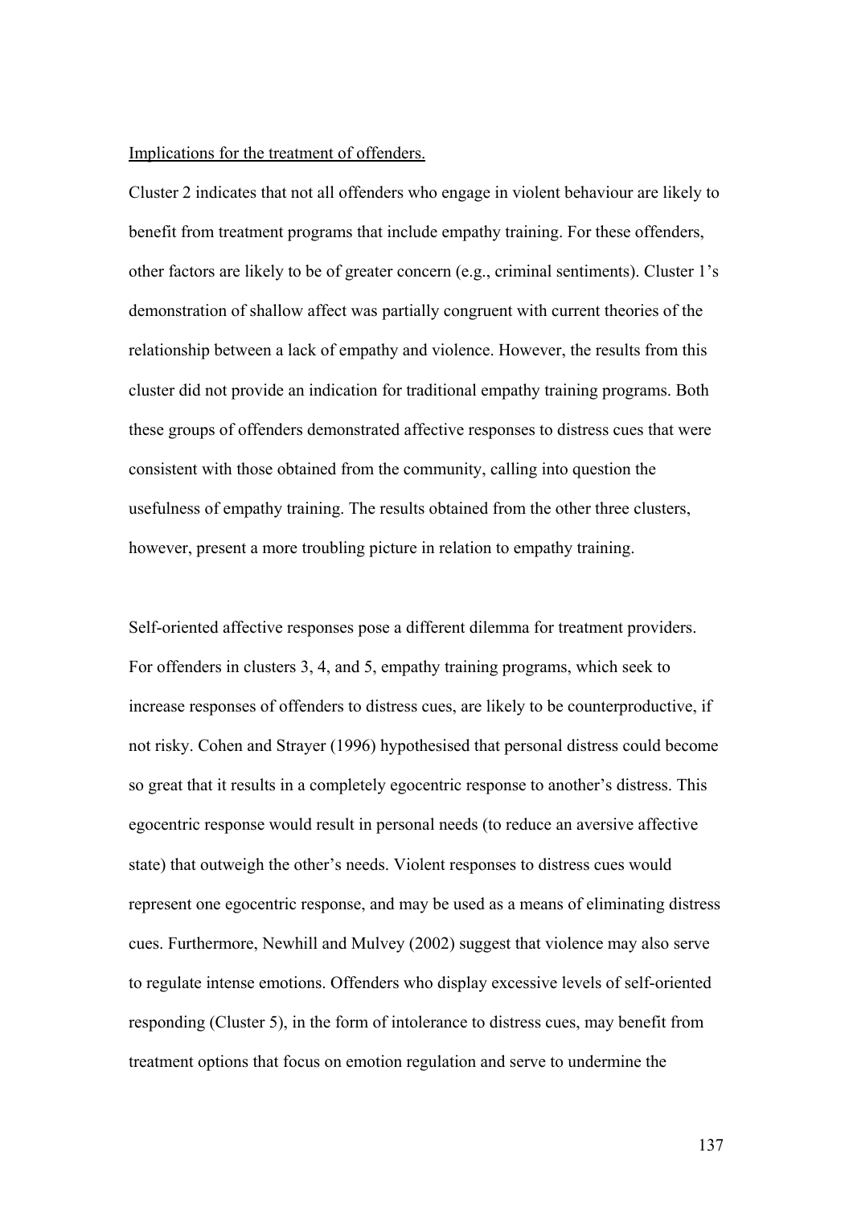Implications for the treatment of offenders.

Cluster 2 indicates that not all offenders who engage in violent behaviour are likely to benefit from treatment programs that include empathy training. For these offenders, other factors are likely to be of greater concern (e.g., criminal sentiments). Cluster 1's demonstration of shallow affect was partially congruent with current theories of the relationship between a lack of empathy and violence. However, the results from this cluster did not provide an indication for traditional empathy training programs. Both these groups of offenders demonstrated affective responses to distress cues that were consistent with those obtained from the community, calling into question the usefulness of empathy training. The results obtained from the other three clusters, however, present a more troubling picture in relation to empathy training.

Self-oriented affective responses pose a different dilemma for treatment providers. For offenders in clusters 3, 4, and 5, empathy training programs, which seek to increase responses of offenders to distress cues, are likely to be counterproductive, if not risky. Cohen and Strayer (1996) hypothesised that personal distress could become so great that it results in a completely egocentric response to another's distress. This egocentric response would result in personal needs (to reduce an aversive affective state) that outweigh the other's needs. Violent responses to distress cues would represent one egocentric response, and may be used as a means of eliminating distress cues. Furthermore, Newhill and Mulvey (2002) suggest that violence may also serve to regulate intense emotions. Offenders who display excessive levels of self-oriented responding (Cluster 5), in the form of intolerance to distress cues, may benefit from treatment options that focus on emotion regulation and serve to undermine the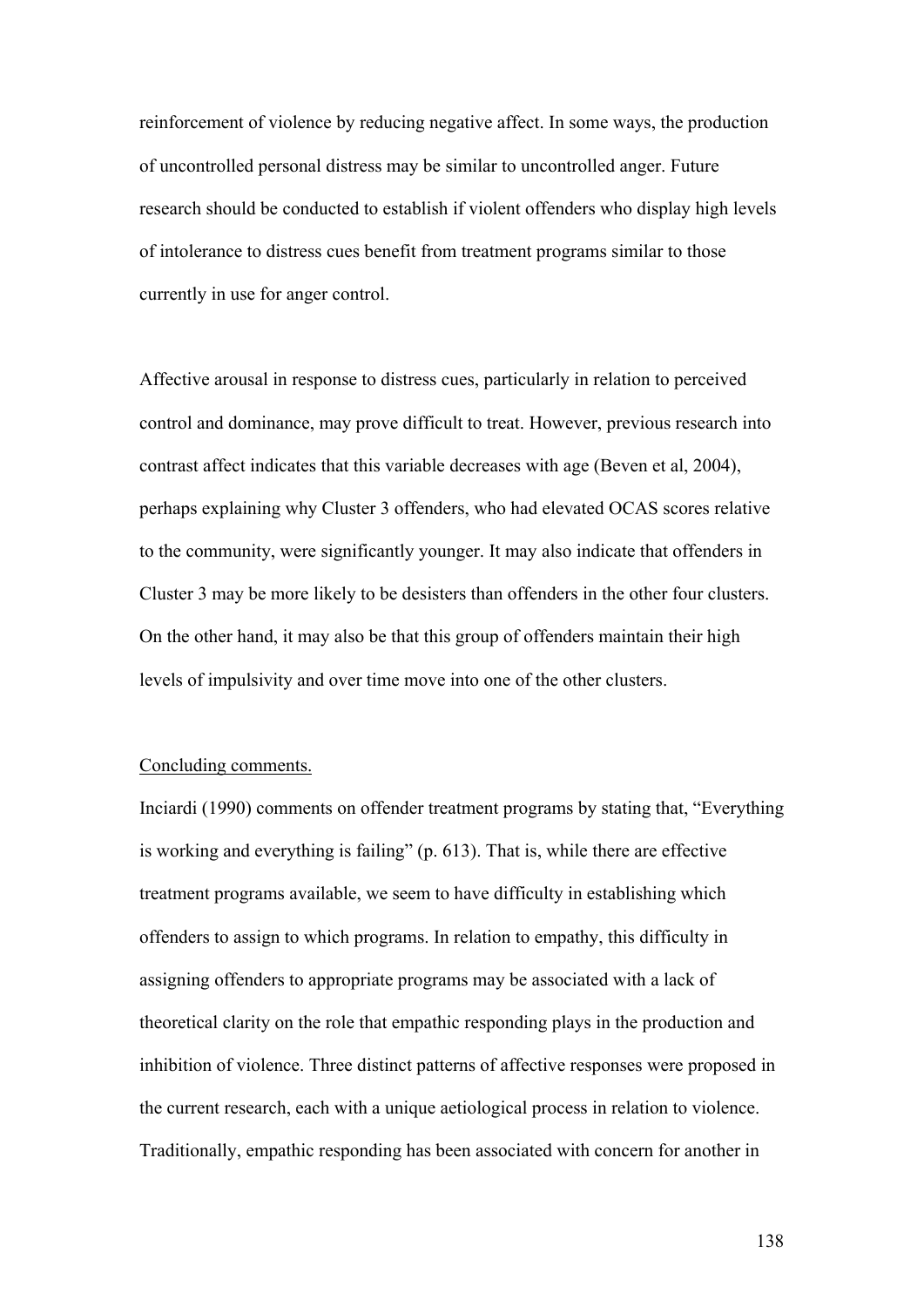reinforcement of violence by reducing negative affect. In some ways, the production of uncontrolled personal distress may be similar to uncontrolled anger. Future research should be conducted to establish if violent offenders who display high levels of intolerance to distress cues benefit from treatment programs similar to those currently in use for anger control.

Affective arousal in response to distress cues, particularly in relation to perceived control and dominance, may prove difficult to treat. However, previous research into contrast affect indicates that this variable decreases with age (Beven et al, 2004), perhaps explaining why Cluster 3 offenders, who had elevated OCAS scores relative to the community, were significantly younger. It may also indicate that offenders in Cluster 3 may be more likely to be desisters than offenders in the other four clusters. On the other hand, it may also be that this group of offenders maintain their high levels of impulsivity and over time move into one of the other clusters.

<u>Concluding comments.</u>

Inciardi (1990) comments on offender treatment programs by stating that, "Everything is working and everything is failing" (p. 613). That is, while there are effective treatment programs available, we seem to have difficulty in establishing which offenders to assign to which programs. In relation to empathy, this difficulty in assigning offenders to appropriate programs may be associated with a lack of theoretical clarity on the role that empathic responding plays in the production and inhibition of violence. Three distinct patterns of affective responses were proposed in the current research, each with a unique aetiological process in relation to violence. Traditionally, empathic responding has been associated with concern for another in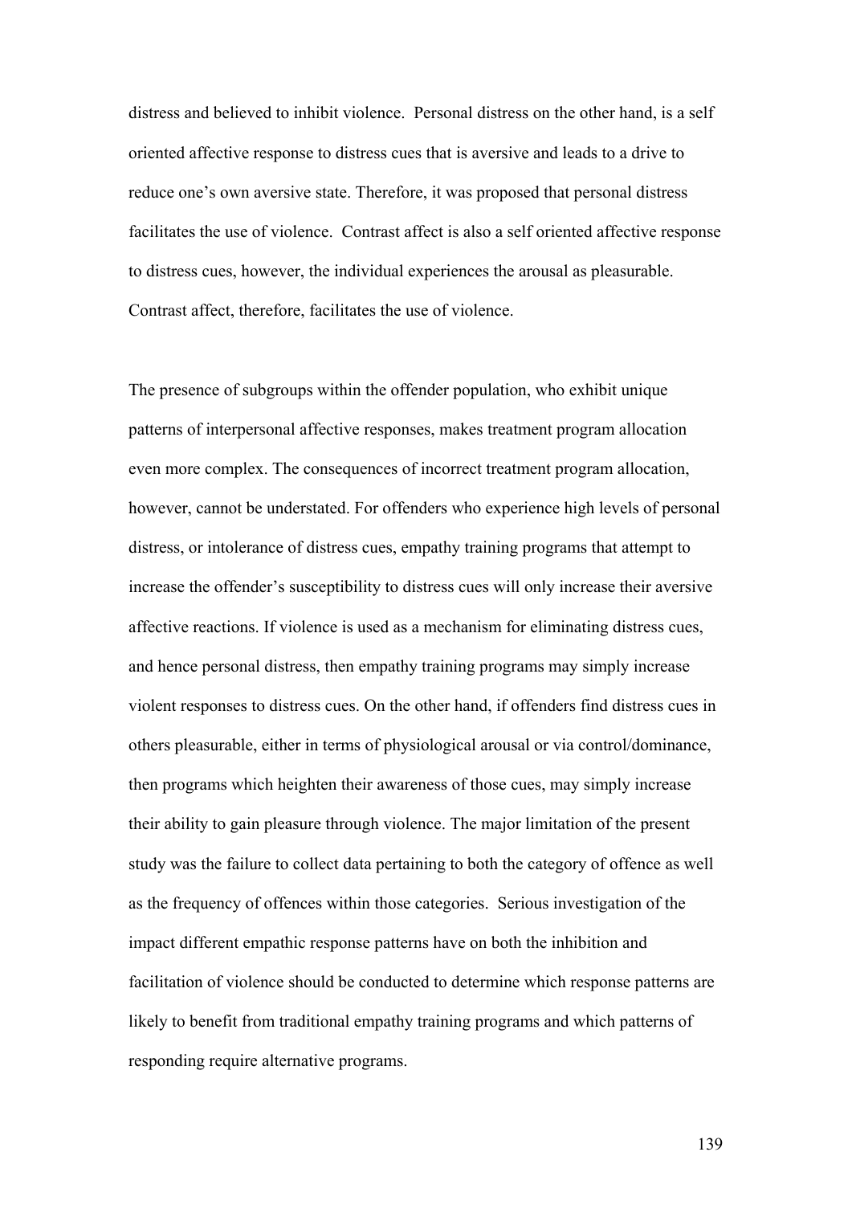distress and believed to inhibit violence.  Personal distress on the other hand, is a self oriented affective response to distress cues that is aversive and leads to a drive to reduce one's own aversive state. Therefore, it was proposed that personal distress facilitates the use of violence.  Contrast affect is also a self oriented affective response to distress cues, however, the individual experiences the arousal as pleasurable. Contrast affect, therefore, facilitates the use of violence.

The presence of subgroups within the offender population, who exhibit unique patterns of interpersonal affective responses, makes treatment program allocation even more complex. The consequences of incorrect treatment program allocation, however, cannot be understated. For offenders who experience high levels of personal distress, or intolerance of distress cues, empathy training programs that attempt to increase the offender's susceptibility to distress cues will only increase their aversive affective reactions. If violence is used as a mechanism for eliminating distress cues, and hence personal distress, then empathy training programs may simply increase violent responses to distress cues. On the other hand, if offenders find distress cues in others pleasurable, either in terms of physiological arousal or via control/dominance, then programs which heighten their awareness of those cues, may simply increase their ability to gain pleasure through violence. The major limitation of the present study was the failure to collect data pertaining to both the category of offence as well as the frequency of offences within those categories.  Serious investigation of the impact different empathic response patterns have on both the inhibition and facilitation of violence should be conducted to determine which response patterns are likely to benefit from traditional empathy training programs and which patterns of responding require alternative programs.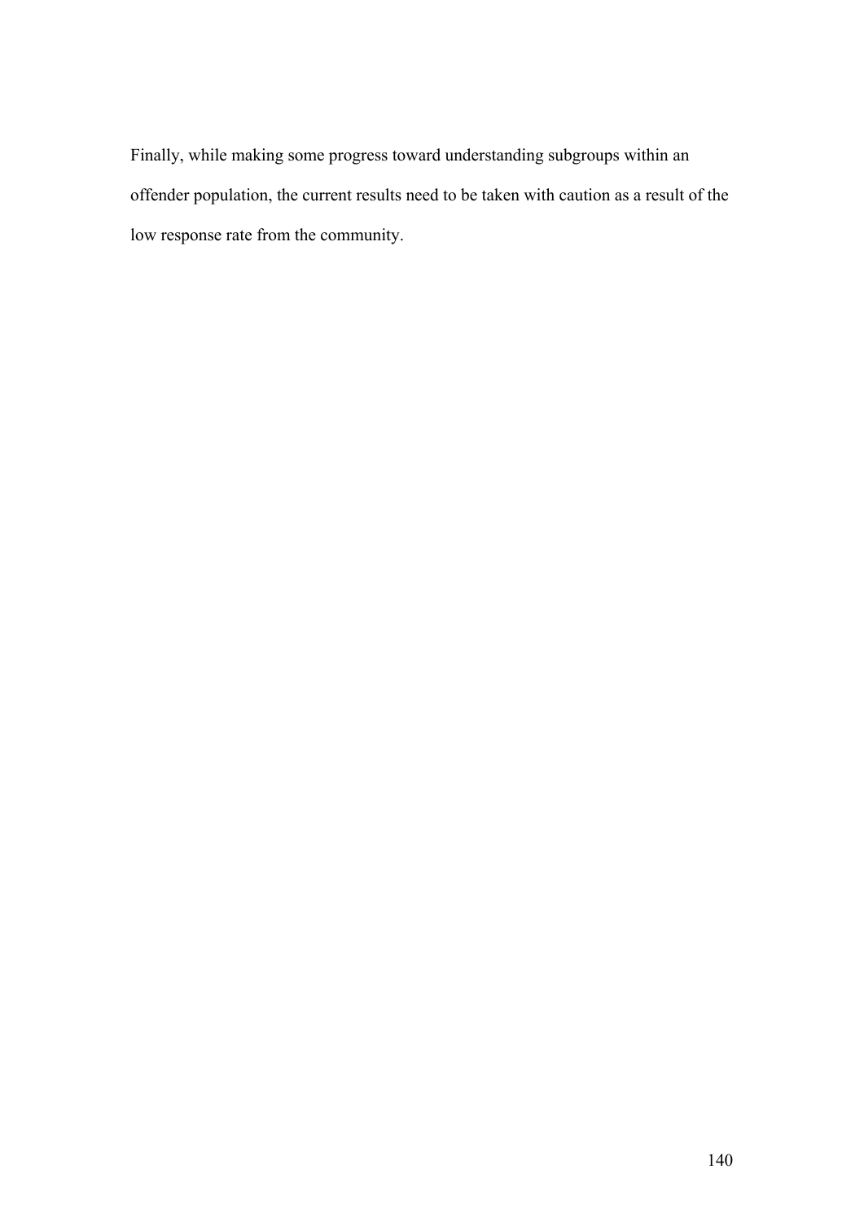Finally, while making some progress toward understanding subgroups within an offender population, the current results need to be taken with caution as a result of the low response rate from the community.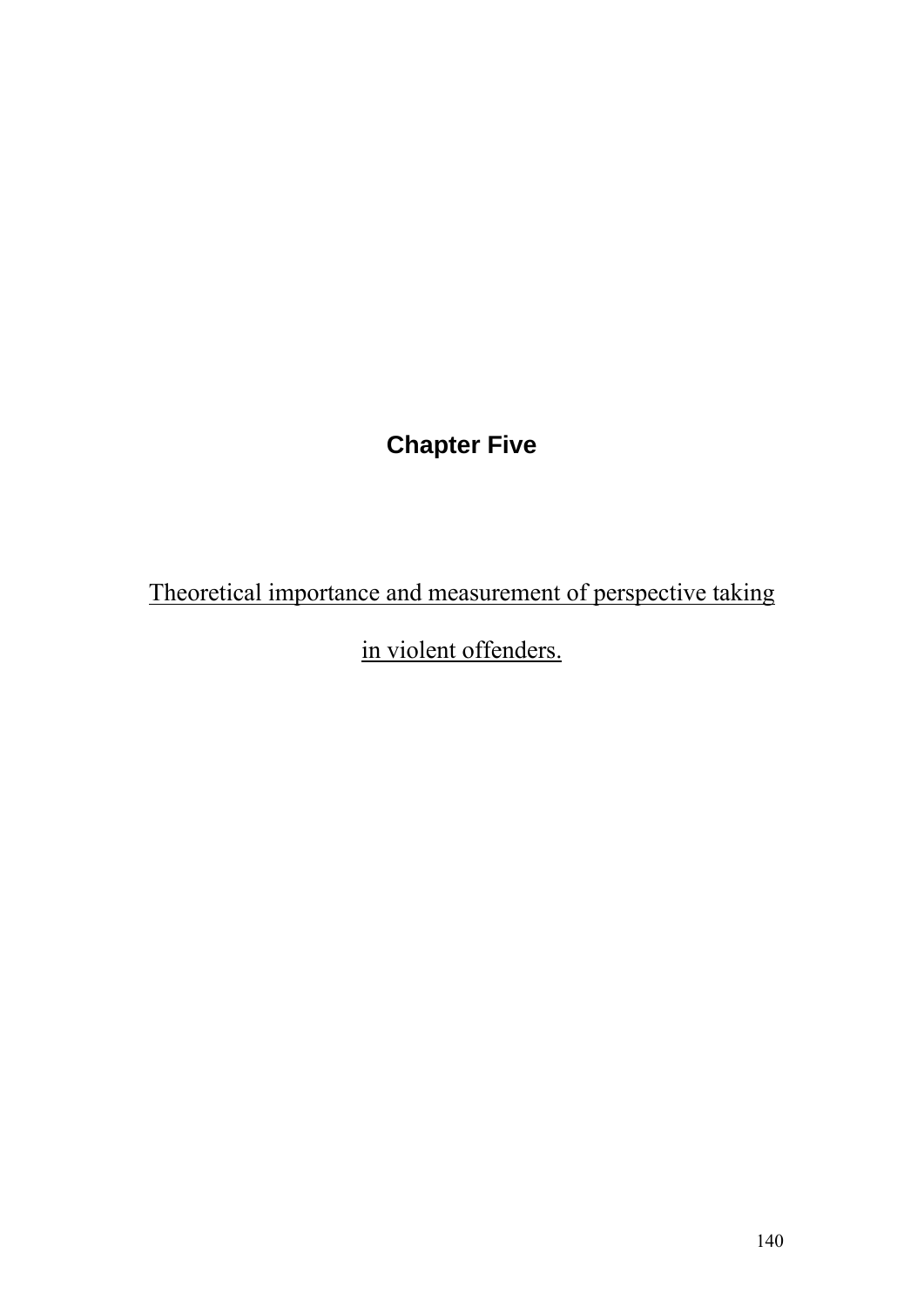# Chapter Five

## Theoretical importance and measurement of perspective taking in violent offenders.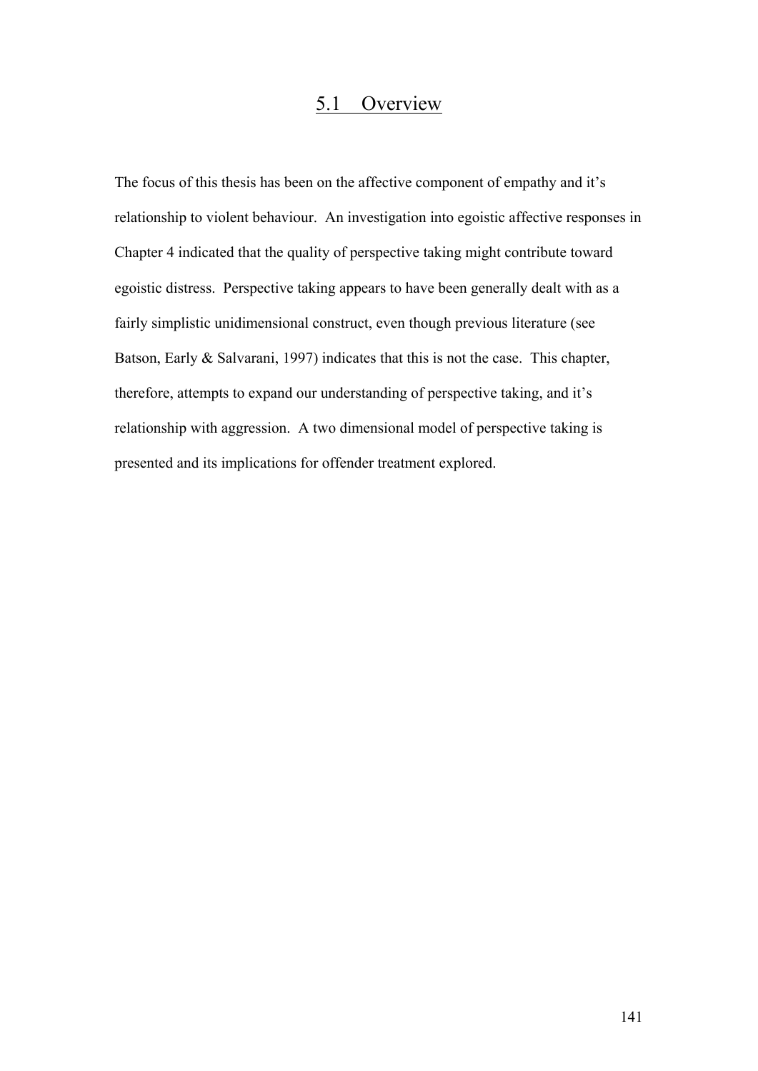## 5.1 Overview

The focus of this thesis has been on the affective component of empathy and it's relationship to violent behaviour. An investigation into egoistic affective responses in Chapter 4 indicated that the quality of perspective taking might contribute toward egoistic distress. Perspective taking appears to have been generally dealt with as a fairly simplistic unidimensional construct, even though previous literature (see Batson, Early & Salvarani, 1997) indicates that this is not the case. This chapter, therefore, attempts to expand our understanding of perspective taking, and it's relationship with aggression. A two dimensional model of perspective taking is presented and its implications for offender treatment explored.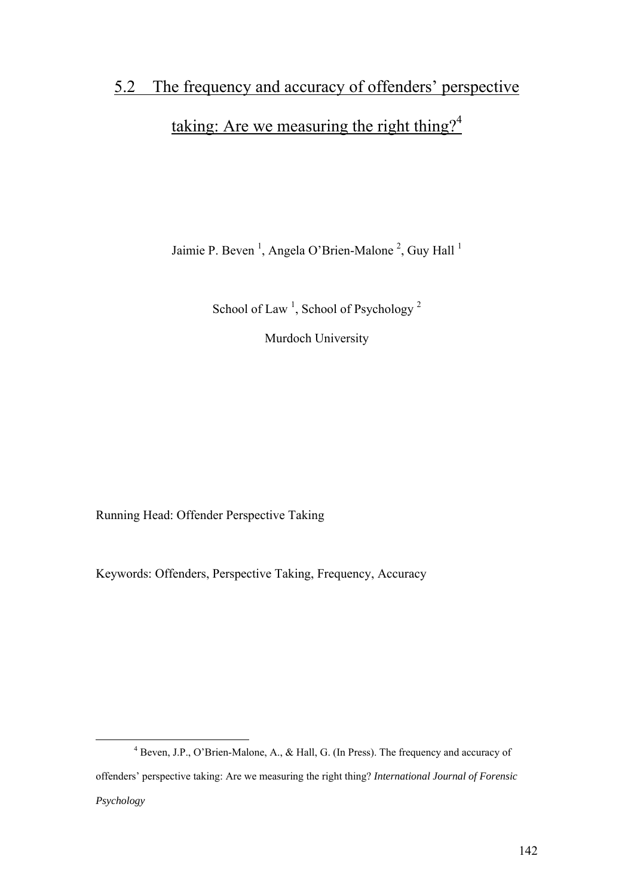## 5.2 The frequency and accuracy of offenders' perspective taking: Are we measuring the right thing?[4]

Jaimie P. Beven [1], Angela O'Brien-Malone [2], Guy Hall [1]

School of Law [1], School of Psychology [2]

Murdoch University

Running Head: Offender Perspective Taking

Keywords: Offenders, Perspective Taking, Frequency, Accuracy

---

[4] Beven, J.P., O'Brien-Malone, A., & Hall, G. (In Press). The frequency and accuracy of offenders' perspective taking: Are we measuring the right thing? *International Journal of Forensic Psychology*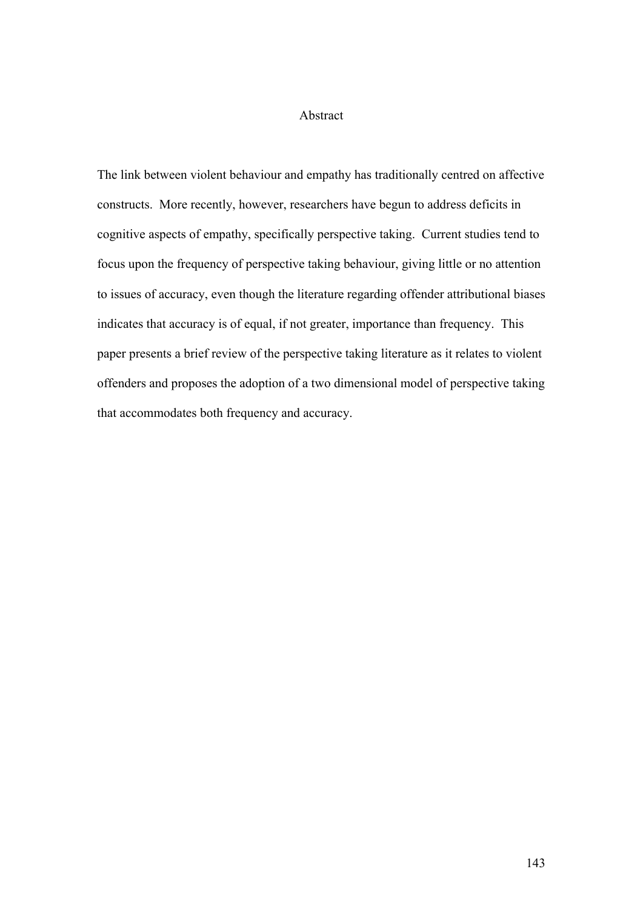## Abstract

The link between violent behaviour and empathy has traditionally centred on affective constructs. More recently, however, researchers have begun to address deficits in cognitive aspects of empathy, specifically perspective taking. Current studies tend to focus upon the frequency of perspective taking behaviour, giving little or no attention to issues of accuracy, even though the literature regarding offender attributional biases indicates that accuracy is of equal, if not greater, importance than frequency. This paper presents a brief review of the perspective taking literature as it relates to violent offenders and proposes the adoption of a two dimensional model of perspective taking that accommodates both frequency and accuracy.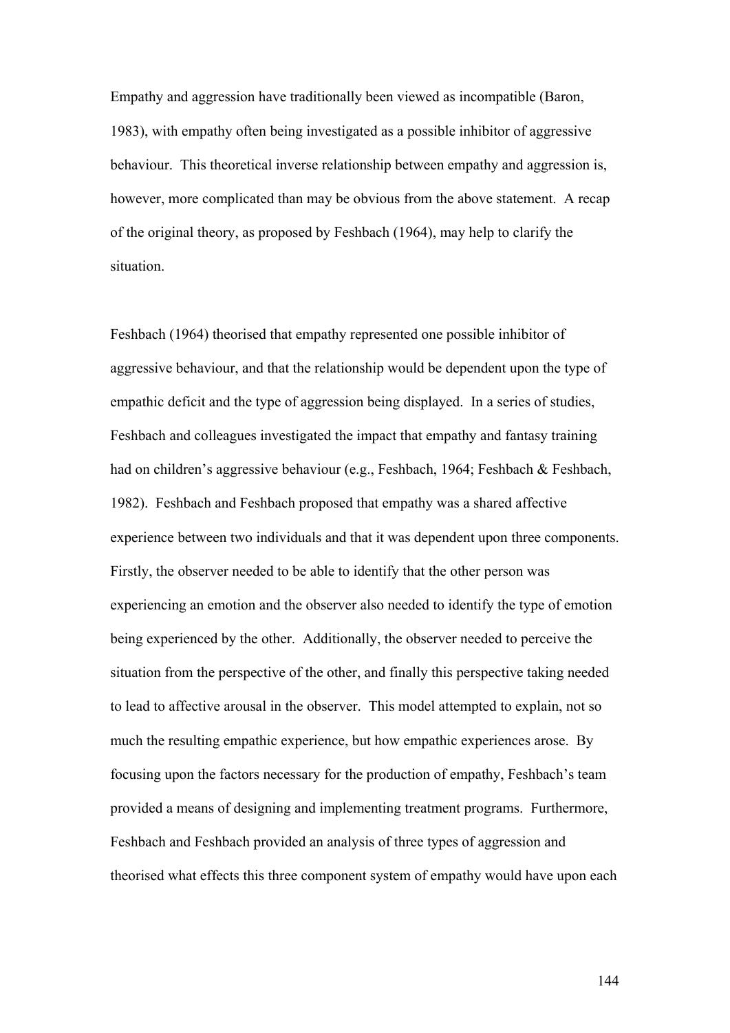Empathy and aggression have traditionally been viewed as incompatible (Baron, 1983), with empathy often being investigated as a possible inhibitor of aggressive behaviour. This theoretical inverse relationship between empathy and aggression is, however, more complicated than may be obvious from the above statement. A recap of the original theory, as proposed by Feshbach (1964), may help to clarify the situation.

Feshbach (1964) theorised that empathy represented one possible inhibitor of aggressive behaviour, and that the relationship would be dependent upon the type of empathic deficit and the type of aggression being displayed. In a series of studies, Feshbach and colleagues investigated the impact that empathy and fantasy training had on children's aggressive behaviour (e.g., Feshbach, 1964; Feshbach & Feshbach, 1982). Feshbach and Feshbach proposed that empathy was a shared affective experience between two individuals and that it was dependent upon three components. Firstly, the observer needed to be able to identify that the other person was experiencing an emotion and the observer also needed to identify the type of emotion being experienced by the other. Additionally, the observer needed to perceive the situation from the perspective of the other, and finally this perspective taking needed to lead to affective arousal in the observer. This model attempted to explain, not so much the resulting empathic experience, but how empathic experiences arose. By focusing upon the factors necessary for the production of empathy, Feshbach's team provided a means of designing and implementing treatment programs. Furthermore, Feshbach and Feshbach provided an analysis of three types of aggression and theorised what effects this three component system of empathy would have upon each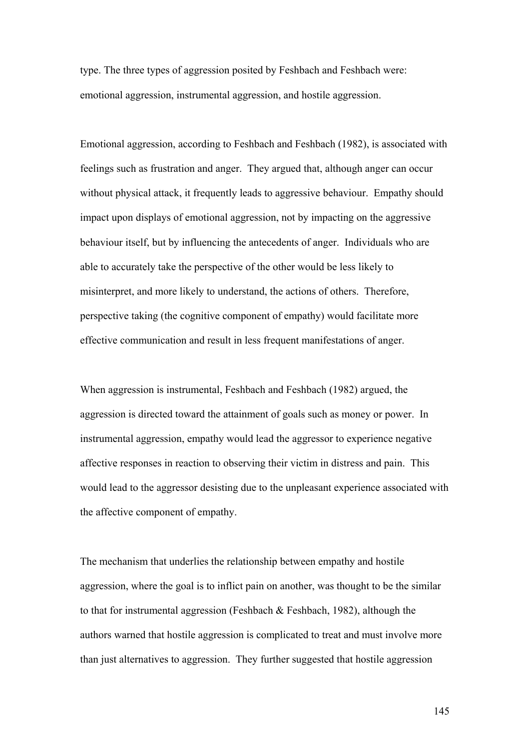type. The three types of aggression posited by Feshbach and Feshbach were: emotional aggression, instrumental aggression, and hostile aggression.

Emotional aggression, according to Feshbach and Feshbach (1982), is associated with feelings such as frustration and anger. They argued that, although anger can occur without physical attack, it frequently leads to aggressive behaviour. Empathy should impact upon displays of emotional aggression, not by impacting on the aggressive behaviour itself, but by influencing the antecedents of anger. Individuals who are able to accurately take the perspective of the other would be less likely to misinterpret, and more likely to understand, the actions of others. Therefore, perspective taking (the cognitive component of empathy) would facilitate more effective communication and result in less frequent manifestations of anger.

When aggression is instrumental, Feshbach and Feshbach (1982) argued, the aggression is directed toward the attainment of goals such as money or power. In instrumental aggression, empathy would lead the aggressor to experience negative affective responses in reaction to observing their victim in distress and pain. This would lead to the aggressor desisting due to the unpleasant experience associated with the affective component of empathy.

The mechanism that underlies the relationship between empathy and hostile aggression, where the goal is to inflict pain on another, was thought to be the similar to that for instrumental aggression (Feshbach & Feshbach, 1982), although the authors warned that hostile aggression is complicated to treat and must involve more than just alternatives to aggression. They further suggested that hostile aggression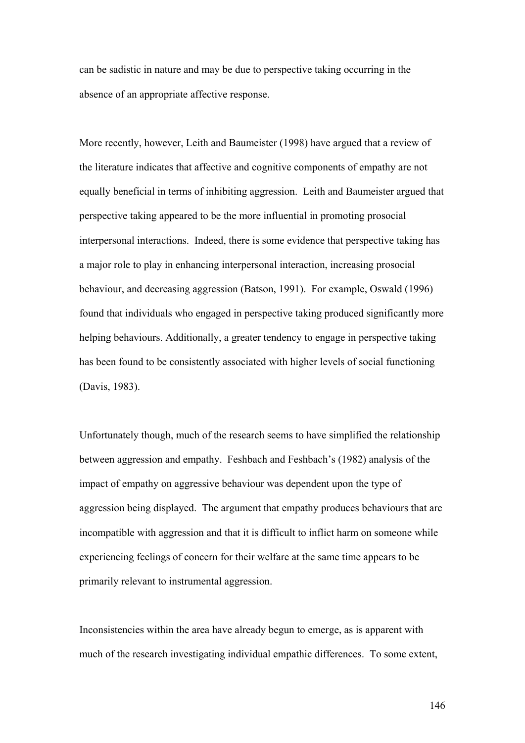can be sadistic in nature and may be due to perspective taking occurring in the absence of an appropriate affective response.

More recently, however, Leith and Baumeister (1998) have argued that a review of the literature indicates that affective and cognitive components of empathy are not equally beneficial in terms of inhibiting aggression. Leith and Baumeister argued that perspective taking appeared to be the more influential in promoting prosocial interpersonal interactions. Indeed, there is some evidence that perspective taking has a major role to play in enhancing interpersonal interaction, increasing prosocial behaviour, and decreasing aggression (Batson, 1991). For example, Oswald (1996) found that individuals who engaged in perspective taking produced significantly more helping behaviours. Additionally, a greater tendency to engage in perspective taking has been found to be consistently associated with higher levels of social functioning (Davis, 1983).

Unfortunately though, much of the research seems to have simplified the relationship between aggression and empathy. Feshbach and Feshbach's (1982) analysis of the impact of empathy on aggressive behaviour was dependent upon the type of aggression being displayed. The argument that empathy produces behaviours that are incompatible with aggression and that it is difficult to inflict harm on someone while experiencing feelings of concern for their welfare at the same time appears to be primarily relevant to instrumental aggression.

Inconsistencies within the area have already begun to emerge, as is apparent with much of the research investigating individual empathic differences. To some extent,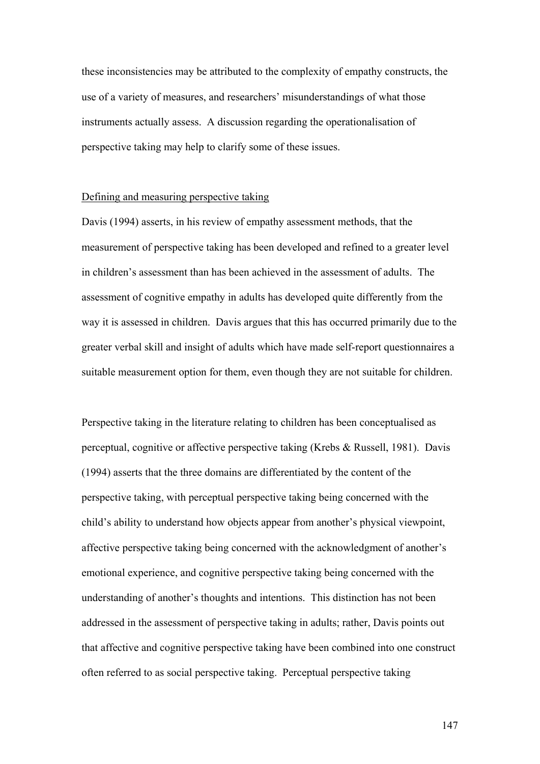these inconsistencies may be attributed to the complexity of empathy constructs, the use of a variety of measures, and researchers' misunderstandings of what those instruments actually assess. A discussion regarding the operationalisation of perspective taking may help to clarify some of these issues.

<u>Defining and measuring perspective taking</u>

Davis (1994) asserts, in his review of empathy assessment methods, that the measurement of perspective taking has been developed and refined to a greater level in children's assessment than has been achieved in the assessment of adults. The assessment of cognitive empathy in adults has developed quite differently from the way it is assessed in children. Davis argues that this has occurred primarily due to the greater verbal skill and insight of adults which have made self-report questionnaires a suitable measurement option for them, even though they are not suitable for children.

Perspective taking in the literature relating to children has been conceptualised as perceptual, cognitive or affective perspective taking (Krebs & Russell, 1981). Davis (1994) asserts that the three domains are differentiated by the content of the perspective taking, with perceptual perspective taking being concerned with the child's ability to understand how objects appear from another's physical viewpoint, affective perspective taking being concerned with the acknowledgment of another's emotional experience, and cognitive perspective taking being concerned with the understanding of another's thoughts and intentions. This distinction has not been addressed in the assessment of perspective taking in adults; rather, Davis points out that affective and cognitive perspective taking have been combined into one construct often referred to as social perspective taking. Perceptual perspective taking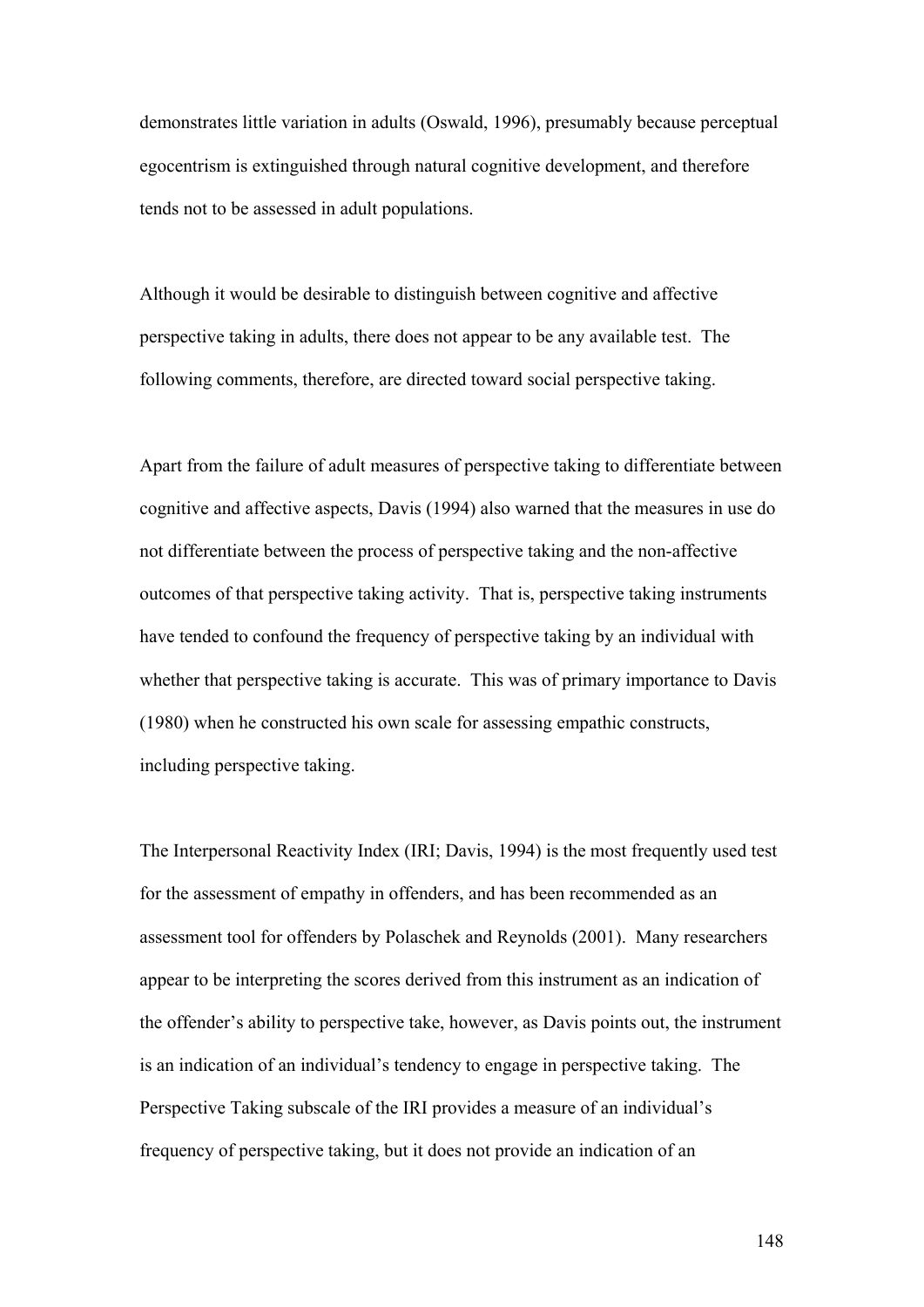demonstrates little variation in adults (Oswald, 1996), presumably because perceptual egocentrism is extinguished through natural cognitive development, and therefore tends not to be assessed in adult populations.

Although it would be desirable to distinguish between cognitive and affective perspective taking in adults, there does not appear to be any available test. The following comments, therefore, are directed toward social perspective taking.

Apart from the failure of adult measures of perspective taking to differentiate between cognitive and affective aspects, Davis (1994) also warned that the measures in use do not differentiate between the process of perspective taking and the non-affective outcomes of that perspective taking activity. That is, perspective taking instruments have tended to confound the frequency of perspective taking by an individual with whether that perspective taking is accurate. This was of primary importance to Davis (1980) when he constructed his own scale for assessing empathic constructs, including perspective taking.

The Interpersonal Reactivity Index (IRI; Davis, 1994) is the most frequently used test for the assessment of empathy in offenders, and has been recommended as an assessment tool for offenders by Polaschek and Reynolds (2001). Many researchers appear to be interpreting the scores derived from this instrument as an indication of the offender's ability to perspective take, however, as Davis points out, the instrument is an indication of an individual's tendency to engage in perspective taking. The Perspective Taking subscale of the IRI provides a measure of an individual's frequency of perspective taking, but it does not provide an indication of an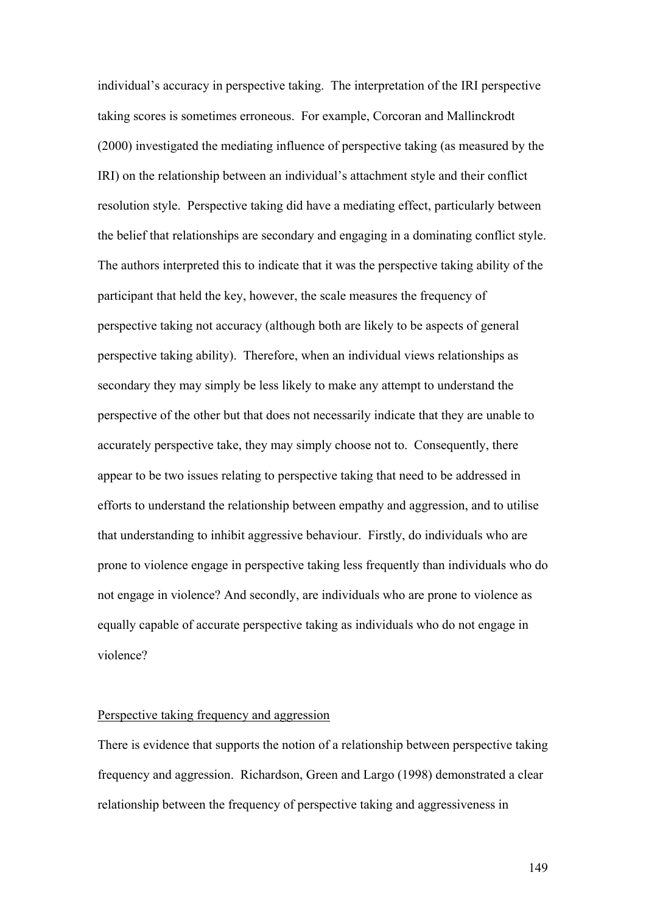individual's accuracy in perspective taking. The interpretation of the IRI perspective taking scores is sometimes erroneous. For example, Corcoran and Mallinckrodt (2000) investigated the mediating influence of perspective taking (as measured by the IRI) on the relationship between an individual's attachment style and their conflict resolution style. Perspective taking did have a mediating effect, particularly between the belief that relationships are secondary and engaging in a dominating conflict style. The authors interpreted this to indicate that it was the perspective taking ability of the participant that held the key, however, the scale measures the frequency of perspective taking not accuracy (although both are likely to be aspects of general perspective taking ability). Therefore, when an individual views relationships as secondary they may simply be less likely to make any attempt to understand the perspective of the other but that does not necessarily indicate that they are unable to accurately perspective take, they may simply choose not to. Consequently, there appear to be two issues relating to perspective taking that need to be addressed in efforts to understand the relationship between empathy and aggression, and to utilise that understanding to inhibit aggressive behaviour. Firstly, do individuals who are prone to violence engage in perspective taking less frequently than individuals who do not engage in violence? And secondly, are individuals who are prone to violence as equally capable of accurate perspective taking as individuals who do not engage in violence?

Perspective taking frequency and aggression

There is evidence that supports the notion of a relationship between perspective taking frequency and aggression. Richardson, Green and Largo (1998) demonstrated a clear relationship between the frequency of perspective taking and aggressiveness in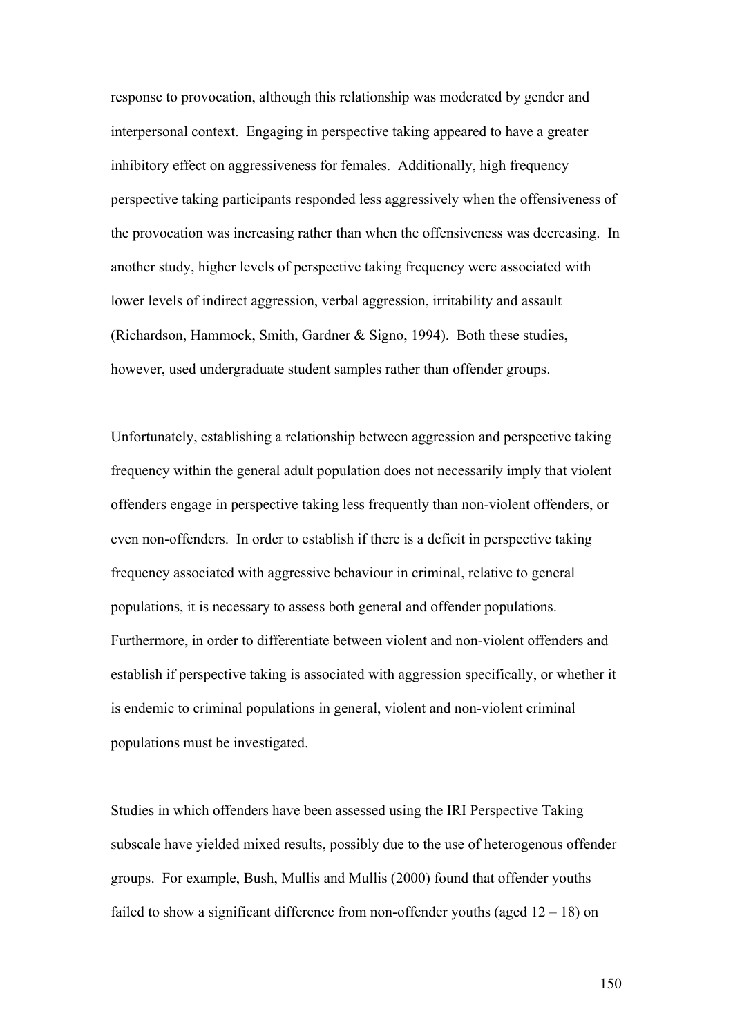response to provocation, although this relationship was moderated by gender and interpersonal context. Engaging in perspective taking appeared to have a greater inhibitory effect on aggressiveness for females. Additionally, high frequency perspective taking participants responded less aggressively when the offensiveness of the provocation was increasing rather than when the offensiveness was decreasing. In another study, higher levels of perspective taking frequency were associated with lower levels of indirect aggression, verbal aggression, irritability and assault (Richardson, Hammock, Smith, Gardner & Signo, 1994). Both these studies, however, used undergraduate student samples rather than offender groups.

Unfortunately, establishing a relationship between aggression and perspective taking frequency within the general adult population does not necessarily imply that violent offenders engage in perspective taking less frequently than non-violent offenders, or even non-offenders. In order to establish if there is a deficit in perspective taking frequency associated with aggressive behaviour in criminal, relative to general populations, it is necessary to assess both general and offender populations. Furthermore, in order to differentiate between violent and non-violent offenders and establish if perspective taking is associated with aggression specifically, or whether it is endemic to criminal populations in general, violent and non-violent criminal populations must be investigated.

Studies in which offenders have been assessed using the IRI Perspective Taking subscale have yielded mixed results, possibly due to the use of heterogenous offender groups. For example, Bush, Mullis and Mullis (2000) found that offender youths failed to show a significant difference from non-offender youths (aged 12 – 18) on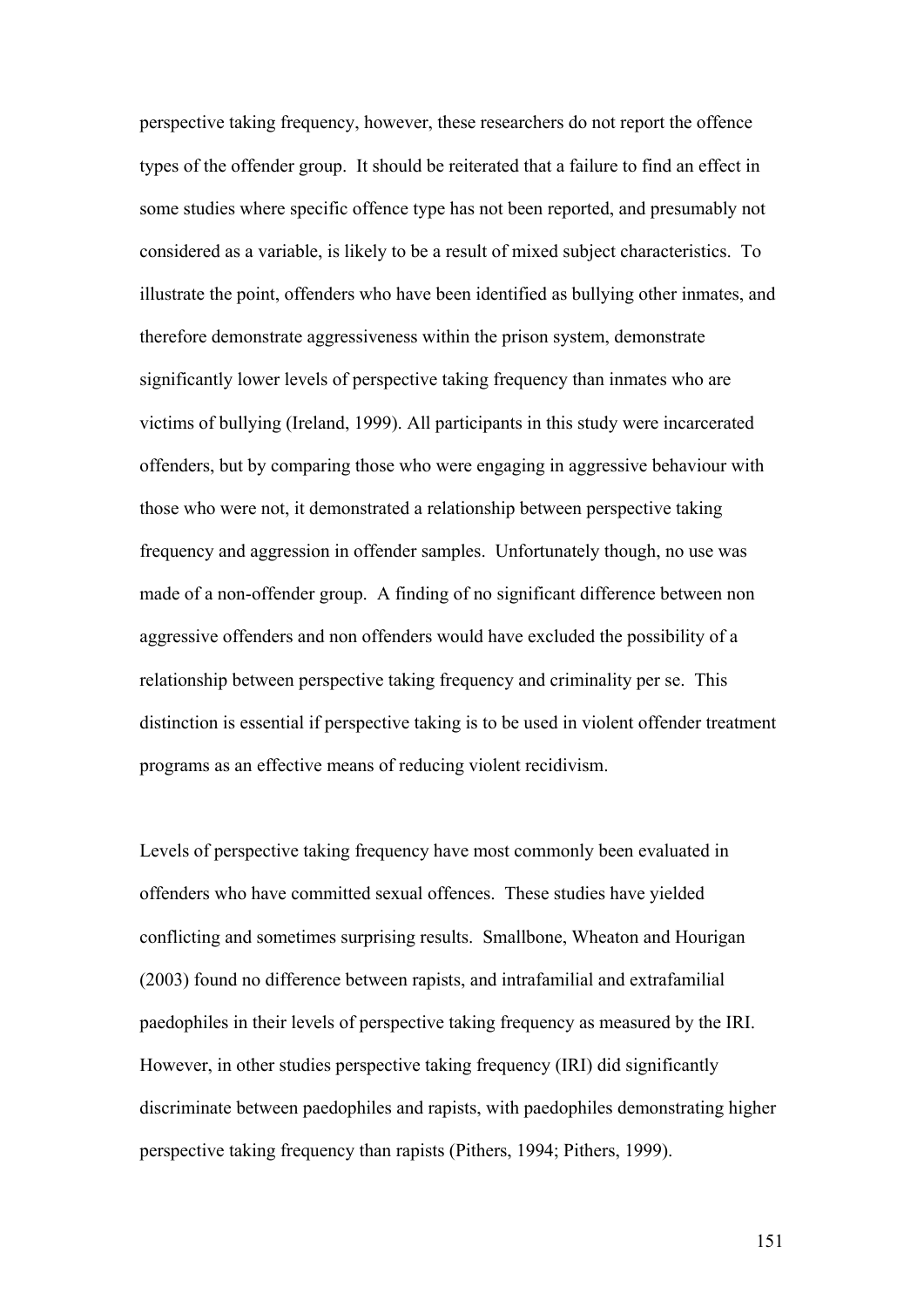perspective taking frequency, however, these researchers do not report the offence types of the offender group. It should be reiterated that a failure to find an effect in some studies where specific offence type has not been reported, and presumably not considered as a variable, is likely to be a result of mixed subject characteristics. To illustrate the point, offenders who have been identified as bullying other inmates, and therefore demonstrate aggressiveness within the prison system, demonstrate significantly lower levels of perspective taking frequency than inmates who are victims of bullying (Ireland, 1999). All participants in this study were incarcerated offenders, but by comparing those who were engaging in aggressive behaviour with those who were not, it demonstrated a relationship between perspective taking frequency and aggression in offender samples. Unfortunately though, no use was made of a non-offender group. A finding of no significant difference between non aggressive offenders and non offenders would have excluded the possibility of a relationship between perspective taking frequency and criminality per se. This distinction is essential if perspective taking is to be used in violent offender treatment programs as an effective means of reducing violent recidivism.

Levels of perspective taking frequency have most commonly been evaluated in offenders who have committed sexual offences. These studies have yielded conflicting and sometimes surprising results. Smallbone, Wheaton and Hourigan (2003) found no difference between rapists, and intrafamilial and extrafamilial paedophiles in their levels of perspective taking frequency as measured by the IRI. However, in other studies perspective taking frequency (IRI) did significantly discriminate between paedophiles and rapists, with paedophiles demonstrating higher perspective taking frequency than rapists (Pithers, 1994; Pithers, 1999).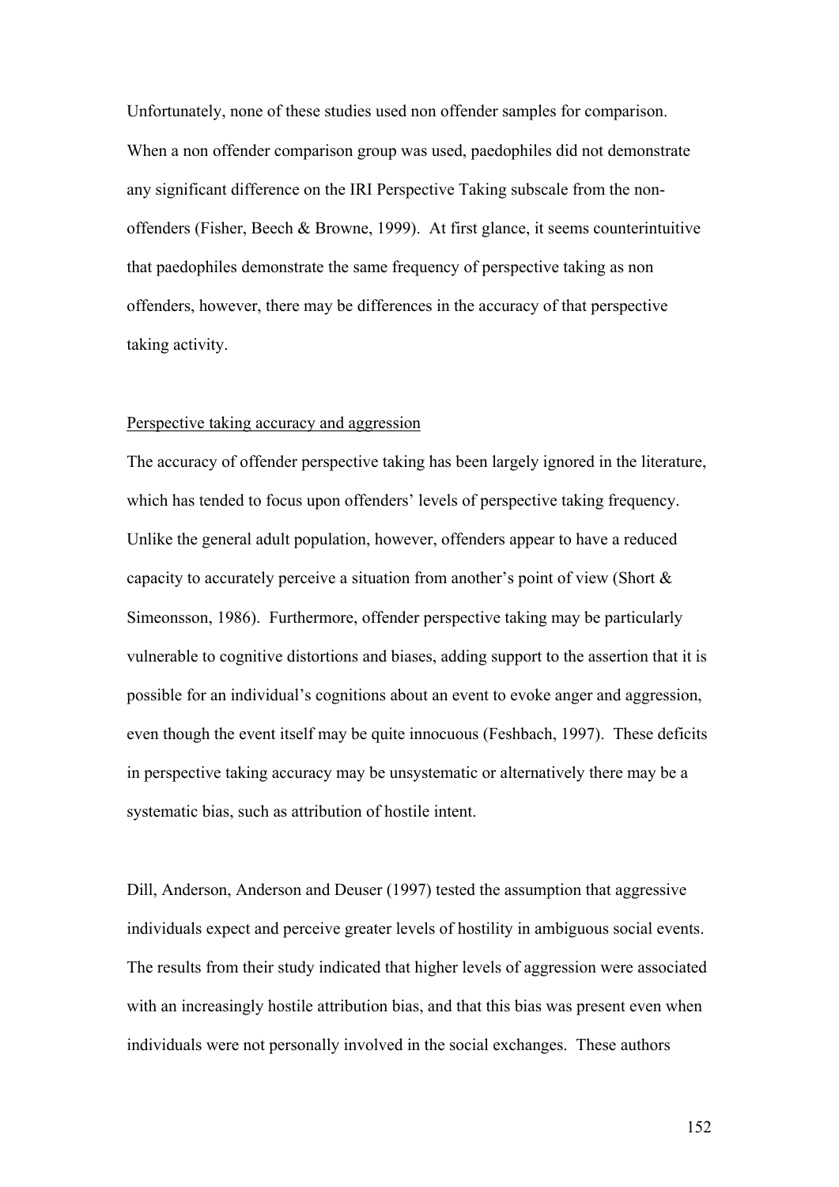Unfortunately, none of these studies used non offender samples for comparison. When a non offender comparison group was used, paedophiles did not demonstrate any significant difference on the IRI Perspective Taking subscale from the non-offenders (Fisher, Beech & Browne, 1999). At first glance, it seems counterintuitive that paedophiles demonstrate the same frequency of perspective taking as non offenders, however, there may be differences in the accuracy of that perspective taking activity.

<u>Perspective taking accuracy and aggression</u>

The accuracy of offender perspective taking has been largely ignored in the literature, which has tended to focus upon offenders' levels of perspective taking frequency. Unlike the general adult population, however, offenders appear to have a reduced capacity to accurately perceive a situation from another's point of view (Short & Simeonsson, 1986). Furthermore, offender perspective taking may be particularly vulnerable to cognitive distortions and biases, adding support to the assertion that it is possible for an individual's cognitions about an event to evoke anger and aggression, even though the event itself may be quite innocuous (Feshbach, 1997). These deficits in perspective taking accuracy may be unsystematic or alternatively there may be a systematic bias, such as attribution of hostile intent.

Dill, Anderson, Anderson and Deuser (1997) tested the assumption that aggressive individuals expect and perceive greater levels of hostility in ambiguous social events. The results from their study indicated that higher levels of aggression were associated with an increasingly hostile attribution bias, and that this bias was present even when individuals were not personally involved in the social exchanges. These authors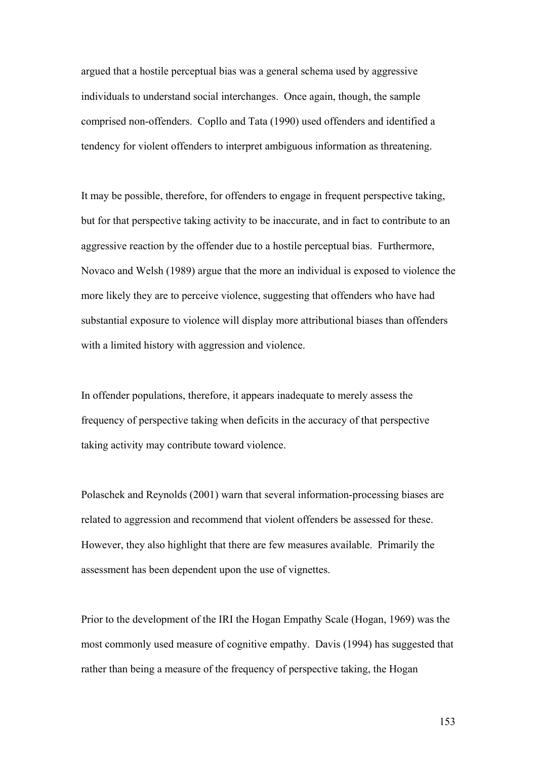argued that a hostile perceptual bias was a general schema used by aggressive individuals to understand social interchanges. Once again, though, the sample comprised non-offenders. Copllo and Tata (1990) used offenders and identified a tendency for violent offenders to interpret ambiguous information as threatening.

It may be possible, therefore, for offenders to engage in frequent perspective taking, but for that perspective taking activity to be inaccurate, and in fact to contribute to an aggressive reaction by the offender due to a hostile perceptual bias. Furthermore, Novaco and Welsh (1989) argue that the more an individual is exposed to violence the more likely they are to perceive violence, suggesting that offenders who have had substantial exposure to violence will display more attributional biases than offenders with a limited history with aggression and violence.

In offender populations, therefore, it appears inadequate to merely assess the frequency of perspective taking when deficits in the accuracy of that perspective taking activity may contribute toward violence.

Polaschek and Reynolds (2001) warn that several information-processing biases are related to aggression and recommend that violent offenders be assessed for these. However, they also highlight that there are few measures available. Primarily the assessment has been dependent upon the use of vignettes.

Prior to the development of the IRI the Hogan Empathy Scale (Hogan, 1969) was the most commonly used measure of cognitive empathy. Davis (1994) has suggested that rather than being a measure of the frequency of perspective taking, the Hogan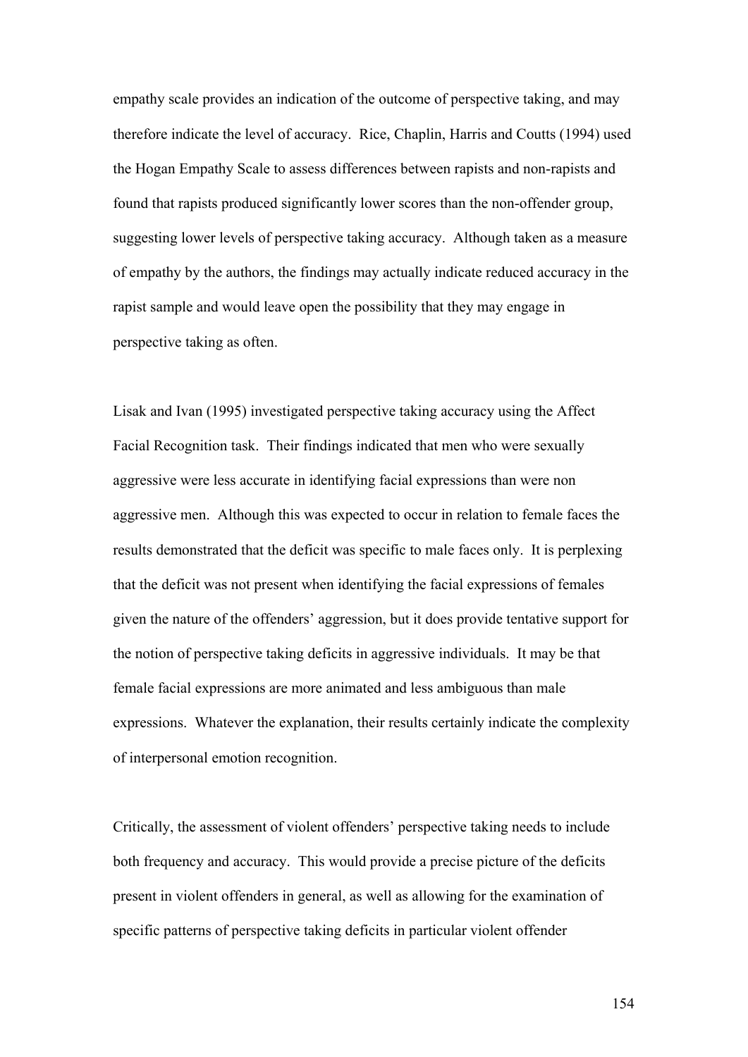empathy scale provides an indication of the outcome of perspective taking, and may therefore indicate the level of accuracy. Rice, Chaplin, Harris and Coutts (1994) used the Hogan Empathy Scale to assess differences between rapists and non-rapists and found that rapists produced significantly lower scores than the non-offender group, suggesting lower levels of perspective taking accuracy. Although taken as a measure of empathy by the authors, the findings may actually indicate reduced accuracy in the rapist sample and would leave open the possibility that they may engage in perspective taking as often.

Lisak and Ivan (1995) investigated perspective taking accuracy using the Affect Facial Recognition task. Their findings indicated that men who were sexually aggressive were less accurate in identifying facial expressions than were non aggressive men. Although this was expected to occur in relation to female faces the results demonstrated that the deficit was specific to male faces only. It is perplexing that the deficit was not present when identifying the facial expressions of females given the nature of the offenders' aggression, but it does provide tentative support for the notion of perspective taking deficits in aggressive individuals. It may be that female facial expressions are more animated and less ambiguous than male expressions. Whatever the explanation, their results certainly indicate the complexity of interpersonal emotion recognition.

Critically, the assessment of violent offenders' perspective taking needs to include both frequency and accuracy. This would provide a precise picture of the deficits present in violent offenders in general, as well as allowing for the examination of specific patterns of perspective taking deficits in particular violent offender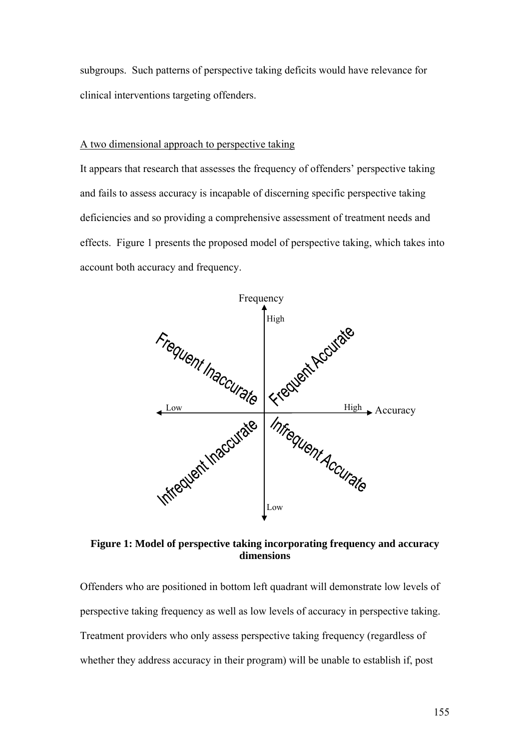subgroups. Such patterns of perspective taking deficits would have relevance for clinical interventions targeting offenders.

A two dimensional approach to perspective taking

It appears that research that assesses the frequency of offenders' perspective taking and fails to assess accuracy is incapable of discerning specific perspective taking deficiencies and so providing a comprehensive assessment of treatment needs and effects. Figure 1 presents the proposed model of perspective taking, which takes into account both accuracy and frequency.

Frequency

High

Frequent Inaccurate

Frequent Accurate

Low

High

Accuracy

Infrequent Inaccurate

Infrequent Accurate

Low

**Figure 1: Model of perspective taking incorporating frequency and accuracy dimensions**

Offenders who are positioned in bottom left quadrant will demonstrate low levels of perspective taking frequency as well as low levels of accuracy in perspective taking. Treatment providers who only assess perspective taking frequency (regardless of whether they address accuracy in their program) will be unable to establish if, post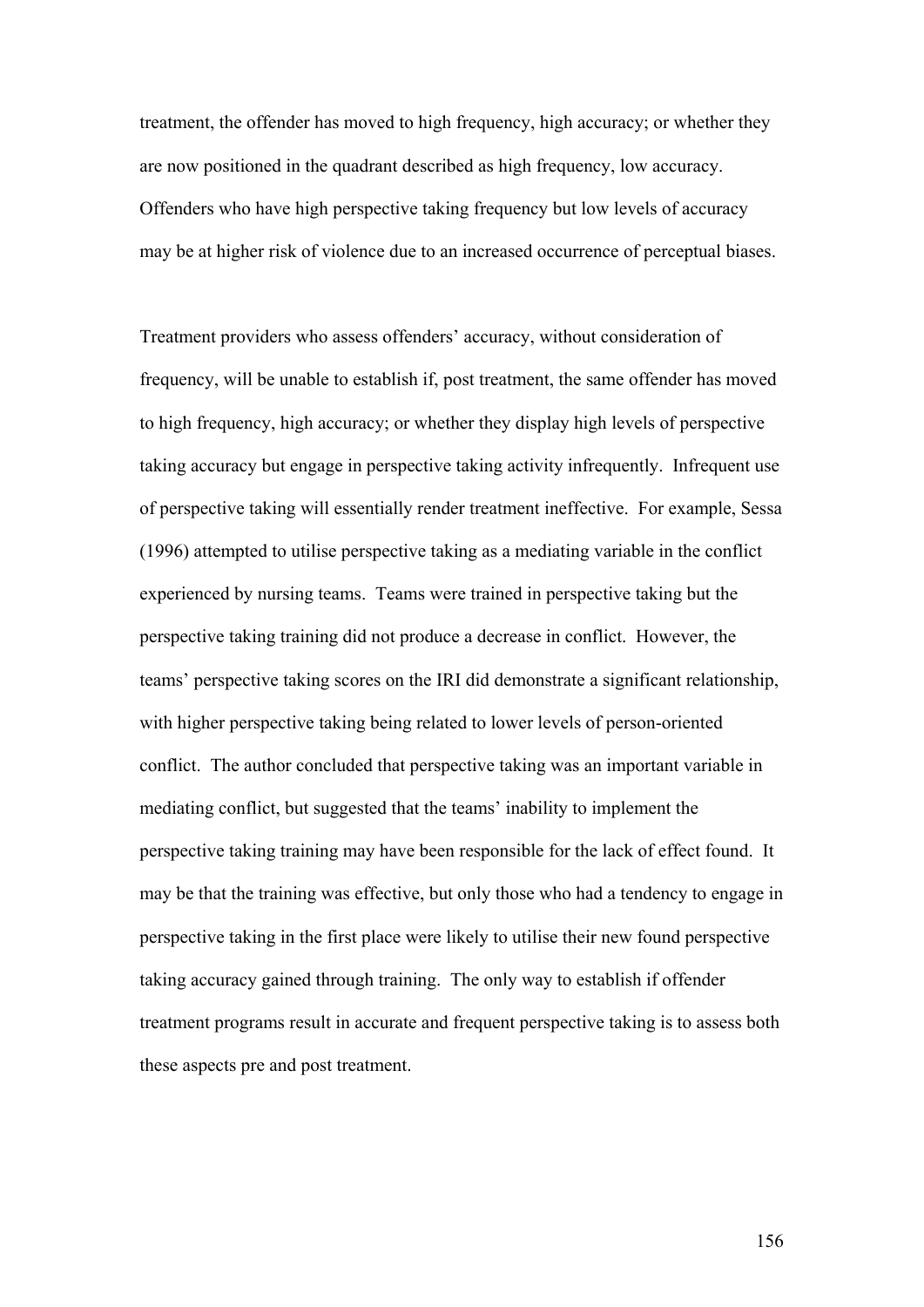treatment, the offender has moved to high frequency, high accuracy; or whether they are now positioned in the quadrant described as high frequency, low accuracy. Offenders who have high perspective taking frequency but low levels of accuracy may be at higher risk of violence due to an increased occurrence of perceptual biases.

Treatment providers who assess offenders' accuracy, without consideration of frequency, will be unable to establish if, post treatment, the same offender has moved to high frequency, high accuracy; or whether they display high levels of perspective taking accuracy but engage in perspective taking activity infrequently. Infrequent use of perspective taking will essentially render treatment ineffective. For example, Sessa (1996) attempted to utilise perspective taking as a mediating variable in the conflict experienced by nursing teams. Teams were trained in perspective taking but the perspective taking training did not produce a decrease in conflict. However, the teams' perspective taking scores on the IRI did demonstrate a significant relationship, with higher perspective taking being related to lower levels of person-oriented conflict. The author concluded that perspective taking was an important variable in mediating conflict, but suggested that the teams' inability to implement the perspective taking training may have been responsible for the lack of effect found. It may be that the training was effective, but only those who had a tendency to engage in perspective taking in the first place were likely to utilise their new found perspective taking accuracy gained through training. The only way to establish if offender treatment programs result in accurate and frequent perspective taking is to assess both these aspects pre and post treatment.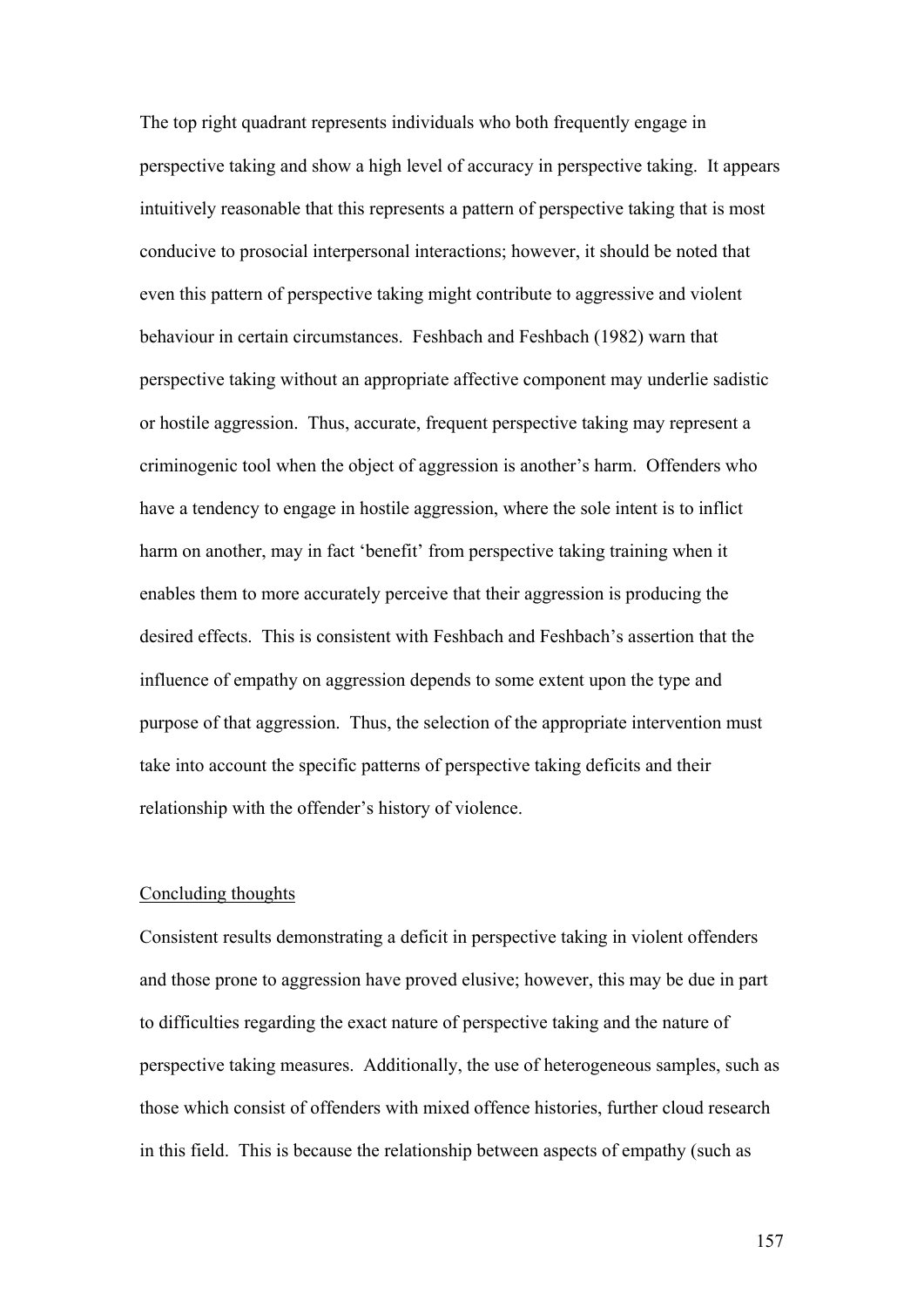The top right quadrant represents individuals who both frequently engage in perspective taking and show a high level of accuracy in perspective taking. It appears intuitively reasonable that this represents a pattern of perspective taking that is most conducive to prosocial interpersonal interactions; however, it should be noted that even this pattern of perspective taking might contribute to aggressive and violent behaviour in certain circumstances. Feshbach and Feshbach (1982) warn that perspective taking without an appropriate affective component may underlie sadistic or hostile aggression. Thus, accurate, frequent perspective taking may represent a criminogenic tool when the object of aggression is another's harm. Offenders who have a tendency to engage in hostile aggression, where the sole intent is to inflict harm on another, may in fact 'benefit' from perspective taking training when it enables them to more accurately perceive that their aggression is producing the desired effects. This is consistent with Feshbach and Feshbach's assertion that the influence of empathy on aggression depends to some extent upon the type and purpose of that aggression. Thus, the selection of the appropriate intervention must take into account the specific patterns of perspective taking deficits and their relationship with the offender's history of violence.

<u>Concluding thoughts</u>

Consistent results demonstrating a deficit in perspective taking in violent offenders and those prone to aggression have proved elusive; however, this may be due in part to difficulties regarding the exact nature of perspective taking and the nature of perspective taking measures. Additionally, the use of heterogeneous samples, such as those which consist of offenders with mixed offence histories, further cloud research in this field. This is because the relationship between aspects of empathy (such as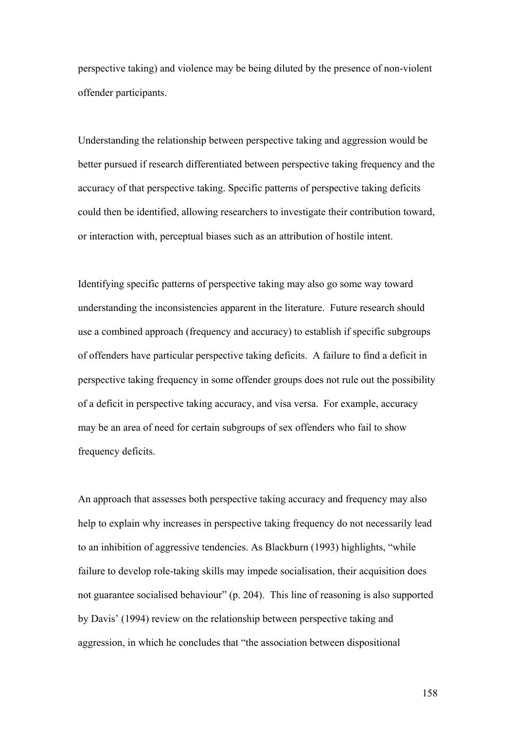perspective taking) and violence may be being diluted by the presence of non-violent offender participants.

Understanding the relationship between perspective taking and aggression would be better pursued if research differentiated between perspective taking frequency and the accuracy of that perspective taking. Specific patterns of perspective taking deficits could then be identified, allowing researchers to investigate their contribution toward, or interaction with, perceptual biases such as an attribution of hostile intent.

Identifying specific patterns of perspective taking may also go some way toward understanding the inconsistencies apparent in the literature. Future research should use a combined approach (frequency and accuracy) to establish if specific subgroups of offenders have particular perspective taking deficits. A failure to find a deficit in perspective taking frequency in some offender groups does not rule out the possibility of a deficit in perspective taking accuracy, and visa versa. For example, accuracy may be an area of need for certain subgroups of sex offenders who fail to show frequency deficits.

An approach that assesses both perspective taking accuracy and frequency may also help to explain why increases in perspective taking frequency do not necessarily lead to an inhibition of aggressive tendencies. As Blackburn (1993) highlights, "while failure to develop role-taking skills may impede socialisation, their acquisition does not guarantee socialised behaviour" (p. 204). This line of reasoning is also supported by Davis' (1994) review on the relationship between perspective taking and aggression, in which he concludes that "the association between dispositional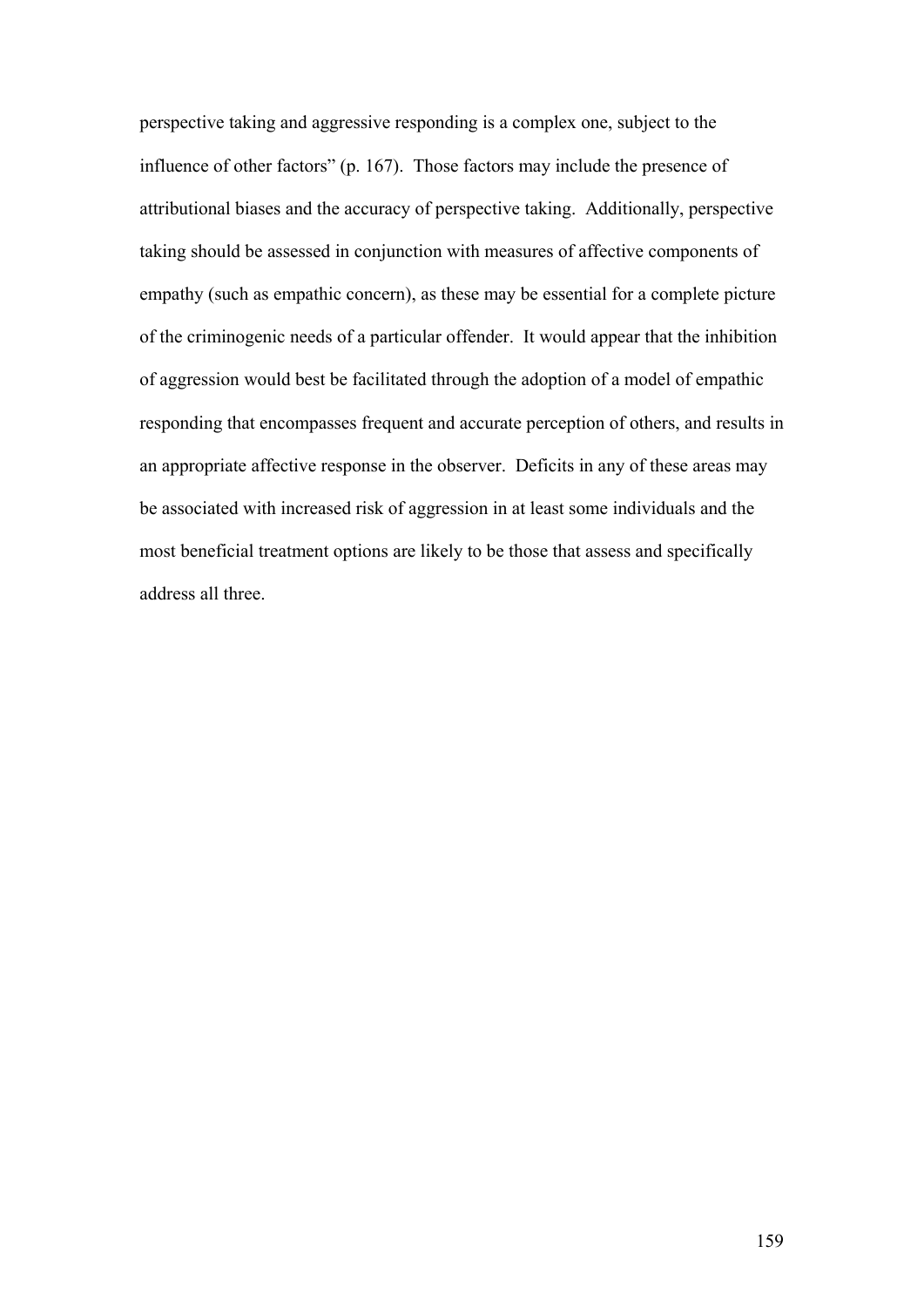perspective taking and aggressive responding is a complex one, subject to the influence of other factors" (p. 167). Those factors may include the presence of attributional biases and the accuracy of perspective taking. Additionally, perspective taking should be assessed in conjunction with measures of affective components of empathy (such as empathic concern), as these may be essential for a complete picture of the criminogenic needs of a particular offender. It would appear that the inhibition of aggression would best be facilitated through the adoption of a model of empathic responding that encompasses frequent and accurate perception of others, and results in an appropriate affective response in the observer. Deficits in any of these areas may be associated with increased risk of aggression in at least some individuals and the most beneficial treatment options are likely to be those that assess and specifically address all three.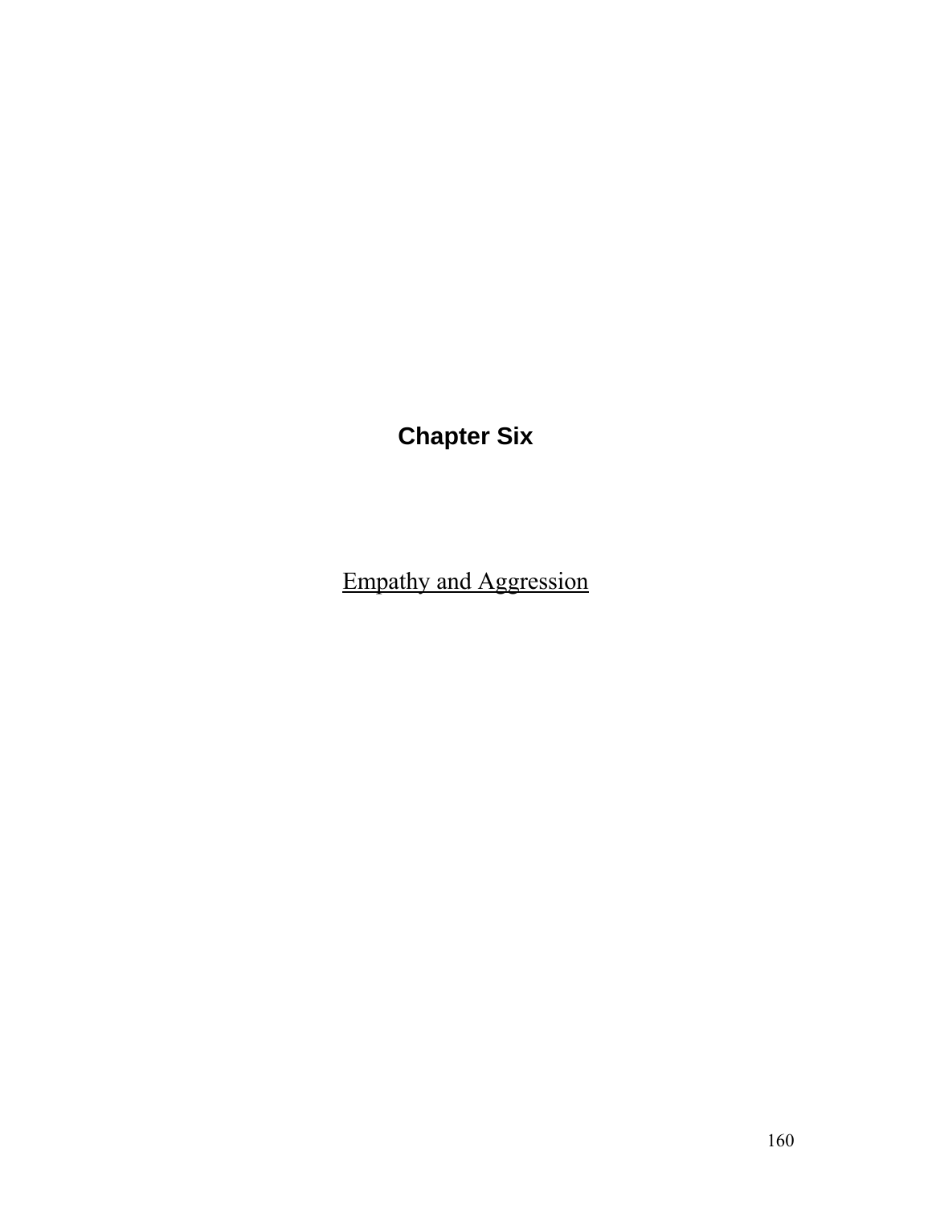# Chapter Six

## Empathy and Aggression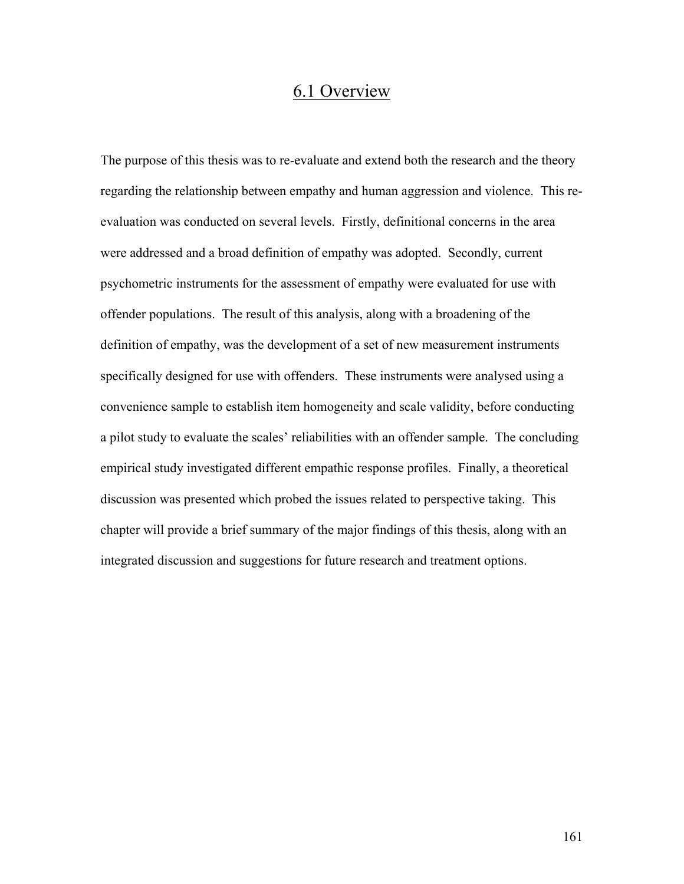## 6.1 Overview

The purpose of this thesis was to re-evaluate and extend both the research and the theory regarding the relationship between empathy and human aggression and violence. This re-evaluation was conducted on several levels. Firstly, definitional concerns in the area were addressed and a broad definition of empathy was adopted. Secondly, current psychometric instruments for the assessment of empathy were evaluated for use with offender populations. The result of this analysis, along with a broadening of the definition of empathy, was the development of a set of new measurement instruments specifically designed for use with offenders. These instruments were analysed using a convenience sample to establish item homogeneity and scale validity, before conducting a pilot study to evaluate the scales' reliabilities with an offender sample. The concluding empirical study investigated different empathic response profiles. Finally, a theoretical discussion was presented which probed the issues related to perspective taking. This chapter will provide a brief summary of the major findings of this thesis, along with an integrated discussion and suggestions for future research and treatment options.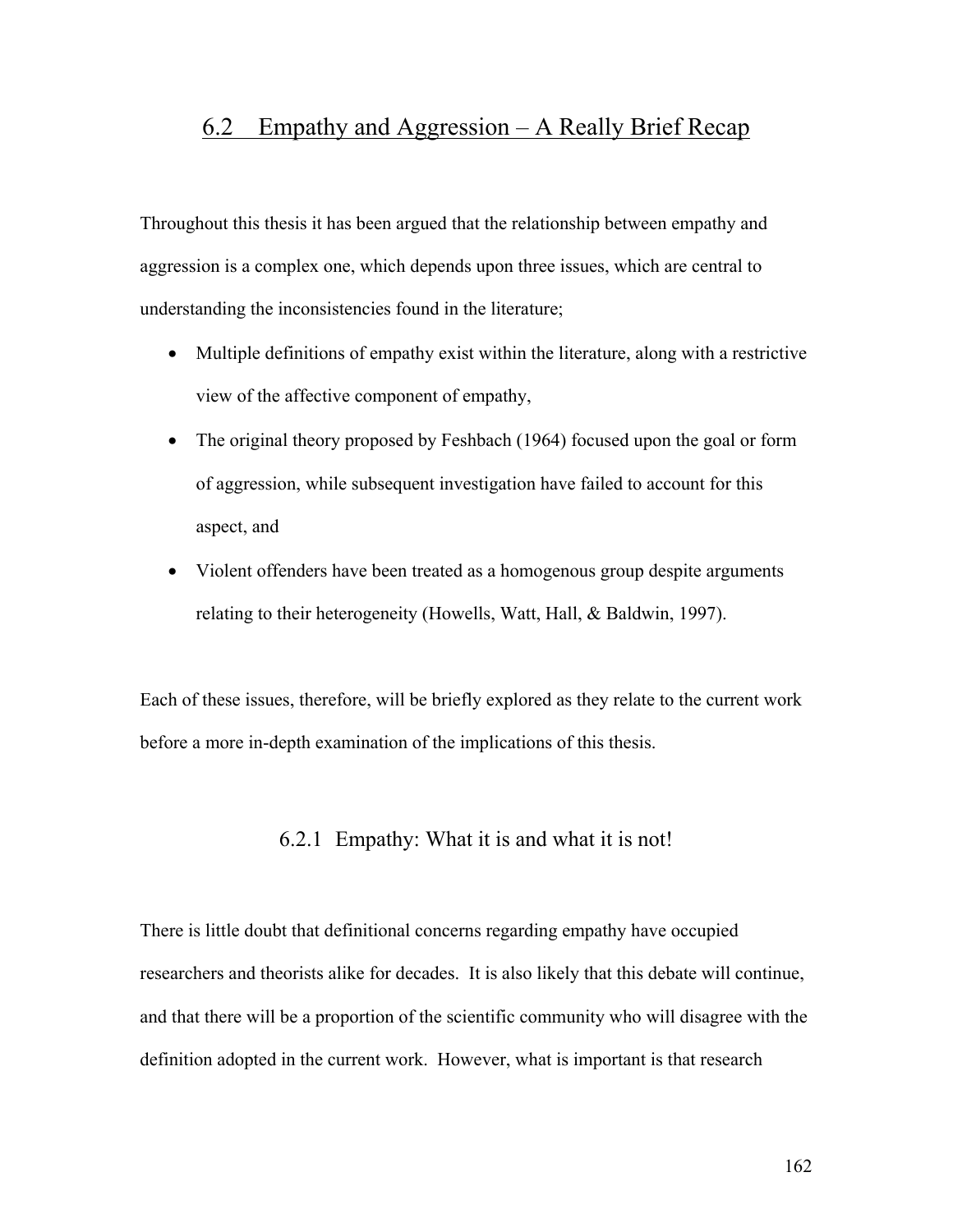## 6.2 Empathy and Aggression – A Really Brief Recap

Throughout this thesis it has been argued that the relationship between empathy and aggression is a complex one, which depends upon three issues, which are central to understanding the inconsistencies found in the literature;

- Multiple definitions of empathy exist within the literature, along with a restrictive view of the affective component of empathy,
- The original theory proposed by Feshbach (1964) focused upon the goal or form of aggression, while subsequent investigation have failed to account for this aspect, and
- Violent offenders have been treated as a homogenous group despite arguments relating to their heterogeneity (Howells, Watt, Hall, & Baldwin, 1997).

Each of these issues, therefore, will be briefly explored as they relate to the current work before a more in-depth examination of the implications of this thesis.

### 6.2.1 Empathy: What it is and what it is not!

There is little doubt that definitional concerns regarding empathy have occupied researchers and theorists alike for decades. It is also likely that this debate will continue, and that there will be a proportion of the scientific community who will disagree with the definition adopted in the current work. However, what is important is that research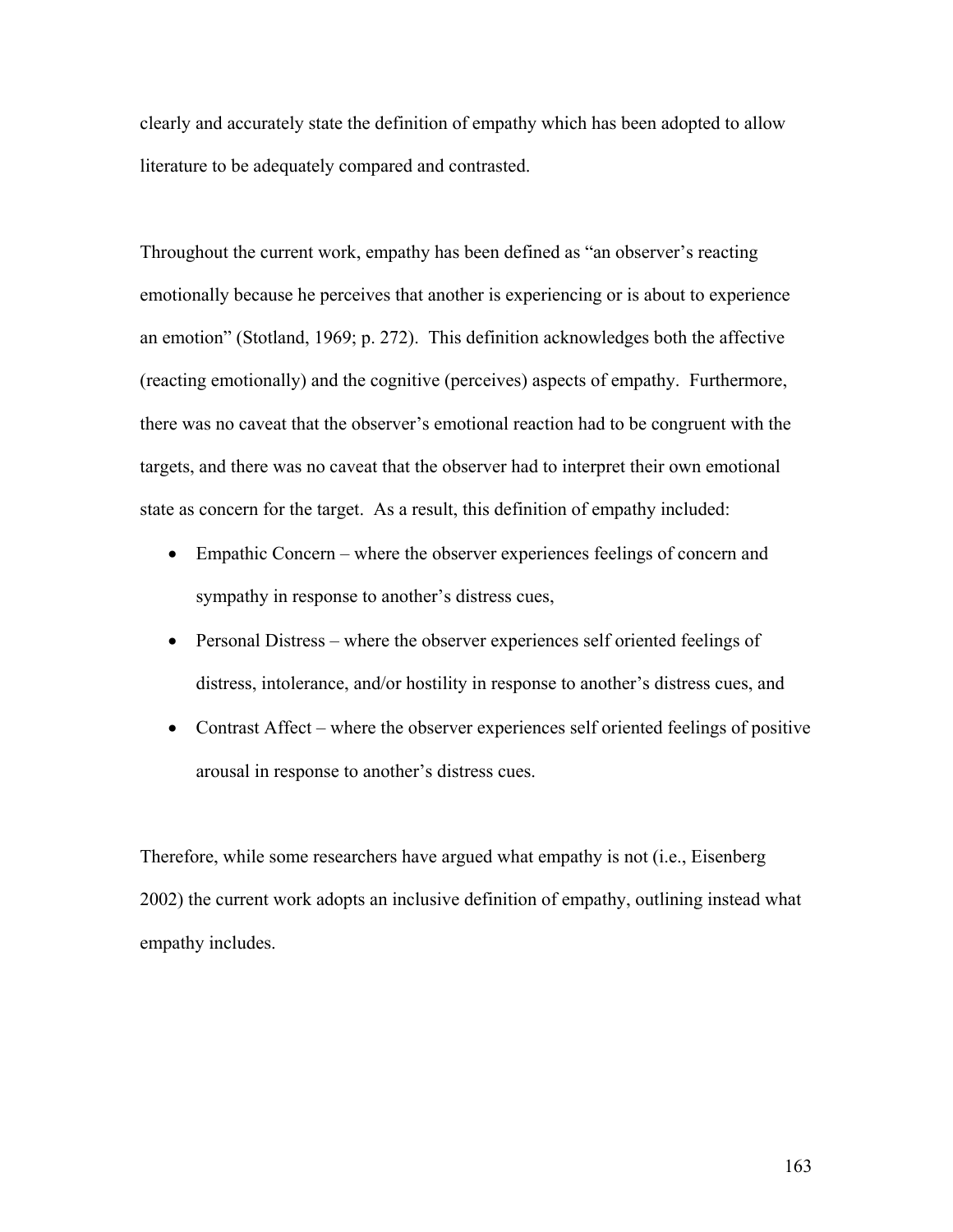clearly and accurately state the definition of empathy which has been adopted to allow literature to be adequately compared and contrasted.

Throughout the current work, empathy has been defined as “an observer’s reacting emotionally because he perceives that another is experiencing or is about to experience an emotion” (Stotland, 1969; p. 272). This definition acknowledges both the affective (reacting emotionally) and the cognitive (perceives) aspects of empathy. Furthermore, there was no caveat that the observer’s emotional reaction had to be congruent with the targets, and there was no caveat that the observer had to interpret their own emotional state as concern for the target. As a result, this definition of empathy included:

- Empathic Concern – where the observer experiences feelings of concern and sympathy in response to another’s distress cues,
- Personal Distress – where the observer experiences self oriented feelings of distress, intolerance, and/or hostility in response to another’s distress cues, and
- Contrast Affect – where the observer experiences self oriented feelings of positive arousal in response to another’s distress cues.

Therefore, while some researchers have argued what empathy is not (i.e., Eisenberg 2002) the current work adopts an inclusive definition of empathy, outlining instead what empathy includes.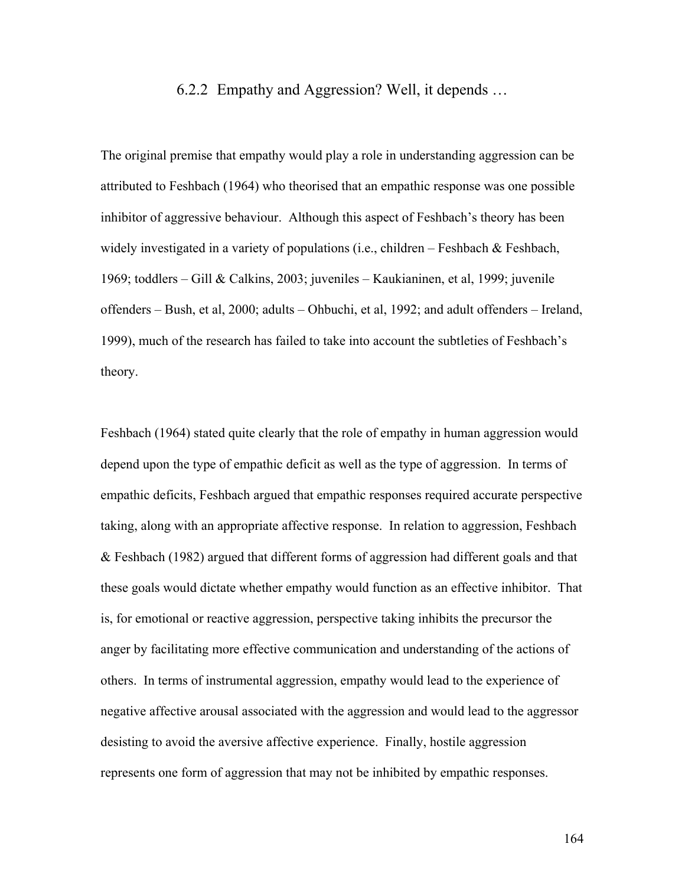### 6.2.2 Empathy and Aggression? Well, it depends …

The original premise that empathy would play a role in understanding aggression can be attributed to Feshbach (1964) who theorised that an empathic response was one possible inhibitor of aggressive behaviour. Although this aspect of Feshbach's theory has been widely investigated in a variety of populations (i.e., children – Feshbach & Feshbach, 1969; toddlers – Gill & Calkins, 2003; juveniles – Kaukianinen, et al, 1999; juvenile offenders – Bush, et al, 2000; adults – Ohbuchi, et al, 1992; and adult offenders – Ireland, 1999), much of the research has failed to take into account the subtleties of Feshbach's theory.

Feshbach (1964) stated quite clearly that the role of empathy in human aggression would depend upon the type of empathic deficit as well as the type of aggression. In terms of empathic deficits, Feshbach argued that empathic responses required accurate perspective taking, along with an appropriate affective response. In relation to aggression, Feshbach & Feshbach (1982) argued that different forms of aggression had different goals and that these goals would dictate whether empathy would function as an effective inhibitor. That is, for emotional or reactive aggression, perspective taking inhibits the precursor the anger by facilitating more effective communication and understanding of the actions of others. In terms of instrumental aggression, empathy would lead to the experience of negative affective arousal associated with the aggression and would lead to the aggressor desisting to avoid the aversive affective experience. Finally, hostile aggression represents one form of aggression that may not be inhibited by empathic responses.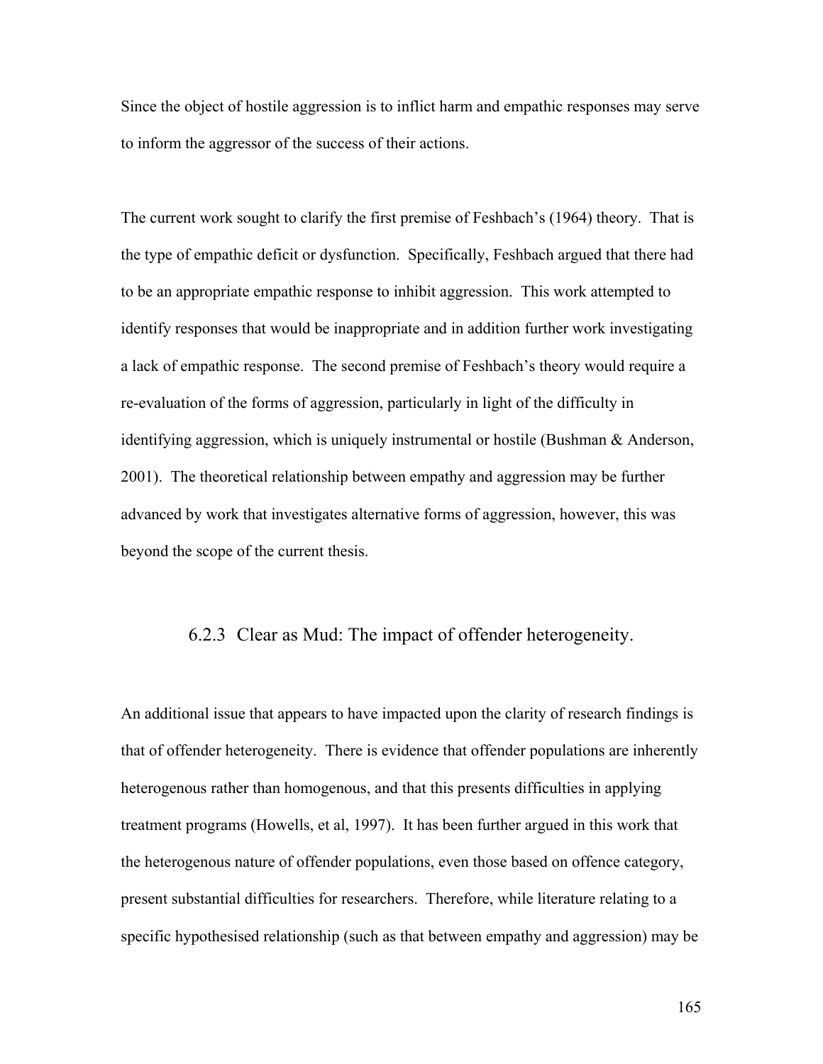Since the object of hostile aggression is to inflict harm and empathic responses may serve to inform the aggressor of the success of their actions.

The current work sought to clarify the first premise of Feshbach's (1964) theory. That is the type of empathic deficit or dysfunction. Specifically, Feshbach argued that there had to be an appropriate empathic response to inhibit aggression. This work attempted to identify responses that would be inappropriate and in addition further work investigating a lack of empathic response. The second premise of Feshbach's theory would require a re-evaluation of the forms of aggression, particularly in light of the difficulty in identifying aggression, which is uniquely instrumental or hostile (Bushman & Anderson, 2001). The theoretical relationship between empathy and aggression may be further advanced by work that investigates alternative forms of aggression, however, this was beyond the scope of the current thesis.

### 6.2.3 Clear as Mud: The impact of offender heterogeneity.

An additional issue that appears to have impacted upon the clarity of research findings is that of offender heterogeneity. There is evidence that offender populations are inherently heterogenous rather than homogenous, and that this presents difficulties in applying treatment programs (Howells, et al, 1997). It has been further argued in this work that the heterogenous nature of offender populations, even those based on offence category, present substantial difficulties for researchers. Therefore, while literature relating to a specific hypothesised relationship (such as that between empathy and aggression) may be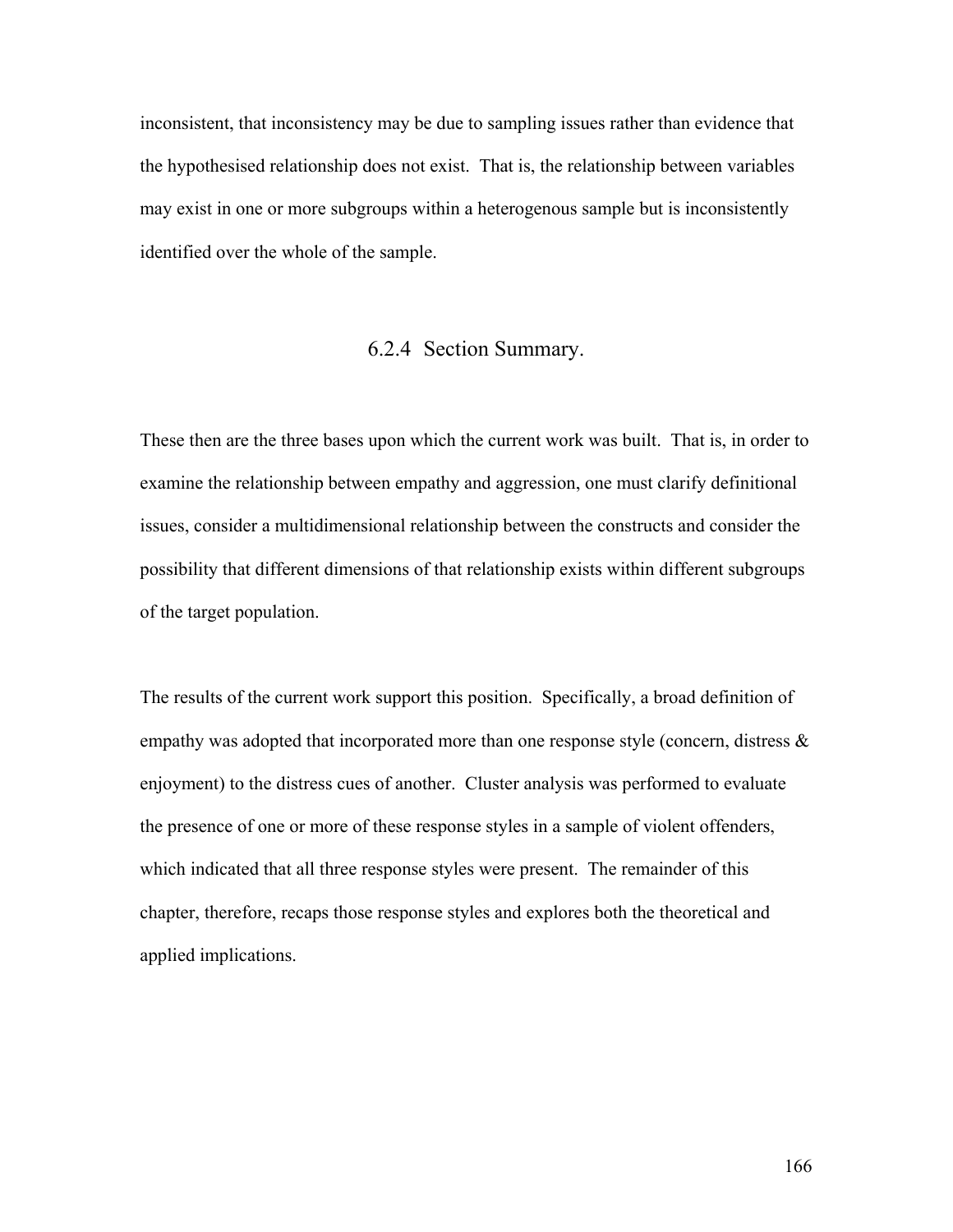inconsistent, that inconsistency may be due to sampling issues rather than evidence that the hypothesised relationship does not exist. That is, the relationship between variables may exist in one or more subgroups within a heterogenous sample but is inconsistently identified over the whole of the sample.

### 6.2.4 Section Summary.

These then are the three bases upon which the current work was built. That is, in order to examine the relationship between empathy and aggression, one must clarify definitional issues, consider a multidimensional relationship between the constructs and consider the possibility that different dimensions of that relationship exists within different subgroups of the target population.

The results of the current work support this position. Specifically, a broad definition of empathy was adopted that incorporated more than one response style (concern, distress & enjoyment) to the distress cues of another. Cluster analysis was performed to evaluate the presence of one or more of these response styles in a sample of violent offenders, which indicated that all three response styles were present. The remainder of this chapter, therefore, recaps those response styles and explores both the theoretical and applied implications.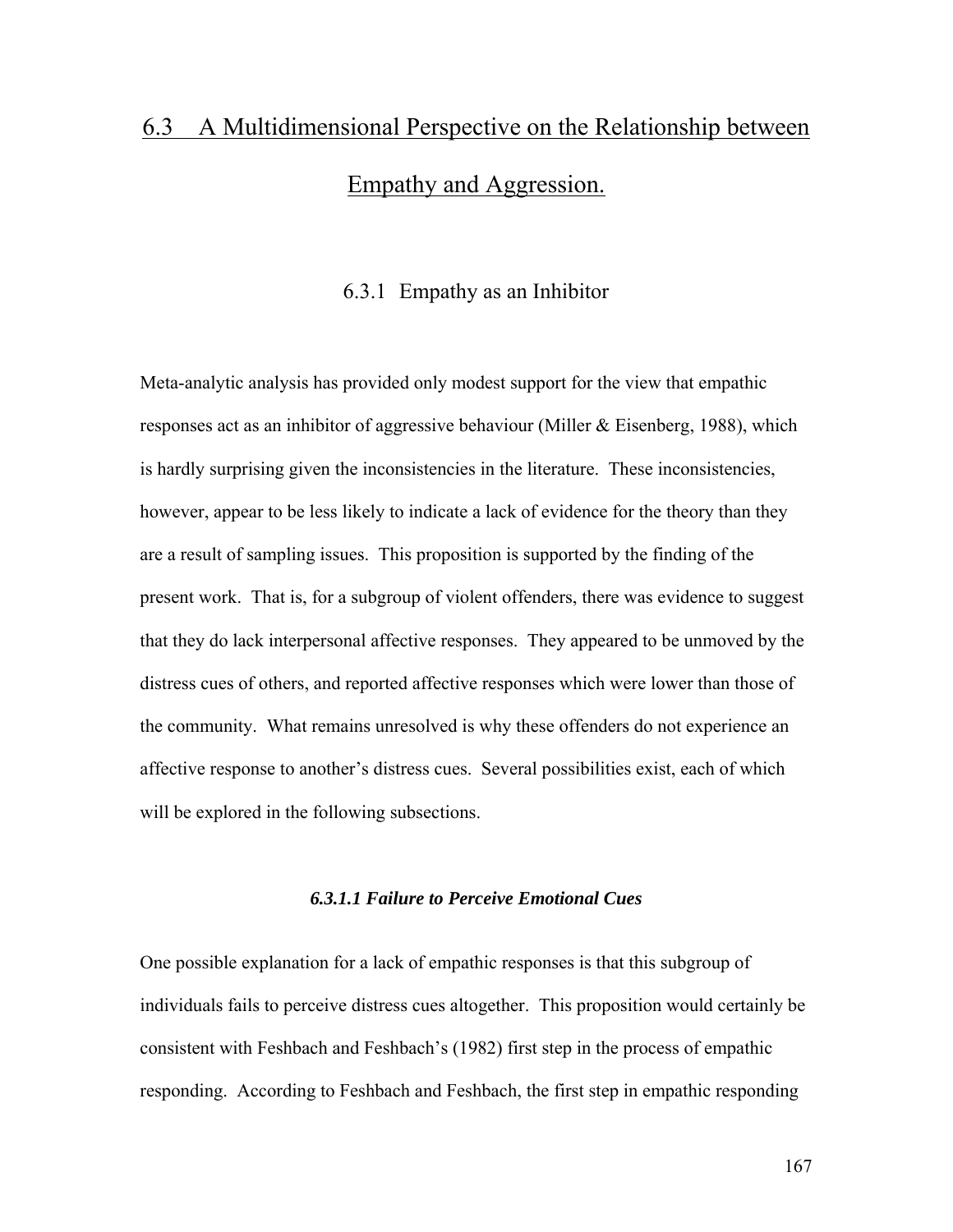## 6.3 A Multidimensional Perspective on the Relationship between Empathy and Aggression.

### 6.3.1 Empathy as an Inhibitor

Meta-analytic analysis has provided only modest support for the view that empathic responses act as an inhibitor of aggressive behaviour (Miller & Eisenberg, 1988), which is hardly surprising given the inconsistencies in the literature. These inconsistencies, however, appear to be less likely to indicate a lack of evidence for the theory than they are a result of sampling issues. This proposition is supported by the finding of the present work. That is, for a subgroup of violent offenders, there was evidence to suggest that they do lack interpersonal affective responses. They appeared to be unmoved by the distress cues of others, and reported affective responses which were lower than those of the community. What remains unresolved is why these offenders do not experience an affective response to another's distress cues. Several possibilities exist, each of which will be explored in the following subsections.

#### *6.3.1.1 Failure to Perceive Emotional Cues*

One possible explanation for a lack of empathic responses is that this subgroup of individuals fails to perceive distress cues altogether. This proposition would certainly be consistent with Feshbach and Feshbach's (1982) first step in the process of empathic responding. According to Feshbach and Feshbach, the first step in empathic responding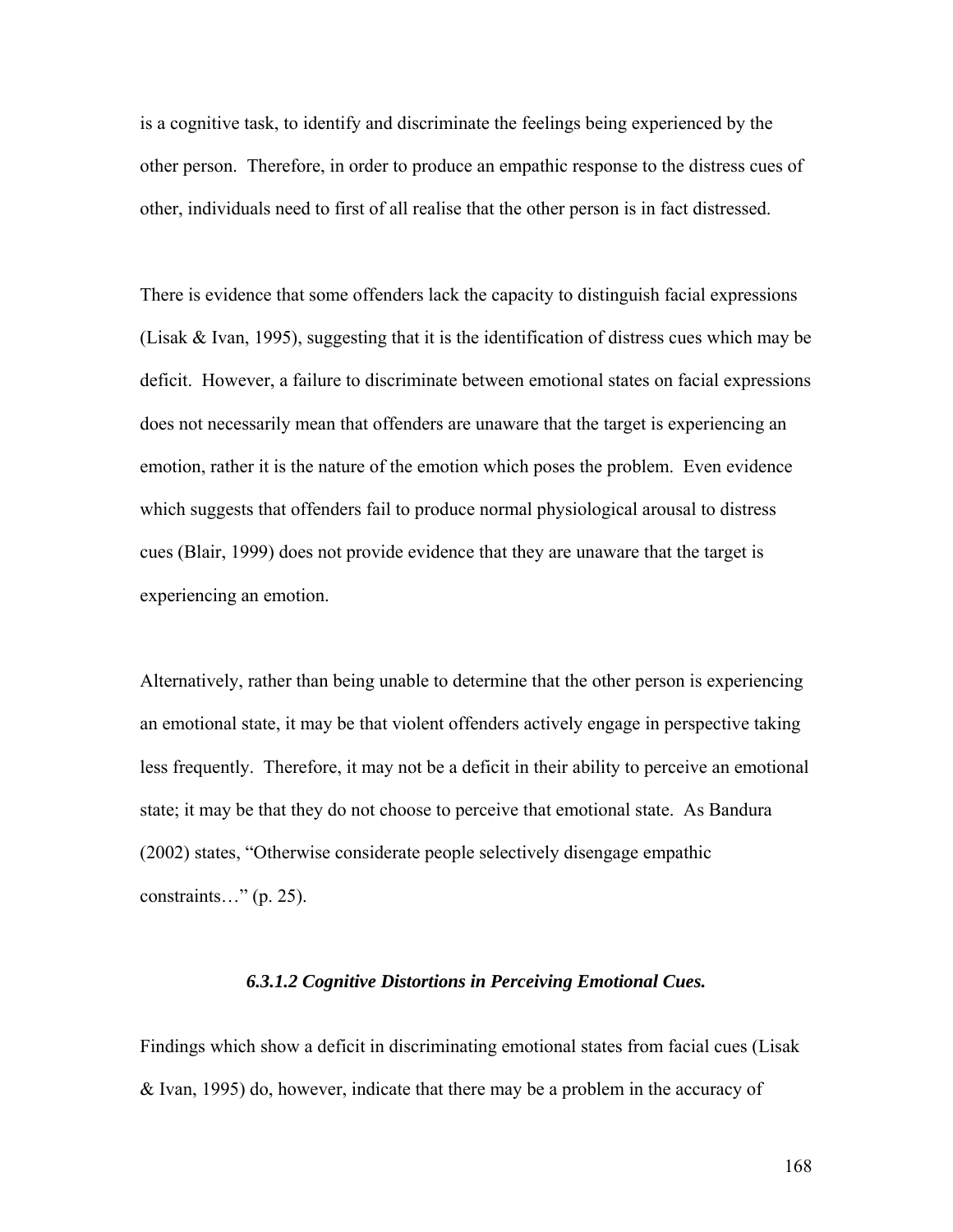is a cognitive task, to identify and discriminate the feelings being experienced by the other person. Therefore, in order to produce an empathic response to the distress cues of other, individuals need to first of all realise that the other person is in fact distressed.

There is evidence that some offenders lack the capacity to distinguish facial expressions (Lisak & Ivan, 1995), suggesting that it is the identification of distress cues which may be deficit. However, a failure to discriminate between emotional states on facial expressions does not necessarily mean that offenders are unaware that the target is experiencing an emotion, rather it is the nature of the emotion which poses the problem. Even evidence which suggests that offenders fail to produce normal physiological arousal to distress cues (Blair, 1999) does not provide evidence that they are unaware that the target is experiencing an emotion.

Alternatively, rather than being unable to determine that the other person is experiencing an emotional state, it may be that violent offenders actively engage in perspective taking less frequently. Therefore, it may not be a deficit in their ability to perceive an emotional state; it may be that they do not choose to perceive that emotional state. As Bandura (2002) states, "Otherwise considerate people selectively disengage empathic constraints…" (p. 25).

#### *6.3.1.2 Cognitive Distortions in Perceiving Emotional Cues.*

Findings which show a deficit in discriminating emotional states from facial cues (Lisak & Ivan, 1995) do, however, indicate that there may be a problem in the accuracy of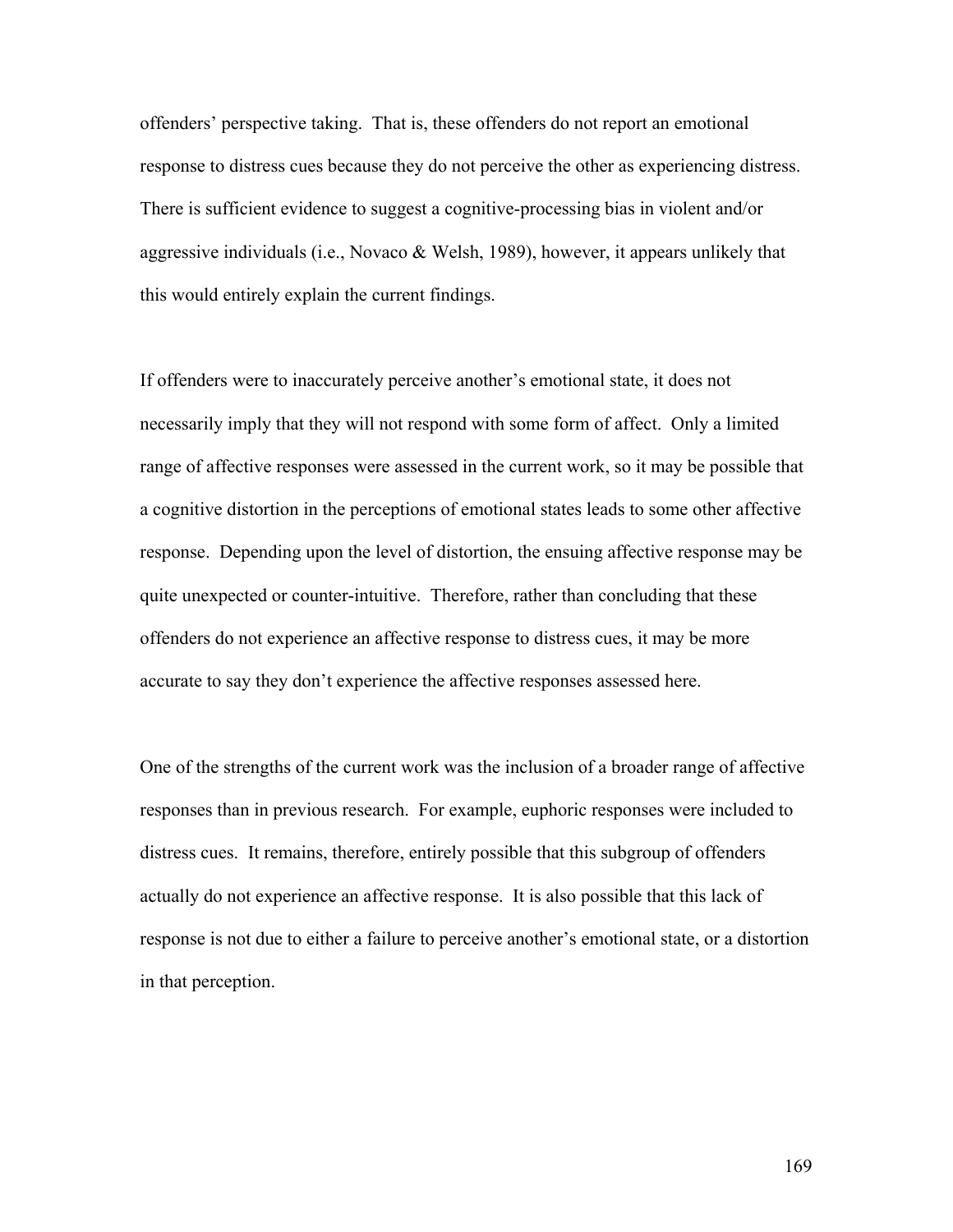offenders' perspective taking. That is, these offenders do not report an emotional response to distress cues because they do not perceive the other as experiencing distress. There is sufficient evidence to suggest a cognitive-processing bias in violent and/or aggressive individuals (i.e., Novaco & Welsh, 1989), however, it appears unlikely that this would entirely explain the current findings.

If offenders were to inaccurately perceive another's emotional state, it does not necessarily imply that they will not respond with some form of affect. Only a limited range of affective responses were assessed in the current work, so it may be possible that a cognitive distortion in the perceptions of emotional states leads to some other affective response. Depending upon the level of distortion, the ensuing affective response may be quite unexpected or counter-intuitive. Therefore, rather than concluding that these offenders do not experience an affective response to distress cues, it may be more accurate to say they don't experience the affective responses assessed here.

One of the strengths of the current work was the inclusion of a broader range of affective responses than in previous research. For example, euphoric responses were included to distress cues. It remains, therefore, entirely possible that this subgroup of offenders actually do not experience an affective response. It is also possible that this lack of response is not due to either a failure to perceive another's emotional state, or a distortion in that perception.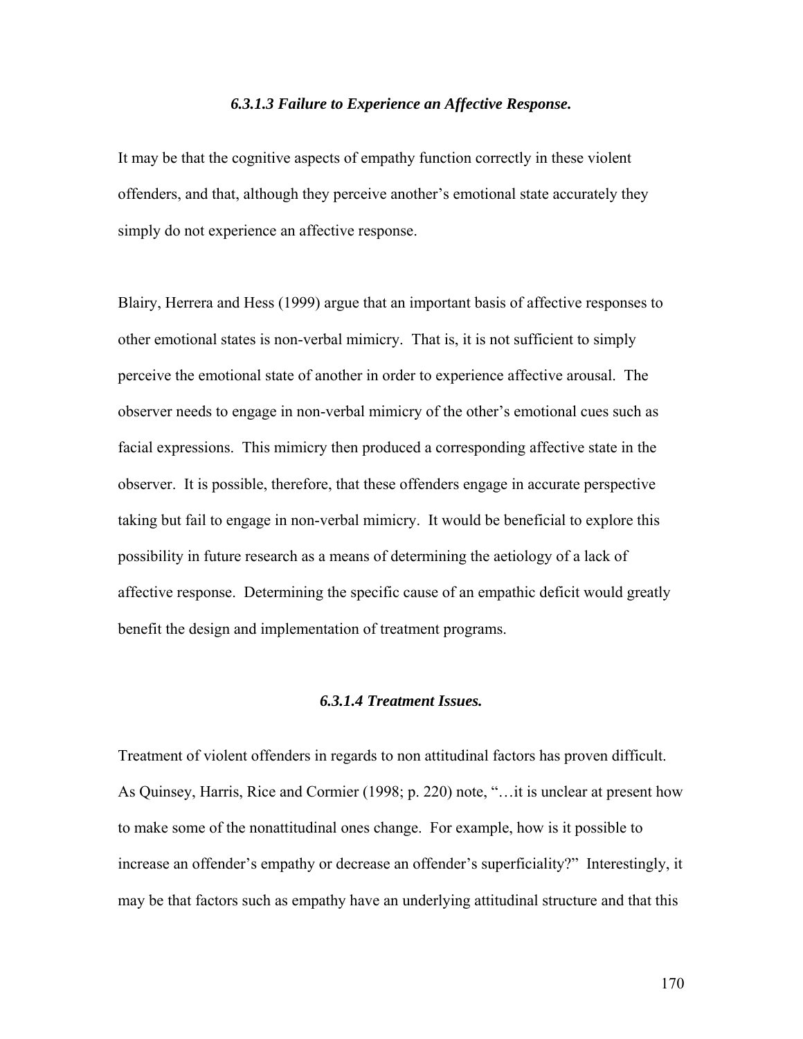#### *6.3.1.3 Failure to Experience an Affective Response.*

It may be that the cognitive aspects of empathy function correctly in these violent offenders, and that, although they perceive another's emotional state accurately they simply do not experience an affective response.

Blairy, Herrera and Hess (1999) argue that an important basis of affective responses to other emotional states is non-verbal mimicry. That is, it is not sufficient to simply perceive the emotional state of another in order to experience affective arousal. The observer needs to engage in non-verbal mimicry of the other's emotional cues such as facial expressions. This mimicry then produced a corresponding affective state in the observer. It is possible, therefore, that these offenders engage in accurate perspective taking but fail to engage in non-verbal mimicry. It would be beneficial to explore this possibility in future research as a means of determining the aetiology of a lack of affective response. Determining the specific cause of an empathic deficit would greatly benefit the design and implementation of treatment programs.

#### *6.3.1.4 Treatment Issues.*

Treatment of violent offenders in regards to non attitudinal factors has proven difficult. As Quinsey, Harris, Rice and Cormier (1998; p. 220) note, "…it is unclear at present how to make some of the nonattitudinal ones change. For example, how is it possible to increase an offender's empathy or decrease an offender's superficiality?" Interestingly, it may be that factors such as empathy have an underlying attitudinal structure and that this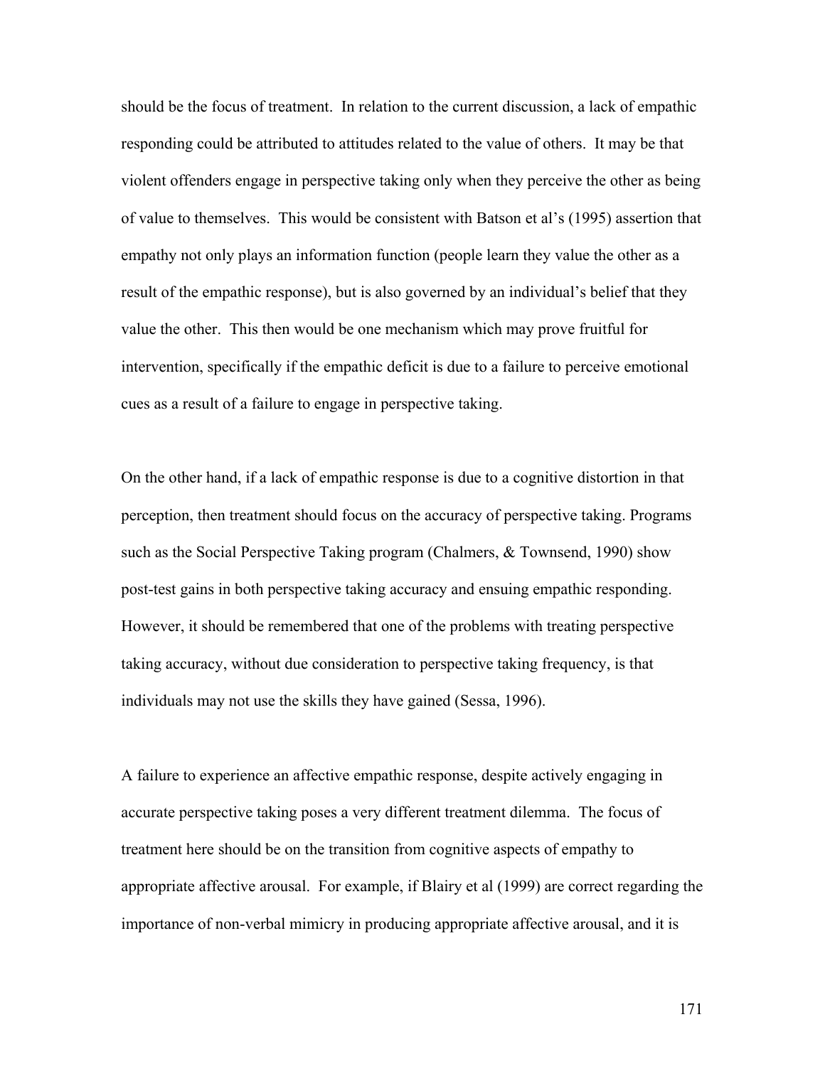should be the focus of treatment. In relation to the current discussion, a lack of empathic responding could be attributed to attitudes related to the value of others. It may be that violent offenders engage in perspective taking only when they perceive the other as being of value to themselves. This would be consistent with Batson et al's (1995) assertion that empathy not only plays an information function (people learn they value the other as a result of the empathic response), but is also governed by an individual's belief that they value the other. This then would be one mechanism which may prove fruitful for intervention, specifically if the empathic deficit is due to a failure to perceive emotional cues as a result of a failure to engage in perspective taking.

On the other hand, if a lack of empathic response is due to a cognitive distortion in that perception, then treatment should focus on the accuracy of perspective taking. Programs such as the Social Perspective Taking program (Chalmers, & Townsend, 1990) show post-test gains in both perspective taking accuracy and ensuing empathic responding. However, it should be remembered that one of the problems with treating perspective taking accuracy, without due consideration to perspective taking frequency, is that individuals may not use the skills they have gained (Sessa, 1996).

A failure to experience an affective empathic response, despite actively engaging in accurate perspective taking poses a very different treatment dilemma. The focus of treatment here should be on the transition from cognitive aspects of empathy to appropriate affective arousal. For example, if Blairy et al (1999) are correct regarding the importance of non-verbal mimicry in producing appropriate affective arousal, and it is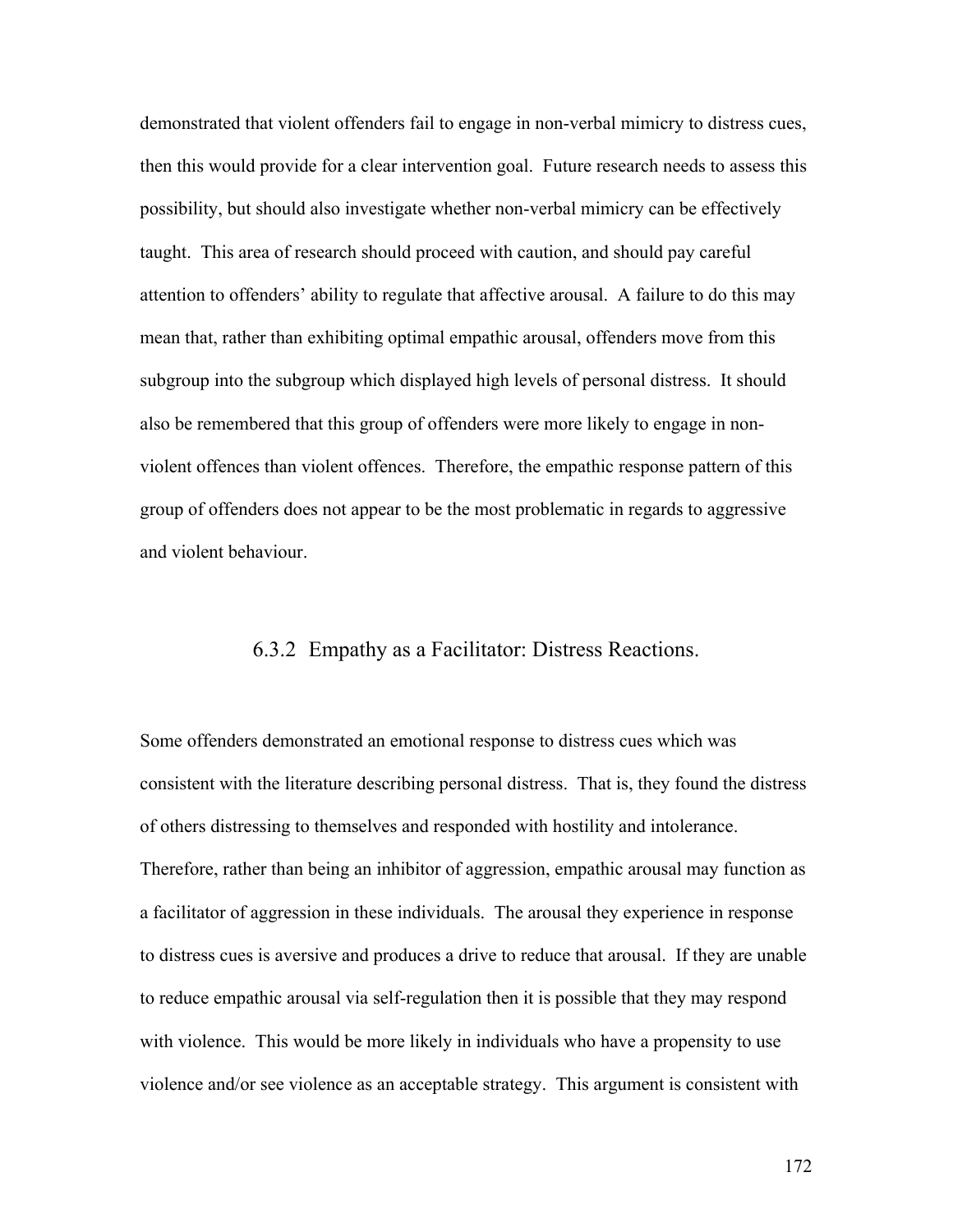demonstrated that violent offenders fail to engage in non-verbal mimicry to distress cues, then this would provide for a clear intervention goal. Future research needs to assess this possibility, but should also investigate whether non-verbal mimicry can be effectively taught. This area of research should proceed with caution, and should pay careful attention to offenders' ability to regulate that affective arousal. A failure to do this may mean that, rather than exhibiting optimal empathic arousal, offenders move from this subgroup into the subgroup which displayed high levels of personal distress. It should also be remembered that this group of offenders were more likely to engage in non-violent offences than violent offences. Therefore, the empathic response pattern of this group of offenders does not appear to be the most problematic in regards to aggressive and violent behaviour.

### 6.3.2 Empathy as a Facilitator: Distress Reactions.

Some offenders demonstrated an emotional response to distress cues which was consistent with the literature describing personal distress. That is, they found the distress of others distressing to themselves and responded with hostility and intolerance. Therefore, rather than being an inhibitor of aggression, empathic arousal may function as a facilitator of aggression in these individuals. The arousal they experience in response to distress cues is aversive and produces a drive to reduce that arousal. If they are unable to reduce empathic arousal via self-regulation then it is possible that they may respond with violence. This would be more likely in individuals who have a propensity to use violence and/or see violence as an acceptable strategy. This argument is consistent with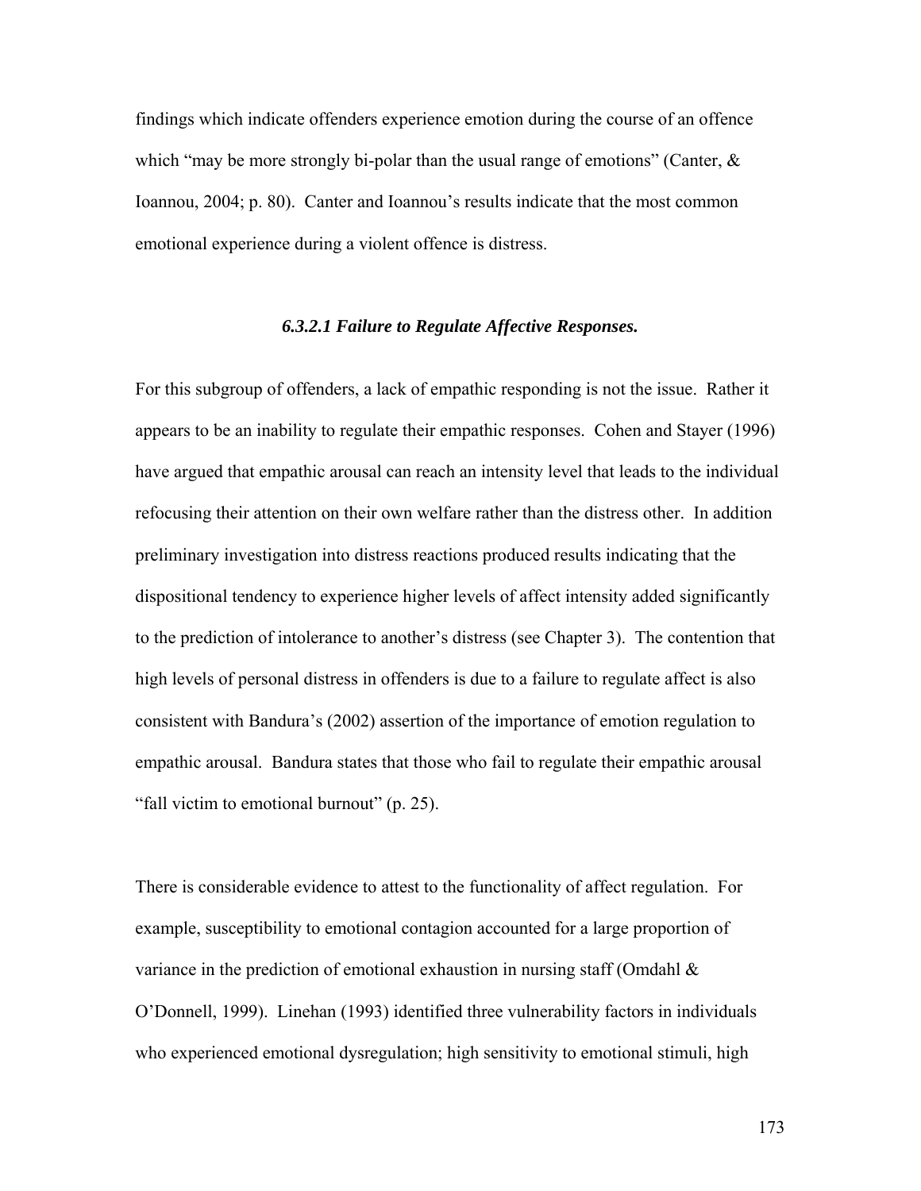findings which indicate offenders experience emotion during the course of an offence which "may be more strongly bi-polar than the usual range of emotions" (Canter, & Ioannou, 2004; p. 80). Canter and Ioannou's results indicate that the most common emotional experience during a violent offence is distress.

#### *6.3.2.1 Failure to Regulate Affective Responses.*

For this subgroup of offenders, a lack of empathic responding is not the issue. Rather it appears to be an inability to regulate their empathic responses. Cohen and Stayer (1996) have argued that empathic arousal can reach an intensity level that leads to the individual refocusing their attention on their own welfare rather than the distress other. In addition preliminary investigation into distress reactions produced results indicating that the dispositional tendency to experience higher levels of affect intensity added significantly to the prediction of intolerance to another's distress (see Chapter 3). The contention that high levels of personal distress in offenders is due to a failure to regulate affect is also consistent with Bandura's (2002) assertion of the importance of emotion regulation to empathic arousal. Bandura states that those who fail to regulate their empathic arousal "fall victim to emotional burnout" (p. 25).

There is considerable evidence to attest to the functionality of affect regulation. For example, susceptibility to emotional contagion accounted for a large proportion of variance in the prediction of emotional exhaustion in nursing staff (Omdahl & O'Donnell, 1999). Linehan (1993) identified three vulnerability factors in individuals who experienced emotional dysregulation; high sensitivity to emotional stimuli, high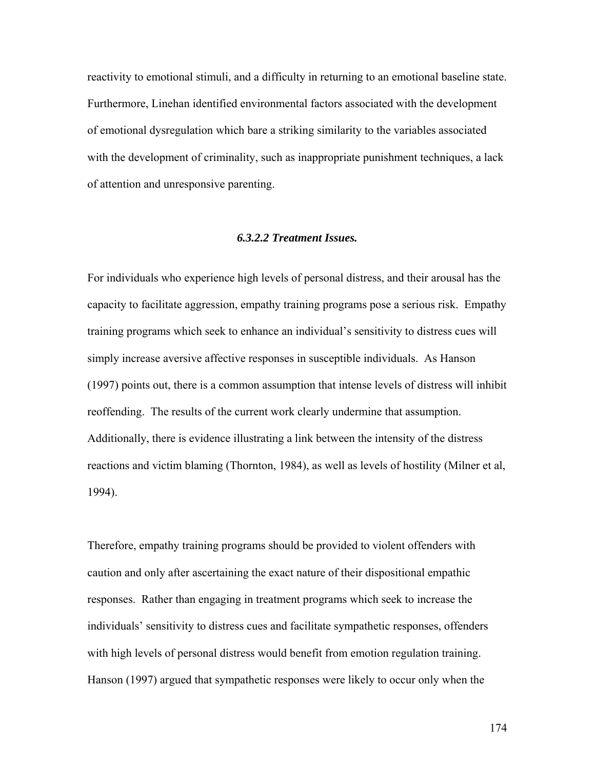reactivity to emotional stimuli, and a difficulty in returning to an emotional baseline state. Furthermore, Linehan identified environmental factors associated with the development of emotional dysregulation which bare a striking similarity to the variables associated with the development of criminality, such as inappropriate punishment techniques, a lack of attention and unresponsive parenting.

#### *6.3.2.2 Treatment Issues.*

For individuals who experience high levels of personal distress, and their arousal has the capacity to facilitate aggression, empathy training programs pose a serious risk. Empathy training programs which seek to enhance an individual's sensitivity to distress cues will simply increase aversive affective responses in susceptible individuals. As Hanson (1997) points out, there is a common assumption that intense levels of distress will inhibit reoffending. The results of the current work clearly undermine that assumption. Additionally, there is evidence illustrating a link between the intensity of the distress reactions and victim blaming (Thornton, 1984), as well as levels of hostility (Milner et al, 1994).

Therefore, empathy training programs should be provided to violent offenders with caution and only after ascertaining the exact nature of their dispositional empathic responses. Rather than engaging in treatment programs which seek to increase the individuals' sensitivity to distress cues and facilitate sympathetic responses, offenders with high levels of personal distress would benefit from emotion regulation training. Hanson (1997) argued that sympathetic responses were likely to occur only when the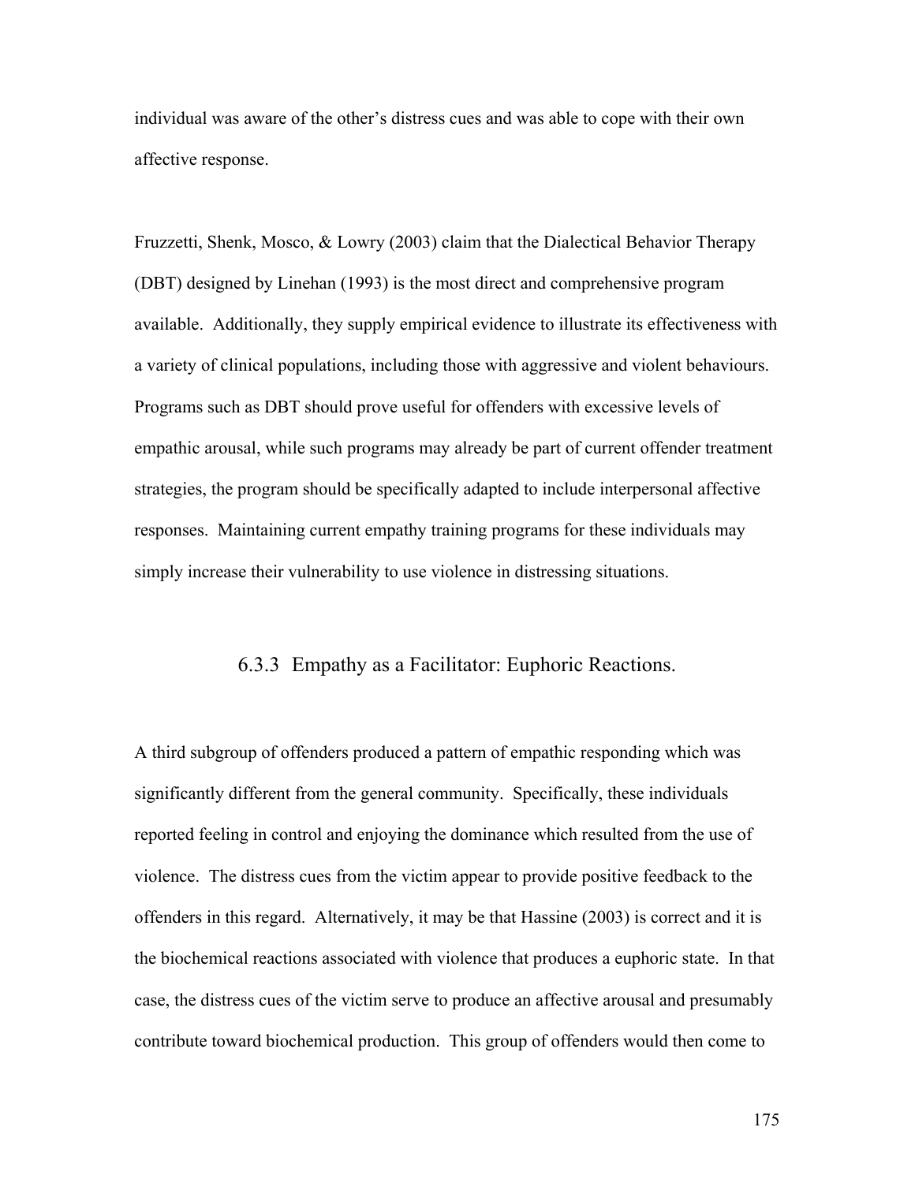individual was aware of the other's distress cues and was able to cope with their own affective response.

Fruzzetti, Shenk, Mosco, & Lowry (2003) claim that the Dialectical Behavior Therapy (DBT) designed by Linehan (1993) is the most direct and comprehensive program available. Additionally, they supply empirical evidence to illustrate its effectiveness with a variety of clinical populations, including those with aggressive and violent behaviours. Programs such as DBT should prove useful for offenders with excessive levels of empathic arousal, while such programs may already be part of current offender treatment strategies, the program should be specifically adapted to include interpersonal affective responses. Maintaining current empathy training programs for these individuals may simply increase their vulnerability to use violence in distressing situations.

### 6.3.3 Empathy as a Facilitator: Euphoric Reactions.

A third subgroup of offenders produced a pattern of empathic responding which was significantly different from the general community. Specifically, these individuals reported feeling in control and enjoying the dominance which resulted from the use of violence. The distress cues from the victim appear to provide positive feedback to the offenders in this regard. Alternatively, it may be that Hassine (2003) is correct and it is the biochemical reactions associated with violence that produces a euphoric state. In that case, the distress cues of the victim serve to produce an affective arousal and presumably contribute toward biochemical production. This group of offenders would then come to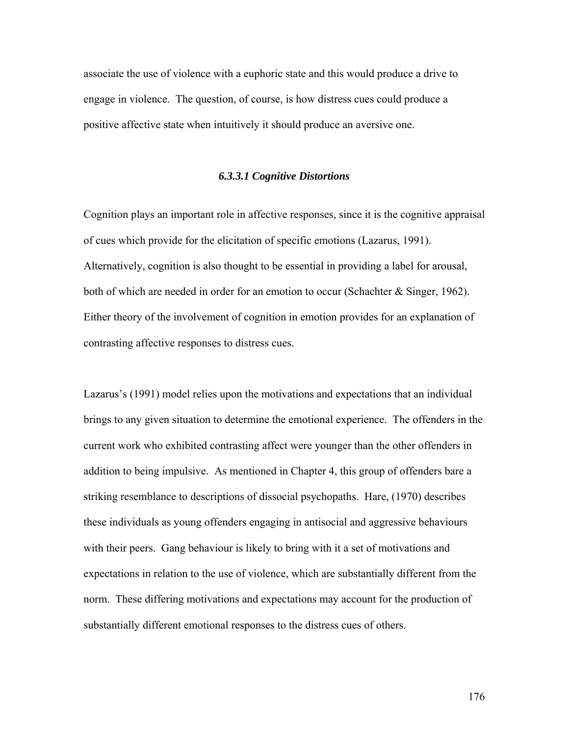associate the use of violence with a euphoric state and this would produce a drive to engage in violence. The question, of course, is how distress cues could produce a positive affective state when intuitively it should produce an aversive one.

#### *6.3.3.1 Cognitive Distortions*

Cognition plays an important role in affective responses, since it is the cognitive appraisal of cues which provide for the elicitation of specific emotions (Lazarus, 1991). Alternatively, cognition is also thought to be essential in providing a label for arousal, both of which are needed in order for an emotion to occur (Schachter & Singer, 1962). Either theory of the involvement of cognition in emotion provides for an explanation of contrasting affective responses to distress cues.

Lazarus's (1991) model relies upon the motivations and expectations that an individual brings to any given situation to determine the emotional experience. The offenders in the current work who exhibited contrasting affect were younger than the other offenders in addition to being impulsive. As mentioned in Chapter 4, this group of offenders bare a striking resemblance to descriptions of dissocial psychopaths. Hare, (1970) describes these individuals as young offenders engaging in antisocial and aggressive behaviours with their peers. Gang behaviour is likely to bring with it a set of motivations and expectations in relation to the use of violence, which are substantially different from the norm. These differing motivations and expectations may account for the production of substantially different emotional responses to the distress cues of others.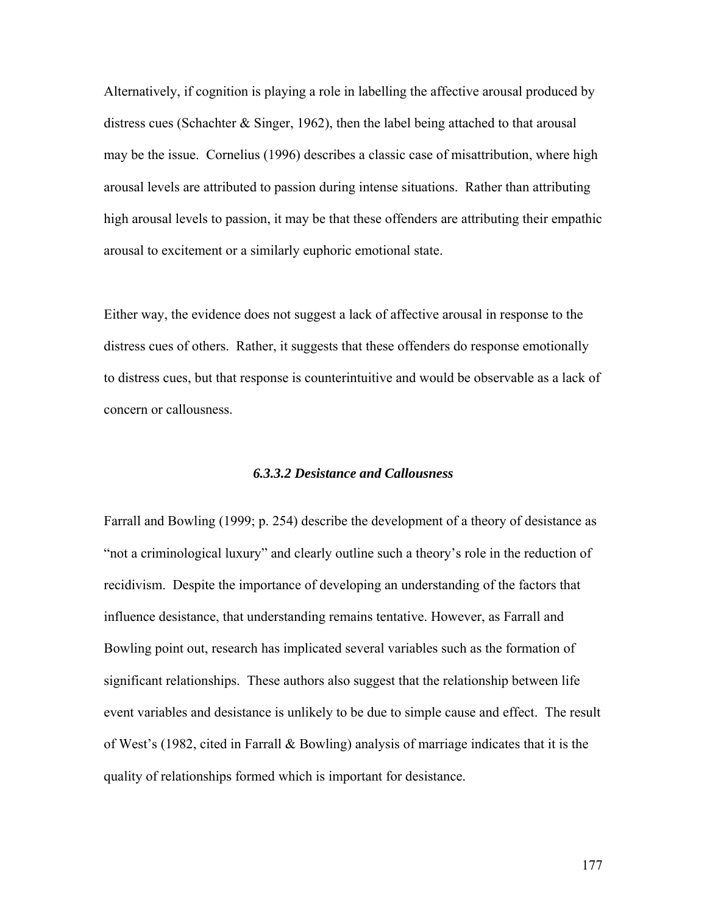Alternatively, if cognition is playing a role in labelling the affective arousal produced by distress cues (Schachter & Singer, 1962), then the label being attached to that arousal may be the issue. Cornelius (1996) describes a classic case of misattribution, where high arousal levels are attributed to passion during intense situations. Rather than attributing high arousal levels to passion, it may be that these offenders are attributing their empathic arousal to excitement or a similarly euphoric emotional state.

Either way, the evidence does not suggest a lack of affective arousal in response to the distress cues of others. Rather, it suggests that these offenders do response emotionally to distress cues, but that response is counterintuitive and would be observable as a lack of concern or callousness.

#### *6.3.3.2 Desistance and Callousness*

Farrall and Bowling (1999; p. 254) describe the development of a theory of desistance as "not a criminological luxury" and clearly outline such a theory's role in the reduction of recidivism. Despite the importance of developing an understanding of the factors that influence desistance, that understanding remains tentative. However, as Farrall and Bowling point out, research has implicated several variables such as the formation of significant relationships. These authors also suggest that the relationship between life event variables and desistance is unlikely to be due to simple cause and effect. The result of West's (1982, cited in Farrall & Bowling) analysis of marriage indicates that it is the quality of relationships formed which is important for desistance.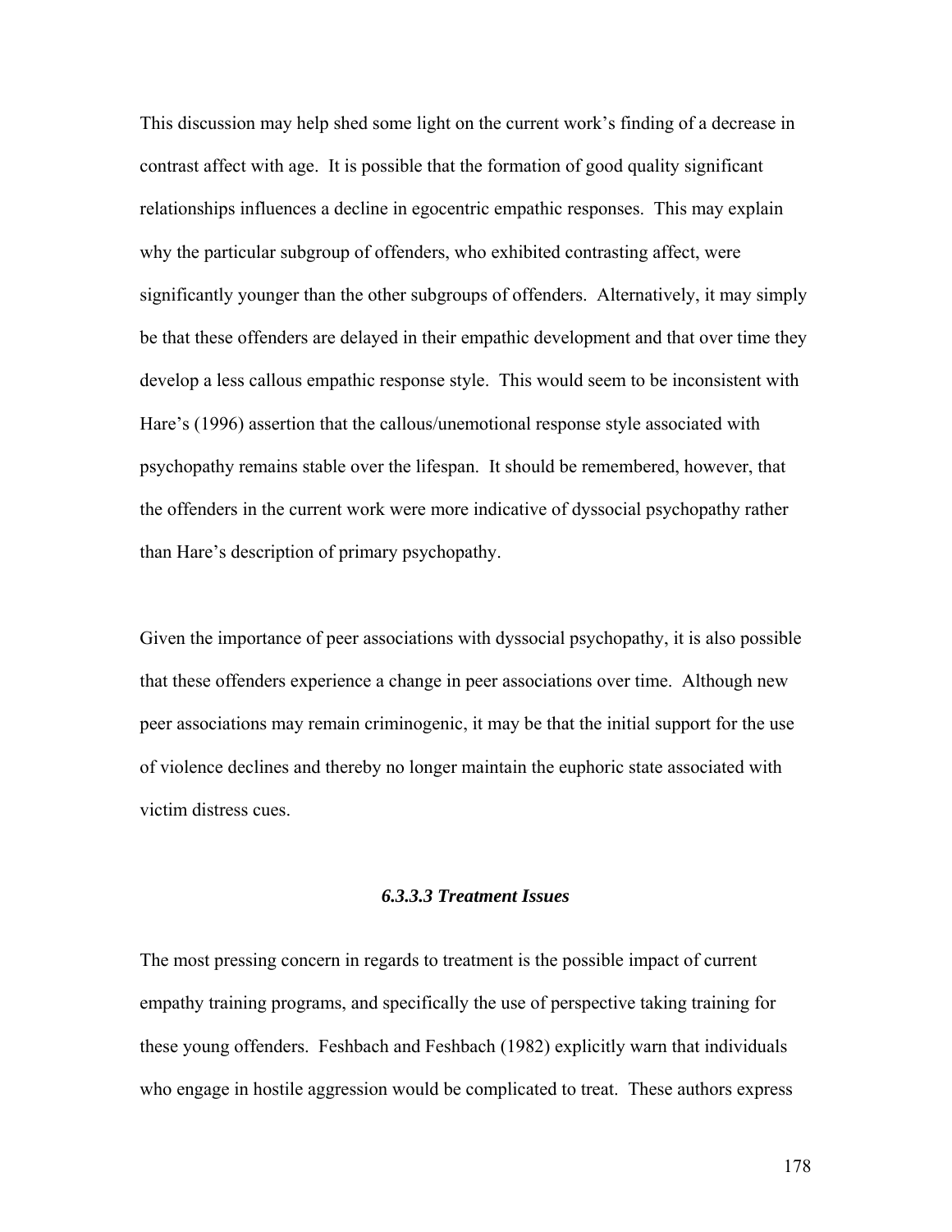This discussion may help shed some light on the current work's finding of a decrease in contrast affect with age. It is possible that the formation of good quality significant relationships influences a decline in egocentric empathic responses. This may explain why the particular subgroup of offenders, who exhibited contrasting affect, were significantly younger than the other subgroups of offenders. Alternatively, it may simply be that these offenders are delayed in their empathic development and that over time they develop a less callous empathic response style. This would seem to be inconsistent with Hare's (1996) assertion that the callous/unemotional response style associated with psychopathy remains stable over the lifespan. It should be remembered, however, that the offenders in the current work were more indicative of dyssocial psychopathy rather than Hare's description of primary psychopathy.

Given the importance of peer associations with dyssocial psychopathy, it is also possible that these offenders experience a change in peer associations over time. Although new peer associations may remain criminogenic, it may be that the initial support for the use of violence declines and thereby no longer maintain the euphoric state associated with victim distress cues.

#### *6.3.3.3 Treatment Issues*

The most pressing concern in regards to treatment is the possible impact of current empathy training programs, and specifically the use of perspective taking training for these young offenders. Feshbach and Feshbach (1982) explicitly warn that individuals who engage in hostile aggression would be complicated to treat. These authors express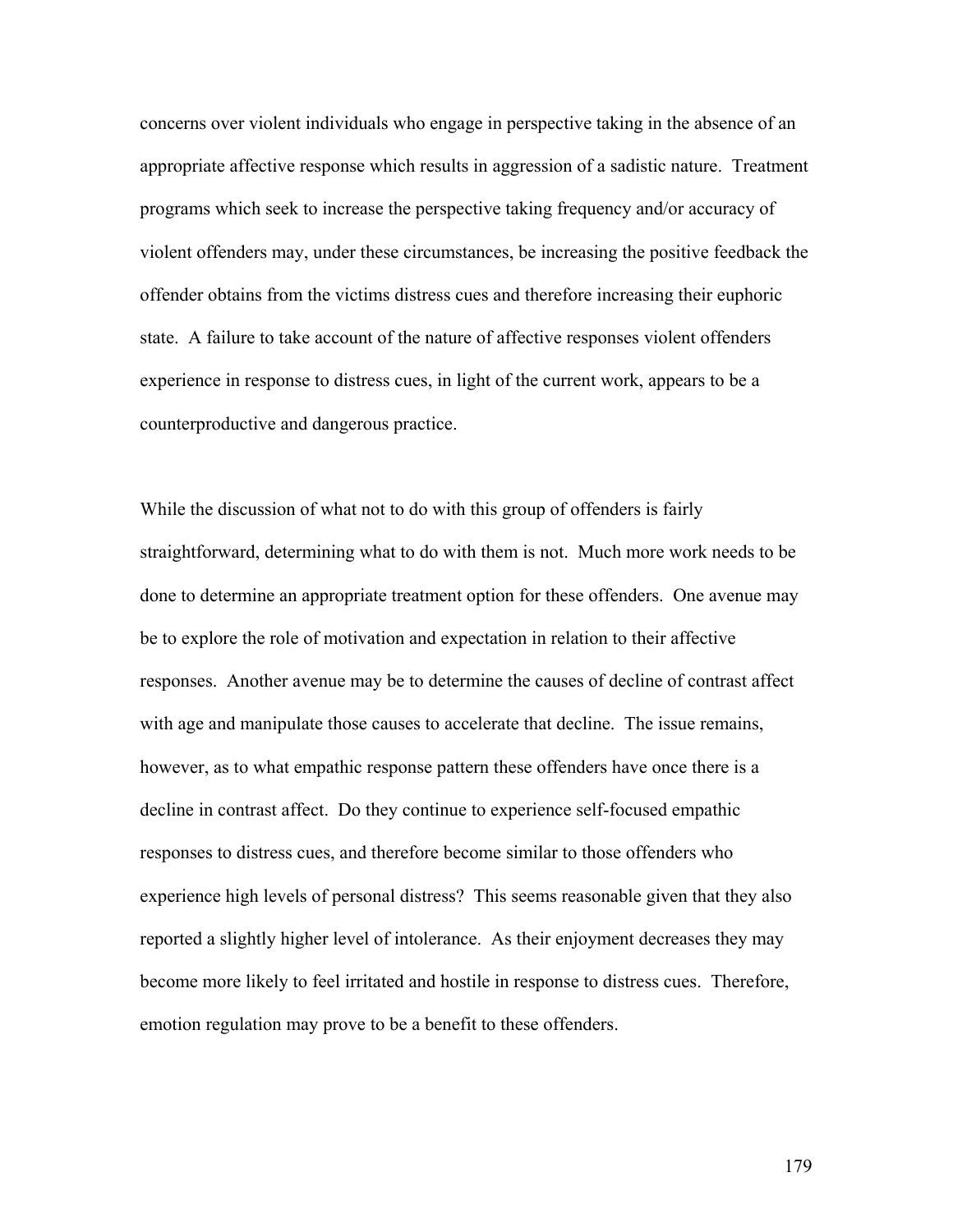concerns over violent individuals who engage in perspective taking in the absence of an appropriate affective response which results in aggression of a sadistic nature. Treatment programs which seek to increase the perspective taking frequency and/or accuracy of violent offenders may, under these circumstances, be increasing the positive feedback the offender obtains from the victims distress cues and therefore increasing their euphoric state. A failure to take account of the nature of affective responses violent offenders experience in response to distress cues, in light of the current work, appears to be a counterproductive and dangerous practice.

While the discussion of what not to do with this group of offenders is fairly straightforward, determining what to do with them is not. Much more work needs to be done to determine an appropriate treatment option for these offenders. One avenue may be to explore the role of motivation and expectation in relation to their affective responses. Another avenue may be to determine the causes of decline of contrast affect with age and manipulate those causes to accelerate that decline. The issue remains, however, as to what empathic response pattern these offenders have once there is a decline in contrast affect. Do they continue to experience self-focused empathic responses to distress cues, and therefore become similar to those offenders who experience high levels of personal distress? This seems reasonable given that they also reported a slightly higher level of intolerance. As their enjoyment decreases they may become more likely to feel irritated and hostile in response to distress cues. Therefore, emotion regulation may prove to be a benefit to these offenders.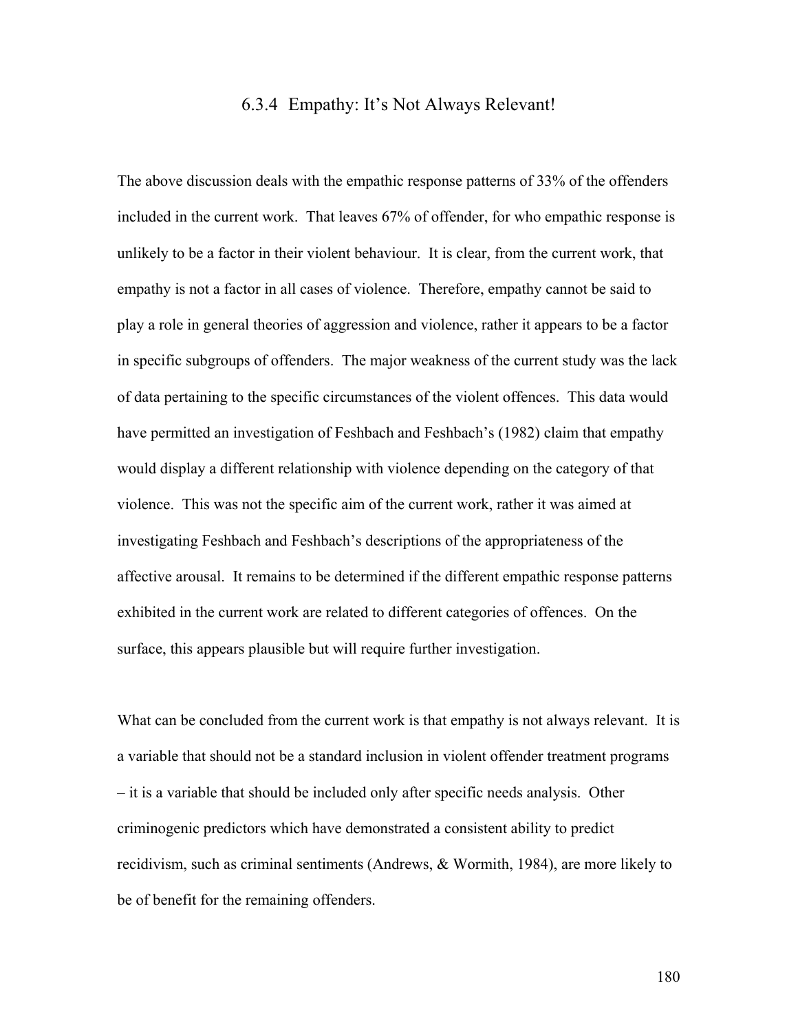### 6.3.4 Empathy: It's Not Always Relevant!

The above discussion deals with the empathic response patterns of 33% of the offenders included in the current work. That leaves 67% of offender, for who empathic response is unlikely to be a factor in their violent behaviour. It is clear, from the current work, that empathy is not a factor in all cases of violence. Therefore, empathy cannot be said to play a role in general theories of aggression and violence, rather it appears to be a factor in specific subgroups of offenders. The major weakness of the current study was the lack of data pertaining to the specific circumstances of the violent offences. This data would have permitted an investigation of Feshbach and Feshbach's (1982) claim that empathy would display a different relationship with violence depending on the category of that violence. This was not the specific aim of the current work, rather it was aimed at investigating Feshbach and Feshbach's descriptions of the appropriateness of the affective arousal. It remains to be determined if the different empathic response patterns exhibited in the current work are related to different categories of offences. On the surface, this appears plausible but will require further investigation.

What can be concluded from the current work is that empathy is not always relevant. It is a variable that should not be a standard inclusion in violent offender treatment programs – it is a variable that should be included only after specific needs analysis. Other criminogenic predictors which have demonstrated a consistent ability to predict recidivism, such as criminal sentiments (Andrews, & Wormith, 1984), are more likely to be of benefit for the remaining offenders.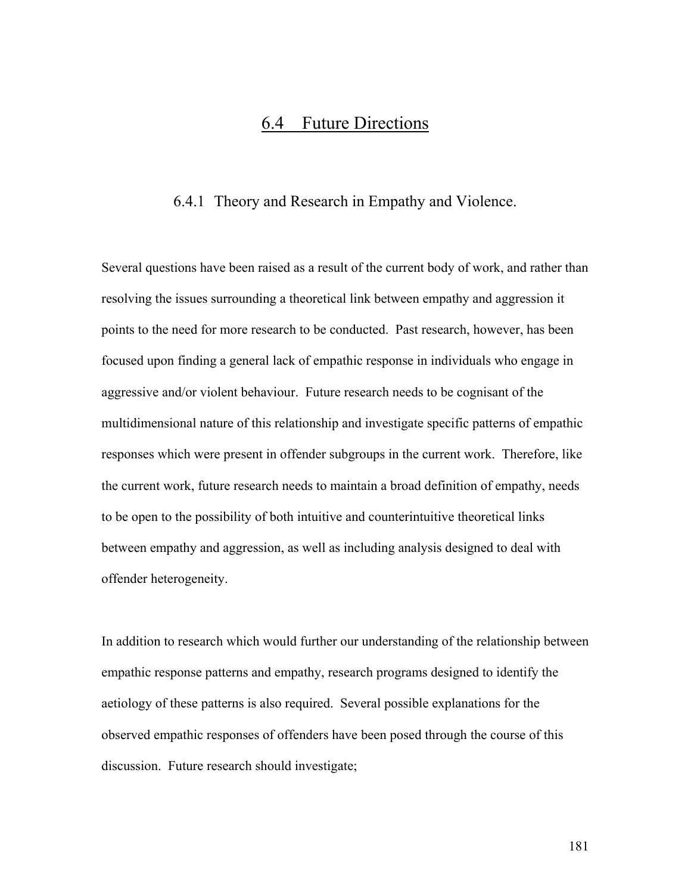## 6.4 Future Directions

### 6.4.1 Theory and Research in Empathy and Violence.

Several questions have been raised as a result of the current body of work, and rather than resolving the issues surrounding a theoretical link between empathy and aggression it points to the need for more research to be conducted. Past research, however, has been focused upon finding a general lack of empathic response in individuals who engage in aggressive and/or violent behaviour. Future research needs to be cognisant of the multidimensional nature of this relationship and investigate specific patterns of empathic responses which were present in offender subgroups in the current work. Therefore, like the current work, future research needs to maintain a broad definition of empathy, needs to be open to the possibility of both intuitive and counterintuitive theoretical links between empathy and aggression, as well as including analysis designed to deal with offender heterogeneity.

In addition to research which would further our understanding of the relationship between empathic response patterns and empathy, research programs designed to identify the aetiology of these patterns is also required. Several possible explanations for the observed empathic responses of offenders have been posed through the course of this discussion. Future research should investigate;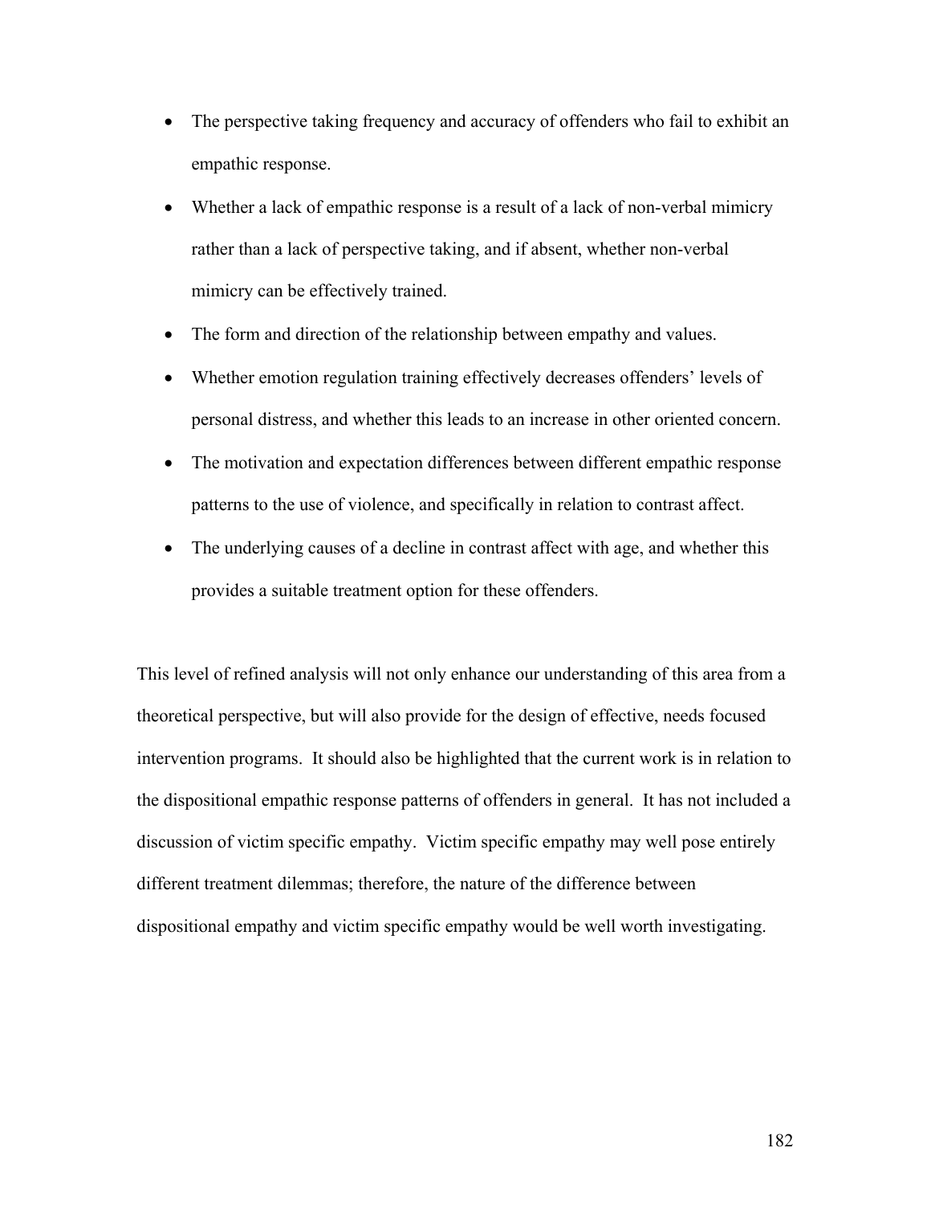- The perspective taking frequency and accuracy of offenders who fail to exhibit an empathic response.
- Whether a lack of empathic response is a result of a lack of non-verbal mimicry rather than a lack of perspective taking, and if absent, whether non-verbal mimicry can be effectively trained.
- The form and direction of the relationship between empathy and values.
- Whether emotion regulation training effectively decreases offenders' levels of personal distress, and whether this leads to an increase in other oriented concern.
- The motivation and expectation differences between different empathic response patterns to the use of violence, and specifically in relation to contrast affect.
- The underlying causes of a decline in contrast affect with age, and whether this provides a suitable treatment option for these offenders.

This level of refined analysis will not only enhance our understanding of this area from a theoretical perspective, but will also provide for the design of effective, needs focused intervention programs. It should also be highlighted that the current work is in relation to the dispositional empathic response patterns of offenders in general. It has not included a discussion of victim specific empathy. Victim specific empathy may well pose entirely different treatment dilemmas; therefore, the nature of the difference between dispositional empathy and victim specific empathy would be well worth investigating.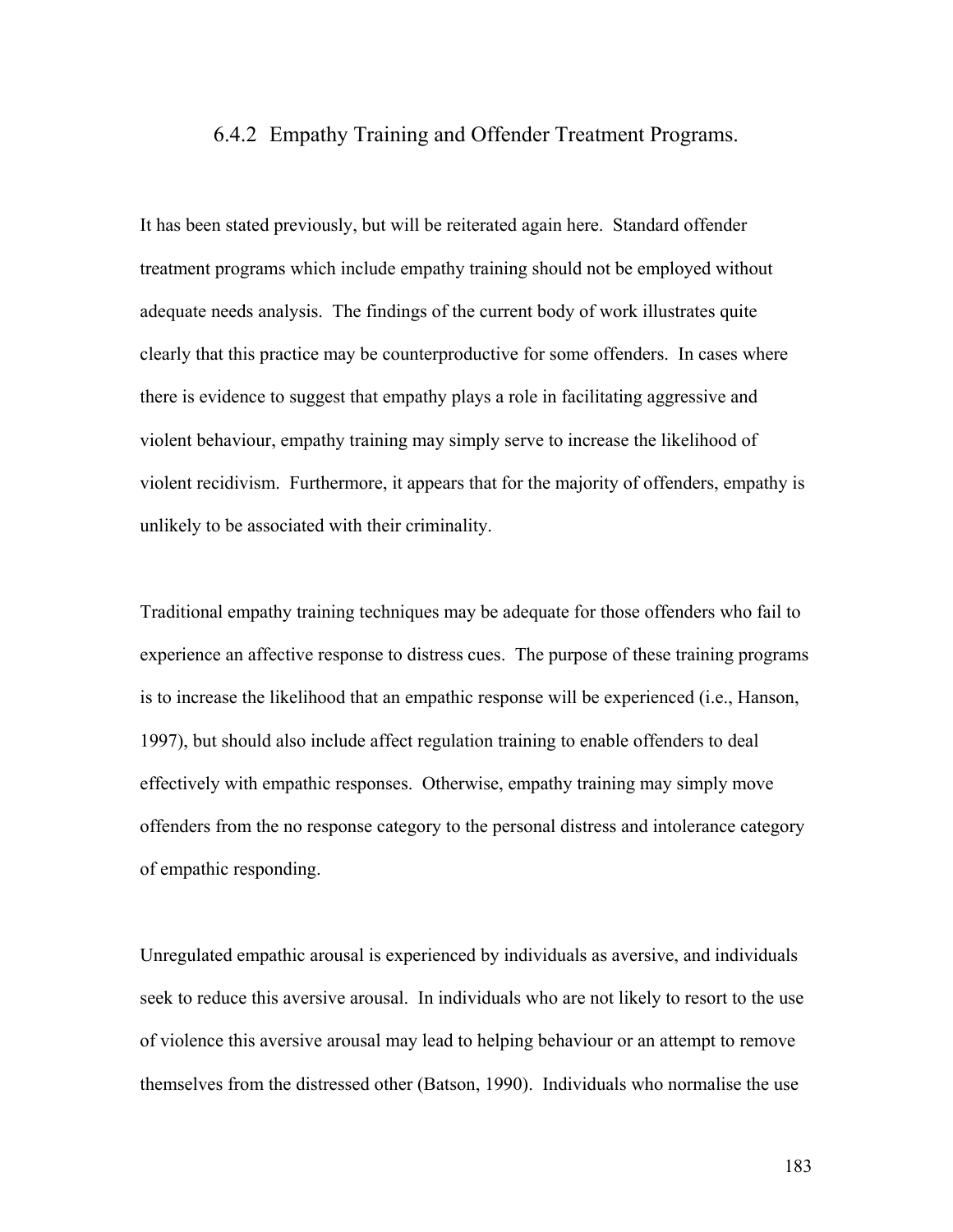### 6.4.2 Empathy Training and Offender Treatment Programs.

It has been stated previously, but will be reiterated again here. Standard offender treatment programs which include empathy training should not be employed without adequate needs analysis. The findings of the current body of work illustrates quite clearly that this practice may be counterproductive for some offenders. In cases where there is evidence to suggest that empathy plays a role in facilitating aggressive and violent behaviour, empathy training may simply serve to increase the likelihood of violent recidivism. Furthermore, it appears that for the majority of offenders, empathy is unlikely to be associated with their criminality.

Traditional empathy training techniques may be adequate for those offenders who fail to experience an affective response to distress cues. The purpose of these training programs is to increase the likelihood that an empathic response will be experienced (i.e., Hanson, 1997), but should also include affect regulation training to enable offenders to deal effectively with empathic responses. Otherwise, empathy training may simply move offenders from the no response category to the personal distress and intolerance category of empathic responding.

Unregulated empathic arousal is experienced by individuals as aversive, and individuals seek to reduce this aversive arousal. In individuals who are not likely to resort to the use of violence this aversive arousal may lead to helping behaviour or an attempt to remove themselves from the distressed other (Batson, 1990). Individuals who normalise the use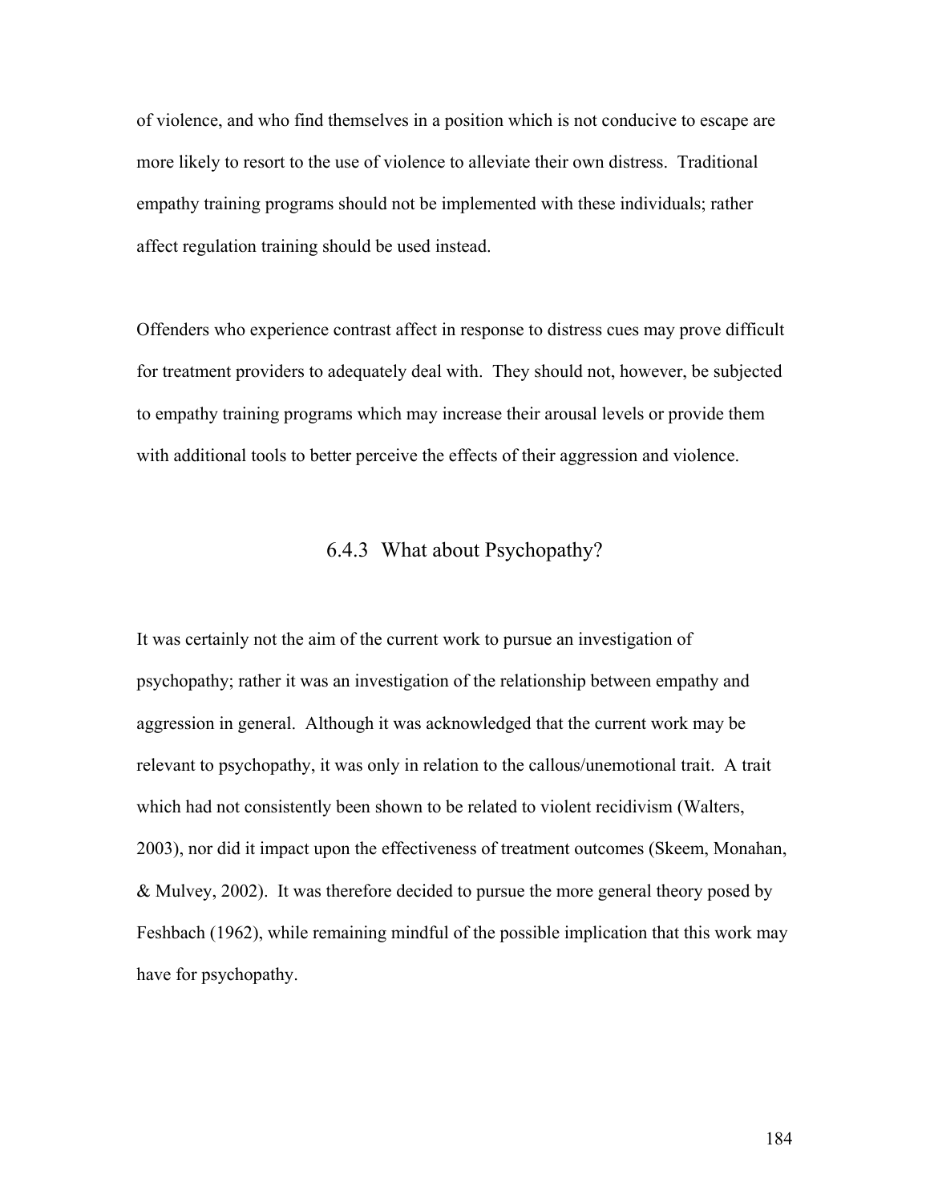of violence, and who find themselves in a position which is not conducive to escape are more likely to resort to the use of violence to alleviate their own distress. Traditional empathy training programs should not be implemented with these individuals; rather affect regulation training should be used instead.

Offenders who experience contrast affect in response to distress cues may prove difficult for treatment providers to adequately deal with. They should not, however, be subjected to empathy training programs which may increase their arousal levels or provide them with additional tools to better perceive the effects of their aggression and violence.

### 6.4.3 What about Psychopathy?

It was certainly not the aim of the current work to pursue an investigation of psychopathy; rather it was an investigation of the relationship between empathy and aggression in general. Although it was acknowledged that the current work may be relevant to psychopathy, it was only in relation to the callous/unemotional trait. A trait which had not consistently been shown to be related to violent recidivism (Walters, 2003), nor did it impact upon the effectiveness of treatment outcomes (Skeem, Monahan, & Mulvey, 2002). It was therefore decided to pursue the more general theory posed by Feshbach (1962), while remaining mindful of the possible implication that this work may have for psychopathy.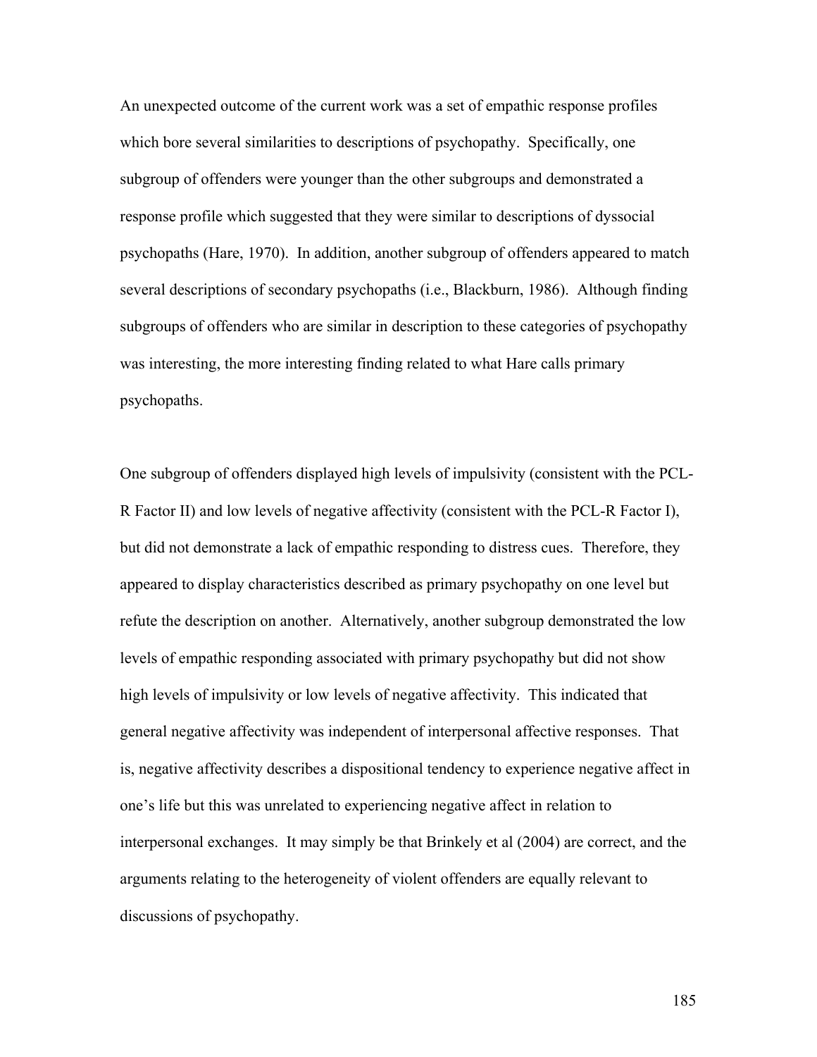An unexpected outcome of the current work was a set of empathic response profiles which bore several similarities to descriptions of psychopathy. Specifically, one subgroup of offenders were younger than the other subgroups and demonstrated a response profile which suggested that they were similar to descriptions of dyssocial psychopaths (Hare, 1970). In addition, another subgroup of offenders appeared to match several descriptions of secondary psychopaths (i.e., Blackburn, 1986). Although finding subgroups of offenders who are similar in description to these categories of psychopathy was interesting, the more interesting finding related to what Hare calls primary psychopaths.

One subgroup of offenders displayed high levels of impulsivity (consistent with the PCL-R Factor II) and low levels of negative affectivity (consistent with the PCL-R Factor I), but did not demonstrate a lack of empathic responding to distress cues. Therefore, they appeared to display characteristics described as primary psychopathy on one level but refute the description on another. Alternatively, another subgroup demonstrated the low levels of empathic responding associated with primary psychopathy but did not show high levels of impulsivity or low levels of negative affectivity. This indicated that general negative affectivity was independent of interpersonal affective responses. That is, negative affectivity describes a dispositional tendency to experience negative affect in one's life but this was unrelated to experiencing negative affect in relation to interpersonal exchanges. It may simply be that Brinkely et al (2004) are correct, and the arguments relating to the heterogeneity of violent offenders are equally relevant to discussions of psychopathy.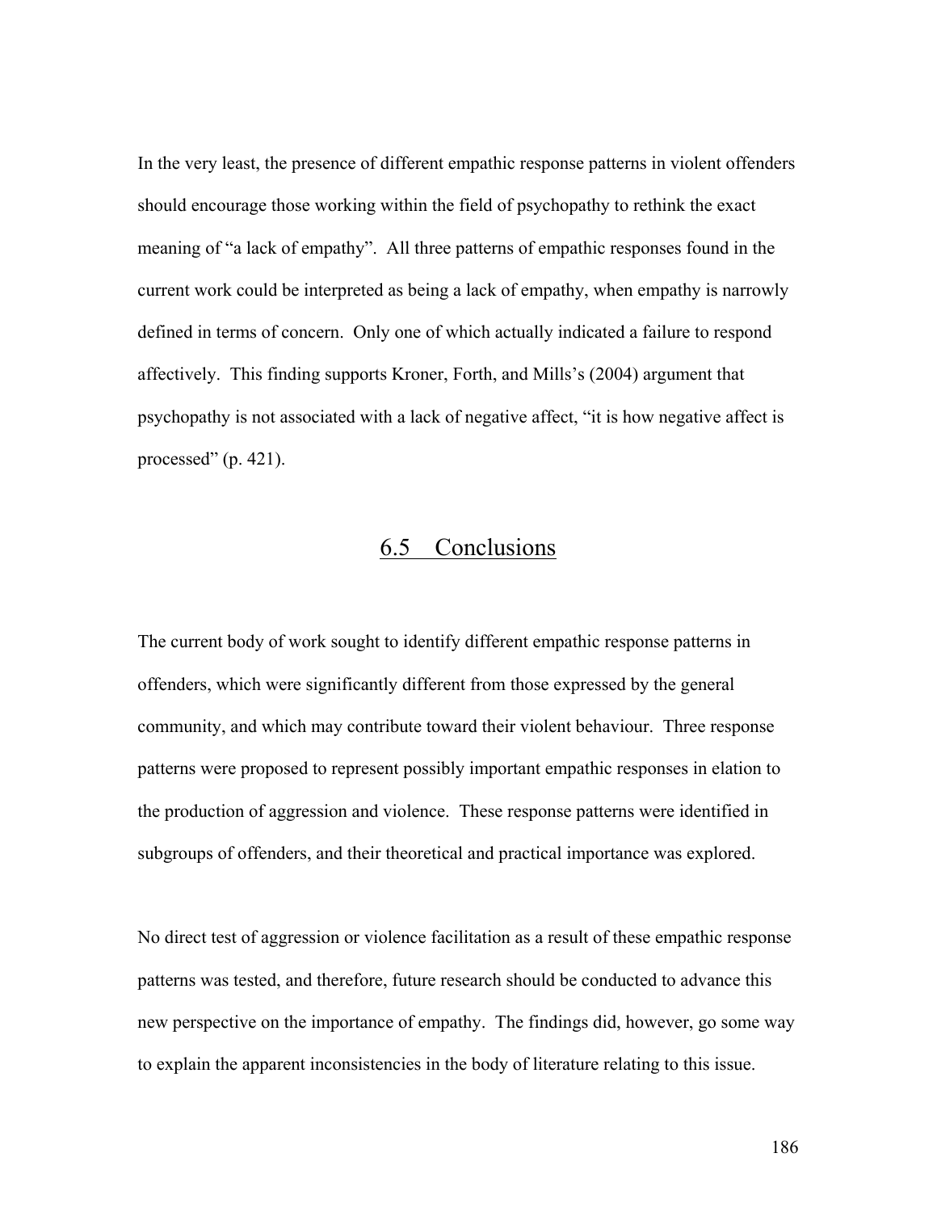In the very least, the presence of different empathic response patterns in violent offenders should encourage those working within the field of psychopathy to rethink the exact meaning of "a lack of empathy". All three patterns of empathic responses found in the current work could be interpreted as being a lack of empathy, when empathy is narrowly defined in terms of concern. Only one of which actually indicated a failure to respond affectively. This finding supports Kroner, Forth, and Mills's (2004) argument that psychopathy is not associated with a lack of negative affect, "it is how negative affect is processed" (p. 421).

## 6.5 Conclusions

The current body of work sought to identify different empathic response patterns in offenders, which were significantly different from those expressed by the general community, and which may contribute toward their violent behaviour. Three response patterns were proposed to represent possibly important empathic responses in elation to the production of aggression and violence. These response patterns were identified in subgroups of offenders, and their theoretical and practical importance was explored.

No direct test of aggression or violence facilitation as a result of these empathic response patterns was tested, and therefore, future research should be conducted to advance this new perspective on the importance of empathy. The findings did, however, go some way to explain the apparent inconsistencies in the body of literature relating to this issue.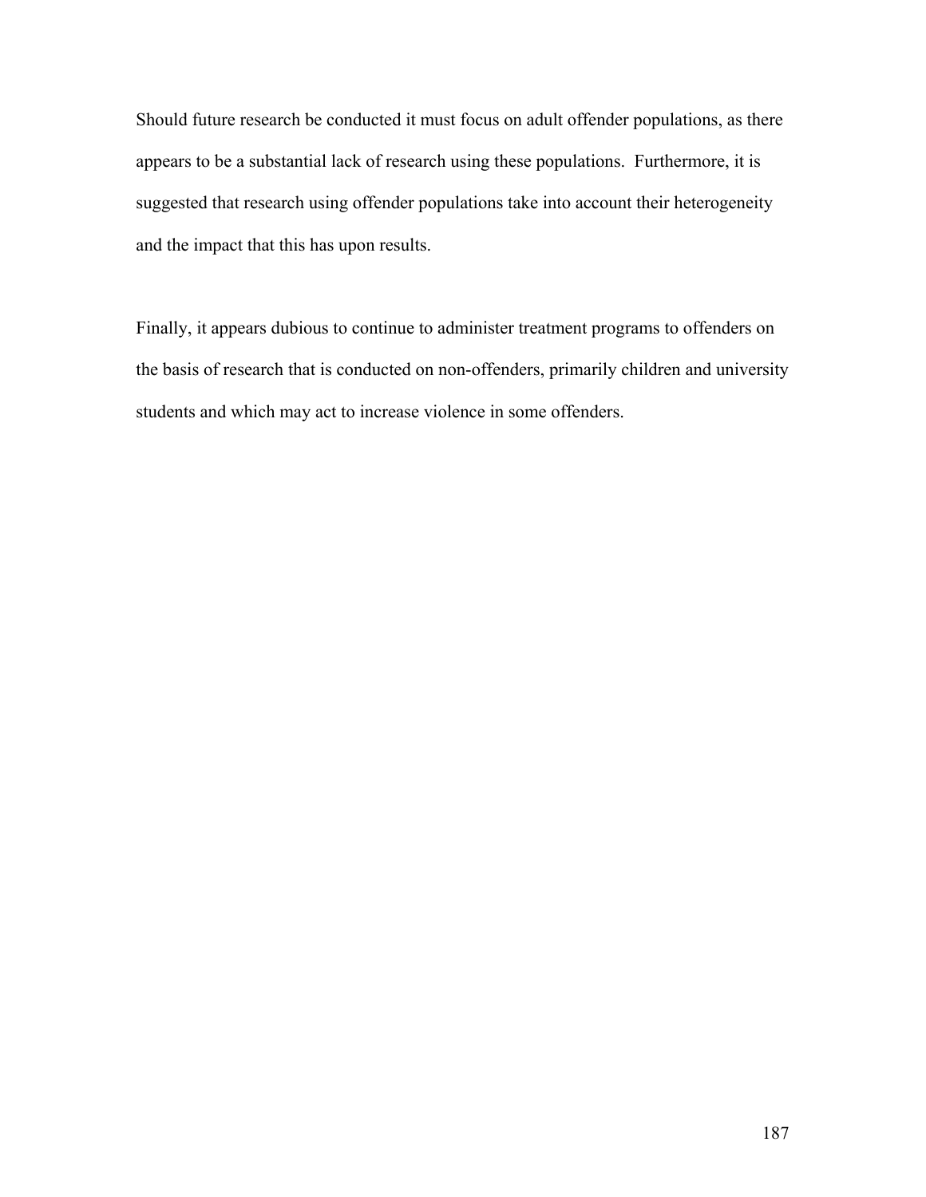Should future research be conducted it must focus on adult offender populations, as there appears to be a substantial lack of research using these populations. Furthermore, it is suggested that research using offender populations take into account their heterogeneity and the impact that this has upon results.

Finally, it appears dubious to continue to administer treatment programs to offenders on the basis of research that is conducted on non-offenders, primarily children and university students and which may act to increase violence in some offenders.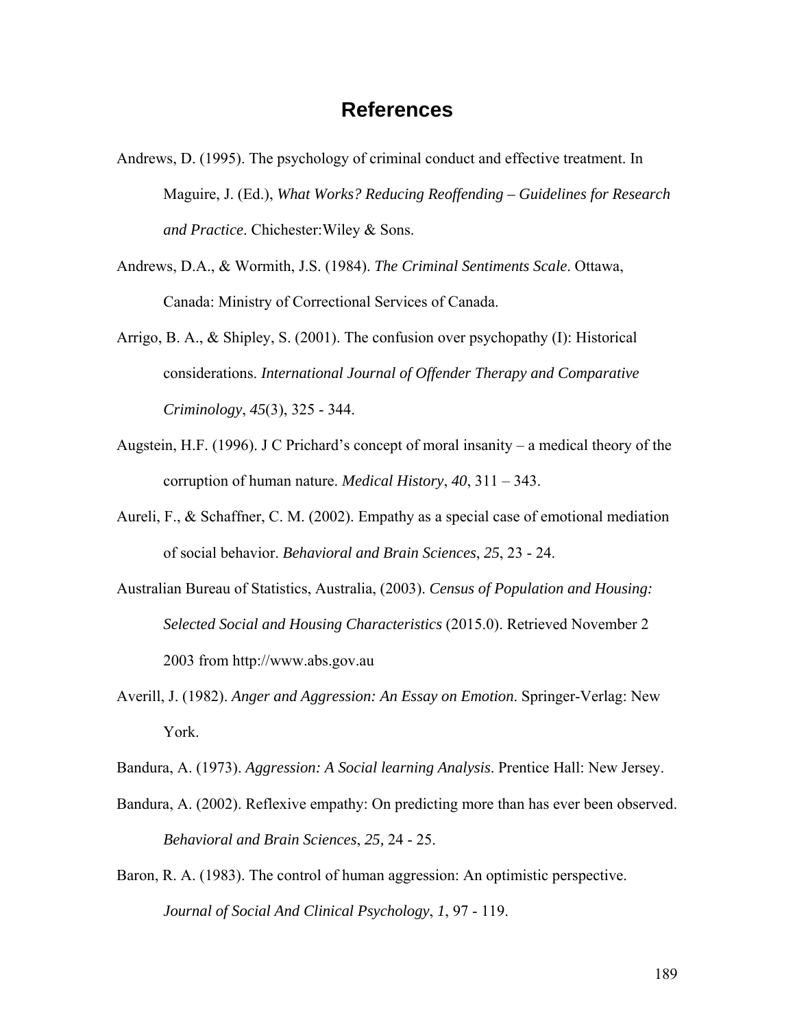# References

Andrews, D. (1995). The psychology of criminal conduct and effective treatment. In Maguire, J. (Ed.), *What Works? Reducing Reoffending – Guidelines for Research and Practice*. Chichester:Wiley & Sons.

Andrews, D.A., & Wormith, J.S. (1984). *The Criminal Sentiments Scale*. Ottawa, Canada: Ministry of Correctional Services of Canada.

Arrigo, B. A., & Shipley, S. (2001). The confusion over psychopathy (I): Historical considerations. *International Journal of Offender Therapy and Comparative Criminology*, *45*(3), 325 - 344.

Augstein, H.F. (1996). J C Prichard's concept of moral insanity – a medical theory of the corruption of human nature. *Medical History*, *40*, 311 – 343.

Aureli, F., & Schaffner, C. M. (2002). Empathy as a special case of emotional mediation of social behavior. *Behavioral and Brain Sciences*, *25*, 23 - 24.

Australian Bureau of Statistics, Australia, (2003). *Census of Population and Housing: Selected Social and Housing Characteristics* (2015.0). Retrieved November 2 2003 from http://www.abs.gov.au

Averill, J. (1982). *Anger and Aggression: An Essay on Emotion*. Springer-Verlag: New York.

Bandura, A. (1973). *Aggression: A Social learning Analysis*. Prentice Hall: New Jersey.

Bandura, A. (2002). Reflexive empathy: On predicting more than has ever been observed. *Behavioral and Brain Sciences*, *25,* 24 - 25.

Baron, R. A. (1983). The control of human aggression: An optimistic perspective. *Journal of Social And Clinical Psychology*, *1*, 97 - 119.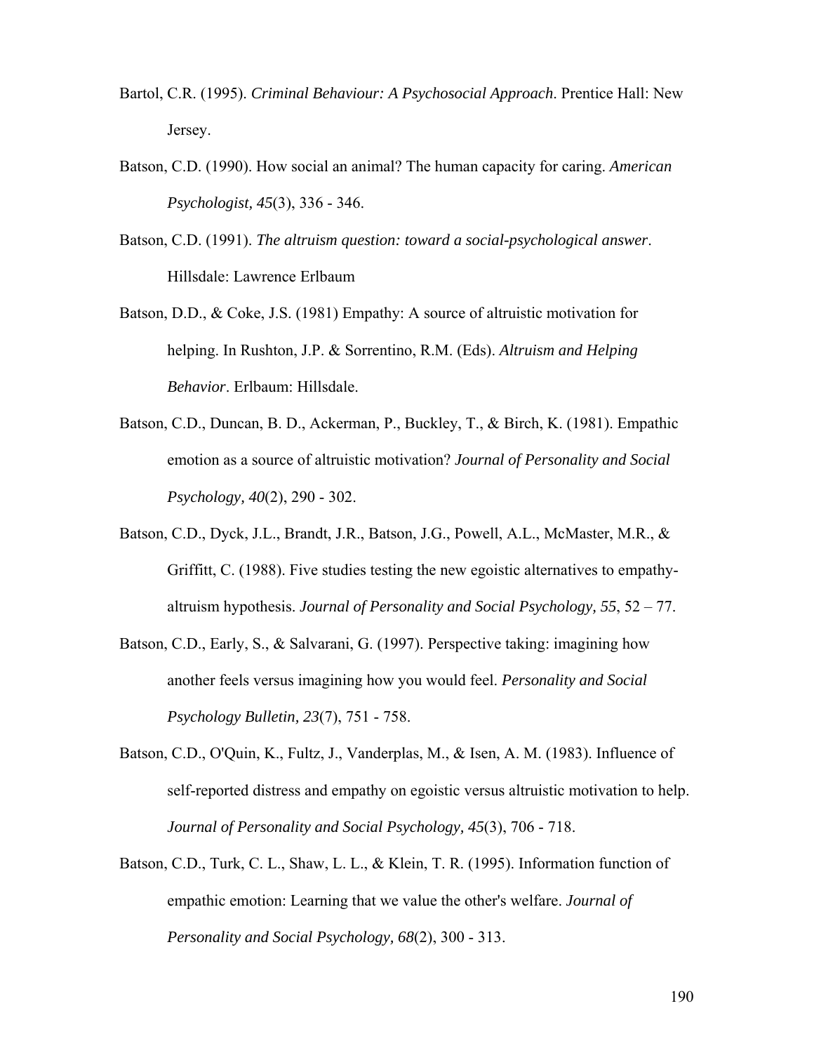Bartol, C.R. (1995). *Criminal Behaviour: A Psychosocial Approach*. Prentice Hall: New Jersey.

Batson, C.D. (1990). How social an animal? The human capacity for caring. *American Psychologist, 45*(3), 336 - 346.

Batson, C.D. (1991). *The altruism question: toward a social-psychological answer*. Hillsdale: Lawrence Erlbaum

Batson, D.D., & Coke, J.S. (1981) Empathy: A source of altruistic motivation for helping. In Rushton, J.P. & Sorrentino, R.M. (Eds). *Altruism and Helping Behavior*. Erlbaum: Hillsdale.

Batson, C.D., Duncan, B. D., Ackerman, P., Buckley, T., & Birch, K. (1981). Empathic emotion as a source of altruistic motivation? *Journal of Personality and Social Psychology, 40*(2), 290 - 302.

Batson, C.D., Dyck, J.L., Brandt, J.R., Batson, J.G., Powell, A.L., McMaster, M.R., & Griffitt, C. (1988). Five studies testing the new egoistic alternatives to empathy-altruism hypothesis. *Journal of Personality and Social Psychology, 55*, 52 – 77.

Batson, C.D., Early, S., & Salvarani, G. (1997). Perspective taking: imagining how another feels versus imagining how you would feel. *Personality and Social Psychology Bulletin, 23*(7), 751 - 758.

Batson, C.D., O'Quin, K., Fultz, J., Vanderplas, M., & Isen, A. M. (1983). Influence of self-reported distress and empathy on egoistic versus altruistic motivation to help. *Journal of Personality and Social Psychology, 45*(3), 706 - 718.

Batson, C.D., Turk, C. L., Shaw, L. L., & Klein, T. R. (1995). Information function of empathic emotion: Learning that we value the other's welfare. *Journal of Personality and Social Psychology, 68*(2), 300 - 313.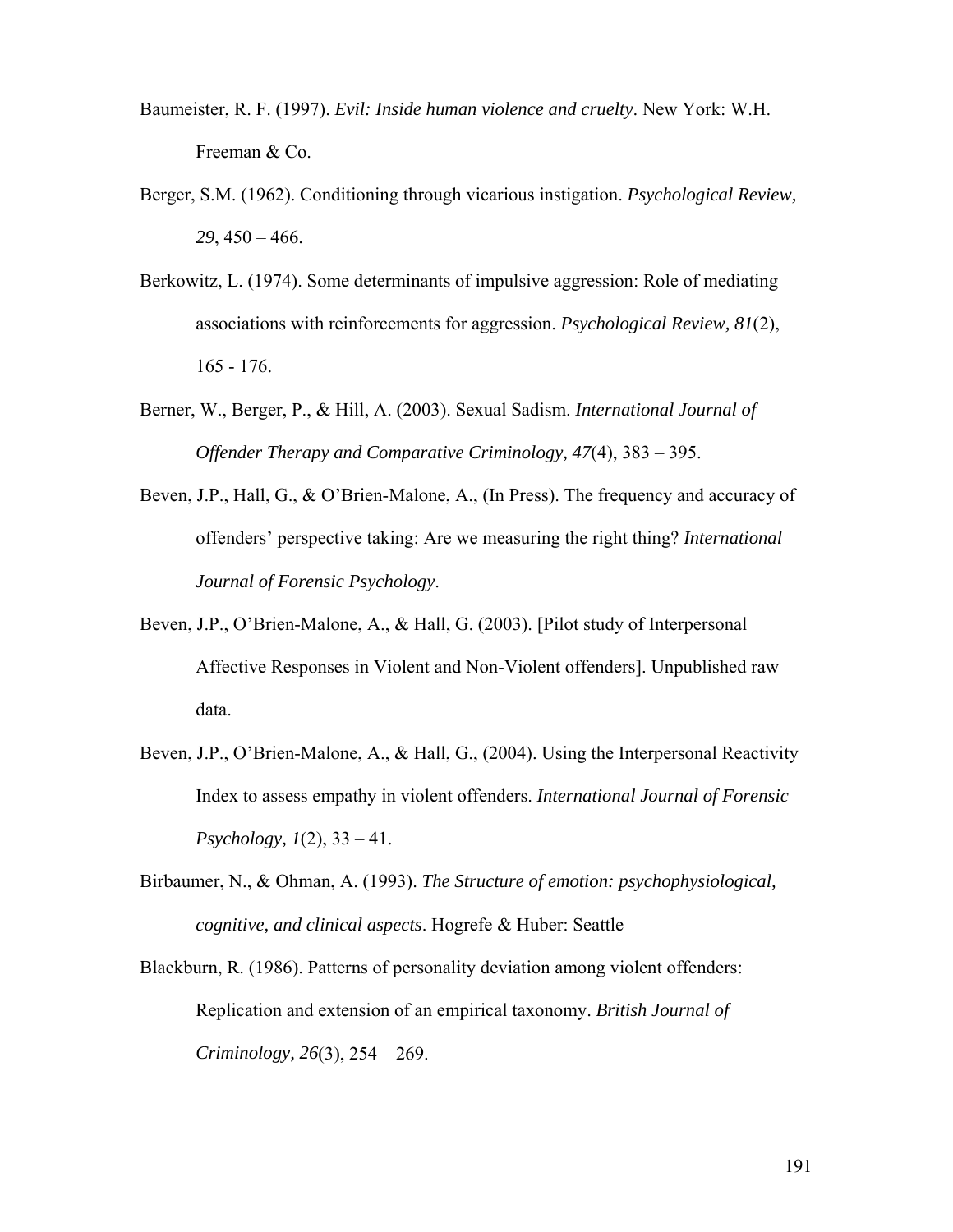Baumeister, R. F. (1997). *Evil: Inside human violence and cruelty*. New York: W.H. Freeman & Co.

Berger, S.M. (1962). Conditioning through vicarious instigation. *Psychological Review, 29*, 450 – 466.

Berkowitz, L. (1974). Some determinants of impulsive aggression: Role of mediating associations with reinforcements for aggression. *Psychological Review, 81*(2), 165 - 176.

Berner, W., Berger, P., & Hill, A. (2003). Sexual Sadism. *International Journal of Offender Therapy and Comparative Criminology, 47*(4), 383 – 395.

Beven, J.P., Hall, G., & O'Brien-Malone, A., (In Press). The frequency and accuracy of offenders' perspective taking: Are we measuring the right thing? *International Journal of Forensic Psychology*.

Beven, J.P., O'Brien-Malone, A., & Hall, G. (2003). [Pilot study of Interpersonal Affective Responses in Violent and Non-Violent offenders]. Unpublished raw data.

Beven, J.P., O'Brien-Malone, A., & Hall, G., (2004). Using the Interpersonal Reactivity Index to assess empathy in violent offenders. *International Journal of Forensic Psychology, 1*(2), 33 – 41.

Birbaumer, N., & Ohman, A. (1993). *The Structure of emotion: psychophysiological, cognitive, and clinical aspects*. Hogrefe & Huber: Seattle

Blackburn, R. (1986). Patterns of personality deviation among violent offenders: Replication and extension of an empirical taxonomy. *British Journal of Criminology, 26*(3), 254 – 269.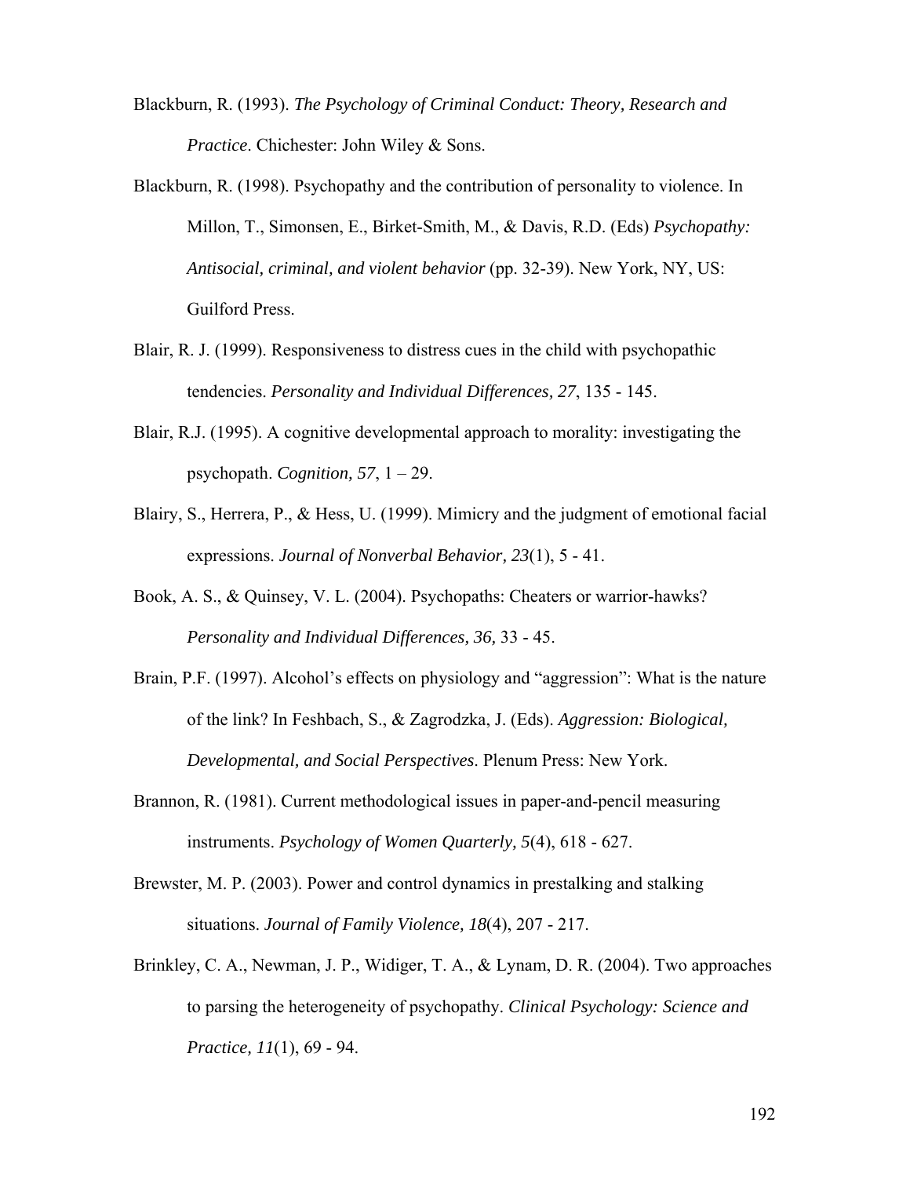Blackburn, R. (1993). *The Psychology of Criminal Conduct: Theory, Research and Practice*. Chichester: John Wiley & Sons.

Blackburn, R. (1998). Psychopathy and the contribution of personality to violence. In Millon, T., Simonsen, E., Birket-Smith, M., & Davis, R.D. (Eds) *Psychopathy: Antisocial, criminal, and violent behavior* (pp. 32-39). New York, NY, US: Guilford Press.

Blair, R. J. (1999). Responsiveness to distress cues in the child with psychopathic tendencies. *Personality and Individual Differences, 27*, 135 - 145.

Blair, R.J. (1995). A cognitive developmental approach to morality: investigating the psychopath. *Cognition, 57*, 1 – 29.

Blairy, S., Herrera, P., & Hess, U. (1999). Mimicry and the judgment of emotional facial expressions. *Journal of Nonverbal Behavior, 23*(1), 5 - 41.

Book, A. S., & Quinsey, V. L. (2004). Psychopaths: Cheaters or warrior-hawks? *Personality and Individual Differences, 36,* 33 - 45.

Brain, P.F. (1997). Alcohol's effects on physiology and "aggression": What is the nature of the link? In Feshbach, S., & Zagrodzka, J. (Eds). *Aggression: Biological, Developmental, and Social Perspectives*. Plenum Press: New York.

Brannon, R. (1981). Current methodological issues in paper-and-pencil measuring instruments. *Psychology of Women Quarterly, 5*(4), 618 - 627.

Brewster, M. P. (2003). Power and control dynamics in prestalking and stalking situations. *Journal of Family Violence, 18*(4), 207 - 217.

Brinkley, C. A., Newman, J. P., Widiger, T. A., & Lynam, D. R. (2004). Two approaches to parsing the heterogeneity of psychopathy. *Clinical Psychology: Science and Practice, 11*(1), 69 - 94.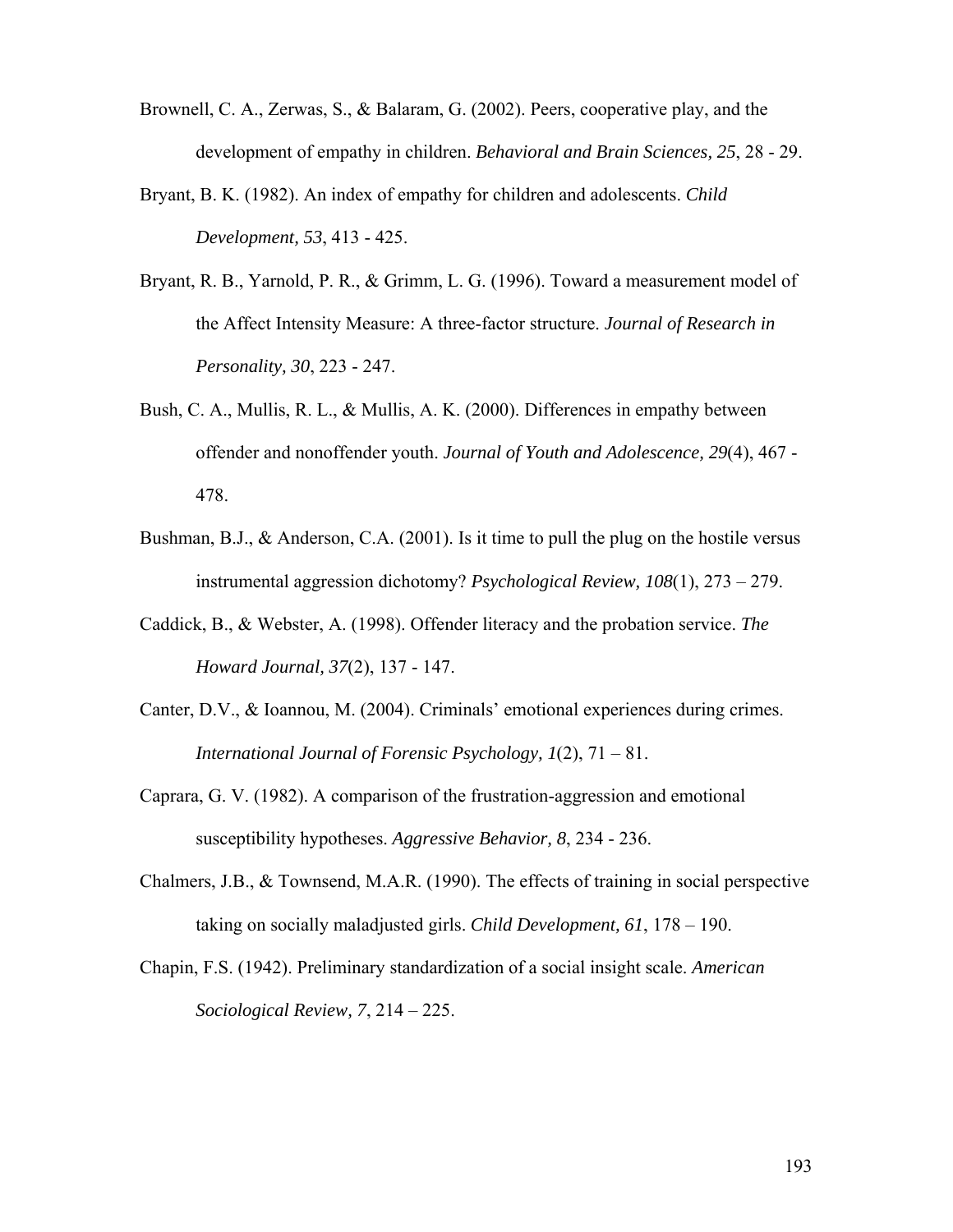Brownell, C. A., Zerwas, S., & Balaram, G. (2002). Peers, cooperative play, and the development of empathy in children. *Behavioral and Brain Sciences, 25*, 28 - 29.

Bryant, B. K. (1982). An index of empathy for children and adolescents. *Child Development, 53*, 413 - 425.

Bryant, R. B., Yarnold, P. R., & Grimm, L. G. (1996). Toward a measurement model of the Affect Intensity Measure: A three-factor structure. *Journal of Research in Personality, 30*, 223 - 247.

Bush, C. A., Mullis, R. L., & Mullis, A. K. (2000). Differences in empathy between offender and nonoffender youth. *Journal of Youth and Adolescence, 29*(4), 467 - 478.

Bushman, B.J., & Anderson, C.A. (2001). Is it time to pull the plug on the hostile versus instrumental aggression dichotomy? *Psychological Review, 108*(1), 273 – 279.

Caddick, B., & Webster, A. (1998). Offender literacy and the probation service. *The Howard Journal, 37*(2), 137 - 147.

Canter, D.V., & Ioannou, M. (2004). Criminals' emotional experiences during crimes. *International Journal of Forensic Psychology, 1*(2), 71 – 81.

Caprara, G. V. (1982). A comparison of the frustration-aggression and emotional susceptibility hypotheses. *Aggressive Behavior, 8*, 234 - 236.

Chalmers, J.B., & Townsend, M.A.R. (1990). The effects of training in social perspective taking on socially maladjusted girls. *Child Development, 61*, 178 – 190.

Chapin, F.S. (1942). Preliminary standardization of a social insight scale. *American Sociological Review, 7*, 214 – 225.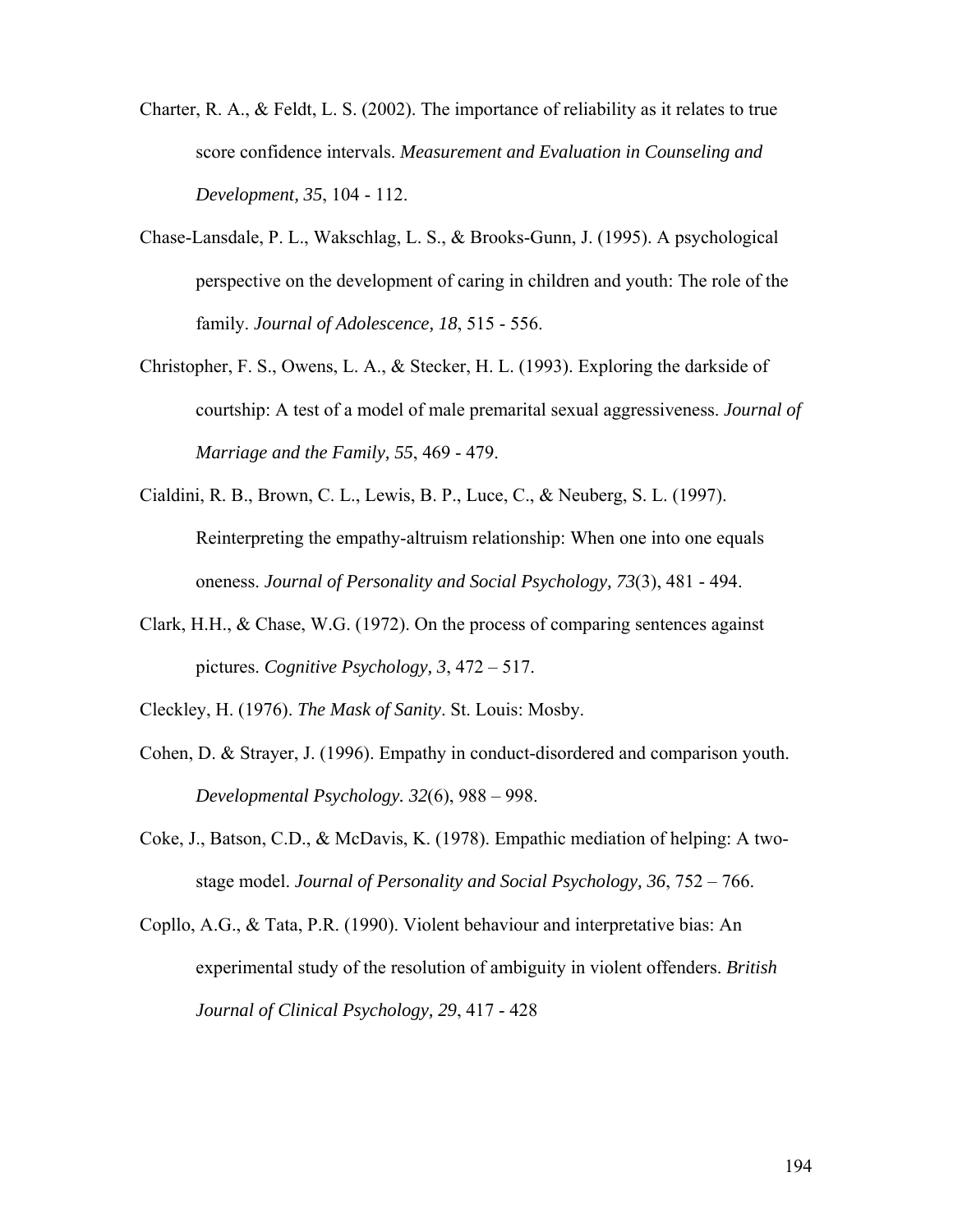Charter, R. A., & Feldt, L. S. (2002). The importance of reliability as it relates to true score confidence intervals. *Measurement and Evaluation in Counseling and Development, 35*, 104 - 112.

Chase-Lansdale, P. L., Wakschlag, L. S., & Brooks-Gunn, J. (1995). A psychological perspective on the development of caring in children and youth: The role of the family. *Journal of Adolescence, 18*, 515 - 556.

Christopher, F. S., Owens, L. A., & Stecker, H. L. (1993). Exploring the darkside of courtship: A test of a model of male premarital sexual aggressiveness. *Journal of Marriage and the Family, 55*, 469 - 479.

Cialdini, R. B., Brown, C. L., Lewis, B. P., Luce, C., & Neuberg, S. L. (1997). Reinterpreting the empathy-altruism relationship: When one into one equals oneness. *Journal of Personality and Social Psychology, 73*(3), 481 - 494.

Clark, H.H., & Chase, W.G. (1972). On the process of comparing sentences against pictures. *Cognitive Psychology, 3*, 472 – 517.

Cleckley, H. (1976). *The Mask of Sanity*. St. Louis: Mosby.

Cohen, D. & Strayer, J. (1996). Empathy in conduct-disordered and comparison youth. *Developmental Psychology. 32*(6), 988 – 998.

Coke, J., Batson, C.D., & McDavis, K. (1978). Empathic mediation of helping: A two-stage model. *Journal of Personality and Social Psychology, 36*, 752 – 766.

Copllo, A.G., & Tata, P.R. (1990). Violent behaviour and interpretative bias: An experimental study of the resolution of ambiguity in violent offenders. *British Journal of Clinical Psychology, 29*, 417 - 428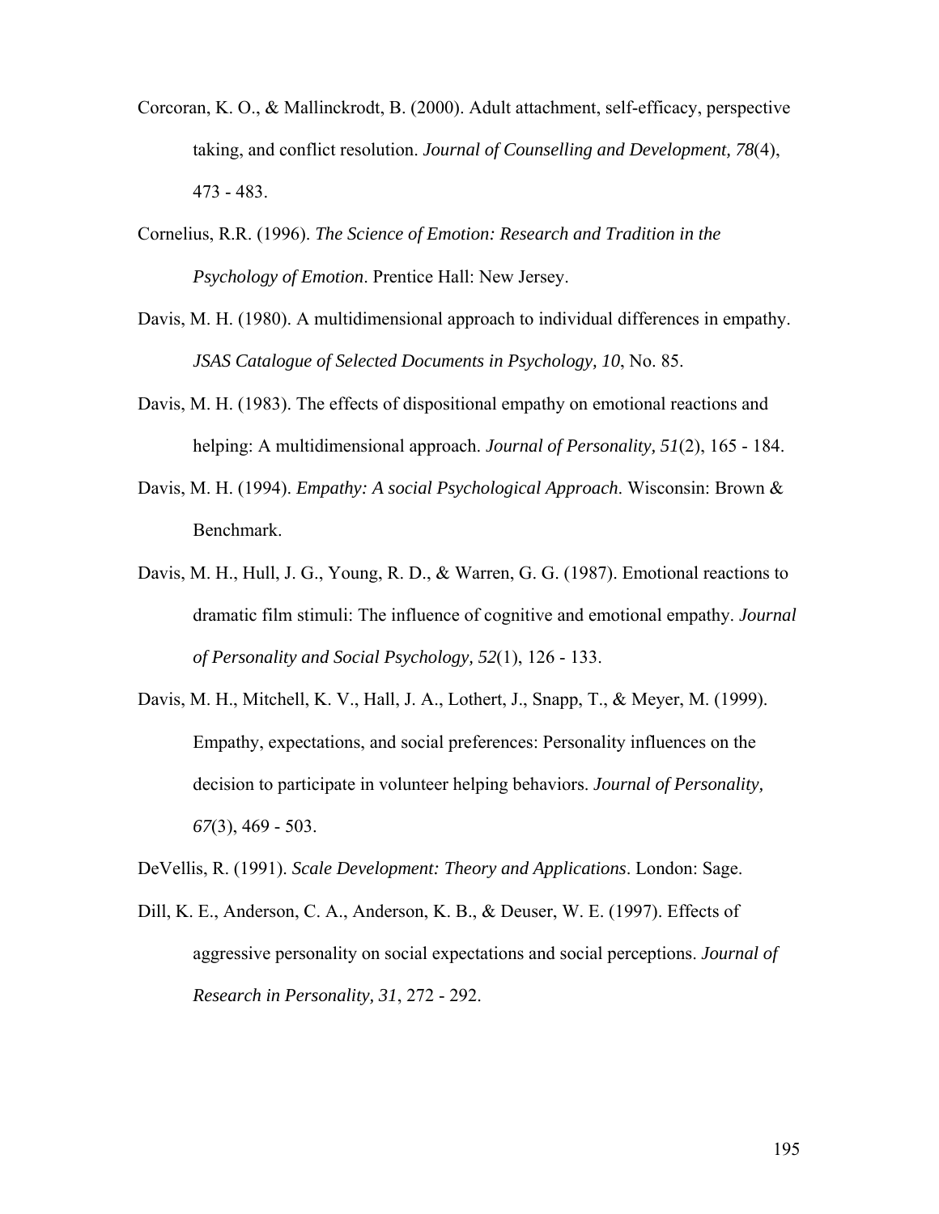Corcoran, K. O., & Mallinckrodt, B. (2000). Adult attachment, self-efficacy, perspective taking, and conflict resolution. *Journal of Counselling and Development, 78*(4), 473 - 483.

Cornelius, R.R. (1996). *The Science of Emotion: Research and Tradition in the Psychology of Emotion*. Prentice Hall: New Jersey.

Davis, M. H. (1980). A multidimensional approach to individual differences in empathy. *JSAS Catalogue of Selected Documents in Psychology, 10*, No. 85.

Davis, M. H. (1983). The effects of dispositional empathy on emotional reactions and helping: A multidimensional approach. *Journal of Personality, 51*(2), 165 - 184.

Davis, M. H. (1994). *Empathy: A social Psychological Approach*. Wisconsin: Brown & Benchmark.

Davis, M. H., Hull, J. G., Young, R. D., & Warren, G. G. (1987). Emotional reactions to dramatic film stimuli: The influence of cognitive and emotional empathy. *Journal of Personality and Social Psychology, 52*(1), 126 - 133.

Davis, M. H., Mitchell, K. V., Hall, J. A., Lothert, J., Snapp, T., & Meyer, M. (1999). Empathy, expectations, and social preferences: Personality influences on the decision to participate in volunteer helping behaviors. *Journal of Personality, 67*(3), 469 - 503.

DeVellis, R. (1991). *Scale Development: Theory and Applications*. London: Sage.

Dill, K. E., Anderson, C. A., Anderson, K. B., & Deuser, W. E. (1997). Effects of aggressive personality on social expectations and social perceptions. *Journal of Research in Personality, 31*, 272 - 292.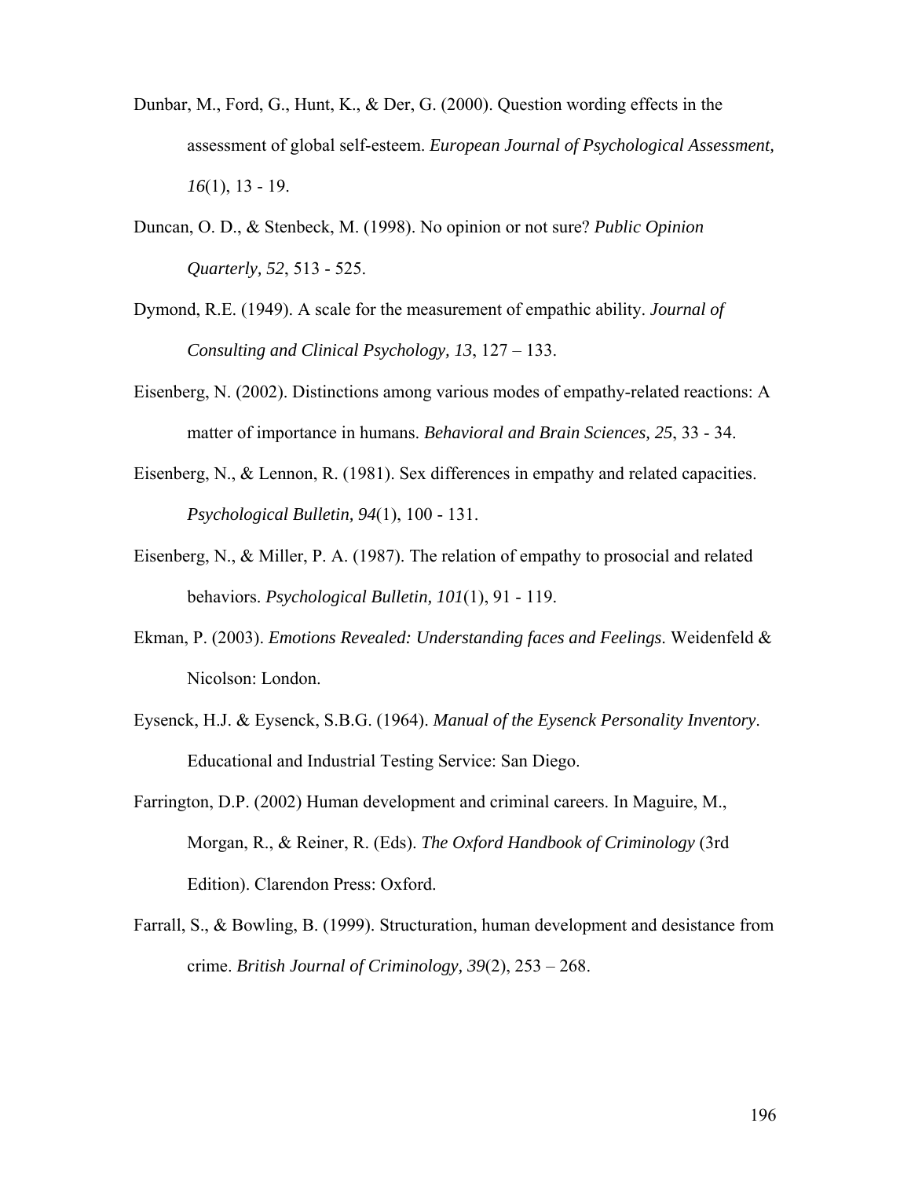Dunbar, M., Ford, G., Hunt, K., & Der, G. (2000). Question wording effects in the assessment of global self-esteem. *European Journal of Psychological Assessment, 16*(1), 13 - 19.

Duncan, O. D., & Stenbeck, M. (1998). No opinion or not sure? *Public Opinion Quarterly, 52*, 513 - 525.

Dymond, R.E. (1949). A scale for the measurement of empathic ability. *Journal of Consulting and Clinical Psychology, 13*, 127 – 133.

Eisenberg, N. (2002). Distinctions among various modes of empathy-related reactions: A matter of importance in humans. *Behavioral and Brain Sciences, 25*, 33 - 34.

Eisenberg, N., & Lennon, R. (1981). Sex differences in empathy and related capacities. *Psychological Bulletin, 94*(1), 100 - 131.

Eisenberg, N., & Miller, P. A. (1987). The relation of empathy to prosocial and related behaviors. *Psychological Bulletin, 101*(1), 91 - 119.

Ekman, P. (2003). *Emotions Revealed: Understanding faces and Feelings*. Weidenfeld & Nicolson: London.

Eysenck, H.J. & Eysenck, S.B.G. (1964). *Manual of the Eysenck Personality Inventory*. Educational and Industrial Testing Service: San Diego.

Farrington, D.P. (2002) Human development and criminal careers. In Maguire, M., Morgan, R., & Reiner, R. (Eds). *The Oxford Handbook of Criminology* (3rd Edition). Clarendon Press: Oxford.

Farrall, S., & Bowling, B. (1999). Structuration, human development and desistance from crime. *British Journal of Criminology, 39*(2), 253 – 268.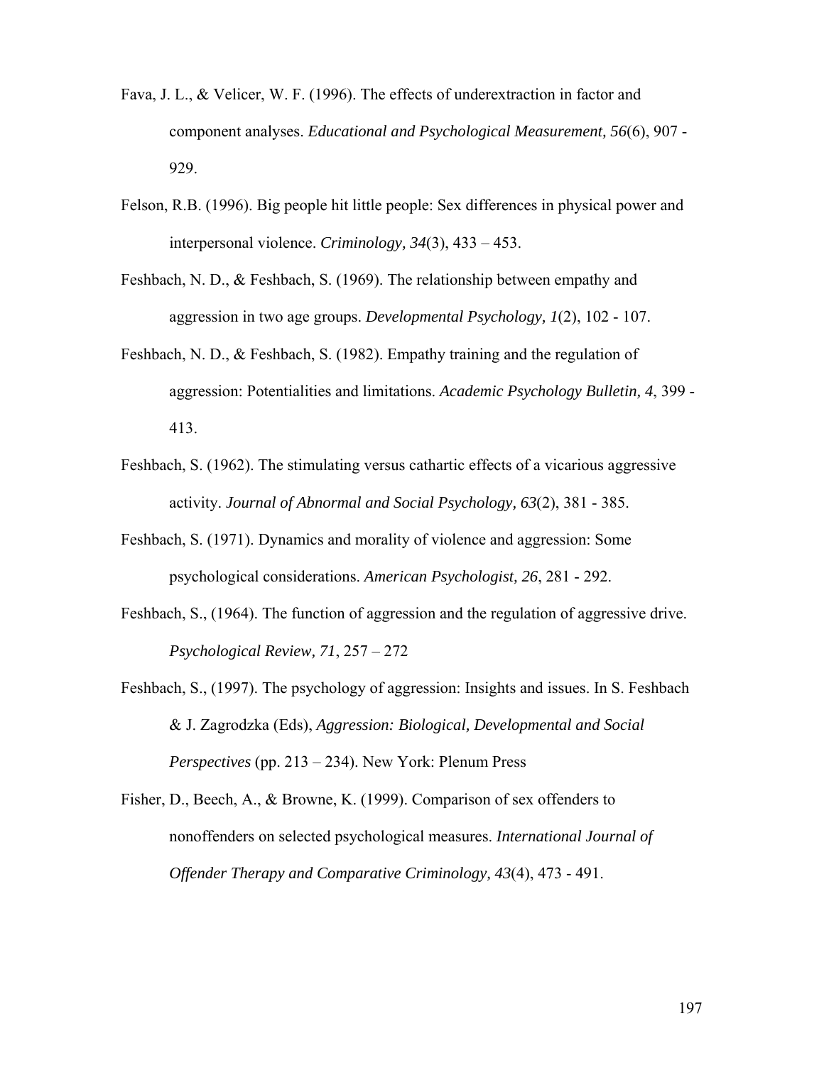Fava, J. L., & Velicer, W. F. (1996). The effects of underextraction in factor and component analyses. *Educational and Psychological Measurement, 56*(6), 907 - 929.

Felson, R.B. (1996). Big people hit little people: Sex differences in physical power and interpersonal violence. *Criminology, 34*(3), 433 – 453.

Feshbach, N. D., & Feshbach, S. (1969). The relationship between empathy and aggression in two age groups. *Developmental Psychology, 1*(2), 102 - 107.

Feshbach, N. D., & Feshbach, S. (1982). Empathy training and the regulation of aggression: Potentialities and limitations. *Academic Psychology Bulletin, 4*, 399 - 413.

Feshbach, S. (1962). The stimulating versus cathartic effects of a vicarious aggressive activity. *Journal of Abnormal and Social Psychology, 63*(2), 381 - 385.

Feshbach, S. (1971). Dynamics and morality of violence and aggression: Some psychological considerations. *American Psychologist, 26*, 281 - 292.

Feshbach, S., (1964). The function of aggression and the regulation of aggressive drive. *Psychological Review, 71*, 257 – 272

Feshbach, S., (1997). The psychology of aggression: Insights and issues. In S. Feshbach & J. Zagrodzka (Eds), *Aggression: Biological, Developmental and Social Perspectives* (pp. 213 – 234). New York: Plenum Press

Fisher, D., Beech, A., & Browne, K. (1999). Comparison of sex offenders to nonoffenders on selected psychological measures. *International Journal of Offender Therapy and Comparative Criminology, 43*(4), 473 - 491.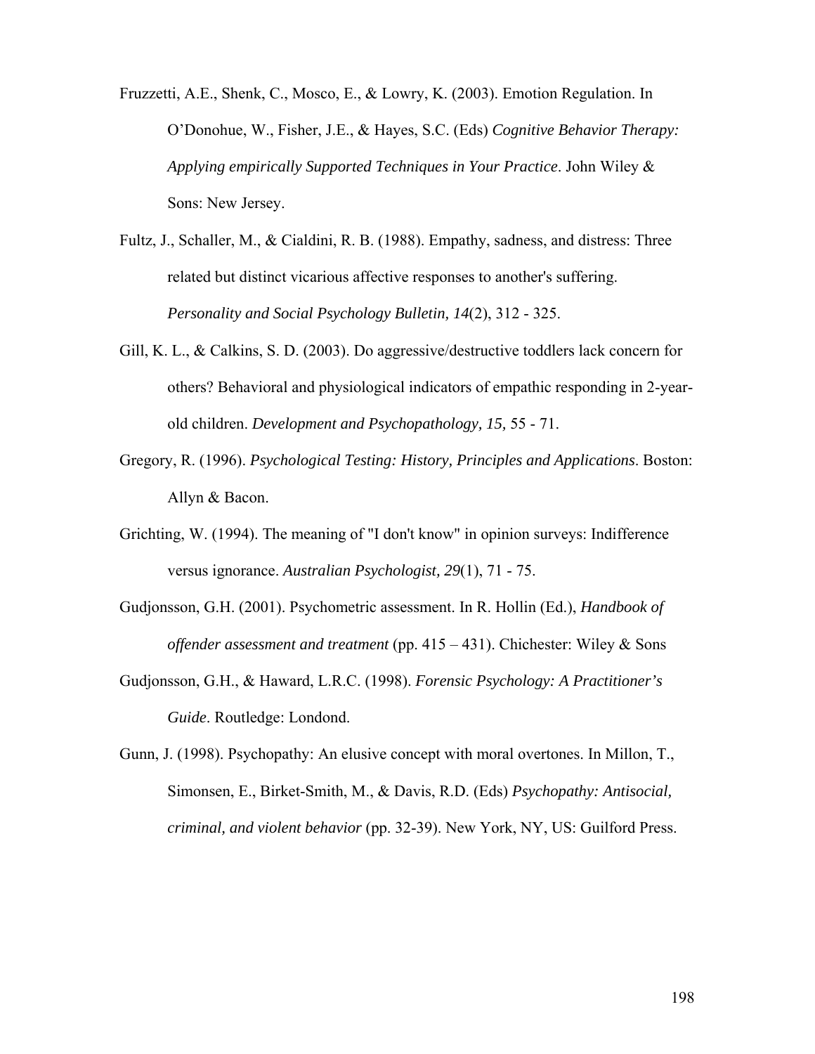Fruzzetti, A.E., Shenk, C., Mosco, E., & Lowry, K. (2003). Emotion Regulation. In O'Donohue, W., Fisher, J.E., & Hayes, S.C. (Eds) *Cognitive Behavior Therapy: Applying empirically Supported Techniques in Your Practice*. John Wiley & Sons: New Jersey.

Fultz, J., Schaller, M., & Cialdini, R. B. (1988). Empathy, sadness, and distress: Three related but distinct vicarious affective responses to another's suffering. *Personality and Social Psychology Bulletin, 14*(2), 312 - 325.

Gill, K. L., & Calkins, S. D. (2003). Do aggressive/destructive toddlers lack concern for others? Behavioral and physiological indicators of empathic responding in 2-year-old children. *Development and Psychopathology, 15,* 55 - 71.

Gregory, R. (1996). *Psychological Testing: History, Principles and Applications*. Boston: Allyn & Bacon.

Grichting, W. (1994). The meaning of "I don't know" in opinion surveys: Indifference versus ignorance. *Australian Psychologist, 29*(1), 71 - 75.

Gudjonsson, G.H. (2001). Psychometric assessment. In R. Hollin (Ed.), *Handbook of offender assessment and treatment* (pp. 415 – 431). Chichester: Wiley & Sons

Gudjonsson, G.H., & Haward, L.R.C. (1998). *Forensic Psychology: A Practitioner's Guide*. Routledge: Londond.

Gunn, J. (1998). Psychopathy: An elusive concept with moral overtones. In Millon, T., Simonsen, E., Birket-Smith, M., & Davis, R.D. (Eds) *Psychopathy: Antisocial, criminal, and violent behavior* (pp. 32-39). New York, NY, US: Guilford Press.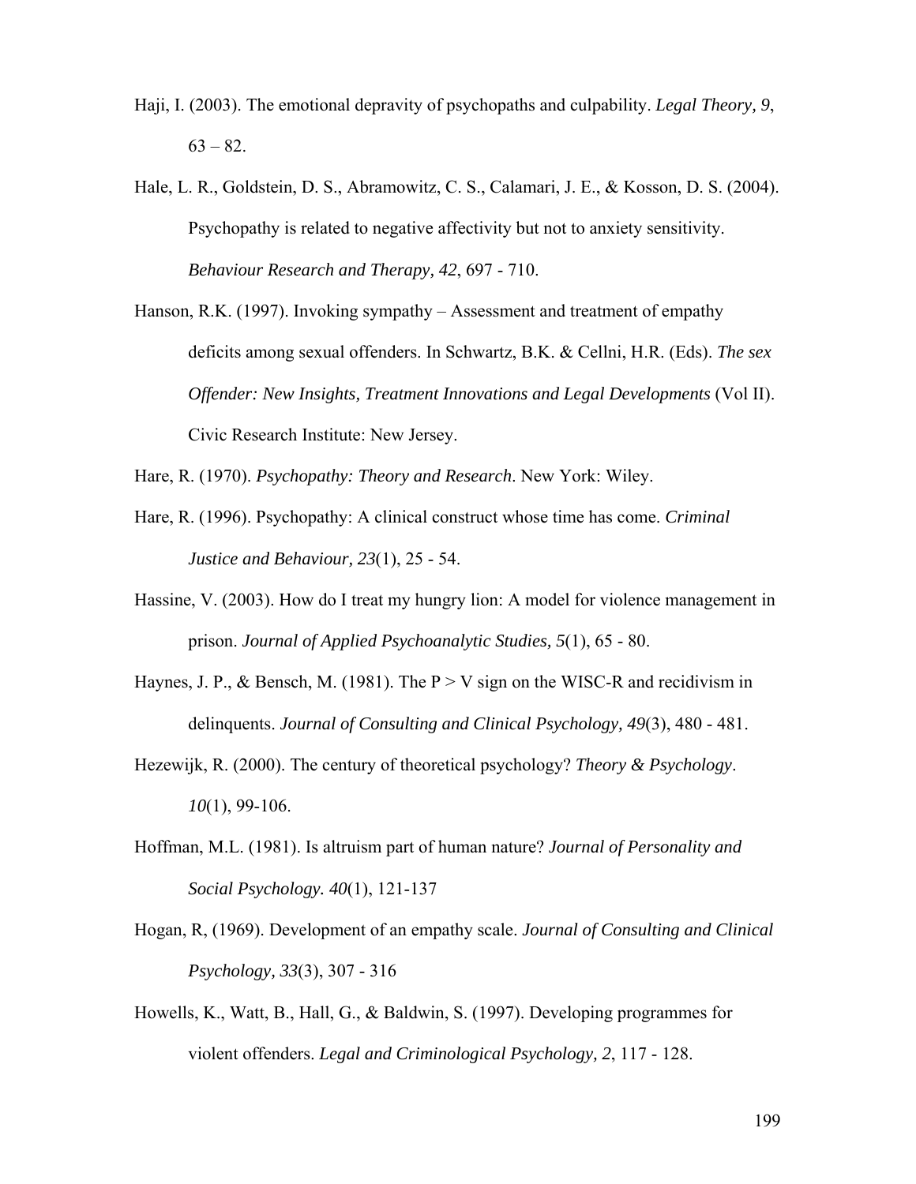Haji, I. (2003). The emotional depravity of psychopaths and culpability. *Legal Theory, 9*, 63 – 82.

Hale, L. R., Goldstein, D. S., Abramowitz, C. S., Calamari, J. E., & Kosson, D. S. (2004). Psychopathy is related to negative affectivity but not to anxiety sensitivity. *Behaviour Research and Therapy, 42*, 697 - 710.

Hanson, R.K. (1997). Invoking sympathy – Assessment and treatment of empathy deficits among sexual offenders. In Schwartz, B.K. & Cellni, H.R. (Eds). *The sex Offender: New Insights, Treatment Innovations and Legal Developments* (Vol II). Civic Research Institute: New Jersey.

Hare, R. (1970). *Psychopathy: Theory and Research*. New York: Wiley.

Hare, R. (1996). Psychopathy: A clinical construct whose time has come. *Criminal Justice and Behaviour, 23*(1), 25 - 54.

Hassine, V. (2003). How do I treat my hungry lion: A model for violence management in prison. *Journal of Applied Psychoanalytic Studies, 5*(1), 65 - 80.

Haynes, J. P., & Bensch, M. (1981). The P > V sign on the WISC-R and recidivism in delinquents. *Journal of Consulting and Clinical Psychology, 49*(3), 480 - 481.

Hezewijk, R. (2000). The century of theoretical psychology? *Theory & Psychology*. *10*(1), 99-106.

Hoffman, M.L. (1981). Is altruism part of human nature? *Journal of Personality and Social Psychology. 40*(1), 121-137

Hogan, R, (1969). Development of an empathy scale. *Journal of Consulting and Clinical Psychology, 33*(3), 307 - 316

Howells, K., Watt, B., Hall, G., & Baldwin, S. (1997). Developing programmes for violent offenders. *Legal and Criminological Psychology, 2*, 117 - 128.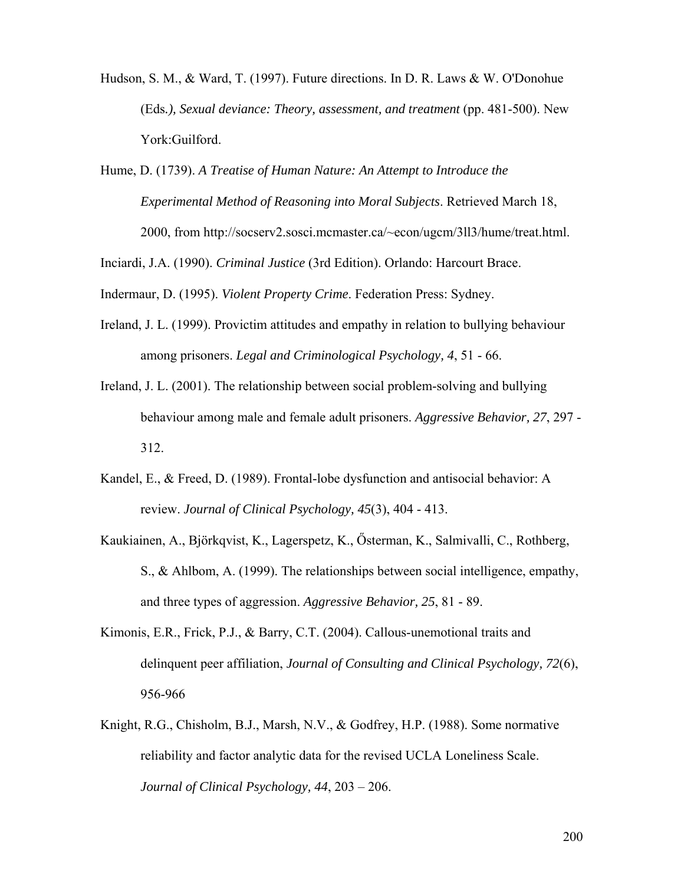Hudson, S. M., & Ward, T. (1997). Future directions. In D. R. Laws & W. O'Donohue (Eds*.), Sexual deviance: Theory, assessment, and treatment* (pp. 481-500). New York:Guilford.

Hume, D. (1739). *A Treatise of Human Nature: An Attempt to Introduce the Experimental Method of Reasoning into Moral Subjects*. Retrieved March 18, 2000, from http://socserv2.sosci.mcmaster.ca/~econ/ugcm/3ll3/hume/treat.html.

Inciardi, J.A. (1990). *Criminal Justice* (3rd Edition). Orlando: Harcourt Brace.

Indermaur, D. (1995). *Violent Property Crime*. Federation Press: Sydney.

Ireland, J. L. (1999). Provictim attitudes and empathy in relation to bullying behaviour among prisoners. *Legal and Criminological Psychology, 4*, 51 - 66.

Ireland, J. L. (2001). The relationship between social problem-solving and bullying behaviour among male and female adult prisoners. *Aggressive Behavior, 27*, 297 - 312.

Kandel, E., & Freed, D. (1989). Frontal-lobe dysfunction and antisocial behavior: A review. *Journal of Clinical Psychology, 45*(3), 404 - 413.

Kaukiainen, A., Björkqvist, K., Lagerspetz, K., Ősterman, K., Salmivalli, C., Rothberg, S., & Ahlbom, A. (1999). The relationships between social intelligence, empathy, and three types of aggression. *Aggressive Behavior, 25*, 81 - 89.

Kimonis, E.R., Frick, P.J., & Barry, C.T. (2004). Callous-unemotional traits and delinquent peer affiliation, *Journal of Consulting and Clinical Psychology, 72*(6), 956-966

Knight, R.G., Chisholm, B.J., Marsh, N.V., & Godfrey, H.P. (1988). Some normative reliability and factor analytic data for the revised UCLA Loneliness Scale. *Journal of Clinical Psychology, 44*, 203 – 206.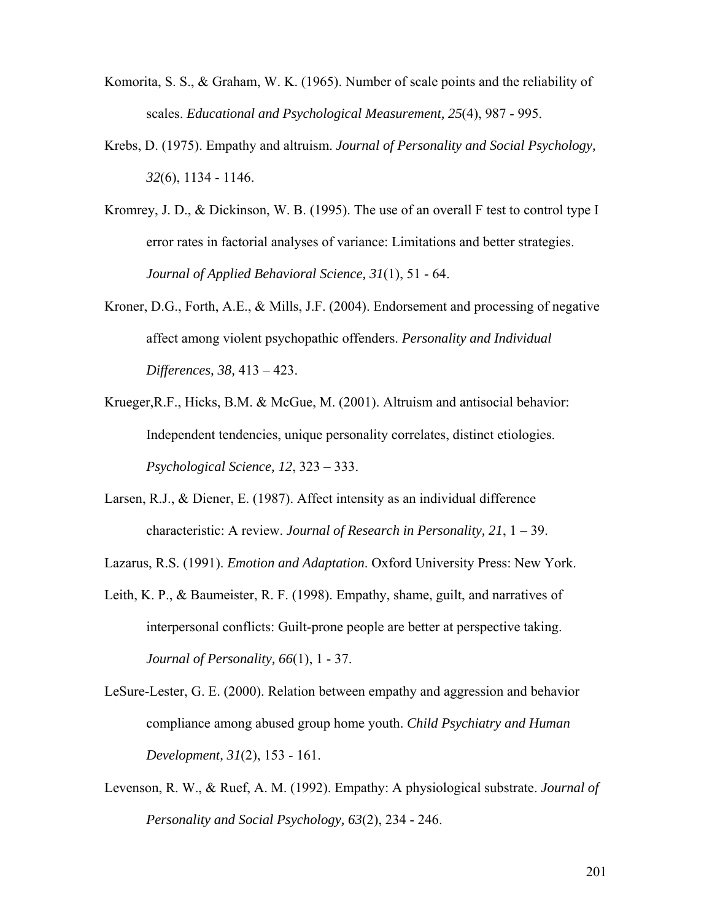Komorita, S. S., & Graham, W. K. (1965). Number of scale points and the reliability of scales. *Educational and Psychological Measurement, 25*(4), 987 - 995.

Krebs, D. (1975). Empathy and altruism. *Journal of Personality and Social Psychology, 32*(6), 1134 - 1146.

Kromrey, J. D., & Dickinson, W. B. (1995). The use of an overall F test to control type I error rates in factorial analyses of variance: Limitations and better strategies. *Journal of Applied Behavioral Science, 31*(1), 51 - 64.

Kroner, D.G., Forth, A.E., & Mills, J.F. (2004). Endorsement and processing of negative affect among violent psychopathic offenders. *Personality and Individual Differences, 38,* 413 – 423.

Krueger,R.F., Hicks, B.M. & McGue, M. (2001). Altruism and antisocial behavior: Independent tendencies, unique personality correlates, distinct etiologies. *Psychological Science, 12*, 323 – 333.

Larsen, R.J., & Diener, E. (1987). Affect intensity as an individual difference characteristic: A review. *Journal of Research in Personality, 21*, 1 – 39.

Lazarus, R.S. (1991). *Emotion and Adaptation*. Oxford University Press: New York.

Leith, K. P., & Baumeister, R. F. (1998). Empathy, shame, guilt, and narratives of interpersonal conflicts: Guilt-prone people are better at perspective taking. *Journal of Personality, 66*(1), 1 - 37.

LeSure-Lester, G. E. (2000). Relation between empathy and aggression and behavior compliance among abused group home youth. *Child Psychiatry and Human Development, 31*(2), 153 - 161.

Levenson, R. W., & Ruef, A. M. (1992). Empathy: A physiological substrate. *Journal of Personality and Social Psychology, 63*(2), 234 - 246.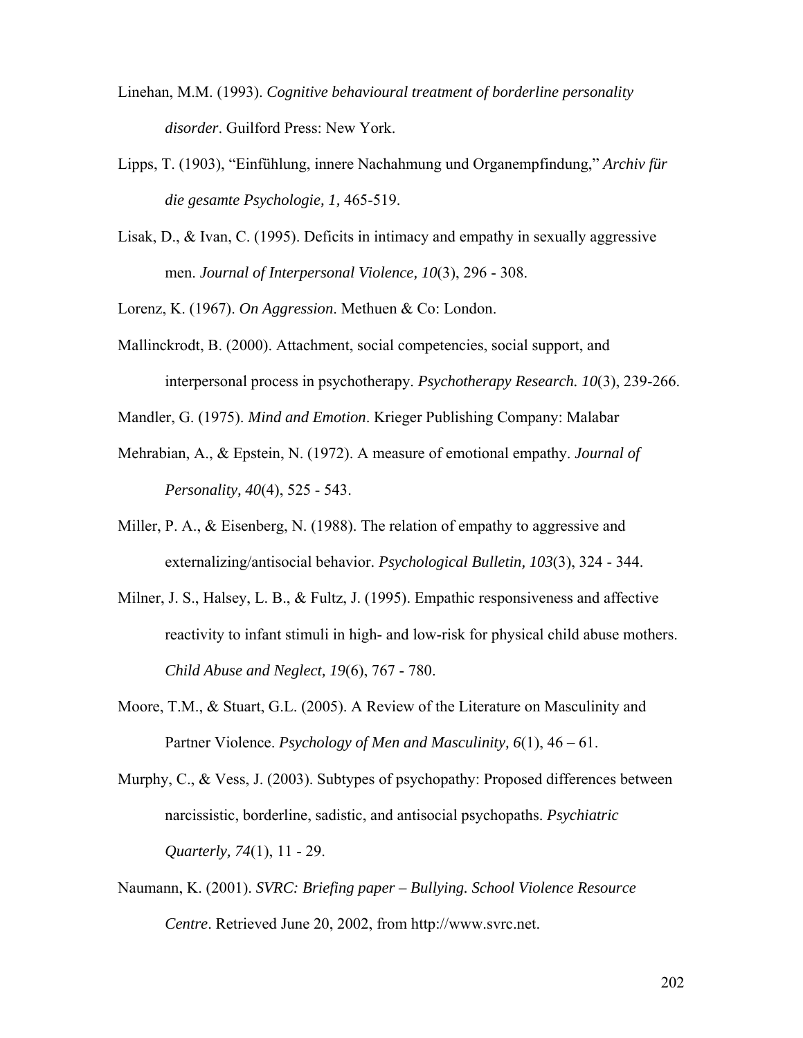Linehan, M.M. (1993). *Cognitive behavioural treatment of borderline personality disorder*. Guilford Press: New York.

Lipps, T. (1903), "Einfühlung, innere Nachahmung und Organempfindung," *Archiv für die gesamte Psychologie, 1,* 465-519.

Lisak, D., & Ivan, C. (1995). Deficits in intimacy and empathy in sexually aggressive men. *Journal of Interpersonal Violence, 10*(3), 296 - 308.

Lorenz, K. (1967). *On Aggression*. Methuen & Co: London.

Mallinckrodt, B. (2000). Attachment, social competencies, social support, and interpersonal process in psychotherapy. *Psychotherapy Research. 10*(3), 239-266.

Mandler, G. (1975). *Mind and Emotion*. Krieger Publishing Company: Malabar

Mehrabian, A., & Epstein, N. (1972). A measure of emotional empathy. *Journal of Personality, 40*(4), 525 - 543.

Miller, P. A., & Eisenberg, N. (1988). The relation of empathy to aggressive and externalizing/antisocial behavior. *Psychological Bulletin, 103*(3), 324 - 344.

Milner, J. S., Halsey, L. B., & Fultz, J. (1995). Empathic responsiveness and affective reactivity to infant stimuli in high- and low-risk for physical child abuse mothers. *Child Abuse and Neglect, 19*(6), 767 - 780.

Moore, T.M., & Stuart, G.L. (2005). A Review of the Literature on Masculinity and Partner Violence. *Psychology of Men and Masculinity, 6*(1), 46 – 61.

Murphy, C., & Vess, J. (2003). Subtypes of psychopathy: Proposed differences between narcissistic, borderline, sadistic, and antisocial psychopaths. *Psychiatric Quarterly, 74*(1), 11 - 29.

Naumann, K. (2001). *SVRC: Briefing paper – Bullying. School Violence Resource Centre*. Retrieved June 20, 2002, from http://www.svrc.net.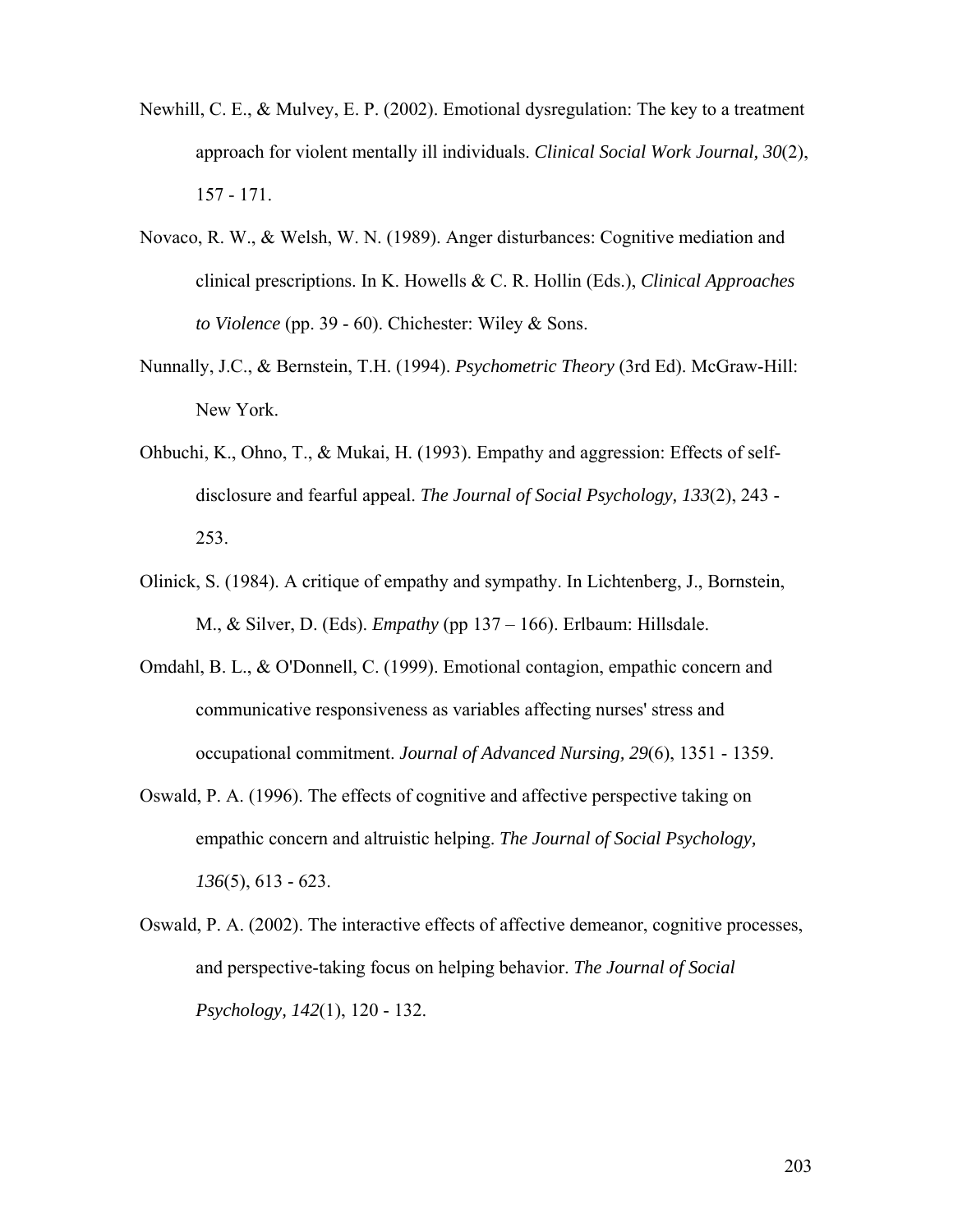Newhill, C. E., & Mulvey, E. P. (2002). Emotional dysregulation: The key to a treatment approach for violent mentally ill individuals. *Clinical Social Work Journal, 30*(2), 157 - 171.

Novaco, R. W., & Welsh, W. N. (1989). Anger disturbances: Cognitive mediation and clinical prescriptions. In K. Howells & C. R. Hollin (Eds.), *Clinical Approaches to Violence* (pp. 39 - 60). Chichester: Wiley & Sons.

Nunnally, J.C., & Bernstein, T.H. (1994). *Psychometric Theory* (3rd Ed). McGraw-Hill: New York.

Ohbuchi, K., Ohno, T., & Mukai, H. (1993). Empathy and aggression: Effects of self-disclosure and fearful appeal. *The Journal of Social Psychology, 133*(2), 243 - 253.

Olinick, S. (1984). A critique of empathy and sympathy. In Lichtenberg, J., Bornstein, M., & Silver, D. (Eds). *Empathy* (pp 137 – 166). Erlbaum: Hillsdale.

Omdahl, B. L., & O'Donnell, C. (1999). Emotional contagion, empathic concern and communicative responsiveness as variables affecting nurses' stress and occupational commitment. *Journal of Advanced Nursing, 29*(6), 1351 - 1359.

Oswald, P. A. (1996). The effects of cognitive and affective perspective taking on empathic concern and altruistic helping. *The Journal of Social Psychology, 136*(5), 613 - 623.

Oswald, P. A. (2002). The interactive effects of affective demeanor, cognitive processes, and perspective-taking focus on helping behavior. *The Journal of Social Psychology, 142*(1), 120 - 132.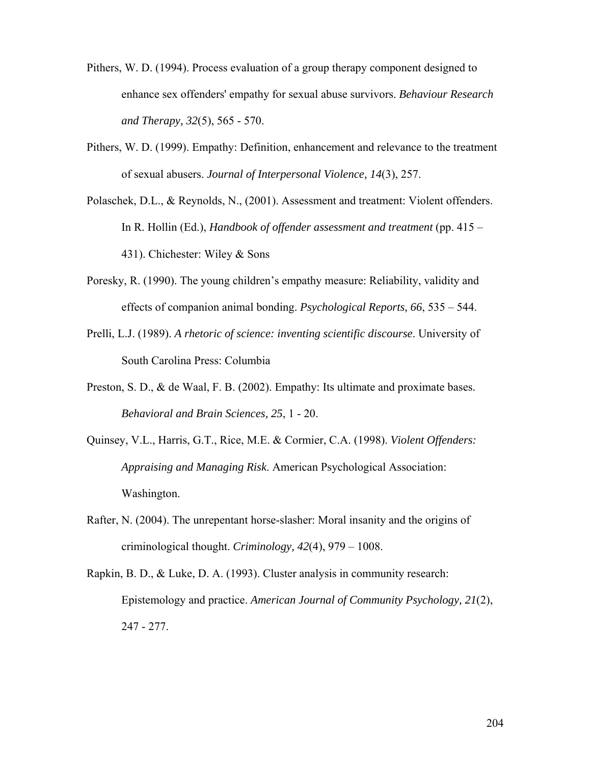Pithers, W. D. (1994). Process evaluation of a group therapy component designed to enhance sex offenders' empathy for sexual abuse survivors. *Behaviour Research and Therapy, 32*(5), 565 - 570.

Pithers, W. D. (1999). Empathy: Definition, enhancement and relevance to the treatment of sexual abusers. *Journal of Interpersonal Violence, 14*(3), 257.

Polaschek, D.L., & Reynolds, N., (2001). Assessment and treatment: Violent offenders. In R. Hollin (Ed.), *Handbook of offender assessment and treatment* (pp. 415 – 431). Chichester: Wiley & Sons

Poresky, R. (1990). The young children's empathy measure: Reliability, validity and effects of companion animal bonding. *Psychological Reports, 66*, 535 – 544.

Prelli, L.J. (1989). *A rhetoric of science: inventing scientific discourse*. University of South Carolina Press: Columbia

Preston, S. D., & de Waal, F. B. (2002). Empathy: Its ultimate and proximate bases. *Behavioral and Brain Sciences, 25*, 1 - 20.

Quinsey, V.L., Harris, G.T., Rice, M.E. & Cormier, C.A. (1998). *Violent Offenders: Appraising and Managing Risk*. American Psychological Association: Washington.

Rafter, N. (2004). The unrepentant horse-slasher: Moral insanity and the origins of criminological thought. *Criminology, 42*(4), 979 – 1008.

Rapkin, B. D., & Luke, D. A. (1993). Cluster analysis in community research: Epistemology and practice. *American Journal of Community Psychology, 21*(2), 247 - 277.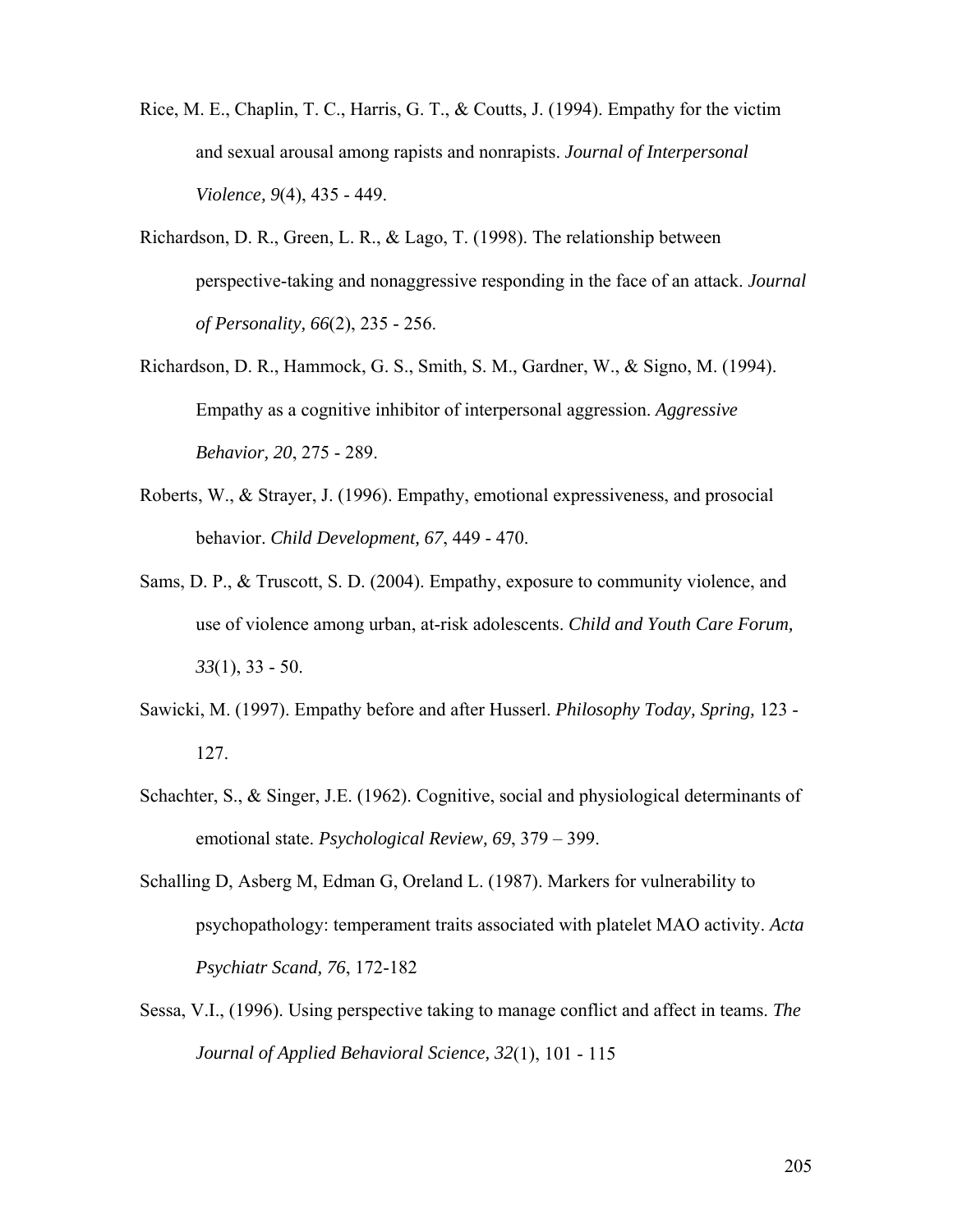Rice, M. E., Chaplin, T. C., Harris, G. T., & Coutts, J. (1994). Empathy for the victim and sexual arousal among rapists and nonrapists. *Journal of Interpersonal Violence, 9*(4), 435 - 449.

Richardson, D. R., Green, L. R., & Lago, T. (1998). The relationship between perspective-taking and nonaggressive responding in the face of an attack. *Journal of Personality, 66*(2), 235 - 256.

Richardson, D. R., Hammock, G. S., Smith, S. M., Gardner, W., & Signo, M. (1994). Empathy as a cognitive inhibitor of interpersonal aggression. *Aggressive Behavior, 20*, 275 - 289.

Roberts, W., & Strayer, J. (1996). Empathy, emotional expressiveness, and prosocial behavior. *Child Development, 67*, 449 - 470.

Sams, D. P., & Truscott, S. D. (2004). Empathy, exposure to community violence, and use of violence among urban, at-risk adolescents. *Child and Youth Care Forum, 33*(1), 33 - 50.

Sawicki, M. (1997). Empathy before and after Husserl. *Philosophy Today, Spring,* 123 - 127.

Schachter, S., & Singer, J.E. (1962). Cognitive, social and physiological determinants of emotional state. *Psychological Review, 69*, 379 – 399.

Schalling D, Asberg M, Edman G, Oreland L. (1987). Markers for vulnerability to psychopathology: temperament traits associated with platelet MAO activity. *Acta Psychiatr Scand, 76*, 172-182

Sessa, V.I., (1996). Using perspective taking to manage conflict and affect in teams. *The Journal of Applied Behavioral Science, 32*(1), 101 - 115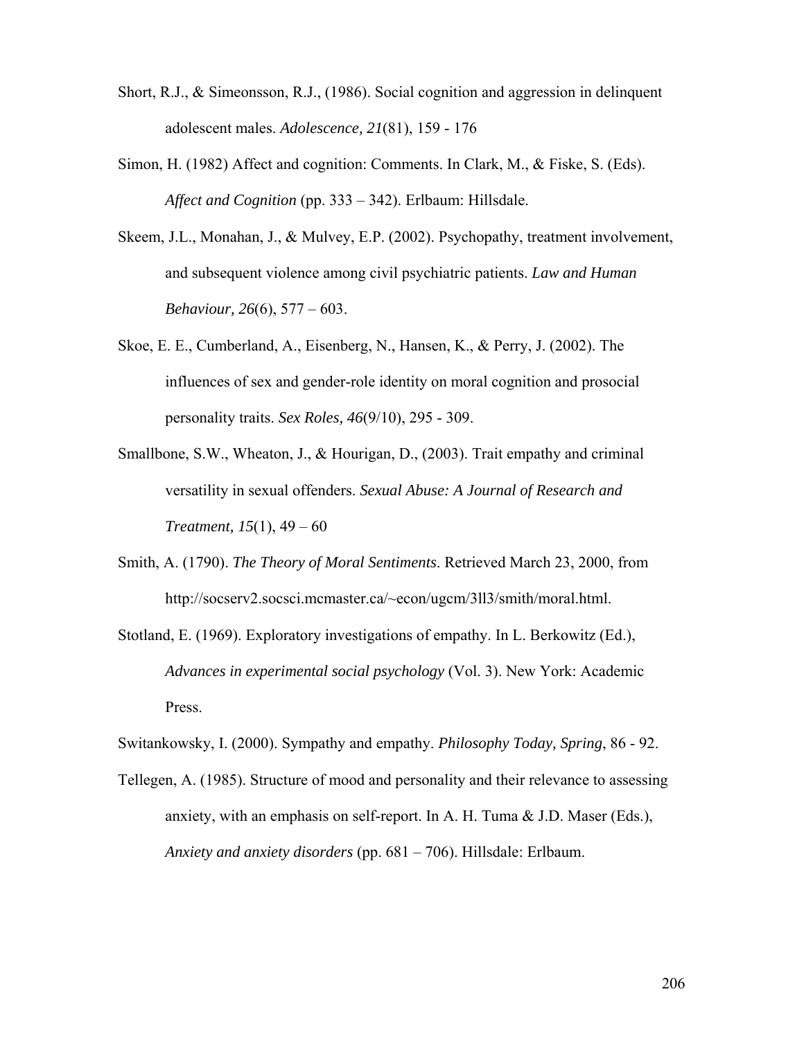Short, R.J., & Simeonsson, R.J., (1986). Social cognition and aggression in delinquent adolescent males. *Adolescence, 21*(81), 159 - 176

Simon, H. (1982) Affect and cognition: Comments. In Clark, M., & Fiske, S. (Eds). *Affect and Cognition* (pp. 333 – 342). Erlbaum: Hillsdale.

Skeem, J.L., Monahan, J., & Mulvey, E.P. (2002). Psychopathy, treatment involvement, and subsequent violence among civil psychiatric patients. *Law and Human Behaviour, 26*(6), 577 – 603.

Skoe, E. E., Cumberland, A., Eisenberg, N., Hansen, K., & Perry, J. (2002). The influences of sex and gender-role identity on moral cognition and prosocial personality traits. *Sex Roles, 46*(9/10), 295 - 309.

Smallbone, S.W., Wheaton, J., & Hourigan, D., (2003). Trait empathy and criminal versatility in sexual offenders. *Sexual Abuse: A Journal of Research and Treatment, 15*(1), 49 – 60

Smith, A. (1790). *The Theory of Moral Sentiments*. Retrieved March 23, 2000, from http://socserv2.socsci.mcmaster.ca/~econ/ugcm/3ll3/smith/moral.html.

Stotland, E. (1969). Exploratory investigations of empathy. In L. Berkowitz (Ed.), *Advances in experimental social psychology* (Vol. 3). New York: Academic Press.

Switankowsky, I. (2000). Sympathy and empathy. *Philosophy Today, Spring*, 86 - 92.

Tellegen, A. (1985). Structure of mood and personality and their relevance to assessing anxiety, with an emphasis on self-report. In A. H. Tuma & J.D. Maser (Eds.), *Anxiety and anxiety disorders* (pp. 681 – 706). Hillsdale: Erlbaum.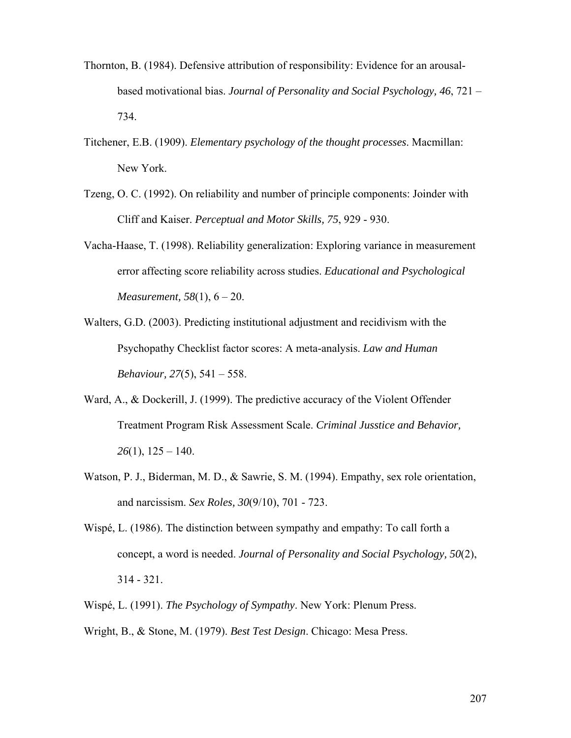Thornton, B. (1984). Defensive attribution of responsibility: Evidence for an arousal-based motivational bias. *Journal of Personality and Social Psychology, 46*, 721 – 734.

Titchener, E.B. (1909). *Elementary psychology of the thought processes*. Macmillan: New York.

Tzeng, O. C. (1992). On reliability and number of principle components: Joinder with Cliff and Kaiser. *Perceptual and Motor Skills, 75*, 929 - 930.

Vacha-Haase, T. (1998). Reliability generalization: Exploring variance in measurement error affecting score reliability across studies. *Educational and Psychological Measurement, 58*(1), 6 – 20.

Walters, G.D. (2003). Predicting institutional adjustment and recidivism with the Psychopathy Checklist factor scores: A meta-analysis. *Law and Human Behaviour, 27*(5), 541 – 558.

Ward, A., & Dockerill, J. (1999). The predictive accuracy of the Violent Offender Treatment Program Risk Assessment Scale. *Criminal Jusstice and Behavior, 26*(1), 125 – 140.

Watson, P. J., Biderman, M. D., & Sawrie, S. M. (1994). Empathy, sex role orientation, and narcissism. *Sex Roles, 30*(9/10), 701 - 723.

Wispé, L. (1986). The distinction between sympathy and empathy: To call forth a concept, a word is needed. *Journal of Personality and Social Psychology, 50*(2), 314 - 321.

Wispé, L. (1991). *The Psychology of Sympathy*. New York: Plenum Press.

Wright, B., & Stone, M. (1979). *Best Test Design*. Chicago: Mesa Press.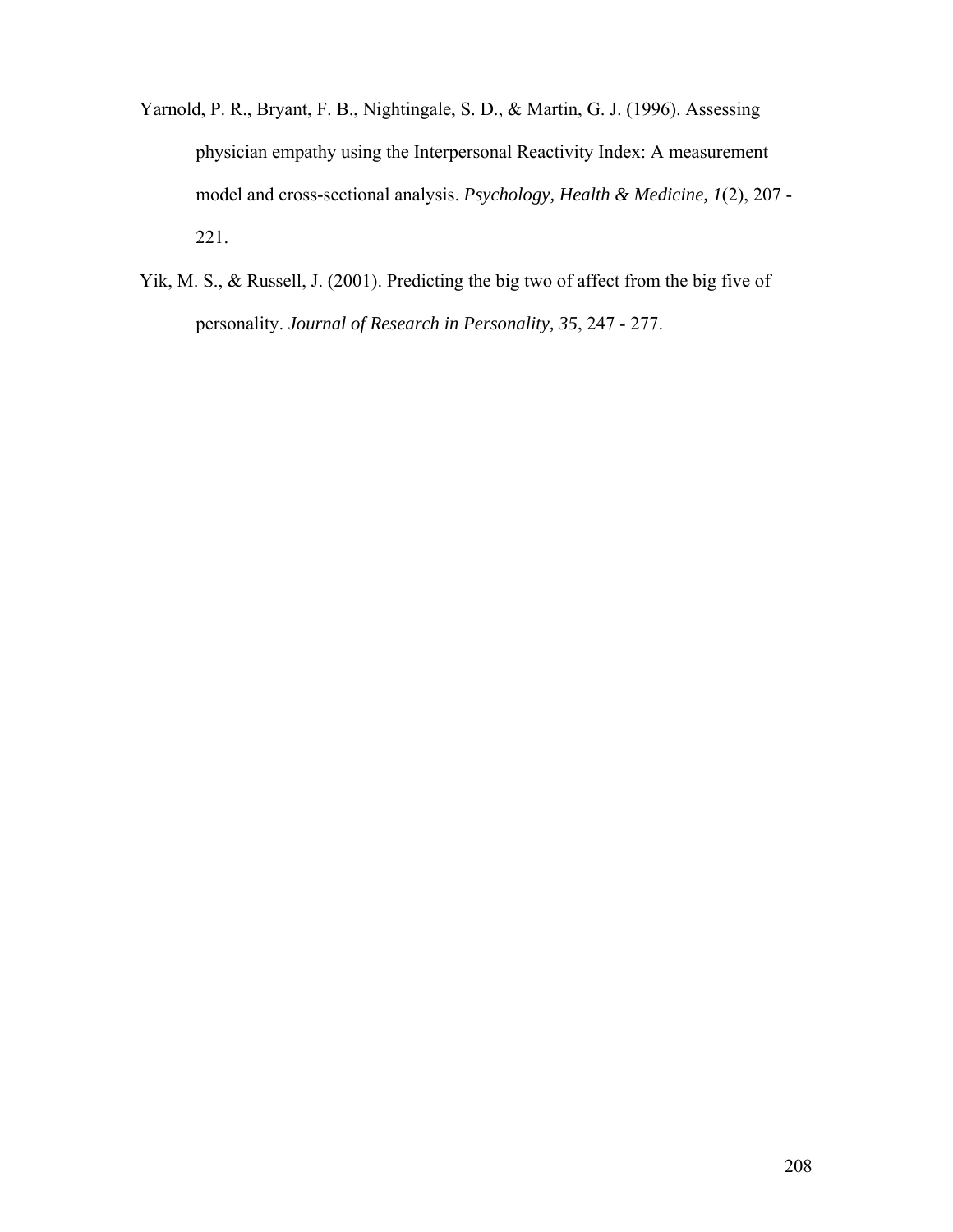Yarnold, P. R., Bryant, F. B., Nightingale, S. D., & Martin, G. J. (1996). Assessing physician empathy using the Interpersonal Reactivity Index: A measurement model and cross-sectional analysis. *Psychology, Health & Medicine, 1*(2), 207 - 221.

Yik, M. S., & Russell, J. (2001). Predicting the big two of affect from the big five of personality. *Journal of Research in Personality, 35*, 247 - 277.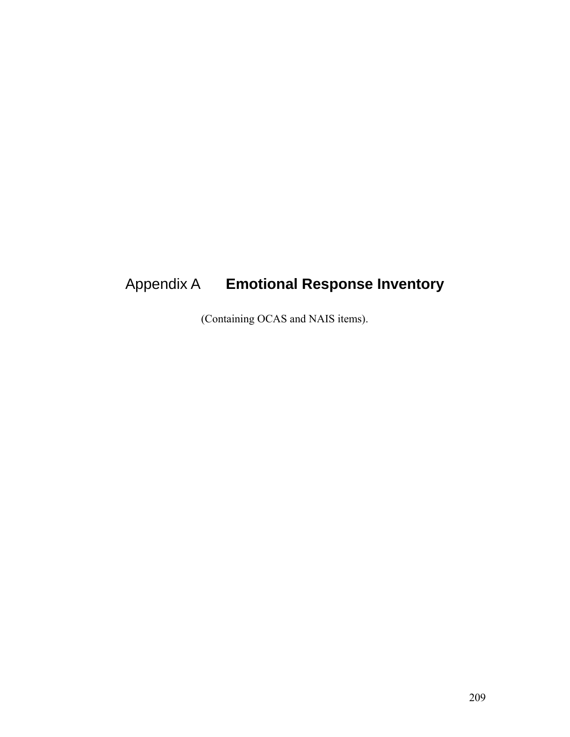# Appendix A **Emotional Response Inventory**

(Containing OCAS and NAIS items).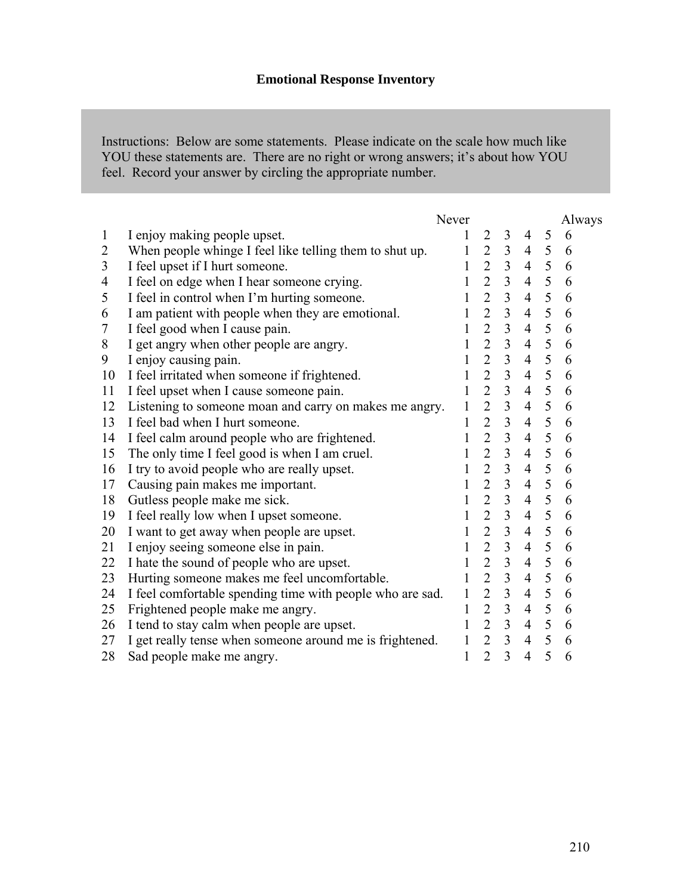# Emotional Response Inventory

Instructions: Below are some statements. Please indicate on the scale how much like YOU these statements are. There are no right or wrong answers; it's about how YOU feel. Record your answer by circling the appropriate number.

| | | Never | | | | | Always |
|---|---|---|---|---|---|---|---|
| 1 | I enjoy making people upset. | 1 | 2 | 3 | 4 | 5 | 6 |
| 2 | When people whinge I feel like telling them to shut up. | 1 | 2 | 3 | 4 | 5 | 6 |
| 3 | I feel upset if I hurt someone. | 1 | 2 | 3 | 4 | 5 | 6 |
| 4 | I feel on edge when I hear someone crying. | 1 | 2 | 3 | 4 | 5 | 6 |
| 5 | I feel in control when I'm hurting someone. | 1 | 2 | 3 | 4 | 5 | 6 |
| 6 | I am patient with people when they are emotional. | 1 | 2 | 3 | 4 | 5 | 6 |
| 7 | I feel good when I cause pain. | 1 | 2 | 3 | 4 | 5 | 6 |
| 8 | I get angry when other people are angry. | 1 | 2 | 3 | 4 | 5 | 6 |
| 9 | I enjoy causing pain. | 1 | 2 | 3 | 4 | 5 | 6 |
| 10 | I feel irritated when someone if frightened. | 1 | 2 | 3 | 4 | 5 | 6 |
| 11 | I feel upset when I cause someone pain. | 1 | 2 | 3 | 4 | 5 | 6 |
| 12 | Listening to someone moan and carry on makes me angry. | 1 | 2 | 3 | 4 | 5 | 6 |
| 13 | I feel bad when I hurt someone. | 1 | 2 | 3 | 4 | 5 | 6 |
| 14 | I feel calm around people who are frightened. | 1 | 2 | 3 | 4 | 5 | 6 |
| 15 | The only time I feel good is when I am cruel. | 1 | 2 | 3 | 4 | 5 | 6 |
| 16 | I try to avoid people who are really upset. | 1 | 2 | 3 | 4 | 5 | 6 |
| 17 | Causing pain makes me important. | 1 | 2 | 3 | 4 | 5 | 6 |
| 18 | Gutless people make me sick. | 1 | 2 | 3 | 4 | 5 | 6 |
| 19 | I feel really low when I upset someone. | 1 | 2 | 3 | 4 | 5 | 6 |
| 20 | I want to get away when people are upset. | 1 | 2 | 3 | 4 | 5 | 6 |
| 21 | I enjoy seeing someone else in pain. | 1 | 2 | 3 | 4 | 5 | 6 |
| 22 | I hate the sound of people who are upset. | 1 | 2 | 3 | 4 | 5 | 6 |
| 23 | Hurting someone makes me feel uncomfortable. | 1 | 2 | 3 | 4 | 5 | 6 |
| 24 | I feel comfortable spending time with people who are sad. | 1 | 2 | 3 | 4 | 5 | 6 |
| 25 | Frightened people make me angry. | 1 | 2 | 3 | 4 | 5 | 6 |
| 26 | I tend to stay calm when people are upset. | 1 | 2 | 3 | 4 | 5 | 6 |
| 27 | I get really tense when someone around me is frightened. | 1 | 2 | 3 | 4 | 5 | 6 |
| 28 | Sad people make me angry. | 1 | 2 | 3 | 4 | 5 | 6 |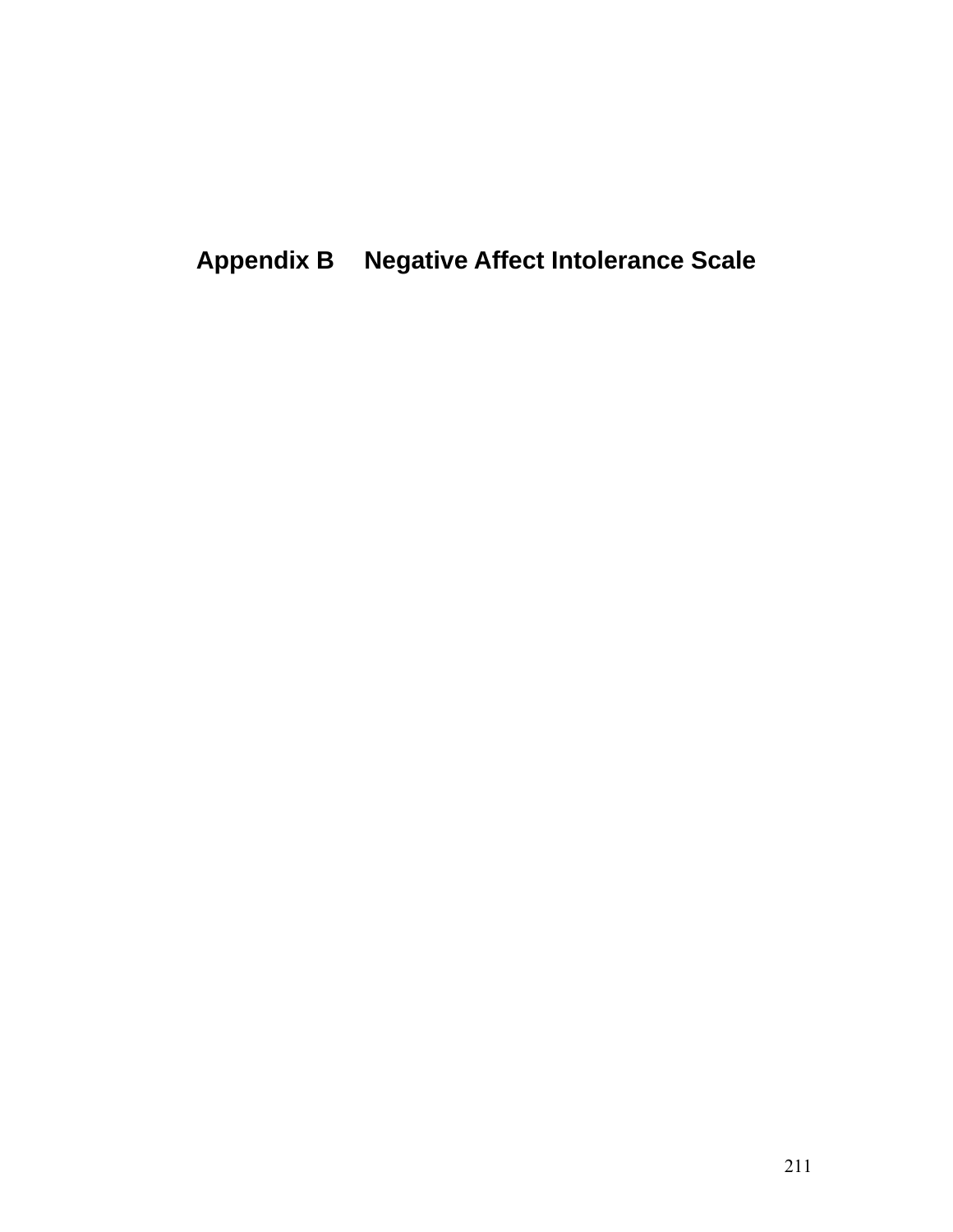# Appendix B Negative Affect Intolerance Scale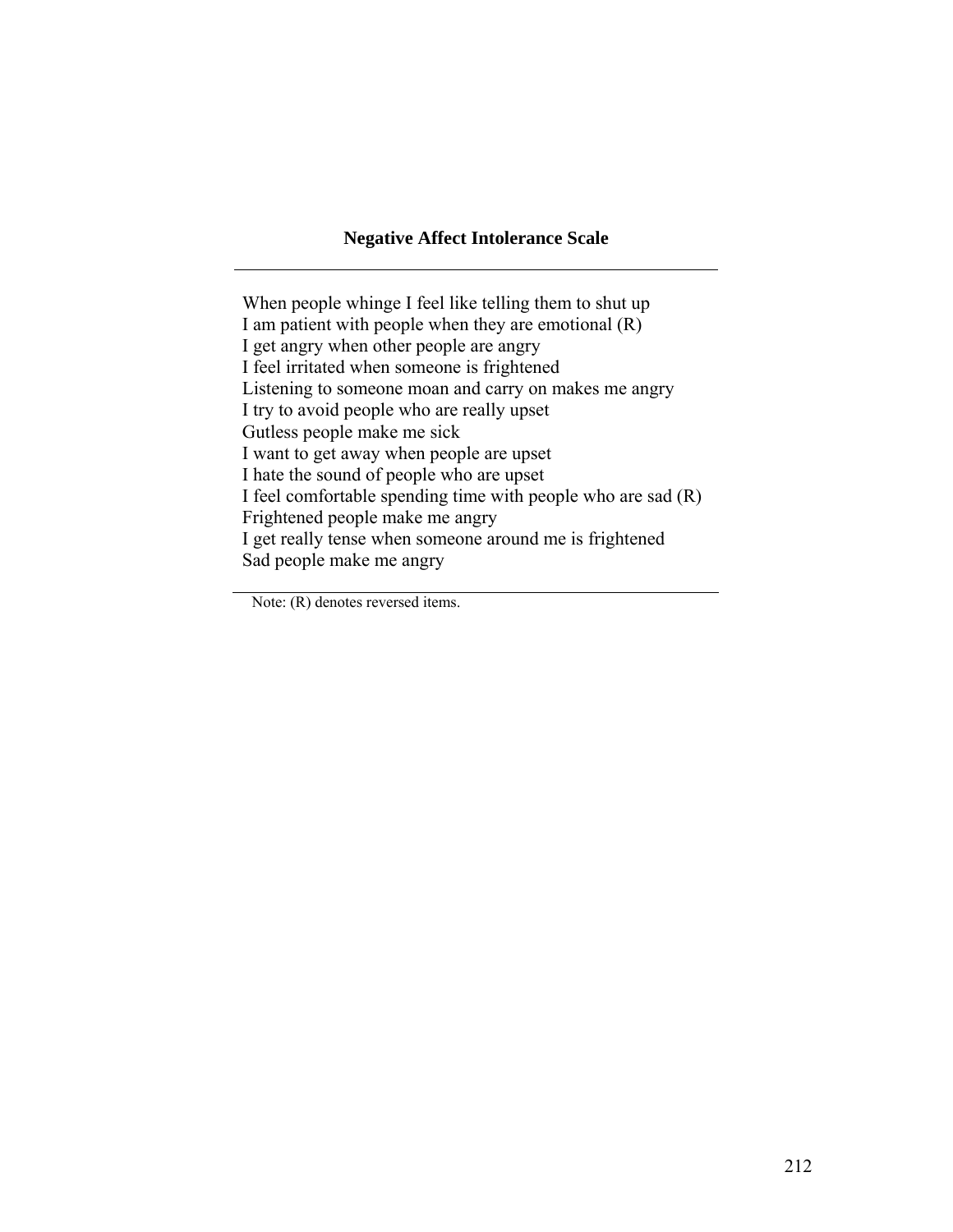**Negative Affect Intolerance Scale**

---

When people whinge I feel like telling them to shut up
I am patient with people when they are emotional (R)
I get angry when other people are angry
I feel irritated when someone is frightened
Listening to someone moan and carry on makes me angry
I try to avoid people who are really upset
Gutless people make me sick
I want to get away when people are upset
I hate the sound of people who are upset
I feel comfortable spending time with people who are sad (R)
Frightened people make me angry
I get really tense when someone around me is frightened
Sad people make me angry

---

Note: (R) denotes reversed items.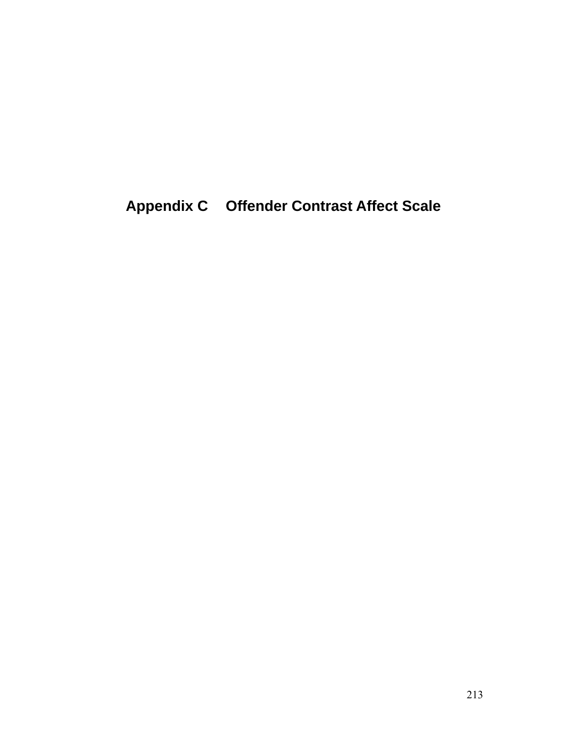# Appendix C Offender Contrast Affect Scale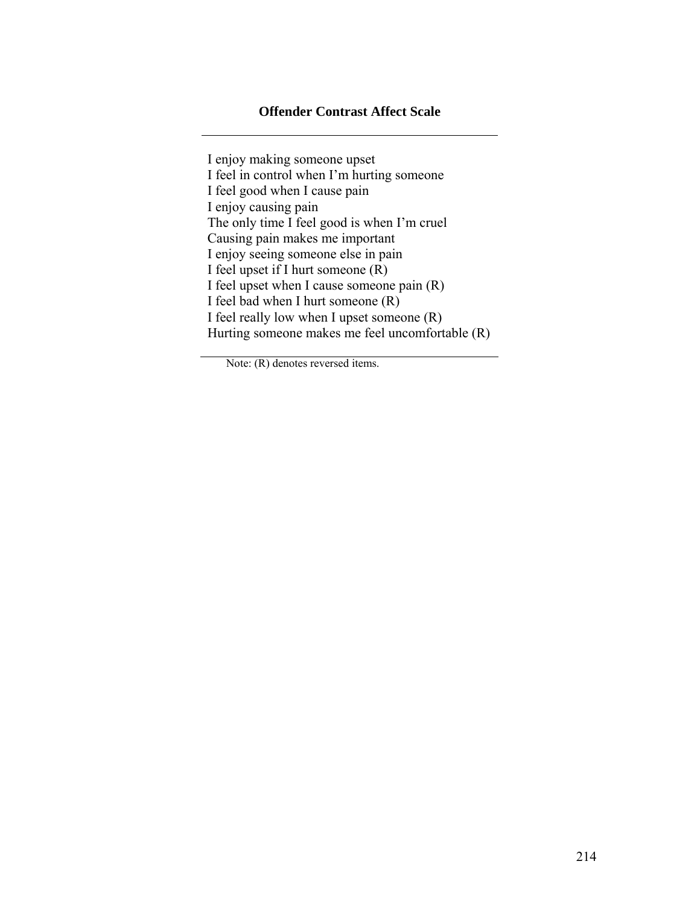**Offender Contrast Affect Scale**

I enjoy making someone upset
I feel in control when I'm hurting someone
I feel good when I cause pain
I enjoy causing pain
The only time I feel good is when I'm cruel
Causing pain makes me important
I enjoy seeing someone else in pain
I feel upset if I hurt someone (R)
I feel upset when I cause someone pain (R)
I feel bad when I hurt someone (R)
I feel really low when I upset someone (R)
Hurting someone makes me feel uncomfortable (R)

Note: (R) denotes reversed items.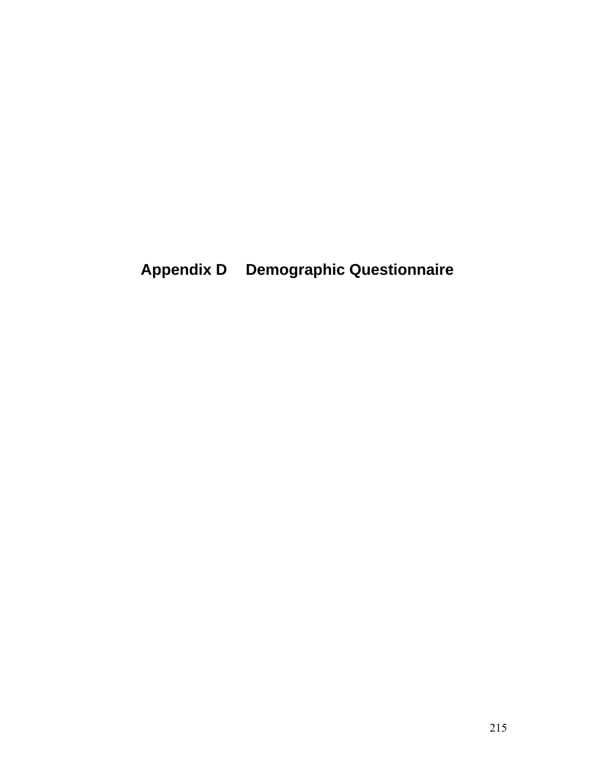# Appendix D Demographic Questionnaire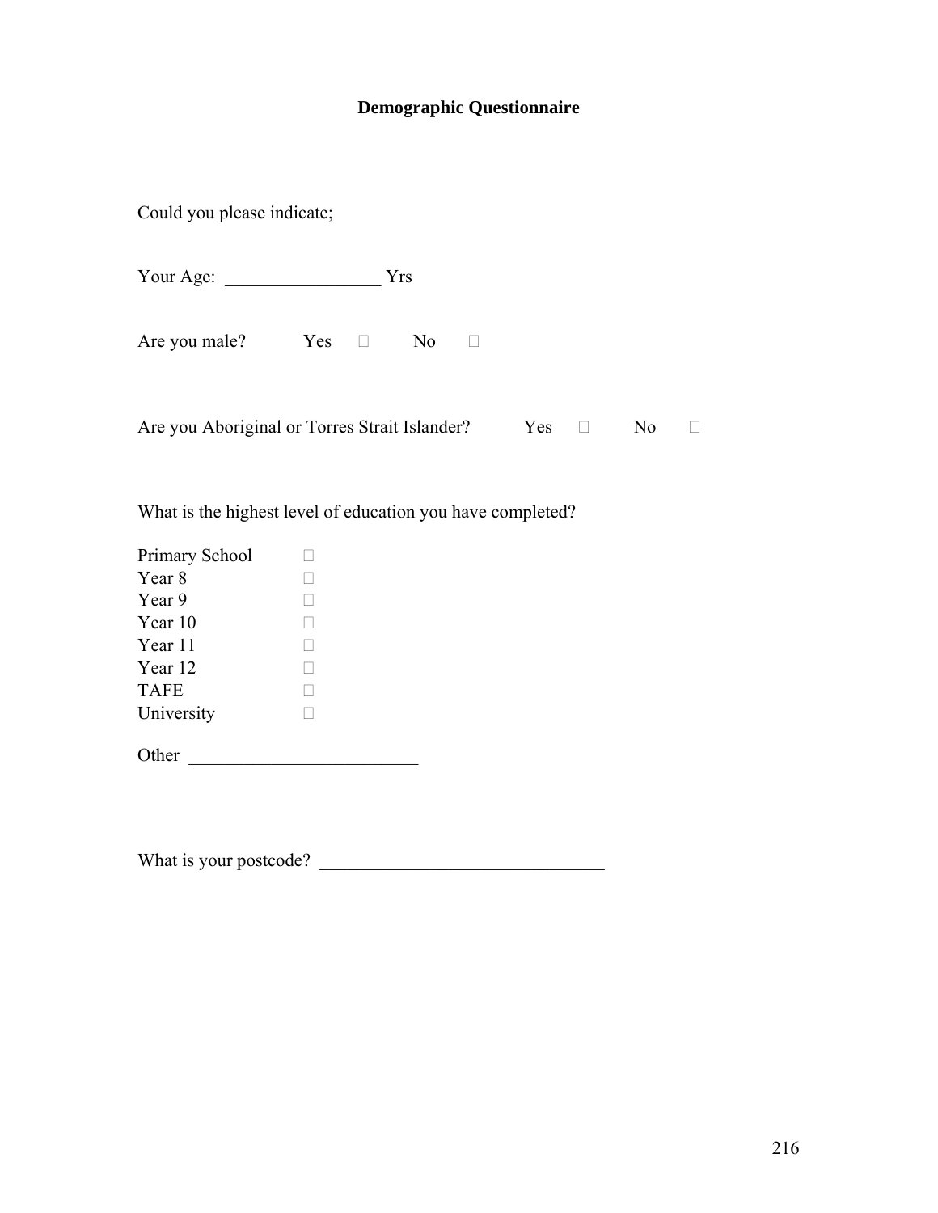# Demographic Questionnaire

Could you please indicate;

Your Age: _________________ Yrs

Are you male? Yes ☐ No ☐

Are you Aboriginal or Torres Strait Islander? Yes ☐ No ☐

What is the highest level of education you have completed?

Primary School ☐
Year 8 ☐
Year 9 ☐
Year 10 ☐
Year 11 ☐
Year 12 ☐
TAFE ☐
University ☐

Other _________________________

What is your postcode? _______________________________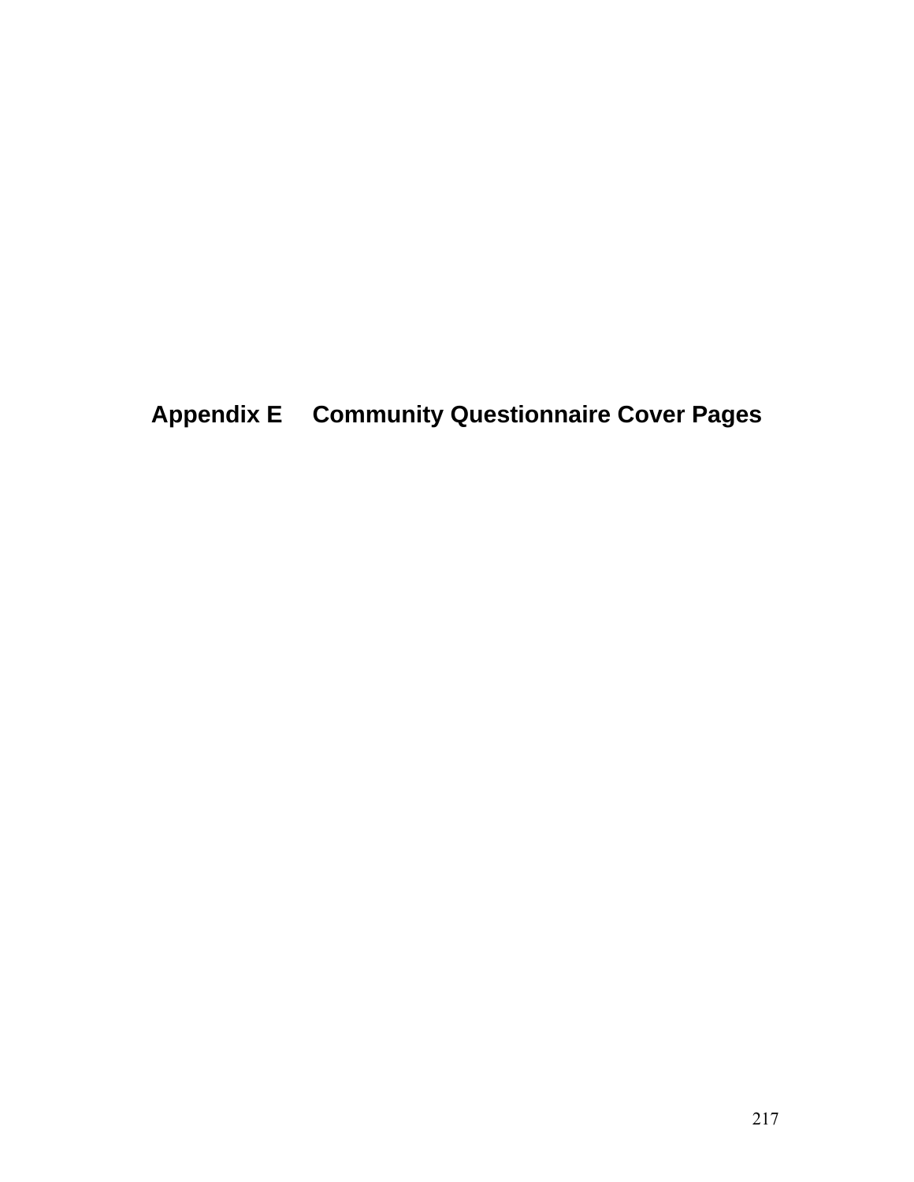# Appendix E Community Questionnaire Cover Pages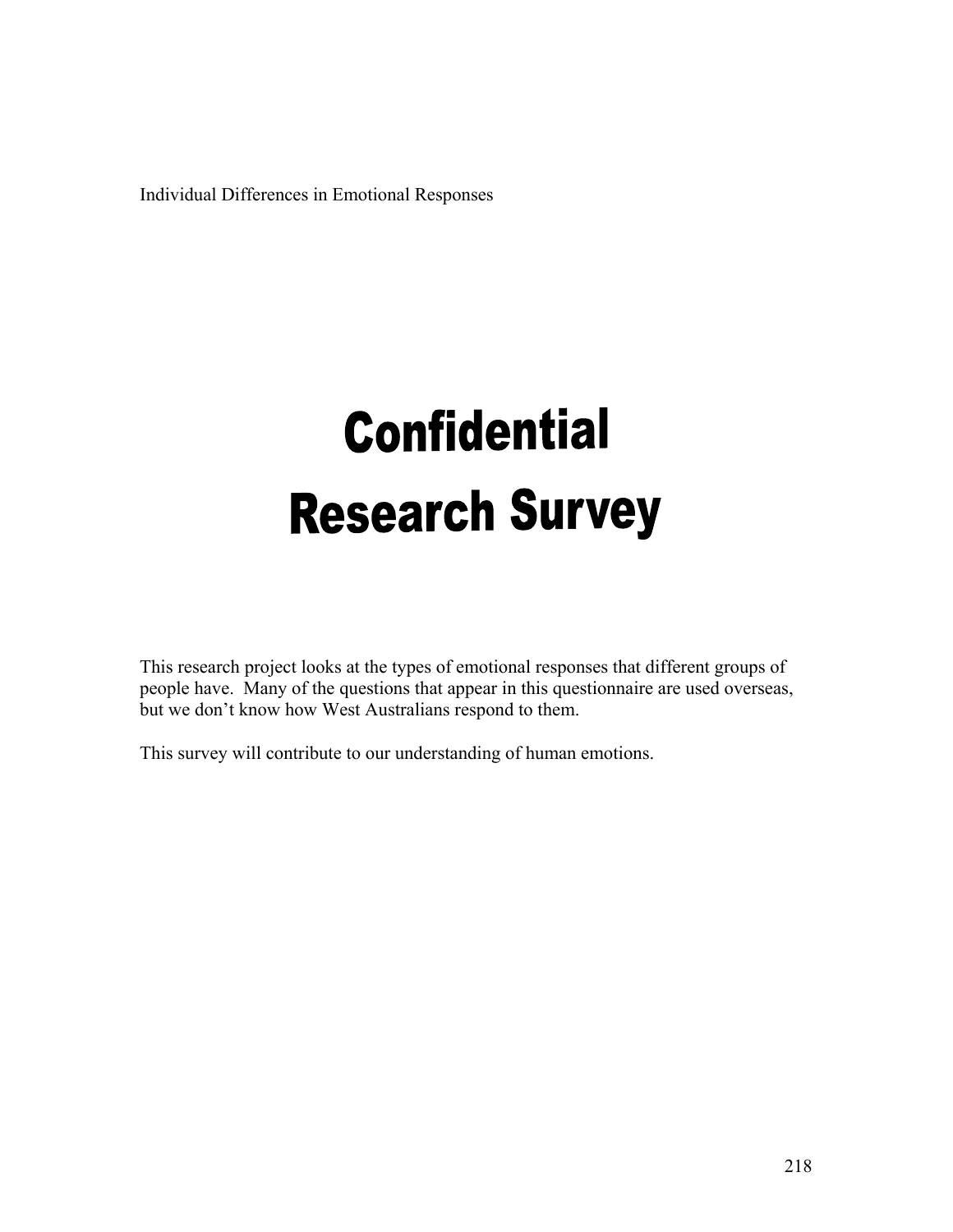Individual Differences in Emotional Responses

# Confidential Research Survey

This research project looks at the types of emotional responses that different groups of people have. Many of the questions that appear in this questionnaire are used overseas, but we don't know how West Australians respond to them.

This survey will contribute to our understanding of human emotions.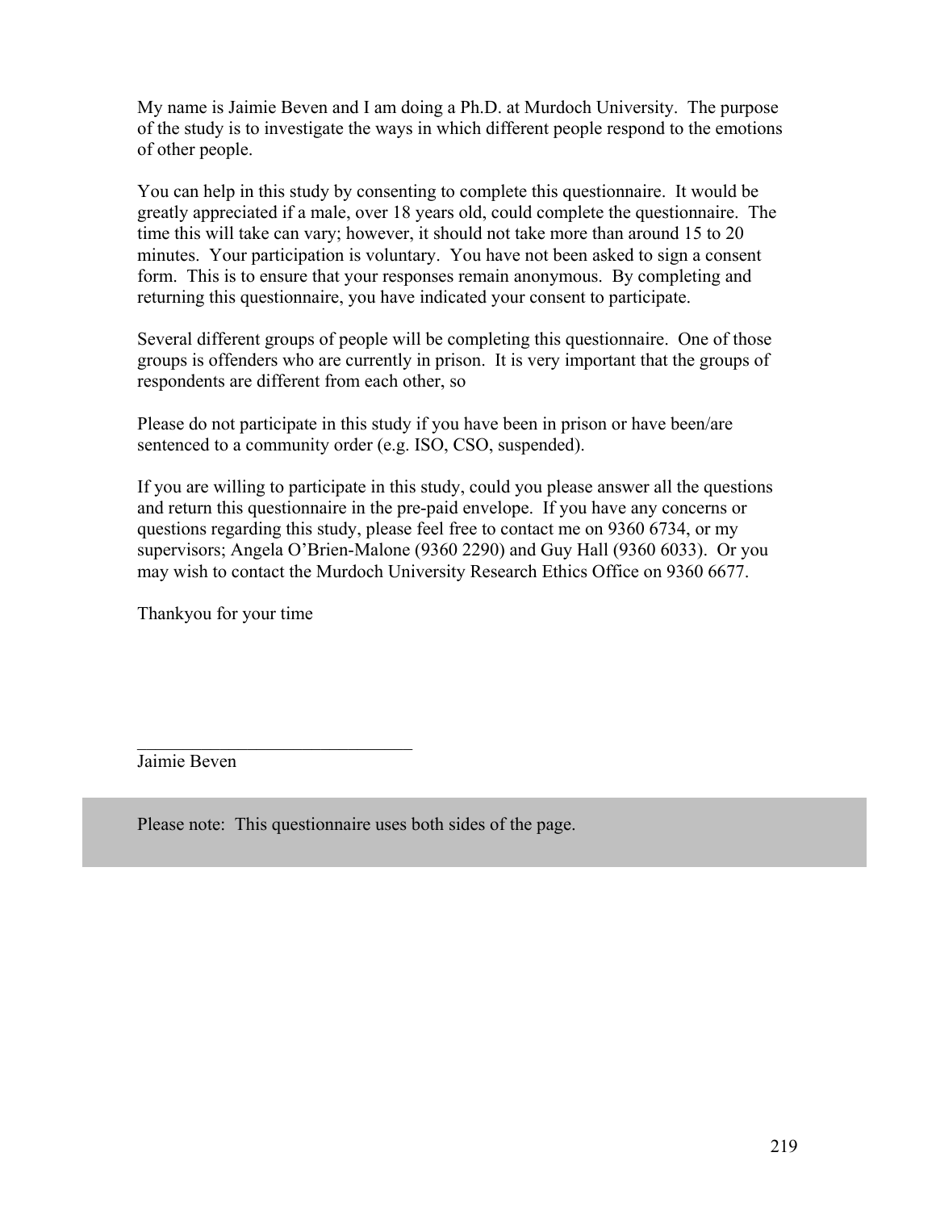My name is Jaimie Beven and I am doing a Ph.D. at Murdoch University. The purpose of the study is to investigate the ways in which different people respond to the emotions of other people.

You can help in this study by consenting to complete this questionnaire. It would be greatly appreciated if a male, over 18 years old, could complete the questionnaire. The time this will take can vary; however, it should not take more than around 15 to 20 minutes. Your participation is voluntary. You have not been asked to sign a consent form. This is to ensure that your responses remain anonymous. By completing and returning this questionnaire, you have indicated your consent to participate.

Several different groups of people will be completing this questionnaire. One of those groups is offenders who are currently in prison. It is very important that the groups of respondents are different from each other, so

Please do not participate in this study if you have been in prison or have been/are sentenced to a community order (e.g. ISO, CSO, suspended).

If you are willing to participate in this study, could you please answer all the questions and return this questionnaire in the pre-paid envelope. If you have any concerns or questions regarding this study, please feel free to contact me on 9360 6734, or my supervisors; Angela O'Brien-Malone (9360 2290) and Guy Hall (9360 6033). Or you may wish to contact the Murdoch University Research Ethics Office on 9360 6677.

Thankyou for your time

_______________________________

Jaimie Beven

Please note: This questionnaire uses both sides of the page.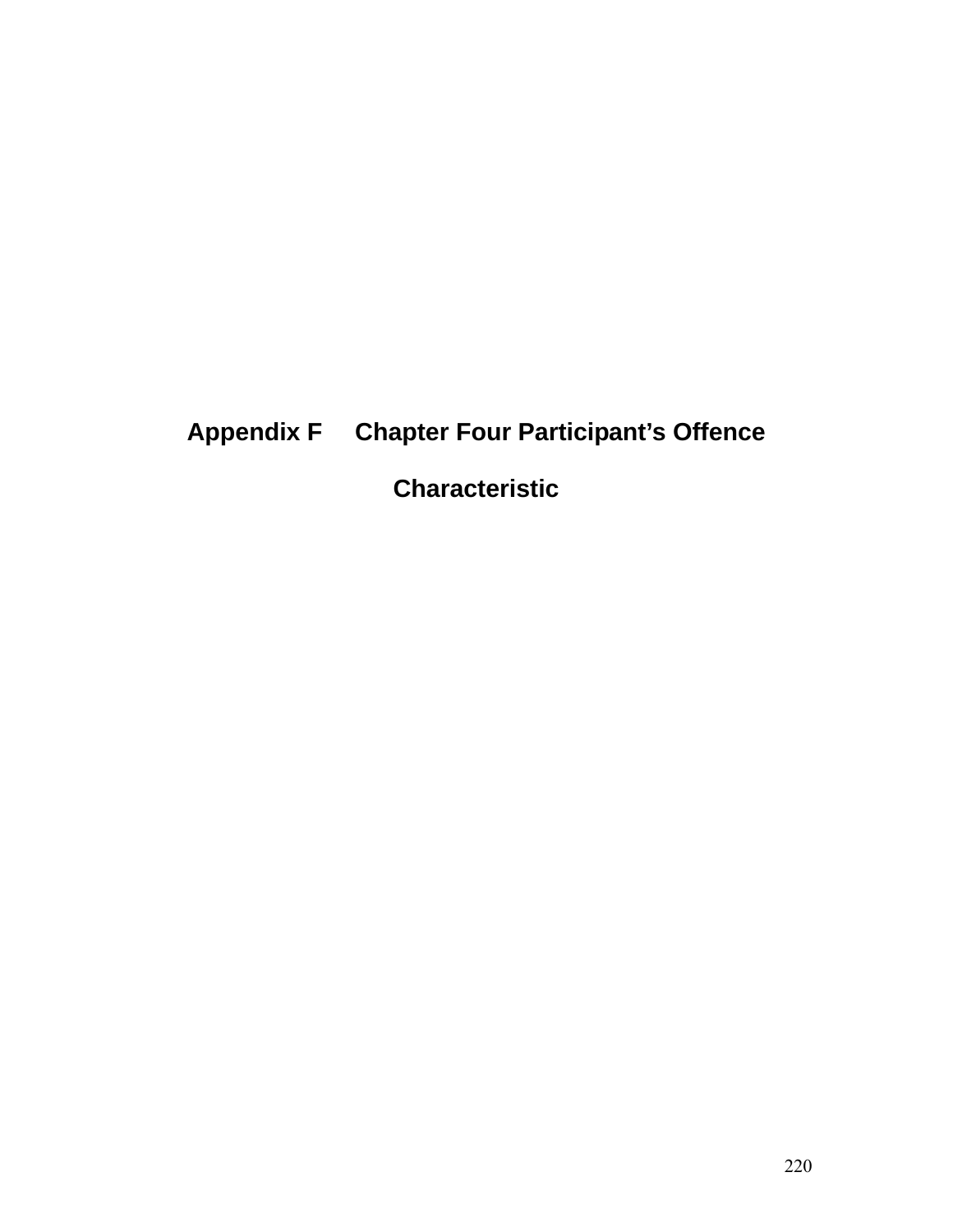# Appendix F Chapter Four Participant's Offence Characteristic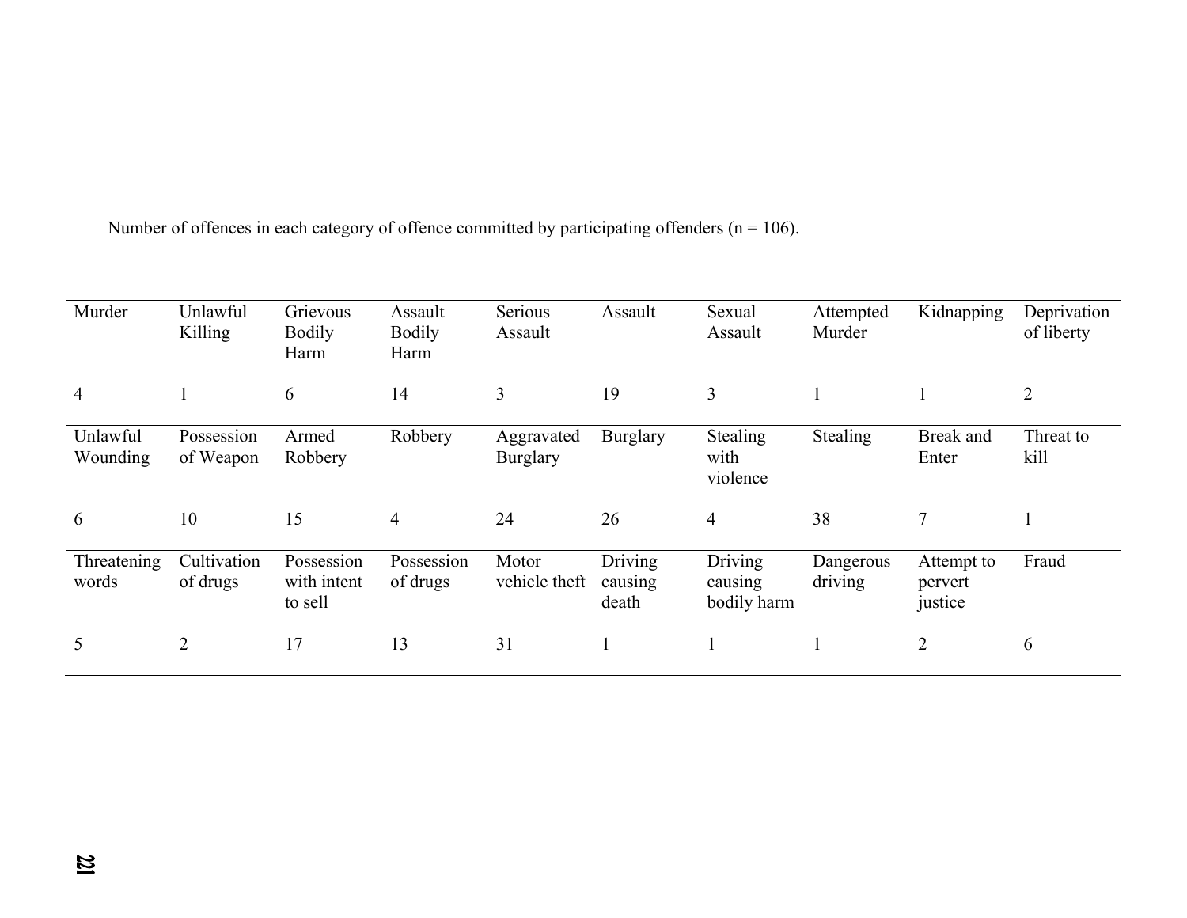Number of offences in each category of offence committed by participating offenders (n = 106).

| | | | | | | | | | |
|---|---|---|---|---|---|---|---|---|---|
| Murder | Unlawful Killing | Grievous Bodily Harm | Assault Bodily Harm | Serious Assault | Assault | Sexual Assault | Attempted Murder | Kidnapping | Deprivation of liberty |
| 4 | 1 | 6 | 14 | 3 | 19 | 3 | 1 | 1 | 2 |
| Unlawful Wounding | Possession of Weapon | Armed Robbery | Robbery | Aggravated Burglary | Burglary | Stealing with violence | Stealing | Break and Enter | Threat to kill |
| 6 | 10 | 15 | 4 | 24 | 26 | 4 | 38 | 7 | 1 |
| Threatening words | Cultivation of drugs | Possession with intent to sell | Possession of drugs | Motor vehicle theft | Driving causing death | Driving causing bodily harm | Dangerous driving | Attempt to pervert justice | Fraud |
| 5 | 2 | 17 | 13 | 31 | 1 | 1 | 1 | 2 | 6 |